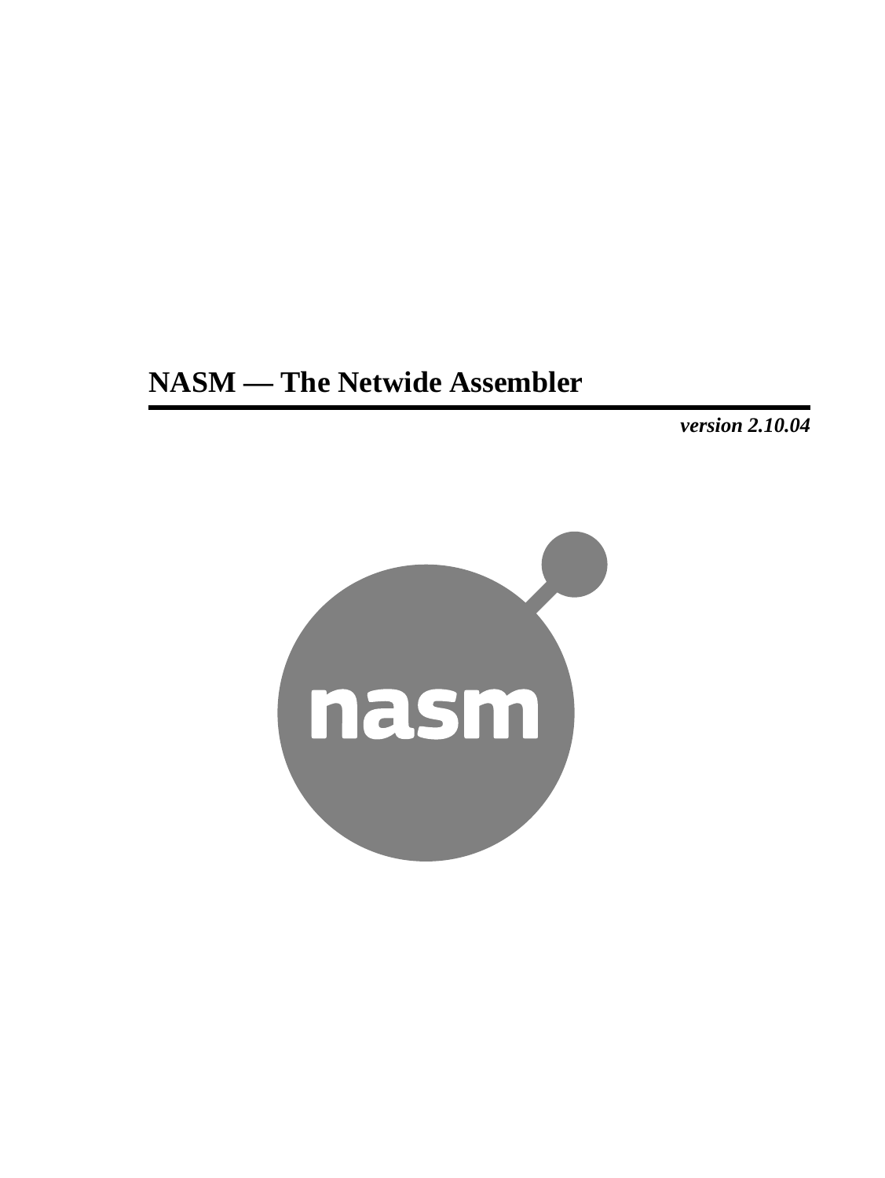# NASM — The Netwide Assembler

***version 2.10.04***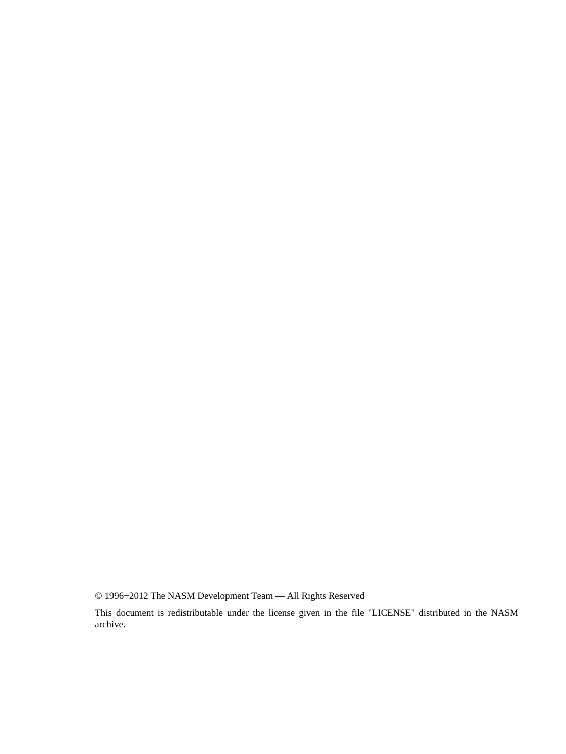© 1996−2012 The NASM Development Team — All Rights Reserved

This document is redistributable under the license given in the file "LICENSE" distributed in the NASM archive.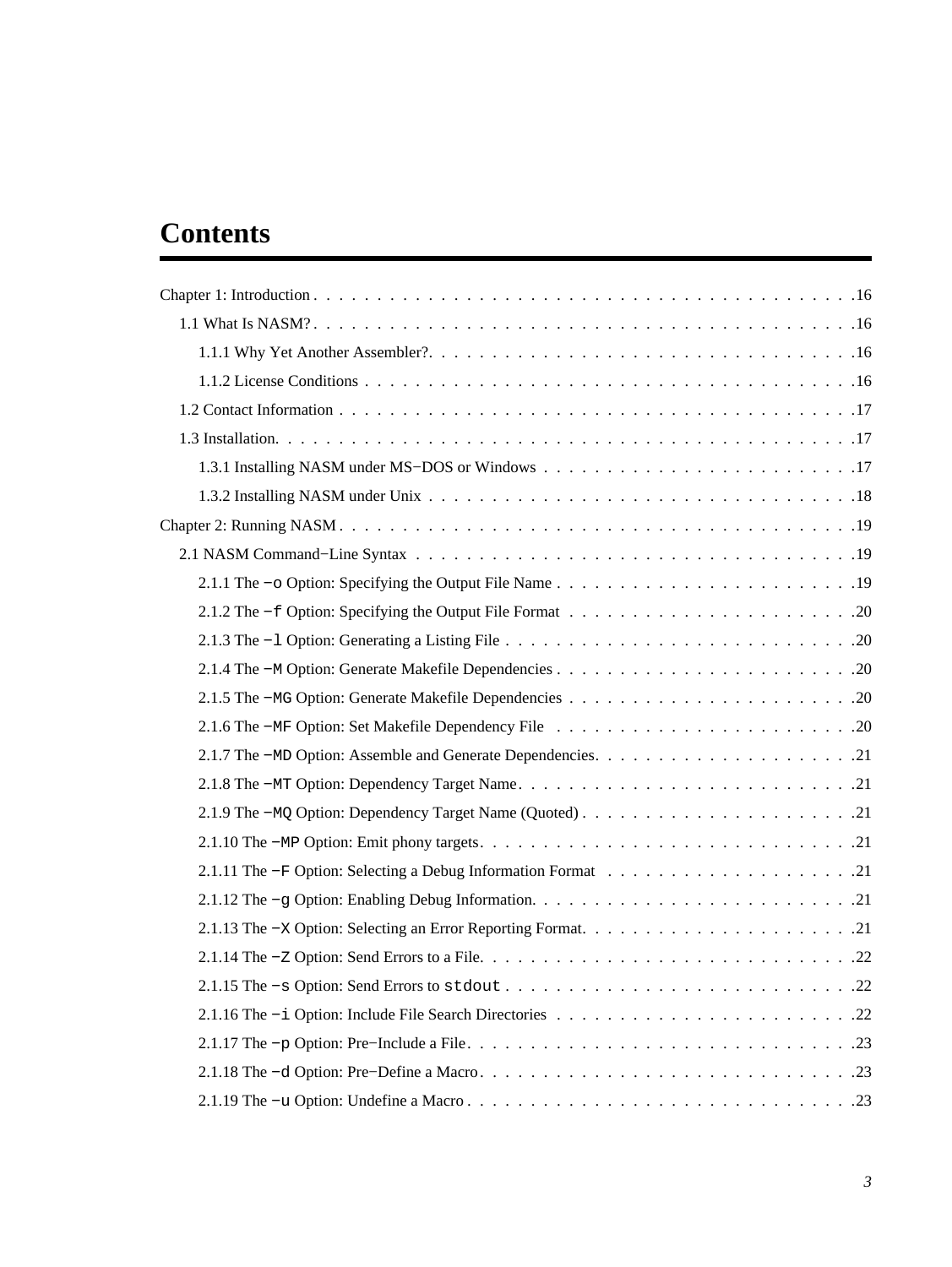# Contents

Chapter 1: Introduction . . . . . . . . . . . . . . . . . . . . . . . . . . . . . . . . . . . . . . . . . . .16

1.1 What Is NASM? . . . . . . . . . . . . . . . . . . . . . . . . . . . . . . . . . . . . . . . . . .16

1.1.1 Why Yet Another Assembler?. . . . . . . . . . . . . . . . . . . . . . . . . . . . . . . . . .16

1.1.2 License Conditions . . . . . . . . . . . . . . . . . . . . . . . . . . . . . . . . . . . . . .16

1.2 Contact Information . . . . . . . . . . . . . . . . . . . . . . . . . . . . . . . . . . . . . . .17

1.3 Installation. . . . . . . . . . . . . . . . . . . . . . . . . . . . . . . . . . . . . . . . . . . .17

1.3.1 Installing NASM under MS−DOS or Windows . . . . . . . . . . . . . . . . . . . . . . . . .17

1.3.2 Installing NASM under Unix . . . . . . . . . . . . . . . . . . . . . . . . . . . . . . . . .18

Chapter 2: Running NASM . . . . . . . . . . . . . . . . . . . . . . . . . . . . . . . . . . . . . . . .19

2.1 NASM Command−Line Syntax . . . . . . . . . . . . . . . . . . . . . . . . . . . . . . . . . . .19

2.1.1 The `−o` Option: Specifying the Output File Name . . . . . . . . . . . . . . . . . . . . . . .19

2.1.2 The `−f` Option: Specifying the Output File Format . . . . . . . . . . . . . . . . . . . . . .20

2.1.3 The `−l` Option: Generating a Listing File . . . . . . . . . . . . . . . . . . . . . . . . . . .20

2.1.4 The `−M` Option: Generate Makefile Dependencies . . . . . . . . . . . . . . . . . . . . . . .20

2.1.5 The `−MG` Option: Generate Makefile Dependencies . . . . . . . . . . . . . . . . . . . . . .20

2.1.6 The `−MF` Option: Set Makefile Dependency File . . . . . . . . . . . . . . . . . . . . . . .20

2.1.7 The `−MD` Option: Assemble and Generate Dependencies. . . . . . . . . . . . . . . . . . . .21

2.1.8 The `−MT` Option: Dependency Target Name. . . . . . . . . . . . . . . . . . . . . . . . . .21

2.1.9 The `−MQ` Option: Dependency Target Name (Quoted) . . . . . . . . . . . . . . . . . . . . .21

2.1.10 The `−MP` Option: Emit phony targets. . . . . . . . . . . . . . . . . . . . . . . . . . . . .21

2.1.11 The `−F` Option: Selecting a Debug Information Format . . . . . . . . . . . . . . . . . . .21

2.1.12 The `−g` Option: Enabling Debug Information. . . . . . . . . . . . . . . . . . . . . . . . .21

2.1.13 The `−X` Option: Selecting an Error Reporting Format. . . . . . . . . . . . . . . . . . . . .21

2.1.14 The `−Z` Option: Send Errors to a File. . . . . . . . . . . . . . . . . . . . . . . . . . . . .22

2.1.15 The `−s` Option: Send Errors to `stdout` . . . . . . . . . . . . . . . . . . . . . . . . . . .22

2.1.16 The `−i` Option: Include File Search Directories . . . . . . . . . . . . . . . . . . . . . . .22

2.1.17 The `−p` Option: Pre−Include a File. . . . . . . . . . . . . . . . . . . . . . . . . . . . . .23

2.1.18 The `−d` Option: Pre−Define a Macro. . . . . . . . . . . . . . . . . . . . . . . . . . . . .23

2.1.19 The `−u` Option: Undefine a Macro . . . . . . . . . . . . . . . . . . . . . . . . . . . . . .23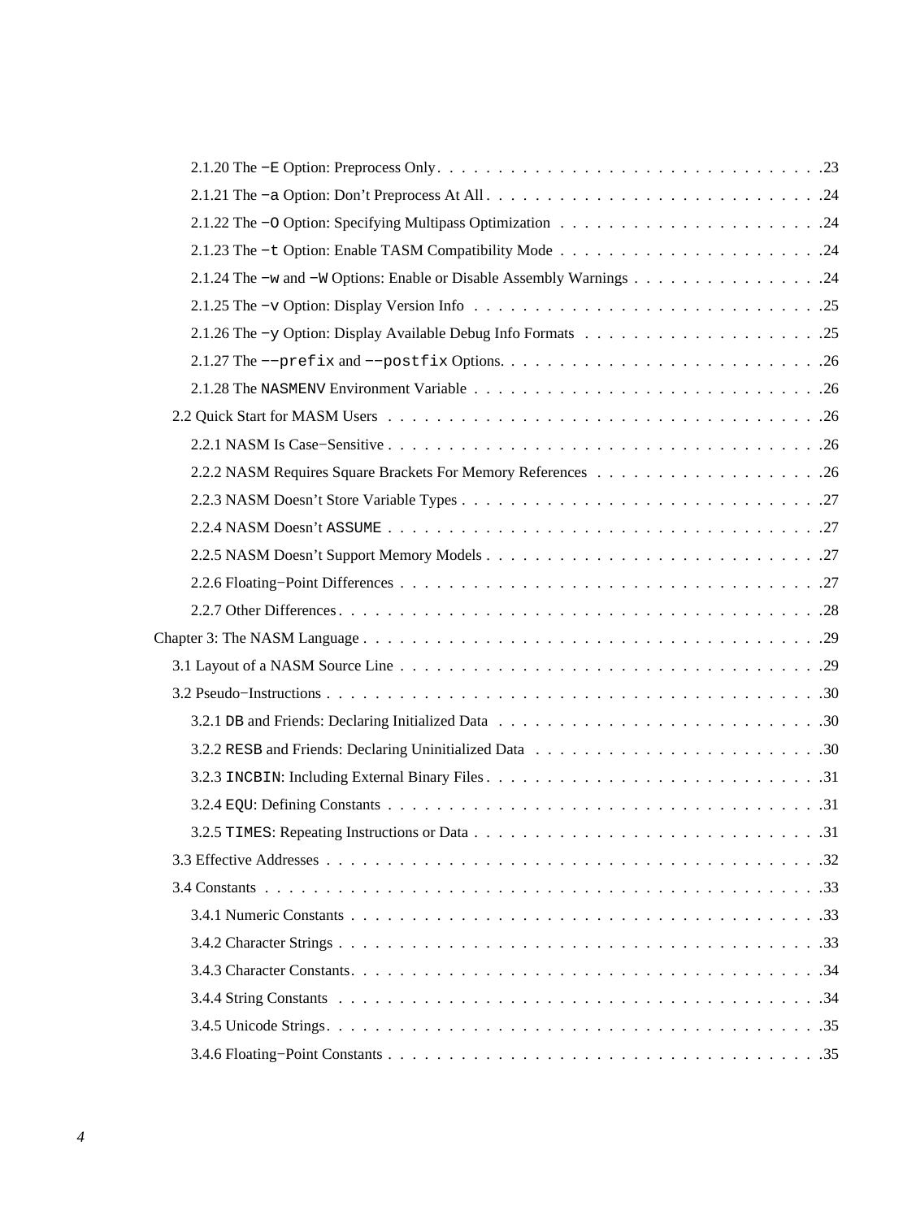- 2.1.20 The `−E` Option: Preprocess Only . . . . . . . . . . . . . . . . . . . . . . . . . . . . . . . . 23
- 2.1.21 The `−a` Option: Don't Preprocess At All . . . . . . . . . . . . . . . . . . . . . . . . . . . 24
- 2.1.22 The `−O` Option: Specifying Multipass Optimization . . . . . . . . . . . . . . . . . . . . . 24
- 2.1.23 The `−t` Option: Enable TASM Compatibility Mode . . . . . . . . . . . . . . . . . . . . . 24
- 2.1.24 The `−w` and `−W` Options: Enable or Disable Assembly Warnings . . . . . . . . . . . . . . . 24
- 2.1.25 The `−v` Option: Display Version Info . . . . . . . . . . . . . . . . . . . . . . . . . . . 25
- 2.1.26 The `−y` Option: Display Available Debug Info Formats . . . . . . . . . . . . . . . . . . . 25
- 2.1.27 The `−−prefix` and `−−postfix` Options. . . . . . . . . . . . . . . . . . . . . . . . . . 26
- 2.1.28 The `NASMENV` Environment Variable . . . . . . . . . . . . . . . . . . . . . . . . . . . 26
- 2.2 Quick Start for MASM Users . . . . . . . . . . . . . . . . . . . . . . . . . . . . . . . . . 26
  - 2.2.1 NASM Is Case−Sensitive . . . . . . . . . . . . . . . . . . . . . . . . . . . . . . . . . 26
  - 2.2.2 NASM Requires Square Brackets For Memory References . . . . . . . . . . . . . . . . . . 26
  - 2.2.3 NASM Doesn't Store Variable Types . . . . . . . . . . . . . . . . . . . . . . . . . . . . 27
  - 2.2.4 NASM Doesn't `ASSUME` . . . . . . . . . . . . . . . . . . . . . . . . . . . . . . . . . 27
  - 2.2.5 NASM Doesn't Support Memory Models . . . . . . . . . . . . . . . . . . . . . . . . . . . 27
  - 2.2.6 Floating−Point Differences . . . . . . . . . . . . . . . . . . . . . . . . . . . . . . . . 27
  - 2.2.7 Other Differences . . . . . . . . . . . . . . . . . . . . . . . . . . . . . . . . . . . . . 28

Chapter 3: The NASM Language . . . . . . . . . . . . . . . . . . . . . . . . . . . . . . . . . . . 29

- 3.1 Layout of a NASM Source Line . . . . . . . . . . . . . . . . . . . . . . . . . . . . . . . . 29
- 3.2 Pseudo−Instructions . . . . . . . . . . . . . . . . . . . . . . . . . . . . . . . . . . . . . . 30
  - 3.2.1 `DB` and Friends: Declaring Initialized Data . . . . . . . . . . . . . . . . . . . . . . . . 30
  - 3.2.2 `RESB` and Friends: Declaring Uninitialized Data . . . . . . . . . . . . . . . . . . . . . 30
  - 3.2.3 `INCBIN`: Including External Binary Files . . . . . . . . . . . . . . . . . . . . . . . . . 31
  - 3.2.4 `EQU`: Defining Constants . . . . . . . . . . . . . . . . . . . . . . . . . . . . . . . . . 31
  - 3.2.5 `TIMES`: Repeating Instructions or Data . . . . . . . . . . . . . . . . . . . . . . . . . . 31
- 3.3 Effective Addresses . . . . . . . . . . . . . . . . . . . . . . . . . . . . . . . . . . . . . . 32
- 3.4 Constants . . . . . . . . . . . . . . . . . . . . . . . . . . . . . . . . . . . . . . . . . . . 33
  - 3.4.1 Numeric Constants . . . . . . . . . . . . . . . . . . . . . . . . . . . . . . . . . . . . 33
  - 3.4.2 Character Strings . . . . . . . . . . . . . . . . . . . . . . . . . . . . . . . . . . . . . 33
  - 3.4.3 Character Constants . . . . . . . . . . . . . . . . . . . . . . . . . . . . . . . . . . . . 34
  - 3.4.4 String Constants . . . . . . . . . . . . . . . . . . . . . . . . . . . . . . . . . . . . . 34
  - 3.4.5 Unicode Strings . . . . . . . . . . . . . . . . . . . . . . . . . . . . . . . . . . . . . . 35
  - 3.4.6 Floating−Point Constants . . . . . . . . . . . . . . . . . . . . . . . . . . . . . . . . . 35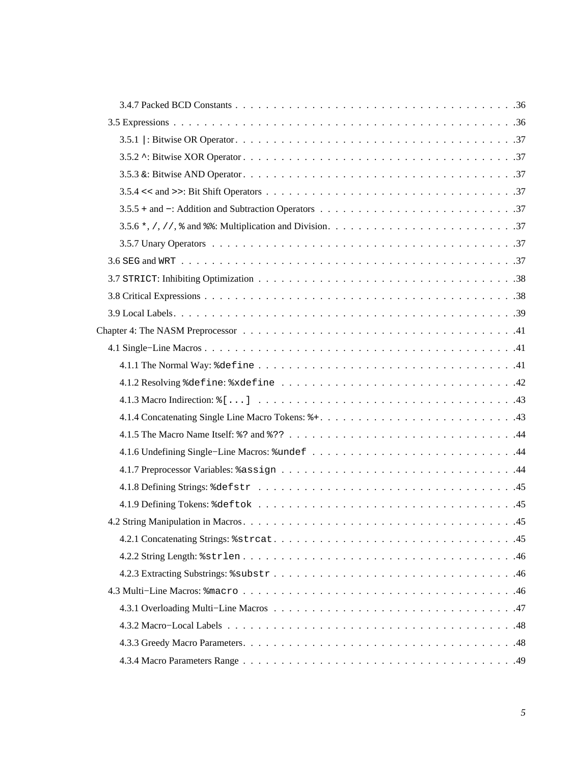3.4.7 Packed BCD Constants . . . . . . . . . . . . . . . . . . . . . . . . . . . . . . . . . . . . . . .36

3.5 Expressions . . . . . . . . . . . . . . . . . . . . . . . . . . . . . . . . . . . . . . . . . . . . . .36

3.5.1 `|`: Bitwise OR Operator . . . . . . . . . . . . . . . . . . . . . . . . . . . . . . . . . . . . .37

3.5.2 `^`: Bitwise XOR Operator . . . . . . . . . . . . . . . . . . . . . . . . . . . . . . . . . . . .37

3.5.3 `&`: Bitwise AND Operator . . . . . . . . . . . . . . . . . . . . . . . . . . . . . . . . . . . .37

3.5.4 `<<` and `>>`: Bit Shift Operators . . . . . . . . . . . . . . . . . . . . . . . . . . . . . . . .37

3.5.5 `+` and `−`: Addition and Subtraction Operators . . . . . . . . . . . . . . . . . . . . . . . .37

3.5.6 `*`, `/`, `//`, `%` and `%%`: Multiplication and Division . . . . . . . . . . . . . . . . . . . . .37

3.5.7 Unary Operators . . . . . . . . . . . . . . . . . . . . . . . . . . . . . . . . . . . . . . . . .37

3.6 `SEG` and `WRT` . . . . . . . . . . . . . . . . . . . . . . . . . . . . . . . . . . . . . . . . . . .37

3.7 `STRICT`: Inhibiting Optimization . . . . . . . . . . . . . . . . . . . . . . . . . . . . . . . . . .38

3.8 Critical Expressions . . . . . . . . . . . . . . . . . . . . . . . . . . . . . . . . . . . . . . . . .38

3.9 Local Labels . . . . . . . . . . . . . . . . . . . . . . . . . . . . . . . . . . . . . . . . . . . . .39

Chapter 4: The NASM Preprocessor . . . . . . . . . . . . . . . . . . . . . . . . . . . . . . . . . . .41

4.1 Single−Line Macros . . . . . . . . . . . . . . . . . . . . . . . . . . . . . . . . . . . . . . . . . .41

4.1.1 The Normal Way: `%define` . . . . . . . . . . . . . . . . . . . . . . . . . . . . . . . . . . .41

4.1.2 Resolving `%define`: `%xdefine` . . . . . . . . . . . . . . . . . . . . . . . . . . . . . . . .42

4.1.3 Macro Indirection: `%[...]` . . . . . . . . . . . . . . . . . . . . . . . . . . . . . . . . . . .43

4.1.4 Concatenating Single Line Macro Tokens: `%+` . . . . . . . . . . . . . . . . . . . . . . . . .43

4.1.5 The Macro Name Itself: `%?` and `%??` . . . . . . . . . . . . . . . . . . . . . . . . . . . . . .44

4.1.6 Undefining Single−Line Macros: `%undef` . . . . . . . . . . . . . . . . . . . . . . . . . . .44

4.1.7 Preprocessor Variables: `%assign` . . . . . . . . . . . . . . . . . . . . . . . . . . . . . . .44

4.1.8 Defining Strings: `%defstr` . . . . . . . . . . . . . . . . . . . . . . . . . . . . . . . . . . .45

4.1.9 Defining Tokens: `%deftok` . . . . . . . . . . . . . . . . . . . . . . . . . . . . . . . . . . .45

4.2 String Manipulation in Macros . . . . . . . . . . . . . . . . . . . . . . . . . . . . . . . . . . . .45

4.2.1 Concatenating Strings: `%strcat` . . . . . . . . . . . . . . . . . . . . . . . . . . . . . . . .45

4.2.2 String Length: `%strlen` . . . . . . . . . . . . . . . . . . . . . . . . . . . . . . . . . . . . .46

4.2.3 Extracting Substrings: `%substr` . . . . . . . . . . . . . . . . . . . . . . . . . . . . . . . .46

4.3 Multi−Line Macros: `%macro` . . . . . . . . . . . . . . . . . . . . . . . . . . . . . . . . . . . .46

4.3.1 Overloading Multi−Line Macros . . . . . . . . . . . . . . . . . . . . . . . . . . . . . . . . .47

4.3.2 Macro−Local Labels . . . . . . . . . . . . . . . . . . . . . . . . . . . . . . . . . . . . . . . .48

4.3.3 Greedy Macro Parameters . . . . . . . . . . . . . . . . . . . . . . . . . . . . . . . . . . . .48

4.3.4 Macro Parameters Range . . . . . . . . . . . . . . . . . . . . . . . . . . . . . . . . . . . . .49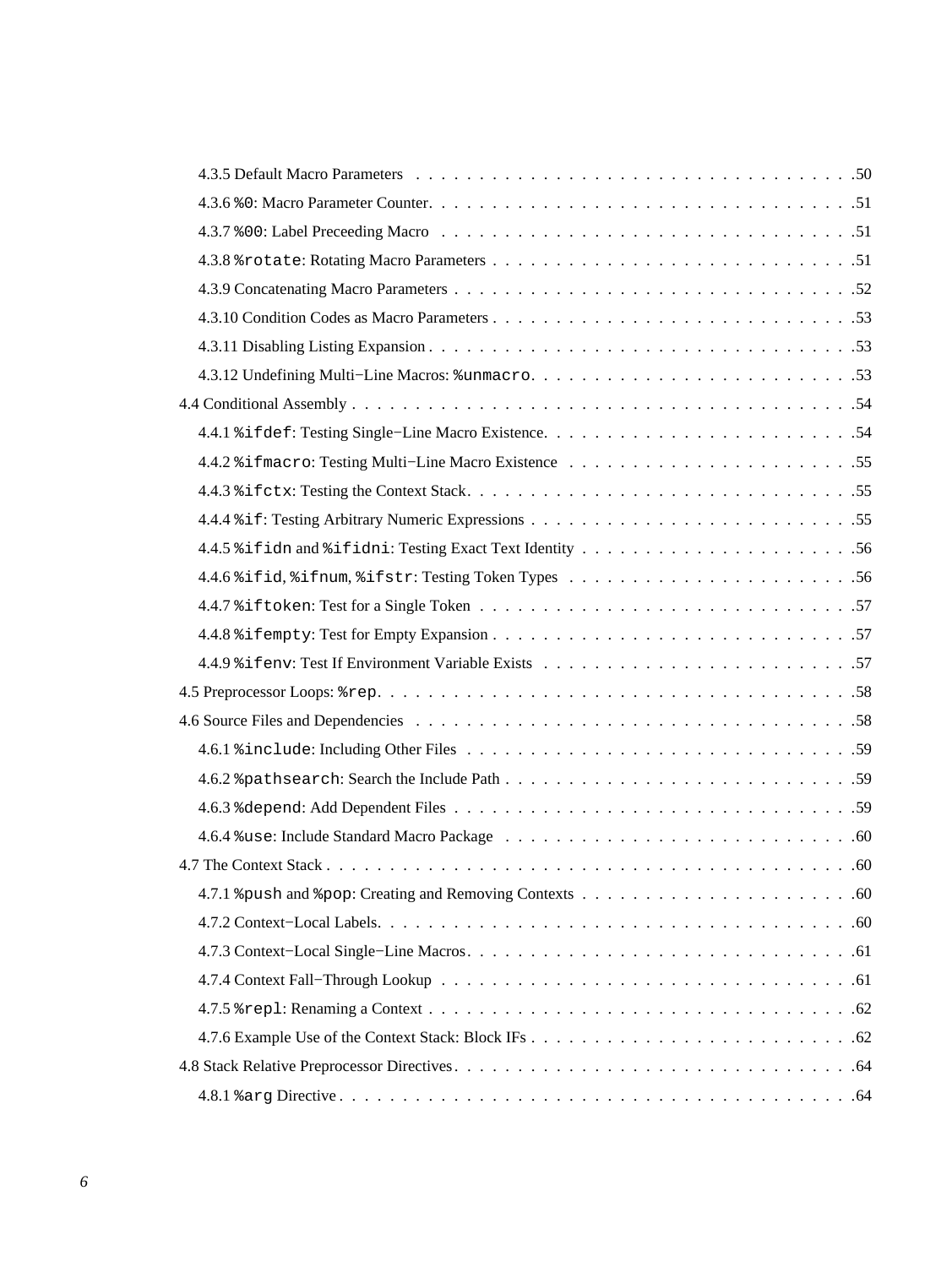4.3.5 Default Macro Parameters . . . . . . . . . . . . . . . . . . . . . . . . . . . . . . . . . . .50

4.3.6 `%0`: Macro Parameter Counter. . . . . . . . . . . . . . . . . . . . . . . . . . . . . . . . . . .51

4.3.7 `%00`: Label Preceeding Macro . . . . . . . . . . . . . . . . . . . . . . . . . . . . . . . . . . .51

4.3.8 `%rotate`: Rotating Macro Parameters . . . . . . . . . . . . . . . . . . . . . . . . . . . . . . . . . . .51

4.3.9 Concatenating Macro Parameters . . . . . . . . . . . . . . . . . . . . . . . . . . . . . . . . . . .52

4.3.10 Condition Codes as Macro Parameters . . . . . . . . . . . . . . . . . . . . . . . . . . . . . . . . . . .53

4.3.11 Disabling Listing Expansion . . . . . . . . . . . . . . . . . . . . . . . . . . . . . . . . . . .53

4.3.12 Undefining Multi−Line Macros: `%unmacro`. . . . . . . . . . . . . . . . . . . . . . . . . . . . . . . . . . .53

4.4 Conditional Assembly . . . . . . . . . . . . . . . . . . . . . . . . . . . . . . . . . . .54

4.4.1 `%ifdef`: Testing Single−Line Macro Existence. . . . . . . . . . . . . . . . . . . . . . . . . . . . . . . . . . .54

4.4.2 `%ifmacro`: Testing Multi−Line Macro Existence . . . . . . . . . . . . . . . . . . . . . . . . . . . . . . . . . . .55

4.4.3 `%ifctx`: Testing the Context Stack. . . . . . . . . . . . . . . . . . . . . . . . . . . . . . . . . . .55

4.4.4 `%if`: Testing Arbitrary Numeric Expressions . . . . . . . . . . . . . . . . . . . . . . . . . . . . . . . . . . .55

4.4.5 `%ifidn` and `%ifidni`: Testing Exact Text Identity . . . . . . . . . . . . . . . . . . . . . . . . . . . . . . . . . . .56

4.4.6 `%ifid`, `%ifnum`, `%ifstr`: Testing Token Types . . . . . . . . . . . . . . . . . . . . . . . . . . . . . . . . . . .56

4.4.7 `%iftoken`: Test for a Single Token . . . . . . . . . . . . . . . . . . . . . . . . . . . . . . . . . . .57

4.4.8 `%ifempty`: Test for Empty Expansion . . . . . . . . . . . . . . . . . . . . . . . . . . . . . . . . . . .57

4.4.9 `%ifenv`: Test If Environment Variable Exists . . . . . . . . . . . . . . . . . . . . . . . . . . . . . . . . . . .57

4.5 Preprocessor Loops: `%rep`. . . . . . . . . . . . . . . . . . . . . . . . . . . . . . . . . . .58

4.6 Source Files and Dependencies . . . . . . . . . . . . . . . . . . . . . . . . . . . . . . . . . . .58

4.6.1 `%include`: Including Other Files . . . . . . . . . . . . . . . . . . . . . . . . . . . . . . . . . . .59

4.6.2 `%pathsearch`: Search the Include Path . . . . . . . . . . . . . . . . . . . . . . . . . . . . . . . . . . .59

4.6.3 `%depend`: Add Dependent Files . . . . . . . . . . . . . . . . . . . . . . . . . . . . . . . . . . .59

4.6.4 `%use`: Include Standard Macro Package . . . . . . . . . . . . . . . . . . . . . . . . . . . . . . . . . . .60

4.7 The Context Stack . . . . . . . . . . . . . . . . . . . . . . . . . . . . . . . . . . .60

4.7.1 `%push` and `%pop`: Creating and Removing Contexts . . . . . . . . . . . . . . . . . . . . . . . . . . . . . . . . . . .60

4.7.2 Context−Local Labels. . . . . . . . . . . . . . . . . . . . . . . . . . . . . . . . . . .60

4.7.3 Context−Local Single−Line Macros. . . . . . . . . . . . . . . . . . . . . . . . . . . . . . . . . . .61

4.7.4 Context Fall−Through Lookup . . . . . . . . . . . . . . . . . . . . . . . . . . . . . . . . . . .61

4.7.5 `%repl`: Renaming a Context . . . . . . . . . . . . . . . . . . . . . . . . . . . . . . . . . . .62

4.7.6 Example Use of the Context Stack: Block IFs . . . . . . . . . . . . . . . . . . . . . . . . . . . . . . . . . . .62

4.8 Stack Relative Preprocessor Directives. . . . . . . . . . . . . . . . . . . . . . . . . . . . . . . . . . .64

4.8.1 `%arg` Directive . . . . . . . . . . . . . . . . . . . . . . . . . . . . . . . . . . .64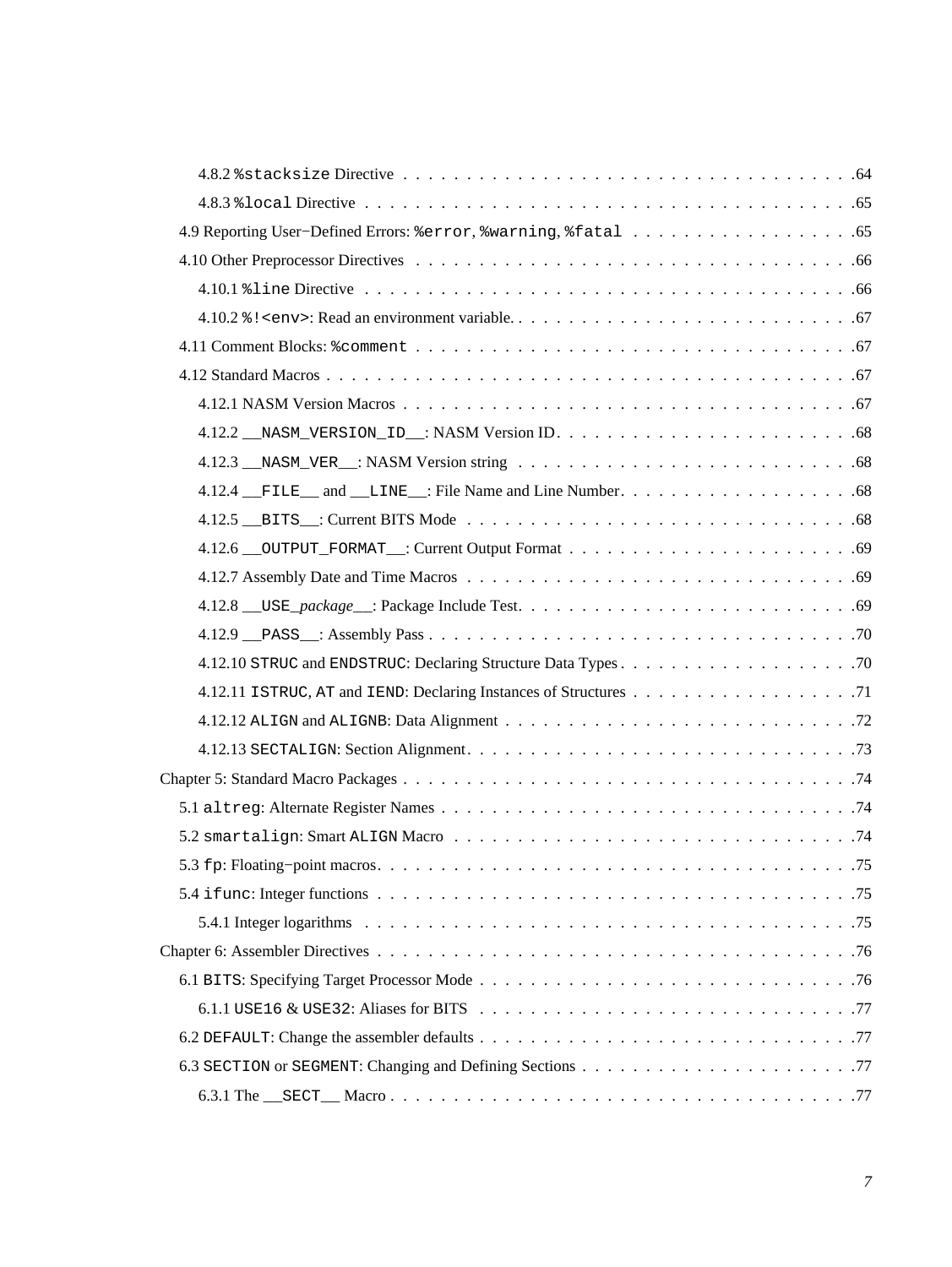4.8.2 `%stacksize` Directive . . . . . . . . . . . . . . . . . . . . . . . . . . . . . . . . . . . .64

4.8.3 `%local` Directive . . . . . . . . . . . . . . . . . . . . . . . . . . . . . . . . . . . . . .65

4.9 Reporting User−Defined Errors: `%error`, `%warning`, `%fatal` . . . . . . . . . . . . . . . . . .65

4.10 Other Preprocessor Directives . . . . . . . . . . . . . . . . . . . . . . . . . . . . . . . . . .66

4.10.1 `%line` Directive . . . . . . . . . . . . . . . . . . . . . . . . . . . . . . . . . . . . . .66

4.10.2 `%!<env>`: Read an environment variable. . . . . . . . . . . . . . . . . . . . . . . . . . . .67

4.11 Comment Blocks: `%comment` . . . . . . . . . . . . . . . . . . . . . . . . . . . . . . . . . . .67

4.12 Standard Macros . . . . . . . . . . . . . . . . . . . . . . . . . . . . . . . . . . . . . . . . .67

4.12.1 NASM Version Macros . . . . . . . . . . . . . . . . . . . . . . . . . . . . . . . . . . . . .67

4.12.2 `__NASM_VERSION_ID__`: NASM Version ID. . . . . . . . . . . . . . . . . . . . . . . . . . . .68

4.12.3 `__NASM_VER__`: NASM Version string . . . . . . . . . . . . . . . . . . . . . . . . . . . . .68

4.12.4 `__FILE__` and `__LINE__`: File Name and Line Number. . . . . . . . . . . . . . . . . . . . .68

4.12.5 `__BITS__`: Current BITS Mode . . . . . . . . . . . . . . . . . . . . . . . . . . . . . . . .68

4.12.6 `__OUTPUT_FORMAT__`: Current Output Format . . . . . . . . . . . . . . . . . . . . . . . . . .69

4.12.7 Assembly Date and Time Macros . . . . . . . . . . . . . . . . . . . . . . . . . . . . . . . .69

4.12.8 `__USE_`*package*`__`: Package Include Test. . . . . . . . . . . . . . . . . . . . . . . . . .69

4.12.9 `__PASS__`: Assembly Pass . . . . . . . . . . . . . . . . . . . . . . . . . . . . . . . . . .70

4.12.10 `STRUC` and `ENDSTRUC`: Declaring Structure Data Types . . . . . . . . . . . . . . . . . . .70

4.12.11 `ISTRUC`, `AT` and `IEND`: Declaring Instances of Structures . . . . . . . . . . . . . . . .71

4.12.12 `ALIGN` and `ALIGNB`: Data Alignment . . . . . . . . . . . . . . . . . . . . . . . . . . . .72

4.12.13 `SECTALIGN`: Section Alignment. . . . . . . . . . . . . . . . . . . . . . . . . . . . . . .73

Chapter 5: Standard Macro Packages . . . . . . . . . . . . . . . . . . . . . . . . . . . . . . . . .74

5.1 `altreg`: Alternate Register Names . . . . . . . . . . . . . . . . . . . . . . . . . . . . . . .74

5.2 `smartalign`: Smart `ALIGN` Macro . . . . . . . . . . . . . . . . . . . . . . . . . . . . . . .74

5.3 `fp`: Floating−point macros. . . . . . . . . . . . . . . . . . . . . . . . . . . . . . . . . . .75

5.4 `ifunc`: Integer functions . . . . . . . . . . . . . . . . . . . . . . . . . . . . . . . . . . .75

5.4.1 Integer logarithms . . . . . . . . . . . . . . . . . . . . . . . . . . . . . . . . . . . . . .75

Chapter 6: Assembler Directives . . . . . . . . . . . . . . . . . . . . . . . . . . . . . . . . . . .76

6.1 `BITS`: Specifying Target Processor Mode . . . . . . . . . . . . . . . . . . . . . . . . . . . .76

6.1.1 `USE16` & `USE32`: Aliases for BITS . . . . . . . . . . . . . . . . . . . . . . . . . . . . .77

6.2 `DEFAULT`: Change the assembler defaults . . . . . . . . . . . . . . . . . . . . . . . . . . . .77

6.3 `SECTION` or `SEGMENT`: Changing and Defining Sections . . . . . . . . . . . . . . . . . . . . .77

6.3.1 The `__SECT__` Macro . . . . . . . . . . . . . . . . . . . . . . . . . . . . . . . . . . . . .77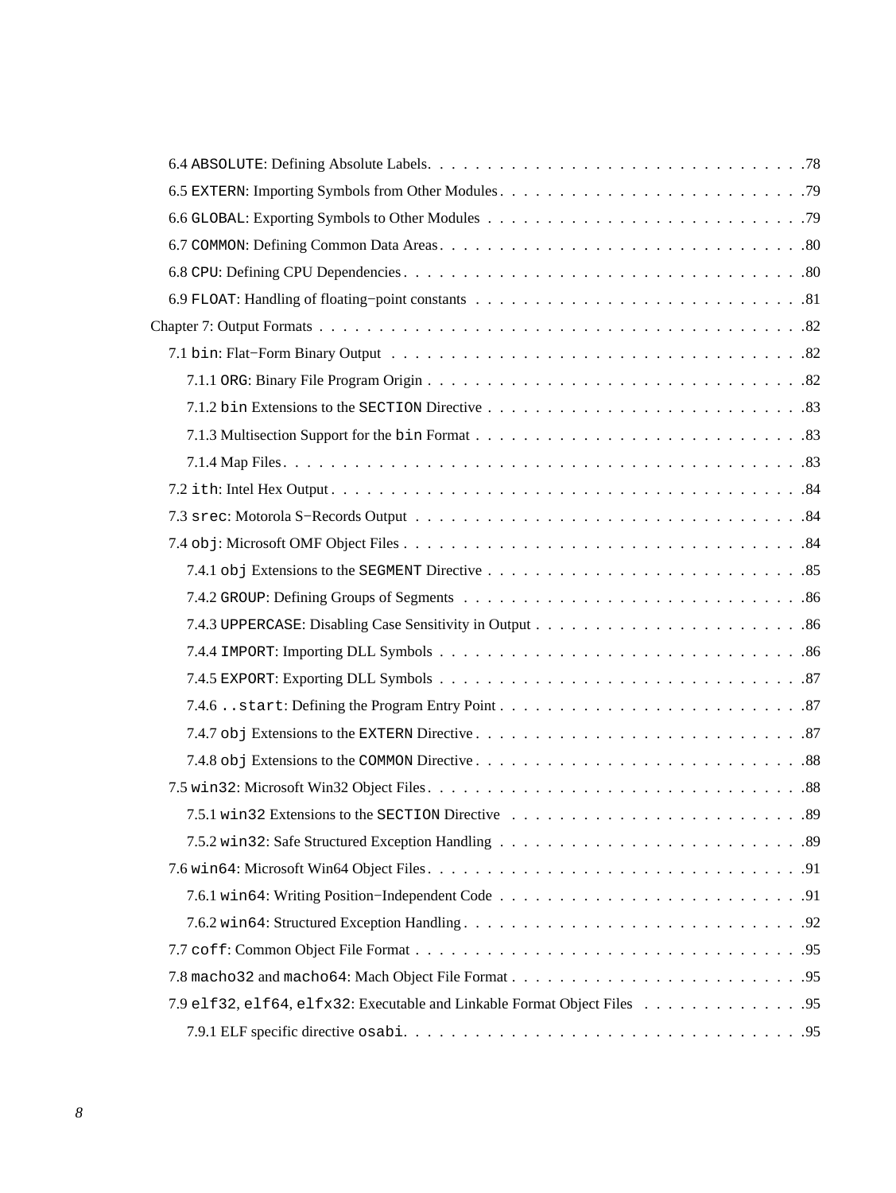6.4 `ABSOLUTE`: Defining Absolute Labels . . . . . . . . . . . . . . . . . . . . . . . . . . . . . . . 78

6.5 `EXTERN`: Importing Symbols from Other Modules . . . . . . . . . . . . . . . . . . . . . . . . . 79

6.6 `GLOBAL`: Exporting Symbols to Other Modules . . . . . . . . . . . . . . . . . . . . . . . . . 79

6.7 `COMMON`: Defining Common Data Areas . . . . . . . . . . . . . . . . . . . . . . . . . . . . . 80

6.8 `CPU`: Defining CPU Dependencies . . . . . . . . . . . . . . . . . . . . . . . . . . . . . . . . 80

6.9 `FLOAT`: Handling of floating−point constants . . . . . . . . . . . . . . . . . . . . . . . . . . 81

Chapter 7: Output Formats . . . . . . . . . . . . . . . . . . . . . . . . . . . . . . . . . . . . . . . . . 82

7.1 `bin`: Flat−Form Binary Output . . . . . . . . . . . . . . . . . . . . . . . . . . . . . . . . . . 82

7.1.1 `ORG`: Binary File Program Origin . . . . . . . . . . . . . . . . . . . . . . . . . . . . . . . 82

7.1.2 `bin` Extensions to the `SECTION` Directive . . . . . . . . . . . . . . . . . . . . . . . . . . 83

7.1.3 Multisection Support for the `bin` Format . . . . . . . . . . . . . . . . . . . . . . . . . . . 83

7.1.4 Map Files . . . . . . . . . . . . . . . . . . . . . . . . . . . . . . . . . . . . . . . . . . . . . 83

7.2 `ith`: Intel Hex Output . . . . . . . . . . . . . . . . . . . . . . . . . . . . . . . . . . . . . . 84

7.3 `srec`: Motorola S−Records Output . . . . . . . . . . . . . . . . . . . . . . . . . . . . . . . . 84

7.4 `obj`: Microsoft OMF Object Files . . . . . . . . . . . . . . . . . . . . . . . . . . . . . . . . 84

7.4.1 `obj` Extensions to the `SEGMENT` Directive . . . . . . . . . . . . . . . . . . . . . . . . . . 85

7.4.2 `GROUP`: Defining Groups of Segments . . . . . . . . . . . . . . . . . . . . . . . . . . . . . 86

7.4.3 `UPPERCASE`: Disabling Case Sensitivity in Output . . . . . . . . . . . . . . . . . . . . . . 86

7.4.4 `IMPORT`: Importing DLL Symbols . . . . . . . . . . . . . . . . . . . . . . . . . . . . . . . 86

7.4.5 `EXPORT`: Exporting DLL Symbols . . . . . . . . . . . . . . . . . . . . . . . . . . . . . . . 87

7.4.6 `..start`: Defining the Program Entry Point . . . . . . . . . . . . . . . . . . . . . . . . . . 87

7.4.7 `obj` Extensions to the `EXTERN` Directive . . . . . . . . . . . . . . . . . . . . . . . . . . . 87

7.4.8 `obj` Extensions to the `COMMON` Directive . . . . . . . . . . . . . . . . . . . . . . . . . . . 88

7.5 `win32`: Microsoft Win32 Object Files . . . . . . . . . . . . . . . . . . . . . . . . . . . . . . 88

7.5.1 `win32` Extensions to the `SECTION` Directive . . . . . . . . . . . . . . . . . . . . . . . . . 89

7.5.2 `win32`: Safe Structured Exception Handling . . . . . . . . . . . . . . . . . . . . . . . . . 89

7.6 `win64`: Microsoft Win64 Object Files . . . . . . . . . . . . . . . . . . . . . . . . . . . . . . 91

7.6.1 `win64`: Writing Position−Independent Code . . . . . . . . . . . . . . . . . . . . . . . . . . 91

7.6.2 `win64`: Structured Exception Handling . . . . . . . . . . . . . . . . . . . . . . . . . . . . 92

7.7 `coff`: Common Object File Format . . . . . . . . . . . . . . . . . . . . . . . . . . . . . . . . 95

7.8 `macho32` and `macho64`: Mach Object File Format . . . . . . . . . . . . . . . . . . . . . . . . . 95

7.9 `elf32`, `elf64`, `elfx32`: Executable and Linkable Format Object Files . . . . . . . . . . . . . 95

7.9.1 ELF specific directive `osabi` . . . . . . . . . . . . . . . . . . . . . . . . . . . . . . . . . 95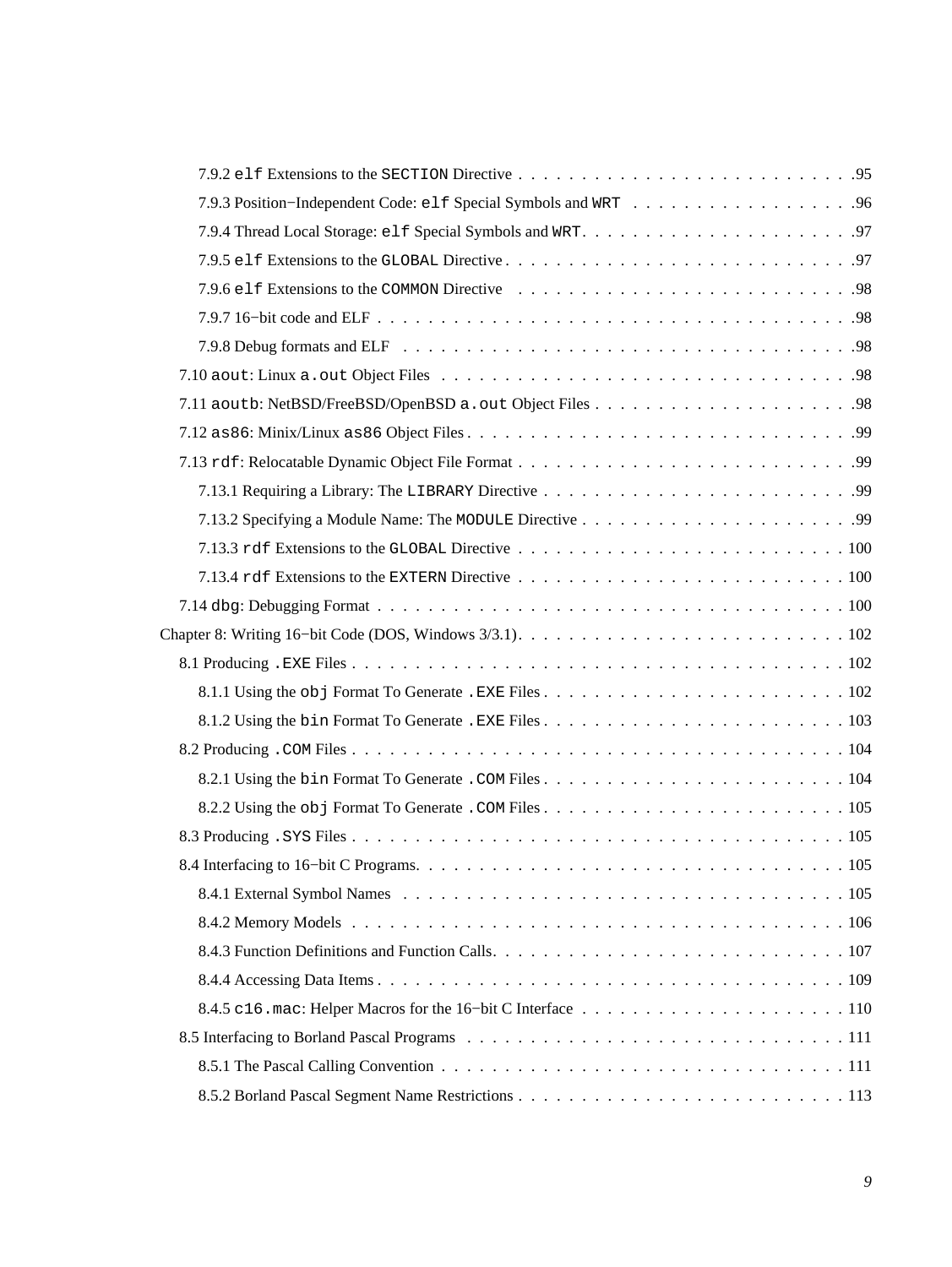7.9.2 elf Extensions to the SECTION Directive . . . . . . . . . . . . . . . . . . . . . . . . . . .95

7.9.3 Position−Independent Code: elf Special Symbols and WRT . . . . . . . . . . . . . . . . . . .96

7.9.4 Thread Local Storage: elf Special Symbols and WRT. . . . . . . . . . . . . . . . . . . . . . .97

7.9.5 elf Extensions to the GLOBAL Directive . . . . . . . . . . . . . . . . . . . . . . . . . . . .97

7.9.6 elf Extensions to the COMMON Directive . . . . . . . . . . . . . . . . . . . . . . . . . . .98

7.9.7 16−bit code and ELF . . . . . . . . . . . . . . . . . . . . . . . . . . . . . . . . . . . . . .98

7.9.8 Debug formats and ELF . . . . . . . . . . . . . . . . . . . . . . . . . . . . . . . . . . . .98

7.10 aout: Linux a.out Object Files . . . . . . . . . . . . . . . . . . . . . . . . . . . . . . . . . .98

7.11 aoutb: NetBSD/FreeBSD/OpenBSD a.out Object Files . . . . . . . . . . . . . . . . . . . . . .98

7.12 as86: Minix/Linux as86 Object Files . . . . . . . . . . . . . . . . . . . . . . . . . . . . . . .99

7.13 rdf: Relocatable Dynamic Object File Format . . . . . . . . . . . . . . . . . . . . . . . . . . .99

7.13.1 Requiring a Library: The LIBRARY Directive . . . . . . . . . . . . . . . . . . . . . . . . .99

7.13.2 Specifying a Module Name: The MODULE Directive . . . . . . . . . . . . . . . . . . . . . .99

7.13.3 rdf Extensions to the GLOBAL Directive . . . . . . . . . . . . . . . . . . . . . . . . . . 100

7.13.4 rdf Extensions to the EXTERN Directive . . . . . . . . . . . . . . . . . . . . . . . . . . 100

7.14 dbg: Debugging Format . . . . . . . . . . . . . . . . . . . . . . . . . . . . . . . . . . . . 100

Chapter 8: Writing 16−bit Code (DOS, Windows 3/3.1). . . . . . . . . . . . . . . . . . . . . . . . . . 102

8.1 Producing .EXE Files . . . . . . . . . . . . . . . . . . . . . . . . . . . . . . . . . . . . . . 102

8.1.1 Using the obj Format To Generate .EXE Files . . . . . . . . . . . . . . . . . . . . . . . . 102

8.1.2 Using the bin Format To Generate .EXE Files . . . . . . . . . . . . . . . . . . . . . . . . 103

8.2 Producing .COM Files . . . . . . . . . . . . . . . . . . . . . . . . . . . . . . . . . . . . . . 104

8.2.1 Using the bin Format To Generate .COM Files . . . . . . . . . . . . . . . . . . . . . . . . 104

8.2.2 Using the obj Format To Generate .COM Files . . . . . . . . . . . . . . . . . . . . . . . . 105

8.3 Producing .SYS Files . . . . . . . . . . . . . . . . . . . . . . . . . . . . . . . . . . . . . . 105

8.4 Interfacing to 16−bit C Programs. . . . . . . . . . . . . . . . . . . . . . . . . . . . . . . . . 105

8.4.1 External Symbol Names . . . . . . . . . . . . . . . . . . . . . . . . . . . . . . . . . . . 105

8.4.2 Memory Models . . . . . . . . . . . . . . . . . . . . . . . . . . . . . . . . . . . . . . . 106

8.4.3 Function Definitions and Function Calls. . . . . . . . . . . . . . . . . . . . . . . . . . . . 107

8.4.4 Accessing Data Items . . . . . . . . . . . . . . . . . . . . . . . . . . . . . . . . . . . . . 109

8.4.5 c16.mac: Helper Macros for the 16−bit C Interface . . . . . . . . . . . . . . . . . . . . . 110

8.5 Interfacing to Borland Pascal Programs . . . . . . . . . . . . . . . . . . . . . . . . . . . . . 111

8.5.1 The Pascal Calling Convention . . . . . . . . . . . . . . . . . . . . . . . . . . . . . . . . 111

8.5.2 Borland Pascal Segment Name Restrictions . . . . . . . . . . . . . . . . . . . . . . . . . . 113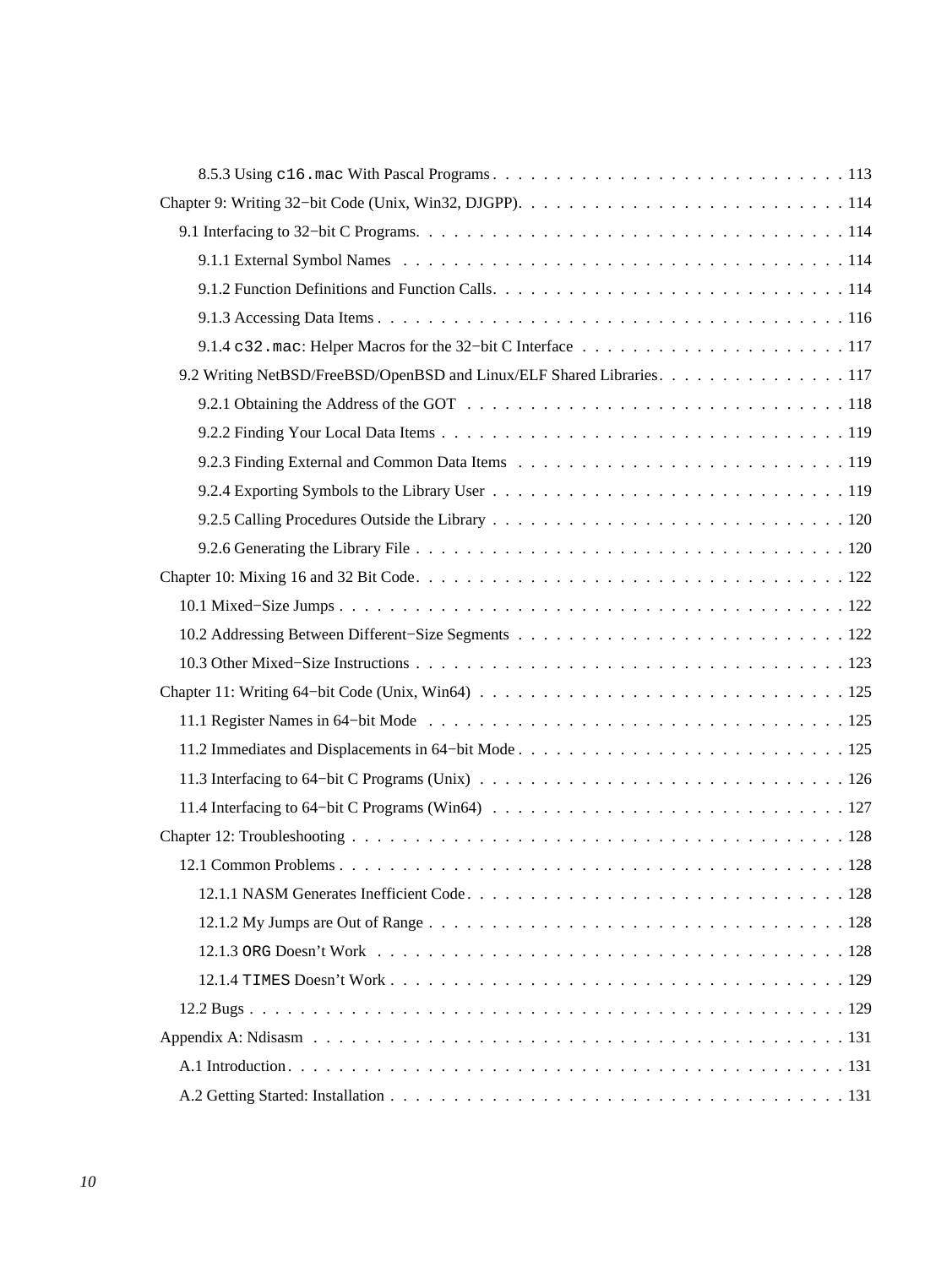8.5.3 Using `c16.mac` With Pascal Programs . . . . . . . . . . . . . . . . . . . . . . . . . . . . 113

Chapter 9: Writing 32−bit Code (Unix, Win32, DJGPP). . . . . . . . . . . . . . . . . . . . . . . . . . 114

9.1 Interfacing to 32−bit C Programs. . . . . . . . . . . . . . . . . . . . . . . . . . . . . . . . . . . . . 114

9.1.1 External Symbol Names . . . . . . . . . . . . . . . . . . . . . . . . . . . . . . . . . . . . . 114

9.1.2 Function Definitions and Function Calls. . . . . . . . . . . . . . . . . . . . . . . . . . . . 114

9.1.3 Accessing Data Items . . . . . . . . . . . . . . . . . . . . . . . . . . . . . . . . . . . . . . . 116

9.1.4 `c32.mac`: Helper Macros for the 32−bit C Interface . . . . . . . . . . . . . . . . . . . . . 117

9.2 Writing NetBSD/FreeBSD/OpenBSD and Linux/ELF Shared Libraries. . . . . . . . . . . . . . . . 117

9.2.1 Obtaining the Address of the GOT . . . . . . . . . . . . . . . . . . . . . . . . . . . . . . . 118

9.2.2 Finding Your Local Data Items . . . . . . . . . . . . . . . . . . . . . . . . . . . . . . . . . 119

9.2.3 Finding External and Common Data Items . . . . . . . . . . . . . . . . . . . . . . . . . . 119

9.2.4 Exporting Symbols to the Library User . . . . . . . . . . . . . . . . . . . . . . . . . . . . 119

9.2.5 Calling Procedures Outside the Library . . . . . . . . . . . . . . . . . . . . . . . . . . . . 120

9.2.6 Generating the Library File . . . . . . . . . . . . . . . . . . . . . . . . . . . . . . . . . . . 120

Chapter 10: Mixing 16 and 32 Bit Code. . . . . . . . . . . . . . . . . . . . . . . . . . . . . . . . . . . 122

10.1 Mixed−Size Jumps . . . . . . . . . . . . . . . . . . . . . . . . . . . . . . . . . . . . . . . . . . . 122

10.2 Addressing Between Different−Size Segments . . . . . . . . . . . . . . . . . . . . . . . . . . . 122

10.3 Other Mixed−Size Instructions . . . . . . . . . . . . . . . . . . . . . . . . . . . . . . . . . . . . 123

Chapter 11: Writing 64−bit Code (Unix, Win64) . . . . . . . . . . . . . . . . . . . . . . . . . . . . . . 125

11.1 Register Names in 64−bit Mode . . . . . . . . . . . . . . . . . . . . . . . . . . . . . . . . . . . 125

11.2 Immediates and Displacements in 64−bit Mode . . . . . . . . . . . . . . . . . . . . . . . . . . . 125

11.3 Interfacing to 64−bit C Programs (Unix) . . . . . . . . . . . . . . . . . . . . . . . . . . . . . . . 126

11.4 Interfacing to 64−bit C Programs (Win64) . . . . . . . . . . . . . . . . . . . . . . . . . . . . . . 127

Chapter 12: Troubleshooting . . . . . . . . . . . . . . . . . . . . . . . . . . . . . . . . . . . . . . . . . 128

12.1 Common Problems . . . . . . . . . . . . . . . . . . . . . . . . . . . . . . . . . . . . . . . . . . . 128

12.1.1 NASM Generates Inefficient Code. . . . . . . . . . . . . . . . . . . . . . . . . . . . . . . . 128

12.1.2 My Jumps are Out of Range . . . . . . . . . . . . . . . . . . . . . . . . . . . . . . . . . . 128

12.1.3 `ORG` Doesn't Work . . . . . . . . . . . . . . . . . . . . . . . . . . . . . . . . . . . . . . . 128

12.1.4 `TIMES` Doesn't Work . . . . . . . . . . . . . . . . . . . . . . . . . . . . . . . . . . . . . . 129

12.2 Bugs . . . . . . . . . . . . . . . . . . . . . . . . . . . . . . . . . . . . . . . . . . . . . . . . . . . 129

Appendix A: Ndisasm . . . . . . . . . . . . . . . . . . . . . . . . . . . . . . . . . . . . . . . . . . . . 131

A.1 Introduction. . . . . . . . . . . . . . . . . . . . . . . . . . . . . . . . . . . . . . . . . . . . . . . 131

A.2 Getting Started: Installation . . . . . . . . . . . . . . . . . . . . . . . . . . . . . . . . . . . . . . 131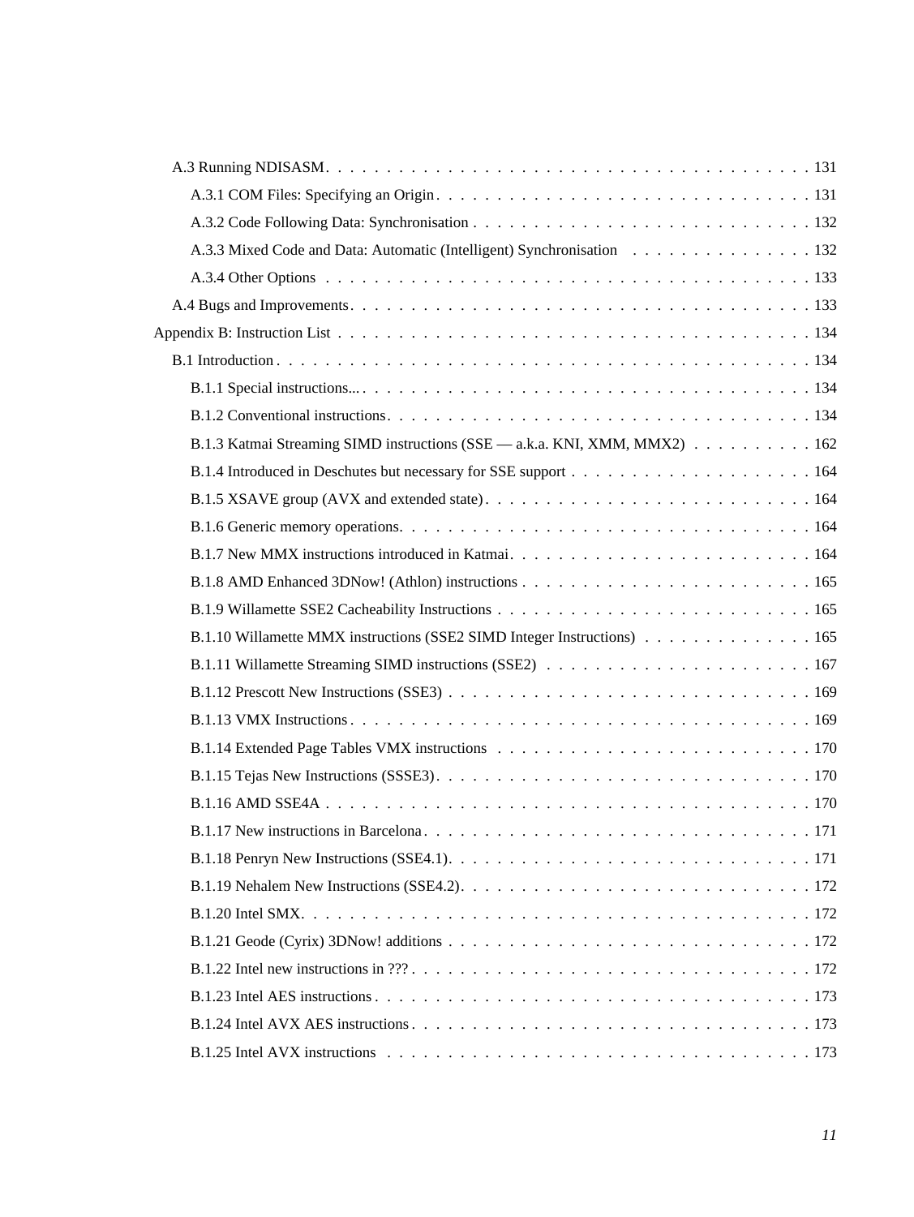A.3 Running NDISASM . . . . . . . . . . . . . . . . . . . . . . . . . . . . . . . . . . . . . . . 131

A.3.1 COM Files: Specifying an Origin . . . . . . . . . . . . . . . . . . . . . . . . . . . . . . . 131

A.3.2 Code Following Data: Synchronisation . . . . . . . . . . . . . . . . . . . . . . . . . . . . 132

A.3.3 Mixed Code and Data: Automatic (Intelligent) Synchronisation . . . . . . . . . . . . . . . 132

A.3.4 Other Options . . . . . . . . . . . . . . . . . . . . . . . . . . . . . . . . . . . . . . . 133

A.4 Bugs and Improvements . . . . . . . . . . . . . . . . . . . . . . . . . . . . . . . . . . . . . 133

Appendix B: Instruction List . . . . . . . . . . . . . . . . . . . . . . . . . . . . . . . . . . . . . . 134

B.1 Introduction . . . . . . . . . . . . . . . . . . . . . . . . . . . . . . . . . . . . . . . . . . 134

B.1.1 Special instructions... . . . . . . . . . . . . . . . . . . . . . . . . . . . . . . . . . . . 134

B.1.2 Conventional instructions . . . . . . . . . . . . . . . . . . . . . . . . . . . . . . . . . . 134

B.1.3 Katmai Streaming SIMD instructions (SSE — a.k.a. KNI, XMM, MMX2) . . . . . . . . . . 162

B.1.4 Introduced in Deschutes but necessary for SSE support . . . . . . . . . . . . . . . . . . . 164

B.1.5 XSAVE group (AVX and extended state) . . . . . . . . . . . . . . . . . . . . . . . . . . . 164

B.1.6 Generic memory operations. . . . . . . . . . . . . . . . . . . . . . . . . . . . . . . . . . 164

B.1.7 New MMX instructions introduced in Katmai . . . . . . . . . . . . . . . . . . . . . . . . . 164

B.1.8 AMD Enhanced 3DNow! (Athlon) instructions . . . . . . . . . . . . . . . . . . . . . . . . 165

B.1.9 Willamette SSE2 Cacheability Instructions . . . . . . . . . . . . . . . . . . . . . . . . . . 165

B.1.10 Willamette MMX instructions (SSE2 SIMD Integer Instructions) . . . . . . . . . . . . . . 165

B.1.11 Willamette Streaming SIMD instructions (SSE2) . . . . . . . . . . . . . . . . . . . . . . 167

B.1.12 Prescott New Instructions (SSE3) . . . . . . . . . . . . . . . . . . . . . . . . . . . . . . 169

B.1.13 VMX Instructions . . . . . . . . . . . . . . . . . . . . . . . . . . . . . . . . . . . . . . 169

B.1.14 Extended Page Tables VMX instructions . . . . . . . . . . . . . . . . . . . . . . . . . . 170

B.1.15 Tejas New Instructions (SSSE3) . . . . . . . . . . . . . . . . . . . . . . . . . . . . . . . 170

B.1.16 AMD SSE4A . . . . . . . . . . . . . . . . . . . . . . . . . . . . . . . . . . . . . . . . . 170

B.1.17 New instructions in Barcelona . . . . . . . . . . . . . . . . . . . . . . . . . . . . . . . . 171

B.1.18 Penryn New Instructions (SSE4.1) . . . . . . . . . . . . . . . . . . . . . . . . . . . . . . 171

B.1.19 Nehalem New Instructions (SSE4.2) . . . . . . . . . . . . . . . . . . . . . . . . . . . . . 172

B.1.20 Intel SMX . . . . . . . . . . . . . . . . . . . . . . . . . . . . . . . . . . . . . . . . . . 172

B.1.21 Geode (Cyrix) 3DNow! additions . . . . . . . . . . . . . . . . . . . . . . . . . . . . . . 172

B.1.22 Intel new instructions in ??? . . . . . . . . . . . . . . . . . . . . . . . . . . . . . . . . . 172

B.1.23 Intel AES instructions . . . . . . . . . . . . . . . . . . . . . . . . . . . . . . . . . . . . 173

B.1.24 Intel AVX AES instructions . . . . . . . . . . . . . . . . . . . . . . . . . . . . . . . . . 173

B.1.25 Intel AVX instructions . . . . . . . . . . . . . . . . . . . . . . . . . . . . . . . . . . . . 173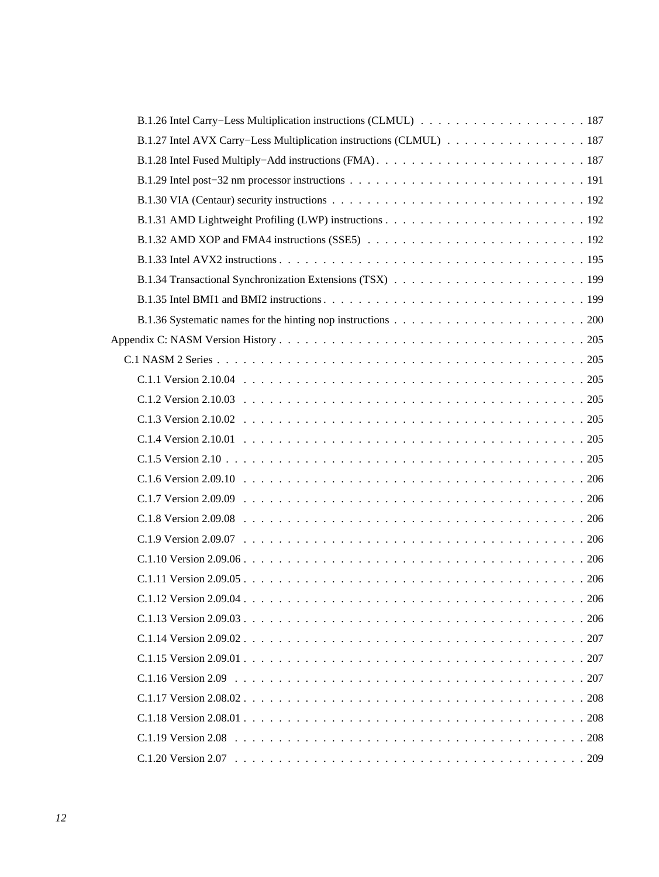B.1.26 Intel Carry−Less Multiplication instructions (CLMUL) . . . . . . . . . . . . . . . . . . . 187

B.1.27 Intel AVX Carry−Less Multiplication instructions (CLMUL) . . . . . . . . . . . . . . . . 187

B.1.28 Intel Fused Multiply−Add instructions (FMA) . . . . . . . . . . . . . . . . . . . . . . . . 187

B.1.29 Intel post−32 nm processor instructions . . . . . . . . . . . . . . . . . . . . . . . . . . . 191

B.1.30 VIA (Centaur) security instructions . . . . . . . . . . . . . . . . . . . . . . . . . . . . . 192

B.1.31 AMD Lightweight Profiling (LWP) instructions . . . . . . . . . . . . . . . . . . . . . . . 192

B.1.32 AMD XOP and FMA4 instructions (SSE5) . . . . . . . . . . . . . . . . . . . . . . . . . 192

B.1.33 Intel AVX2 instructions . . . . . . . . . . . . . . . . . . . . . . . . . . . . . . . . . . . . 195

B.1.34 Transactional Synchronization Extensions (TSX) . . . . . . . . . . . . . . . . . . . . . . 199

B.1.35 Intel BMI1 and BMI2 instructions . . . . . . . . . . . . . . . . . . . . . . . . . . . . . . 199

B.1.36 Systematic names for the hinting nop instructions . . . . . . . . . . . . . . . . . . . . . . 200

Appendix C: NASM Version History . . . . . . . . . . . . . . . . . . . . . . . . . . . . . . . . . . 205

C.1 NASM 2 Series . . . . . . . . . . . . . . . . . . . . . . . . . . . . . . . . . . . . . . . . . . 205

C.1.1 Version 2.10.04 . . . . . . . . . . . . . . . . . . . . . . . . . . . . . . . . . . . . . . . 205

C.1.2 Version 2.10.03 . . . . . . . . . . . . . . . . . . . . . . . . . . . . . . . . . . . . . . . 205

C.1.3 Version 2.10.02 . . . . . . . . . . . . . . . . . . . . . . . . . . . . . . . . . . . . . . . 205

C.1.4 Version 2.10.01 . . . . . . . . . . . . . . . . . . . . . . . . . . . . . . . . . . . . . . . 205

C.1.5 Version 2.10 . . . . . . . . . . . . . . . . . . . . . . . . . . . . . . . . . . . . . . . . . 205

C.1.6 Version 2.09.10 . . . . . . . . . . . . . . . . . . . . . . . . . . . . . . . . . . . . . . . 206

C.1.7 Version 2.09.09 . . . . . . . . . . . . . . . . . . . . . . . . . . . . . . . . . . . . . . . 206

C.1.8 Version 2.09.08 . . . . . . . . . . . . . . . . . . . . . . . . . . . . . . . . . . . . . . . 206

C.1.9 Version 2.09.07 . . . . . . . . . . . . . . . . . . . . . . . . . . . . . . . . . . . . . . . 206

C.1.10 Version 2.09.06 . . . . . . . . . . . . . . . . . . . . . . . . . . . . . . . . . . . . . . 206

C.1.11 Version 2.09.05 . . . . . . . . . . . . . . . . . . . . . . . . . . . . . . . . . . . . . . 206

C.1.12 Version 2.09.04 . . . . . . . . . . . . . . . . . . . . . . . . . . . . . . . . . . . . . . 206

C.1.13 Version 2.09.03 . . . . . . . . . . . . . . . . . . . . . . . . . . . . . . . . . . . . . . 206

C.1.14 Version 2.09.02 . . . . . . . . . . . . . . . . . . . . . . . . . . . . . . . . . . . . . . 207

C.1.15 Version 2.09.01 . . . . . . . . . . . . . . . . . . . . . . . . . . . . . . . . . . . . . . 207

C.1.16 Version 2.09 . . . . . . . . . . . . . . . . . . . . . . . . . . . . . . . . . . . . . . . . 207

C.1.17 Version 2.08.02 . . . . . . . . . . . . . . . . . . . . . . . . . . . . . . . . . . . . . . 208

C.1.18 Version 2.08.01 . . . . . . . . . . . . . . . . . . . . . . . . . . . . . . . . . . . . . . 208

C.1.19 Version 2.08 . . . . . . . . . . . . . . . . . . . . . . . . . . . . . . . . . . . . . . . . 208

C.1.20 Version 2.07 . . . . . . . . . . . . . . . . . . . . . . . . . . . . . . . . . . . . . . . . 209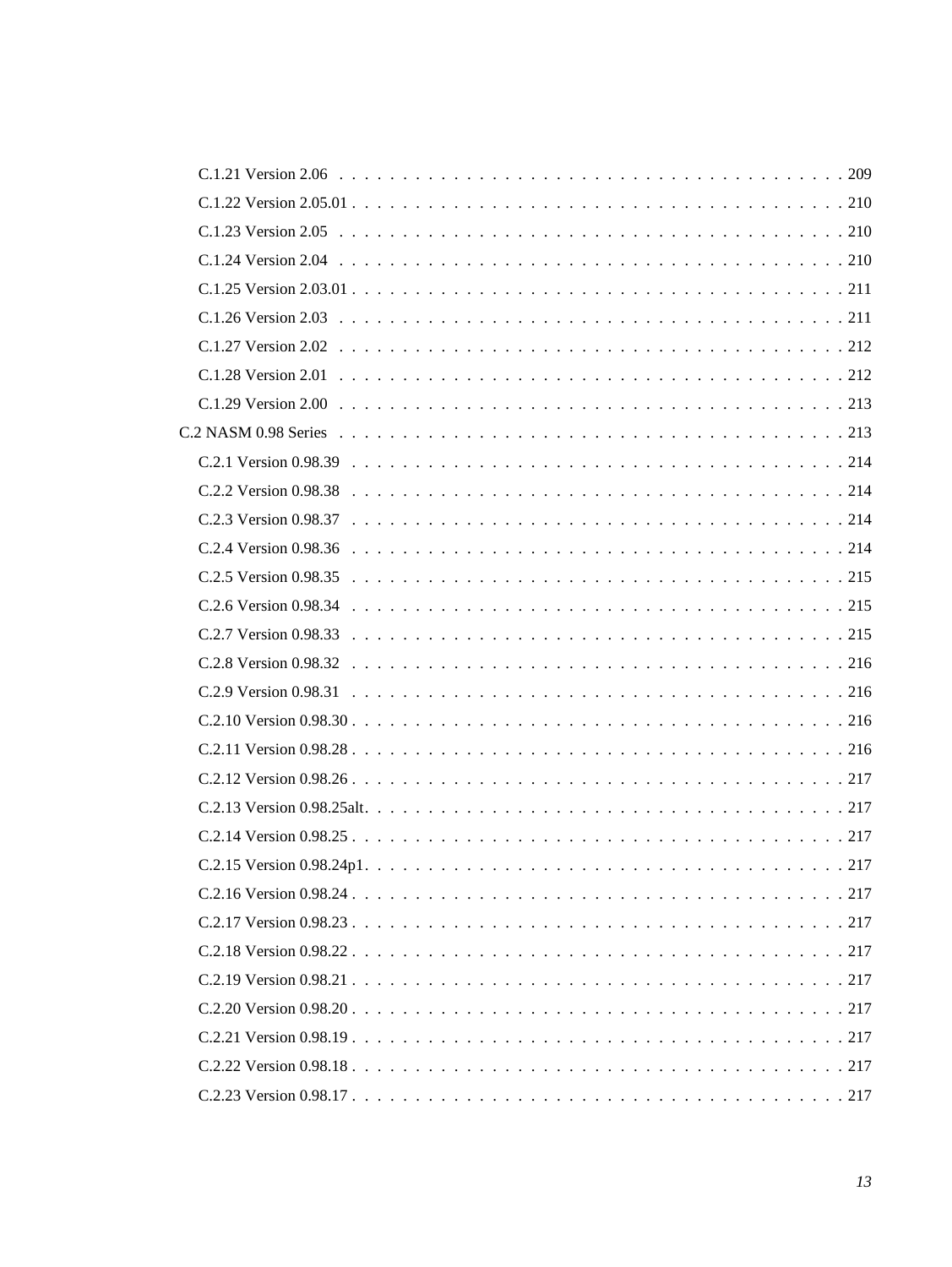C.1.21 Version 2.06 . . . . . . . . . . . . . . . . . . . . . . . . . . . . . . . . . . . . . . . . 209
C.1.22 Version 2.05.01 . . . . . . . . . . . . . . . . . . . . . . . . . . . . . . . . . . . . . . . 210
C.1.23 Version 2.05 . . . . . . . . . . . . . . . . . . . . . . . . . . . . . . . . . . . . . . . . 210
C.1.24 Version 2.04 . . . . . . . . . . . . . . . . . . . . . . . . . . . . . . . . . . . . . . . . 210
C.1.25 Version 2.03.01 . . . . . . . . . . . . . . . . . . . . . . . . . . . . . . . . . . . . . . . 211
C.1.26 Version 2.03 . . . . . . . . . . . . . . . . . . . . . . . . . . . . . . . . . . . . . . . . 211
C.1.27 Version 2.02 . . . . . . . . . . . . . . . . . . . . . . . . . . . . . . . . . . . . . . . . 212
C.1.28 Version 2.01 . . . . . . . . . . . . . . . . . . . . . . . . . . . . . . . . . . . . . . . . 212
C.1.29 Version 2.00 . . . . . . . . . . . . . . . . . . . . . . . . . . . . . . . . . . . . . . . . 213
C.2 NASM 0.98 Series . . . . . . . . . . . . . . . . . . . . . . . . . . . . . . . . . . . . . . . . 213
C.2.1 Version 0.98.39 . . . . . . . . . . . . . . . . . . . . . . . . . . . . . . . . . . . . . . . 214
C.2.2 Version 0.98.38 . . . . . . . . . . . . . . . . . . . . . . . . . . . . . . . . . . . . . . . 214
C.2.3 Version 0.98.37 . . . . . . . . . . . . . . . . . . . . . . . . . . . . . . . . . . . . . . . 214
C.2.4 Version 0.98.36 . . . . . . . . . . . . . . . . . . . . . . . . . . . . . . . . . . . . . . . 214
C.2.5 Version 0.98.35 . . . . . . . . . . . . . . . . . . . . . . . . . . . . . . . . . . . . . . . 215
C.2.6 Version 0.98.34 . . . . . . . . . . . . . . . . . . . . . . . . . . . . . . . . . . . . . . . 215
C.2.7 Version 0.98.33 . . . . . . . . . . . . . . . . . . . . . . . . . . . . . . . . . . . . . . . 215
C.2.8 Version 0.98.32 . . . . . . . . . . . . . . . . . . . . . . . . . . . . . . . . . . . . . . . 216
C.2.9 Version 0.98.31 . . . . . . . . . . . . . . . . . . . . . . . . . . . . . . . . . . . . . . . 216
C.2.10 Version 0.98.30 . . . . . . . . . . . . . . . . . . . . . . . . . . . . . . . . . . . . . . . 216
C.2.11 Version 0.98.28 . . . . . . . . . . . . . . . . . . . . . . . . . . . . . . . . . . . . . . . 216
C.2.12 Version 0.98.26 . . . . . . . . . . . . . . . . . . . . . . . . . . . . . . . . . . . . . . . 217
C.2.13 Version 0.98.25alt. . . . . . . . . . . . . . . . . . . . . . . . . . . . . . . . . . . . . . 217
C.2.14 Version 0.98.25 . . . . . . . . . . . . . . . . . . . . . . . . . . . . . . . . . . . . . . . 217
C.2.15 Version 0.98.24p1. . . . . . . . . . . . . . . . . . . . . . . . . . . . . . . . . . . . . . 217
C.2.16 Version 0.98.24 . . . . . . . . . . . . . . . . . . . . . . . . . . . . . . . . . . . . . . . 217
C.2.17 Version 0.98.23 . . . . . . . . . . . . . . . . . . . . . . . . . . . . . . . . . . . . . . . 217
C.2.18 Version 0.98.22 . . . . . . . . . . . . . . . . . . . . . . . . . . . . . . . . . . . . . . . 217
C.2.19 Version 0.98.21 . . . . . . . . . . . . . . . . . . . . . . . . . . . . . . . . . . . . . . . 217
C.2.20 Version 0.98.20 . . . . . . . . . . . . . . . . . . . . . . . . . . . . . . . . . . . . . . . 217
C.2.21 Version 0.98.19 . . . . . . . . . . . . . . . . . . . . . . . . . . . . . . . . . . . . . . . 217
C.2.22 Version 0.98.18 . . . . . . . . . . . . . . . . . . . . . . . . . . . . . . . . . . . . . . . 217
C.2.23 Version 0.98.17 . . . . . . . . . . . . . . . . . . . . . . . . . . . . . . . . . . . . . . . 217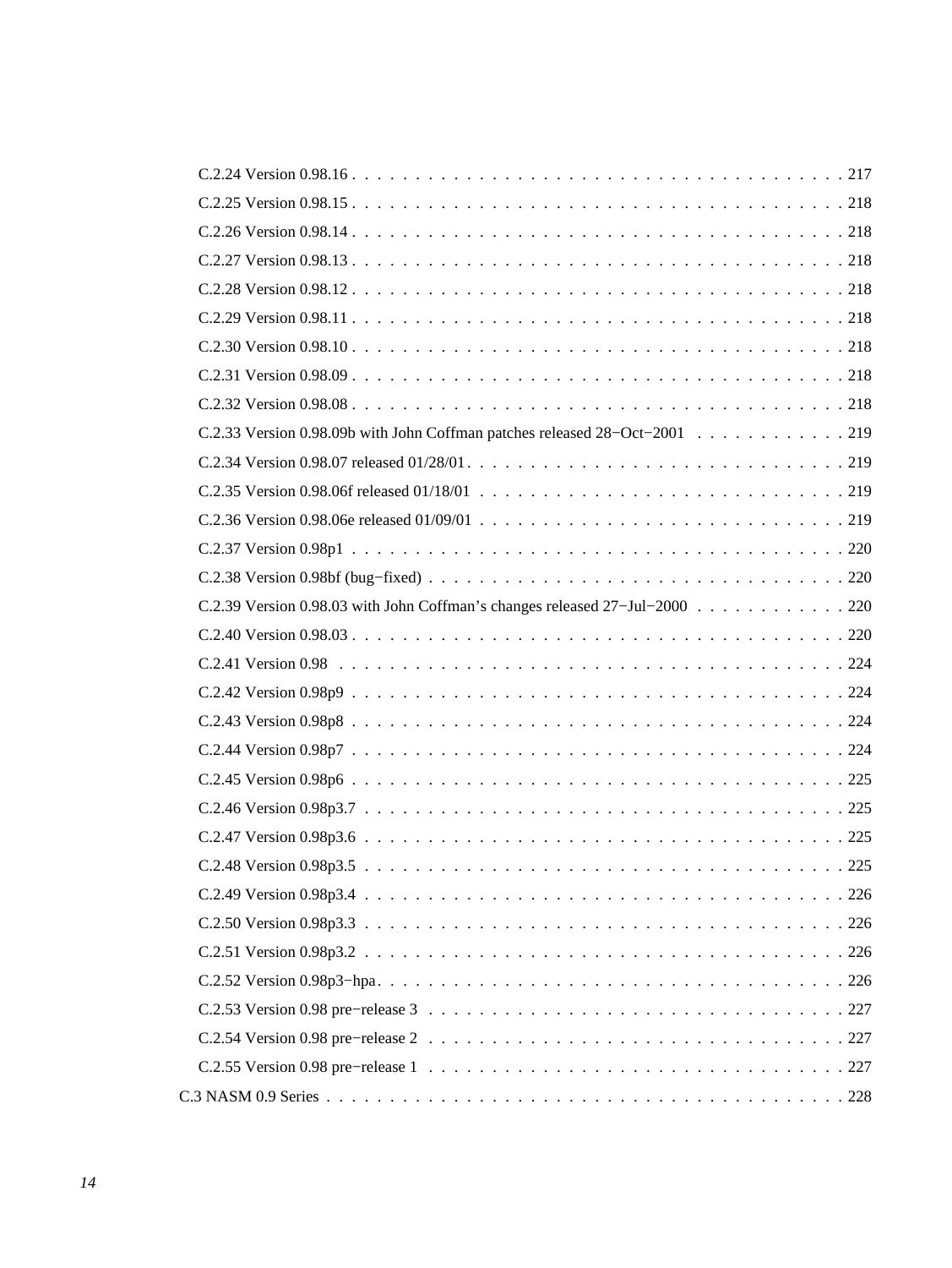- C.2.24 Version 0.98.16 . . . . . . . . . . . . . . . . . . . . . . . . . . . . . . . . . . . . . . 217
- C.2.25 Version 0.98.15 . . . . . . . . . . . . . . . . . . . . . . . . . . . . . . . . . . . . . . 218
- C.2.26 Version 0.98.14 . . . . . . . . . . . . . . . . . . . . . . . . . . . . . . . . . . . . . . 218
- C.2.27 Version 0.98.13 . . . . . . . . . . . . . . . . . . . . . . . . . . . . . . . . . . . . . . 218
- C.2.28 Version 0.98.12 . . . . . . . . . . . . . . . . . . . . . . . . . . . . . . . . . . . . . . 218
- C.2.29 Version 0.98.11 . . . . . . . . . . . . . . . . . . . . . . . . . . . . . . . . . . . . . . 218
- C.2.30 Version 0.98.10 . . . . . . . . . . . . . . . . . . . . . . . . . . . . . . . . . . . . . . 218
- C.2.31 Version 0.98.09 . . . . . . . . . . . . . . . . . . . . . . . . . . . . . . . . . . . . . . 218
- C.2.32 Version 0.98.08 . . . . . . . . . . . . . . . . . . . . . . . . . . . . . . . . . . . . . . 218
- C.2.33 Version 0.98.09b with John Coffman patches released 28−Oct−2001 . . . . . . . . . . . . 219
- C.2.34 Version 0.98.07 released 01/28/01 . . . . . . . . . . . . . . . . . . . . . . . . . . . . . . . 219
- C.2.35 Version 0.98.06f released 01/18/01 . . . . . . . . . . . . . . . . . . . . . . . . . . . . . 219
- C.2.36 Version 0.98.06e released 01/09/01 . . . . . . . . . . . . . . . . . . . . . . . . . . . . . 219
- C.2.37 Version 0.98p1 . . . . . . . . . . . . . . . . . . . . . . . . . . . . . . . . . . . . . . 220
- C.2.38 Version 0.98bf (bug−fixed) . . . . . . . . . . . . . . . . . . . . . . . . . . . . . . . . . 220
- C.2.39 Version 0.98.03 with John Coffman's changes released 27−Jul−2000 . . . . . . . . . . . . 220
- C.2.40 Version 0.98.03 . . . . . . . . . . . . . . . . . . . . . . . . . . . . . . . . . . . . . . 220
- C.2.41 Version 0.98 . . . . . . . . . . . . . . . . . . . . . . . . . . . . . . . . . . . . . . 224
- C.2.42 Version 0.98p9 . . . . . . . . . . . . . . . . . . . . . . . . . . . . . . . . . . . . . . 224
- C.2.43 Version 0.98p8 . . . . . . . . . . . . . . . . . . . . . . . . . . . . . . . . . . . . . . 224
- C.2.44 Version 0.98p7 . . . . . . . . . . . . . . . . . . . . . . . . . . . . . . . . . . . . . . 224
- C.2.45 Version 0.98p6 . . . . . . . . . . . . . . . . . . . . . . . . . . . . . . . . . . . . . . 225
- C.2.46 Version 0.98p3.7 . . . . . . . . . . . . . . . . . . . . . . . . . . . . . . . . . . . . . 225
- C.2.47 Version 0.98p3.6 . . . . . . . . . . . . . . . . . . . . . . . . . . . . . . . . . . . . . 225
- C.2.48 Version 0.98p3.5 . . . . . . . . . . . . . . . . . . . . . . . . . . . . . . . . . . . . . 225
- C.2.49 Version 0.98p3.4 . . . . . . . . . . . . . . . . . . . . . . . . . . . . . . . . . . . . . 226
- C.2.50 Version 0.98p3.3 . . . . . . . . . . . . . . . . . . . . . . . . . . . . . . . . . . . . . 226
- C.2.51 Version 0.98p3.2 . . . . . . . . . . . . . . . . . . . . . . . . . . . . . . . . . . . . . 226
- C.2.52 Version 0.98p3−hpa . . . . . . . . . . . . . . . . . . . . . . . . . . . . . . . . . . . . 226
- C.2.53 Version 0.98 pre−release 3 . . . . . . . . . . . . . . . . . . . . . . . . . . . . . . . . 227
- C.2.54 Version 0.98 pre−release 2 . . . . . . . . . . . . . . . . . . . . . . . . . . . . . . . . 227
- C.2.55 Version 0.98 pre−release 1 . . . . . . . . . . . . . . . . . . . . . . . . . . . . . . . . 227

C.3 NASM 0.9 Series . . . . . . . . . . . . . . . . . . . . . . . . . . . . . . . . . . . . . . . . 228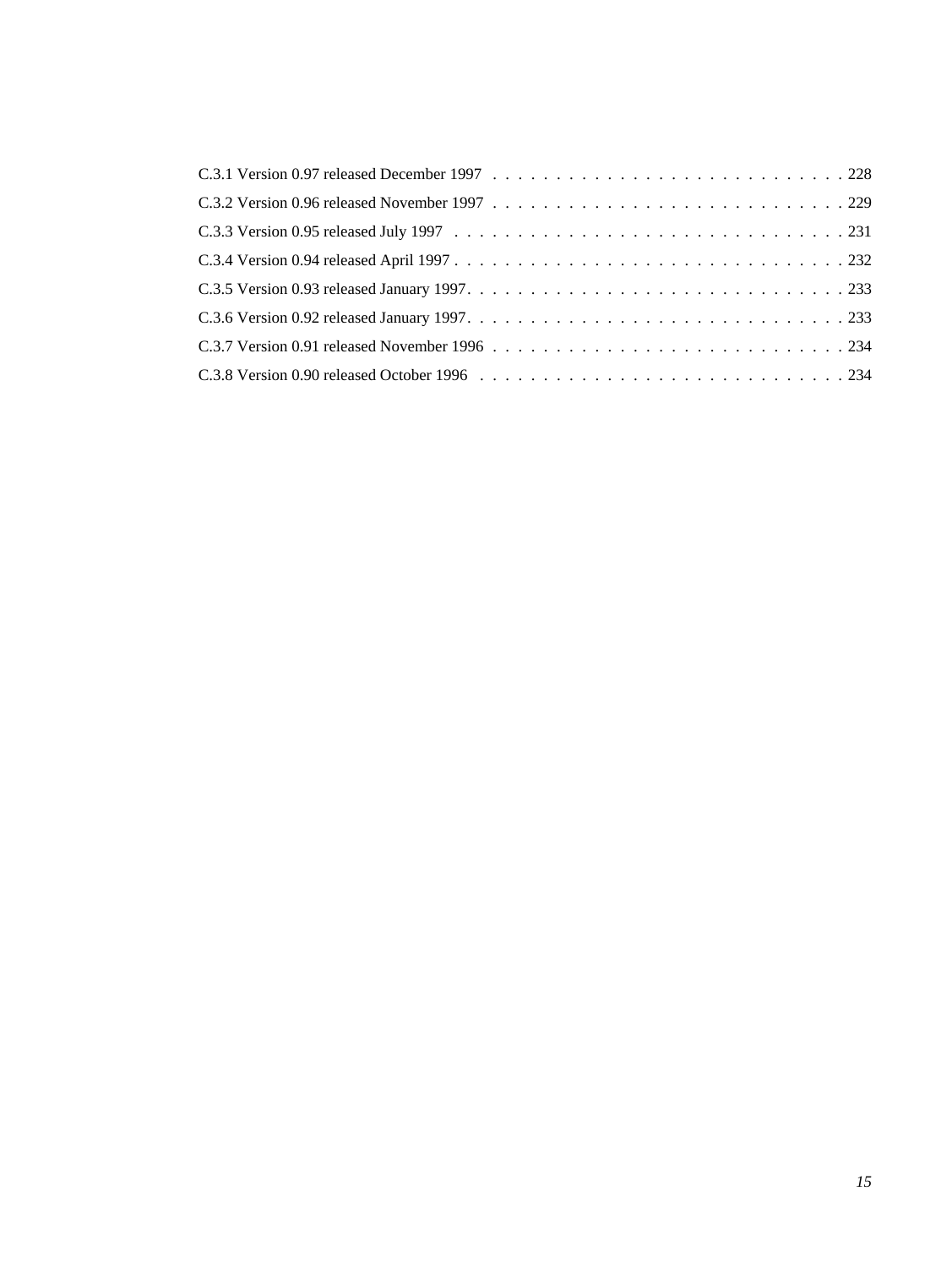C.3.1 Version 0.97 released December 1997 . . . . . . . . . . . . . . . . . . . . . . . . . . . . . 228

C.3.2 Version 0.96 released November 1997 . . . . . . . . . . . . . . . . . . . . . . . . . . . . . 229

C.3.3 Version 0.95 released July 1997 . . . . . . . . . . . . . . . . . . . . . . . . . . . . . . . . 231

C.3.4 Version 0.94 released April 1997 . . . . . . . . . . . . . . . . . . . . . . . . . . . . . . . 232

C.3.5 Version 0.93 released January 1997. . . . . . . . . . . . . . . . . . . . . . . . . . . . . . . 233

C.3.6 Version 0.92 released January 1997. . . . . . . . . . . . . . . . . . . . . . . . . . . . . . . 233

C.3.7 Version 0.91 released November 1996 . . . . . . . . . . . . . . . . . . . . . . . . . . . . . 234

C.3.8 Version 0.90 released October 1996 . . . . . . . . . . . . . . . . . . . . . . . . . . . . . . 234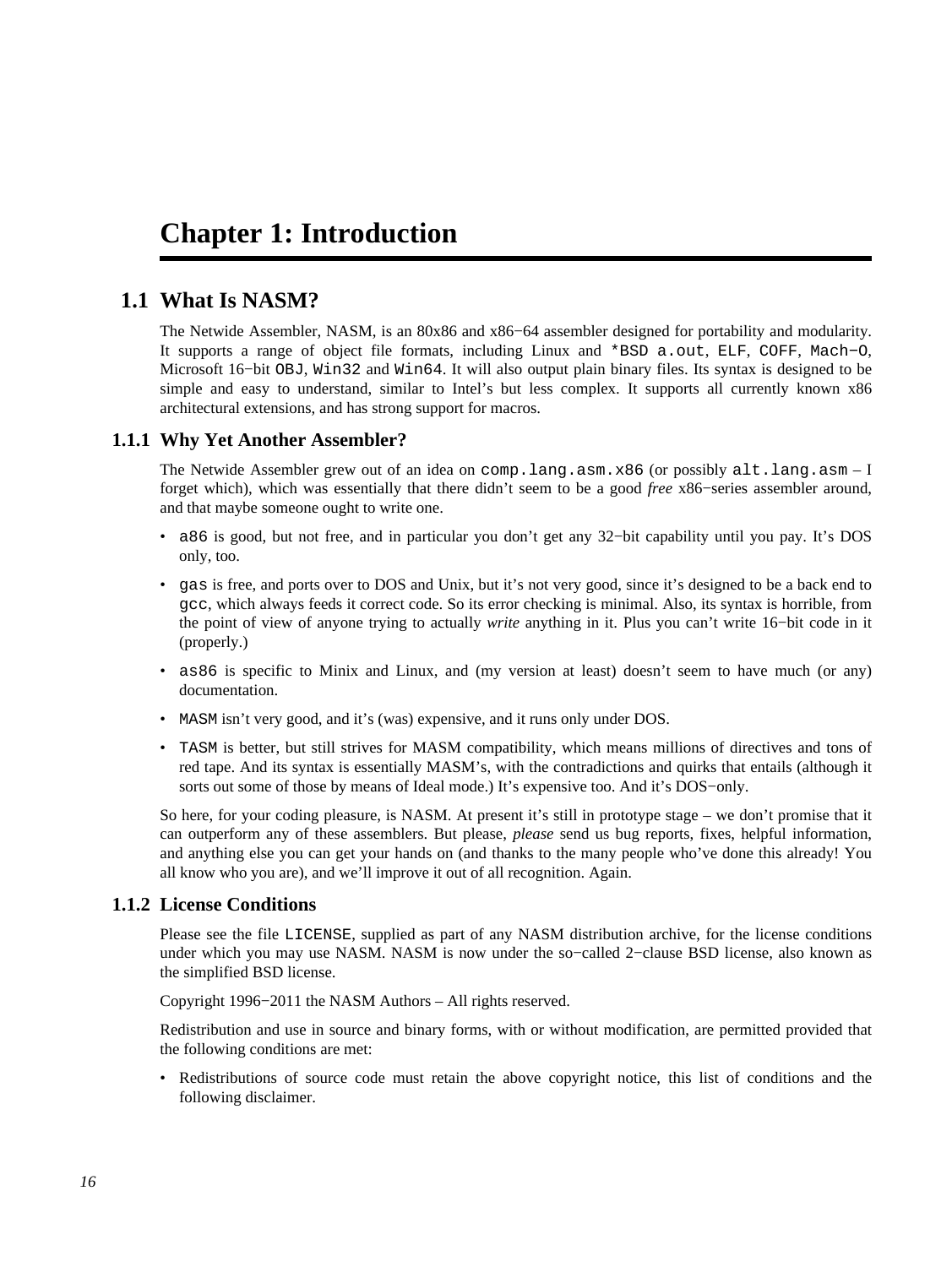# Chapter 1: Introduction

## 1.1 What Is NASM?

The Netwide Assembler, NASM, is an 80x86 and x86−64 assembler designed for portability and modularity. It supports a range of object file formats, including Linux and `*BSD a.out`, `ELF`, `COFF`, `Mach−O`, Microsoft 16−bit `OBJ`, `Win32` and `Win64`. It will also output plain binary files. Its syntax is designed to be simple and easy to understand, similar to Intel's but less complex. It supports all currently known x86 architectural extensions, and has strong support for macros.

### 1.1.1 Why Yet Another Assembler?

The Netwide Assembler grew out of an idea on `comp.lang.asm.x86` (or possibly `alt.lang.asm` – I forget which), which was essentially that there didn't seem to be a good *free* x86−series assembler around, and that maybe someone ought to write one.

- `a86` is good, but not free, and in particular you don't get any 32−bit capability until you pay. It's DOS only, too.
- `gas` is free, and ports over to DOS and Unix, but it's not very good, since it's designed to be a back end to `gcc`, which always feeds it correct code. So its error checking is minimal. Also, its syntax is horrible, from the point of view of anyone trying to actually *write* anything in it. Plus you can't write 16−bit code in it (properly.)
- `as86` is specific to Minix and Linux, and (my version at least) doesn't seem to have much (or any) documentation.
- `MASM` isn't very good, and it's (was) expensive, and it runs only under DOS.
- `TASM` is better, but still strives for MASM compatibility, which means millions of directives and tons of red tape. And its syntax is essentially MASM's, with the contradictions and quirks that entails (although it sorts out some of those by means of Ideal mode.) It's expensive too. And it's DOS−only.

So here, for your coding pleasure, is NASM. At present it's still in prototype stage – we don't promise that it can outperform any of these assemblers. But please, *please* send us bug reports, fixes, helpful information, and anything else you can get your hands on (and thanks to the many people who've done this already! You all know who you are), and we'll improve it out of all recognition. Again.

### 1.1.2 License Conditions

Please see the file `LICENSE`, supplied as part of any NASM distribution archive, for the license conditions under which you may use NASM. NASM is now under the so−called 2−clause BSD license, also known as the simplified BSD license.

Copyright 1996−2011 the NASM Authors – All rights reserved.

Redistribution and use in source and binary forms, with or without modification, are permitted provided that the following conditions are met:

- Redistributions of source code must retain the above copyright notice, this list of conditions and the following disclaimer.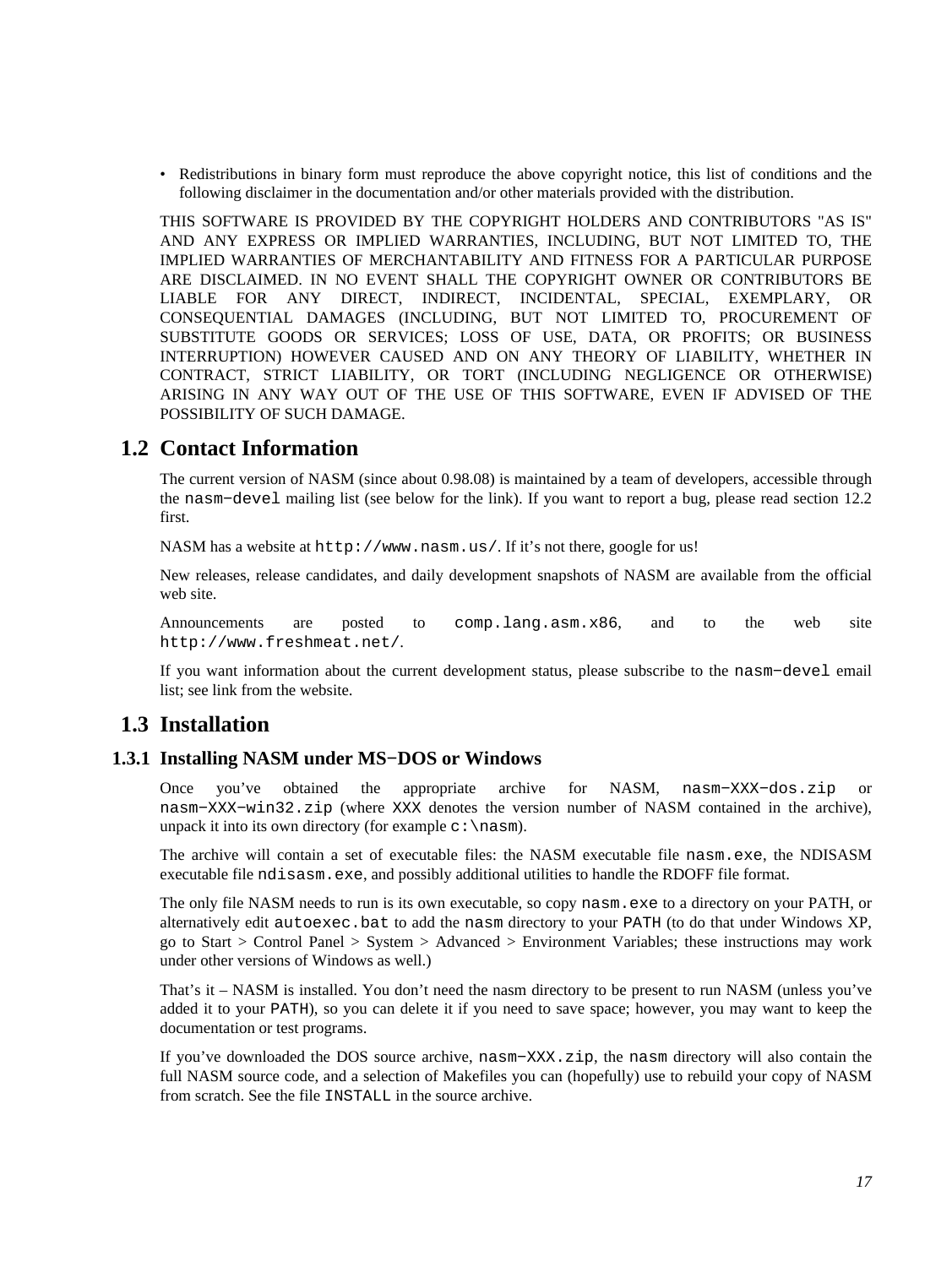- Redistributions in binary form must reproduce the above copyright notice, this list of conditions and the following disclaimer in the documentation and/or other materials provided with the distribution.

THIS SOFTWARE IS PROVIDED BY THE COPYRIGHT HOLDERS AND CONTRIBUTORS "AS IS" AND ANY EXPRESS OR IMPLIED WARRANTIES, INCLUDING, BUT NOT LIMITED TO, THE IMPLIED WARRANTIES OF MERCHANTABILITY AND FITNESS FOR A PARTICULAR PURPOSE ARE DISCLAIMED. IN NO EVENT SHALL THE COPYRIGHT OWNER OR CONTRIBUTORS BE LIABLE FOR ANY DIRECT, INDIRECT, INCIDENTAL, SPECIAL, EXEMPLARY, OR CONSEQUENTIAL DAMAGES (INCLUDING, BUT NOT LIMITED TO, PROCUREMENT OF SUBSTITUTE GOODS OR SERVICES; LOSS OF USE, DATA, OR PROFITS; OR BUSINESS INTERRUPTION) HOWEVER CAUSED AND ON ANY THEORY OF LIABILITY, WHETHER IN CONTRACT, STRICT LIABILITY, OR TORT (INCLUDING NEGLIGENCE OR OTHERWISE) ARISING IN ANY WAY OUT OF THE USE OF THIS SOFTWARE, EVEN IF ADVISED OF THE POSSIBILITY OF SUCH DAMAGE.

## 1.2 Contact Information

The current version of NASM (since about 0.98.08) is maintained by a team of developers, accessible through the `nasm−devel` mailing list (see below for the link). If you want to report a bug, please read section 12.2 first.

NASM has a website at `http://www.nasm.us/`. If it's not there, google for us!

New releases, release candidates, and daily development snapshots of NASM are available from the official web site.

Announcements are posted to `comp.lang.asm.x86`, and to the web site `http://www.freshmeat.net/`.

If you want information about the current development status, please subscribe to the `nasm−devel` email list; see link from the website.

## 1.3 Installation

### 1.3.1 Installing NASM under MS−DOS or Windows

Once you've obtained the appropriate archive for NASM, `nasm−XXX−dos.zip` or `nasm−XXX−win32.zip` (where `XXX` denotes the version number of NASM contained in the archive), unpack it into its own directory (for example `c:\nasm`).

The archive will contain a set of executable files: the NASM executable file `nasm.exe`, the NDISASM executable file `ndisasm.exe`, and possibly additional utilities to handle the RDOFF file format.

The only file NASM needs to run is its own executable, so copy `nasm.exe` to a directory on your PATH, or alternatively edit `autoexec.bat` to add the `nasm` directory to your `PATH` (to do that under Windows XP, go to Start > Control Panel > System > Advanced > Environment Variables; these instructions may work under other versions of Windows as well.)

That's it – NASM is installed. You don't need the nasm directory to be present to run NASM (unless you've added it to your `PATH`), so you can delete it if you need to save space; however, you may want to keep the documentation or test programs.

If you've downloaded the DOS source archive, `nasm−XXX.zip`, the `nasm` directory will also contain the full NASM source code, and a selection of Makefiles you can (hopefully) use to rebuild your copy of NASM from scratch. See the file `INSTALL` in the source archive.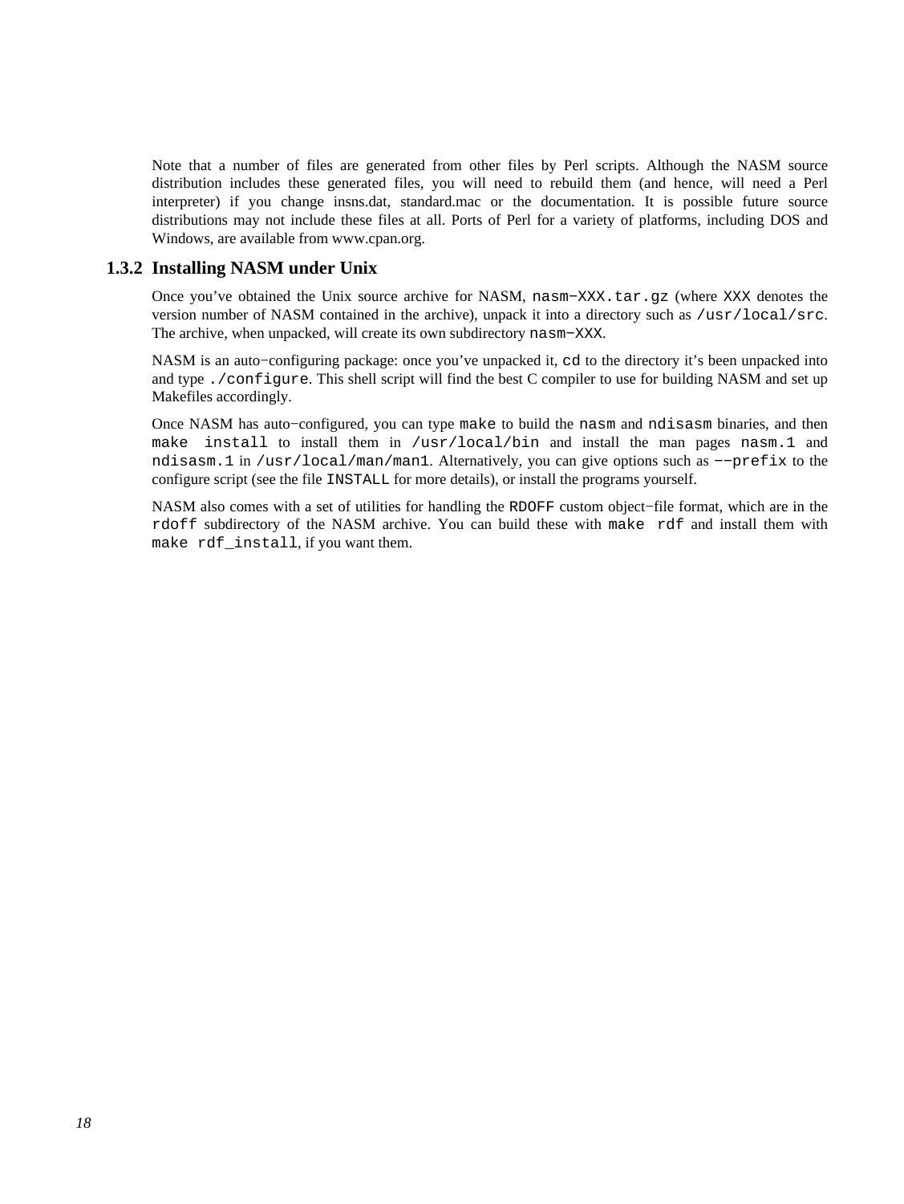Note that a number of files are generated from other files by Perl scripts. Although the NASM source distribution includes these generated files, you will need to rebuild them (and hence, will need a Perl interpreter) if you change insns.dat, standard.mac or the documentation. It is possible future source distributions may not include these files at all. Ports of Perl for a variety of platforms, including DOS and Windows, are available from www.cpan.org.

### 1.3.2 Installing NASM under Unix

Once you've obtained the Unix source archive for NASM, `nasm−XXX.tar.gz` (where `XXX` denotes the version number of NASM contained in the archive), unpack it into a directory such as `/usr/local/src`. The archive, when unpacked, will create its own subdirectory `nasm−XXX`.

NASM is an auto−configuring package: once you've unpacked it, `cd` to the directory it's been unpacked into and type `./configure`. This shell script will find the best C compiler to use for building NASM and set up Makefiles accordingly.

Once NASM has auto−configured, you can type `make` to build the `nasm` and `ndisasm` binaries, and then `make install` to install them in `/usr/local/bin` and install the man pages `nasm.1` and `ndisasm.1` in `/usr/local/man/man1`. Alternatively, you can give options such as `−−prefix` to the configure script (see the file `INSTALL` for more details), or install the programs yourself.

NASM also comes with a set of utilities for handling the `RDOFF` custom object−file format, which are in the `rdoff` subdirectory of the NASM archive. You can build these with `make rdf` and install them with `make rdf_install`, if you want them.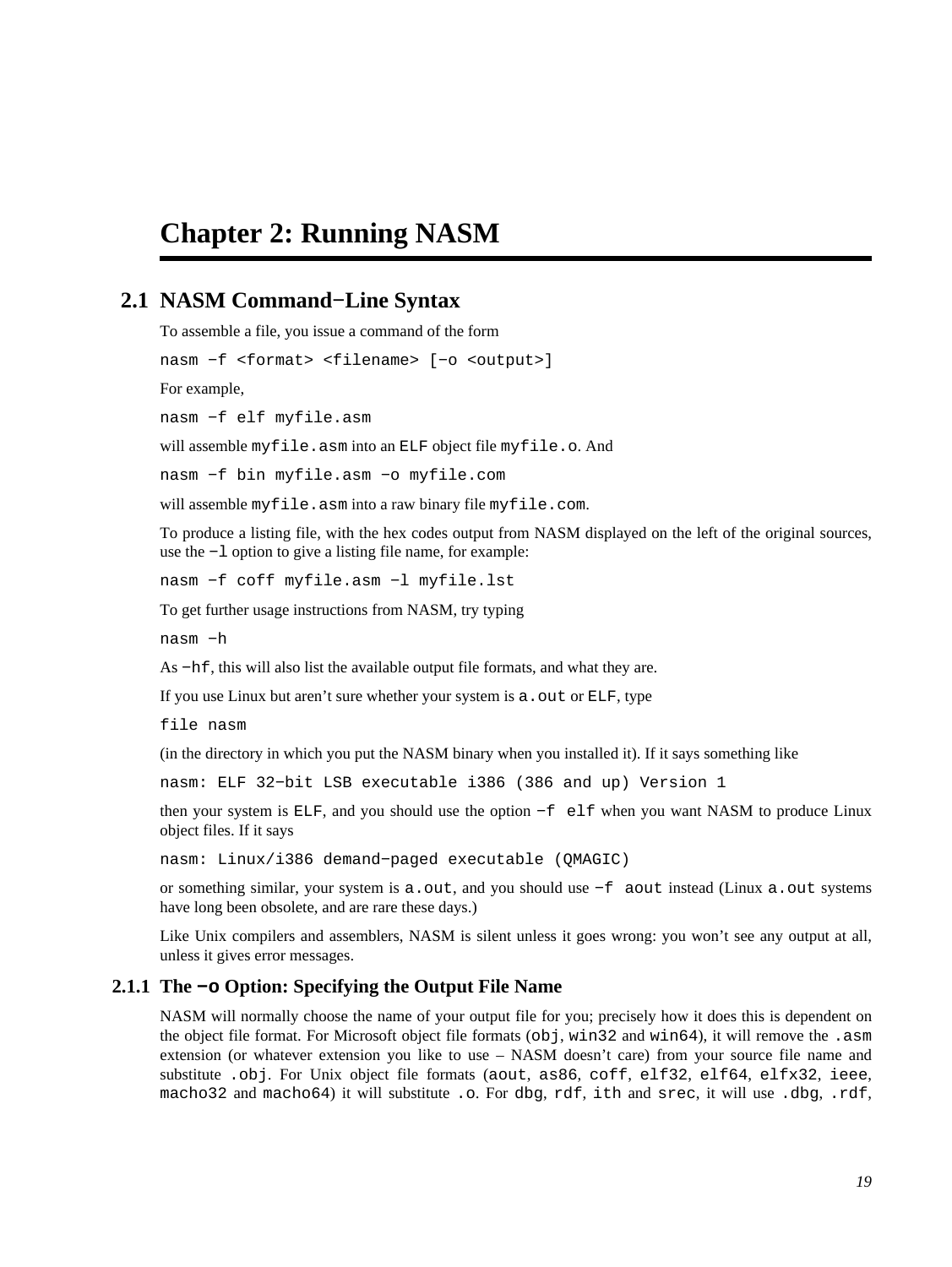# Chapter 2: Running NASM

## 2.1 NASM Command−Line Syntax

To assemble a file, you issue a command of the form

```
nasm −f <format> <filename> [−o <output>]
```

For example,

```
nasm −f elf myfile.asm
```

will assemble `myfile.asm` into an `ELF` object file `myfile.o`. And

```
nasm −f bin myfile.asm −o myfile.com
```

will assemble `myfile.asm` into a raw binary file `myfile.com`.

To produce a listing file, with the hex codes output from NASM displayed on the left of the original sources, use the `−l` option to give a listing file name, for example:

```
nasm −f coff myfile.asm −l myfile.lst
```

To get further usage instructions from NASM, try typing

```
nasm −h
```

As `−hf`, this will also list the available output file formats, and what they are.

If you use Linux but aren't sure whether your system is `a.out` or `ELF`, type

```
file nasm
```

(in the directory in which you put the NASM binary when you installed it). If it says something like

```
nasm: ELF 32−bit LSB executable i386 (386 and up) Version 1
```

then your system is `ELF`, and you should use the option `−f elf` when you want NASM to produce Linux object files. If it says

```
nasm: Linux/i386 demand−paged executable (QMAGIC)
```

or something similar, your system is `a.out`, and you should use `−f aout` instead (Linux `a.out` systems have long been obsolete, and are rare these days.)

Like Unix compilers and assemblers, NASM is silent unless it goes wrong: you won't see any output at all, unless it gives error messages.

### 2.1.1 The `−o` Option: Specifying the Output File Name

NASM will normally choose the name of your output file for you; precisely how it does this is dependent on the object file format. For Microsoft object file formats (`obj`, `win32` and `win64`), it will remove the `.asm` extension (or whatever extension you like to use – NASM doesn't care) from your source file name and substitute `.obj`. For Unix object file formats (`aout`, `as86`, `coff`, `elf32`, `elf64`, `elfx32`, `ieee`, `macho32` and `macho64`) it will substitute `.o`. For `dbg`, `rdf`, `ith` and `srec`, it will use `.dbg`, `.rdf`,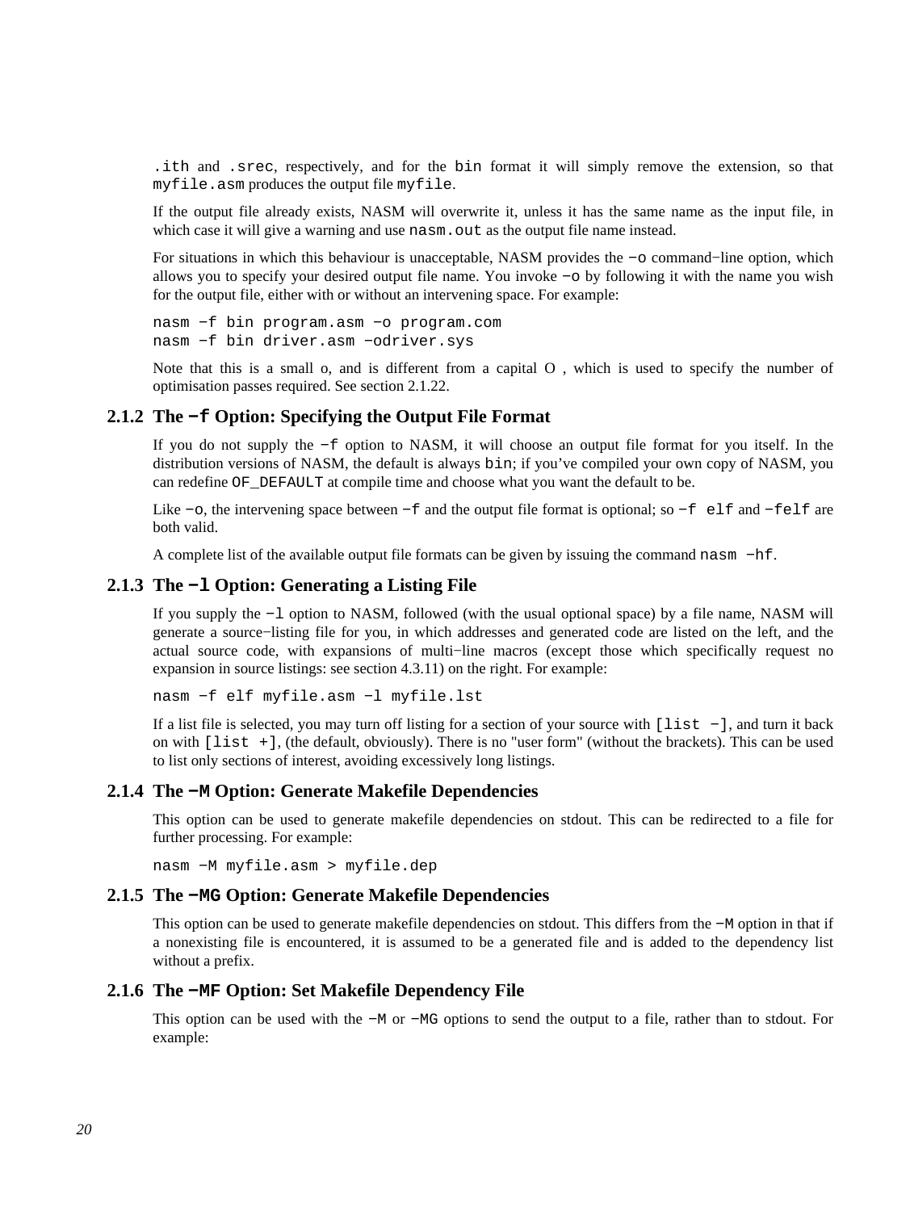`.ith` and `.srec`, respectively, and for the `bin` format it will simply remove the extension, so that `myfile.asm` produces the output file `myfile`.

If the output file already exists, NASM will overwrite it, unless it has the same name as the input file, in which case it will give a warning and use `nasm.out` as the output file name instead.

For situations in which this behaviour is unacceptable, NASM provides the `-o` command-line option, which allows you to specify your desired output file name. You invoke `-o` by following it with the name you wish for the output file, either with or without an intervening space. For example:

```
nasm -f bin program.asm -o program.com
nasm -f bin driver.asm -odriver.sys
```

Note that this is a small o, and is different from a capital O , which is used to specify the number of optimisation passes required. See section 2.1.22.

### 2.1.2 The `-f` Option: Specifying the Output File Format

If you do not supply the `-f` option to NASM, it will choose an output file format for you itself. In the distribution versions of NASM, the default is always `bin`; if you've compiled your own copy of NASM, you can redefine `OF_DEFAULT` at compile time and choose what you want the default to be.

Like `-o`, the intervening space between `-f` and the output file format is optional; so `-f elf` and `-felf` are both valid.

A complete list of the available output file formats can be given by issuing the command `nasm -hf`.

### 2.1.3 The `-l` Option: Generating a Listing File

If you supply the `-l` option to NASM, followed (with the usual optional space) by a file name, NASM will generate a source-listing file for you, in which addresses and generated code are listed on the left, and the actual source code, with expansions of multi-line macros (except those which specifically request no expansion in source listings: see section 4.3.11) on the right. For example:

```
nasm -f elf myfile.asm -l myfile.lst
```

If a list file is selected, you may turn off listing for a section of your source with `[list -]`, and turn it back on with `[list +]`, (the default, obviously). There is no "user form" (without the brackets). This can be used to list only sections of interest, avoiding excessively long listings.

### 2.1.4 The `-M` Option: Generate Makefile Dependencies

This option can be used to generate makefile dependencies on stdout. This can be redirected to a file for further processing. For example:

```
nasm -M myfile.asm > myfile.dep
```

### 2.1.5 The `-MG` Option: Generate Makefile Dependencies

This option can be used to generate makefile dependencies on stdout. This differs from the `-M` option in that if a nonexisting file is encountered, it is assumed to be a generated file and is added to the dependency list without a prefix.

### 2.1.6 The `-MF` Option: Set Makefile Dependency File

This option can be used with the `-M` or `-MG` options to send the output to a file, rather than to stdout. For example: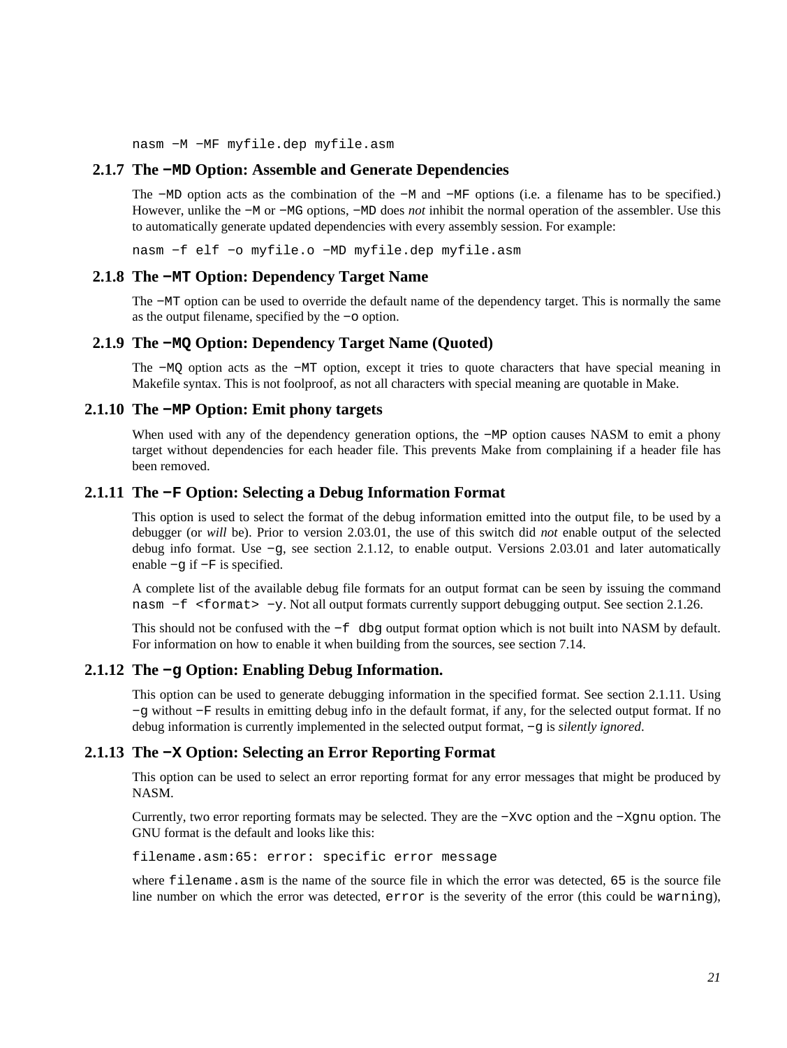```
nasm -M -MF myfile.dep myfile.asm
```

### 2.1.7 The `-MD` Option: Assemble and Generate Dependencies

The `-MD` option acts as the combination of the `-M` and `-MF` options (i.e. a filename has to be specified.) However, unlike the `-M` or `-MG` options, `-MD` does *not* inhibit the normal operation of the assembler. Use this to automatically generate updated dependencies with every assembly session. For example:

```
nasm -f elf -o myfile.o -MD myfile.dep myfile.asm
```

### 2.1.8 The `-MT` Option: Dependency Target Name

The `-MT` option can be used to override the default name of the dependency target. This is normally the same as the output filename, specified by the `-o` option.

### 2.1.9 The `-MQ` Option: Dependency Target Name (Quoted)

The `-MQ` option acts as the `-MT` option, except it tries to quote characters that have special meaning in Makefile syntax. This is not foolproof, as not all characters with special meaning are quotable in Make.

### 2.1.10 The `-MP` Option: Emit phony targets

When used with any of the dependency generation options, the `-MP` option causes NASM to emit a phony target without dependencies for each header file. This prevents Make from complaining if a header file has been removed.

### 2.1.11 The `-F` Option: Selecting a Debug Information Format

This option is used to select the format of the debug information emitted into the output file, to be used by a debugger (or *will* be). Prior to version 2.03.01, the use of this switch did *not* enable output of the selected debug info format. Use `-g`, see section 2.1.12, to enable output. Versions 2.03.01 and later automatically enable `-g` if `-F` is specified.

A complete list of the available debug file formats for an output format can be seen by issuing the command `nasm -f <format> -y`. Not all output formats currently support debugging output. See section 2.1.26.

This should not be confused with the `-f dbg` output format option which is not built into NASM by default. For information on how to enable it when building from the sources, see section 7.14.

### 2.1.12 The `-g` Option: Enabling Debug Information.

This option can be used to generate debugging information in the specified format. See section 2.1.11. Using `-g` without `-F` results in emitting debug info in the default format, if any, for the selected output format. If no debug information is currently implemented in the selected output format, `-g` is *silently ignored*.

### 2.1.13 The `-X` Option: Selecting an Error Reporting Format

This option can be used to select an error reporting format for any error messages that might be produced by NASM.

Currently, two error reporting formats may be selected. They are the `-Xvc` option and the `-Xgnu` option. The GNU format is the default and looks like this:

```
filename.asm:65: error: specific error message
```

where `filename.asm` is the name of the source file in which the error was detected, `65` is the source file line number on which the error was detected, `error` is the severity of the error (this could be `warning`),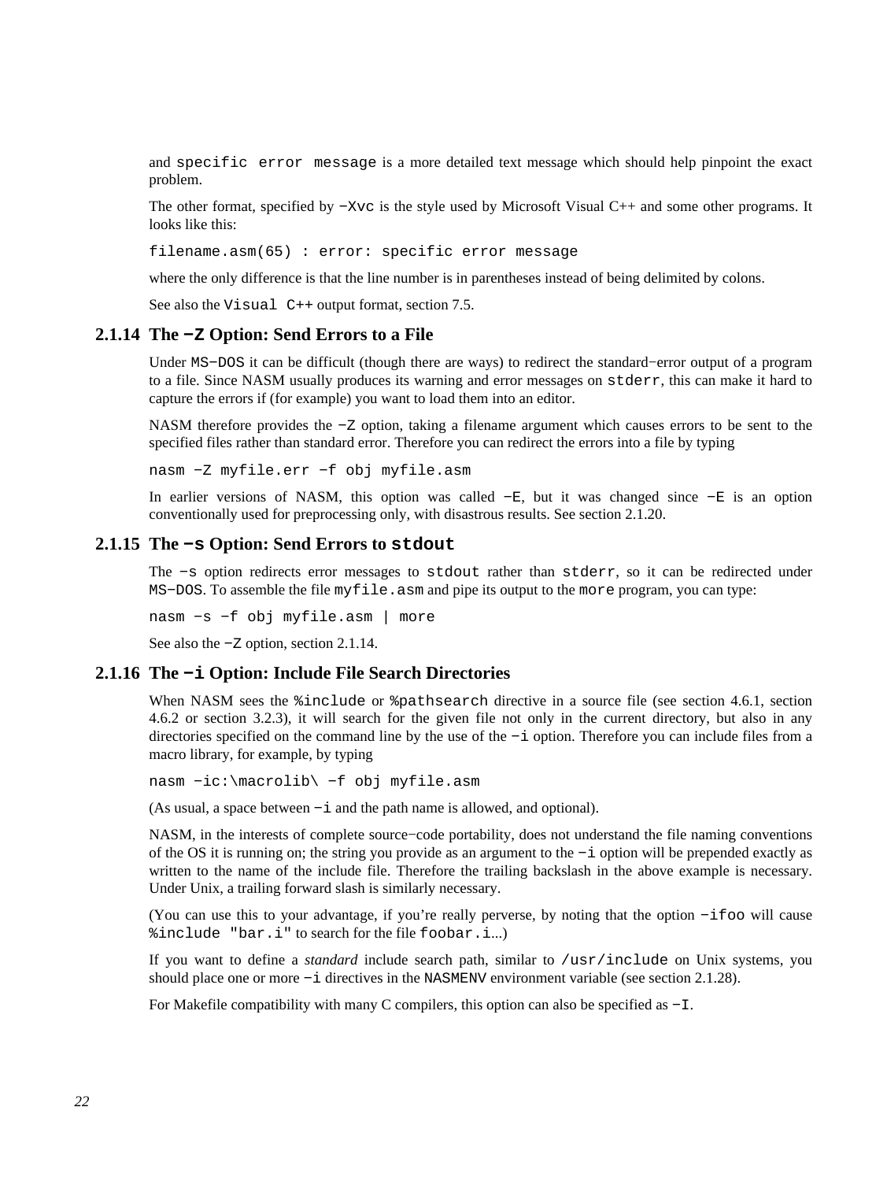and `specific error message` is a more detailed text message which should help pinpoint the exact problem.

The other format, specified by `−Xvc` is the style used by Microsoft Visual C++ and some other programs. It looks like this:

```
filename.asm(65) : error: specific error message
```

where the only difference is that the line number is in parentheses instead of being delimited by colons.

See also the `Visual C++` output format, section 7.5.

### 2.1.14 The `−Z` Option: Send Errors to a File

Under `MS−DOS` it can be difficult (though there are ways) to redirect the standard−error output of a program to a file. Since NASM usually produces its warning and error messages on `stderr`, this can make it hard to capture the errors if (for example) you want to load them into an editor.

NASM therefore provides the `−Z` option, taking a filename argument which causes errors to be sent to the specified files rather than standard error. Therefore you can redirect the errors into a file by typing

```
nasm −Z myfile.err −f obj myfile.asm
```

In earlier versions of NASM, this option was called `−E`, but it was changed since `−E` is an option conventionally used for preprocessing only, with disastrous results. See section 2.1.20.

### 2.1.15 The `−s` Option: Send Errors to `stdout`

The `−s` option redirects error messages to `stdout` rather than `stderr`, so it can be redirected under `MS−DOS`. To assemble the file `myfile.asm` and pipe its output to the `more` program, you can type:

```
nasm −s −f obj myfile.asm | more
```

See also the `−Z` option, section 2.1.14.

### 2.1.16 The `−i` Option: Include File Search Directories

When NASM sees the `%include` or `%pathsearch` directive in a source file (see section 4.6.1, section 4.6.2 or section 3.2.3), it will search for the given file not only in the current directory, but also in any directories specified on the command line by the use of the `−i` option. Therefore you can include files from a macro library, for example, by typing

```
nasm −ic:\macrolib\ −f obj myfile.asm
```

(As usual, a space between `−i` and the path name is allowed, and optional).

NASM, in the interests of complete source−code portability, does not understand the file naming conventions of the OS it is running on; the string you provide as an argument to the `−i` option will be prepended exactly as written to the name of the include file. Therefore the trailing backslash in the above example is necessary. Under Unix, a trailing forward slash is similarly necessary.

(You can use this to your advantage, if you're really perverse, by noting that the option `−ifoo` will cause `%include "bar.i"` to search for the file `foobar.i`...)

If you want to define a *standard* include search path, similar to `/usr/include` on Unix systems, you should place one or more `−i` directives in the `NASMENV` environment variable (see section 2.1.28).

For Makefile compatibility with many C compilers, this option can also be specified as `−I`.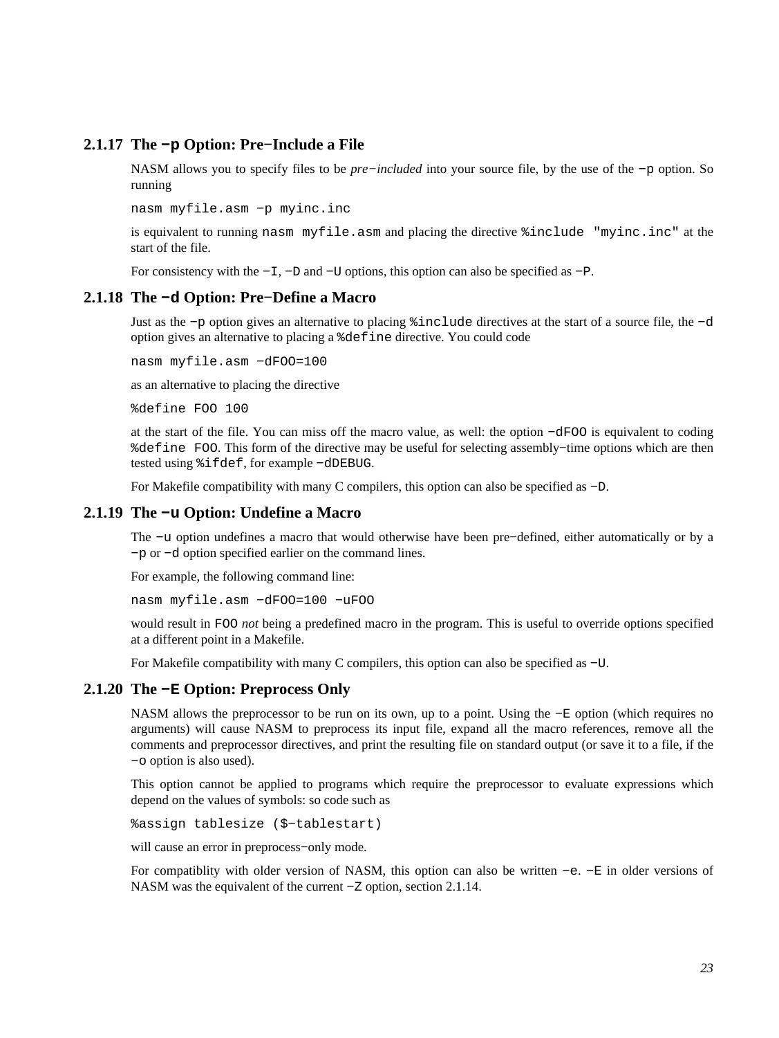### 2.1.17 The `−p` Option: Pre−Include a File

NASM allows you to specify files to be *pre−included* into your source file, by the use of the `−p` option. So running

```
nasm myfile.asm −p myinc.inc
```

is equivalent to running `nasm myfile.asm` and placing the directive `%include "myinc.inc"` at the start of the file.

For consistency with the `−I`, `−D` and `−U` options, this option can also be specified as `−P`.

### 2.1.18 The `−d` Option: Pre−Define a Macro

Just as the `−p` option gives an alternative to placing `%include` directives at the start of a source file, the `−d` option gives an alternative to placing a `%define` directive. You could code

```
nasm myfile.asm −dFOO=100
```

as an alternative to placing the directive

```
%define FOO 100
```

at the start of the file. You can miss off the macro value, as well: the option `−dFOO` is equivalent to coding `%define FOO`. This form of the directive may be useful for selecting assembly−time options which are then tested using `%ifdef`, for example `−dDEBUG`.

For Makefile compatibility with many C compilers, this option can also be specified as `−D`.

### 2.1.19 The `−u` Option: Undefine a Macro

The `−u` option undefines a macro that would otherwise have been pre−defined, either automatically or by a `−p` or `−d` option specified earlier on the command lines.

For example, the following command line:

```
nasm myfile.asm −dFOO=100 −uFOO
```

would result in `FOO` *not* being a predefined macro in the program. This is useful to override options specified at a different point in a Makefile.

For Makefile compatibility with many C compilers, this option can also be specified as `−U`.

### 2.1.20 The `−E` Option: Preprocess Only

NASM allows the preprocessor to be run on its own, up to a point. Using the `−E` option (which requires no arguments) will cause NASM to preprocess its input file, expand all the macro references, remove all the comments and preprocessor directives, and print the resulting file on standard output (or save it to a file, if the `−o` option is also used).

This option cannot be applied to programs which require the preprocessor to evaluate expressions which depend on the values of symbols: so code such as

```
%assign tablesize ($−tablestart)
```

will cause an error in preprocess−only mode.

For compatiblity with older version of NASM, this option can also be written `−e`. `−E` in older versions of NASM was the equivalent of the current `−Z` option, section 2.1.14.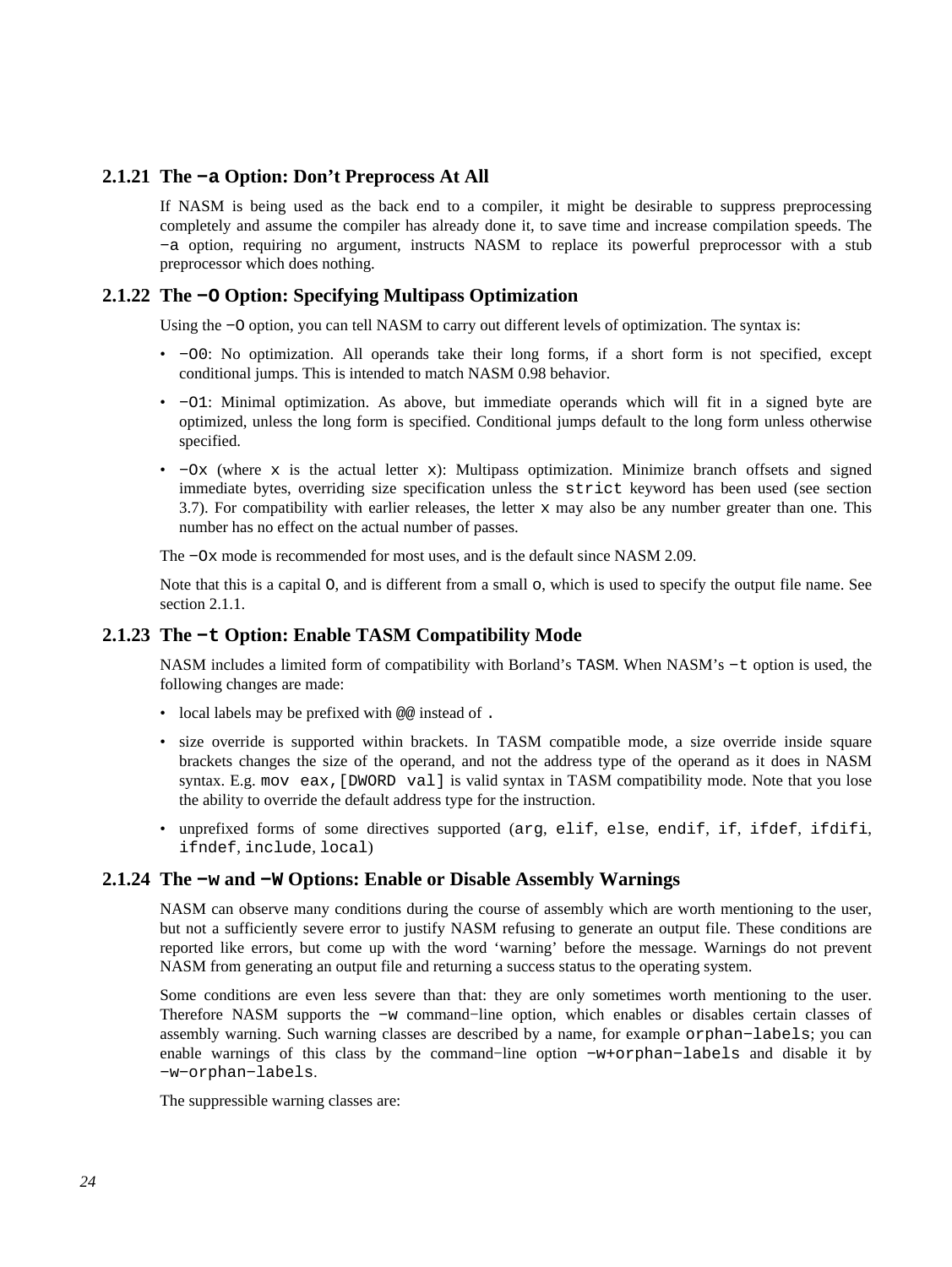### 2.1.21 The `-a` Option: Don't Preprocess At All

If NASM is being used as the back end to a compiler, it might be desirable to suppress preprocessing completely and assume the compiler has already done it, to save time and increase compilation speeds. The `-a` option, requiring no argument, instructs NASM to replace its powerful preprocessor with a stub preprocessor which does nothing.

### 2.1.22 The `-O` Option: Specifying Multipass Optimization

Using the `-O` option, you can tell NASM to carry out different levels of optimization. The syntax is:

- `-O0`: No optimization. All operands take their long forms, if a short form is not specified, except conditional jumps. This is intended to match NASM 0.98 behavior.
- `-O1`: Minimal optimization. As above, but immediate operands which will fit in a signed byte are optimized, unless the long form is specified. Conditional jumps default to the long form unless otherwise specified.
- `-Ox` (where `x` is the actual letter `x`): Multipass optimization. Minimize branch offsets and signed immediate bytes, overriding size specification unless the `strict` keyword has been used (see section 3.7). For compatibility with earlier releases, the letter `x` may also be any number greater than one. This number has no effect on the actual number of passes.

The `-Ox` mode is recommended for most uses, and is the default since NASM 2.09.

Note that this is a capital `O`, and is different from a small `o`, which is used to specify the output file name. See section 2.1.1.

### 2.1.23 The `-t` Option: Enable TASM Compatibility Mode

NASM includes a limited form of compatibility with Borland's `TASM`. When NASM's `-t` option is used, the following changes are made:

- local labels may be prefixed with `@@` instead of `.`
- size override is supported within brackets. In TASM compatible mode, a size override inside square brackets changes the size of the operand, and not the address type of the operand as it does in NASM syntax. E.g. `mov eax,[DWORD val]` is valid syntax in TASM compatibility mode. Note that you lose the ability to override the default address type for the instruction.
- unprefixed forms of some directives supported (`arg`, `elif`, `else`, `endif`, `if`, `ifdef`, `ifdifi`, `ifndef`, `include`, `local`)

### 2.1.24 The `-w` and `-W` Options: Enable or Disable Assembly Warnings

NASM can observe many conditions during the course of assembly which are worth mentioning to the user, but not a sufficiently severe error to justify NASM refusing to generate an output file. These conditions are reported like errors, but come up with the word 'warning' before the message. Warnings do not prevent NASM from generating an output file and returning a success status to the operating system.

Some conditions are even less severe than that: they are only sometimes worth mentioning to the user. Therefore NASM supports the `-w` command-line option, which enables or disables certain classes of assembly warning. Such warning classes are described by a name, for example `orphan-labels`; you can enable warnings of this class by the command-line option `-w+orphan-labels` and disable it by `-w-orphan-labels`.

The suppressible warning classes are: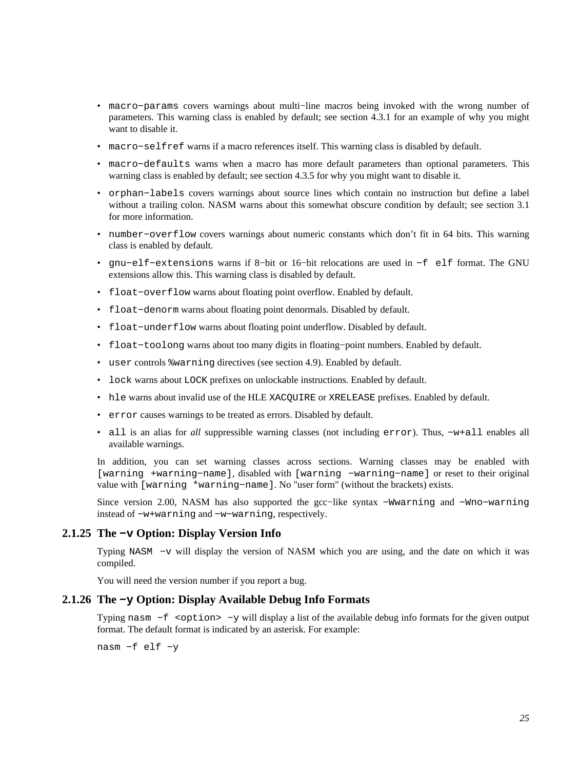- `macro−params` covers warnings about multi−line macros being invoked with the wrong number of parameters. This warning class is enabled by default; see section 4.3.1 for an example of why you might want to disable it.
- `macro−selfref` warns if a macro references itself. This warning class is disabled by default.
- `macro−defaults` warns when a macro has more default parameters than optional parameters. This warning class is enabled by default; see section 4.3.5 for why you might want to disable it.
- `orphan−labels` covers warnings about source lines which contain no instruction but define a label without a trailing colon. NASM warns about this somewhat obscure condition by default; see section 3.1 for more information.
- `number−overflow` covers warnings about numeric constants which don't fit in 64 bits. This warning class is enabled by default.
- `gnu−elf−extensions` warns if 8−bit or 16−bit relocations are used in `−f elf` format. The GNU extensions allow this. This warning class is disabled by default.
- `float−overflow` warns about floating point overflow. Enabled by default.
- `float−denorm` warns about floating point denormals. Disabled by default.
- `float−underflow` warns about floating point underflow. Disabled by default.
- `float−toolong` warns about too many digits in floating−point numbers. Enabled by default.
- `user` controls `%warning` directives (see section 4.9). Enabled by default.
- `lock` warns about `LOCK` prefixes on unlockable instructions. Enabled by default.
- `hle` warns about invalid use of the HLE `XACQUIRE` or `XRELEASE` prefixes. Enabled by default.
- `error` causes warnings to be treated as errors. Disabled by default.
- `all` is an alias for *all* suppressible warning classes (not including `error`). Thus, `−w+all` enables all available warnings.

In addition, you can set warning classes across sections. Warning classes may be enabled with `[warning +warning−name]`, disabled with `[warning −warning−name]` or reset to their original value with `[warning *warning−name]`. No "user form" (without the brackets) exists.

Since version 2.00, NASM has also supported the gcc−like syntax `−Wwarning` and `−Wno−warning` instead of `−w+warning` and `−w−warning`, respectively.

### 2.1.25 The `−v` Option: Display Version Info

Typing `NASM −v` will display the version of NASM which you are using, and the date on which it was compiled.

You will need the version number if you report a bug.

### 2.1.26 The `−y` Option: Display Available Debug Info Formats

Typing `nasm −f <option> −y` will display a list of the available debug info formats for the given output format. The default format is indicated by an asterisk. For example:

```
nasm −f elf −y
```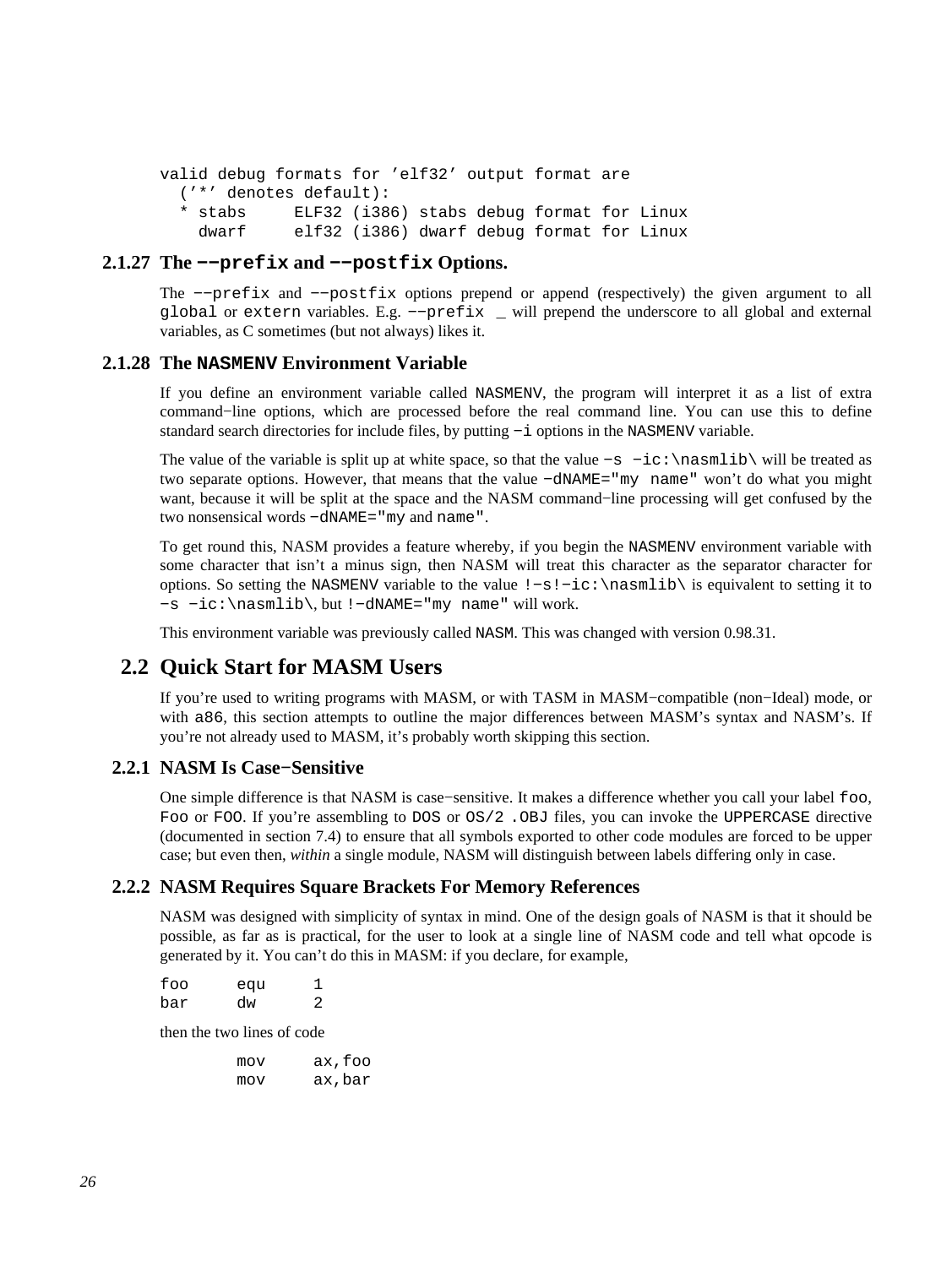```
valid debug formats for 'elf32' output format are
  ('*' denotes default):
  * stabs     ELF32 (i386) stabs debug format for Linux
    dwarf     elf32 (i386) dwarf debug format for Linux
```

### 2.1.27 The `--prefix` and `--postfix` Options.

The `--prefix` and `--postfix` options prepend or append (respectively) the given argument to all `global` or `extern` variables. E.g. `--prefix _` will prepend the underscore to all global and external variables, as C sometimes (but not always) likes it.

### 2.1.28 The `NASMENV` Environment Variable

If you define an environment variable called `NASMENV`, the program will interpret it as a list of extra command-line options, which are processed before the real command line. You can use this to define standard search directories for include files, by putting `-i` options in the `NASMENV` variable.

The value of the variable is split up at white space, so that the value `-s -ic:\nasmlib\` will be treated as two separate options. However, that means that the value `-dNAME="my name"` won't do what you might want, because it will be split at the space and the NASM command-line processing will get confused by the two nonsensical words `-dNAME="my` and `name"`.

To get round this, NASM provides a feature whereby, if you begin the `NASMENV` environment variable with some character that isn't a minus sign, then NASM will treat this character as the separator character for options. So setting the `NASMENV` variable to the value `!-s!-ic:\nasmlib\` is equivalent to setting it to `-s -ic:\nasmlib\`, but `!-dNAME="my name"` will work.

This environment variable was previously called `NASM`. This was changed with version 0.98.31.

## 2.2 Quick Start for MASM Users

If you're used to writing programs with MASM, or with TASM in MASM-compatible (non-Ideal) mode, or with `a86`, this section attempts to outline the major differences between MASM's syntax and NASM's. If you're not already used to MASM, it's probably worth skipping this section.

### 2.2.1 NASM Is Case-Sensitive

One simple difference is that NASM is case-sensitive. It makes a difference whether you call your label `foo`, `Foo` or `FOO`. If you're assembling to `DOS` or `OS/2 .OBJ` files, you can invoke the `UPPERCASE` directive (documented in section 7.4) to ensure that all symbols exported to other code modules are forced to be upper case; but even then, *within* a single module, NASM will distinguish between labels differing only in case.

### 2.2.2 NASM Requires Square Brackets For Memory References

NASM was designed with simplicity of syntax in mind. One of the design goals of NASM is that it should be possible, as far as is practical, for the user to look at a single line of NASM code and tell what opcode is generated by it. You can't do this in MASM: if you declare, for example,

```
foo     equ     1
bar     dw      2
```

then the two lines of code

```
        mov     ax,foo
        mov     ax,bar
```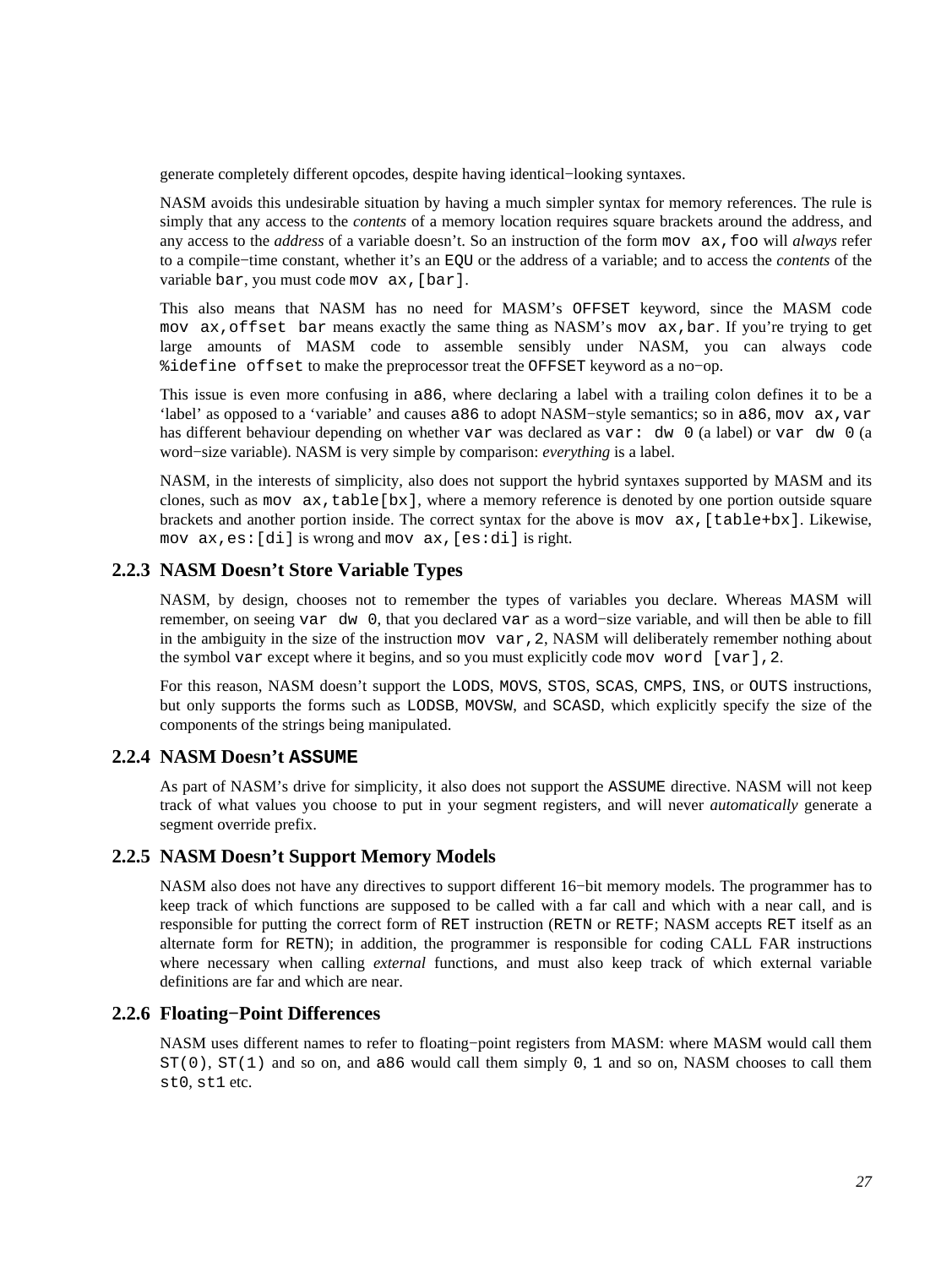generate completely different opcodes, despite having identical−looking syntaxes.

NASM avoids this undesirable situation by having a much simpler syntax for memory references. The rule is simply that any access to the *contents* of a memory location requires square brackets around the address, and any access to the *address* of a variable doesn't. So an instruction of the form `mov ax,foo` will *always* refer to a compile−time constant, whether it's an `EQU` or the address of a variable; and to access the *contents* of the variable `bar`, you must code `mov ax,[bar]`.

This also means that NASM has no need for MASM's `OFFSET` keyword, since the MASM code `mov ax,offset bar` means exactly the same thing as NASM's `mov ax,bar`. If you're trying to get large amounts of MASM code to assemble sensibly under NASM, you can always code `%idefine offset` to make the preprocessor treat the `OFFSET` keyword as a no−op.

This issue is even more confusing in `a86`, where declaring a label with a trailing colon defines it to be a 'label' as opposed to a 'variable' and causes `a86` to adopt NASM−style semantics; so in `a86`, `mov ax,var` has different behaviour depending on whether `var` was declared as `var: dw 0` (a label) or `var dw 0` (a word−size variable). NASM is very simple by comparison: *everything* is a label.

NASM, in the interests of simplicity, also does not support the hybrid syntaxes supported by MASM and its clones, such as `mov ax,table[bx]`, where a memory reference is denoted by one portion outside square brackets and another portion inside. The correct syntax for the above is `mov ax,[table+bx]`. Likewise, `mov ax,es:[di]` is wrong and `mov ax,[es:di]` is right.

### 2.2.3 NASM Doesn't Store Variable Types

NASM, by design, chooses not to remember the types of variables you declare. Whereas MASM will remember, on seeing `var dw 0`, that you declared `var` as a word−size variable, and will then be able to fill in the ambiguity in the size of the instruction `mov var,2`, NASM will deliberately remember nothing about the symbol `var` except where it begins, and so you must explicitly code `mov word [var],2`.

For this reason, NASM doesn't support the `LODS`, `MOVS`, `STOS`, `SCAS`, `CMPS`, `INS`, or `OUTS` instructions, but only supports the forms such as `LODSB`, `MOVSW`, and `SCASD`, which explicitly specify the size of the components of the strings being manipulated.

### 2.2.4 NASM Doesn't `ASSUME`

As part of NASM's drive for simplicity, it also does not support the `ASSUME` directive. NASM will not keep track of what values you choose to put in your segment registers, and will never *automatically* generate a segment override prefix.

### 2.2.5 NASM Doesn't Support Memory Models

NASM also does not have any directives to support different 16−bit memory models. The programmer has to keep track of which functions are supposed to be called with a far call and which with a near call, and is responsible for putting the correct form of `RET` instruction (`RETN` or `RETF`; NASM accepts `RET` itself as an alternate form for `RETN`); in addition, the programmer is responsible for coding CALL FAR instructions where necessary when calling *external* functions, and must also keep track of which external variable definitions are far and which are near.

### 2.2.6 Floating−Point Differences

NASM uses different names to refer to floating−point registers from MASM: where MASM would call them `ST(0)`, `ST(1)` and so on, and `a86` would call them simply `0`, `1` and so on, NASM chooses to call them `st0`, `st1` etc.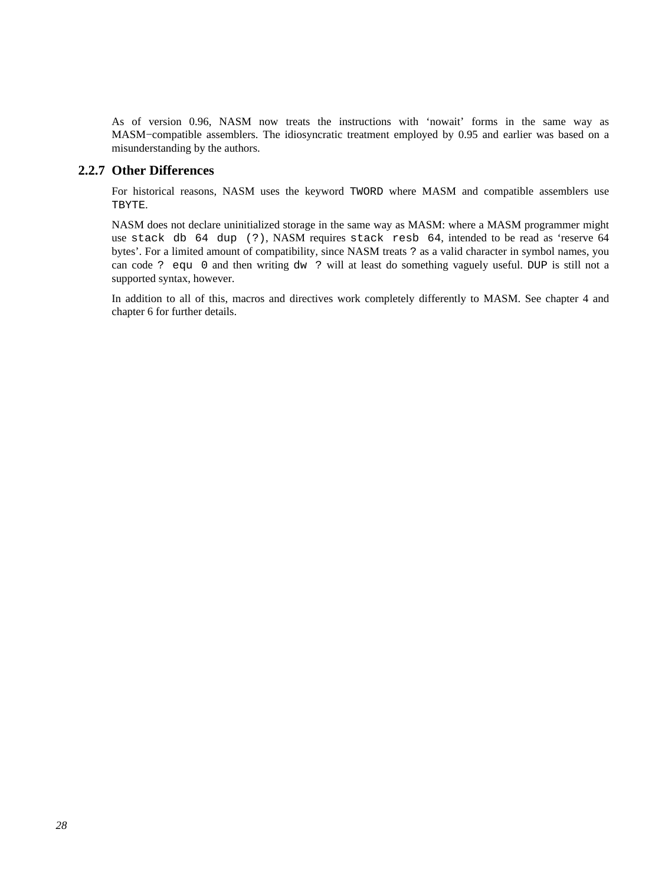As of version 0.96, NASM now treats the instructions with ‘nowait’ forms in the same way as MASM−compatible assemblers. The idiosyncratic treatment employed by 0.95 and earlier was based on a misunderstanding by the authors.

### 2.2.7 Other Differences

For historical reasons, NASM uses the keyword `TWORD` where MASM and compatible assemblers use `TBYTE`.

NASM does not declare uninitialized storage in the same way as MASM: where a MASM programmer might use `stack db 64 dup (?)`, NASM requires `stack resb 64`, intended to be read as ‘reserve 64 bytes’. For a limited amount of compatibility, since NASM treats `?` as a valid character in symbol names, you can code `? equ 0` and then writing `dw ?` will at least do something vaguely useful. `DUP` is still not a supported syntax, however.

In addition to all of this, macros and directives work completely differently to MASM. See chapter 4 and chapter 6 for further details.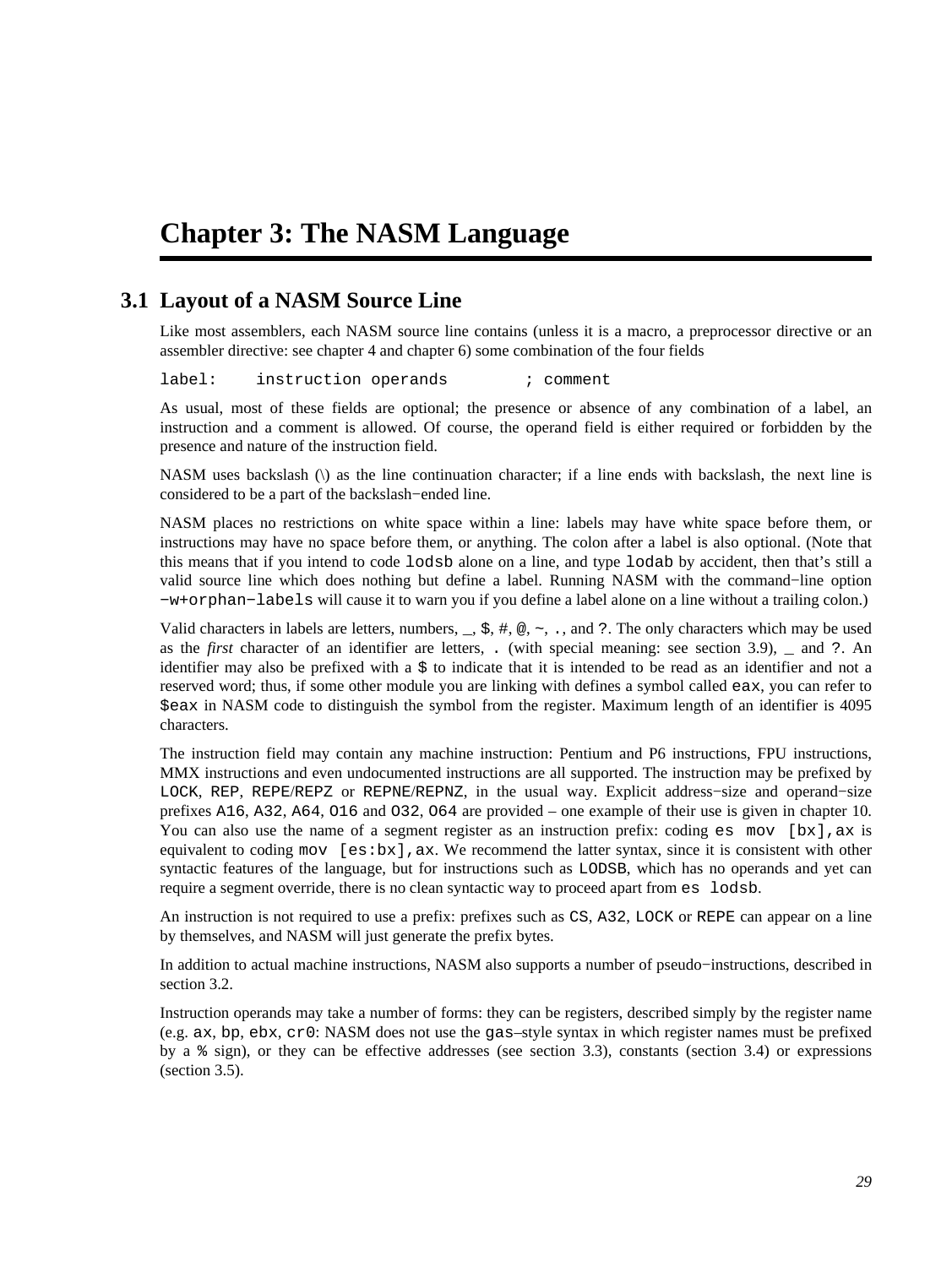# Chapter 3: The NASM Language

## 3.1 Layout of a NASM Source Line

Like most assemblers, each NASM source line contains (unless it is a macro, a preprocessor directive or an assembler directive: see chapter 4 and chapter 6) some combination of the four fields

```
label:    instruction operands        ; comment
```

As usual, most of these fields are optional; the presence or absence of any combination of a label, an instruction and a comment is allowed. Of course, the operand field is either required or forbidden by the presence and nature of the instruction field.

NASM uses backslash (\) as the line continuation character; if a line ends with backslash, the next line is considered to be a part of the backslash−ended line.

NASM places no restrictions on white space within a line: labels may have white space before them, or instructions may have no space before them, or anything. The colon after a label is also optional. (Note that this means that if you intend to code `lodsb` alone on a line, and type `lodab` by accident, then that's still a valid source line which does nothing but define a label. Running NASM with the command−line option `−w+orphan−labels` will cause it to warn you if you define a label alone on a line without a trailing colon.)

Valid characters in labels are letters, numbers, `_`, `$`, `#`, `@`, `~`, `.`, and `?`. The only characters which may be used as the *first* character of an identifier are letters, `.` (with special meaning: see section 3.9), `_` and `?`. An identifier may also be prefixed with a `$` to indicate that it is intended to be read as an identifier and not a reserved word; thus, if some other module you are linking with defines a symbol called `eax`, you can refer to `$eax` in NASM code to distinguish the symbol from the register. Maximum length of an identifier is 4095 characters.

The instruction field may contain any machine instruction: Pentium and P6 instructions, FPU instructions, MMX instructions and even undocumented instructions are all supported. The instruction may be prefixed by `LOCK`, `REP`, `REPE`/`REPZ` or `REPNE`/`REPNZ`, in the usual way. Explicit address−size and operand−size prefixes `A16`, `A32`, `A64`, `O16` and `O32`, `O64` are provided – one example of their use is given in chapter 10. You can also use the name of a segment register as an instruction prefix: coding `es mov [bx],ax` is equivalent to coding `mov [es:bx],ax`. We recommend the latter syntax, since it is consistent with other syntactic features of the language, but for instructions such as `LODSB`, which has no operands and yet can require a segment override, there is no clean syntactic way to proceed apart from `es lodsb`.

An instruction is not required to use a prefix: prefixes such as `CS`, `A32`, `LOCK` or `REPE` can appear on a line by themselves, and NASM will just generate the prefix bytes.

In addition to actual machine instructions, NASM also supports a number of pseudo−instructions, described in section 3.2.

Instruction operands may take a number of forms: they can be registers, described simply by the register name (e.g. `ax`, `bp`, `ebx`, `cr0`: NASM does not use the `gas`–style syntax in which register names must be prefixed by a `%` sign), or they can be effective addresses (see section 3.3), constants (section 3.4) or expressions (section 3.5).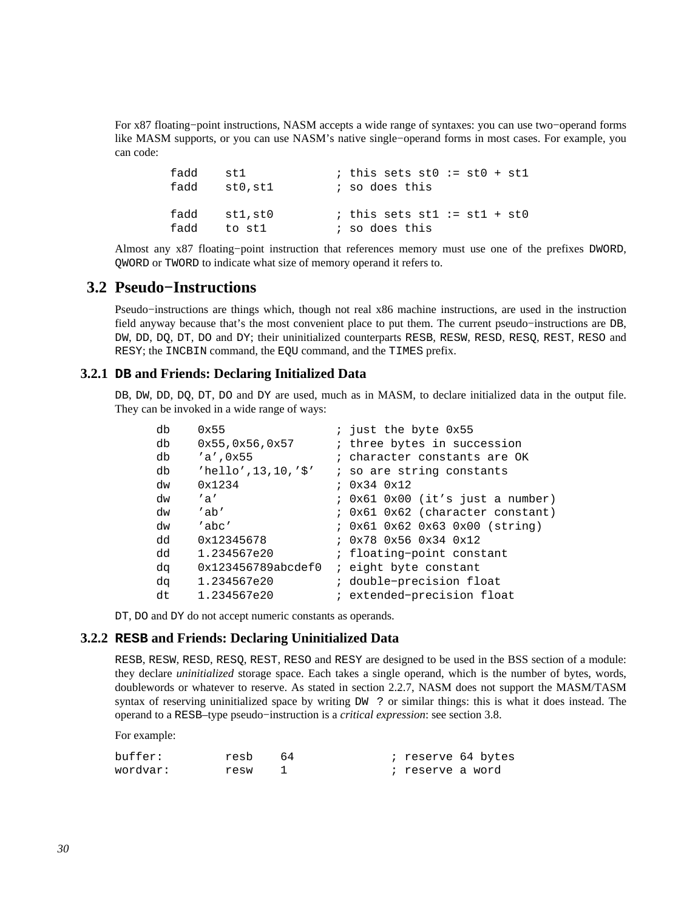For x87 floating−point instructions, NASM accepts a wide range of syntaxes: you can use two−operand forms like MASM supports, or you can use NASM's native single−operand forms in most cases. For example, you can code:

```
        fadd    st1             ; this sets st0 := st0 + st1
        fadd    st0,st1         ; so does this

        fadd    st1,st0         ; this sets st1 := st1 + st0
        fadd    to st1          ; so does this
```

Almost any x87 floating−point instruction that references memory must use one of the prefixes `DWORD`, `QWORD` or `TWORD` to indicate what size of memory operand it refers to.

## 3.2 Pseudo−Instructions

Pseudo−instructions are things which, though not real x86 machine instructions, are used in the instruction field anyway because that's the most convenient place to put them. The current pseudo−instructions are `DB`, `DW`, `DD`, `DQ`, `DT`, `DO` and `DY`; their uninitialized counterparts `RESB`, `RESW`, `RESD`, `RESQ`, `REST`, `RESO` and `RESY`; the `INCBIN` command, the `EQU` command, and the `TIMES` prefix.

### 3.2.1 `DB` and Friends: Declaring Initialized Data

`DB`, `DW`, `DD`, `DQ`, `DT`, `DO` and `DY` are used, much as in MASM, to declare initialized data in the output file. They can be invoked in a wide range of ways:

```
      db    0x55                ; just the byte 0x55
      db    0x55,0x56,0x57      ; three bytes in succession
      db    'a',0x55            ; character constants are OK
      db    'hello',13,10,'$'   ; so are string constants
      dw    0x1234              ; 0x34 0x12
      dw    'a'                 ; 0x61 0x00 (it's just a number)
      dw    'ab'                ; 0x61 0x62 (character constant)
      dw    'abc'               ; 0x61 0x62 0x63 0x00 (string)
      dd    0x12345678          ; 0x78 0x56 0x34 0x12
      dd    1.234567e20         ; floating−point constant
      dq    0x123456789abcdef0  ; eight byte constant
      dq    1.234567e20         ; double−precision float
      dt    1.234567e20         ; extended−precision float
```

`DT`, `DO` and `DY` do not accept numeric constants as operands.

### 3.2.2 `RESB` and Friends: Declaring Uninitialized Data

`RESB`, `RESW`, `RESD`, `RESQ`, `REST`, `RESO` and `RESY` are designed to be used in the BSS section of a module: they declare *uninitialized* storage space. Each takes a single operand, which is the number of bytes, words, doublewords or whatever to reserve. As stated in section 2.2.7, NASM does not support the MASM/TASM syntax of reserving uninitialized space by writing `DW ?` or similar things: this is what it does instead. The operand to a `RESB`–type pseudo−instruction is a *critical expression*: see section 3.8.

For example:

```
buffer:         resb    64              ; reserve 64 bytes
wordvar:        resw    1               ; reserve a word
```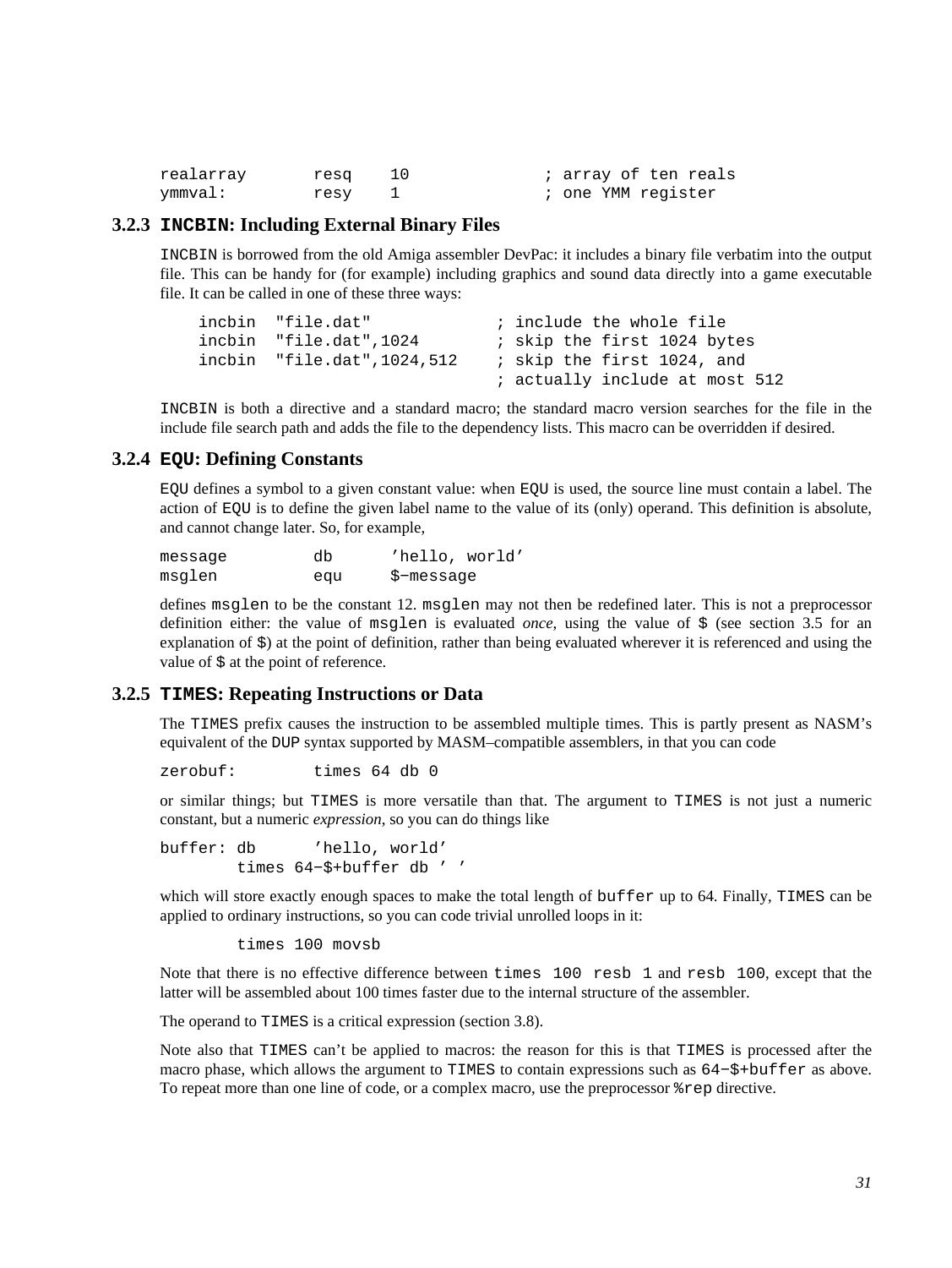```
realarray       resq    10              ; array of ten reals
ymmval:         resy    1               ; one YMM register
```

### 3.2.3 `INCBIN`: Including External Binary Files

`INCBIN` is borrowed from the old Amiga assembler DevPac: it includes a binary file verbatim into the output file. This can be handy for (for example) including graphics and sound data directly into a game executable file. It can be called in one of these three ways:

```
    incbin  "file.dat"             ; include the whole file
    incbin  "file.dat",1024        ; skip the first 1024 bytes
    incbin  "file.dat",1024,512    ; skip the first 1024, and
                                   ; actually include at most 512
```

`INCBIN` is both a directive and a standard macro; the standard macro version searches for the file in the include file search path and adds the file to the dependency lists. This macro can be overridden if desired.

### 3.2.4 `EQU`: Defining Constants

`EQU` defines a symbol to a given constant value: when `EQU` is used, the source line must contain a label. The action of `EQU` is to define the given label name to the value of its (only) operand. This definition is absolute, and cannot change later. So, for example,

```
message         db      'hello, world'
msglen          equ     $-message
```

defines `msglen` to be the constant 12. `msglen` may not then be redefined later. This is not a preprocessor definition either: the value of `msglen` is evaluated *once*, using the value of `$` (see section 3.5 for an explanation of `$`) at the point of definition, rather than being evaluated wherever it is referenced and using the value of `$` at the point of reference.

### 3.2.5 `TIMES`: Repeating Instructions or Data

The `TIMES` prefix causes the instruction to be assembled multiple times. This is partly present as NASM's equivalent of the `DUP` syntax supported by MASM–compatible assemblers, in that you can code

```
zerobuf:        times 64 db 0
```

or similar things; but `TIMES` is more versatile than that. The argument to `TIMES` is not just a numeric constant, but a numeric *expression*, so you can do things like

```
buffer: db      'hello, world'
        times 64-$+buffer db ' '
```

which will store exactly enough spaces to make the total length of `buffer` up to 64. Finally, `TIMES` can be applied to ordinary instructions, so you can code trivial unrolled loops in it:

```
        times 100 movsb
```

Note that there is no effective difference between `times 100 resb 1` and `resb 100`, except that the latter will be assembled about 100 times faster due to the internal structure of the assembler.

The operand to `TIMES` is a critical expression (section 3.8).

Note also that `TIMES` can't be applied to macros: the reason for this is that `TIMES` is processed after the macro phase, which allows the argument to `TIMES` to contain expressions such as `64-$+buffer` as above. To repeat more than one line of code, or a complex macro, use the preprocessor `%rep` directive.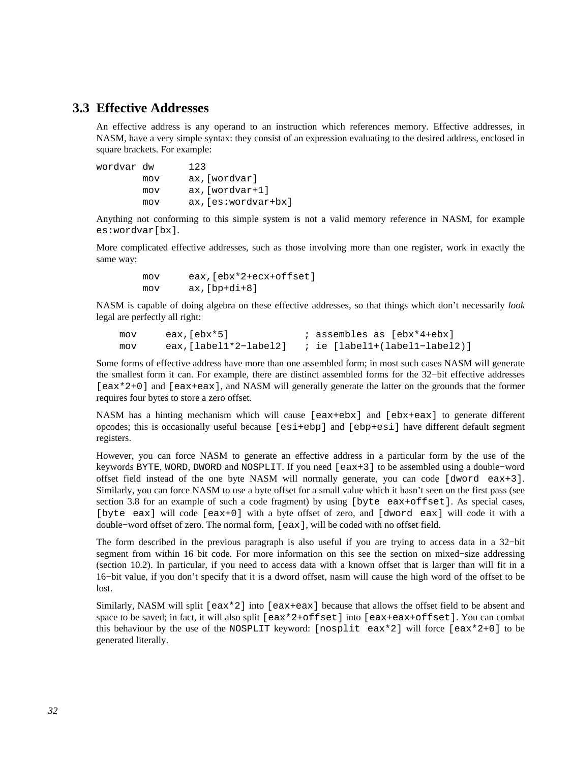## 3.3 Effective Addresses

An effective address is any operand to an instruction which references memory. Effective addresses, in NASM, have a very simple syntax: they consist of an expression evaluating to the desired address, enclosed in square brackets. For example:

```
wordvar dw      123
        mov     ax,[wordvar]
        mov     ax,[wordvar+1]
        mov     ax,[es:wordvar+bx]
```

Anything not conforming to this simple system is not a valid memory reference in NASM, for example `es:wordvar[bx]`.

More complicated effective addresses, such as those involving more than one register, work in exactly the same way:

```
        mov     eax,[ebx*2+ecx+offset]
        mov     ax,[bp+di+8]
```

NASM is capable of doing algebra on these effective addresses, so that things which don't necessarily *look* legal are perfectly all right:

```
    mov     eax,[ebx*5]             ; assembles as [ebx*4+ebx]
    mov     eax,[label1*2-label2]   ; ie [label1+(label1-label2)]
```

Some forms of effective address have more than one assembled form; in most such cases NASM will generate the smallest form it can. For example, there are distinct assembled forms for the 32-bit effective addresses `[eax*2+0]` and `[eax+eax]`, and NASM will generally generate the latter on the grounds that the former requires four bytes to store a zero offset.

NASM has a hinting mechanism which will cause `[eax+ebx]` and `[ebx+eax]` to generate different opcodes; this is occasionally useful because `[esi+ebp]` and `[ebp+esi]` have different default segment registers.

However, you can force NASM to generate an effective address in a particular form by the use of the keywords `BYTE`, `WORD`, `DWORD` and `NOSPLIT`. If you need `[eax+3]` to be assembled using a double-word offset field instead of the one byte NASM will normally generate, you can code `[dword eax+3]`. Similarly, you can force NASM to use a byte offset for a small value which it hasn't seen on the first pass (see section 3.8 for an example of such a code fragment) by using `[byte eax+offset]`. As special cases, `[byte eax]` will code `[eax+0]` with a byte offset of zero, and `[dword eax]` will code it with a double-word offset of zero. The normal form, `[eax]`, will be coded with no offset field.

The form described in the previous paragraph is also useful if you are trying to access data in a 32-bit segment from within 16 bit code. For more information on this see the section on mixed-size addressing (section 10.2). In particular, if you need to access data with a known offset that is larger than will fit in a 16-bit value, if you don't specify that it is a dword offset, nasm will cause the high word of the offset to be lost.

Similarly, NASM will split `[eax*2]` into `[eax+eax]` because that allows the offset field to be absent and space to be saved; in fact, it will also split `[eax*2+offset]` into `[eax+eax+offset]`. You can combat this behaviour by the use of the `NOSPLIT` keyword: `[nosplit eax*2]` will force `[eax*2+0]` to be generated literally.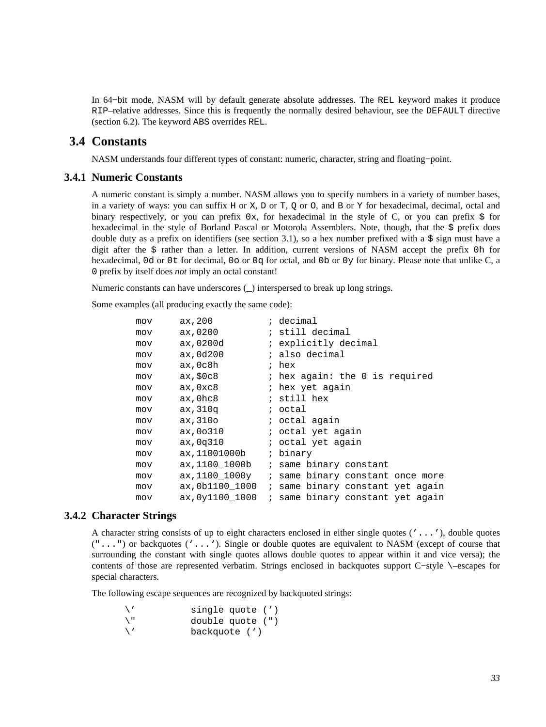In 64−bit mode, NASM will by default generate absolute addresses. The `REL` keyword makes it produce `RIP`–relative addresses. Since this is frequently the normally desired behaviour, see the `DEFAULT` directive (section 6.2). The keyword `ABS` overrides `REL`.

## 3.4 Constants

NASM understands four different types of constant: numeric, character, string and floating−point.

### 3.4.1 Numeric Constants

A numeric constant is simply a number. NASM allows you to specify numbers in a variety of number bases, in a variety of ways: you can suffix `H` or `X`, `D` or `T`, `Q` or `O`, and `B` or `Y` for hexadecimal, decimal, octal and binary respectively, or you can prefix `0x`, for hexadecimal in the style of C, or you can prefix `$` for hexadecimal in the style of Borland Pascal or Motorola Assemblers. Note, though, that the `$` prefix does double duty as a prefix on identifiers (see section 3.1), so a hex number prefixed with a `$` sign must have a digit after the `$` rather than a letter. In addition, current versions of NASM accept the prefix `0h` for hexadecimal, `0d` or `0t` for decimal, `0o` or `0q` for octal, and `0b` or `0y` for binary. Please note that unlike C, a `0` prefix by itself does *not* imply an octal constant!

Numeric constants can have underscores (_) interspersed to break up long strings.

Some examples (all producing exactly the same code):

```
        mov     ax,200          ; decimal
        mov     ax,0200         ; still decimal
        mov     ax,0200d        ; explicitly decimal
        mov     ax,0d200        ; also decimal
        mov     ax,0c8h         ; hex
        mov     ax,$0c8         ; hex again: the 0 is required
        mov     ax,0xc8         ; hex yet again
        mov     ax,0hc8         ; still hex
        mov     ax,310q         ; octal
        mov     ax,310o         ; octal again
        mov     ax,0o310        ; octal yet again
        mov     ax,0q310        ; octal yet again
        mov     ax,11001000b    ; binary
        mov     ax,1100_1000b   ; same binary constant
        mov     ax,1100_1000y   ; same binary constant once more
        mov     ax,0b1100_1000  ; same binary constant yet again
        mov     ax,0y1100_1000  ; same binary constant yet again
```

### 3.4.2 Character Strings

A character string consists of up to eight characters enclosed in either single quotes (`'...'`), double quotes (`"..."`) or backquotes (`` `...` ``). Single or double quotes are equivalent to NASM (except of course that surrounding the constant with single quotes allows double quotes to appear within it and vice versa); the contents of those are represented verbatim. Strings enclosed in backquotes support C−style `\`–escapes for special characters.

The following escape sequences are recognized by backquoted strings:

```
      \'          single quote (')
      \"          double quote (")
      \`          backquote (`)
```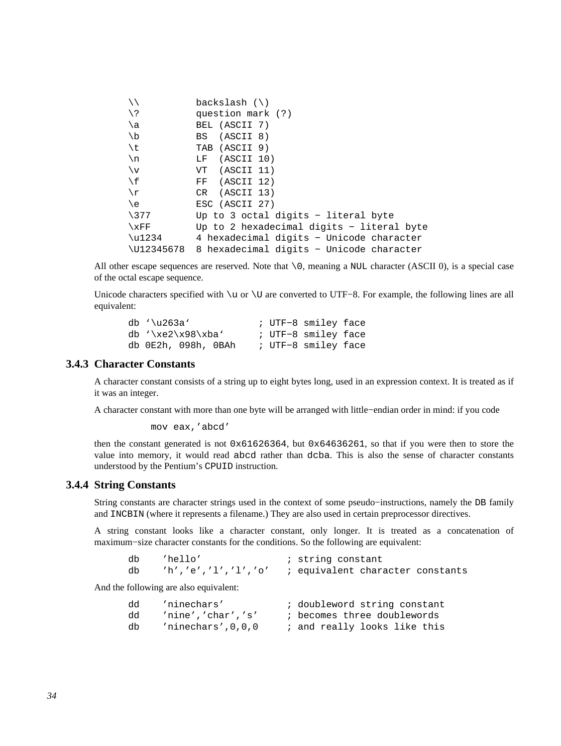```
\\          backslash (\)
\?          question mark (?)
\a          BEL (ASCII 7)
\b          BS  (ASCII 8)
\t          TAB (ASCII 9)
\n          LF  (ASCII 10)
\v          VT  (ASCII 11)
\f          FF  (ASCII 12)
\r          CR  (ASCII 13)
\e          ESC (ASCII 27)
\377        Up to 3 octal digits − literal byte
\xFF        Up to 2 hexadecimal digits − literal byte
\u1234      4 hexadecimal digits − Unicode character
\U12345678  8 hexadecimal digits − Unicode character
```

All other escape sequences are reserved. Note that `\0`, meaning a `NUL` character (ASCII 0), is a special case of the octal escape sequence.

Unicode characters specified with `\u` or `\U` are converted to UTF−8. For example, the following lines are all equivalent:

```
db `\u263a`            ; UTF−8 smiley face
db `\xe2\x98\xba`      ; UTF−8 smiley face
db 0E2h, 098h, 0BAh    ; UTF−8 smiley face
```

### 3.4.3 Character Constants

A character constant consists of a string up to eight bytes long, used in an expression context. It is treated as if it was an integer.

A character constant with more than one byte will be arranged with little−endian order in mind: if you code

```
      mov eax,'abcd'
```

then the constant generated is not `0x61626364`, but `0x64636261`, so that if you were then to store the value into memory, it would read `abcd` rather than `dcba`. This is also the sense of character constants understood by the Pentium's `CPUID` instruction.

### 3.4.4 String Constants

String constants are character strings used in the context of some pseudo−instructions, namely the `DB` family and `INCBIN` (where it represents a filename.) They are also used in certain preprocessor directives.

A string constant looks like a character constant, only longer. It is treated as a concatenation of maximum−size character constants for the conditions. So the following are equivalent:

```
db    'hello'               ; string constant
db    'h','e','l','l','o'   ; equivalent character constants
```

And the following are also equivalent:

```
dd    'ninechars'           ; doubleword string constant
dd    'nine','char','s'     ; becomes three doublewords
db    'ninechars',0,0,0     ; and really looks like this
```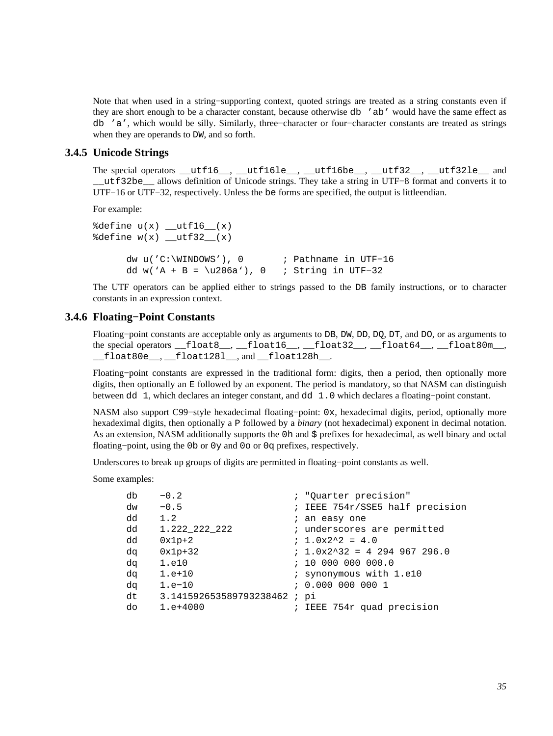Note that when used in a string−supporting context, quoted strings are treated as a string constants even if they are short enough to be a character constant, because otherwise `db 'ab'` would have the same effect as `db 'a'`, which would be silly. Similarly, three−character or four−character constants are treated as strings when they are operands to `DW`, and so forth.

### 3.4.5 Unicode Strings

The special operators `__utf16__`, `__utf16le__`, `__utf16be__`, `__utf32__`, `__utf32le__` and `__utf32be__` allows definition of Unicode strings. They take a string in UTF−8 format and converts it to UTF−16 or UTF−32, respectively. Unless the `be` forms are specified, the output is littleendian.

For example:

```
%define u(x) __utf16__(x)
%define w(x) __utf32__(x)

      dw u('C:\WINDOWS'), 0       ; Pathname in UTF-16
      dd w(`A + B = \u206a`), 0   ; String in UTF-32
```

The UTF operators can be applied either to strings passed to the `DB` family instructions, or to character constants in an expression context.

### 3.4.6 Floating−Point Constants

Floating−point constants are acceptable only as arguments to `DB`, `DW`, `DD`, `DQ`, `DT`, and `DO`, or as arguments to the special operators `__float8__`, `__float16__`, `__float32__`, `__float64__`, `__float80m__`, `__float80e__`, `__float128l__`, and `__float128h__`.

Floating−point constants are expressed in the traditional form: digits, then a period, then optionally more digits, then optionally an `E` followed by an exponent. The period is mandatory, so that NASM can distinguish between `dd 1`, which declares an integer constant, and `dd 1.0` which declares a floating−point constant.

NASM also support C99−style hexadecimal floating−point: `0x`, hexadecimal digits, period, optionally more hexadeximal digits, then optionally a `P` followed by a *binary* (not hexadecimal) exponent in decimal notation. As an extension, NASM additionally supports the `0h` and `$` prefixes for hexadecimal, as well binary and octal floating−point, using the `0b` or `0y` and `0o` or `0q` prefixes, respectively.

Underscores to break up groups of digits are permitted in floating−point constants as well.

Some examples:

```
      db    -0.2                    ; "Quarter precision"
      dw    -0.5                    ; IEEE 754r/SSE5 half precision
      dd    1.2                     ; an easy one
      dd    1.222_222_222           ; underscores are permitted
      dd    0x1p+2                  ; 1.0x2^2 = 4.0
      dq    0x1p+32                 ; 1.0x2^32 = 4 294 967 296.0
      dq    1.e10                   ; 10 000 000 000.0
      dq    1.e+10                  ; synonymous with 1.e10
      dq    1.e-10                  ; 0.000 000 000 1
      dt    3.141592653589793238462 ; pi
      do    1.e+4000                ; IEEE 754r quad precision
```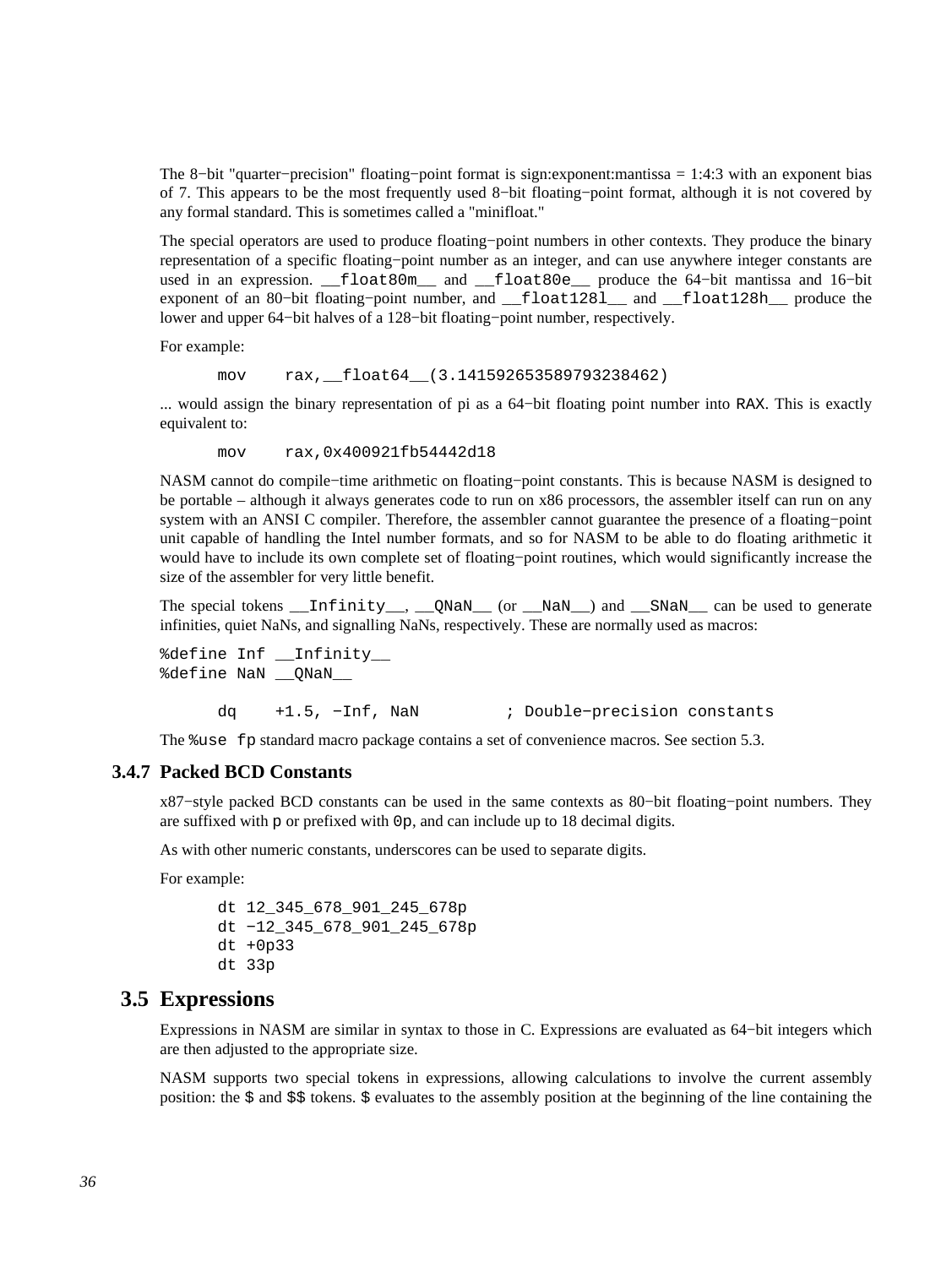The 8−bit "quarter−precision" floating−point format is sign:exponent:mantissa = 1:4:3 with an exponent bias of 7. This appears to be the most frequently used 8−bit floating−point format, although it is not covered by any formal standard. This is sometimes called a "minifloat."

The special operators are used to produce floating−point numbers in other contexts. They produce the binary representation of a specific floating−point number as an integer, and can use anywhere integer constants are used in an expression. `__float80m__` and `__float80e__` produce the 64−bit mantissa and 16−bit exponent of an 80−bit floating−point number, and `__float128l__` and `__float128h__` produce the lower and upper 64−bit halves of a 128−bit floating−point number, respectively.

For example:

```
        mov     rax,__float64__(3.141592653589793238462)
```

... would assign the binary representation of pi as a 64−bit floating point number into `RAX`. This is exactly equivalent to:

```
        mov     rax,0x400921fb54442d18
```

NASM cannot do compile−time arithmetic on floating−point constants. This is because NASM is designed to be portable – although it always generates code to run on x86 processors, the assembler itself can run on any system with an ANSI C compiler. Therefore, the assembler cannot guarantee the presence of a floating−point unit capable of handling the Intel number formats, and so for NASM to be able to do floating arithmetic it would have to include its own complete set of floating−point routines, which would significantly increase the size of the assembler for very little benefit.

The special tokens `__Infinity__`, `__QNaN__` (or `__NaN__`) and `__SNaN__` can be used to generate infinities, quiet NaNs, and signalling NaNs, respectively. These are normally used as macros:

```
%define Inf __Infinity__
%define NaN __QNaN__

        dq    +1.5, −Inf, NaN         ; Double−precision constants
```

The `%use fp` standard macro package contains a set of convenience macros. See section 5.3.

### 3.4.7 Packed BCD Constants

x87−style packed BCD constants can be used in the same contexts as 80−bit floating−point numbers. They are suffixed with `p` or prefixed with `0p`, and can include up to 18 decimal digits.

As with other numeric constants, underscores can be used to separate digits.

For example:

```
        dt 12_345_678_901_245_678p
        dt −12_345_678_901_245_678p
        dt +0p33
        dt 33p
```

## 3.5 Expressions

Expressions in NASM are similar in syntax to those in C. Expressions are evaluated as 64−bit integers which are then adjusted to the appropriate size.

NASM supports two special tokens in expressions, allowing calculations to involve the current assembly position: the `$` and `$$` tokens. `$` evaluates to the assembly position at the beginning of the line containing the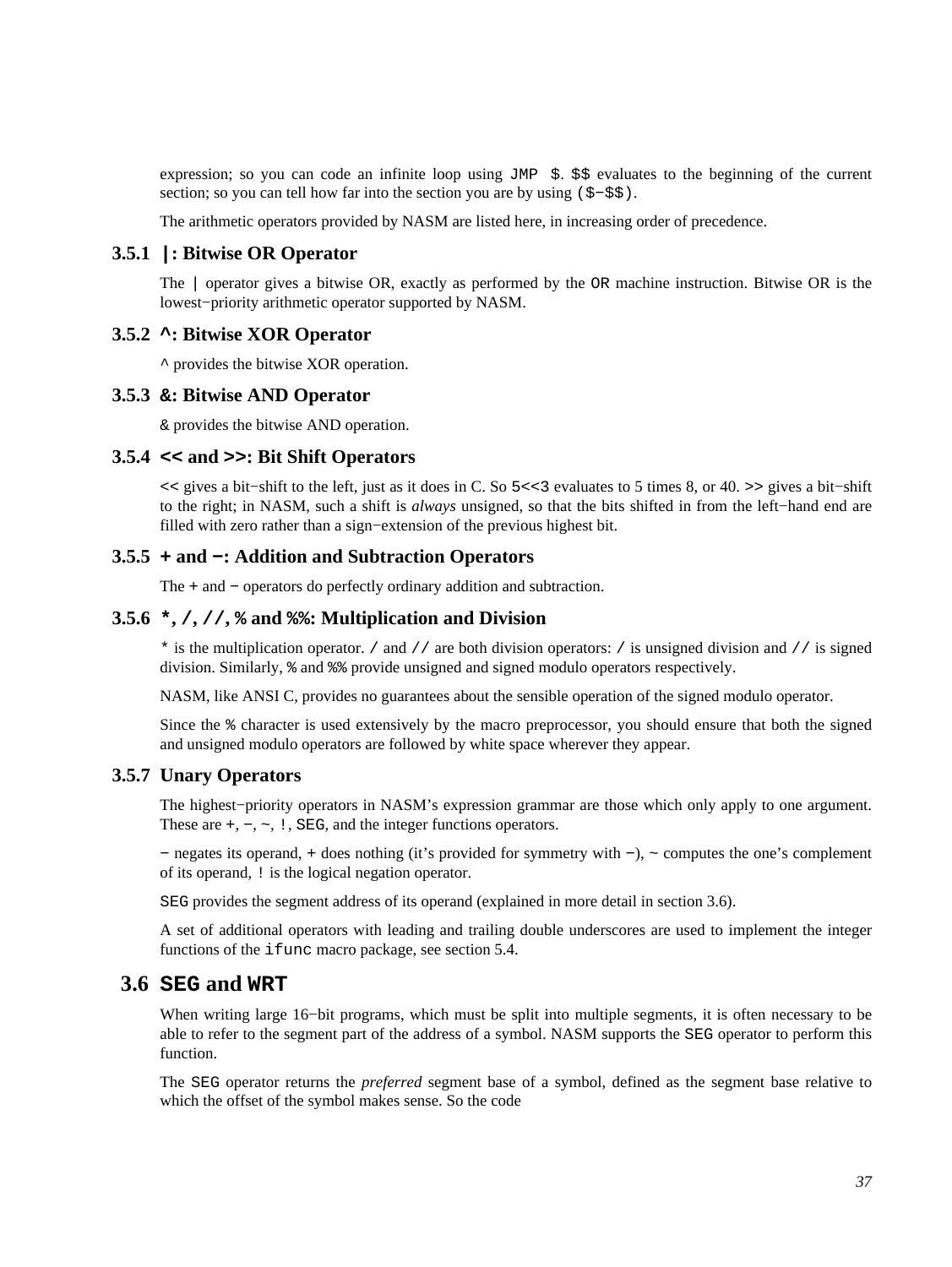expression; so you can code an infinite loop using `JMP $`. `$$` evaluates to the beginning of the current section; so you can tell how far into the section you are by using `($-$$)`.

The arithmetic operators provided by NASM are listed here, in increasing order of precedence.

### 3.5.1 `|`: Bitwise OR Operator

The `|` operator gives a bitwise OR, exactly as performed by the `OR` machine instruction. Bitwise OR is the lowest−priority arithmetic operator supported by NASM.

### 3.5.2 `^`: Bitwise XOR Operator

`^` provides the bitwise XOR operation.

### 3.5.3 `&`: Bitwise AND Operator

`&` provides the bitwise AND operation.

### 3.5.4 `<<` and `>>`: Bit Shift Operators

`<<` gives a bit−shift to the left, just as it does in C. So `5<<3` evaluates to 5 times 8, or 40. `>>` gives a bit−shift to the right; in NASM, such a shift is *always* unsigned, so that the bits shifted in from the left−hand end are filled with zero rather than a sign−extension of the previous highest bit.

### 3.5.5 `+` and `−`: Addition and Subtraction Operators

The `+` and `−` operators do perfectly ordinary addition and subtraction.

### 3.5.6 `*`, `/`, `//`, `%` and `%%`: Multiplication and Division

`*` is the multiplication operator. `/` and `//` are both division operators: `/` is unsigned division and `//` is signed division. Similarly, `%` and `%%` provide unsigned and signed modulo operators respectively.

NASM, like ANSI C, provides no guarantees about the sensible operation of the signed modulo operator.

Since the `%` character is used extensively by the macro preprocessor, you should ensure that both the signed and unsigned modulo operators are followed by white space wherever they appear.

### 3.5.7 Unary Operators

The highest−priority operators in NASM's expression grammar are those which only apply to one argument. These are `+`, `−`, `~`, `!`, `SEG`, and the integer functions operators.

`−` negates its operand, `+` does nothing (it's provided for symmetry with `−`), `~` computes the one's complement of its operand, `!` is the logical negation operator.

`SEG` provides the segment address of its operand (explained in more detail in section 3.6).

A set of additional operators with leading and trailing double underscores are used to implement the integer functions of the `ifunc` macro package, see section 5.4.

## 3.6 `SEG` and `WRT`

When writing large 16−bit programs, which must be split into multiple segments, it is often necessary to be able to refer to the segment part of the address of a symbol. NASM supports the `SEG` operator to perform this function.

The `SEG` operator returns the *preferred* segment base of a symbol, defined as the segment base relative to which the offset of the symbol makes sense. So the code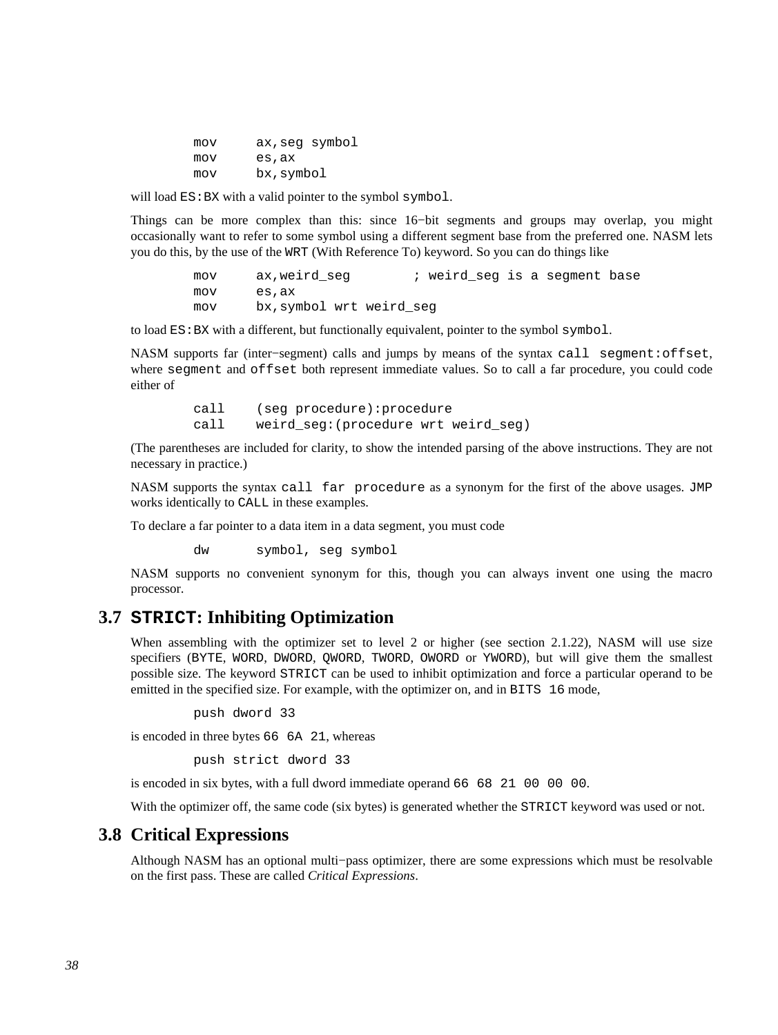```
mov     ax,seg symbol
mov     es,ax
mov     bx,symbol
```

will load `ES:BX` with a valid pointer to the symbol `symbol`.

Things can be more complex than this: since 16−bit segments and groups may overlap, you might occasionally want to refer to some symbol using a different segment base from the preferred one. NASM lets you do this, by the use of the `WRT` (With Reference To) keyword. So you can do things like

```
mov     ax,weird_seg        ; weird_seg is a segment base
mov     es,ax
mov     bx,symbol wrt weird_seg
```

to load `ES:BX` with a different, but functionally equivalent, pointer to the symbol `symbol`.

NASM supports far (inter−segment) calls and jumps by means of the syntax `call segment:offset`, where `segment` and `offset` both represent immediate values. So to call a far procedure, you could code either of

```
call    (seg procedure):procedure
call    weird_seg:(procedure wrt weird_seg)
```

(The parentheses are included for clarity, to show the intended parsing of the above instructions. They are not necessary in practice.)

NASM supports the syntax `call far procedure` as a synonym for the first of the above usages. `JMP` works identically to `CALL` in these examples.

To declare a far pointer to a data item in a data segment, you must code

```
dw      symbol, seg symbol
```

NASM supports no convenient synonym for this, though you can always invent one using the macro processor.

## 3.7 `STRICT`: Inhibiting Optimization

When assembling with the optimizer set to level 2 or higher (see section 2.1.22), NASM will use size specifiers (`BYTE`, `WORD`, `DWORD`, `QWORD`, `TWORD`, `OWORD` or `YWORD`), but will give them the smallest possible size. The keyword `STRICT` can be used to inhibit optimization and force a particular operand to be emitted in the specified size. For example, with the optimizer on, and in `BITS 16` mode,

```
push dword 33
```

is encoded in three bytes `66 6A 21`, whereas

```
push strict dword 33
```

is encoded in six bytes, with a full dword immediate operand `66 68 21 00 00 00`.

With the optimizer off, the same code (six bytes) is generated whether the `STRICT` keyword was used or not.

## 3.8 Critical Expressions

Although NASM has an optional multi−pass optimizer, there are some expressions which must be resolvable on the first pass. These are called *Critical Expressions*.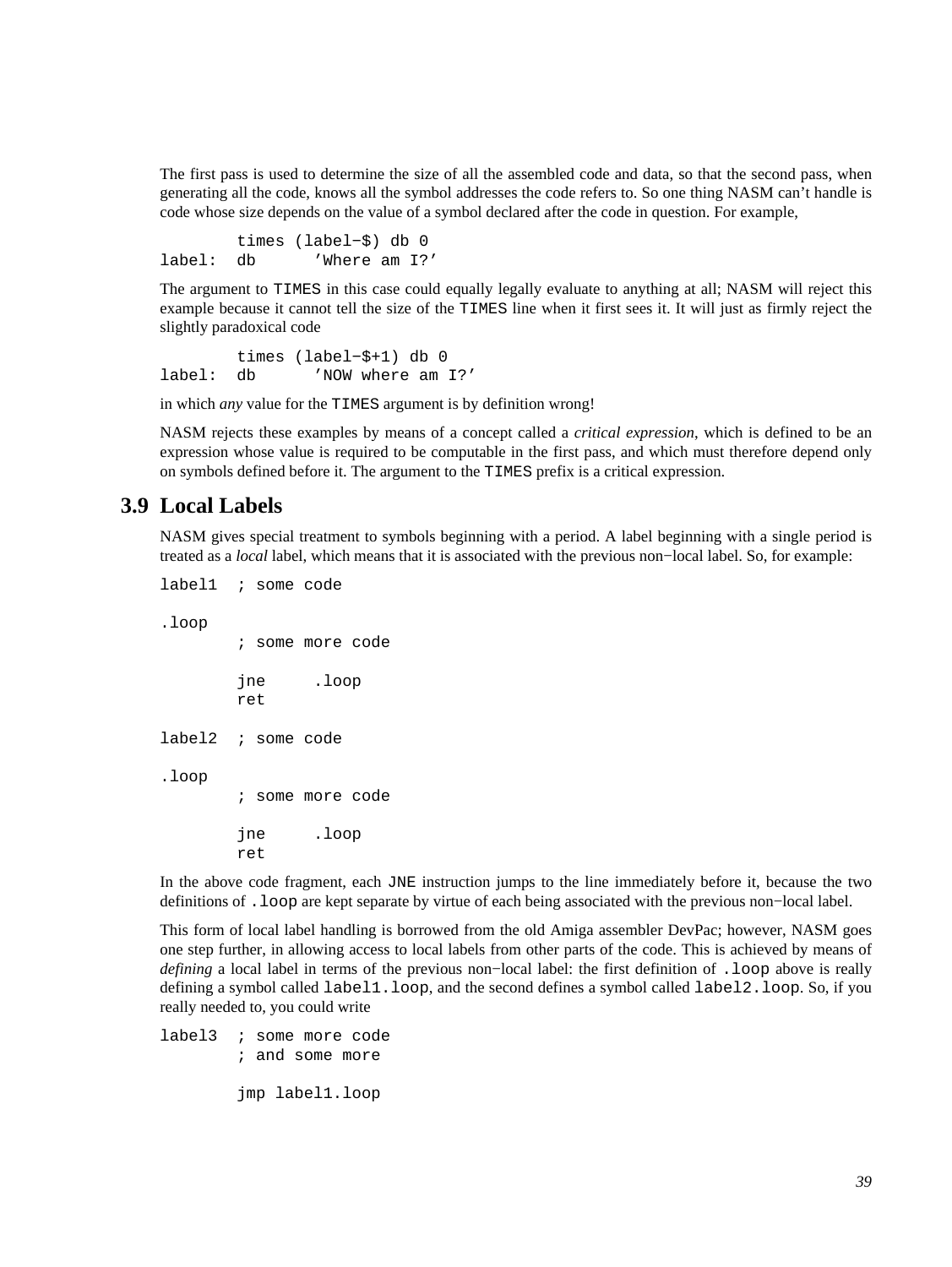The first pass is used to determine the size of all the assembled code and data, so that the second pass, when generating all the code, knows all the symbol addresses the code refers to. So one thing NASM can't handle is code whose size depends on the value of a symbol declared after the code in question. For example,

```
        times (label-$) db 0
label:  db      'Where am I?'
```

The argument to `TIMES` in this case could equally legally evaluate to anything at all; NASM will reject this example because it cannot tell the size of the `TIMES` line when it first sees it. It will just as firmly reject the slightly paradoxical code

```
        times (label-$+1) db 0
label:  db      'NOW where am I?'
```

in which *any* value for the `TIMES` argument is by definition wrong!

NASM rejects these examples by means of a concept called a *critical expression*, which is defined to be an expression whose value is required to be computable in the first pass, and which must therefore depend only on symbols defined before it. The argument to the `TIMES` prefix is a critical expression.

## 3.9 Local Labels

NASM gives special treatment to symbols beginning with a period. A label beginning with a single period is treated as a *local* label, which means that it is associated with the previous non-local label. So, for example:

```
label1  ; some code

.loop
        ; some more code

        jne     .loop
        ret

label2  ; some code

.loop
        ; some more code

        jne     .loop
        ret
```

In the above code fragment, each `JNE` instruction jumps to the line immediately before it, because the two definitions of `.loop` are kept separate by virtue of each being associated with the previous non-local label.

This form of local label handling is borrowed from the old Amiga assembler DevPac; however, NASM goes one step further, in allowing access to local labels from other parts of the code. This is achieved by means of *defining* a local label in terms of the previous non-local label: the first definition of `.loop` above is really defining a symbol called `label1.loop`, and the second defines a symbol called `label2.loop`. So, if you really needed to, you could write

```
label3  ; some more code
        ; and some more

        jmp label1.loop
```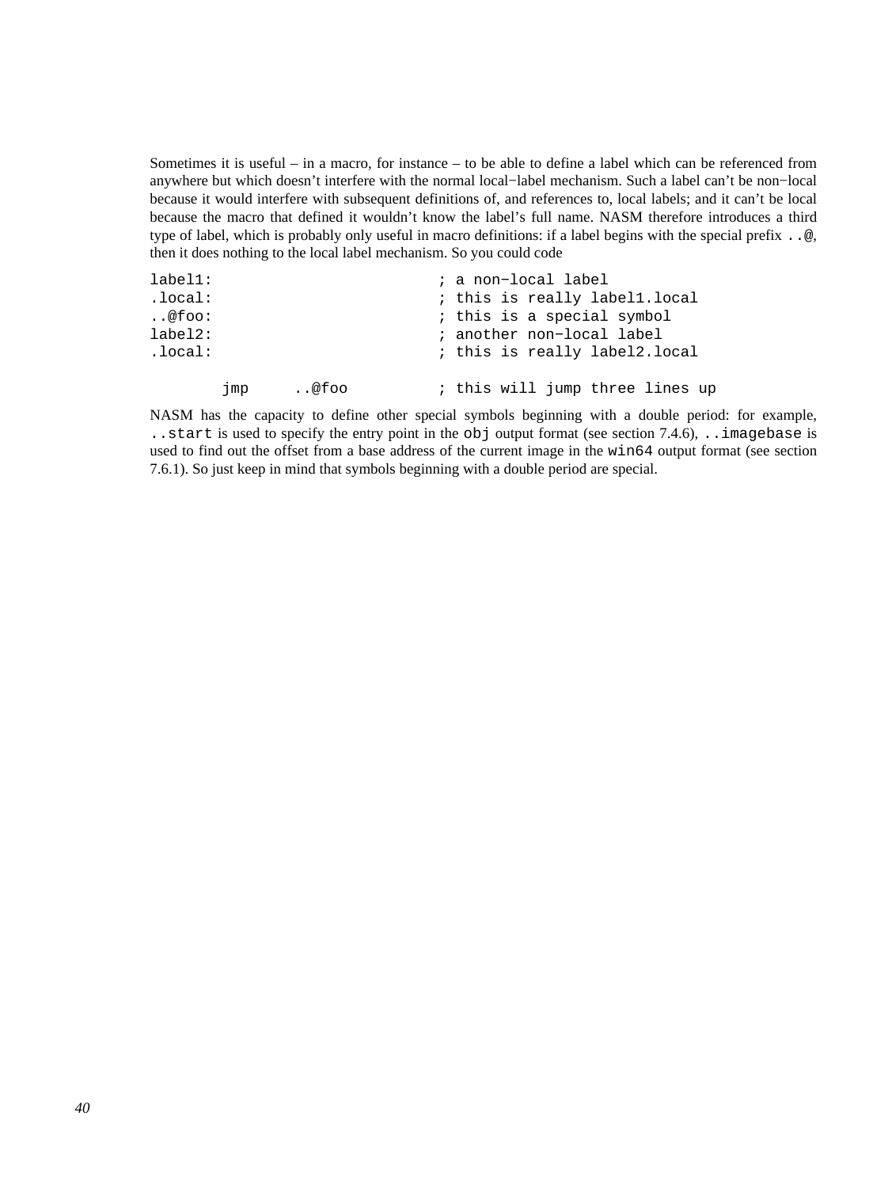Sometimes it is useful – in a macro, for instance – to be able to define a label which can be referenced from anywhere but which doesn't interfere with the normal local−label mechanism. Such a label can't be non−local because it would interfere with subsequent definitions of, and references to, local labels; and it can't be local because the macro that defined it wouldn't know the label's full name. NASM therefore introduces a third type of label, which is probably only useful in macro definitions: if a label begins with the special prefix `..@`, then it does nothing to the local label mechanism. So you could code

```
label1:                         ; a non-local label
.local:                         ; this is really label1.local
..@foo:                         ; this is a special symbol
label2:                         ; another non-local label
.local:                         ; this is really label2.local

        jmp     ..@foo          ; this will jump three lines up
```

NASM has the capacity to define other special symbols beginning with a double period: for example, `..start` is used to specify the entry point in the `obj` output format (see section 7.4.6), `..imagebase` is used to find out the offset from a base address of the current image in the `win64` output format (see section 7.6.1). So just keep in mind that symbols beginning with a double period are special.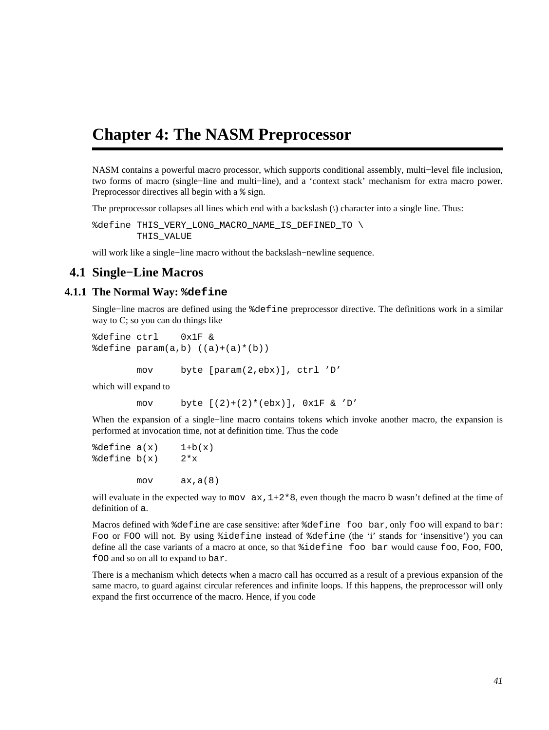# Chapter 4: The NASM Preprocessor

NASM contains a powerful macro processor, which supports conditional assembly, multi−level file inclusion, two forms of macro (single−line and multi−line), and a 'context stack' mechanism for extra macro power. Preprocessor directives all begin with a `%` sign.

The preprocessor collapses all lines which end with a backslash (\) character into a single line. Thus:

```
%define THIS_VERY_LONG_MACRO_NAME_IS_DEFINED_TO \
        THIS_VALUE
```

will work like a single−line macro without the backslash−newline sequence.

## 4.1 Single−Line Macros

### 4.1.1 The Normal Way: `%define`

Single−line macros are defined using the `%define` preprocessor directive. The definitions work in a similar way to C; so you can do things like

```
%define ctrl    0x1F &
%define param(a,b) ((a)+(a)*(b))

        mov     byte [param(2,ebx)], ctrl 'D'
```

which will expand to

```
        mov     byte [(2)+(2)*(ebx)], 0x1F & 'D'
```

When the expansion of a single−line macro contains tokens which invoke another macro, the expansion is performed at invocation time, not at definition time. Thus the code

```
%define a(x)    1+b(x)
%define b(x)    2*x

        mov     ax,a(8)
```

will evaluate in the expected way to `mov ax,1+2*8`, even though the macro `b` wasn't defined at the time of definition of `a`.

Macros defined with `%define` are case sensitive: after `%define foo bar`, only `foo` will expand to `bar`: `Foo` or `FOO` will not. By using `%idefine` instead of `%define` (the 'i' stands for 'insensitive') you can define all the case variants of a macro at once, so that `%idefine foo bar` would cause `foo`, `Foo`, `FOO`, `fOO` and so on all to expand to `bar`.

There is a mechanism which detects when a macro call has occurred as a result of a previous expansion of the same macro, to guard against circular references and infinite loops. If this happens, the preprocessor will only expand the first occurrence of the macro. Hence, if you code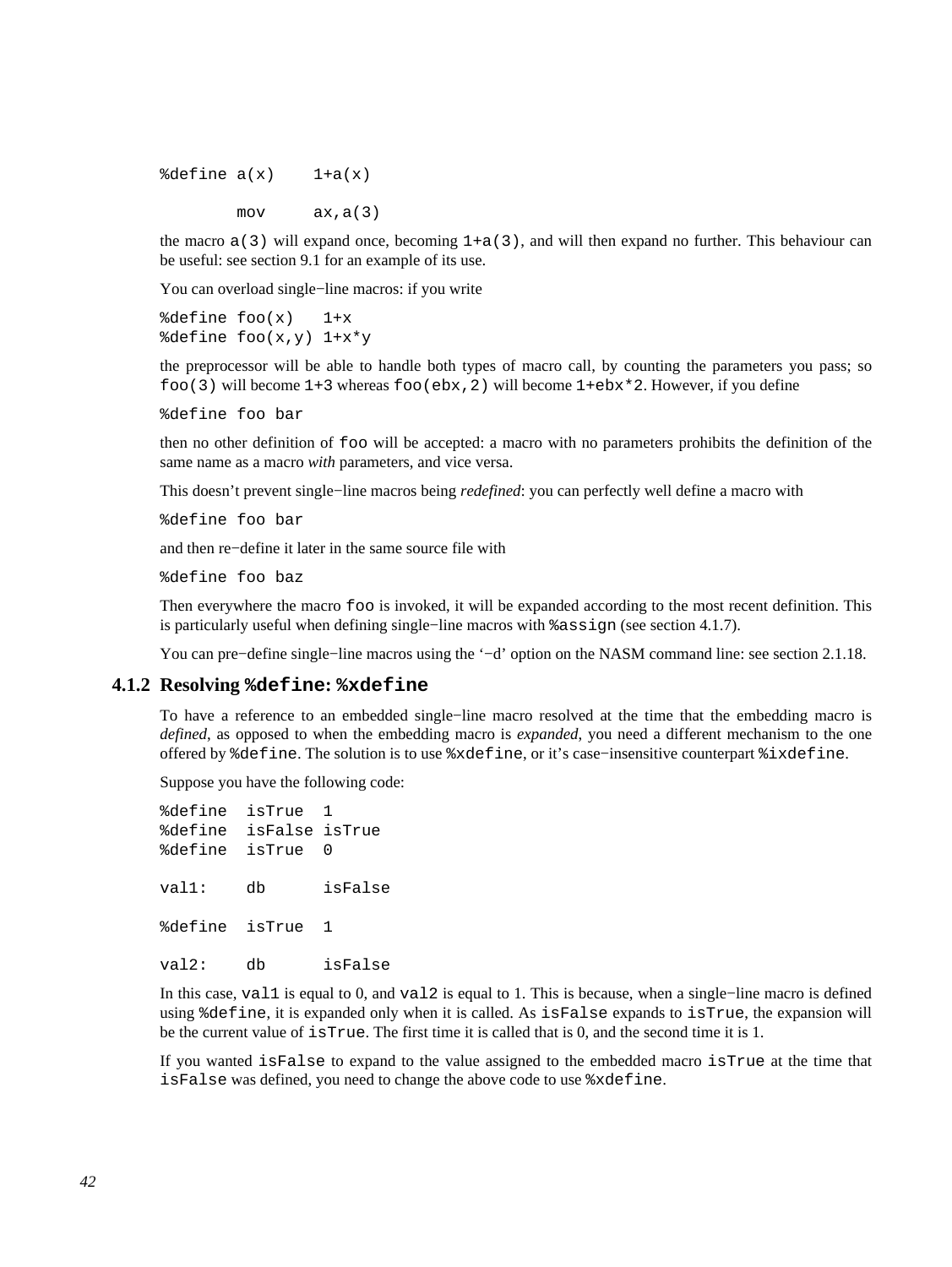```
%define a(x)    1+a(x)

        mov     ax,a(3)
```

the macro `a(3)` will expand once, becoming `1+a(3)`, and will then expand no further. This behaviour can be useful: see section 9.1 for an example of its use.

You can overload single−line macros: if you write

```
%define foo(x)   1+x
%define foo(x,y) 1+x*y
```

the preprocessor will be able to handle both types of macro call, by counting the parameters you pass; so `foo(3)` will become `1+3` whereas `foo(ebx,2)` will become `1+ebx*2`. However, if you define

```
%define foo bar
```

then no other definition of `foo` will be accepted: a macro with no parameters prohibits the definition of the same name as a macro *with* parameters, and vice versa.

This doesn't prevent single−line macros being *redefined*: you can perfectly well define a macro with

```
%define foo bar
```

and then re−define it later in the same source file with

```
%define foo baz
```

Then everywhere the macro `foo` is invoked, it will be expanded according to the most recent definition. This is particularly useful when defining single−line macros with `%assign` (see section 4.1.7).

You can pre−define single−line macros using the '−d' option on the NASM command line: see section 2.1.18.

### 4.1.2 Resolving `%define`: `%xdefine`

To have a reference to an embedded single−line macro resolved at the time that the embedding macro is *defined*, as opposed to when the embedding macro is *expanded*, you need a different mechanism to the one offered by `%define`. The solution is to use `%xdefine`, or it's case−insensitive counterpart `%ixdefine`.

Suppose you have the following code:

```
%define  isTrue  1
%define  isFalse isTrue
%define  isTrue  0

val1:    db      isFalse

%define  isTrue  1

val2:    db      isFalse
```

In this case, `val1` is equal to 0, and `val2` is equal to 1. This is because, when a single−line macro is defined using `%define`, it is expanded only when it is called. As `isFalse` expands to `isTrue`, the expansion will be the current value of `isTrue`. The first time it is called that is 0, and the second time it is 1.

If you wanted `isFalse` to expand to the value assigned to the embedded macro `isTrue` at the time that `isFalse` was defined, you need to change the above code to use `%xdefine`.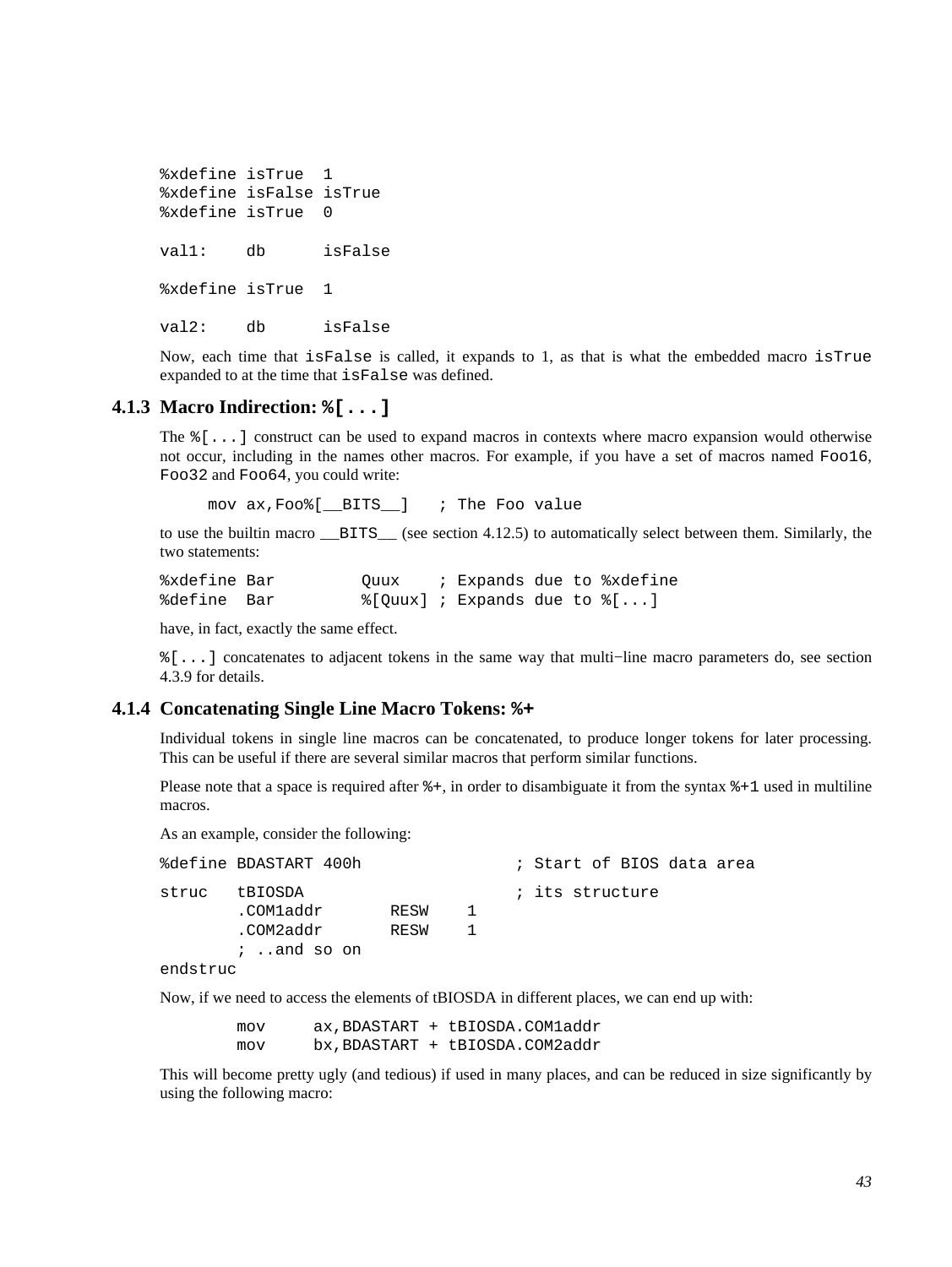```
%xdefine isTrue  1
%xdefine isFalse isTrue
%xdefine isTrue  0

val1:    db      isFalse

%xdefine isTrue  1

val2:    db      isFalse
```

Now, each time that `isFalse` is called, it expands to 1, as that is what the embedded macro `isTrue` expanded to at the time that `isFalse` was defined.

### 4.1.3 Macro Indirection: `%[...]`

The `%[...]` construct can be used to expand macros in contexts where macro expansion would otherwise not occur, including in the names other macros. For example, if you have a set of macros named `Foo16`, `Foo32` and `Foo64`, you could write:

```
     mov ax,Foo%[__BITS__]   ; The Foo value
```

to use the builtin macro `__BITS__` (see section 4.12.5) to automatically select between them. Similarly, the two statements:

```
%xdefine Bar         Quux    ; Expands due to %xdefine
%define  Bar         %[Quux] ; Expands due to %[...]
```

have, in fact, exactly the same effect.

`%[...]` concatenates to adjacent tokens in the same way that multi−line macro parameters do, see section 4.3.9 for details.

### 4.1.4 Concatenating Single Line Macro Tokens: `%+`

Individual tokens in single line macros can be concatenated, to produce longer tokens for later processing. This can be useful if there are several similar macros that perform similar functions.

Please note that a space is required after `%+`, in order to disambiguate it from the syntax `%+1` used in multiline macros.

As an example, consider the following:

```
%define BDASTART 400h                ; Start of BIOS data area

struc   tBIOSDA                      ; its structure
        .COM1addr       RESW    1
        .COM2addr       RESW    1
        ; ..and so on
endstruc
```

Now, if we need to access the elements of tBIOSDA in different places, we can end up with:

```
        mov     ax,BDASTART + tBIOSDA.COM1addr
        mov     bx,BDASTART + tBIOSDA.COM2addr
```

This will become pretty ugly (and tedious) if used in many places, and can be reduced in size significantly by using the following macro: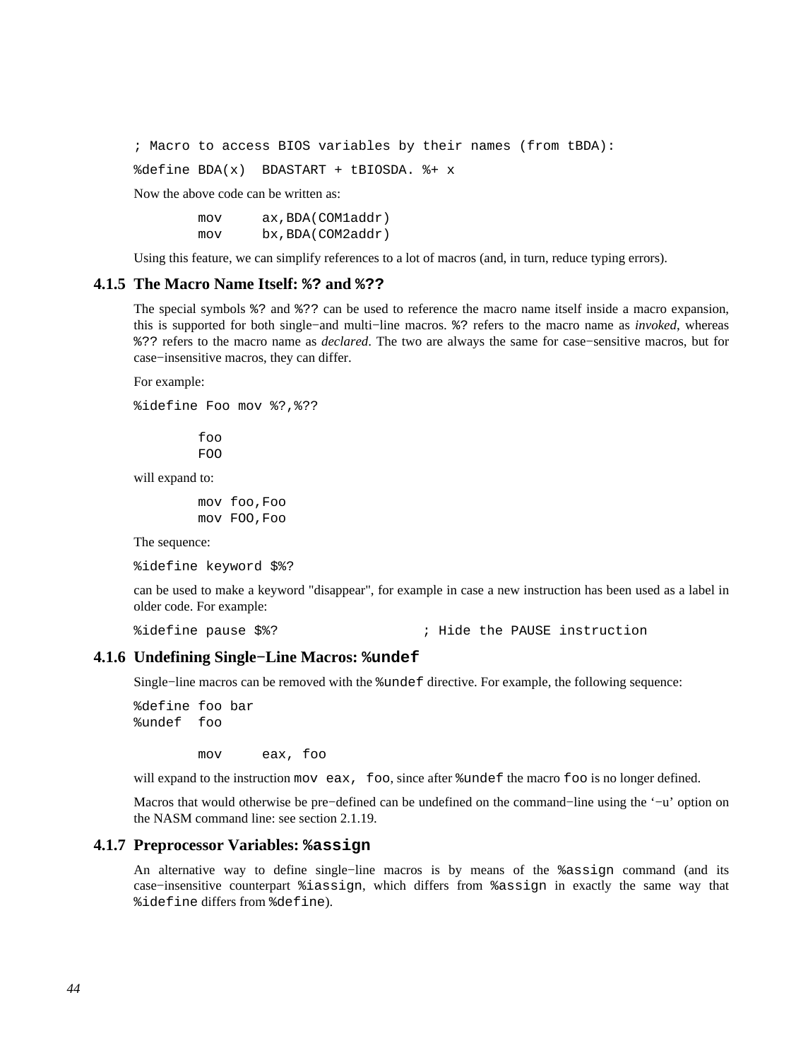```
; Macro to access BIOS variables by their names (from tBDA):

%define BDA(x)  BDASTART + tBIOSDA. %+ x
```

Now the above code can be written as:

```
        mov     ax,BDA(COM1addr)
        mov     bx,BDA(COM2addr)
```

Using this feature, we can simplify references to a lot of macros (and, in turn, reduce typing errors).

### 4.1.5 The Macro Name Itself: `%?` and `%??`

The special symbols `%?` and `%??` can be used to reference the macro name itself inside a macro expansion, this is supported for both single−and multi−line macros. `%?` refers to the macro name as *invoked*, whereas `%??` refers to the macro name as *declared*. The two are always the same for case−sensitive macros, but for case−insensitive macros, they can differ.

For example:

```
%idefine Foo mov %?,%??

        foo
        FOO
```

will expand to:

```
        mov foo,Foo
        mov FOO,Foo
```

The sequence:

```
%idefine keyword $%?
```

can be used to make a keyword "disappear", for example in case a new instruction has been used as a label in older code. For example:

```
%idefine pause $%?                  ; Hide the PAUSE instruction
```

### 4.1.6 Undefining Single−Line Macros: `%undef`

Single−line macros can be removed with the `%undef` directive. For example, the following sequence:

```
%define foo bar
%undef  foo

        mov     eax, foo
```

will expand to the instruction `mov eax, foo`, since after `%undef` the macro `foo` is no longer defined.

Macros that would otherwise be pre−defined can be undefined on the command−line using the '−u' option on the NASM command line: see section 2.1.19.

### 4.1.7 Preprocessor Variables: `%assign`

An alternative way to define single−line macros is by means of the `%assign` command (and its case−insensitive counterpart `%iassign`, which differs from `%assign` in exactly the same way that `%idefine` differs from `%define`).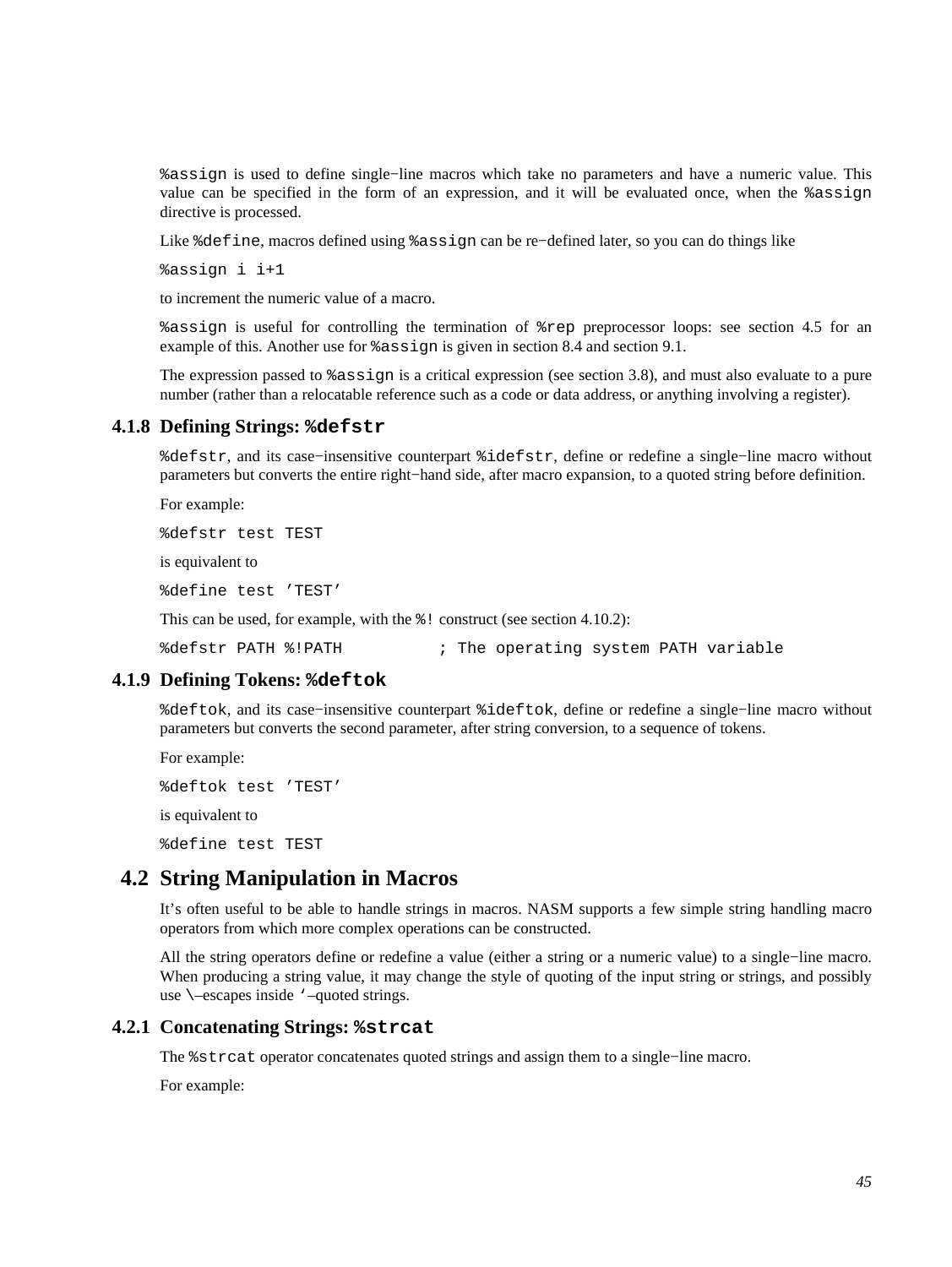`%assign` is used to define single−line macros which take no parameters and have a numeric value. This value can be specified in the form of an expression, and it will be evaluated once, when the `%assign` directive is processed.

Like `%define`, macros defined using `%assign` can be re−defined later, so you can do things like

```
%assign i i+1
```

to increment the numeric value of a macro.

`%assign` is useful for controlling the termination of `%rep` preprocessor loops: see section 4.5 for an example of this. Another use for `%assign` is given in section 8.4 and section 9.1.

The expression passed to `%assign` is a critical expression (see section 3.8), and must also evaluate to a pure number (rather than a relocatable reference such as a code or data address, or anything involving a register).

### 4.1.8 Defining Strings: `%defstr`

`%defstr`, and its case−insensitive counterpart `%idefstr`, define or redefine a single−line macro without parameters but converts the entire right−hand side, after macro expansion, to a quoted string before definition.

For example:

```
%defstr test TEST
```

is equivalent to

```
%define test 'TEST'
```

This can be used, for example, with the `%!` construct (see section 4.10.2):

```
%defstr PATH %!PATH          ; The operating system PATH variable
```

### 4.1.9 Defining Tokens: `%deftok`

`%deftok`, and its case−insensitive counterpart `%ideftok`, define or redefine a single−line macro without parameters but converts the second parameter, after string conversion, to a sequence of tokens.

For example:

```
%deftok test 'TEST'
```

is equivalent to

```
%define test TEST
```

## 4.2 String Manipulation in Macros

It's often useful to be able to handle strings in macros. NASM supports a few simple string handling macro operators from which more complex operations can be constructed.

All the string operators define or redefine a value (either a string or a numeric value) to a single−line macro. When producing a string value, it may change the style of quoting of the input string or strings, and possibly use `\`–escapes inside `` ` ``–quoted strings.

### 4.2.1 Concatenating Strings: `%strcat`

The `%strcat` operator concatenates quoted strings and assign them to a single−line macro.

For example: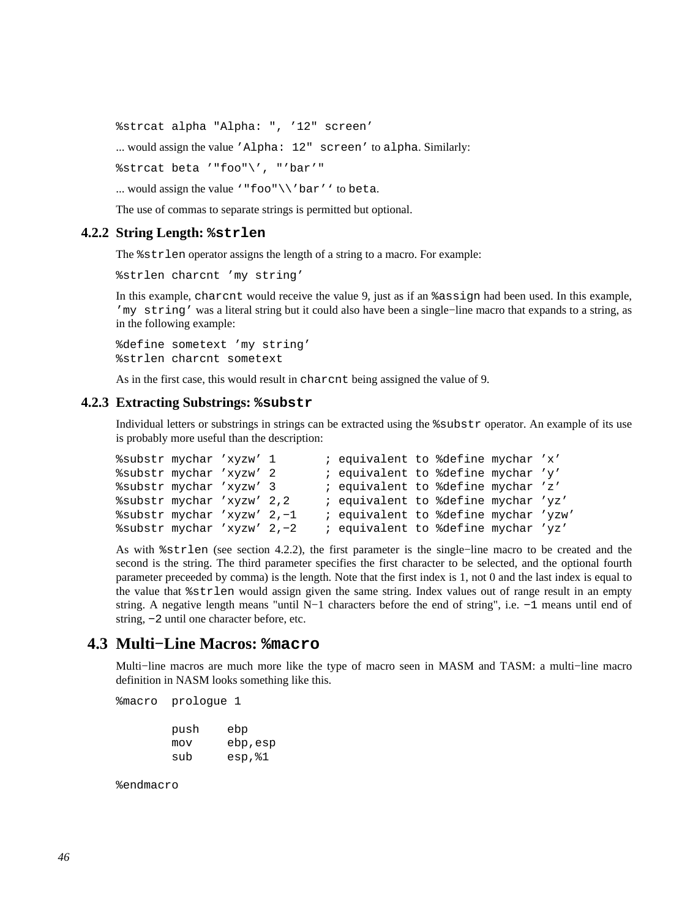```
%strcat alpha "Alpha: ", '12" screen'
```

... would assign the value `'Alpha: 12" screen'` to `alpha`. Similarly:

```
%strcat beta '"foo"\', "'bar'"
```

... would assign the value `` `"foo"\\'bar'` `` to `beta`.

The use of commas to separate strings is permitted but optional.

### 4.2.2 String Length: `%strlen`

The `%strlen` operator assigns the length of a string to a macro. For example:

```
%strlen charcnt 'my string'
```

In this example, `charcnt` would receive the value 9, just as if an `%assign` had been used. In this example, `'my string'` was a literal string but it could also have been a single−line macro that expands to a string, as in the following example:

```
%define sometext 'my string'
%strlen charcnt sometext
```

As in the first case, this would result in `charcnt` being assigned the value of 9.

### 4.2.3 Extracting Substrings: `%substr`

Individual letters or substrings in strings can be extracted using the `%substr` operator. An example of its use is probably more useful than the description:

```
%substr mychar 'xyzw' 1       ; equivalent to %define mychar 'x'
%substr mychar 'xyzw' 2       ; equivalent to %define mychar 'y'
%substr mychar 'xyzw' 3       ; equivalent to %define mychar 'z'
%substr mychar 'xyzw' 2,2     ; equivalent to %define mychar 'yz'
%substr mychar 'xyzw' 2,-1    ; equivalent to %define mychar 'yzw'
%substr mychar 'xyzw' 2,-2    ; equivalent to %define mychar 'yz'
```

As with `%strlen` (see section 4.2.2), the first parameter is the single−line macro to be created and the second is the string. The third parameter specifies the first character to be selected, and the optional fourth parameter preceeded by comma) is the length. Note that the first index is 1, not 0 and the last index is equal to the value that `%strlen` would assign given the same string. Index values out of range result in an empty string. A negative length means "until N−1 characters before the end of string", i.e. `-1` means until end of string, `-2` until one character before, etc.

## 4.3 Multi−Line Macros: `%macro`

Multi−line macros are much more like the type of macro seen in MASM and TASM: a multi−line macro definition in NASM looks something like this.

```
%macro  prologue 1

        push    ebp
        mov     ebp,esp
        sub     esp,%1

%endmacro
```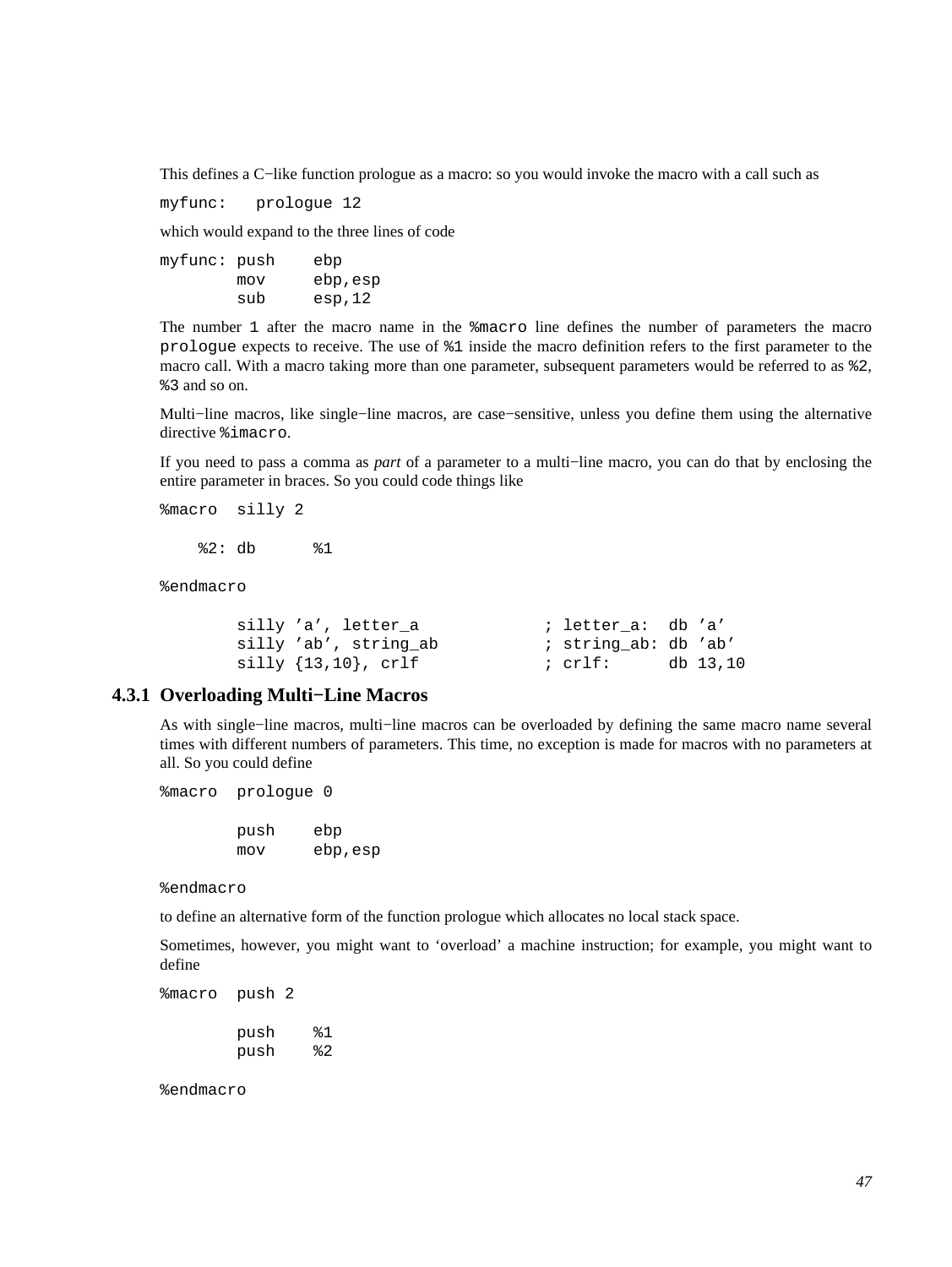This defines a C−like function prologue as a macro: so you would invoke the macro with a call such as

```
myfunc:   prologue 12
```

which would expand to the three lines of code

```
myfunc: push    ebp
        mov     ebp,esp
        sub     esp,12
```

The number `1` after the macro name in the `%macro` line defines the number of parameters the macro `prologue` expects to receive. The use of `%1` inside the macro definition refers to the first parameter to the macro call. With a macro taking more than one parameter, subsequent parameters would be referred to as `%2`, `%3` and so on.

Multi−line macros, like single−line macros, are case−sensitive, unless you define them using the alternative directive `%imacro`.

If you need to pass a comma as *part* of a parameter to a multi−line macro, you can do that by enclosing the entire parameter in braces. So you could code things like

```
%macro  silly 2

    %2: db      %1

%endmacro

        silly 'a', letter_a             ; letter_a:  db 'a'
        silly 'ab', string_ab           ; string_ab: db 'ab'
        silly {13,10}, crlf             ; crlf:      db 13,10
```

### 4.3.1 Overloading Multi−Line Macros

As with single−line macros, multi−line macros can be overloaded by defining the same macro name several times with different numbers of parameters. This time, no exception is made for macros with no parameters at all. So you could define

```
%macro  prologue 0

        push    ebp
        mov     ebp,esp

%endmacro
```

to define an alternative form of the function prologue which allocates no local stack space.

Sometimes, however, you might want to 'overload' a machine instruction; for example, you might want to define

```
%macro  push 2

        push    %1
        push    %2

%endmacro
```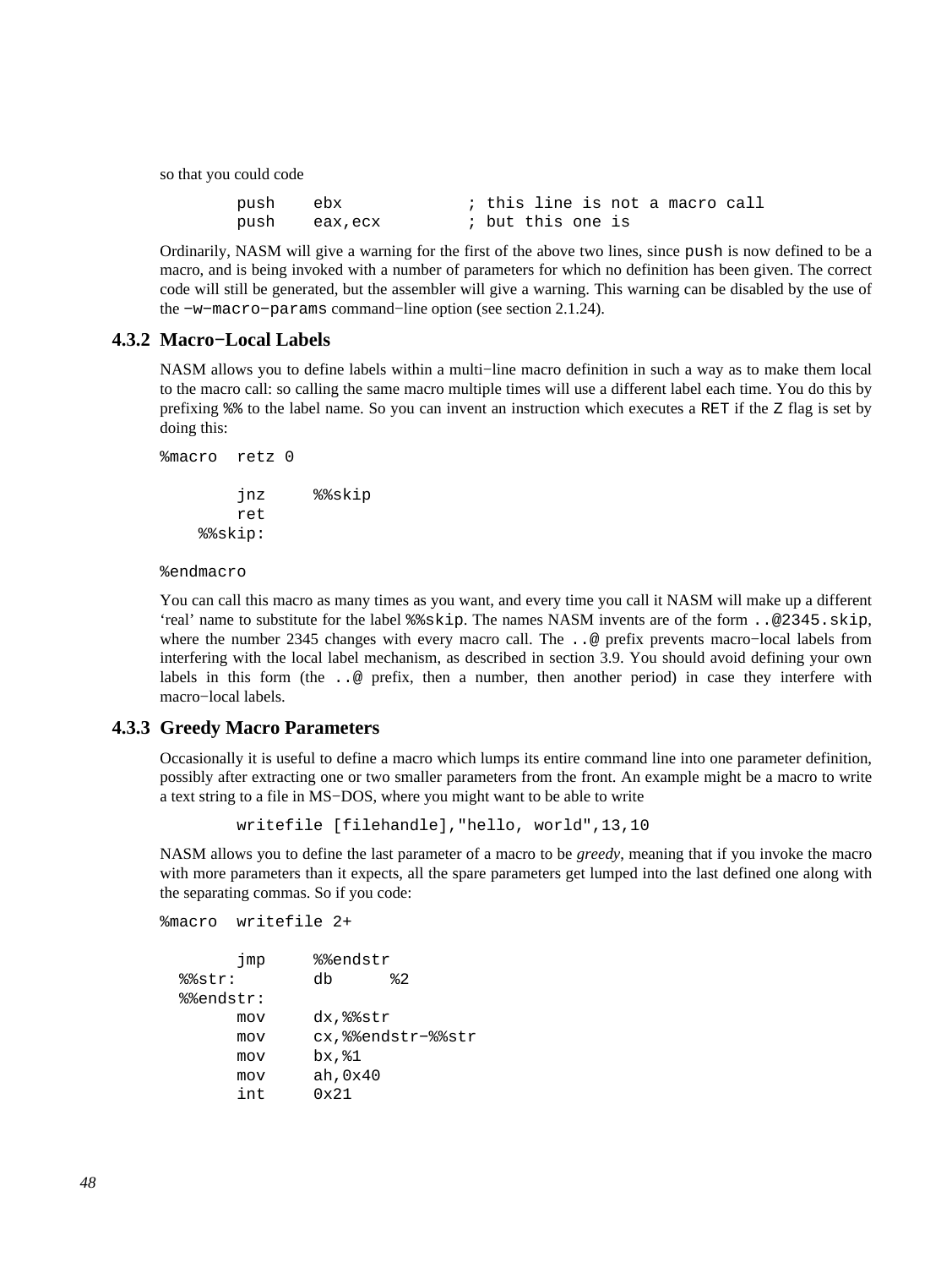so that you could code

```
        push    ebx             ; this line is not a macro call
        push    eax,ecx         ; but this one is
```

Ordinarily, NASM will give a warning for the first of the above two lines, since `push` is now defined to be a macro, and is being invoked with a number of parameters for which no definition has been given. The correct code will still be generated, but the assembler will give a warning. This warning can be disabled by the use of the `-w-macro-params` command-line option (see section 2.1.24).

### 4.3.2 Macro-Local Labels

NASM allows you to define labels within a multi-line macro definition in such a way as to make them local to the macro call: so calling the same macro multiple times will use a different label each time. You do this by prefixing `%%` to the label name. So you can invent an instruction which executes a `RET` if the `Z` flag is set by doing this:

```
%macro  retz 0

        jnz     %%skip
        ret
    %%skip:

%endmacro
```

You can call this macro as many times as you want, and every time you call it NASM will make up a different 'real' name to substitute for the label `%%skip`. The names NASM invents are of the form `..@2345.skip`, where the number 2345 changes with every macro call. The `..@` prefix prevents macro-local labels from interfering with the local label mechanism, as described in section 3.9. You should avoid defining your own labels in this form (the `..@` prefix, then a number, then another period) in case they interfere with macro-local labels.

### 4.3.3 Greedy Macro Parameters

Occasionally it is useful to define a macro which lumps its entire command line into one parameter definition, possibly after extracting one or two smaller parameters from the front. An example might be a macro to write a text string to a file in MS-DOS, where you might want to be able to write

```
        writefile [filehandle],"hello, world",13,10
```

NASM allows you to define the last parameter of a macro to be *greedy*, meaning that if you invoke the macro with more parameters than it expects, all the spare parameters get lumped into the last defined one along with the separating commas. So if you code:

```
%macro  writefile 2+

        jmp     %%endstr
  %%str:        db      %2
  %%endstr:
        mov     dx,%%str
        mov     cx,%%endstr-%%str
        mov     bx,%1
        mov     ah,0x40
        int     0x21
```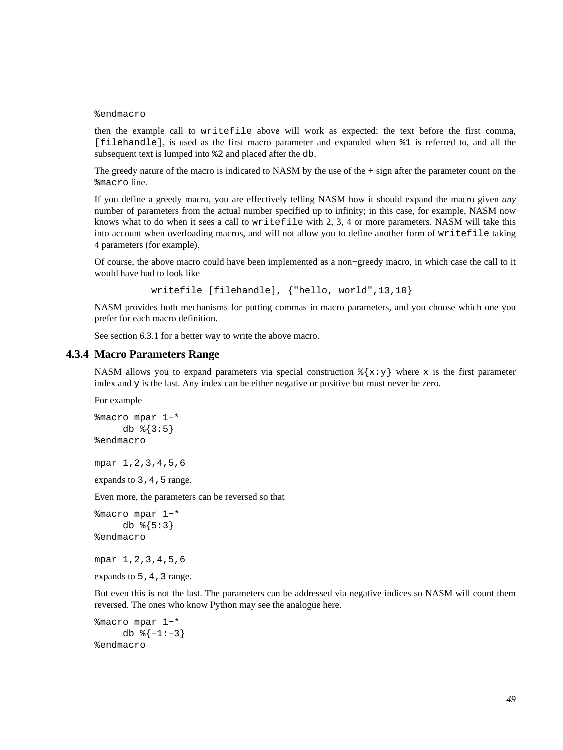```
%endmacro
```

then the example call to `writefile` above will work as expected: the text before the first comma, `[filehandle]`, is used as the first macro parameter and expanded when `%1` is referred to, and all the subsequent text is lumped into `%2` and placed after the `db`.

The greedy nature of the macro is indicated to NASM by the use of the `+` sign after the parameter count on the `%macro` line.

If you define a greedy macro, you are effectively telling NASM how it should expand the macro given *any* number of parameters from the actual number specified up to infinity; in this case, for example, NASM now knows what to do when it sees a call to `writefile` with 2, 3, 4 or more parameters. NASM will take this into account when overloading macros, and will not allow you to define another form of `writefile` taking 4 parameters (for example).

Of course, the above macro could have been implemented as a non−greedy macro, in which case the call to it would have had to look like

```
          writefile [filehandle], {"hello, world",13,10}
```

NASM provides both mechanisms for putting commas in macro parameters, and you choose which one you prefer for each macro definition.

See section 6.3.1 for a better way to write the above macro.

### 4.3.4 Macro Parameters Range

NASM allows you to expand parameters via special construction `%{x:y}` where `x` is the first parameter index and `y` is the last. Any index can be either negative or positive but must never be zero.

For example

```
%macro mpar 1-*
     db %{3:5}
%endmacro

mpar 1,2,3,4,5,6
```

expands to `3,4,5` range.

Even more, the parameters can be reversed so that

```
%macro mpar 1-*
     db %{5:3}
%endmacro

mpar 1,2,3,4,5,6
```

expands to `5,4,3` range.

But even this is not the last. The parameters can be addressed via negative indices so NASM will count them reversed. The ones who know Python may see the analogue here.

```
%macro mpar 1-*
     db %{-1:-3}
%endmacro
```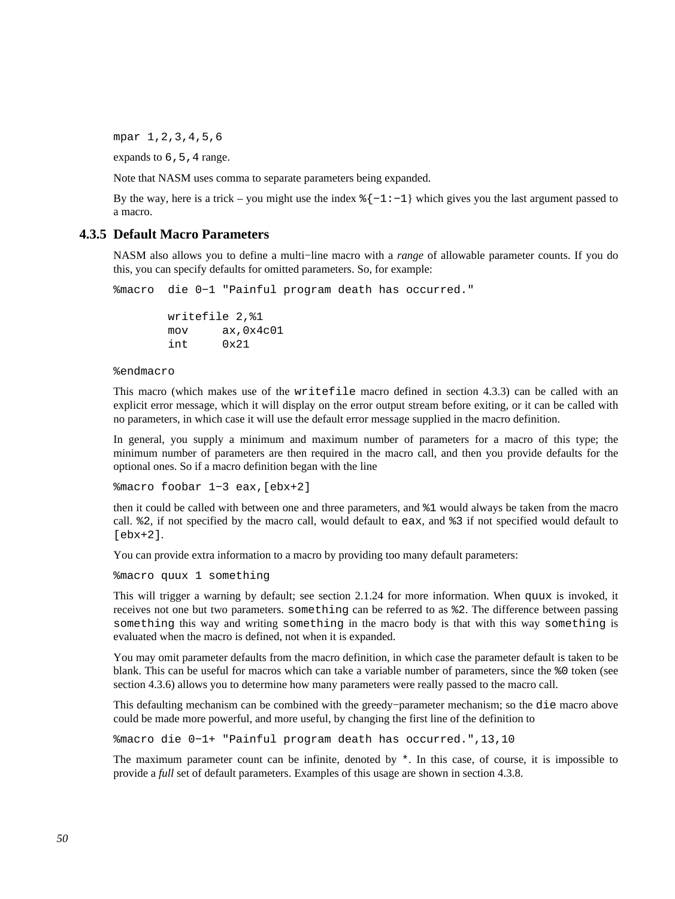```
mpar 1,2,3,4,5,6
```

expands to `6,5,4` range.

Note that NASM uses comma to separate parameters being expanded.

By the way, here is a trick – you might use the index `%{-1:-1}` which gives you the last argument passed to a macro.

### 4.3.5 Default Macro Parameters

NASM also allows you to define a multi−line macro with a *range* of allowable parameter counts. If you do this, you can specify defaults for omitted parameters. So, for example:

```
%macro  die 0-1 "Painful program death has occurred."

        writefile 2,%1
        mov     ax,0x4c01
        int     0x21

%endmacro
```

This macro (which makes use of the `writefile` macro defined in section 4.3.3) can be called with an explicit error message, which it will display on the error output stream before exiting, or it can be called with no parameters, in which case it will use the default error message supplied in the macro definition.

In general, you supply a minimum and maximum number of parameters for a macro of this type; the minimum number of parameters are then required in the macro call, and then you provide defaults for the optional ones. So if a macro definition began with the line

```
%macro foobar 1-3 eax,[ebx+2]
```

then it could be called with between one and three parameters, and `%1` would always be taken from the macro call. `%2`, if not specified by the macro call, would default to `eax`, and `%3` if not specified would default to `[ebx+2]`.

You can provide extra information to a macro by providing too many default parameters:

```
%macro quux 1 something
```

This will trigger a warning by default; see section 2.1.24 for more information. When `quux` is invoked, it receives not one but two parameters. `something` can be referred to as `%2`. The difference between passing `something` this way and writing `something` in the macro body is that with this way `something` is evaluated when the macro is defined, not when it is expanded.

You may omit parameter defaults from the macro definition, in which case the parameter default is taken to be blank. This can be useful for macros which can take a variable number of parameters, since the `%0` token (see section 4.3.6) allows you to determine how many parameters were really passed to the macro call.

This defaulting mechanism can be combined with the greedy−parameter mechanism; so the `die` macro above could be made more powerful, and more useful, by changing the first line of the definition to

```
%macro die 0-1+ "Painful program death has occurred.",13,10
```

The maximum parameter count can be infinite, denoted by `*`. In this case, of course, it is impossible to provide a *full* set of default parameters. Examples of this usage are shown in section 4.3.8.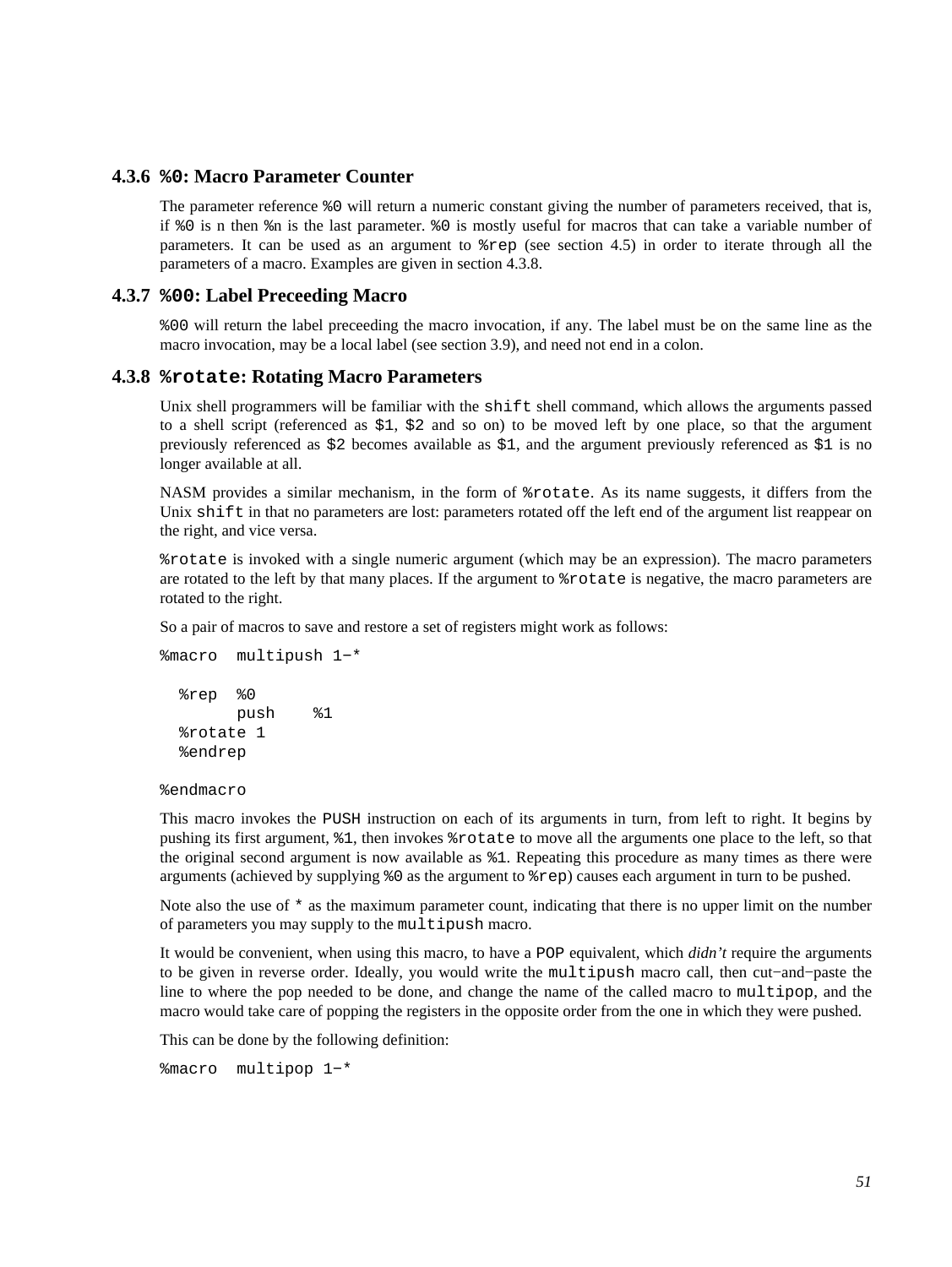### 4.3.6 `%0`: Macro Parameter Counter

The parameter reference `%0` will return a numeric constant giving the number of parameters received, that is, if `%0` is n then `%n` is the last parameter. `%0` is mostly useful for macros that can take a variable number of parameters. It can be used as an argument to `%rep` (see section 4.5) in order to iterate through all the parameters of a macro. Examples are given in section 4.3.8.

### 4.3.7 `%00`: Label Preceeding Macro

`%00` will return the label preceeding the macro invocation, if any. The label must be on the same line as the macro invocation, may be a local label (see section 3.9), and need not end in a colon.

### 4.3.8 `%rotate`: Rotating Macro Parameters

Unix shell programmers will be familiar with the `shift` shell command, which allows the arguments passed to a shell script (referenced as `$1`, `$2` and so on) to be moved left by one place, so that the argument previously referenced as `$2` becomes available as `$1`, and the argument previously referenced as `$1` is no longer available at all.

NASM provides a similar mechanism, in the form of `%rotate`. As its name suggests, it differs from the Unix `shift` in that no parameters are lost: parameters rotated off the left end of the argument list reappear on the right, and vice versa.

`%rotate` is invoked with a single numeric argument (which may be an expression). The macro parameters are rotated to the left by that many places. If the argument to `%rotate` is negative, the macro parameters are rotated to the right.

So a pair of macros to save and restore a set of registers might work as follows:

```
%macro  multipush 1-*

  %rep  %0
        push    %1
  %rotate 1
  %endrep

%endmacro
```

This macro invokes the `PUSH` instruction on each of its arguments in turn, from left to right. It begins by pushing its first argument, `%1`, then invokes `%rotate` to move all the arguments one place to the left, so that the original second argument is now available as `%1`. Repeating this procedure as many times as there were arguments (achieved by supplying `%0` as the argument to `%rep`) causes each argument in turn to be pushed.

Note also the use of `*` as the maximum parameter count, indicating that there is no upper limit on the number of parameters you may supply to the `multipush` macro.

It would be convenient, when using this macro, to have a `POP` equivalent, which *didn't* require the arguments to be given in reverse order. Ideally, you would write the `multipush` macro call, then cut-and-paste the line to where the pop needed to be done, and change the name of the called macro to `multipop`, and the macro would take care of popping the registers in the opposite order from the one in which they were pushed.

This can be done by the following definition:

```
%macro  multipop 1-*
```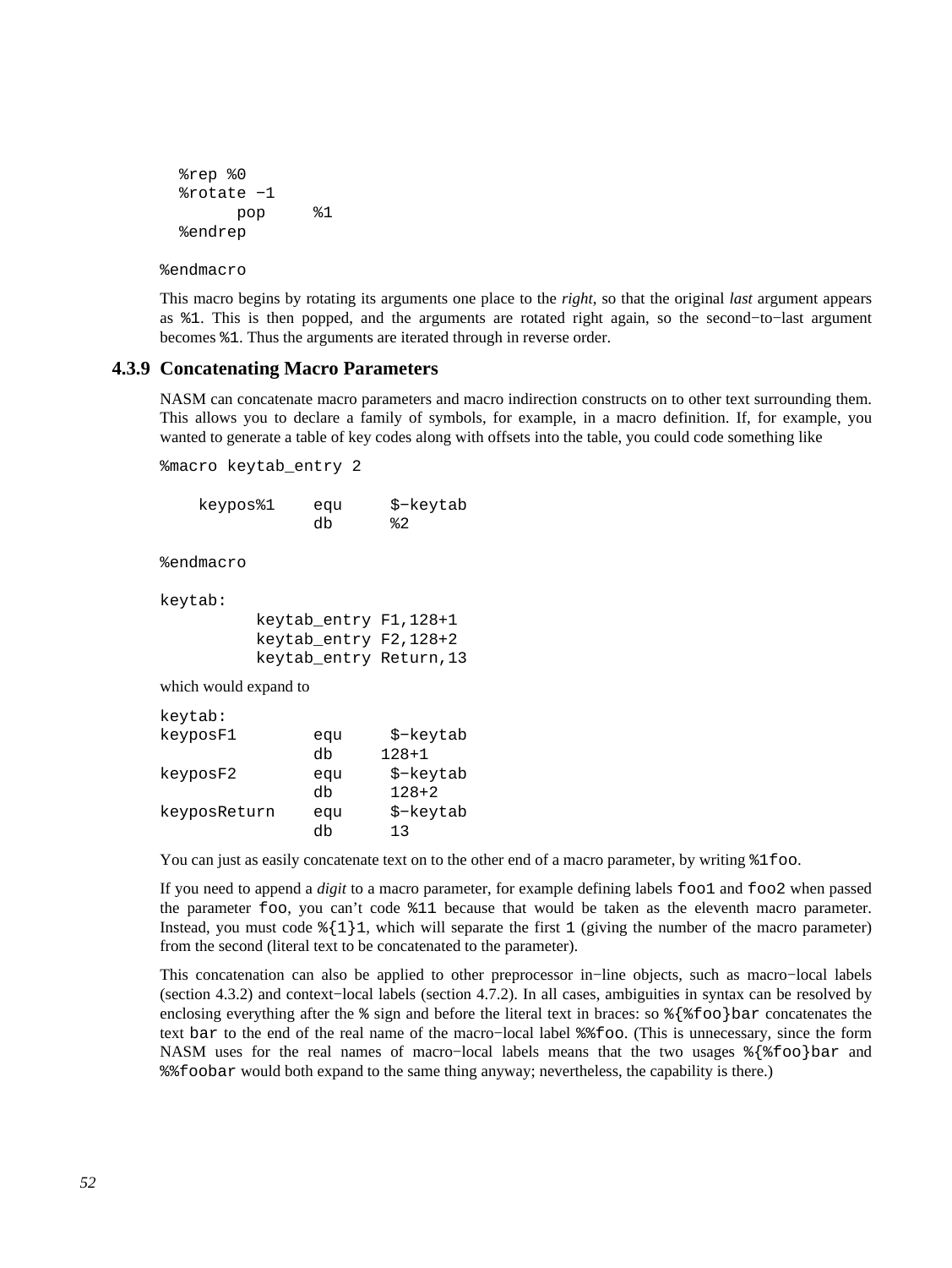```
  %rep %0
  %rotate -1
        pop     %1
  %endrep

%endmacro
```

This macro begins by rotating its arguments one place to the *right*, so that the original *last* argument appears as `%1`. This is then popped, and the arguments are rotated right again, so the second−to−last argument becomes `%1`. Thus the arguments are iterated through in reverse order.

### 4.3.9 Concatenating Macro Parameters

NASM can concatenate macro parameters and macro indirection constructs on to other text surrounding them. This allows you to declare a family of symbols, for example, in a macro definition. If, for example, you wanted to generate a table of key codes along with offsets into the table, you could code something like

```
%macro keytab_entry 2

    keypos%1    equ     $-keytab
                db      %2

%endmacro

keytab:
          keytab_entry F1,128+1
          keytab_entry F2,128+2
          keytab_entry Return,13
```

which would expand to

```
keytab:
keyposF1        equ     $-keytab
                db     128+1
keyposF2        equ     $-keytab
                db      128+2
keyposReturn    equ     $-keytab
                db      13
```

You can just as easily concatenate text on to the other end of a macro parameter, by writing `%1foo`.

If you need to append a *digit* to a macro parameter, for example defining labels `foo1` and `foo2` when passed the parameter `foo`, you can't code `%11` because that would be taken as the eleventh macro parameter. Instead, you must code `%{1}1`, which will separate the first `1` (giving the number of the macro parameter) from the second (literal text to be concatenated to the parameter).

This concatenation can also be applied to other preprocessor in−line objects, such as macro−local labels (section 4.3.2) and context−local labels (section 4.7.2). In all cases, ambiguities in syntax can be resolved by enclosing everything after the `%` sign and before the literal text in braces: so `%{%foo}bar` concatenates the text `bar` to the end of the real name of the macro−local label `%%foo`. (This is unnecessary, since the form NASM uses for the real names of macro−local labels means that the two usages `%{%foo}bar` and `%%foobar` would both expand to the same thing anyway; nevertheless, the capability is there.)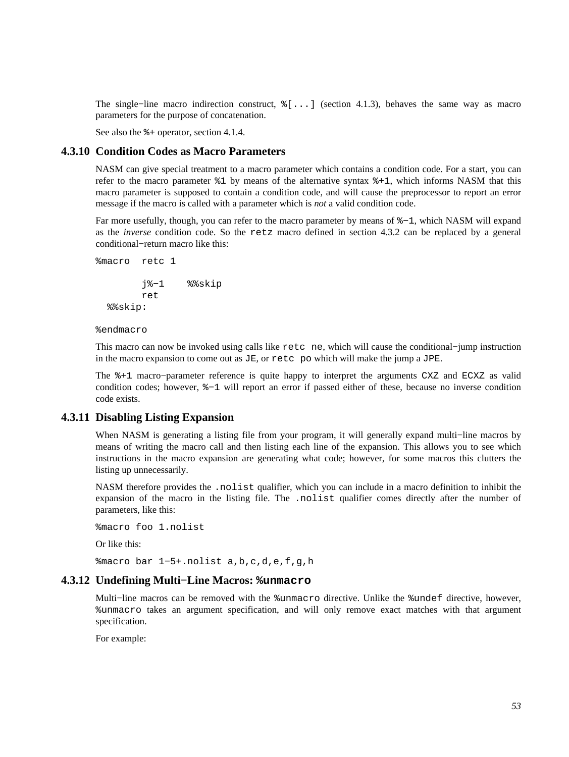The single−line macro indirection construct, `%[...]` (section 4.1.3), behaves the same way as macro parameters for the purpose of concatenation.

See also the `%+` operator, section 4.1.4.

### 4.3.10 Condition Codes as Macro Parameters

NASM can give special treatment to a macro parameter which contains a condition code. For a start, you can refer to the macro parameter `%1` by means of the alternative syntax `%+1`, which informs NASM that this macro parameter is supposed to contain a condition code, and will cause the preprocessor to report an error message if the macro is called with a parameter which is *not* a valid condition code.

Far more usefully, though, you can refer to the macro parameter by means of `%−1`, which NASM will expand as the *inverse* condition code. So the `retz` macro defined in section 4.3.2 can be replaced by a general conditional−return macro like this:

```
%macro  retc 1

        j%−1    %%skip
        ret
  %%skip:

%endmacro
```

This macro can now be invoked using calls like `retc ne`, which will cause the conditional−jump instruction in the macro expansion to come out as `JE`, or `retc po` which will make the jump a `JPE`.

The `%+1` macro−parameter reference is quite happy to interpret the arguments `CXZ` and `ECXZ` as valid condition codes; however, `%−1` will report an error if passed either of these, because no inverse condition code exists.

### 4.3.11 Disabling Listing Expansion

When NASM is generating a listing file from your program, it will generally expand multi−line macros by means of writing the macro call and then listing each line of the expansion. This allows you to see which instructions in the macro expansion are generating what code; however, for some macros this clutters the listing up unnecessarily.

NASM therefore provides the `.nolist` qualifier, which you can include in a macro definition to inhibit the expansion of the macro in the listing file. The `.nolist` qualifier comes directly after the number of parameters, like this:

```
%macro foo 1.nolist
```

Or like this:

```
%macro bar 1−5+.nolist a,b,c,d,e,f,g,h
```

### 4.3.12 Undefining Multi−Line Macros: `%unmacro`

Multi−line macros can be removed with the `%unmacro` directive. Unlike the `%undef` directive, however, `%unmacro` takes an argument specification, and will only remove exact matches with that argument specification.

For example: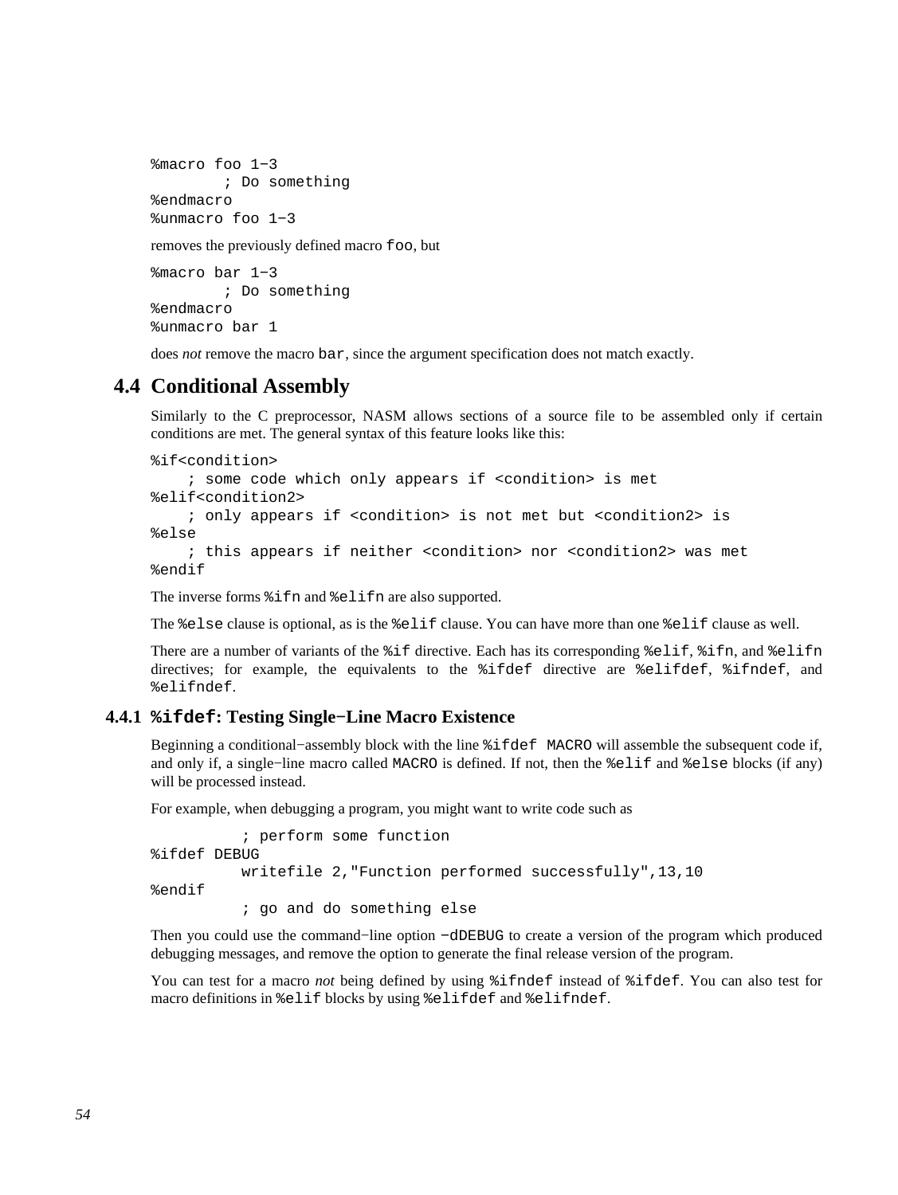```
%macro foo 1-3
        ; Do something
%endmacro
%unmacro foo 1-3
```

removes the previously defined macro `foo`, but

```
%macro bar 1-3
        ; Do something
%endmacro
%unmacro bar 1
```

does *not* remove the macro `bar`, since the argument specification does not match exactly.

## 4.4 Conditional Assembly

Similarly to the C preprocessor, NASM allows sections of a source file to be assembled only if certain conditions are met. The general syntax of this feature looks like this:

```
%if<condition>
    ; some code which only appears if <condition> is met
%elif<condition2>
    ; only appears if <condition> is not met but <condition2> is
%else
    ; this appears if neither <condition> nor <condition2> was met
%endif
```

The inverse forms `%ifn` and `%elifn` are also supported.

The `%else` clause is optional, as is the `%elif` clause. You can have more than one `%elif` clause as well.

There are a number of variants of the `%if` directive. Each has its corresponding `%elif`, `%ifn`, and `%elifn` directives; for example, the equivalents to the `%ifdef` directive are `%elifdef`, `%ifndef`, and `%elifndef`.

### 4.4.1 `%ifdef`: Testing Single−Line Macro Existence

Beginning a conditional−assembly block with the line `%ifdef MACRO` will assemble the subsequent code if, and only if, a single−line macro called `MACRO` is defined. If not, then the `%elif` and `%else` blocks (if any) will be processed instead.

For example, when debugging a program, you might want to write code such as

```
          ; perform some function
%ifdef DEBUG
          writefile 2,"Function performed successfully",13,10
%endif
          ; go and do something else
```

Then you could use the command−line option `−dDEBUG` to create a version of the program which produced debugging messages, and remove the option to generate the final release version of the program.

You can test for a macro *not* being defined by using `%ifndef` instead of `%ifdef`. You can also test for macro definitions in `%elif` blocks by using `%elifdef` and `%elifndef`.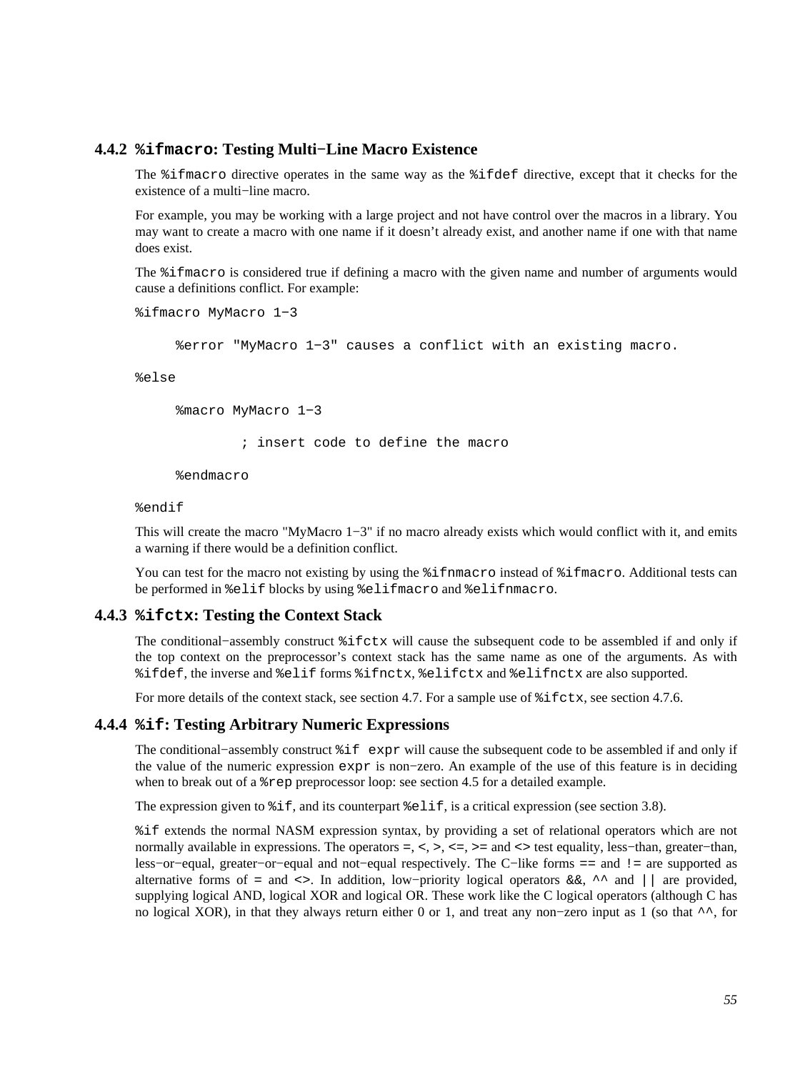### 4.4.2 `%ifmacro`: Testing Multi−Line Macro Existence

The `%ifmacro` directive operates in the same way as the `%ifdef` directive, except that it checks for the existence of a multi−line macro.

For example, you may be working with a large project and not have control over the macros in a library. You may want to create a macro with one name if it doesn't already exist, and another name if one with that name does exist.

The `%ifmacro` is considered true if defining a macro with the given name and number of arguments would cause a definitions conflict. For example:

```
%ifmacro MyMacro 1−3

     %error "MyMacro 1−3" causes a conflict with an existing macro.

%else

     %macro MyMacro 1−3

             ; insert code to define the macro

     %endmacro

%endif
```

This will create the macro "MyMacro 1−3" if no macro already exists which would conflict with it, and emits a warning if there would be a definition conflict.

You can test for the macro not existing by using the `%ifnmacro` instead of `%ifmacro`. Additional tests can be performed in `%elif` blocks by using `%elifmacro` and `%elifnmacro`.

### 4.4.3 `%ifctx`: Testing the Context Stack

The conditional−assembly construct `%ifctx` will cause the subsequent code to be assembled if and only if the top context on the preprocessor's context stack has the same name as one of the arguments. As with `%ifdef`, the inverse and `%elif` forms `%ifnctx`, `%elifctx` and `%elifnctx` are also supported.

For more details of the context stack, see section 4.7. For a sample use of `%ifctx`, see section 4.7.6.

### 4.4.4 `%if`: Testing Arbitrary Numeric Expressions

The conditional−assembly construct `%if expr` will cause the subsequent code to be assembled if and only if the value of the numeric expression `expr` is non−zero. An example of the use of this feature is in deciding when to break out of a `%rep` preprocessor loop: see section 4.5 for a detailed example.

The expression given to `%if`, and its counterpart `%elif`, is a critical expression (see section 3.8).

`%if` extends the normal NASM expression syntax, by providing a set of relational operators which are not normally available in expressions. The operators `=`, `<`, `>`, `<=`, `>=` and `<>` test equality, less−than, greater−than, less−or−equal, greater−or−equal and not−equal respectively. The C−like forms `==` and `!=` are supported as alternative forms of `=` and `<>`. In addition, low−priority logical operators `&&`, `^^` and `||` are provided, supplying logical AND, logical XOR and logical OR. These work like the C logical operators (although C has no logical XOR), in that they always return either 0 or 1, and treat any non−zero input as 1 (so that `^^`, for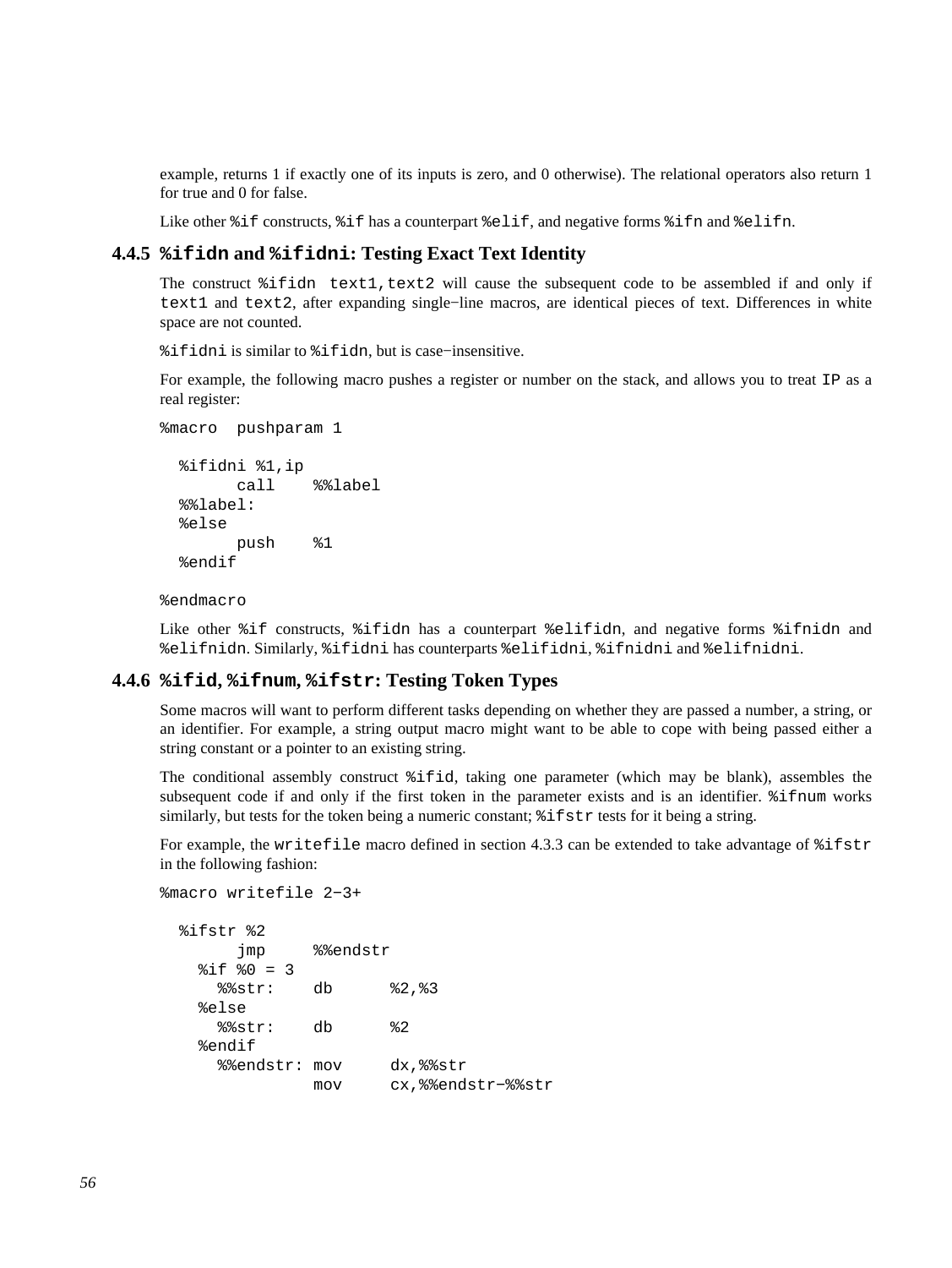example, returns 1 if exactly one of its inputs is zero, and 0 otherwise). The relational operators also return 1 for true and 0 for false.

Like other `%if` constructs, `%if` has a counterpart `%elif`, and negative forms `%ifn` and `%elifn`.

### 4.4.5 `%ifidn` and `%ifidni`: Testing Exact Text Identity

The construct `%ifidn text1,text2` will cause the subsequent code to be assembled if and only if `text1` and `text2`, after expanding single−line macros, are identical pieces of text. Differences in white space are not counted.

`%ifidni` is similar to `%ifidn`, but is case−insensitive.

For example, the following macro pushes a register or number on the stack, and allows you to treat `IP` as a real register:

```
%macro  pushparam 1

  %ifidni %1,ip
        call    %%label
  %%label:
  %else
        push    %1
  %endif

%endmacro
```

Like other `%if` constructs, `%ifidn` has a counterpart `%elifidn`, and negative forms `%ifnidn` and `%elifnidn`. Similarly, `%ifidni` has counterparts `%elifidni`, `%ifnidni` and `%elifnidni`.

### 4.4.6 `%ifid`, `%ifnum`, `%ifstr`: Testing Token Types

Some macros will want to perform different tasks depending on whether they are passed a number, a string, or an identifier. For example, a string output macro might want to be able to cope with being passed either a string constant or a pointer to an existing string.

The conditional assembly construct `%ifid`, taking one parameter (which may be blank), assembles the subsequent code if and only if the first token in the parameter exists and is an identifier. `%ifnum` works similarly, but tests for the token being a numeric constant; `%ifstr` tests for it being a string.

For example, the `writefile` macro defined in section 4.3.3 can be extended to take advantage of `%ifstr` in the following fashion:

```
%macro writefile 2−3+

  %ifstr %2
        jmp     %%endstr
    %if %0 = 3
      %%str:    db      %2,%3
    %else
      %%str:    db      %2
    %endif
      %%endstr: mov     dx,%%str
                mov     cx,%%endstr−%%str
```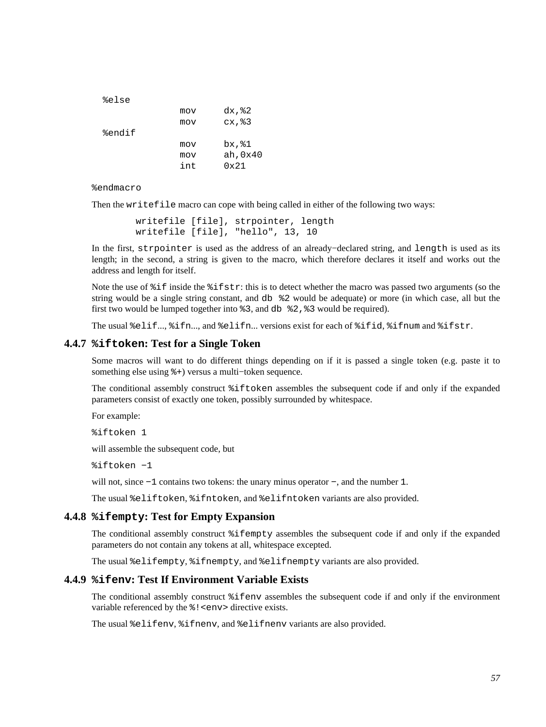```
%else
              mov     dx,%2
              mov     cx,%3
%endif
              mov     bx,%1
              mov     ah,0x40
              int     0x21

%endmacro
```

Then the `writefile` macro can cope with being called in either of the following two ways:

```
        writefile [file], strpointer, length
        writefile [file], "hello", 13, 10
```

In the first, `strpointer` is used as the address of an already−declared string, and `length` is used as its length; in the second, a string is given to the macro, which therefore declares it itself and works out the address and length for itself.

Note the use of `%if` inside the `%ifstr`: this is to detect whether the macro was passed two arguments (so the string would be a single string constant, and `db %2` would be adequate) or more (in which case, all but the first two would be lumped together into `%3`, and `db %2,%3` would be required).

The usual `%elif`..., `%ifn`..., and `%elifn`... versions exist for each of `%ifid`, `%ifnum` and `%ifstr`.

### 4.4.7 `%iftoken`: Test for a Single Token

Some macros will want to do different things depending on if it is passed a single token (e.g. paste it to something else using `%+`) versus a multi−token sequence.

The conditional assembly construct `%iftoken` assembles the subsequent code if and only if the expanded parameters consist of exactly one token, possibly surrounded by whitespace.

For example:

```
%iftoken 1
```

will assemble the subsequent code, but

```
%iftoken −1
```

will not, since `−1` contains two tokens: the unary minus operator `−`, and the number `1`.

The usual `%eliftoken`, `%ifntoken`, and `%elifntoken` variants are also provided.

### 4.4.8 `%ifempty`: Test for Empty Expansion

The conditional assembly construct `%ifempty` assembles the subsequent code if and only if the expanded parameters do not contain any tokens at all, whitespace excepted.

The usual `%elifempty`, `%ifnempty`, and `%elifnempty` variants are also provided.

### 4.4.9 `%ifenv`: Test If Environment Variable Exists

The conditional assembly construct `%ifenv` assembles the subsequent code if and only if the environment variable referenced by the `%!<env>` directive exists.

The usual `%elifenv`, `%ifnenv`, and `%elifnenv` variants are also provided.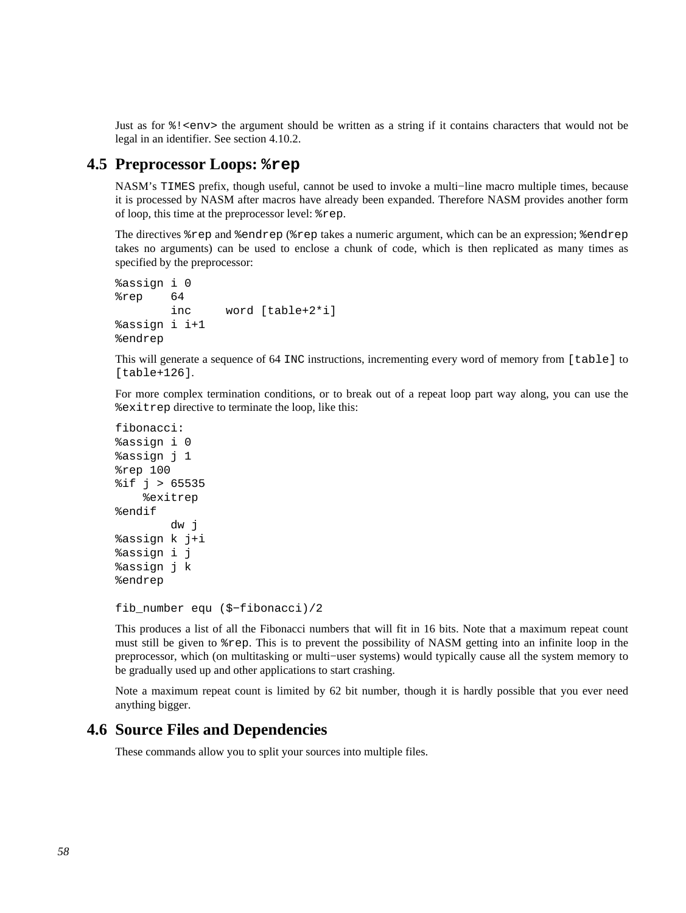Just as for `%!<env>` the argument should be written as a string if it contains characters that would not be legal in an identifier. See section 4.10.2.

## 4.5 Preprocessor Loops: `%rep`

NASM's `TIMES` prefix, though useful, cannot be used to invoke a multi−line macro multiple times, because it is processed by NASM after macros have already been expanded. Therefore NASM provides another form of loop, this time at the preprocessor level: `%rep`.

The directives `%rep` and `%endrep` (`%rep` takes a numeric argument, which can be an expression; `%endrep` takes no arguments) can be used to enclose a chunk of code, which is then replicated as many times as specified by the preprocessor:

```
%assign i 0
%rep    64
        inc     word [table+2*i]
%assign i i+1
%endrep
```

This will generate a sequence of 64 `INC` instructions, incrementing every word of memory from `[table]` to `[table+126]`.

For more complex termination conditions, or to break out of a repeat loop part way along, you can use the `%exitrep` directive to terminate the loop, like this:

```
fibonacci:
%assign i 0
%assign j 1
%rep 100
%if j > 65535
    %exitrep
%endif
        dw j
%assign k j+i
%assign i j
%assign j k
%endrep

fib_number equ ($−fibonacci)/2
```

This produces a list of all the Fibonacci numbers that will fit in 16 bits. Note that a maximum repeat count must still be given to `%rep`. This is to prevent the possibility of NASM getting into an infinite loop in the preprocessor, which (on multitasking or multi−user systems) would typically cause all the system memory to be gradually used up and other applications to start crashing.

Note a maximum repeat count is limited by 62 bit number, though it is hardly possible that you ever need anything bigger.

## 4.6 Source Files and Dependencies

These commands allow you to split your sources into multiple files.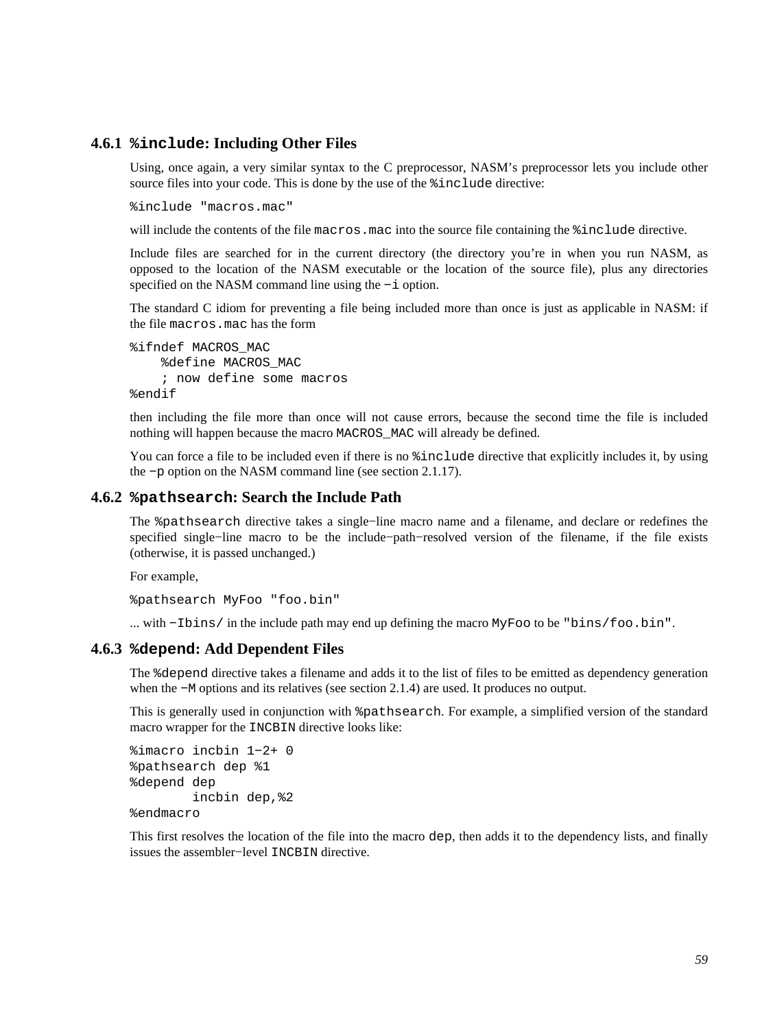### 4.6.1 `%include`: Including Other Files

Using, once again, a very similar syntax to the C preprocessor, NASM's preprocessor lets you include other source files into your code. This is done by the use of the `%include` directive:

```
%include "macros.mac"
```

will include the contents of the file `macros.mac` into the source file containing the `%include` directive.

Include files are searched for in the current directory (the directory you're in when you run NASM, as opposed to the location of the NASM executable or the location of the source file), plus any directories specified on the NASM command line using the `−i` option.

The standard C idiom for preventing a file being included more than once is just as applicable in NASM: if the file `macros.mac` has the form

```
%ifndef MACROS_MAC
    %define MACROS_MAC
    ; now define some macros
%endif
```

then including the file more than once will not cause errors, because the second time the file is included nothing will happen because the macro `MACROS_MAC` will already be defined.

You can force a file to be included even if there is no `%include` directive that explicitly includes it, by using the `−p` option on the NASM command line (see section 2.1.17).

### 4.6.2 `%pathsearch`: Search the Include Path

The `%pathsearch` directive takes a single−line macro name and a filename, and declare or redefines the specified single−line macro to be the include−path−resolved version of the filename, if the file exists (otherwise, it is passed unchanged.)

For example,

```
%pathsearch MyFoo "foo.bin"
```

... with `−Ibins/` in the include path may end up defining the macro `MyFoo` to be `"bins/foo.bin"`.

### 4.6.3 `%depend`: Add Dependent Files

The `%depend` directive takes a filename and adds it to the list of files to be emitted as dependency generation when the `−M` options and its relatives (see section 2.1.4) are used. It produces no output.

This is generally used in conjunction with `%pathsearch`. For example, a simplified version of the standard macro wrapper for the `INCBIN` directive looks like:

```
%imacro incbin 1−2+ 0
%pathsearch dep %1
%depend dep
        incbin dep,%2
%endmacro
```

This first resolves the location of the file into the macro `dep`, then adds it to the dependency lists, and finally issues the assembler−level `INCBIN` directive.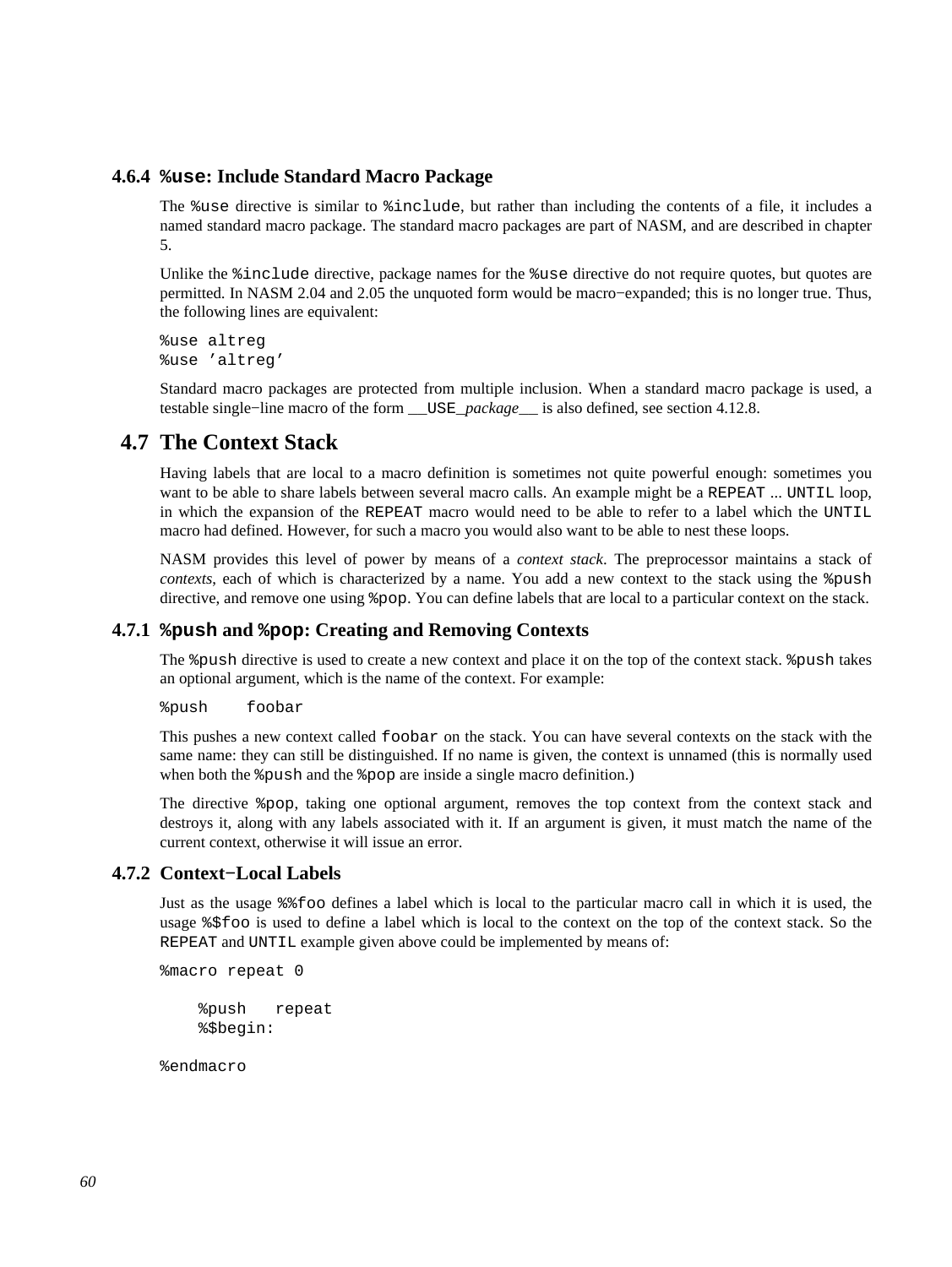### 4.6.4 `%use`: Include Standard Macro Package

The `%use` directive is similar to `%include`, but rather than including the contents of a file, it includes a named standard macro package. The standard macro packages are part of NASM, and are described in chapter 5.

Unlike the `%include` directive, package names for the `%use` directive do not require quotes, but quotes are permitted. In NASM 2.04 and 2.05 the unquoted form would be macro−expanded; this is no longer true. Thus, the following lines are equivalent:

```
%use altreg
%use 'altreg'
```

Standard macro packages are protected from multiple inclusion. When a standard macro package is used, a testable single−line macro of the form `__USE_`*package*`__` is also defined, see section 4.12.8.

## 4.7 The Context Stack

Having labels that are local to a macro definition is sometimes not quite powerful enough: sometimes you want to be able to share labels between several macro calls. An example might be a `REPEAT` ... `UNTIL` loop, in which the expansion of the `REPEAT` macro would need to be able to refer to a label which the `UNTIL` macro had defined. However, for such a macro you would also want to be able to nest these loops.

NASM provides this level of power by means of a *context stack*. The preprocessor maintains a stack of *contexts*, each of which is characterized by a name. You add a new context to the stack using the `%push` directive, and remove one using `%pop`. You can define labels that are local to a particular context on the stack.

### 4.7.1 `%push` and `%pop`: Creating and Removing Contexts

The `%push` directive is used to create a new context and place it on the top of the context stack. `%push` takes an optional argument, which is the name of the context. For example:

```
%push    foobar
```

This pushes a new context called `foobar` on the stack. You can have several contexts on the stack with the same name: they can still be distinguished. If no name is given, the context is unnamed (this is normally used when both the `%push` and the `%pop` are inside a single macro definition.)

The directive `%pop`, taking one optional argument, removes the top context from the context stack and destroys it, along with any labels associated with it. If an argument is given, it must match the name of the current context, otherwise it will issue an error.

### 4.7.2 Context−Local Labels

Just as the usage `%%foo` defines a label which is local to the particular macro call in which it is used, the usage `%$foo` is used to define a label which is local to the context on the top of the context stack. So the `REPEAT` and `UNTIL` example given above could be implemented by means of:

```
%macro repeat 0

    %push   repeat
    %$begin:

%endmacro
```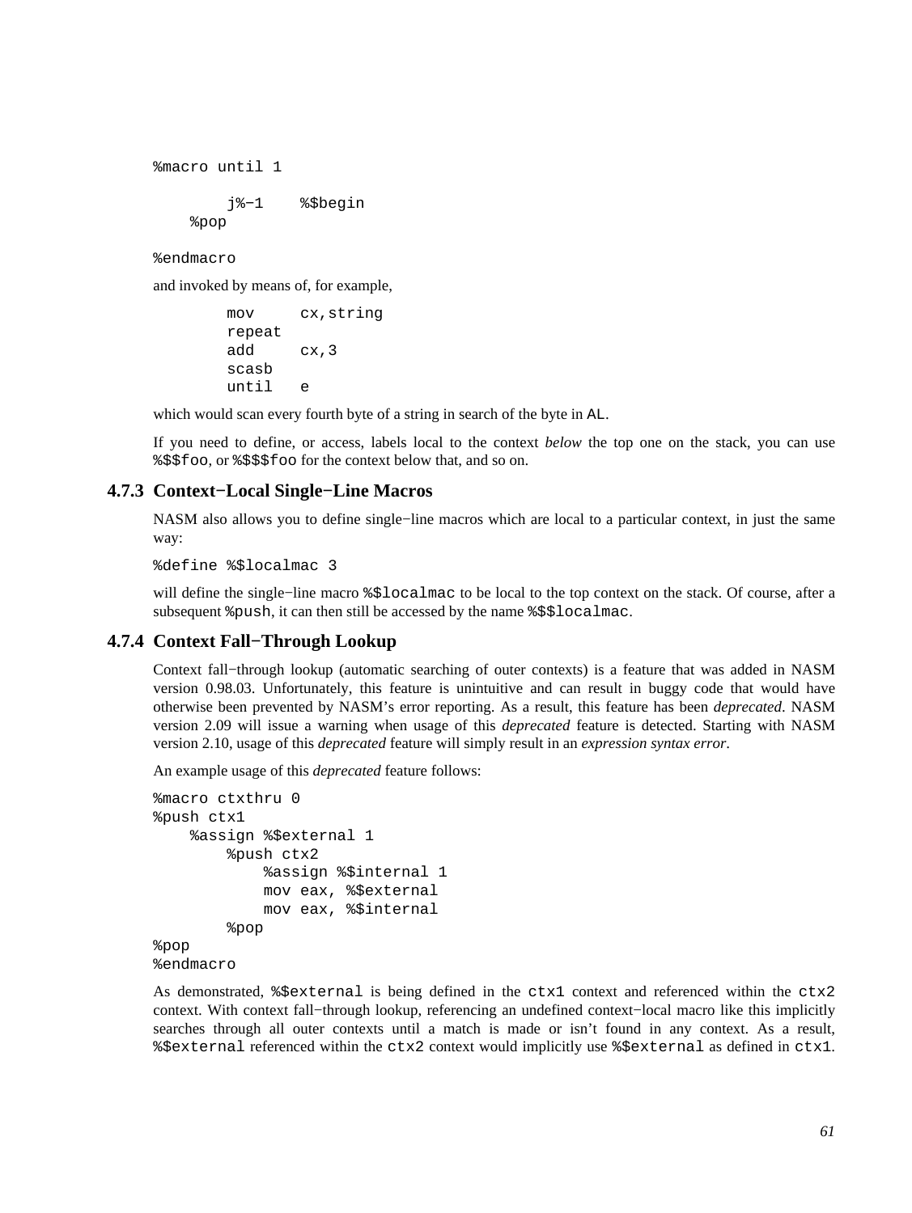```
%macro until 1

        j%-1    %$begin
    %pop

%endmacro
```

and invoked by means of, for example,

```
        mov     cx,string
        repeat
        add     cx,3
        scasb
        until   e
```

which would scan every fourth byte of a string in search of the byte in `AL`.

If you need to define, or access, labels local to the context *below* the top one on the stack, you can use `%$$foo`, or `%$$$foo` for the context below that, and so on.

### 4.7.3 Context−Local Single−Line Macros

NASM also allows you to define single−line macros which are local to a particular context, in just the same way:

```
%define %$localmac 3
```

will define the single−line macro `%$localmac` to be local to the top context on the stack. Of course, after a subsequent `%push`, it can then still be accessed by the name `%$$localmac`.

### 4.7.4 Context Fall−Through Lookup

Context fall−through lookup (automatic searching of outer contexts) is a feature that was added in NASM version 0.98.03. Unfortunately, this feature is unintuitive and can result in buggy code that would have otherwise been prevented by NASM's error reporting. As a result, this feature has been *deprecated*. NASM version 2.09 will issue a warning when usage of this *deprecated* feature is detected. Starting with NASM version 2.10, usage of this *deprecated* feature will simply result in an *expression syntax error*.

An example usage of this *deprecated* feature follows:

```
%macro ctxthru 0
%push ctx1
    %assign %$external 1
        %push ctx2
            %assign %$internal 1
            mov eax, %$external
            mov eax, %$internal
        %pop
%pop
%endmacro
```

As demonstrated, `%$external` is being defined in the `ctx1` context and referenced within the `ctx2` context. With context fall−through lookup, referencing an undefined context−local macro like this implicitly searches through all outer contexts until a match is made or isn't found in any context. As a result, `%$external` referenced within the `ctx2` context would implicitly use `%$external` as defined in `ctx1`.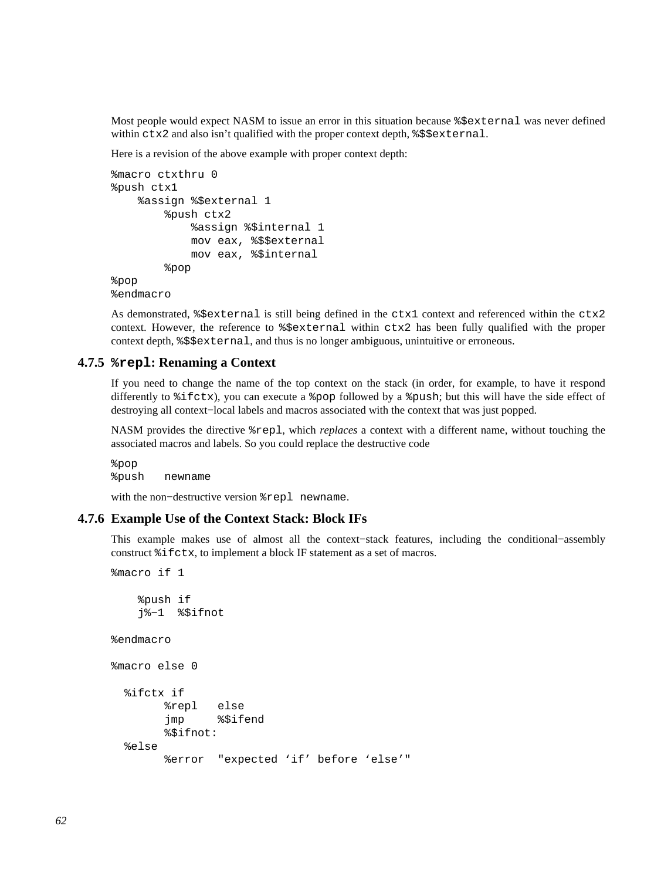Most people would expect NASM to issue an error in this situation because `%$external` was never defined within `ctx2` and also isn't qualified with the proper context depth, `%$$external`.

Here is a revision of the above example with proper context depth:

```
%macro ctxthru 0
%push ctx1
    %assign %$external 1
        %push ctx2
            %assign %$internal 1
            mov eax, %$$external
            mov eax, %$internal
        %pop
%pop
%endmacro
```

As demonstrated, `%$external` is still being defined in the `ctx1` context and referenced within the `ctx2` context. However, the reference to `%$external` within `ctx2` has been fully qualified with the proper context depth, `%$$external`, and thus is no longer ambiguous, unintuitive or erroneous.

### 4.7.5 `%repl`: Renaming a Context

If you need to change the name of the top context on the stack (in order, for example, to have it respond differently to `%ifctx`), you can execute a `%pop` followed by a `%push`; but this will have the side effect of destroying all context−local labels and macros associated with the context that was just popped.

NASM provides the directive `%repl`, which *replaces* a context with a different name, without touching the associated macros and labels. So you could replace the destructive code

```
%pop
%push   newname
```

with the non−destructive version `%repl newname`.

### 4.7.6 Example Use of the Context Stack: Block IFs

This example makes use of almost all the context−stack features, including the conditional−assembly construct `%ifctx`, to implement a block IF statement as a set of macros.

```
%macro if 1

    %push if
    j%-1  %$ifnot

%endmacro

%macro else 0

  %ifctx if
        %repl   else
        jmp     %$ifend
        %$ifnot:
  %else
        %error  "expected ‘if’ before ‘else’"
```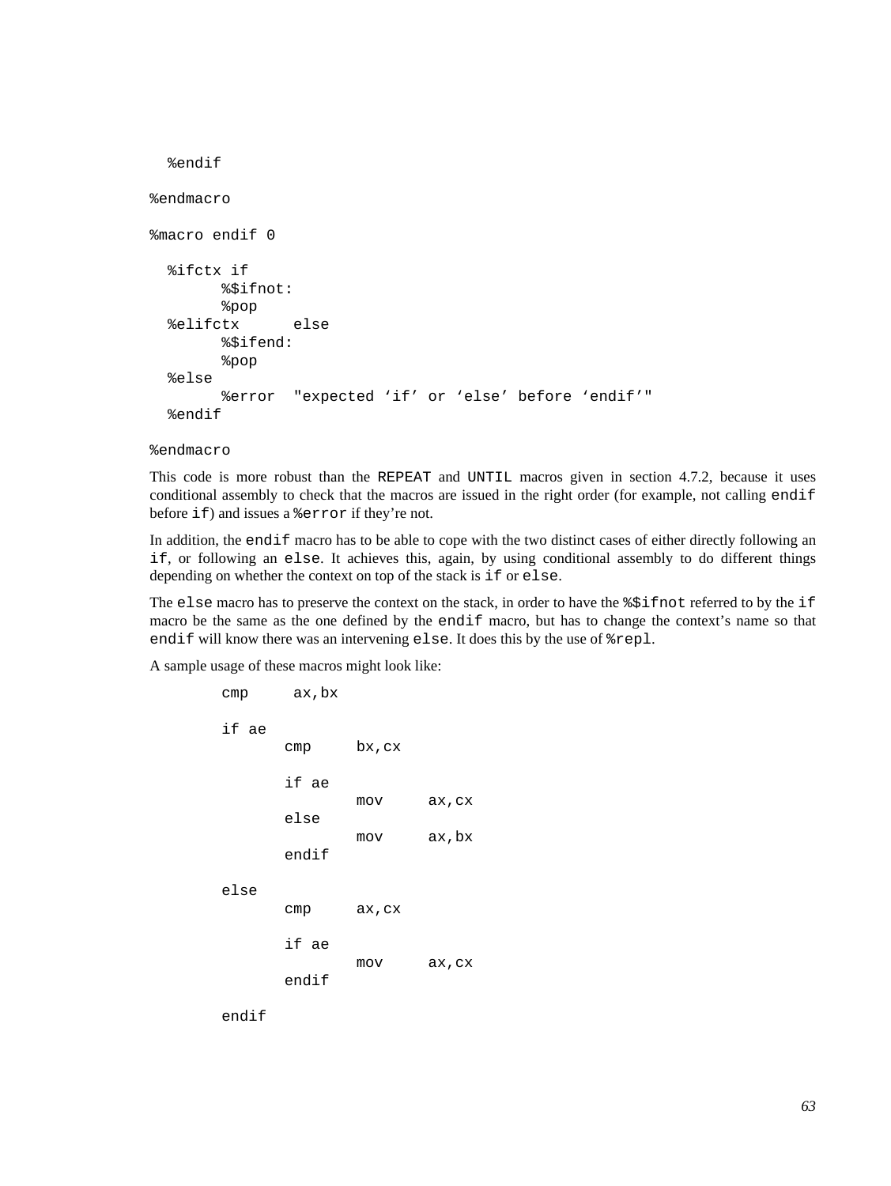```
  %endif

%endmacro

%macro endif 0

  %ifctx if
        %$ifnot:
        %pop
  %elifctx      else
        %$ifend:
        %pop
  %else
        %error  "expected ‘if’ or ‘else’ before ‘endif’"
  %endif

%endmacro
```

This code is more robust than the `REPEAT` and `UNTIL` macros given in section 4.7.2, because it uses conditional assembly to check that the macros are issued in the right order (for example, not calling `endif` before `if`) and issues a `%error` if they’re not.

In addition, the `endif` macro has to be able to cope with the two distinct cases of either directly following an `if`, or following an `else`. It achieves this, again, by using conditional assembly to do different things depending on whether the context on top of the stack is `if` or `else`.

The `else` macro has to preserve the context on the stack, in order to have the `%$ifnot` referred to by the `if` macro be the same as the one defined by the `endif` macro, but has to change the context’s name so that `endif` will know there was an intervening `else`. It does this by the use of `%repl`.

A sample usage of these macros might look like:

```
        cmp     ax,bx

        if ae
               cmp     bx,cx

               if ae
                       mov     ax,cx
               else
                       mov     ax,bx
               endif

        else
               cmp     ax,cx

               if ae
                       mov     ax,cx
               endif

        endif
```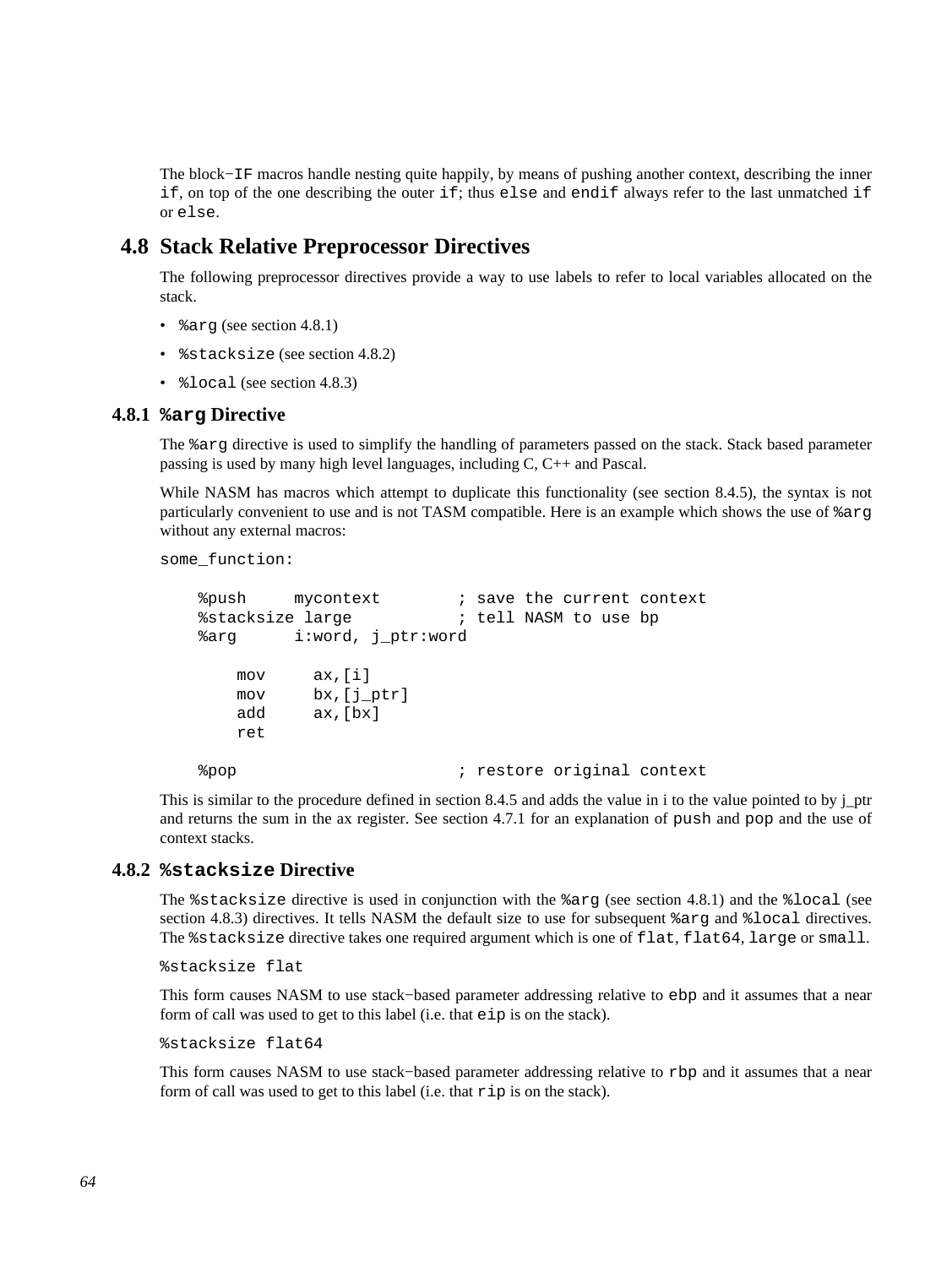The block−`IF` macros handle nesting quite happily, by means of pushing another context, describing the inner `if`, on top of the one describing the outer `if`; thus `else` and `endif` always refer to the last unmatched `if` or `else`.

## 4.8 Stack Relative Preprocessor Directives

The following preprocessor directives provide a way to use labels to refer to local variables allocated on the stack.

- `%arg` (see section 4.8.1)
- `%stacksize` (see section 4.8.2)
- `%local` (see section 4.8.3)

### 4.8.1 `%arg` Directive

The `%arg` directive is used to simplify the handling of parameters passed on the stack. Stack based parameter passing is used by many high level languages, including C, C++ and Pascal.

While NASM has macros which attempt to duplicate this functionality (see section 8.4.5), the syntax is not particularly convenient to use and is not TASM compatible. Here is an example which shows the use of `%arg` without any external macros:

```
some_function:

    %push     mycontext        ; save the current context
    %stacksize large           ; tell NASM to use bp
    %arg      i:word, j_ptr:word

        mov     ax,[i]
        mov     bx,[j_ptr]
        add     ax,[bx]
        ret

    %pop                       ; restore original context
```

This is similar to the procedure defined in section 8.4.5 and adds the value in i to the value pointed to by j_ptr and returns the sum in the ax register. See section 4.7.1 for an explanation of `push` and `pop` and the use of context stacks.

### 4.8.2 `%stacksize` Directive

The `%stacksize` directive is used in conjunction with the `%arg` (see section 4.8.1) and the `%local` (see section 4.8.3) directives. It tells NASM the default size to use for subsequent `%arg` and `%local` directives. The `%stacksize` directive takes one required argument which is one of `flat`, `flat64`, `large` or `small`.

```
%stacksize flat
```

This form causes NASM to use stack−based parameter addressing relative to `ebp` and it assumes that a near form of call was used to get to this label (i.e. that `eip` is on the stack).

```
%stacksize flat64
```

This form causes NASM to use stack−based parameter addressing relative to `rbp` and it assumes that a near form of call was used to get to this label (i.e. that `rip` is on the stack).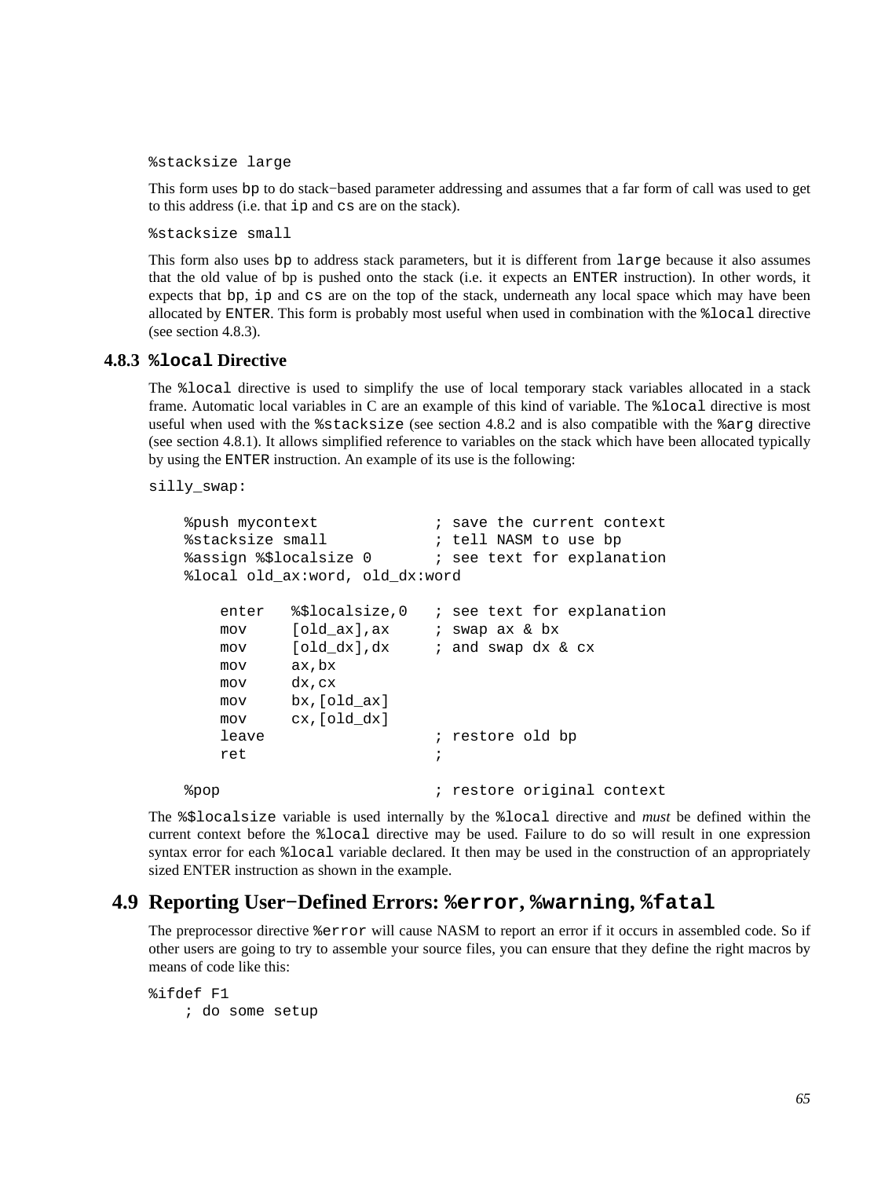```
%stacksize large
```

This form uses `bp` to do stack−based parameter addressing and assumes that a far form of call was used to get to this address (i.e. that `ip` and `cs` are on the stack).

```
%stacksize small
```

This form also uses `bp` to address stack parameters, but it is different from `large` because it also assumes that the old value of bp is pushed onto the stack (i.e. it expects an `ENTER` instruction). In other words, it expects that `bp`, `ip` and `cs` are on the top of the stack, underneath any local space which may have been allocated by `ENTER`. This form is probably most useful when used in combination with the `%local` directive (see section 4.8.3).

### 4.8.3 `%local` Directive

The `%local` directive is used to simplify the use of local temporary stack variables allocated in a stack frame. Automatic local variables in C are an example of this kind of variable. The `%local` directive is most useful when used with the `%stacksize` (see section 4.8.2 and is also compatible with the `%arg` directive (see section 4.8.1). It allows simplified reference to variables on the stack which have been allocated typically by using the `ENTER` instruction. An example of its use is the following:

```
silly_swap:

    %push mycontext             ; save the current context
    %stacksize small            ; tell NASM to use bp
    %assign %$localsize 0       ; see text for explanation
    %local old_ax:word, old_dx:word

        enter   %$localsize,0   ; see text for explanation
        mov     [old_ax],ax     ; swap ax & bx
        mov     [old_dx],dx     ; and swap dx & cx
        mov     ax,bx
        mov     dx,cx
        mov     bx,[old_ax]
        mov     cx,[old_dx]
        leave                   ; restore old bp
        ret                     ;

    %pop                        ; restore original context
```

The `%$localsize` variable is used internally by the `%local` directive and *must* be defined within the current context before the `%local` directive may be used. Failure to do so will result in one expression syntax error for each `%local` variable declared. It then may be used in the construction of an appropriately sized ENTER instruction as shown in the example.

## 4.9 Reporting User−Defined Errors: `%error`, `%warning`, `%fatal`

The preprocessor directive `%error` will cause NASM to report an error if it occurs in assembled code. So if other users are going to try to assemble your source files, you can ensure that they define the right macros by means of code like this:

```
%ifdef F1
    ; do some setup
```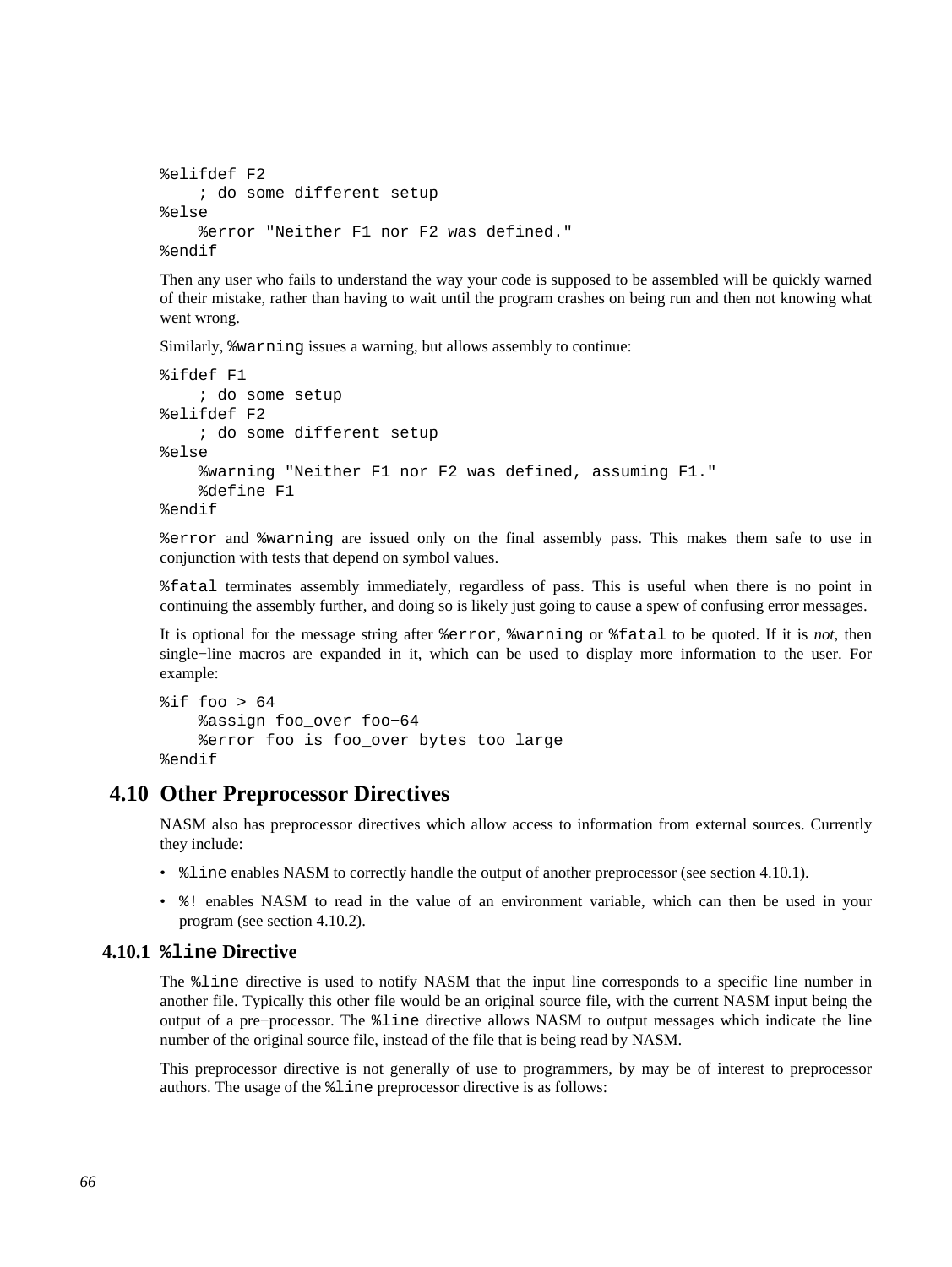```
%elifdef F2
    ; do some different setup
%else
    %error "Neither F1 nor F2 was defined."
%endif
```

Then any user who fails to understand the way your code is supposed to be assembled will be quickly warned of their mistake, rather than having to wait until the program crashes on being run and then not knowing what went wrong.

Similarly, `%warning` issues a warning, but allows assembly to continue:

```
%ifdef F1
    ; do some setup
%elifdef F2
    ; do some different setup
%else
    %warning "Neither F1 nor F2 was defined, assuming F1."
    %define F1
%endif
```

`%error` and `%warning` are issued only on the final assembly pass. This makes them safe to use in conjunction with tests that depend on symbol values.

`%fatal` terminates assembly immediately, regardless of pass. This is useful when there is no point in continuing the assembly further, and doing so is likely just going to cause a spew of confusing error messages.

It is optional for the message string after `%error`, `%warning` or `%fatal` to be quoted. If it is *not*, then single−line macros are expanded in it, which can be used to display more information to the user. For example:

```
%if foo > 64
    %assign foo_over foo−64
    %error foo is foo_over bytes too large
%endif
```

## 4.10 Other Preprocessor Directives

NASM also has preprocessor directives which allow access to information from external sources. Currently they include:

- `%line` enables NASM to correctly handle the output of another preprocessor (see section 4.10.1).
- `%!` enables NASM to read in the value of an environment variable, which can then be used in your program (see section 4.10.2).

### 4.10.1 `%line` Directive

The `%line` directive is used to notify NASM that the input line corresponds to a specific line number in another file. Typically this other file would be an original source file, with the current NASM input being the output of a pre−processor. The `%line` directive allows NASM to output messages which indicate the line number of the original source file, instead of the file that is being read by NASM.

This preprocessor directive is not generally of use to programmers, by may be of interest to preprocessor authors. The usage of the `%line` preprocessor directive is as follows: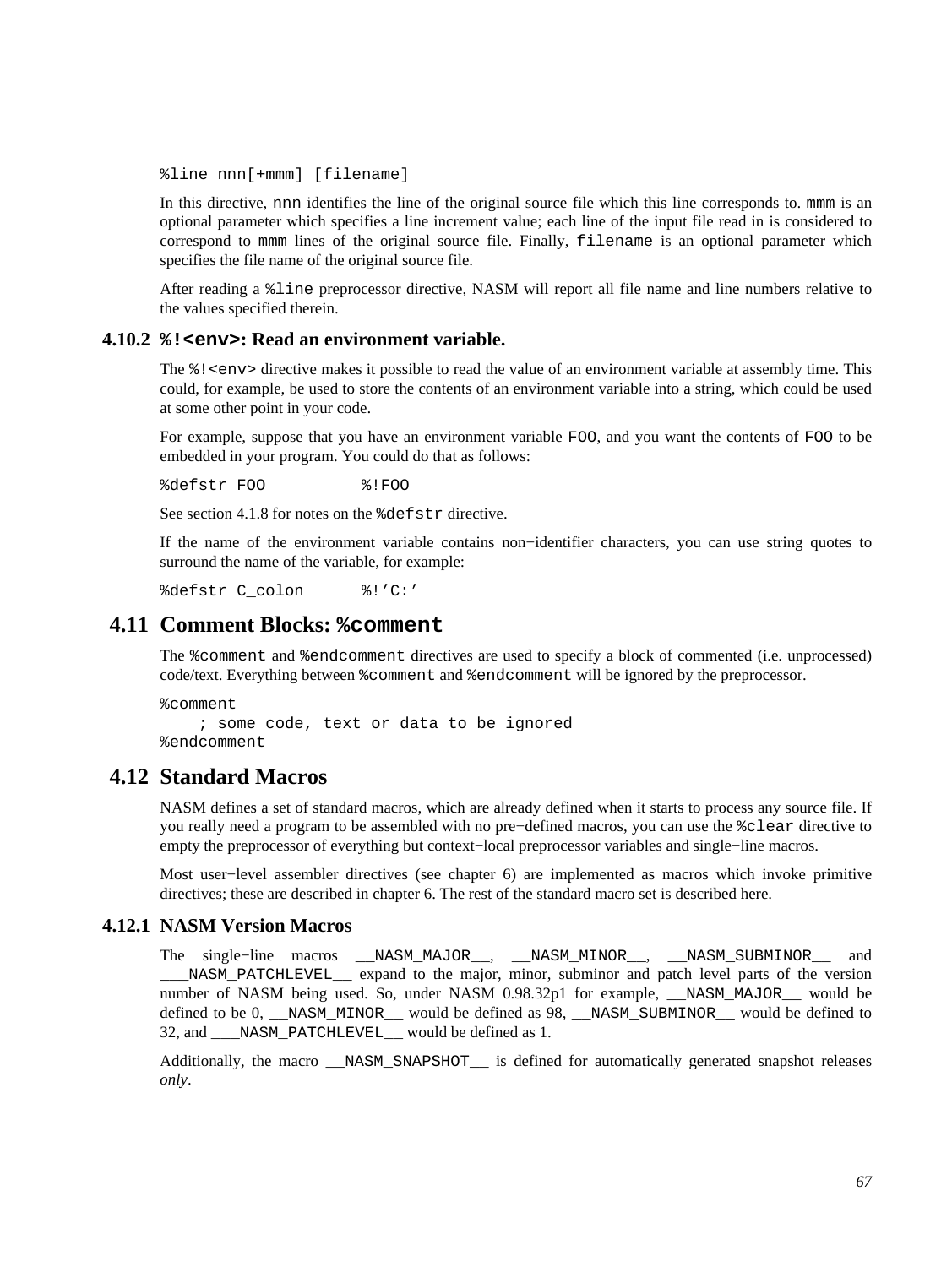```
%line nnn[+mmm] [filename]
```

In this directive, nnn identifies the line of the original source file which this line corresponds to. mmm is an optional parameter which specifies a line increment value; each line of the input file read in is considered to correspond to mmm lines of the original source file. Finally, filename is an optional parameter which specifies the file name of the original source file.

After reading a %line preprocessor directive, NASM will report all file name and line numbers relative to the values specified therein.

### 4.10.2 %!<env>: Read an environment variable.

The %!<env> directive makes it possible to read the value of an environment variable at assembly time. This could, for example, be used to store the contents of an environment variable into a string, which could be used at some other point in your code.

For example, suppose that you have an environment variable FOO, and you want the contents of FOO to be embedded in your program. You could do that as follows:

```
%defstr FOO          %!FOO
```

See section 4.1.8 for notes on the %defstr directive.

If the name of the environment variable contains non−identifier characters, you can use string quotes to surround the name of the variable, for example:

```
%defstr C_colon      %!'C:'
```

## 4.11 Comment Blocks: %comment

The %comment and %endcomment directives are used to specify a block of commented (i.e. unprocessed) code/text. Everything between %comment and %endcomment will be ignored by the preprocessor.

```
%comment
    ; some code, text or data to be ignored
%endcomment
```

## 4.12 Standard Macros

NASM defines a set of standard macros, which are already defined when it starts to process any source file. If you really need a program to be assembled with no pre−defined macros, you can use the %clear directive to empty the preprocessor of everything but context−local preprocessor variables and single−line macros.

Most user−level assembler directives (see chapter 6) are implemented as macros which invoke primitive directives; these are described in chapter 6. The rest of the standard macro set is described here.

### 4.12.1 NASM Version Macros

The single−line macros __NASM_MAJOR__, __NASM_MINOR__, __NASM_SUBMINOR__ and ___NASM_PATCHLEVEL__ expand to the major, minor, subminor and patch level parts of the version number of NASM being used. So, under NASM 0.98.32p1 for example, __NASM_MAJOR__ would be defined to be 0, __NASM_MINOR__ would be defined as 98, __NASM_SUBMINOR__ would be defined to 32, and ___NASM_PATCHLEVEL__ would be defined as 1.

Additionally, the macro __NASM_SNAPSHOT__ is defined for automatically generated snapshot releases *only*.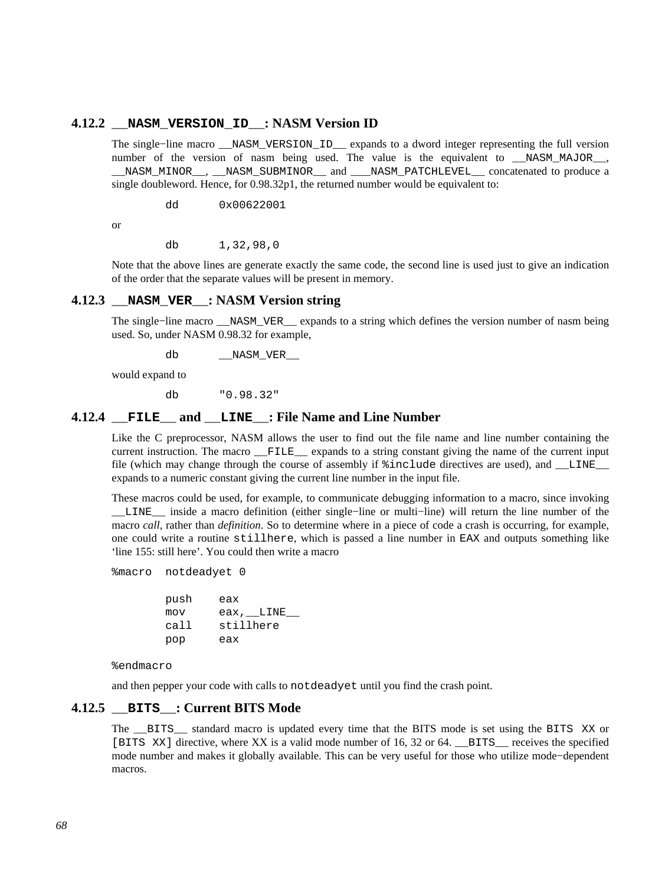### 4.12.2 `__NASM_VERSION_ID__`: NASM Version ID

The single−line macro `__NASM_VERSION_ID__` expands to a dword integer representing the full version number of the version of nasm being used. The value is the equivalent to `__NASM_MAJOR__`, `__NASM_MINOR__`, `__NASM_SUBMINOR__` and `___NASM_PATCHLEVEL__` concatenated to produce a single doubleword. Hence, for 0.98.32p1, the returned number would be equivalent to:

```
        dd      0x00622001
```

or

```
        db      1,32,98,0
```

Note that the above lines are generate exactly the same code, the second line is used just to give an indication of the order that the separate values will be present in memory.

### 4.12.3 `__NASM_VER__`: NASM Version string

The single−line macro `__NASM_VER__` expands to a string which defines the version number of nasm being used. So, under NASM 0.98.32 for example,

```
        db      __NASM_VER__
```

would expand to

```
        db      "0.98.32"
```

### 4.12.4 `__FILE__` and `__LINE__`: File Name and Line Number

Like the C preprocessor, NASM allows the user to find out the file name and line number containing the current instruction. The macro `__FILE__` expands to a string constant giving the name of the current input file (which may change through the course of assembly if `%include` directives are used), and `__LINE__` expands to a numeric constant giving the current line number in the input file.

These macros could be used, for example, to communicate debugging information to a macro, since invoking `__LINE__` inside a macro definition (either single−line or multi−line) will return the line number of the macro *call*, rather than *definition*. So to determine where in a piece of code a crash is occurring, for example, one could write a routine `stillhere`, which is passed a line number in `EAX` and outputs something like 'line 155: still here'. You could then write a macro

```
%macro  notdeadyet 0

        push    eax
        mov     eax,__LINE__
        call    stillhere
        pop     eax

%endmacro
```

and then pepper your code with calls to `notdeadyet` until you find the crash point.

### 4.12.5 `__BITS__`: Current BITS Mode

The `__BITS__` standard macro is updated every time that the BITS mode is set using the `BITS XX` or `[BITS XX]` directive, where XX is a valid mode number of 16, 32 or 64. `__BITS__` receives the specified mode number and makes it globally available. This can be very useful for those who utilize mode−dependent macros.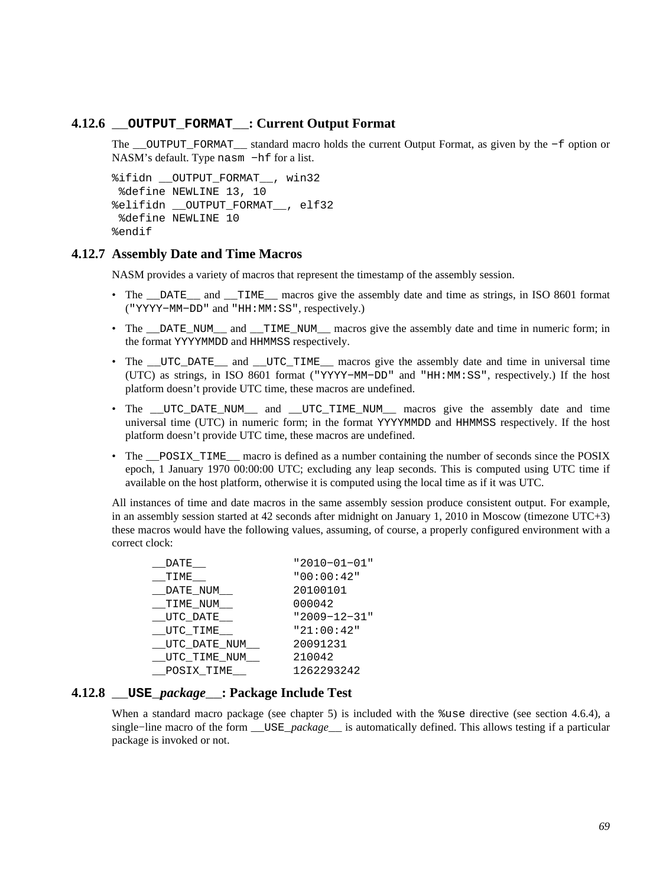### 4.12.6 `__OUTPUT_FORMAT__`: Current Output Format

The `__OUTPUT_FORMAT__` standard macro holds the current Output Format, as given by the `-f` option or NASM's default. Type `nasm -hf` for a list.

```
%ifidn __OUTPUT_FORMAT__, win32
 %define NEWLINE 13, 10
%elifidn __OUTPUT_FORMAT__, elf32
 %define NEWLINE 10
%endif
```

### 4.12.7 Assembly Date and Time Macros

NASM provides a variety of macros that represent the timestamp of the assembly session.

- The `__DATE__` and `__TIME__` macros give the assembly date and time as strings, in ISO 8601 format (`"YYYY-MM-DD"` and `"HH:MM:SS"`, respectively.)
- The `__DATE_NUM__` and `__TIME_NUM__` macros give the assembly date and time in numeric form; in the format `YYYYMMDD` and `HHMMSS` respectively.
- The `__UTC_DATE__` and `__UTC_TIME__` macros give the assembly date and time in universal time (UTC) as strings, in ISO 8601 format (`"YYYY-MM-DD"` and `"HH:MM:SS"`, respectively.) If the host platform doesn't provide UTC time, these macros are undefined.
- The `__UTC_DATE_NUM__` and `__UTC_TIME_NUM__` macros give the assembly date and time universal time (UTC) in numeric form; in the format `YYYYMMDD` and `HHMMSS` respectively. If the host platform doesn't provide UTC time, these macros are undefined.
- The `__POSIX_TIME__` macro is defined as a number containing the number of seconds since the POSIX epoch, 1 January 1970 00:00:00 UTC; excluding any leap seconds. This is computed using UTC time if available on the host platform, otherwise it is computed using the local time as if it was UTC.

All instances of time and date macros in the same assembly session produce consistent output. For example, in an assembly session started at 42 seconds after midnight on January 1, 2010 in Moscow (timezone UTC+3) these macros would have the following values, assuming, of course, a properly configured environment with a correct clock:

```
__DATE__             "2010-01-01"
__TIME__             "00:00:42"
__DATE_NUM__         20100101
__TIME_NUM__         000042
__UTC_DATE__         "2009-12-31"
__UTC_TIME__         "21:00:42"
__UTC_DATE_NUM__     20091231
__UTC_TIME_NUM__     210042
__POSIX_TIME__       1262293242
```

### 4.12.8 `__USE_`*package*`__`: Package Include Test

When a standard macro package (see chapter 5) is included with the `%use` directive (see section 4.6.4), a single-line macro of the form `__USE_`*package*`__` is automatically defined. This allows testing if a particular package is invoked or not.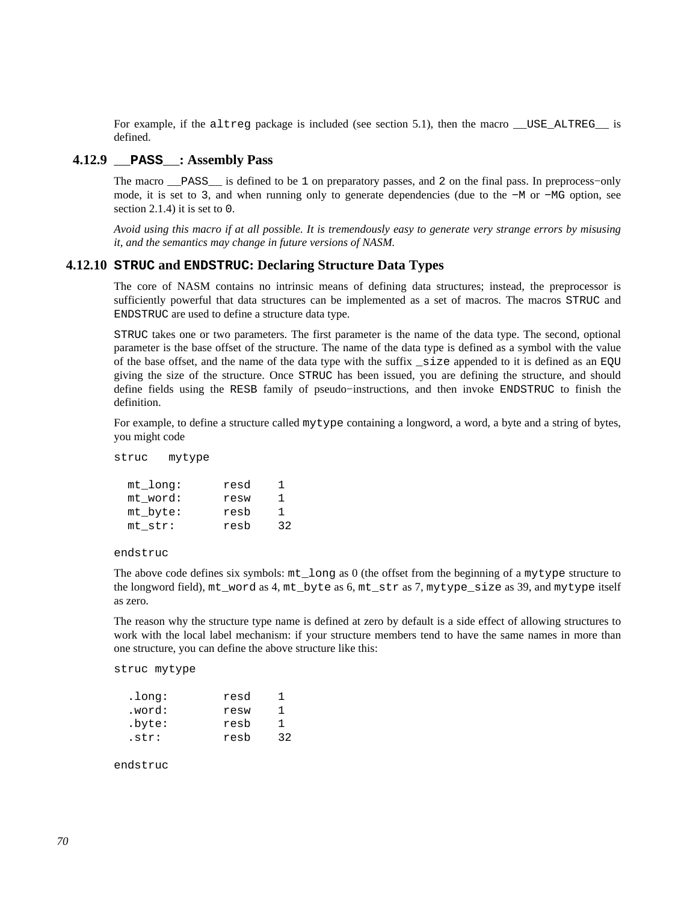For example, if the `altreg` package is included (see section 5.1), then the macro `__USE_ALTREG__` is defined.

### 4.12.9 `__PASS__`: Assembly Pass

The macro `__PASS__` is defined to be `1` on preparatory passes, and `2` on the final pass. In preprocess−only mode, it is set to `3`, and when running only to generate dependencies (due to the `−M` or `−MG` option, see section 2.1.4) it is set to `0`.

*Avoid using this macro if at all possible. It is tremendously easy to generate very strange errors by misusing it, and the semantics may change in future versions of NASM.*

### 4.12.10 `STRUC` and `ENDSTRUC`: Declaring Structure Data Types

The core of NASM contains no intrinsic means of defining data structures; instead, the preprocessor is sufficiently powerful that data structures can be implemented as a set of macros. The macros `STRUC` and `ENDSTRUC` are used to define a structure data type.

`STRUC` takes one or two parameters. The first parameter is the name of the data type. The second, optional parameter is the base offset of the structure. The name of the data type is defined as a symbol with the value of the base offset, and the name of the data type with the suffix `_size` appended to it is defined as an `EQU` giving the size of the structure. Once `STRUC` has been issued, you are defining the structure, and should define fields using the `RESB` family of pseudo−instructions, and then invoke `ENDSTRUC` to finish the definition.

For example, to define a structure called `mytype` containing a longword, a word, a byte and a string of bytes, you might code

```
struc   mytype

  mt_long:      resd    1
  mt_word:      resw    1
  mt_byte:      resb    1
  mt_str:       resb    32

endstruc
```

The above code defines six symbols: `mt_long` as 0 (the offset from the beginning of a `mytype` structure to the longword field), `mt_word` as 4, `mt_byte` as 6, `mt_str` as 7, `mytype_size` as 39, and `mytype` itself as zero.

The reason why the structure type name is defined at zero by default is a side effect of allowing structures to work with the local label mechanism: if your structure members tend to have the same names in more than one structure, you can define the above structure like this:

```
struc mytype

  .long:        resd    1
  .word:        resw    1
  .byte:        resb    1
  .str:         resb    32

endstruc
```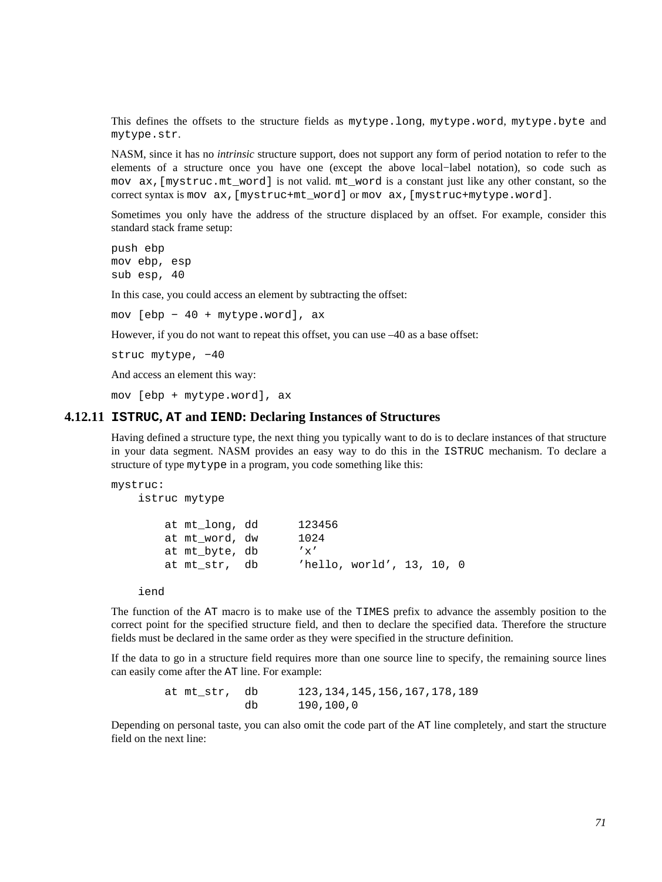This defines the offsets to the structure fields as `mytype.long`, `mytype.word`, `mytype.byte` and `mytype.str`.

NASM, since it has no *intrinsic* structure support, does not support any form of period notation to refer to the elements of a structure once you have one (except the above local−label notation), so code such as `mov ax,[mystruc.mt_word]` is not valid. `mt_word` is a constant just like any other constant, so the correct syntax is `mov ax,[mystruc+mt_word]` or `mov ax,[mystruc+mytype.word]`.

Sometimes you only have the address of the structure displaced by an offset. For example, consider this standard stack frame setup:

```
push ebp
mov ebp, esp
sub esp, 40
```

In this case, you could access an element by subtracting the offset:

```
mov [ebp − 40 + mytype.word], ax
```

However, if you do not want to repeat this offset, you can use –40 as a base offset:

```
struc mytype, −40
```

And access an element this way:

```
mov [ebp + mytype.word], ax
```

### 4.12.11 ISTRUC, AT and IEND: Declaring Instances of Structures

Having defined a structure type, the next thing you typically want to do is to declare instances of that structure in your data segment. NASM provides an easy way to do this in the `ISTRUC` mechanism. To declare a structure of type `mytype` in a program, you code something like this:

```
mystruc:
    istruc mytype

        at mt_long, dd      123456
        at mt_word, dw      1024
        at mt_byte, db      'x'
        at mt_str,  db      'hello, world', 13, 10, 0

    iend
```

The function of the `AT` macro is to make use of the `TIMES` prefix to advance the assembly position to the correct point for the specified structure field, and then to declare the specified data. Therefore the structure fields must be declared in the same order as they were specified in the structure definition.

If the data to go in a structure field requires more than one source line to specify, the remaining source lines can easily come after the `AT` line. For example:

```
        at mt_str,  db      123,134,145,156,167,178,189
                    db      190,100,0
```

Depending on personal taste, you can also omit the code part of the `AT` line completely, and start the structure field on the next line: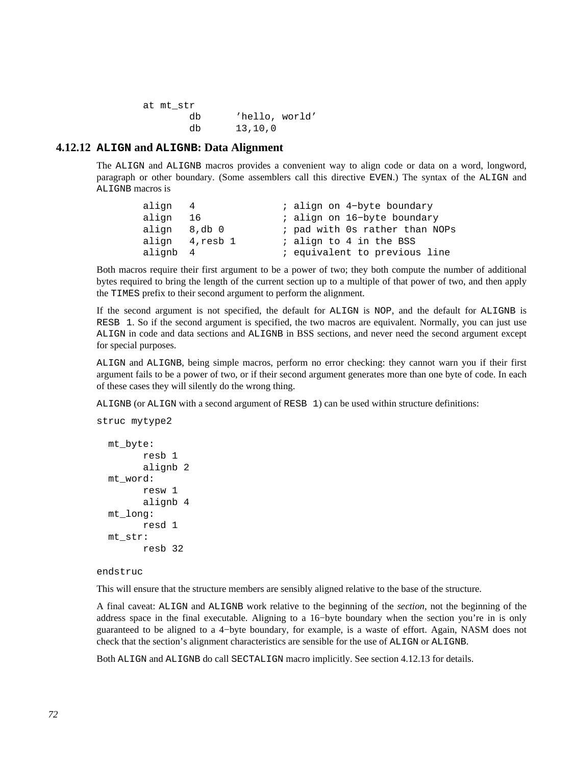```
        at mt_str
                db      'hello, world'
                db      13,10,0
```

### 4.12.12 ALIGN and ALIGNB: Data Alignment

The ALIGN and ALIGNB macros provides a convenient way to align code or data on a word, longword, paragraph or other boundary. (Some assemblers call this directive EVEN.) The syntax of the ALIGN and ALIGNB macros is

```
        align   4               ; align on 4-byte boundary
        align   16              ; align on 16-byte boundary
        align   8,db 0          ; pad with 0s rather than NOPs
        align   4,resb 1        ; align to 4 in the BSS
        alignb  4               ; equivalent to previous line
```

Both macros require their first argument to be a power of two; they both compute the number of additional bytes required to bring the length of the current section up to a multiple of that power of two, and then apply the TIMES prefix to their second argument to perform the alignment.

If the second argument is not specified, the default for ALIGN is NOP, and the default for ALIGNB is RESB 1. So if the second argument is specified, the two macros are equivalent. Normally, you can just use ALIGN in code and data sections and ALIGNB in BSS sections, and never need the second argument except for special purposes.

ALIGN and ALIGNB, being simple macros, perform no error checking: they cannot warn you if their first argument fails to be a power of two, or if their second argument generates more than one byte of code. In each of these cases they will silently do the wrong thing.

ALIGNB (or ALIGN with a second argument of RESB 1) can be used within structure definitions:

```
struc mytype2

  mt_byte:
        resb 1
        alignb 2
  mt_word:
        resw 1
        alignb 4
  mt_long:
        resd 1
  mt_str:
        resb 32

endstruc
```

This will ensure that the structure members are sensibly aligned relative to the base of the structure.

A final caveat: ALIGN and ALIGNB work relative to the beginning of the *section*, not the beginning of the address space in the final executable. Aligning to a 16-byte boundary when the section you're in is only guaranteed to be aligned to a 4-byte boundary, for example, is a waste of effort. Again, NASM does not check that the section's alignment characteristics are sensible for the use of ALIGN or ALIGNB.

Both ALIGN and ALIGNB do call SECTALIGN macro implicitly. See section 4.12.13 for details.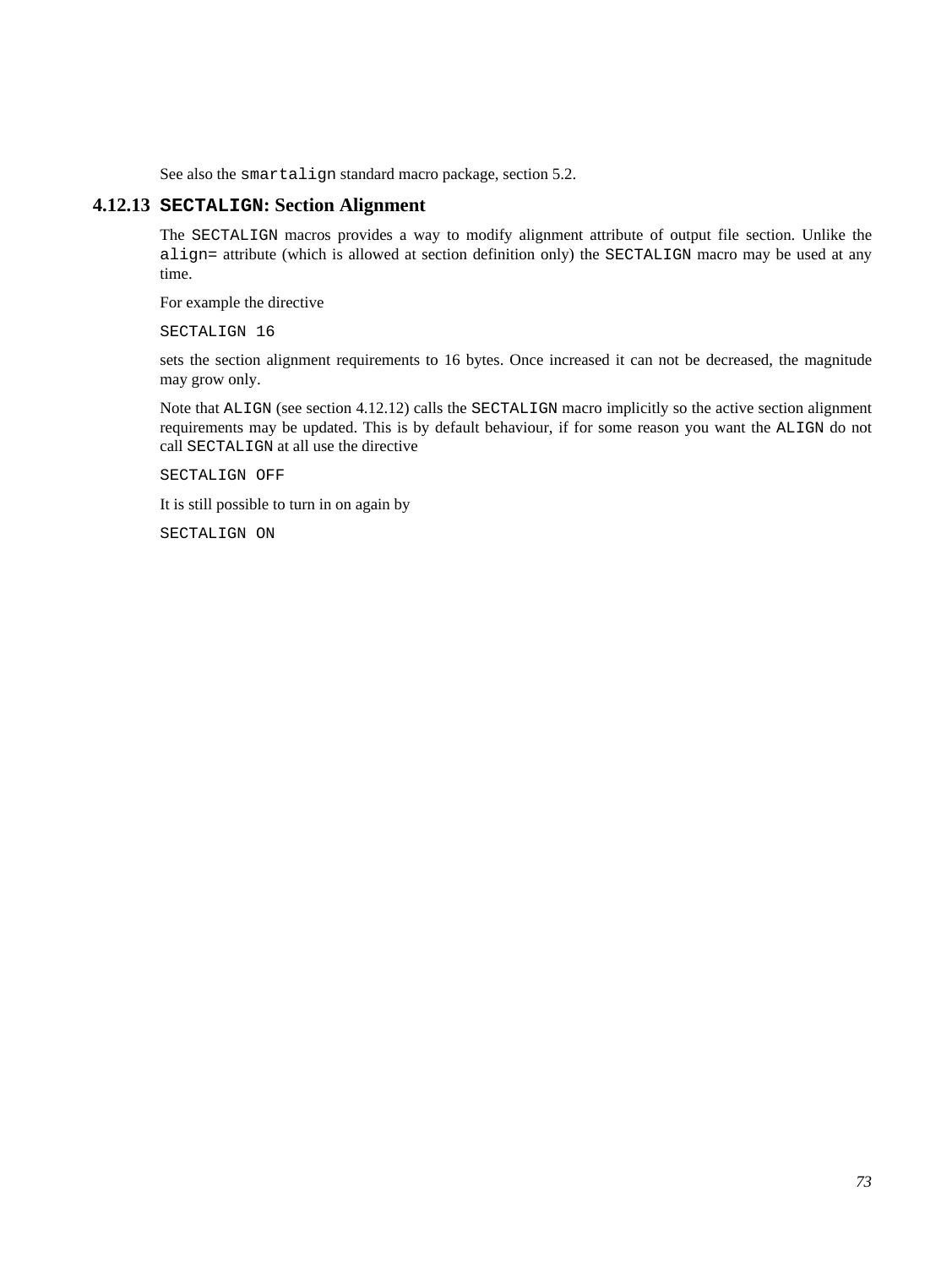See also the `smartalign` standard macro package, section 5.2.

### 4.12.13 `SECTALIGN`: Section Alignment

The `SECTALIGN` macros provides a way to modify alignment attribute of output file section. Unlike the `align=` attribute (which is allowed at section definition only) the `SECTALIGN` macro may be used at any time.

For example the directive

```
SECTALIGN 16
```

sets the section alignment requirements to 16 bytes. Once increased it can not be decreased, the magnitude may grow only.

Note that `ALIGN` (see section 4.12.12) calls the `SECTALIGN` macro implicitly so the active section alignment requirements may be updated. This is by default behaviour, if for some reason you want the `ALIGN` do not call `SECTALIGN` at all use the directive

```
SECTALIGN OFF
```

It is still possible to turn in on again by

```
SECTALIGN ON
```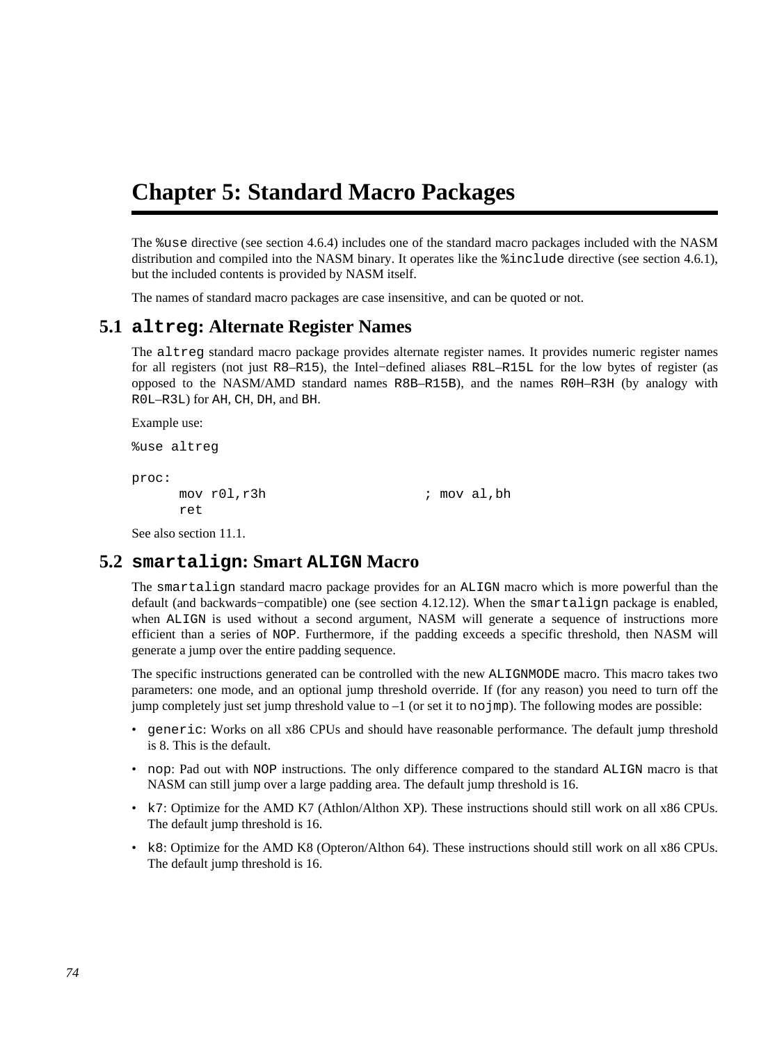# Chapter 5: Standard Macro Packages

The `%use` directive (see section 4.6.4) includes one of the standard macro packages included with the NASM distribution and compiled into the NASM binary. It operates like the `%include` directive (see section 4.6.1), but the included contents is provided by NASM itself.

The names of standard macro packages are case insensitive, and can be quoted or not.

## 5.1 `altreg`: Alternate Register Names

The `altreg` standard macro package provides alternate register names. It provides numeric register names for all registers (not just `R8`–`R15`), the Intel−defined aliases `R8L`–`R15L` for the low bytes of register (as opposed to the NASM/AMD standard names `R8B`–`R15B`), and the names `R0H`–`R3H` (by analogy with `R0L`–`R3L`) for `AH`, `CH`, `DH`, and `BH`.

Example use:

```
%use altreg

proc:
      mov r0l,r3h                    ; mov al,bh
      ret
```

See also section 11.1.

## 5.2 `smartalign`: Smart `ALIGN` Macro

The `smartalign` standard macro package provides for an `ALIGN` macro which is more powerful than the default (and backwards−compatible) one (see section 4.12.12). When the `smartalign` package is enabled, when `ALIGN` is used without a second argument, NASM will generate a sequence of instructions more efficient than a series of `NOP`. Furthermore, if the padding exceeds a specific threshold, then NASM will generate a jump over the entire padding sequence.

The specific instructions generated can be controlled with the new `ALIGNMODE` macro. This macro takes two parameters: one mode, and an optional jump threshold override. If (for any reason) you need to turn off the jump completely just set jump threshold value to –1 (or set it to `nojmp`). The following modes are possible:

- `generic`: Works on all x86 CPUs and should have reasonable performance. The default jump threshold is 8. This is the default.
- `nop`: Pad out with `NOP` instructions. The only difference compared to the standard `ALIGN` macro is that NASM can still jump over a large padding area. The default jump threshold is 16.
- `k7`: Optimize for the AMD K7 (Athlon/Althon XP). These instructions should still work on all x86 CPUs. The default jump threshold is 16.
- `k8`: Optimize for the AMD K8 (Opteron/Althon 64). These instructions should still work on all x86 CPUs. The default jump threshold is 16.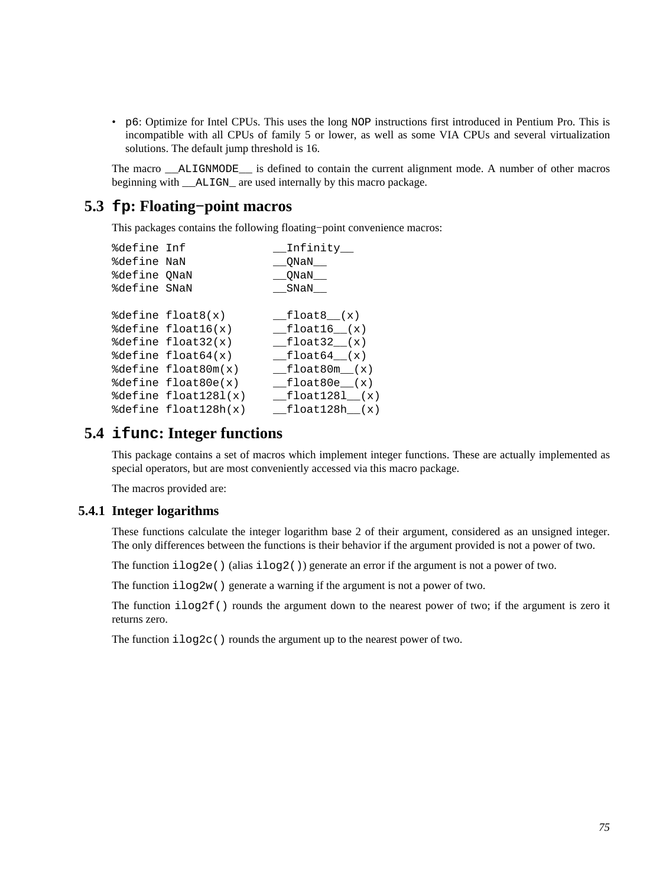- `p6`: Optimize for Intel CPUs. This uses the long `NOP` instructions first introduced in Pentium Pro. This is incompatible with all CPUs of family 5 or lower, as well as some VIA CPUs and several virtualization solutions. The default jump threshold is 16.

The macro `__ALIGNMODE__` is defined to contain the current alignment mode. A number of other macros beginning with `__ALIGN_` are used internally by this macro package.

## 5.3 `fp`: Floating−point macros

This packages contains the following floating−point convenience macros:

```
%define Inf             __Infinity__
%define NaN             __QNaN__
%define QNaN            __QNaN__
%define SNaN            __SNaN__

%define float8(x)       __float8__(x)
%define float16(x)      __float16__(x)
%define float32(x)      __float32__(x)
%define float64(x)      __float64__(x)
%define float80m(x)     __float80m__(x)
%define float80e(x)     __float80e__(x)
%define float128l(x)    __float128l__(x)
%define float128h(x)    __float128h__(x)
```

## 5.4 `ifunc`: Integer functions

This package contains a set of macros which implement integer functions. These are actually implemented as special operators, but are most conveniently accessed via this macro package.

The macros provided are:

### 5.4.1 Integer logarithms

These functions calculate the integer logarithm base 2 of their argument, considered as an unsigned integer. The only differences between the functions is their behavior if the argument provided is not a power of two.

The function `ilog2e()` (alias `ilog2()`) generate an error if the argument is not a power of two.

The function `ilog2w()` generate a warning if the argument is not a power of two.

The function `ilog2f()` rounds the argument down to the nearest power of two; if the argument is zero it returns zero.

The function `ilog2c()` rounds the argument up to the nearest power of two.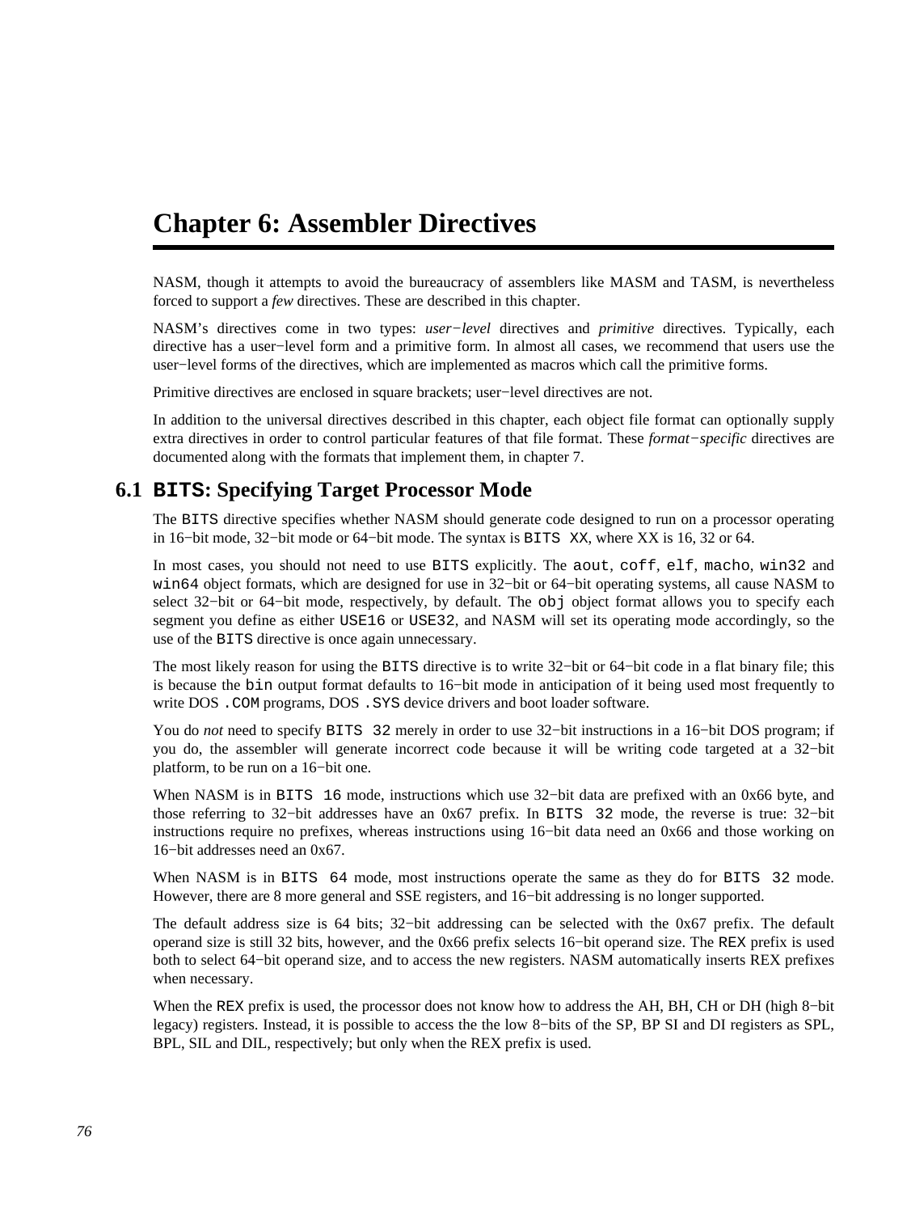# Chapter 6: Assembler Directives

NASM, though it attempts to avoid the bureaucracy of assemblers like MASM and TASM, is nevertheless forced to support a *few* directives. These are described in this chapter.

NASM's directives come in two types: *user−level* directives and *primitive* directives. Typically, each directive has a user−level form and a primitive form. In almost all cases, we recommend that users use the user−level forms of the directives, which are implemented as macros which call the primitive forms.

Primitive directives are enclosed in square brackets; user−level directives are not.

In addition to the universal directives described in this chapter, each object file format can optionally supply extra directives in order to control particular features of that file format. These *format−specific* directives are documented along with the formats that implement them, in chapter 7.

## 6.1 `BITS`: Specifying Target Processor Mode

The `BITS` directive specifies whether NASM should generate code designed to run on a processor operating in 16−bit mode, 32−bit mode or 64−bit mode. The syntax is `BITS XX`, where XX is 16, 32 or 64.

In most cases, you should not need to use `BITS` explicitly. The `aout`, `coff`, `elf`, `macho`, `win32` and `win64` object formats, which are designed for use in 32−bit or 64−bit operating systems, all cause NASM to select 32−bit or 64−bit mode, respectively, by default. The `obj` object format allows you to specify each segment you define as either `USE16` or `USE32`, and NASM will set its operating mode accordingly, so the use of the `BITS` directive is once again unnecessary.

The most likely reason for using the `BITS` directive is to write 32−bit or 64−bit code in a flat binary file; this is because the `bin` output format defaults to 16−bit mode in anticipation of it being used most frequently to write DOS `.COM` programs, DOS `.SYS` device drivers and boot loader software.

You do *not* need to specify `BITS 32` merely in order to use 32−bit instructions in a 16−bit DOS program; if you do, the assembler will generate incorrect code because it will be writing code targeted at a 32−bit platform, to be run on a 16−bit one.

When NASM is in `BITS 16` mode, instructions which use 32−bit data are prefixed with an 0x66 byte, and those referring to 32−bit addresses have an 0x67 prefix. In `BITS 32` mode, the reverse is true: 32−bit instructions require no prefixes, whereas instructions using 16−bit data need an 0x66 and those working on 16−bit addresses need an 0x67.

When NASM is in `BITS 64` mode, most instructions operate the same as they do for `BITS 32` mode. However, there are 8 more general and SSE registers, and 16−bit addressing is no longer supported.

The default address size is 64 bits; 32−bit addressing can be selected with the 0x67 prefix. The default operand size is still 32 bits, however, and the 0x66 prefix selects 16−bit operand size. The `REX` prefix is used both to select 64−bit operand size, and to access the new registers. NASM automatically inserts REX prefixes when necessary.

When the `REX` prefix is used, the processor does not know how to address the AH, BH, CH or DH (high 8−bit legacy) registers. Instead, it is possible to access the the low 8−bits of the SP, BP SI and DI registers as SPL, BPL, SIL and DIL, respectively; but only when the REX prefix is used.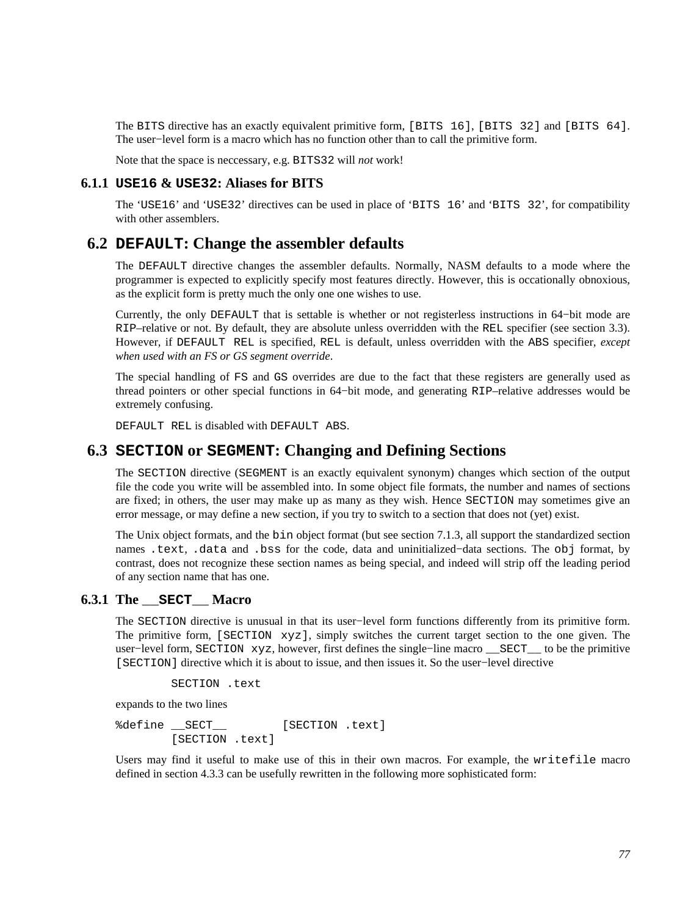The BITS directive has an exactly equivalent primitive form, [BITS 16], [BITS 32] and [BITS 64]. The user−level form is a macro which has no function other than to call the primitive form.

Note that the space is neccessary, e.g. BITS32 will *not* work!

### 6.1.1 USE16 & USE32: Aliases for BITS

The 'USE16' and 'USE32' directives can be used in place of 'BITS 16' and 'BITS 32', for compatibility with other assemblers.

## 6.2 DEFAULT: Change the assembler defaults

The DEFAULT directive changes the assembler defaults. Normally, NASM defaults to a mode where the programmer is expected to explicitly specify most features directly. However, this is occationally obnoxious, as the explicit form is pretty much the only one one wishes to use.

Currently, the only DEFAULT that is settable is whether or not registerless instructions in 64−bit mode are RIP–relative or not. By default, they are absolute unless overridden with the REL specifier (see section 3.3). However, if DEFAULT REL is specified, REL is default, unless overridden with the ABS specifier, *except when used with an FS or GS segment override*.

The special handling of FS and GS overrides are due to the fact that these registers are generally used as thread pointers or other special functions in 64−bit mode, and generating RIP–relative addresses would be extremely confusing.

DEFAULT REL is disabled with DEFAULT ABS.

## 6.3 SECTION or SEGMENT: Changing and Defining Sections

The SECTION directive (SEGMENT is an exactly equivalent synonym) changes which section of the output file the code you write will be assembled into. In some object file formats, the number and names of sections are fixed; in others, the user may make up as many as they wish. Hence SECTION may sometimes give an error message, or may define a new section, if you try to switch to a section that does not (yet) exist.

The Unix object formats, and the bin object format (but see section 7.1.3, all support the standardized section names .text, .data and .bss for the code, data and uninitialized−data sections. The obj format, by contrast, does not recognize these section names as being special, and indeed will strip off the leading period of any section name that has one.

### 6.3.1 The __SECT__ Macro

The SECTION directive is unusual in that its user−level form functions differently from its primitive form. The primitive form, [SECTION xyz], simply switches the current target section to the one given. The user−level form, SECTION xyz, however, first defines the single−line macro __SECT__ to be the primitive [SECTION] directive which it is about to issue, and then issues it. So the user−level directive

```
        SECTION .text
```

expands to the two lines

```
%define __SECT__        [SECTION .text]
        [SECTION .text]
```

Users may find it useful to make use of this in their own macros. For example, the writefile macro defined in section 4.3.3 can be usefully rewritten in the following more sophisticated form: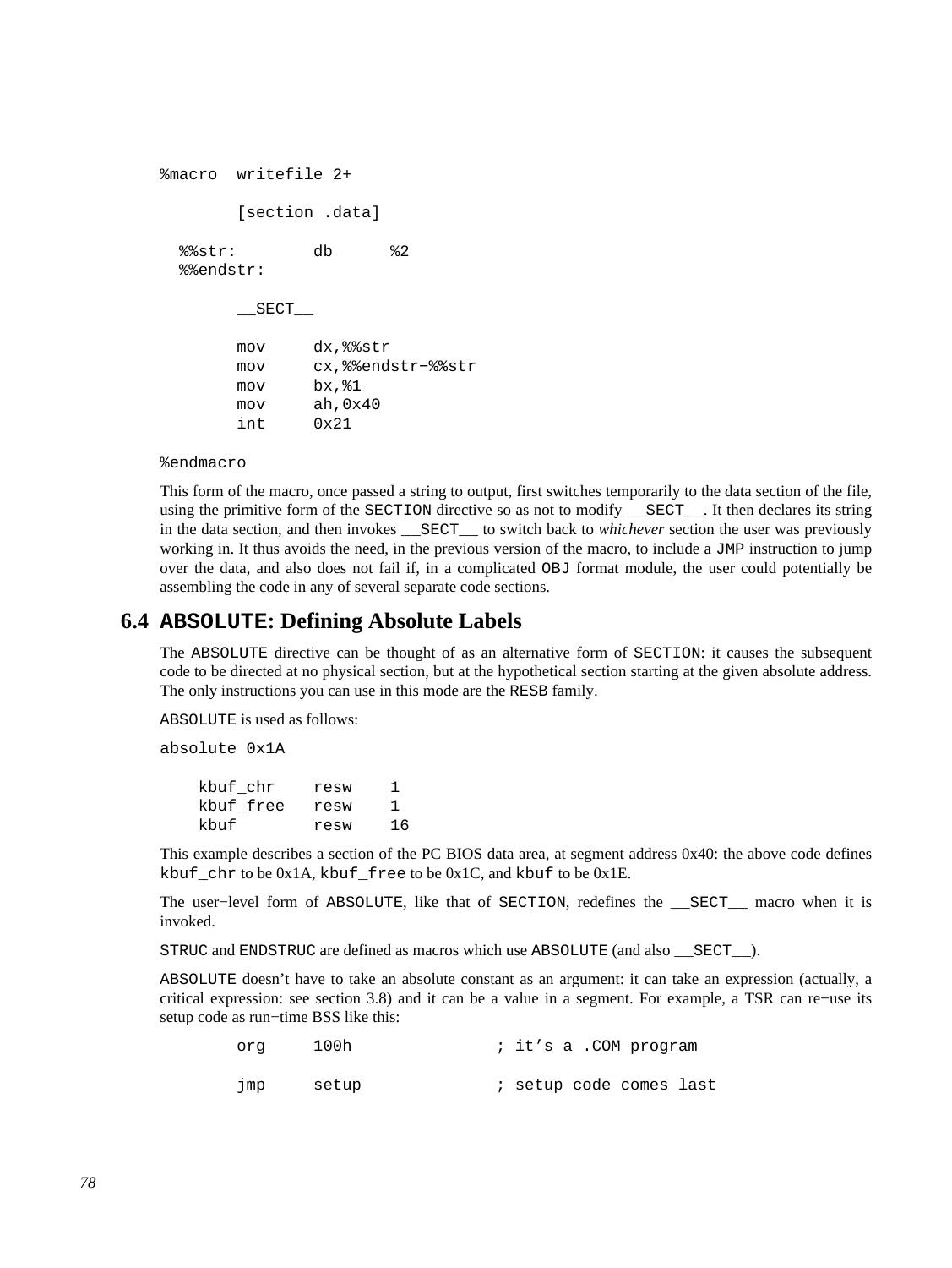```
%macro  writefile 2+

        [section .data]

  %%str:        db      %2
  %%endstr:

        __SECT__

        mov     dx,%%str
        mov     cx,%%endstr-%%str
        mov     bx,%1
        mov     ah,0x40
        int     0x21

%endmacro
```

This form of the macro, once passed a string to output, first switches temporarily to the data section of the file, using the primitive form of the `SECTION` directive so as not to modify `__SECT__`. It then declares its string in the data section, and then invokes `__SECT__` to switch back to *whichever* section the user was previously working in. It thus avoids the need, in the previous version of the macro, to include a `JMP` instruction to jump over the data, and also does not fail if, in a complicated `OBJ` format module, the user could potentially be assembling the code in any of several separate code sections.

## 6.4 ABSOLUTE: Defining Absolute Labels

The `ABSOLUTE` directive can be thought of as an alternative form of `SECTION`: it causes the subsequent code to be directed at no physical section, but at the hypothetical section starting at the given absolute address. The only instructions you can use in this mode are the `RESB` family.

`ABSOLUTE` is used as follows:

```
absolute 0x1A

    kbuf_chr    resw    1
    kbuf_free   resw    1
    kbuf        resw    16
```

This example describes a section of the PC BIOS data area, at segment address 0x40: the above code defines `kbuf_chr` to be 0x1A, `kbuf_free` to be 0x1C, and `kbuf` to be 0x1E.

The user−level form of `ABSOLUTE`, like that of `SECTION`, redefines the `__SECT__` macro when it is invoked.

`STRUC` and `ENDSTRUC` are defined as macros which use `ABSOLUTE` (and also `__SECT__`).

`ABSOLUTE` doesn't have to take an absolute constant as an argument: it can take an expression (actually, a critical expression: see section 3.8) and it can be a value in a segment. For example, a TSR can re−use its setup code as run−time BSS like this:

```
        org     100h               ; it's a .COM program

        jmp     setup              ; setup code comes last
```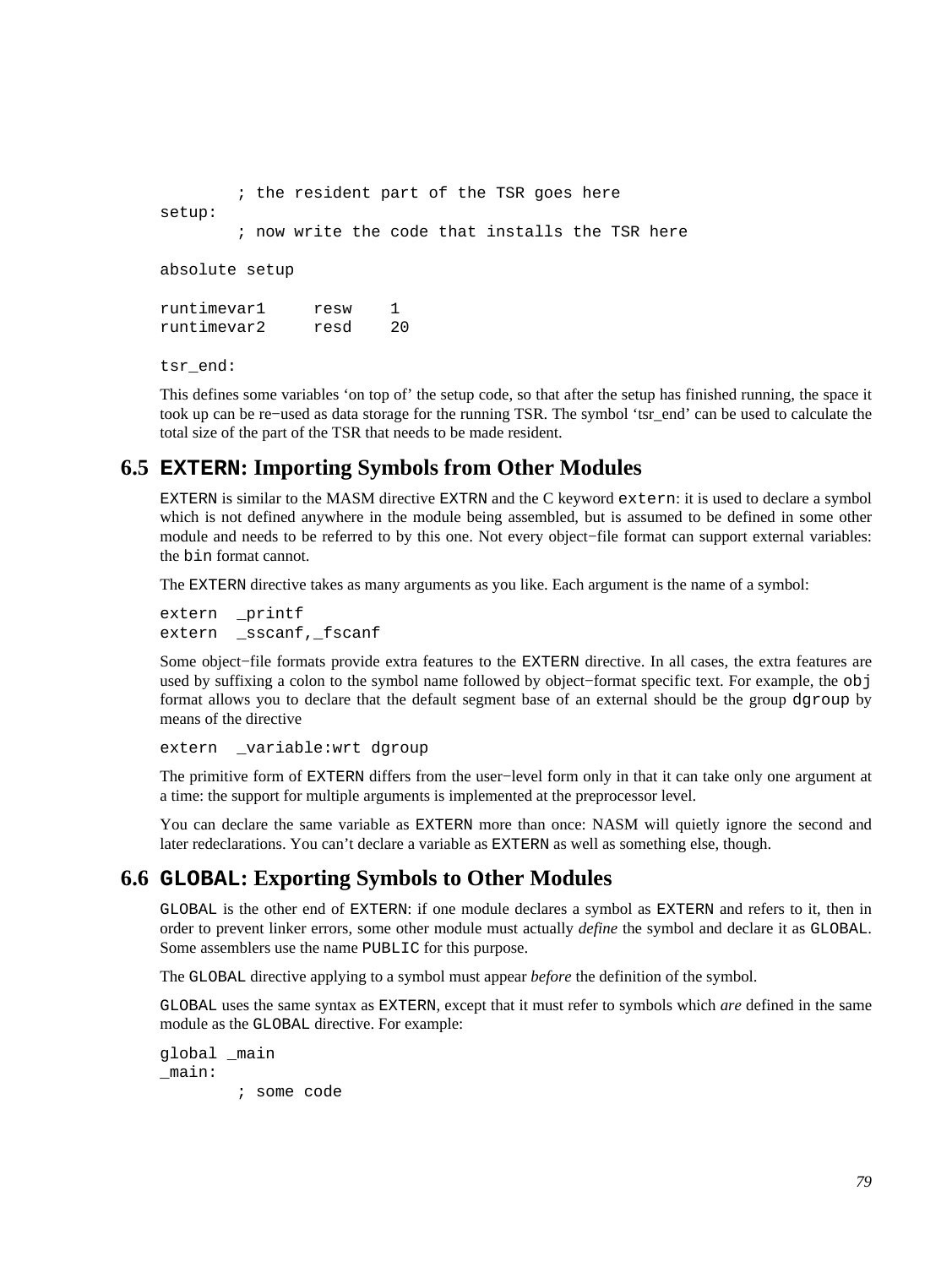```
        ; the resident part of the TSR goes here
setup:
        ; now write the code that installs the TSR here

absolute setup

runtimevar1     resw    1
runtimevar2     resd    20

tsr_end:
```

This defines some variables 'on top of' the setup code, so that after the setup has finished running, the space it took up can be re−used as data storage for the running TSR. The symbol 'tsr_end' can be used to calculate the total size of the part of the TSR that needs to be made resident.

## 6.5 `EXTERN`: Importing Symbols from Other Modules

`EXTERN` is similar to the MASM directive `EXTRN` and the C keyword `extern`: it is used to declare a symbol which is not defined anywhere in the module being assembled, but is assumed to be defined in some other module and needs to be referred to by this one. Not every object−file format can support external variables: the `bin` format cannot.

The `EXTERN` directive takes as many arguments as you like. Each argument is the name of a symbol:

```
extern  _printf
extern  _sscanf,_fscanf
```

Some object−file formats provide extra features to the `EXTERN` directive. In all cases, the extra features are used by suffixing a colon to the symbol name followed by object−format specific text. For example, the `obj` format allows you to declare that the default segment base of an external should be the group `dgroup` by means of the directive

```
extern  _variable:wrt dgroup
```

The primitive form of `EXTERN` differs from the user−level form only in that it can take only one argument at a time: the support for multiple arguments is implemented at the preprocessor level.

You can declare the same variable as `EXTERN` more than once: NASM will quietly ignore the second and later redeclarations. You can't declare a variable as `EXTERN` as well as something else, though.

## 6.6 `GLOBAL`: Exporting Symbols to Other Modules

`GLOBAL` is the other end of `EXTERN`: if one module declares a symbol as `EXTERN` and refers to it, then in order to prevent linker errors, some other module must actually *define* the symbol and declare it as `GLOBAL`. Some assemblers use the name `PUBLIC` for this purpose.

The `GLOBAL` directive applying to a symbol must appear *before* the definition of the symbol.

`GLOBAL` uses the same syntax as `EXTERN`, except that it must refer to symbols which *are* defined in the same module as the `GLOBAL` directive. For example:

```
global _main
_main:
        ; some code
```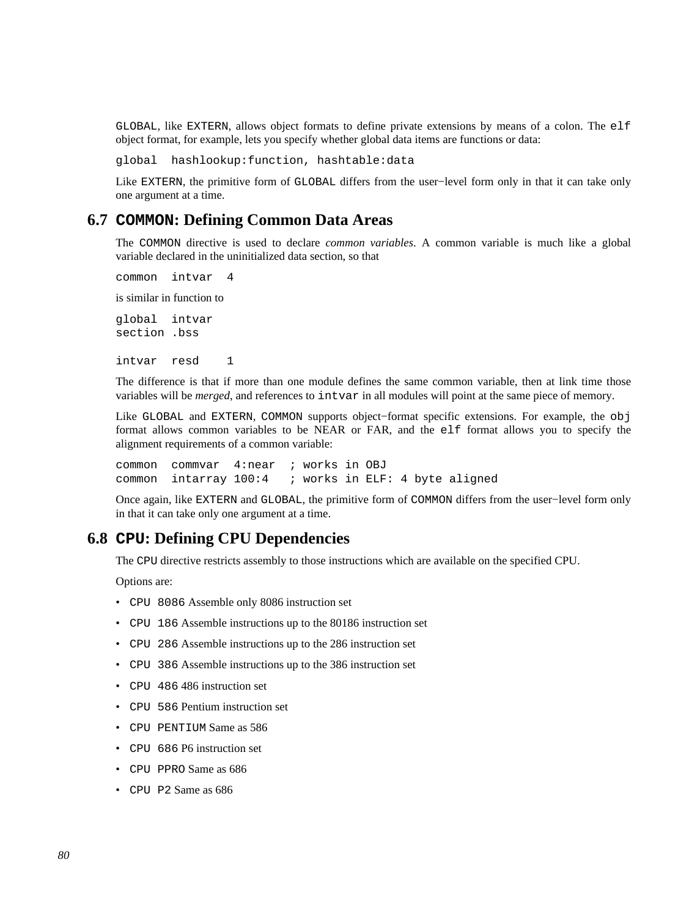`GLOBAL`, like `EXTERN`, allows object formats to define private extensions by means of a colon. The `elf` object format, for example, lets you specify whether global data items are functions or data:

```
global  hashlookup:function, hashtable:data
```

Like `EXTERN`, the primitive form of `GLOBAL` differs from the user−level form only in that it can take only one argument at a time.

## 6.7 `COMMON`: Defining Common Data Areas

The `COMMON` directive is used to declare *common variables*. A common variable is much like a global variable declared in the uninitialized data section, so that

```
common  intvar  4
```

is similar in function to

```
global  intvar
section .bss

intvar  resd    1
```

The difference is that if more than one module defines the same common variable, then at link time those variables will be *merged*, and references to `intvar` in all modules will point at the same piece of memory.

Like `GLOBAL` and `EXTERN`, `COMMON` supports object−format specific extensions. For example, the `obj` format allows common variables to be NEAR or FAR, and the `elf` format allows you to specify the alignment requirements of a common variable:

```
common  commvar  4:near  ; works in OBJ
common  intarray 100:4   ; works in ELF: 4 byte aligned
```

Once again, like `EXTERN` and `GLOBAL`, the primitive form of `COMMON` differs from the user−level form only in that it can take only one argument at a time.

## 6.8 `CPU`: Defining CPU Dependencies

The `CPU` directive restricts assembly to those instructions which are available on the specified CPU.

Options are:

- `CPU 8086` Assemble only 8086 instruction set
- `CPU 186` Assemble instructions up to the 80186 instruction set
- `CPU 286` Assemble instructions up to the 286 instruction set
- `CPU 386` Assemble instructions up to the 386 instruction set
- `CPU 486` 486 instruction set
- `CPU 586` Pentium instruction set
- `CPU PENTIUM` Same as 586
- `CPU 686` P6 instruction set
- `CPU PPRO` Same as 686
- `CPU P2` Same as 686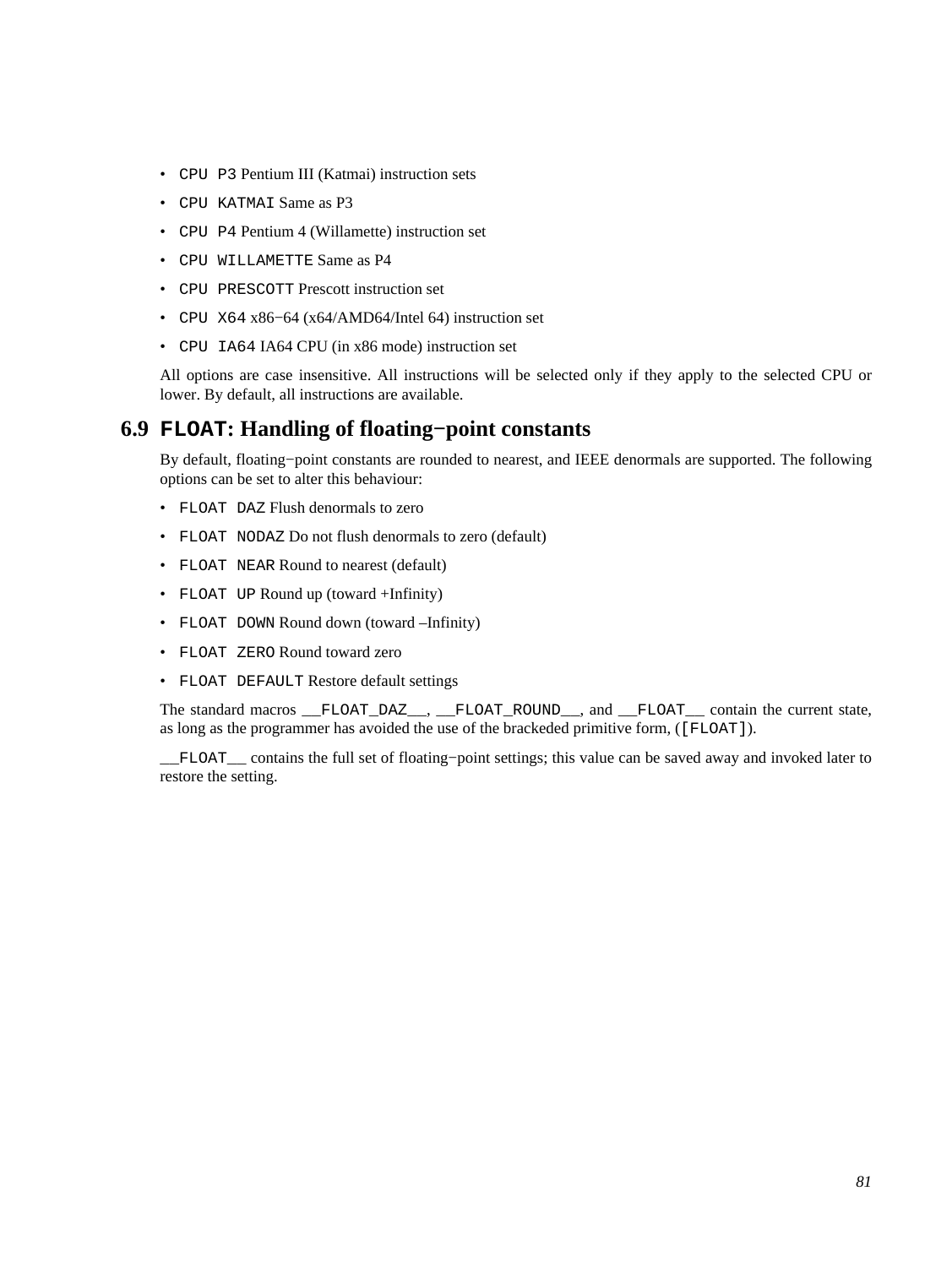- `CPU P3` Pentium III (Katmai) instruction sets
- `CPU KATMAI` Same as P3
- `CPU P4` Pentium 4 (Willamette) instruction set
- `CPU WILLAMETTE` Same as P4
- `CPU PRESCOTT` Prescott instruction set
- `CPU X64` x86−64 (x64/AMD64/Intel 64) instruction set
- `CPU IA64` IA64 CPU (in x86 mode) instruction set

All options are case insensitive. All instructions will be selected only if they apply to the selected CPU or lower. By default, all instructions are available.

## 6.9 `FLOAT`: Handling of floating−point constants

By default, floating−point constants are rounded to nearest, and IEEE denormals are supported. The following options can be set to alter this behaviour:

- `FLOAT DAZ` Flush denormals to zero
- `FLOAT NODAZ` Do not flush denormals to zero (default)
- `FLOAT NEAR` Round to nearest (default)
- `FLOAT UP` Round up (toward +Infinity)
- `FLOAT DOWN` Round down (toward –Infinity)
- `FLOAT ZERO` Round toward zero
- `FLOAT DEFAULT` Restore default settings

The standard macros `__FLOAT_DAZ__`, `__FLOAT_ROUND__`, and `__FLOAT__` contain the current state, as long as the programmer has avoided the use of the brackeded primitive form, (`[FLOAT]`).

`__FLOAT__` contains the full set of floating−point settings; this value can be saved away and invoked later to restore the setting.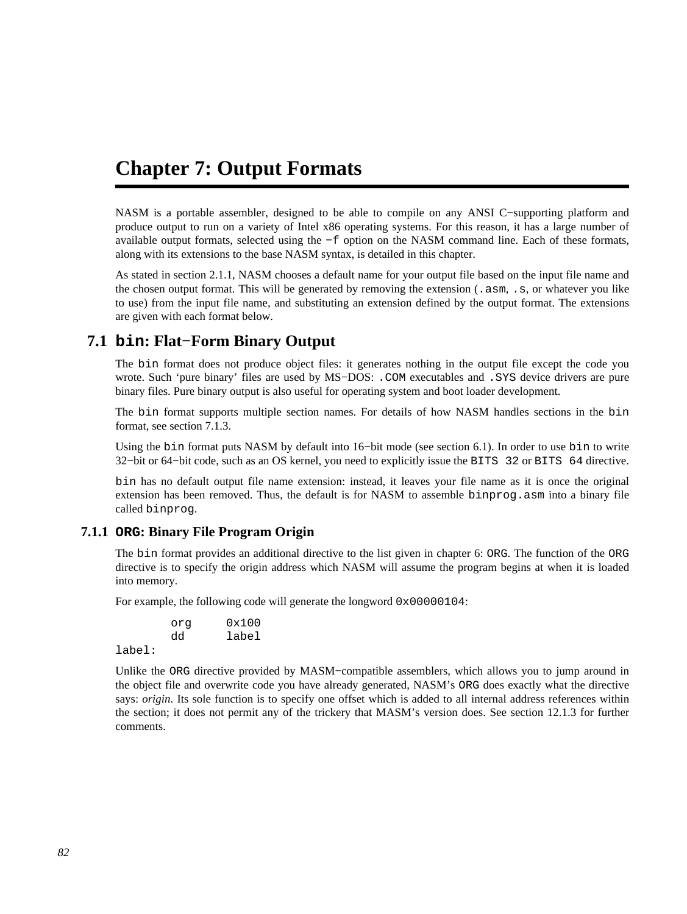# Chapter 7: Output Formats

NASM is a portable assembler, designed to be able to compile on any ANSI C−supporting platform and produce output to run on a variety of Intel x86 operating systems. For this reason, it has a large number of available output formats, selected using the `−f` option on the NASM command line. Each of these formats, along with its extensions to the base NASM syntax, is detailed in this chapter.

As stated in section 2.1.1, NASM chooses a default name for your output file based on the input file name and the chosen output format. This will be generated by removing the extension (`.asm`, `.s`, or whatever you like to use) from the input file name, and substituting an extension defined by the output format. The extensions are given with each format below.

## 7.1 `bin`: Flat−Form Binary Output

The `bin` format does not produce object files: it generates nothing in the output file except the code you wrote. Such 'pure binary' files are used by MS−DOS: `.COM` executables and `.SYS` device drivers are pure binary files. Pure binary output is also useful for operating system and boot loader development.

The `bin` format supports multiple section names. For details of how NASM handles sections in the `bin` format, see section 7.1.3.

Using the `bin` format puts NASM by default into 16−bit mode (see section 6.1). In order to use `bin` to write 32−bit or 64−bit code, such as an OS kernel, you need to explicitly issue the `BITS 32` or `BITS 64` directive.

`bin` has no default output file name extension: instead, it leaves your file name as it is once the original extension has been removed. Thus, the default is for NASM to assemble `binprog.asm` into a binary file called `binprog`.

### 7.1.1 `ORG`: Binary File Program Origin

The `bin` format provides an additional directive to the list given in chapter 6: `ORG`. The function of the `ORG` directive is to specify the origin address which NASM will assume the program begins at when it is loaded into memory.

For example, the following code will generate the longword `0x00000104`:

```
        org     0x100 
        dd      label 
label:
```

Unlike the `ORG` directive provided by MASM−compatible assemblers, which allows you to jump around in the object file and overwrite code you have already generated, NASM's `ORG` does exactly what the directive says: *origin*. Its sole function is to specify one offset which is added to all internal address references within the section; it does not permit any of the trickery that MASM's version does. See section 12.1.3 for further comments.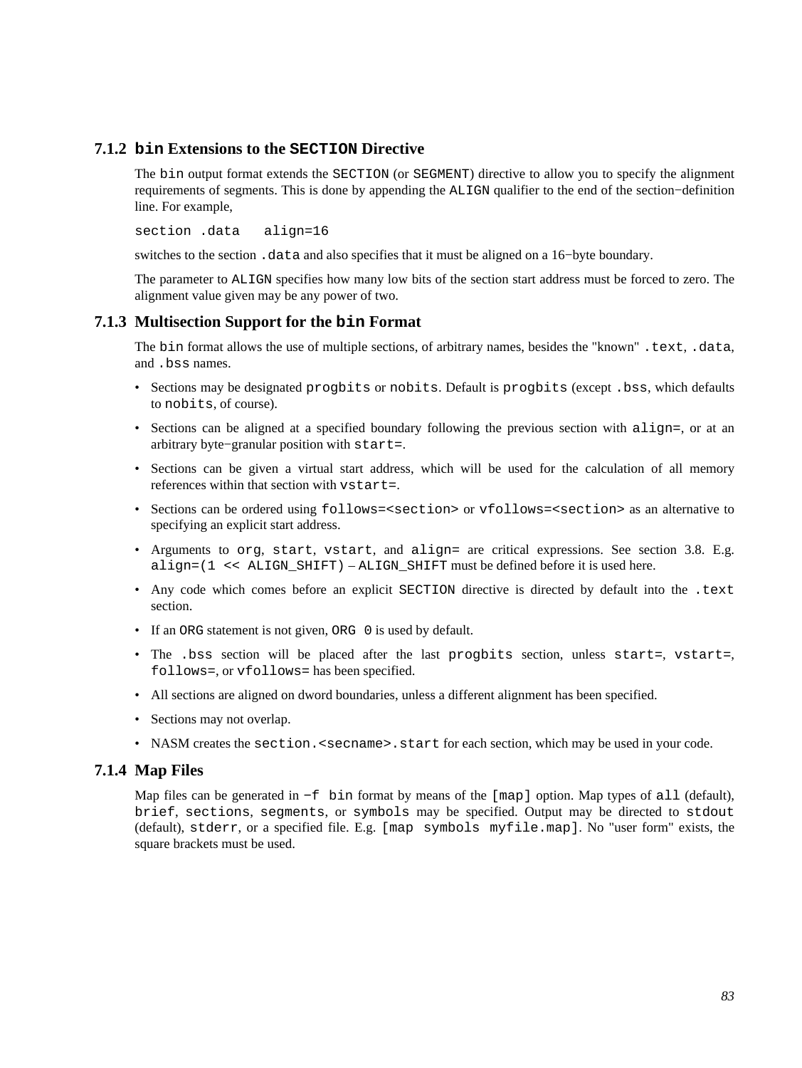### 7.1.2 `bin` Extensions to the `SECTION` Directive

The `bin` output format extends the `SECTION` (or `SEGMENT`) directive to allow you to specify the alignment requirements of segments. This is done by appending the `ALIGN` qualifier to the end of the section−definition line. For example,

```
section .data   align=16
```

switches to the section `.data` and also specifies that it must be aligned on a 16−byte boundary.

The parameter to `ALIGN` specifies how many low bits of the section start address must be forced to zero. The alignment value given may be any power of two.

### 7.1.3 Multisection Support for the `bin` Format

The `bin` format allows the use of multiple sections, of arbitrary names, besides the "known" `.text`, `.data`, and `.bss` names.

- Sections may be designated `progbits` or `nobits`. Default is `progbits` (except `.bss`, which defaults to `nobits`, of course).
- Sections can be aligned at a specified boundary following the previous section with `align=`, or at an arbitrary byte−granular position with `start=`.
- Sections can be given a virtual start address, which will be used for the calculation of all memory references within that section with `vstart=`.
- Sections can be ordered using `follows=<section>` or `vfollows=<section>` as an alternative to specifying an explicit start address.
- Arguments to `org`, `start`, `vstart`, and `align=` are critical expressions. See section 3.8. E.g. `align=(1 << ALIGN_SHIFT)` – `ALIGN_SHIFT` must be defined before it is used here.
- Any code which comes before an explicit `SECTION` directive is directed by default into the `.text` section.
- If an `ORG` statement is not given, `ORG 0` is used by default.
- The `.bss` section will be placed after the last `progbits` section, unless `start=`, `vstart=`, `follows=`, or `vfollows=` has been specified.
- All sections are aligned on dword boundaries, unless a different alignment has been specified.
- Sections may not overlap.
- NASM creates the `section.<secname>.start` for each section, which may be used in your code.

### 7.1.4 Map Files

Map files can be generated in `−f bin` format by means of the `[map]` option. Map types of `all` (default), `brief`, `sections`, `segments`, or `symbols` may be specified. Output may be directed to `stdout` (default), `stderr`, or a specified file. E.g. `[map symbols myfile.map]`. No "user form" exists, the square brackets must be used.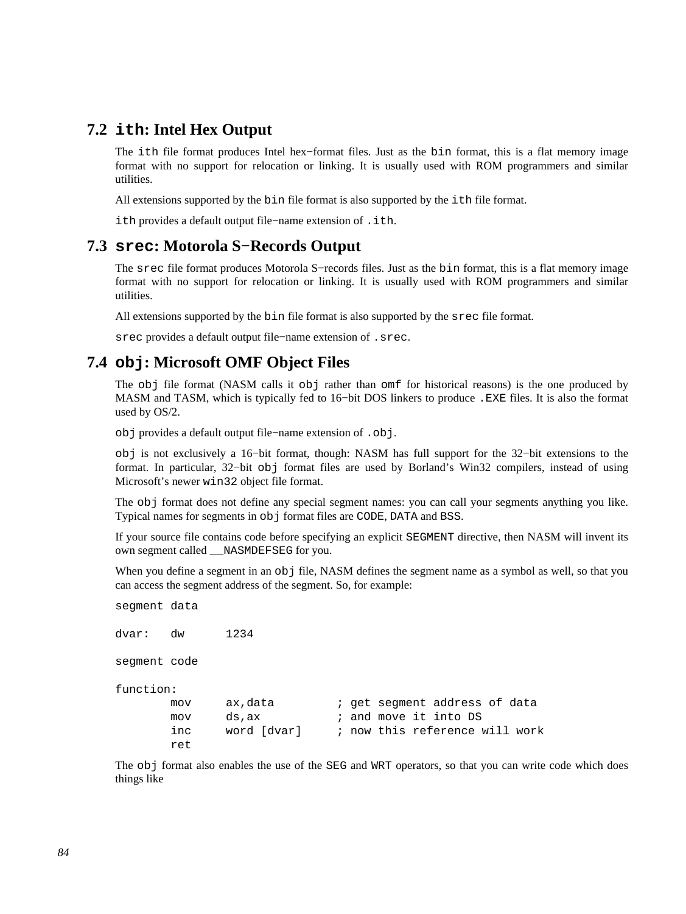## 7.2 `ith`: Intel Hex Output

The `ith` file format produces Intel hex−format files. Just as the `bin` format, this is a flat memory image format with no support for relocation or linking. It is usually used with ROM programmers and similar utilities.

All extensions supported by the `bin` file format is also supported by the `ith` file format.

`ith` provides a default output file−name extension of `.ith`.

## 7.3 `srec`: Motorola S−Records Output

The `srec` file format produces Motorola S−records files. Just as the `bin` format, this is a flat memory image format with no support for relocation or linking. It is usually used with ROM programmers and similar utilities.

All extensions supported by the `bin` file format is also supported by the `srec` file format.

`srec` provides a default output file−name extension of `.srec`.

## 7.4 `obj`: Microsoft OMF Object Files

The `obj` file format (NASM calls it `obj` rather than `omf` for historical reasons) is the one produced by MASM and TASM, which is typically fed to 16−bit DOS linkers to produce `.EXE` files. It is also the format used by OS/2.

`obj` provides a default output file−name extension of `.obj`.

`obj` is not exclusively a 16−bit format, though: NASM has full support for the 32−bit extensions to the format. In particular, 32−bit `obj` format files are used by Borland's Win32 compilers, instead of using Microsoft's newer `win32` object file format.

The `obj` format does not define any special segment names: you can call your segments anything you like. Typical names for segments in `obj` format files are `CODE`, `DATA` and `BSS`.

If your source file contains code before specifying an explicit `SEGMENT` directive, then NASM will invent its own segment called `__NASMDEFSEG` for you.

When you define a segment in an `obj` file, NASM defines the segment name as a symbol as well, so that you can access the segment address of the segment. So, for example:

```
segment data

dvar:   dw      1234

segment code

function:
        mov     ax,data         ; get segment address of data
        mov     ds,ax           ; and move it into DS
        inc     word [dvar]     ; now this reference will work
        ret
```

The `obj` format also enables the use of the `SEG` and `WRT` operators, so that you can write code which does things like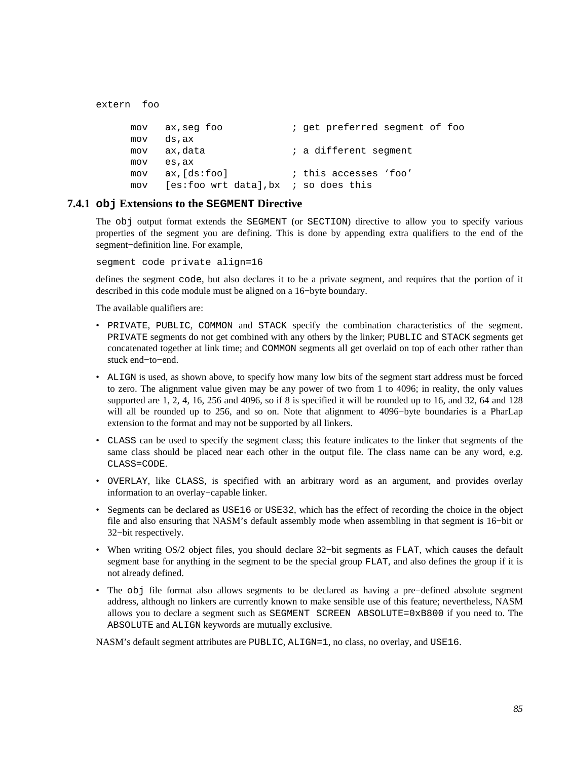```
extern  foo

      mov   ax,seg foo            ; get preferred segment of foo
      mov   ds,ax
      mov   ax,data               ; a different segment
      mov   es,ax
      mov   ax,[ds:foo]           ; this accesses 'foo'
      mov   [es:foo wrt data],bx  ; so does this
```

### 7.4.1 `obj` Extensions to the `SEGMENT` Directive

The `obj` output format extends the `SEGMENT` (or `SECTION`) directive to allow you to specify various properties of the segment you are defining. This is done by appending extra qualifiers to the end of the segment−definition line. For example,

```
segment code private align=16
```

defines the segment `code`, but also declares it to be a private segment, and requires that the portion of it described in this code module must be aligned on a 16−byte boundary.

The available qualifiers are:

- `PRIVATE`, `PUBLIC`, `COMMON` and `STACK` specify the combination characteristics of the segment. `PRIVATE` segments do not get combined with any others by the linker; `PUBLIC` and `STACK` segments get concatenated together at link time; and `COMMON` segments all get overlaid on top of each other rather than stuck end−to−end.
- `ALIGN` is used, as shown above, to specify how many low bits of the segment start address must be forced to zero. The alignment value given may be any power of two from 1 to 4096; in reality, the only values supported are 1, 2, 4, 16, 256 and 4096, so if 8 is specified it will be rounded up to 16, and 32, 64 and 128 will all be rounded up to 256, and so on. Note that alignment to 4096−byte boundaries is a PharLap extension to the format and may not be supported by all linkers.
- `CLASS` can be used to specify the segment class; this feature indicates to the linker that segments of the same class should be placed near each other in the output file. The class name can be any word, e.g. `CLASS=CODE`.
- `OVERLAY`, like `CLASS`, is specified with an arbitrary word as an argument, and provides overlay information to an overlay−capable linker.
- Segments can be declared as `USE16` or `USE32`, which has the effect of recording the choice in the object file and also ensuring that NASM's default assembly mode when assembling in that segment is 16−bit or 32−bit respectively.
- When writing OS/2 object files, you should declare 32−bit segments as `FLAT`, which causes the default segment base for anything in the segment to be the special group `FLAT`, and also defines the group if it is not already defined.
- The `obj` file format also allows segments to be declared as having a pre−defined absolute segment address, although no linkers are currently known to make sensible use of this feature; nevertheless, NASM allows you to declare a segment such as `SEGMENT SCREEN ABSOLUTE=0xB800` if you need to. The `ABSOLUTE` and `ALIGN` keywords are mutually exclusive.

NASM's default segment attributes are `PUBLIC`, `ALIGN=1`, no class, no overlay, and `USE16`.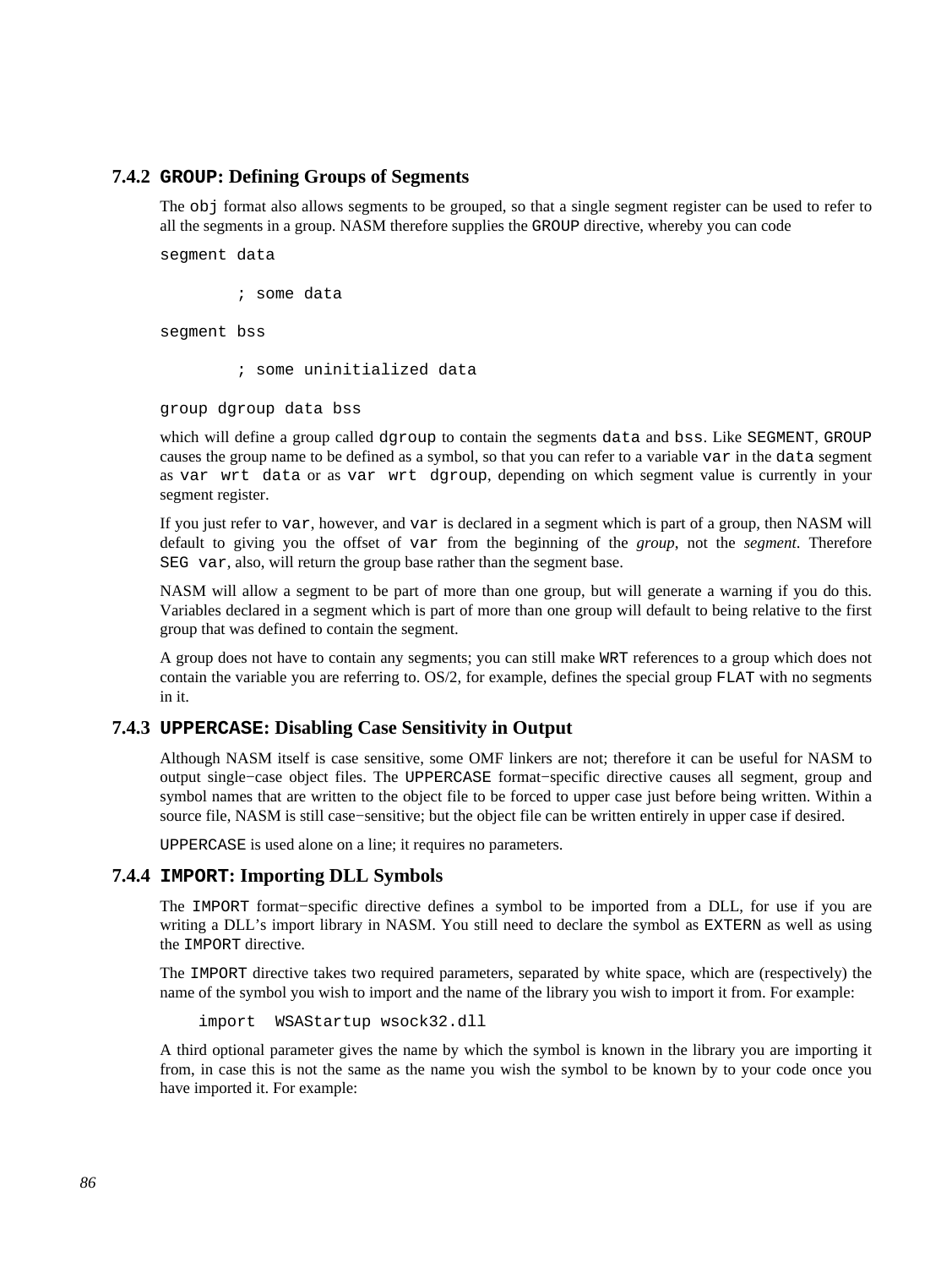### 7.4.2 `GROUP`: Defining Groups of Segments

The `obj` format also allows segments to be grouped, so that a single segment register can be used to refer to all the segments in a group. NASM therefore supplies the `GROUP` directive, whereby you can code

```
segment data

        ; some data

segment bss

        ; some uninitialized data

group dgroup data bss
```

which will define a group called `dgroup` to contain the segments `data` and `bss`. Like `SEGMENT`, `GROUP` causes the group name to be defined as a symbol, so that you can refer to a variable `var` in the `data` segment as `var wrt data` or as `var wrt dgroup`, depending on which segment value is currently in your segment register.

If you just refer to `var`, however, and `var` is declared in a segment which is part of a group, then NASM will default to giving you the offset of `var` from the beginning of the *group*, not the *segment*. Therefore `SEG var`, also, will return the group base rather than the segment base.

NASM will allow a segment to be part of more than one group, but will generate a warning if you do this. Variables declared in a segment which is part of more than one group will default to being relative to the first group that was defined to contain the segment.

A group does not have to contain any segments; you can still make `WRT` references to a group which does not contain the variable you are referring to. OS/2, for example, defines the special group `FLAT` with no segments in it.

### 7.4.3 `UPPERCASE`: Disabling Case Sensitivity in Output

Although NASM itself is case sensitive, some OMF linkers are not; therefore it can be useful for NASM to output single−case object files. The `UPPERCASE` format−specific directive causes all segment, group and symbol names that are written to the object file to be forced to upper case just before being written. Within a source file, NASM is still case−sensitive; but the object file can be written entirely in upper case if desired.

`UPPERCASE` is used alone on a line; it requires no parameters.

### 7.4.4 `IMPORT`: Importing DLL Symbols

The `IMPORT` format−specific directive defines a symbol to be imported from a DLL, for use if you are writing a DLL's import library in NASM. You still need to declare the symbol as `EXTERN` as well as using the `IMPORT` directive.

The `IMPORT` directive takes two required parameters, separated by white space, which are (respectively) the name of the symbol you wish to import and the name of the library you wish to import it from. For example:

```
    import  WSAStartup wsock32.dll
```

A third optional parameter gives the name by which the symbol is known in the library you are importing it from, in case this is not the same as the name you wish the symbol to be known by to your code once you have imported it. For example: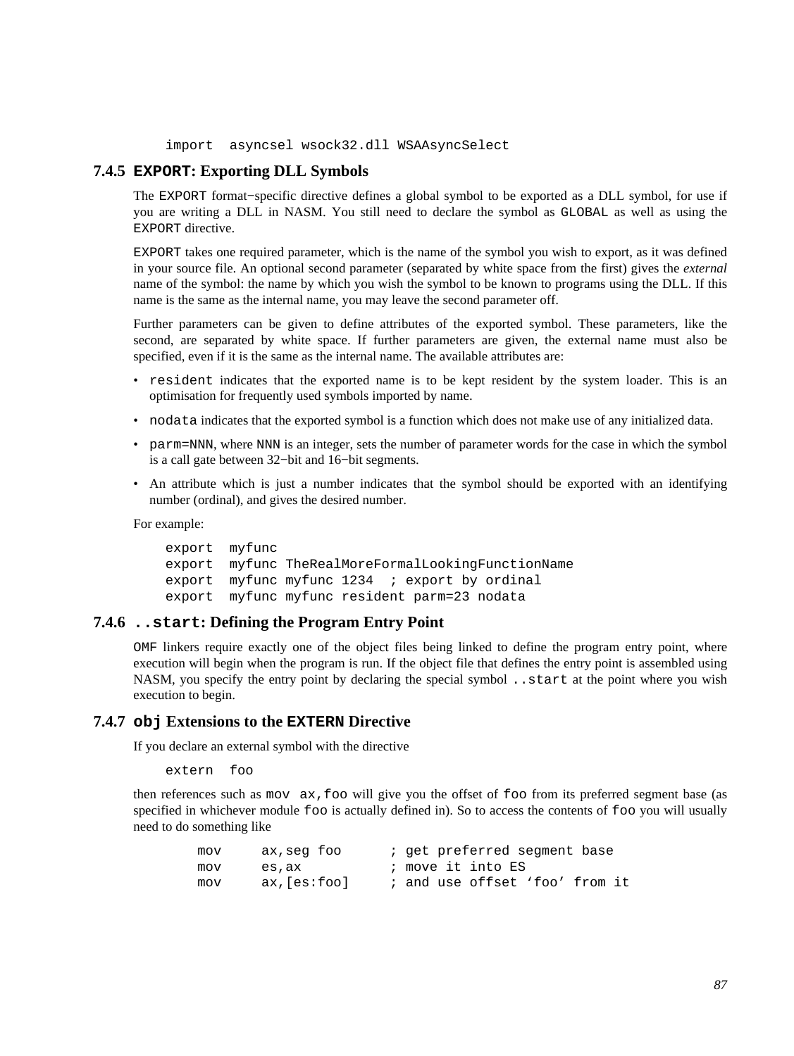```
import  asyncsel wsock32.dll WSAAsyncSelect
```

### 7.4.5 `EXPORT`: Exporting DLL Symbols

The `EXPORT` format−specific directive defines a global symbol to be exported as a DLL symbol, for use if you are writing a DLL in NASM. You still need to declare the symbol as `GLOBAL` as well as using the `EXPORT` directive.

`EXPORT` takes one required parameter, which is the name of the symbol you wish to export, as it was defined in your source file. An optional second parameter (separated by white space from the first) gives the *external* name of the symbol: the name by which you wish the symbol to be known to programs using the DLL. If this name is the same as the internal name, you may leave the second parameter off.

Further parameters can be given to define attributes of the exported symbol. These parameters, like the second, are separated by white space. If further parameters are given, the external name must also be specified, even if it is the same as the internal name. The available attributes are:

- `resident` indicates that the exported name is to be kept resident by the system loader. This is an optimisation for frequently used symbols imported by name.
- `nodata` indicates that the exported symbol is a function which does not make use of any initialized data.
- `parm=NNN`, where `NNN` is an integer, sets the number of parameter words for the case in which the symbol is a call gate between 32−bit and 16−bit segments.
- An attribute which is just a number indicates that the symbol should be exported with an identifying number (ordinal), and gives the desired number.

For example:

```
export  myfunc
export  myfunc TheRealMoreFormalLookingFunctionName
export  myfunc myfunc 1234  ; export by ordinal
export  myfunc myfunc resident parm=23 nodata
```

### 7.4.6 `..start`: Defining the Program Entry Point

`OMF` linkers require exactly one of the object files being linked to define the program entry point, where execution will begin when the program is run. If the object file that defines the entry point is assembled using NASM, you specify the entry point by declaring the special symbol `..start` at the point where you wish execution to begin.

### 7.4.7 `obj` Extensions to the `EXTERN` Directive

If you declare an external symbol with the directive

```
extern  foo
```

then references such as `mov ax,foo` will give you the offset of `foo` from its preferred segment base (as specified in whichever module `foo` is actually defined in). So to access the contents of `foo` you will usually need to do something like

```
        mov     ax,seg foo      ; get preferred segment base
        mov     es,ax           ; move it into ES
        mov     ax,[es:foo]     ; and use offset 'foo' from it
```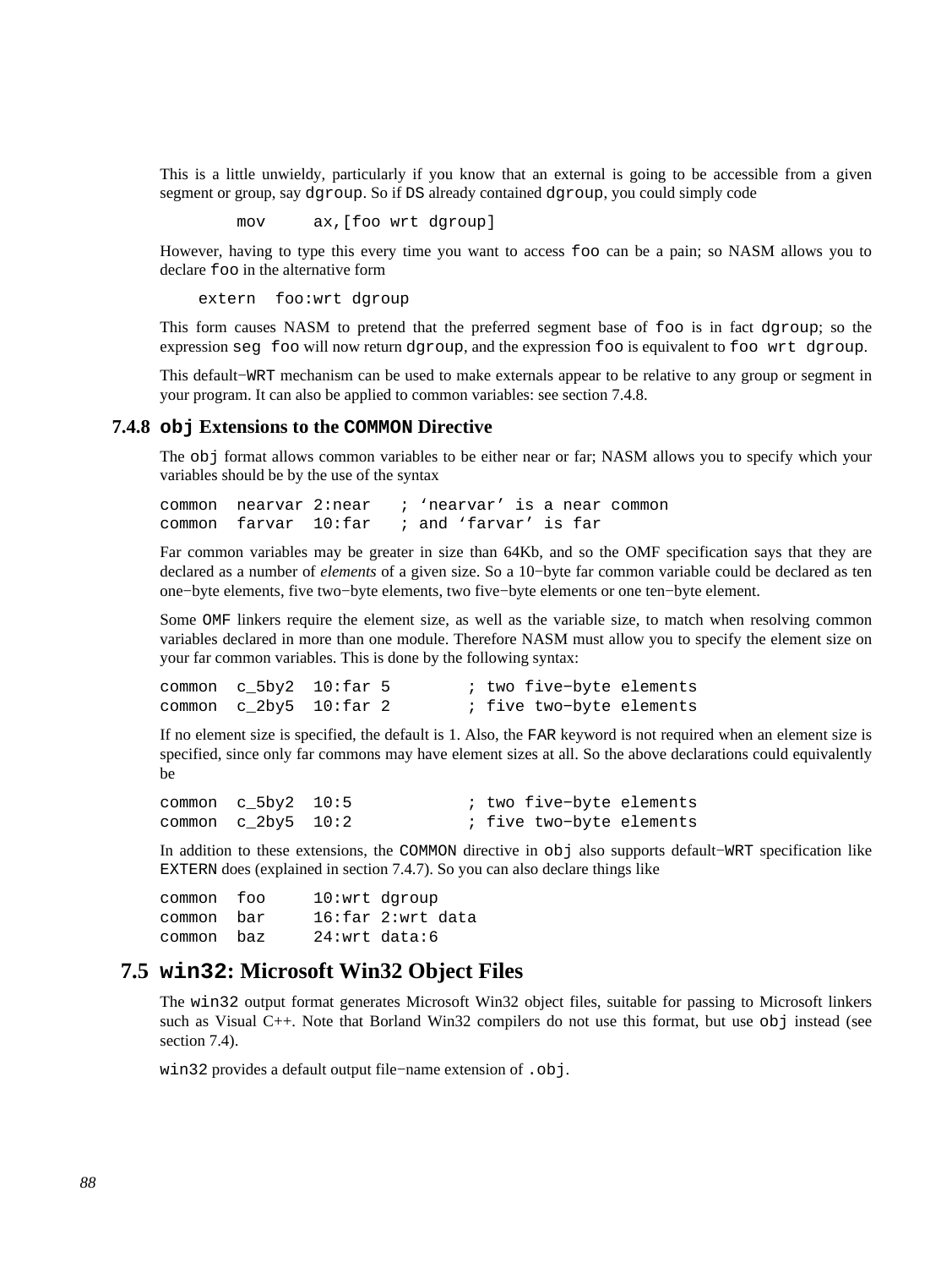This is a little unwieldy, particularly if you know that an external is going to be accessible from a given segment or group, say `dgroup`. So if `DS` already contained `dgroup`, you could simply code

```
        mov     ax,[foo wrt dgroup]
```

However, having to type this every time you want to access `foo` can be a pain; so NASM allows you to declare `foo` in the alternative form

```
    extern  foo:wrt dgroup
```

This form causes NASM to pretend that the preferred segment base of `foo` is in fact `dgroup`; so the expression `seg foo` will now return `dgroup`, and the expression `foo` is equivalent to `foo wrt dgroup`.

This default−`WRT` mechanism can be used to make externals appear to be relative to any group or segment in your program. It can also be applied to common variables: see section 7.4.8.

### 7.4.8 `obj` Extensions to the `COMMON` Directive

The `obj` format allows common variables to be either near or far; NASM allows you to specify which your variables should be by the use of the syntax

```
common  nearvar 2:near   ; ‘nearvar’ is a near common
common  farvar  10:far   ; and ‘farvar’ is far
```

Far common variables may be greater in size than 64Kb, and so the OMF specification says that they are declared as a number of *elements* of a given size. So a 10−byte far common variable could be declared as ten one−byte elements, five two−byte elements, two five−byte elements or one ten−byte element.

Some `OMF` linkers require the element size, as well as the variable size, to match when resolving common variables declared in more than one module. Therefore NASM must allow you to specify the element size on your far common variables. This is done by the following syntax:

```
common  c_5by2  10:far 5        ; two five−byte elements
common  c_2by5  10:far 2        ; five two−byte elements
```

If no element size is specified, the default is 1. Also, the `FAR` keyword is not required when an element size is specified, since only far commons may have element sizes at all. So the above declarations could equivalently be

```
common  c_5by2  10:5            ; two five−byte elements
common  c_2by5  10:2            ; five two−byte elements
```

In addition to these extensions, the `COMMON` directive in `obj` also supports default−`WRT` specification like `EXTERN` does (explained in section 7.4.7). So you can also declare things like

```
common  foo     10:wrt dgroup
common  bar     16:far 2:wrt data
common  baz     24:wrt data:6
```

## 7.5 `win32`: Microsoft Win32 Object Files

The `win32` output format generates Microsoft Win32 object files, suitable for passing to Microsoft linkers such as Visual C++. Note that Borland Win32 compilers do not use this format, but use `obj` instead (see section 7.4).

`win32` provides a default output file−name extension of `.obj`.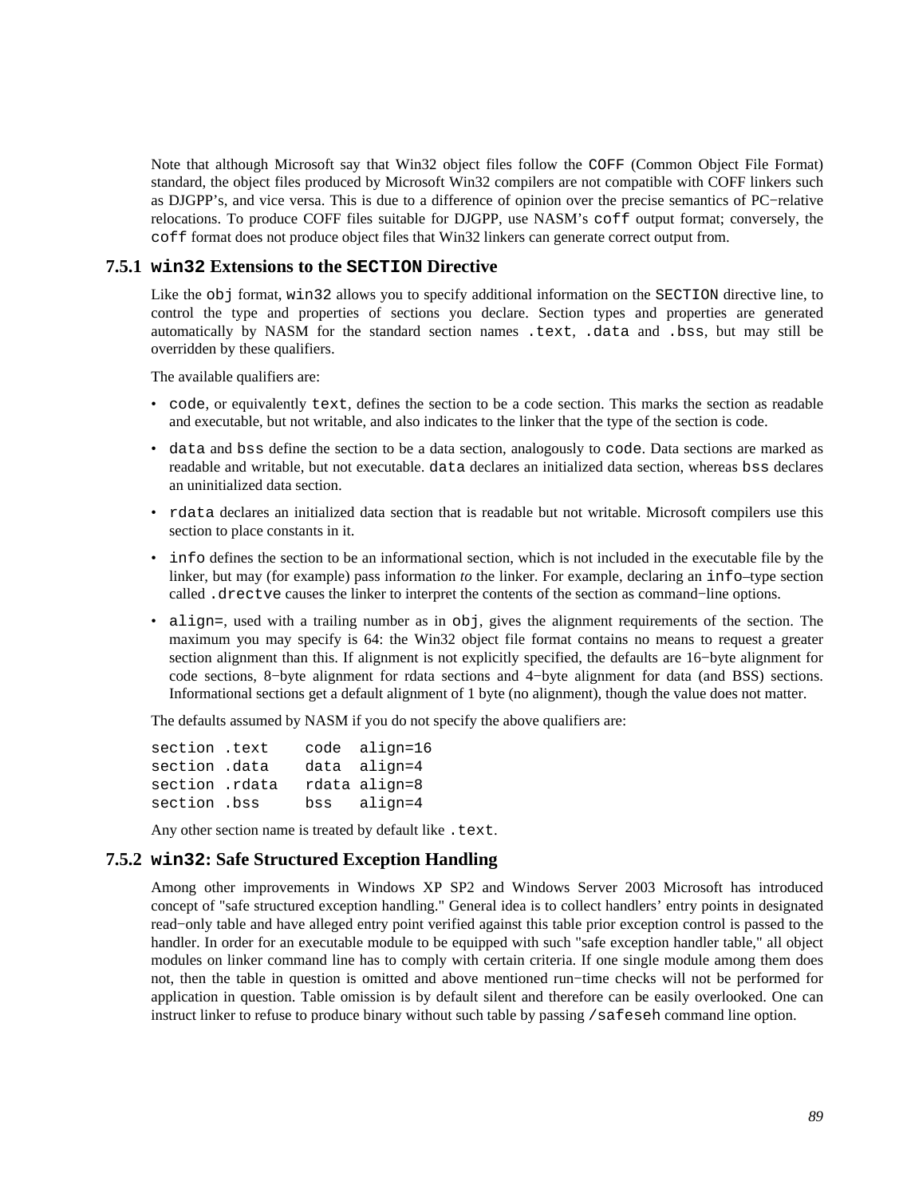Note that although Microsoft say that Win32 object files follow the `COFF` (Common Object File Format) standard, the object files produced by Microsoft Win32 compilers are not compatible with COFF linkers such as DJGPP's, and vice versa. This is due to a difference of opinion over the precise semantics of PC−relative relocations. To produce COFF files suitable for DJGPP, use NASM's `coff` output format; conversely, the `coff` format does not produce object files that Win32 linkers can generate correct output from.

### 7.5.1 `win32` Extensions to the `SECTION` Directive

Like the `obj` format, `win32` allows you to specify additional information on the `SECTION` directive line, to control the type and properties of sections you declare. Section types and properties are generated automatically by NASM for the standard section names `.text`, `.data` and `.bss`, but may still be overridden by these qualifiers.

The available qualifiers are:

- `code`, or equivalently `text`, defines the section to be a code section. This marks the section as readable and executable, but not writable, and also indicates to the linker that the type of the section is code.
- `data` and `bss` define the section to be a data section, analogously to `code`. Data sections are marked as readable and writable, but not executable. `data` declares an initialized data section, whereas `bss` declares an uninitialized data section.
- `rdata` declares an initialized data section that is readable but not writable. Microsoft compilers use this section to place constants in it.
- `info` defines the section to be an informational section, which is not included in the executable file by the linker, but may (for example) pass information *to* the linker. For example, declaring an `info`–type section called `.drectve` causes the linker to interpret the contents of the section as command−line options.
- `align=`, used with a trailing number as in `obj`, gives the alignment requirements of the section. The maximum you may specify is 64: the Win32 object file format contains no means to request a greater section alignment than this. If alignment is not explicitly specified, the defaults are 16−byte alignment for code sections, 8−byte alignment for rdata sections and 4−byte alignment for data (and BSS) sections. Informational sections get a default alignment of 1 byte (no alignment), though the value does not matter.

The defaults assumed by NASM if you do not specify the above qualifiers are:

```
section .text    code  align=16
section .data    data  align=4
section .rdata   rdata align=8
section .bss     bss   align=4
```

Any other section name is treated by default like `.text`.

### 7.5.2 `win32`: Safe Structured Exception Handling

Among other improvements in Windows XP SP2 and Windows Server 2003 Microsoft has introduced concept of "safe structured exception handling." General idea is to collect handlers' entry points in designated read−only table and have alleged entry point verified against this table prior exception control is passed to the handler. In order for an executable module to be equipped with such "safe exception handler table," all object modules on linker command line has to comply with certain criteria. If one single module among them does not, then the table in question is omitted and above mentioned run−time checks will not be performed for application in question. Table omission is by default silent and therefore can be easily overlooked. One can instruct linker to refuse to produce binary without such table by passing `/safeseh` command line option.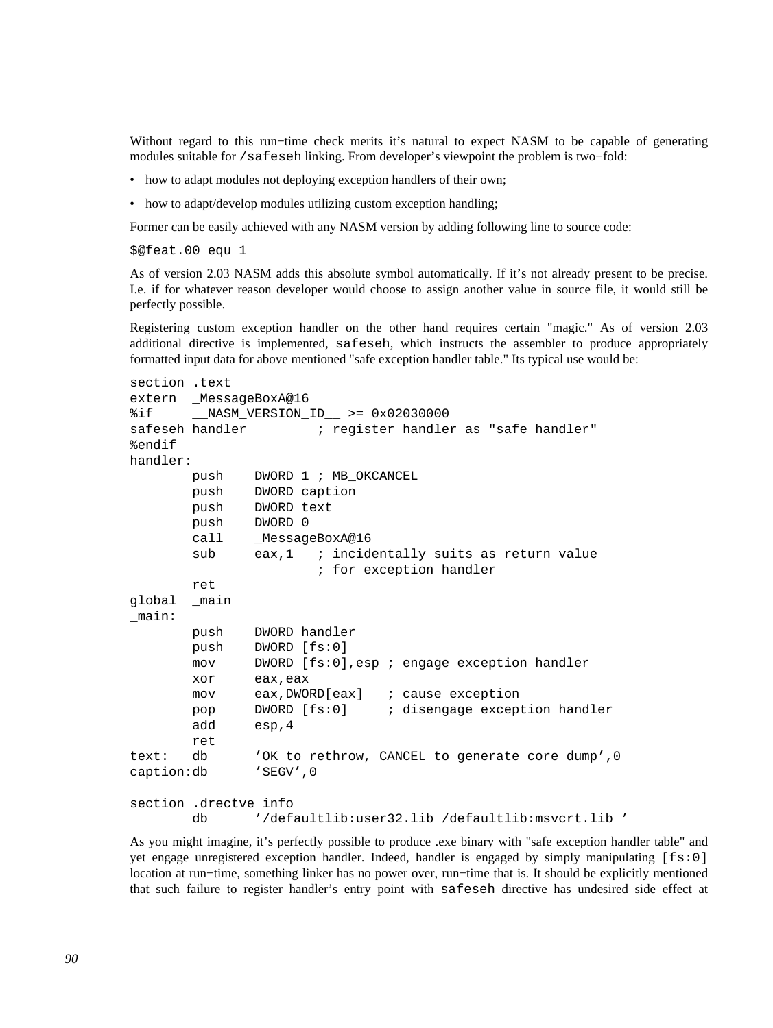Without regard to this run−time check merits it's natural to expect NASM to be capable of generating modules suitable for `/safeseh` linking. From developer's viewpoint the problem is two−fold:

- how to adapt modules not deploying exception handlers of their own;
- how to adapt/develop modules utilizing custom exception handling;

Former can be easily achieved with any NASM version by adding following line to source code:

```
$@feat.00 equ 1
```

As of version 2.03 NASM adds this absolute symbol automatically. If it's not already present to be precise. I.e. if for whatever reason developer would choose to assign another value in source file, it would still be perfectly possible.

Registering custom exception handler on the other hand requires certain "magic." As of version 2.03 additional directive is implemented, `safeseh`, which instructs the assembler to produce appropriately formatted input data for above mentioned "safe exception handler table." Its typical use would be:

```
section .text
extern  _MessageBoxA@16
%if     __NASM_VERSION_ID__ >= 0x02030000
safeseh handler         ; register handler as "safe handler"
%endif
handler:
        push    DWORD 1 ; MB_OKCANCEL
        push    DWORD caption
        push    DWORD text
        push    DWORD 0
        call    _MessageBoxA@16
        sub     eax,1   ; incidentally suits as return value
                        ; for exception handler
        ret
global  _main
_main:
        push    DWORD handler
        push    DWORD [fs:0]
        mov     DWORD [fs:0],esp ; engage exception handler
        xor     eax,eax
        mov     eax,DWORD[eax]   ; cause exception
        pop     DWORD [fs:0]     ; disengage exception handler
        add     esp,4
        ret
text:   db      'OK to rethrow, CANCEL to generate core dump',0
caption:db      'SEGV',0

section .drectve info
        db      '/defaultlib:user32.lib /defaultlib:msvcrt.lib '
```

As you might imagine, it's perfectly possible to produce .exe binary with "safe exception handler table" and yet engage unregistered exception handler. Indeed, handler is engaged by simply manipulating `[fs:0]` location at run−time, something linker has no power over, run−time that is. It should be explicitly mentioned that such failure to register handler's entry point with `safeseh` directive has undesired side effect at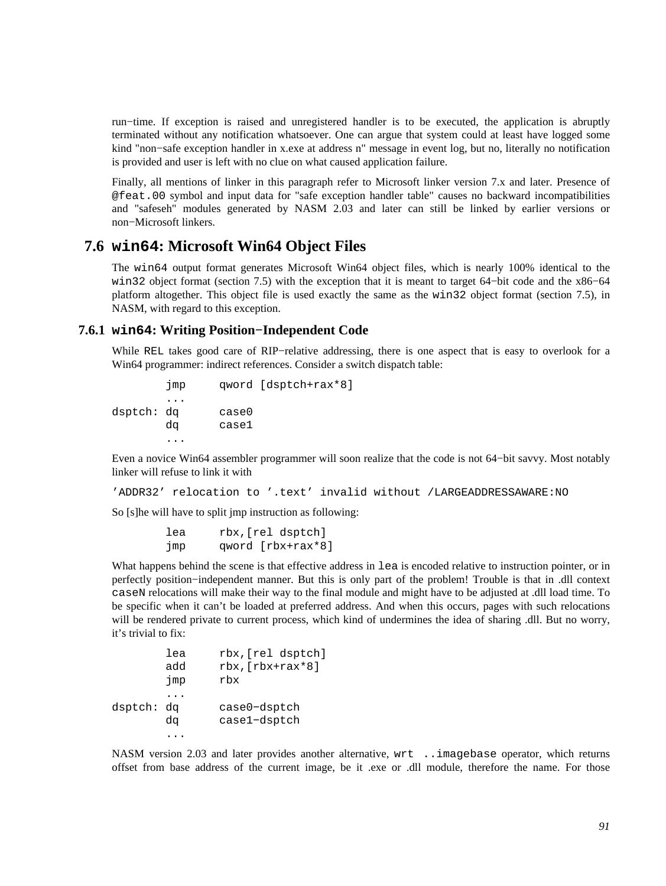run−time. If exception is raised and unregistered handler is to be executed, the application is abruptly terminated without any notification whatsoever. One can argue that system could at least have logged some kind "non−safe exception handler in x.exe at address n" message in event log, but no, literally no notification is provided and user is left with no clue on what caused application failure.

Finally, all mentions of linker in this paragraph refer to Microsoft linker version 7.x and later. Presence of `@feat.00` symbol and input data for "safe exception handler table" causes no backward incompatibilities and "safeseh" modules generated by NASM 2.03 and later can still be linked by earlier versions or non−Microsoft linkers.

## 7.6 `win64`: Microsoft Win64 Object Files

The `win64` output format generates Microsoft Win64 object files, which is nearly 100% identical to the `win32` object format (section 7.5) with the exception that it is meant to target 64−bit code and the x86−64 platform altogether. This object file is used exactly the same as the `win32` object format (section 7.5), in NASM, with regard to this exception.

### 7.6.1 `win64`: Writing Position−Independent Code

While `REL` takes good care of RIP−relative addressing, there is one aspect that is easy to overlook for a Win64 programmer: indirect references. Consider a switch dispatch table:

```
        jmp     qword [dsptch+rax*8]
        ...
dsptch: dq      case0
        dq      case1
        ...
```

Even a novice Win64 assembler programmer will soon realize that the code is not 64−bit savvy. Most notably linker will refuse to link it with

```
'ADDR32' relocation to '.text' invalid without /LARGEADDRESSAWARE:NO
```

So [s]he will have to split jmp instruction as following:

```
        lea     rbx,[rel dsptch]
        jmp     qword [rbx+rax*8]
```

What happens behind the scene is that effective address in `lea` is encoded relative to instruction pointer, or in perfectly position−independent manner. But this is only part of the problem! Trouble is that in .dll context `caseN` relocations will make their way to the final module and might have to be adjusted at .dll load time. To be specific when it can't be loaded at preferred address. And when this occurs, pages with such relocations will be rendered private to current process, which kind of undermines the idea of sharing .dll. But no worry, it's trivial to fix:

```
        lea     rbx,[rel dsptch]
        add     rbx,[rbx+rax*8]
        jmp     rbx
        ...
dsptch: dq      case0-dsptch
        dq      case1-dsptch
        ...
```

NASM version 2.03 and later provides another alternative, `wrt ..imagebase` operator, which returns offset from base address of the current image, be it .exe or .dll module, therefore the name. For those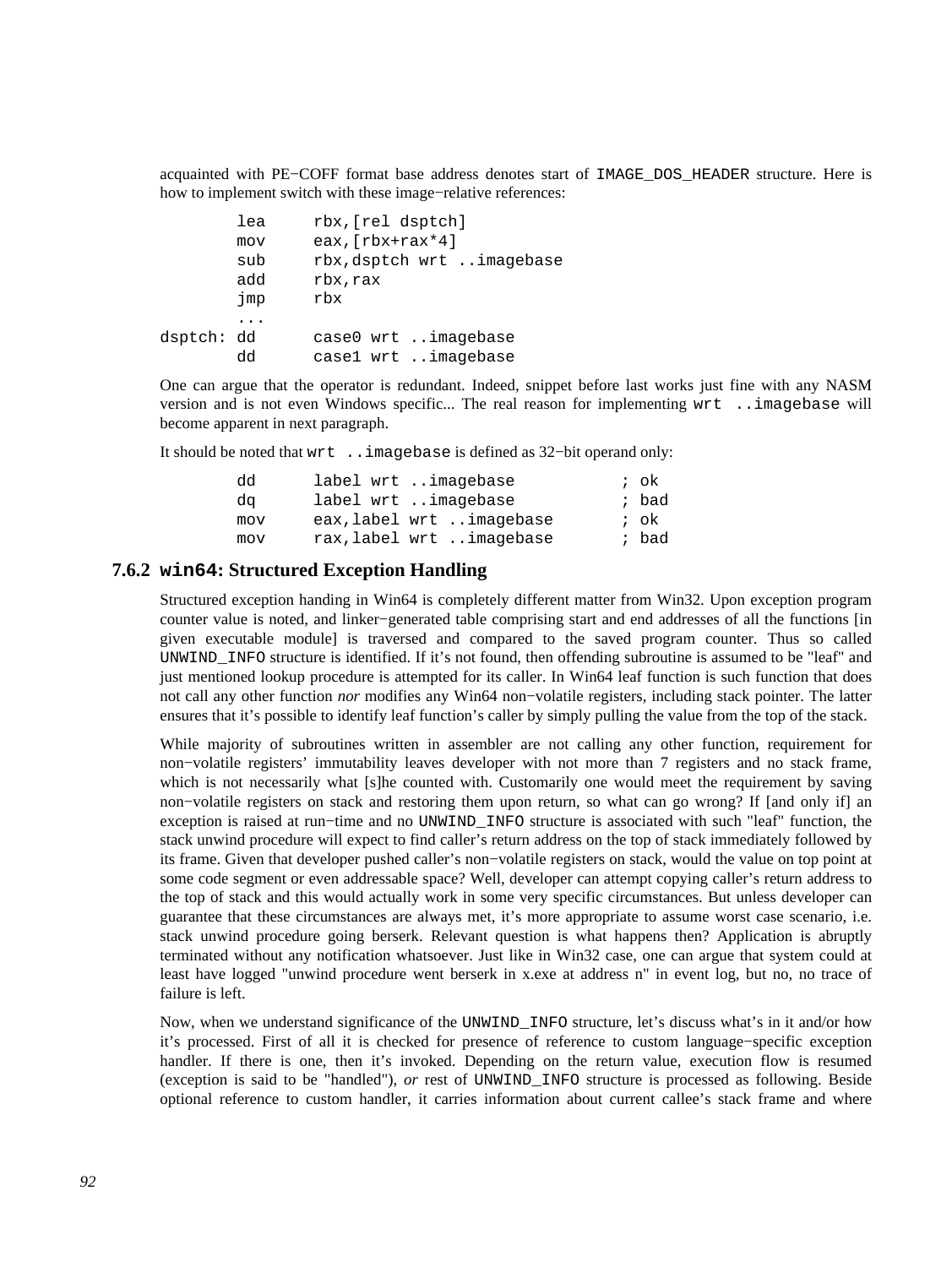acquainted with PE−COFF format base address denotes start of `IMAGE_DOS_HEADER` structure. Here is how to implement switch with these image−relative references:

```
        lea     rbx,[rel dsptch]
        mov     eax,[rbx+rax*4]
        sub     rbx,dsptch wrt ..imagebase
        add     rbx,rax
        jmp     rbx
        ...
dsptch: dd      case0 wrt ..imagebase
        dd      case1 wrt ..imagebase
```

One can argue that the operator is redundant. Indeed, snippet before last works just fine with any NASM version and is not even Windows specific... The real reason for implementing `wrt ..imagebase` will become apparent in next paragraph.

It should be noted that `wrt ..imagebase` is defined as 32−bit operand only:

```
        dd      label wrt ..imagebase           ; ok
        dq      label wrt ..imagebase           ; bad
        mov     eax,label wrt ..imagebase       ; ok
        mov     rax,label wrt ..imagebase       ; bad
```

### 7.6.2 `win64`: Structured Exception Handling

Structured exception handing in Win64 is completely different matter from Win32. Upon exception program counter value is noted, and linker−generated table comprising start and end addresses of all the functions [in given executable module] is traversed and compared to the saved program counter. Thus so called `UNWIND_INFO` structure is identified. If it's not found, then offending subroutine is assumed to be "leaf" and just mentioned lookup procedure is attempted for its caller. In Win64 leaf function is such function that does not call any other function *nor* modifies any Win64 non−volatile registers, including stack pointer. The latter ensures that it's possible to identify leaf function's caller by simply pulling the value from the top of the stack.

While majority of subroutines written in assembler are not calling any other function, requirement for non−volatile registers' immutability leaves developer with not more than 7 registers and no stack frame, which is not necessarily what [s]he counted with. Customarily one would meet the requirement by saving non−volatile registers on stack and restoring them upon return, so what can go wrong? If [and only if] an exception is raised at run−time and no `UNWIND_INFO` structure is associated with such "leaf" function, the stack unwind procedure will expect to find caller's return address on the top of stack immediately followed by its frame. Given that developer pushed caller's non−volatile registers on stack, would the value on top point at some code segment or even addressable space? Well, developer can attempt copying caller's return address to the top of stack and this would actually work in some very specific circumstances. But unless developer can guarantee that these circumstances are always met, it's more appropriate to assume worst case scenario, i.e. stack unwind procedure going berserk. Relevant question is what happens then? Application is abruptly terminated without any notification whatsoever. Just like in Win32 case, one can argue that system could at least have logged "unwind procedure went berserk in x.exe at address n" in event log, but no, no trace of failure is left.

Now, when we understand significance of the `UNWIND_INFO` structure, let's discuss what's in it and/or how it's processed. First of all it is checked for presence of reference to custom language−specific exception handler. If there is one, then it's invoked. Depending on the return value, execution flow is resumed (exception is said to be "handled"), *or* rest of `UNWIND_INFO` structure is processed as following. Beside optional reference to custom handler, it carries information about current callee's stack frame and where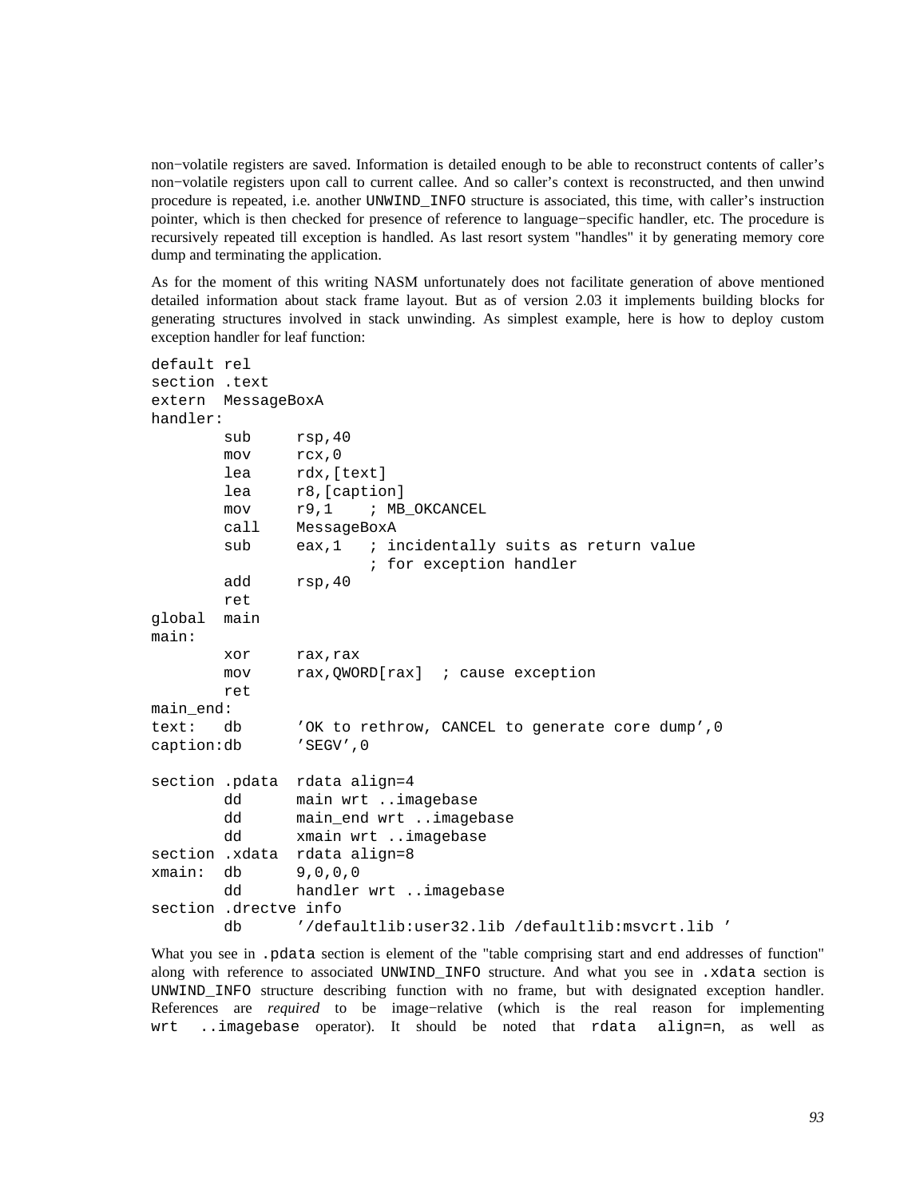non−volatile registers are saved. Information is detailed enough to be able to reconstruct contents of caller's non−volatile registers upon call to current callee. And so caller's context is reconstructed, and then unwind procedure is repeated, i.e. another `UNWIND_INFO` structure is associated, this time, with caller's instruction pointer, which is then checked for presence of reference to language−specific handler, etc. The procedure is recursively repeated till exception is handled. As last resort system "handles" it by generating memory core dump and terminating the application.

As for the moment of this writing NASM unfortunately does not facilitate generation of above mentioned detailed information about stack frame layout. But as of version 2.03 it implements building blocks for generating structures involved in stack unwinding. As simplest example, here is how to deploy custom exception handler for leaf function:

```
default rel
section .text
extern  MessageBoxA
handler:
        sub     rsp,40
        mov     rcx,0
        lea     rdx,[text]
        lea     r8,[caption]
        mov     r9,1    ; MB_OKCANCEL
        call    MessageBoxA
        sub     eax,1   ; incidentally suits as return value
                        ; for exception handler
        add     rsp,40
        ret
global  main
main:
        xor     rax,rax
        mov     rax,QWORD[rax]  ; cause exception
        ret
main_end:
text:   db      'OK to rethrow, CANCEL to generate core dump',0
caption:db      'SEGV',0

section .pdata  rdata align=4
        dd      main wrt ..imagebase
        dd      main_end wrt ..imagebase
        dd      xmain wrt ..imagebase
section .xdata  rdata align=8
xmain:  db      9,0,0,0
        dd      handler wrt ..imagebase
section .drectve info
        db      '/defaultlib:user32.lib /defaultlib:msvcrt.lib '
```

What you see in `.pdata` section is element of the "table comprising start and end addresses of function" along with reference to associated `UNWIND_INFO` structure. And what you see in `.xdata` section is `UNWIND_INFO` structure describing function with no frame, but with designated exception handler. References are *required* to be image−relative (which is the real reason for implementing `wrt ..imagebase` operator). It should be noted that `rdata align=n`, as well as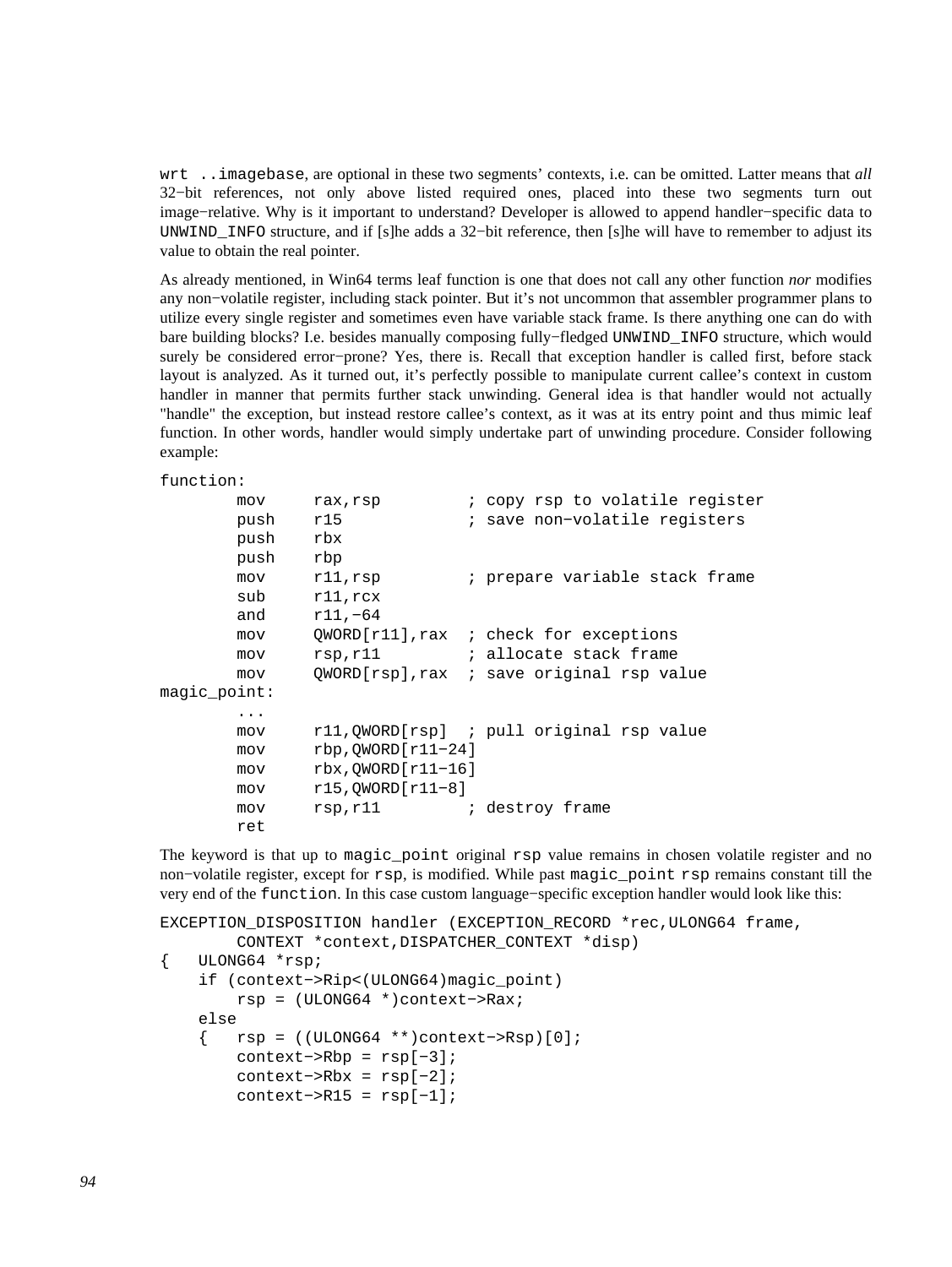`wrt ..imagebase`, are optional in these two segments' contexts, i.e. can be omitted. Latter means that *all* 32−bit references, not only above listed required ones, placed into these two segments turn out image−relative. Why is it important to understand? Developer is allowed to append handler−specific data to `UNWIND_INFO` structure, and if [s]he adds a 32−bit reference, then [s]he will have to remember to adjust its value to obtain the real pointer.

As already mentioned, in Win64 terms leaf function is one that does not call any other function *nor* modifies any non−volatile register, including stack pointer. But it's not uncommon that assembler programmer plans to utilize every single register and sometimes even have variable stack frame. Is there anything one can do with bare building blocks? I.e. besides manually composing fully−fledged `UNWIND_INFO` structure, which would surely be considered error−prone? Yes, there is. Recall that exception handler is called first, before stack layout is analyzed. As it turned out, it's perfectly possible to manipulate current callee's context in custom handler in manner that permits further stack unwinding. General idea is that handler would not actually "handle" the exception, but instead restore callee's context, as it was at its entry point and thus mimic leaf function. In other words, handler would simply undertake part of unwinding procedure. Consider following example:

```
function:
        mov     rax,rsp         ; copy rsp to volatile register
        push    r15             ; save non−volatile registers
        push    rbx
        push    rbp
        mov     r11,rsp         ; prepare variable stack frame
        sub     r11,rcx
        and     r11,−64
        mov     QWORD[r11],rax  ; check for exceptions
        mov     rsp,r11         ; allocate stack frame
        mov     QWORD[rsp],rax  ; save original rsp value
magic_point:
        ...
        mov     r11,QWORD[rsp]  ; pull original rsp value
        mov     rbp,QWORD[r11−24]
        mov     rbx,QWORD[r11−16]
        mov     r15,QWORD[r11−8]
        mov     rsp,r11         ; destroy frame
        ret
```

The keyword is that up to `magic_point` original `rsp` value remains in chosen volatile register and no non−volatile register, except for `rsp`, is modified. While past `magic_point` `rsp` remains constant till the very end of the `function`. In this case custom language−specific exception handler would look like this:

```
EXCEPTION_DISPOSITION handler (EXCEPTION_RECORD *rec,ULONG64 frame,
        CONTEXT *context,DISPATCHER_CONTEXT *disp)
{   ULONG64 *rsp;
    if (context−>Rip<(ULONG64)magic_point)
        rsp = (ULONG64 *)context−>Rax;
    else
    {   rsp = ((ULONG64 **)context−>Rsp)[0];
        context−>Rbp = rsp[−3];
        context−>Rbx = rsp[−2];
        context−>R15 = rsp[−1];
```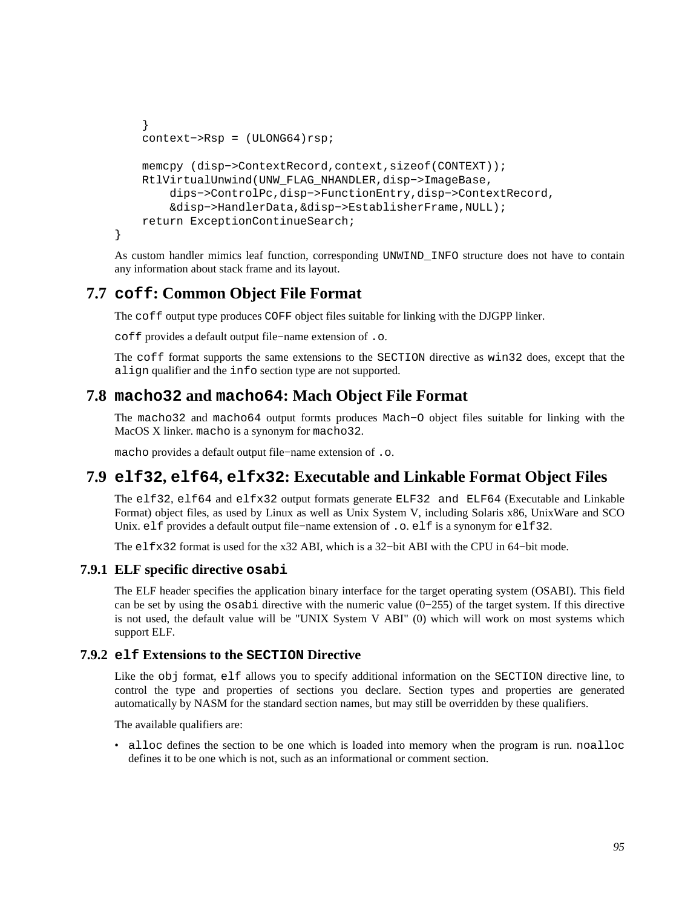```
    }
    context->Rsp = (ULONG64)rsp;

    memcpy (disp->ContextRecord,context,sizeof(CONTEXT));
    RtlVirtualUnwind(UNW_FLAG_NHANDLER,disp->ImageBase,
        dips->ControlPc,disp->FunctionEntry,disp->ContextRecord,
        &disp->HandlerData,&disp->EstablisherFrame,NULL);
    return ExceptionContinueSearch;
}
```

As custom handler mimics leaf function, corresponding `UNWIND_INFO` structure does not have to contain any information about stack frame and its layout.

## 7.7 `coff`: Common Object File Format

The `coff` output type produces `COFF` object files suitable for linking with the DJGPP linker.

`coff` provides a default output file−name extension of `.o`.

The `coff` format supports the same extensions to the `SECTION` directive as `win32` does, except that the `align` qualifier and the `info` section type are not supported.

## 7.8 `macho32` and `macho64`: Mach Object File Format

The `macho32` and `macho64` output formts produces `Mach−O` object files suitable for linking with the MacOS X linker. `macho` is a synonym for `macho32`.

`macho` provides a default output file−name extension of `.o`.

## 7.9 `elf32`, `elf64`, `elfx32`: Executable and Linkable Format Object Files

The `elf32`, `elf64` and `elfx32` output formats generate `ELF32 and ELF64` (Executable and Linkable Format) object files, as used by Linux as well as Unix System V, including Solaris x86, UnixWare and SCO Unix. `elf` provides a default output file−name extension of `.o`. `elf` is a synonym for `elf32`.

The `elfx32` format is used for the x32 ABI, which is a 32−bit ABI with the CPU in 64−bit mode.

### 7.9.1 ELF specific directive `osabi`

The ELF header specifies the application binary interface for the target operating system (OSABI). This field can be set by using the `osabi` directive with the numeric value (0−255) of the target system. If this directive is not used, the default value will be "UNIX System V ABI" (0) which will work on most systems which support ELF.

### 7.9.2 `elf` Extensions to the `SECTION` Directive

Like the `obj` format, `elf` allows you to specify additional information on the `SECTION` directive line, to control the type and properties of sections you declare. Section types and properties are generated automatically by NASM for the standard section names, but may still be overridden by these qualifiers.

The available qualifiers are:

- `alloc` defines the section to be one which is loaded into memory when the program is run. `noalloc` defines it to be one which is not, such as an informational or comment section.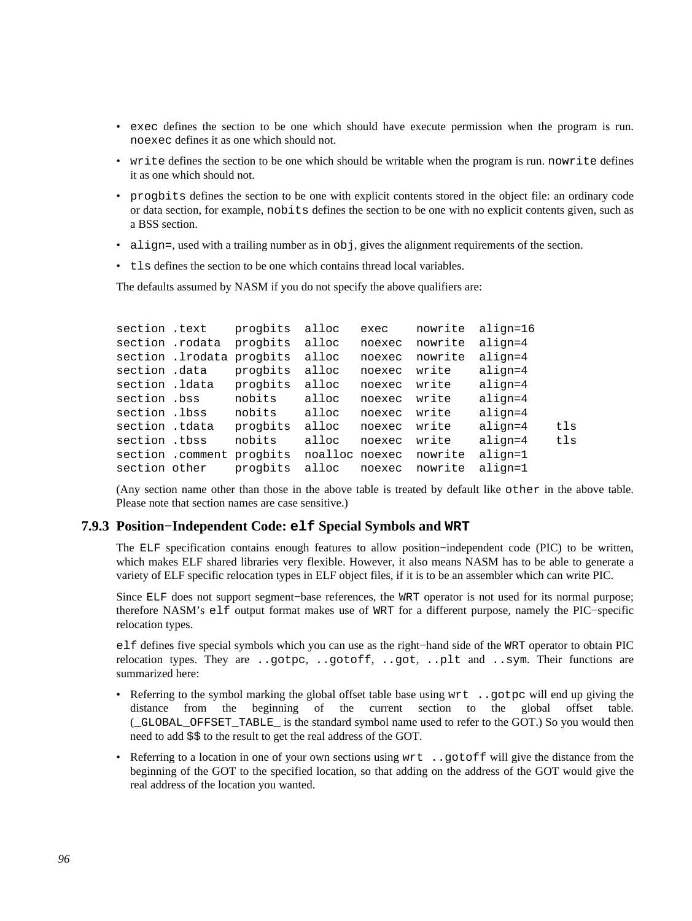- `exec` defines the section to be one which should have execute permission when the program is run. `noexec` defines it as one which should not.
- `write` defines the section to be one which should be writable when the program is run. `nowrite` defines it as one which should not.
- `progbits` defines the section to be one with explicit contents stored in the object file: an ordinary code or data section, for example, `nobits` defines the section to be one with no explicit contents given, such as a BSS section.
- `align=`, used with a trailing number as in `obj`, gives the alignment requirements of the section.
- `tls` defines the section to be one which contains thread local variables.

The defaults assumed by NASM if you do not specify the above qualifiers are:

```
section .text    progbits  alloc   exec    nowrite  align=16
section .rodata  progbits  alloc   noexec  nowrite  align=4
section .lrodata progbits  alloc   noexec  nowrite  align=4
section .data    progbits  alloc   noexec  write    align=4
section .ldata   progbits  alloc   noexec  write    align=4
section .bss     nobits    alloc   noexec  write    align=4
section .lbss    nobits    alloc   noexec  write    align=4
section .tdata   progbits  alloc   noexec  write    align=4    tls
section .tbss    nobits    alloc   noexec  write    align=4    tls
section .comment progbits  noalloc noexec  nowrite  align=1
section other    progbits  alloc   noexec  nowrite  align=1
```

(Any section name other than those in the above table is treated by default like `other` in the above table. Please note that section names are case sensitive.)

### 7.9.3 Position−Independent Code: `elf` Special Symbols and `WRT`

The `ELF` specification contains enough features to allow position−independent code (PIC) to be written, which makes ELF shared libraries very flexible. However, it also means NASM has to be able to generate a variety of ELF specific relocation types in ELF object files, if it is to be an assembler which can write PIC.

Since `ELF` does not support segment−base references, the `WRT` operator is not used for its normal purpose; therefore NASM's `elf` output format makes use of `WRT` for a different purpose, namely the PIC−specific relocation types.

`elf` defines five special symbols which you can use as the right−hand side of the `WRT` operator to obtain PIC relocation types. They are `..gotpc`, `..gotoff`, `..got`, `..plt` and `..sym`. Their functions are summarized here:

- Referring to the symbol marking the global offset table base using `wrt ..gotpc` will end up giving the distance from the beginning of the current section to the global offset table. (`_GLOBAL_OFFSET_TABLE_` is the standard symbol name used to refer to the GOT.) So you would then need to add `$$` to the result to get the real address of the GOT.
- Referring to a location in one of your own sections using `wrt ..gotoff` will give the distance from the beginning of the GOT to the specified location, so that adding on the address of the GOT would give the real address of the location you wanted.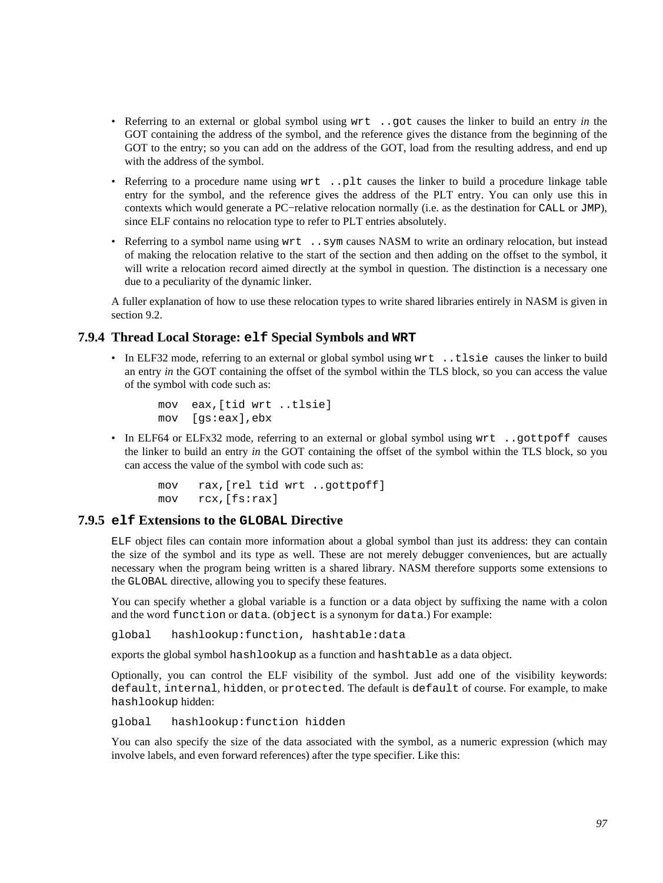- Referring to an external or global symbol using `wrt ..got` causes the linker to build an entry *in* the GOT containing the address of the symbol, and the reference gives the distance from the beginning of the GOT to the entry; so you can add on the address of the GOT, load from the resulting address, and end up with the address of the symbol.
- Referring to a procedure name using `wrt ..plt` causes the linker to build a procedure linkage table entry for the symbol, and the reference gives the address of the PLT entry. You can only use this in contexts which would generate a PC−relative relocation normally (i.e. as the destination for `CALL` or `JMP`), since ELF contains no relocation type to refer to PLT entries absolutely.
- Referring to a symbol name using `wrt ..sym` causes NASM to write an ordinary relocation, but instead of making the relocation relative to the start of the section and then adding on the offset to the symbol, it will write a relocation record aimed directly at the symbol in question. The distinction is a necessary one due to a peculiarity of the dynamic linker.

A fuller explanation of how to use these relocation types to write shared libraries entirely in NASM is given in section 9.2.

### 7.9.4 Thread Local Storage: `elf` Special Symbols and `WRT`

- In ELF32 mode, referring to an external or global symbol using `wrt ..tlsie` causes the linker to build an entry *in* the GOT containing the offset of the symbol within the TLS block, so you can access the value of the symbol with code such as:

```
mov  eax,[tid wrt ..tlsie]
mov  [gs:eax],ebx
```

- In ELF64 or ELFx32 mode, referring to an external or global symbol using `wrt ..gottpoff` causes the linker to build an entry *in* the GOT containing the offset of the symbol within the TLS block, so you can access the value of the symbol with code such as:

```
mov   rax,[rel tid wrt ..gottpoff]
mov   rcx,[fs:rax]
```

### 7.9.5 `elf` Extensions to the `GLOBAL` Directive

`ELF` object files can contain more information about a global symbol than just its address: they can contain the size of the symbol and its type as well. These are not merely debugger conveniences, but are actually necessary when the program being written is a shared library. NASM therefore supports some extensions to the `GLOBAL` directive, allowing you to specify these features.

You can specify whether a global variable is a function or a data object by suffixing the name with a colon and the word `function` or `data`. (`object` is a synonym for `data`.) For example:

```
global   hashlookup:function, hashtable:data
```

exports the global symbol `hashlookup` as a function and `hashtable` as a data object.

Optionally, you can control the ELF visibility of the symbol. Just add one of the visibility keywords: `default`, `internal`, `hidden`, or `protected`. The default is `default` of course. For example, to make `hashlookup` hidden:

```
global   hashlookup:function hidden
```

You can also specify the size of the data associated with the symbol, as a numeric expression (which may involve labels, and even forward references) after the type specifier. Like this: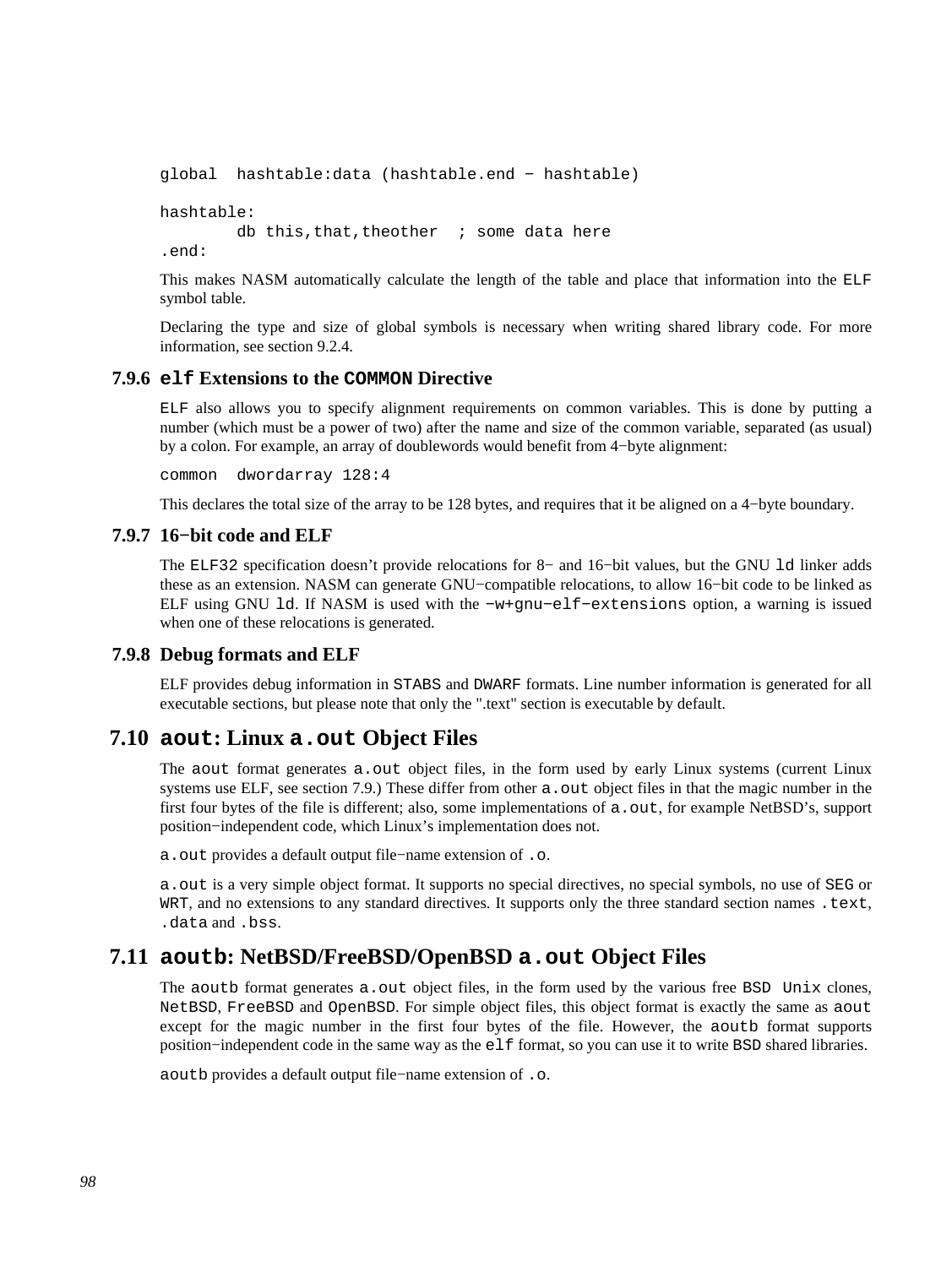```
global  hashtable:data (hashtable.end - hashtable)

hashtable:
        db this,that,theother  ; some data here
.end:
```

This makes NASM automatically calculate the length of the table and place that information into the `ELF` symbol table.

Declaring the type and size of global symbols is necessary when writing shared library code. For more information, see section 9.2.4.

### 7.9.6 `elf` Extensions to the `COMMON` Directive

`ELF` also allows you to specify alignment requirements on common variables. This is done by putting a number (which must be a power of two) after the name and size of the common variable, separated (as usual) by a colon. For example, an array of doublewords would benefit from 4−byte alignment:

```
common  dwordarray 128:4
```

This declares the total size of the array to be 128 bytes, and requires that it be aligned on a 4−byte boundary.

### 7.9.7 16−bit code and ELF

The `ELF32` specification doesn't provide relocations for 8− and 16−bit values, but the GNU `ld` linker adds these as an extension. NASM can generate GNU−compatible relocations, to allow 16−bit code to be linked as ELF using GNU `ld`. If NASM is used with the `-w+gnu-elf-extensions` option, a warning is issued when one of these relocations is generated.

### 7.9.8 Debug formats and ELF

ELF provides debug information in `STABS` and `DWARF` formats. Line number information is generated for all executable sections, but please note that only the ".text" section is executable by default.

## 7.10 `aout`: Linux `a.out` Object Files

The `aout` format generates `a.out` object files, in the form used by early Linux systems (current Linux systems use ELF, see section 7.9.) These differ from other `a.out` object files in that the magic number in the first four bytes of the file is different; also, some implementations of `a.out`, for example NetBSD's, support position−independent code, which Linux's implementation does not.

`a.out` provides a default output file−name extension of `.o`.

`a.out` is a very simple object format. It supports no special directives, no special symbols, no use of `SEG` or `WRT`, and no extensions to any standard directives. It supports only the three standard section names `.text`, `.data` and `.bss`.

## 7.11 `aoutb`: NetBSD/FreeBSD/OpenBSD `a.out` Object Files

The `aoutb` format generates `a.out` object files, in the form used by the various free `BSD Unix` clones, `NetBSD`, `FreeBSD` and `OpenBSD`. For simple object files, this object format is exactly the same as `aout` except for the magic number in the first four bytes of the file. However, the `aoutb` format supports position−independent code in the same way as the `elf` format, so you can use it to write `BSD` shared libraries.

`aoutb` provides a default output file−name extension of `.o`.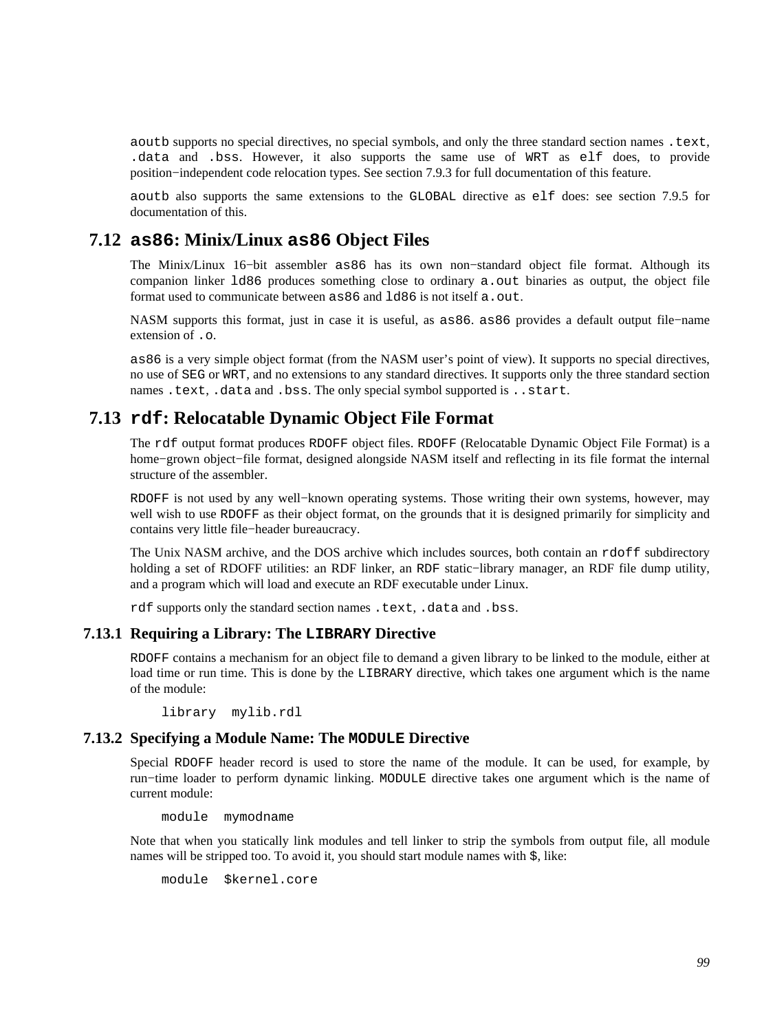`aoutb` supports no special directives, no special symbols, and only the three standard section names `.text`, `.data` and `.bss`. However, it also supports the same use of `WRT` as `elf` does, to provide position−independent code relocation types. See section 7.9.3 for full documentation of this feature.

`aoutb` also supports the same extensions to the `GLOBAL` directive as `elf` does: see section 7.9.5 for documentation of this.

## 7.12 `as86`: Minix/Linux `as86` Object Files

The Minix/Linux 16−bit assembler `as86` has its own non−standard object file format. Although its companion linker `ld86` produces something close to ordinary `a.out` binaries as output, the object file format used to communicate between `as86` and `ld86` is not itself `a.out`.

NASM supports this format, just in case it is useful, as `as86`. `as86` provides a default output file−name extension of `.o`.

`as86` is a very simple object format (from the NASM user's point of view). It supports no special directives, no use of `SEG` or `WRT`, and no extensions to any standard directives. It supports only the three standard section names `.text`, `.data` and `.bss`. The only special symbol supported is `..start`.

## 7.13 `rdf`: Relocatable Dynamic Object File Format

The `rdf` output format produces `RDOFF` object files. `RDOFF` (Relocatable Dynamic Object File Format) is a home−grown object−file format, designed alongside NASM itself and reflecting in its file format the internal structure of the assembler.

`RDOFF` is not used by any well−known operating systems. Those writing their own systems, however, may well wish to use `RDOFF` as their object format, on the grounds that it is designed primarily for simplicity and contains very little file−header bureaucracy.

The Unix NASM archive, and the DOS archive which includes sources, both contain an `rdoff` subdirectory holding a set of RDOFF utilities: an RDF linker, an `RDF` static−library manager, an RDF file dump utility, and a program which will load and execute an RDF executable under Linux.

`rdf` supports only the standard section names `.text`, `.data` and `.bss`.

### 7.13.1 Requiring a Library: The `LIBRARY` Directive

`RDOFF` contains a mechanism for an object file to demand a given library to be linked to the module, either at load time or run time. This is done by the `LIBRARY` directive, which takes one argument which is the name of the module:

```
library  mylib.rdl
```

### 7.13.2 Specifying a Module Name: The `MODULE` Directive

Special `RDOFF` header record is used to store the name of the module. It can be used, for example, by run−time loader to perform dynamic linking. `MODULE` directive takes one argument which is the name of current module:

```
module  mymodname
```

Note that when you statically link modules and tell linker to strip the symbols from output file, all module names will be stripped too. To avoid it, you should start module names with `$`, like:

```
module  $kernel.core
```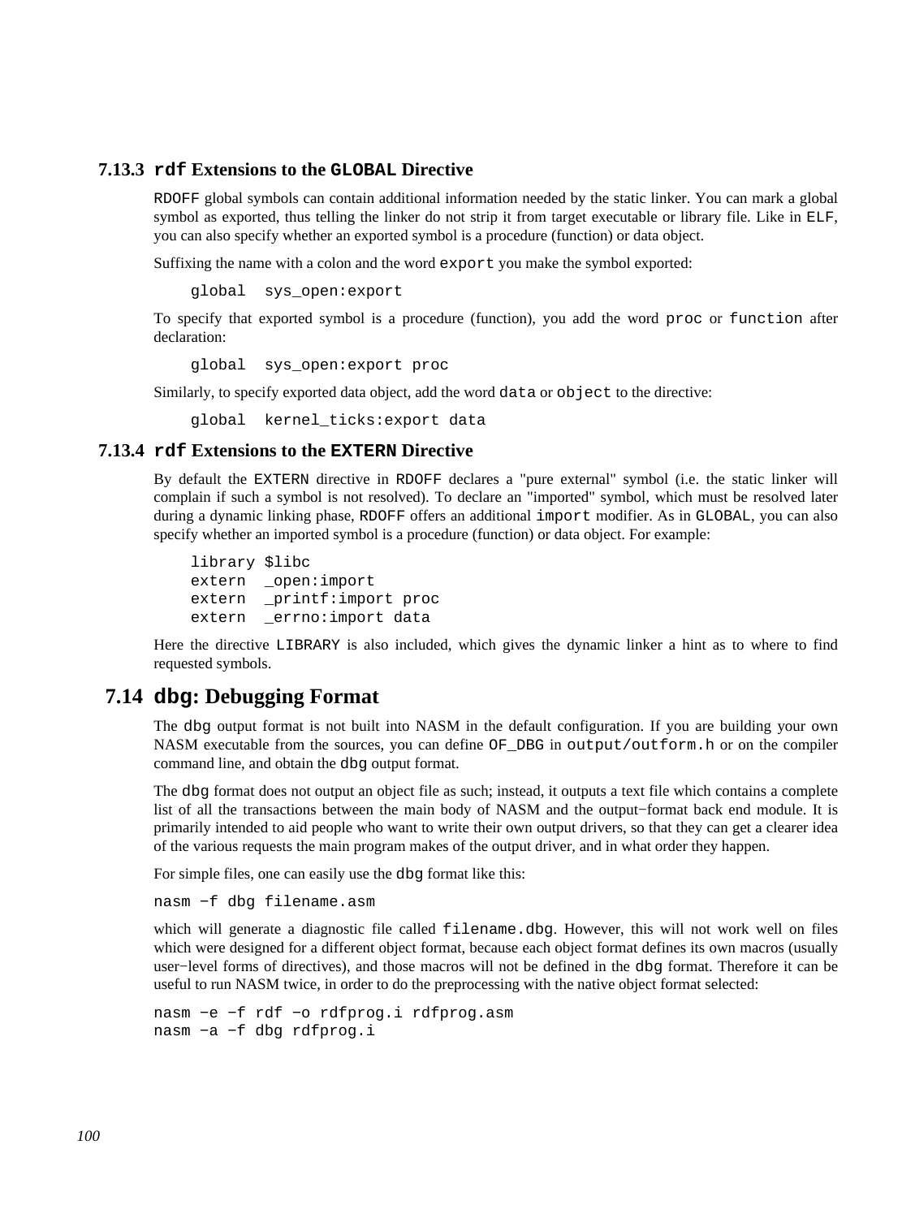### 7.13.3 `rdf` Extensions to the `GLOBAL` Directive

`RDOFF` global symbols can contain additional information needed by the static linker. You can mark a global symbol as exported, thus telling the linker do not strip it from target executable or library file. Like in `ELF`, you can also specify whether an exported symbol is a procedure (function) or data object.

Suffixing the name with a colon and the word `export` you make the symbol exported:

```
global  sys_open:export
```

To specify that exported symbol is a procedure (function), you add the word `proc` or `function` after declaration:

```
global  sys_open:export proc
```

Similarly, to specify exported data object, add the word `data` or `object` to the directive:

```
global  kernel_ticks:export data
```

### 7.13.4 `rdf` Extensions to the `EXTERN` Directive

By default the `EXTERN` directive in `RDOFF` declares a "pure external" symbol (i.e. the static linker will complain if such a symbol is not resolved). To declare an "imported" symbol, which must be resolved later during a dynamic linking phase, `RDOFF` offers an additional `import` modifier. As in `GLOBAL`, you can also specify whether an imported symbol is a procedure (function) or data object. For example:

```
library $libc
extern  _open:import
extern  _printf:import proc
extern  _errno:import data
```

Here the directive `LIBRARY` is also included, which gives the dynamic linker a hint as to where to find requested symbols.

## 7.14 `dbg`: Debugging Format

The `dbg` output format is not built into NASM in the default configuration. If you are building your own NASM executable from the sources, you can define `OF_DBG` in `output/outform.h` or on the compiler command line, and obtain the `dbg` output format.

The `dbg` format does not output an object file as such; instead, it outputs a text file which contains a complete list of all the transactions between the main body of NASM and the output−format back end module. It is primarily intended to aid people who want to write their own output drivers, so that they can get a clearer idea of the various requests the main program makes of the output driver, and in what order they happen.

For simple files, one can easily use the `dbg` format like this:

```
nasm −f dbg filename.asm
```

which will generate a diagnostic file called `filename.dbg`. However, this will not work well on files which were designed for a different object format, because each object format defines its own macros (usually user−level forms of directives), and those macros will not be defined in the `dbg` format. Therefore it can be useful to run NASM twice, in order to do the preprocessing with the native object format selected:

```
nasm −e −f rdf −o rdfprog.i rdfprog.asm
nasm −a −f dbg rdfprog.i
```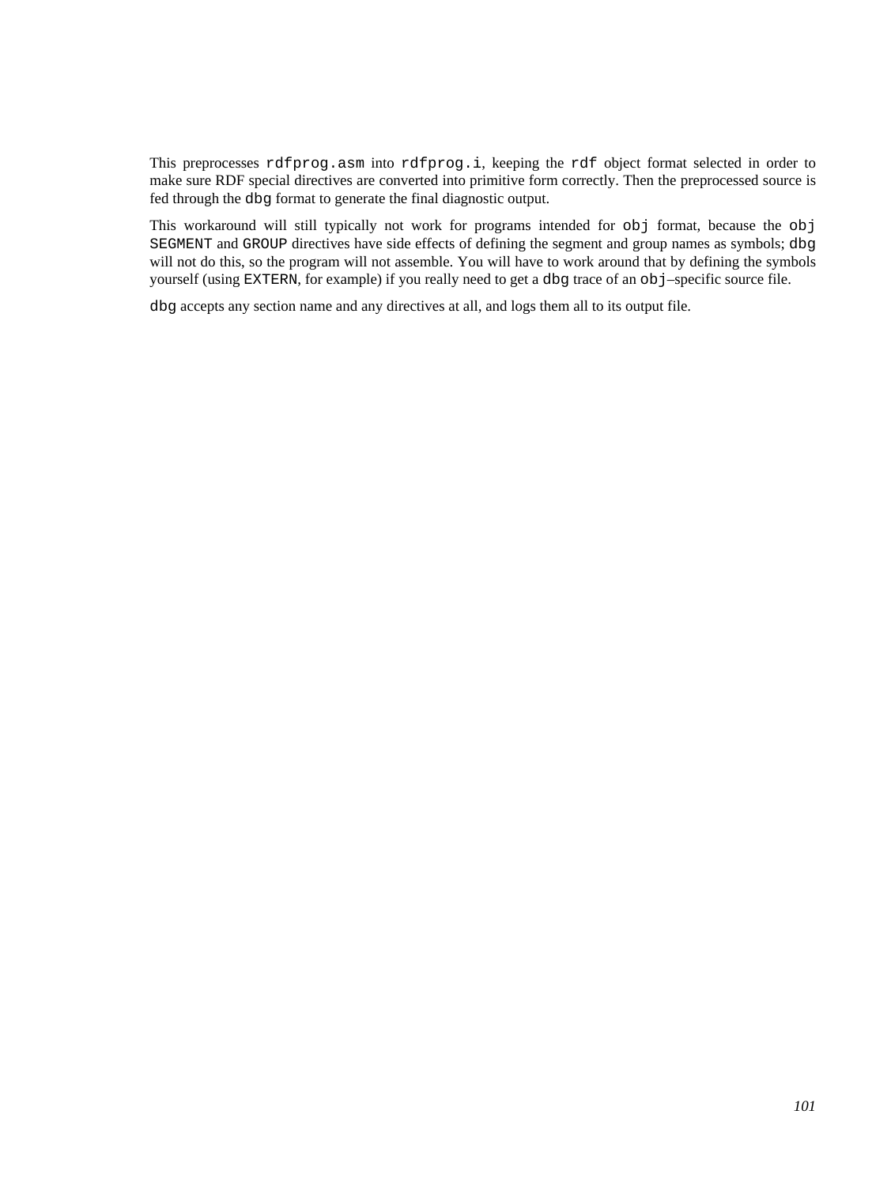This preprocesses `rdfprog.asm` into `rdfprog.i`, keeping the `rdf` object format selected in order to make sure RDF special directives are converted into primitive form correctly. Then the preprocessed source is fed through the `dbg` format to generate the final diagnostic output.

This workaround will still typically not work for programs intended for `obj` format, because the `obj` `SEGMENT` and `GROUP` directives have side effects of defining the segment and group names as symbols; `dbg` will not do this, so the program will not assemble. You will have to work around that by defining the symbols yourself (using `EXTERN`, for example) if you really need to get a `dbg` trace of an `obj`–specific source file.

`dbg` accepts any section name and any directives at all, and logs them all to its output file.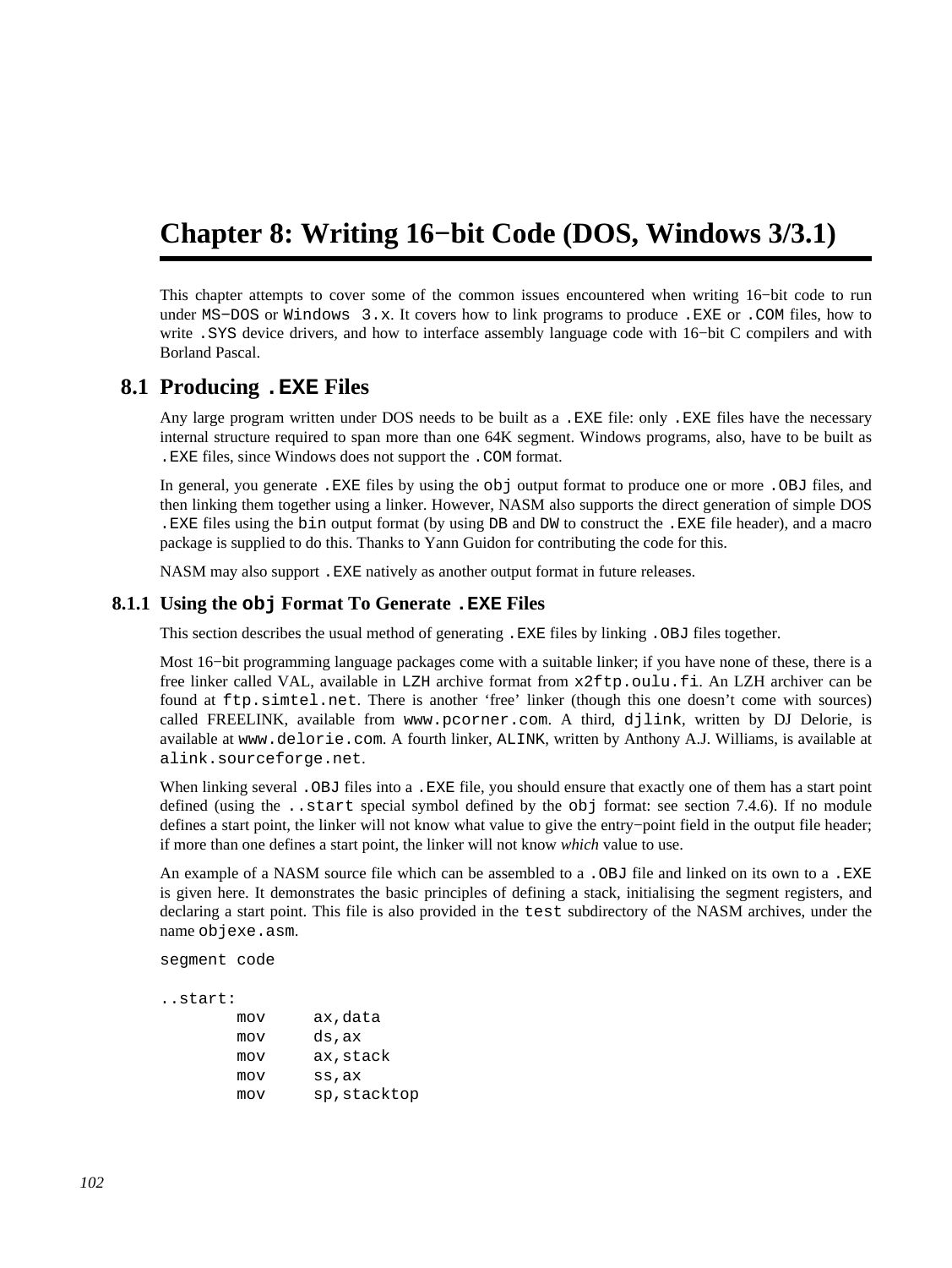# Chapter 8: Writing 16−bit Code (DOS, Windows 3/3.1)

This chapter attempts to cover some of the common issues encountered when writing 16−bit code to run under `MS−DOS` or `Windows 3.x`. It covers how to link programs to produce `.EXE` or `.COM` files, how to write `.SYS` device drivers, and how to interface assembly language code with 16−bit C compilers and with Borland Pascal.

## 8.1 Producing `.EXE` Files

Any large program written under DOS needs to be built as a `.EXE` file: only `.EXE` files have the necessary internal structure required to span more than one 64K segment. Windows programs, also, have to be built as `.EXE` files, since Windows does not support the `.COM` format.

In general, you generate `.EXE` files by using the `obj` output format to produce one or more `.OBJ` files, and then linking them together using a linker. However, NASM also supports the direct generation of simple DOS `.EXE` files using the `bin` output format (by using `DB` and `DW` to construct the `.EXE` file header), and a macro package is supplied to do this. Thanks to Yann Guidon for contributing the code for this.

NASM may also support `.EXE` natively as another output format in future releases.

### 8.1.1 Using the `obj` Format To Generate `.EXE` Files

This section describes the usual method of generating `.EXE` files by linking `.OBJ` files together.

Most 16−bit programming language packages come with a suitable linker; if you have none of these, there is a free linker called VAL, available in `LZH` archive format from `x2ftp.oulu.fi`. An LZH archiver can be found at `ftp.simtel.net`. There is another 'free' linker (though this one doesn't come with sources) called FREELINK, available from `www.pcorner.com`. A third, `djlink`, written by DJ Delorie, is available at `www.delorie.com`. A fourth linker, `ALINK`, written by Anthony A.J. Williams, is available at `alink.sourceforge.net`.

When linking several `.OBJ` files into a `.EXE` file, you should ensure that exactly one of them has a start point defined (using the `..start` special symbol defined by the `obj` format: see section 7.4.6). If no module defines a start point, the linker will not know what value to give the entry−point field in the output file header; if more than one defines a start point, the linker will not know *which* value to use.

An example of a NASM source file which can be assembled to a `.OBJ` file and linked on its own to a `.EXE` is given here. It demonstrates the basic principles of defining a stack, initialising the segment registers, and declaring a start point. This file is also provided in the `test` subdirectory of the NASM archives, under the name `objexe.asm`.

```
segment code

..start:
        mov     ax,data
        mov     ds,ax
        mov     ax,stack
        mov     ss,ax
        mov     sp,stacktop
```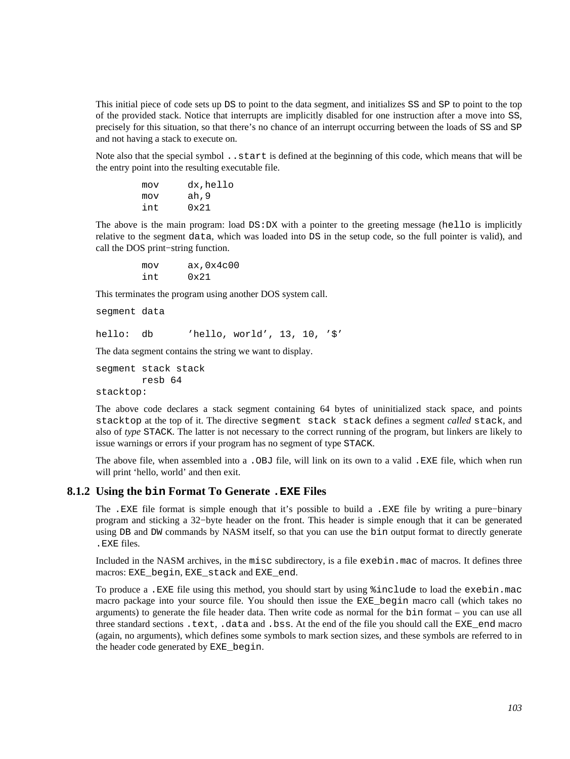This initial piece of code sets up `DS` to point to the data segment, and initializes `SS` and `SP` to point to the top of the provided stack. Notice that interrupts are implicitly disabled for one instruction after a move into `SS`, precisely for this situation, so that there's no chance of an interrupt occurring between the loads of `SS` and `SP` and not having a stack to execute on.

Note also that the special symbol `..start` is defined at the beginning of this code, which means that will be the entry point into the resulting executable file.

```
        mov     dx,hello
        mov     ah,9
        int     0x21
```

The above is the main program: load `DS:DX` with a pointer to the greeting message (`hello` is implicitly relative to the segment `data`, which was loaded into `DS` in the setup code, so the full pointer is valid), and call the DOS print−string function.

```
        mov     ax,0x4c00
        int     0x21
```

This terminates the program using another DOS system call.

```
segment data

hello:  db      'hello, world', 13, 10, '$'
```

The data segment contains the string we want to display.

```
segment stack stack
        resb 64
stacktop:
```

The above code declares a stack segment containing 64 bytes of uninitialized stack space, and points `stacktop` at the top of it. The directive `segment stack stack` defines a segment *called* `stack`, and also of *type* `STACK`. The latter is not necessary to the correct running of the program, but linkers are likely to issue warnings or errors if your program has no segment of type `STACK`.

The above file, when assembled into a `.OBJ` file, will link on its own to a valid `.EXE` file, which when run will print 'hello, world' and then exit.

### 8.1.2 Using the `bin` Format To Generate `.EXE` Files

The `.EXE` file format is simple enough that it's possible to build a `.EXE` file by writing a pure−binary program and sticking a 32−byte header on the front. This header is simple enough that it can be generated using `DB` and `DW` commands by NASM itself, so that you can use the `bin` output format to directly generate `.EXE` files.

Included in the NASM archives, in the `misc` subdirectory, is a file `exebin.mac` of macros. It defines three macros: `EXE_begin`, `EXE_stack` and `EXE_end`.

To produce a `.EXE` file using this method, you should start by using `%include` to load the `exebin.mac` macro package into your source file. You should then issue the `EXE_begin` macro call (which takes no arguments) to generate the file header data. Then write code as normal for the `bin` format – you can use all three standard sections `.text`, `.data` and `.bss`. At the end of the file you should call the `EXE_end` macro (again, no arguments), which defines some symbols to mark section sizes, and these symbols are referred to in the header code generated by `EXE_begin`.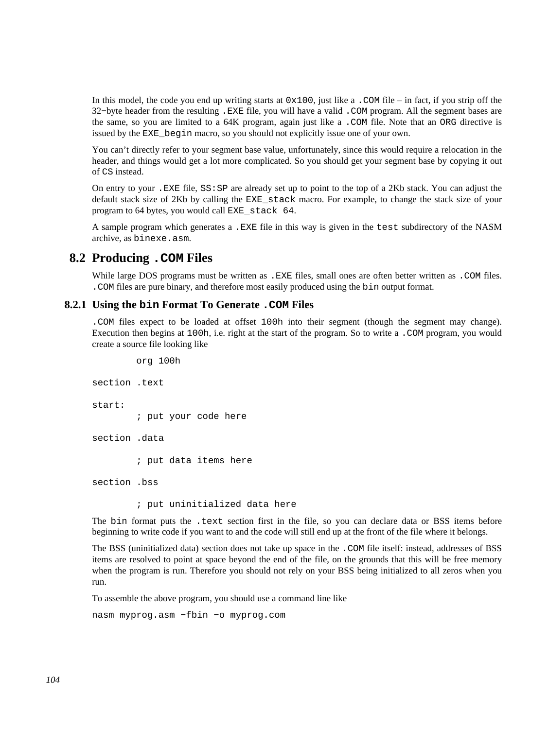In this model, the code you end up writing starts at `0x100`, just like a `.COM` file – in fact, if you strip off the 32−byte header from the resulting `.EXE` file, you will have a valid `.COM` program. All the segment bases are the same, so you are limited to a 64K program, again just like a `.COM` file. Note that an `ORG` directive is issued by the `EXE_begin` macro, so you should not explicitly issue one of your own.

You can't directly refer to your segment base value, unfortunately, since this would require a relocation in the header, and things would get a lot more complicated. So you should get your segment base by copying it out of `CS` instead.

On entry to your `.EXE` file, `SS:SP` are already set up to point to the top of a 2Kb stack. You can adjust the default stack size of 2Kb by calling the `EXE_stack` macro. For example, to change the stack size of your program to 64 bytes, you would call `EXE_stack 64`.

A sample program which generates a `.EXE` file in this way is given in the `test` subdirectory of the NASM archive, as `binexe.asm`.

## 8.2 Producing .COM Files

While large DOS programs must be written as `.EXE` files, small ones are often better written as `.COM` files. `.COM` files are pure binary, and therefore most easily produced using the `bin` output format.

### 8.2.1 Using the bin Format To Generate .COM Files

`.COM` files expect to be loaded at offset `100h` into their segment (though the segment may change). Execution then begins at `100h`, i.e. right at the start of the program. So to write a `.COM` program, you would create a source file looking like

```
        org 100h

section .text

start:
        ; put your code here

section .data

        ; put data items here

section .bss

        ; put uninitialized data here
```

The `bin` format puts the `.text` section first in the file, so you can declare data or BSS items before beginning to write code if you want to and the code will still end up at the front of the file where it belongs.

The BSS (uninitialized data) section does not take up space in the `.COM` file itself: instead, addresses of BSS items are resolved to point at space beyond the end of the file, on the grounds that this will be free memory when the program is run. Therefore you should not rely on your BSS being initialized to all zeros when you run.

To assemble the above program, you should use a command line like

```
nasm myprog.asm −fbin −o myprog.com
```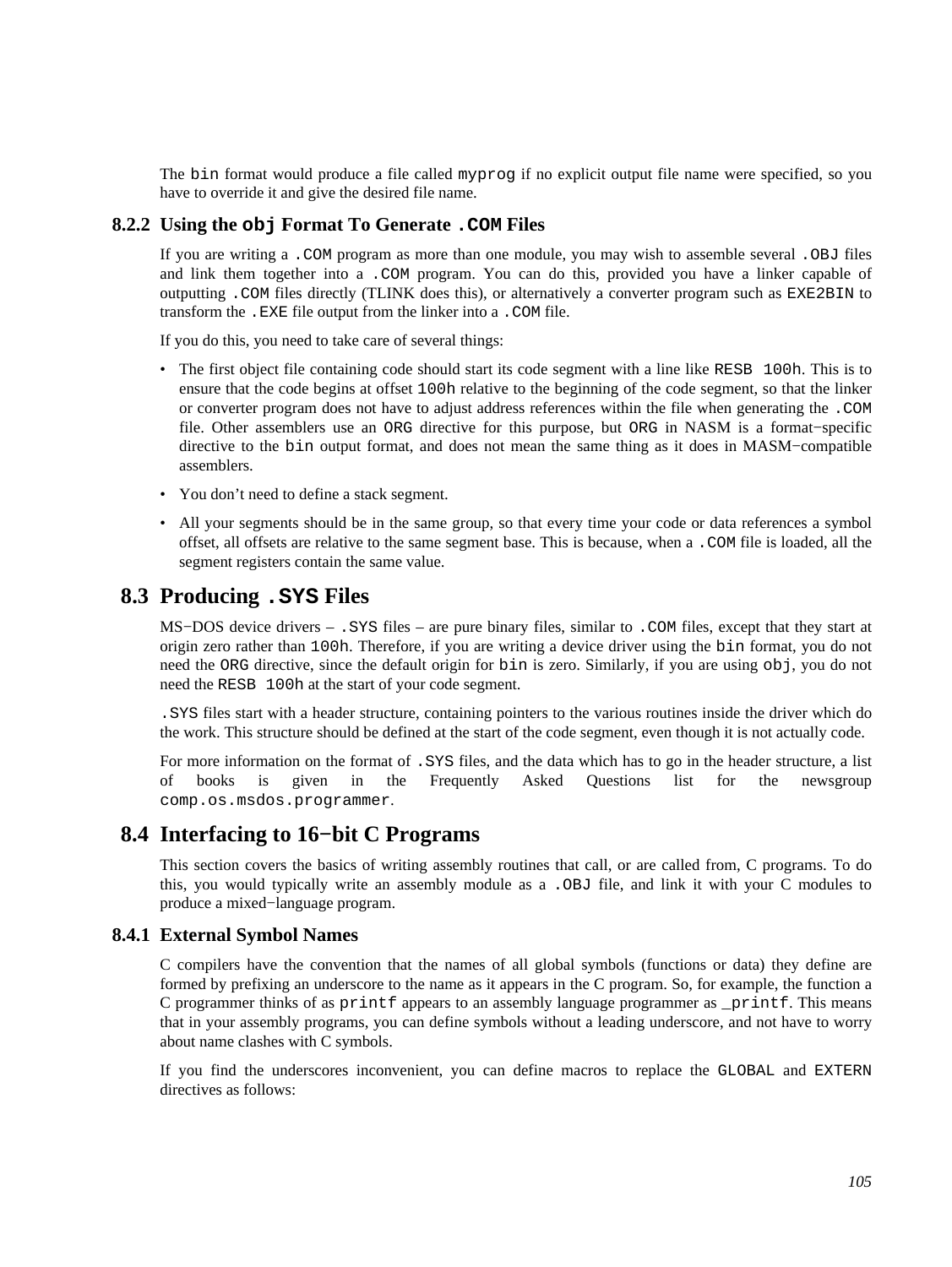The `bin` format would produce a file called `myprog` if no explicit output file name were specified, so you have to override it and give the desired file name.

### 8.2.2 Using the `obj` Format To Generate `.COM` Files

If you are writing a `.COM` program as more than one module, you may wish to assemble several `.OBJ` files and link them together into a `.COM` program. You can do this, provided you have a linker capable of outputting `.COM` files directly (TLINK does this), or alternatively a converter program such as `EXE2BIN` to transform the `.EXE` file output from the linker into a `.COM` file.

If you do this, you need to take care of several things:

- The first object file containing code should start its code segment with a line like `RESB 100h`. This is to ensure that the code begins at offset `100h` relative to the beginning of the code segment, so that the linker or converter program does not have to adjust address references within the file when generating the `.COM` file. Other assemblers use an `ORG` directive for this purpose, but `ORG` in NASM is a format−specific directive to the `bin` output format, and does not mean the same thing as it does in MASM−compatible assemblers.
- You don't need to define a stack segment.
- All your segments should be in the same group, so that every time your code or data references a symbol offset, all offsets are relative to the same segment base. This is because, when a `.COM` file is loaded, all the segment registers contain the same value.

## 8.3 Producing `.SYS` Files

MS−DOS device drivers – `.SYS` files – are pure binary files, similar to `.COM` files, except that they start at origin zero rather than `100h`. Therefore, if you are writing a device driver using the `bin` format, you do not need the `ORG` directive, since the default origin for `bin` is zero. Similarly, if you are using `obj`, you do not need the `RESB 100h` at the start of your code segment.

`.SYS` files start with a header structure, containing pointers to the various routines inside the driver which do the work. This structure should be defined at the start of the code segment, even though it is not actually code.

For more information on the format of `.SYS` files, and the data which has to go in the header structure, a list of books is given in the Frequently Asked Questions list for the newsgroup `comp.os.msdos.programmer`.

## 8.4 Interfacing to 16−bit C Programs

This section covers the basics of writing assembly routines that call, or are called from, C programs. To do this, you would typically write an assembly module as a `.OBJ` file, and link it with your C modules to produce a mixed−language program.

### 8.4.1 External Symbol Names

C compilers have the convention that the names of all global symbols (functions or data) they define are formed by prefixing an underscore to the name as it appears in the C program. So, for example, the function a C programmer thinks of as `printf` appears to an assembly language programmer as `_printf`. This means that in your assembly programs, you can define symbols without a leading underscore, and not have to worry about name clashes with C symbols.

If you find the underscores inconvenient, you can define macros to replace the `GLOBAL` and `EXTERN` directives as follows: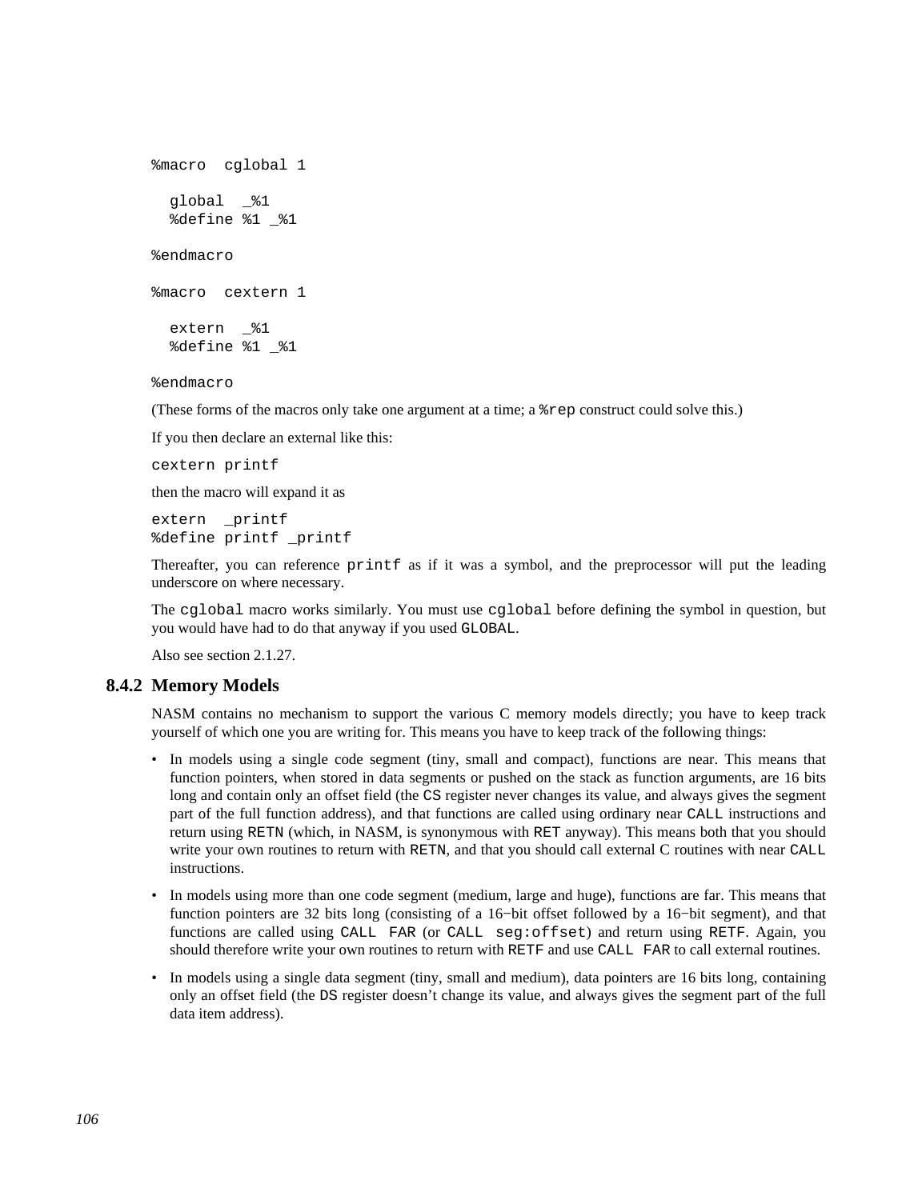```
%macro  cglobal 1

  global  _%1
  %define %1 _%1

%endmacro

%macro  cextern 1

  extern  _%1
  %define %1 _%1

%endmacro
```

(These forms of the macros only take one argument at a time; a `%rep` construct could solve this.)

If you then declare an external like this:

```
cextern printf
```

then the macro will expand it as

```
extern  _printf
%define printf _printf
```

Thereafter, you can reference `printf` as if it was a symbol, and the preprocessor will put the leading underscore on where necessary.

The `cglobal` macro works similarly. You must use `cglobal` before defining the symbol in question, but you would have had to do that anyway if you used `GLOBAL`.

Also see section 2.1.27.

### 8.4.2 Memory Models

NASM contains no mechanism to support the various C memory models directly; you have to keep track yourself of which one you are writing for. This means you have to keep track of the following things:

- In models using a single code segment (tiny, small and compact), functions are near. This means that function pointers, when stored in data segments or pushed on the stack as function arguments, are 16 bits long and contain only an offset field (the `CS` register never changes its value, and always gives the segment part of the full function address), and that functions are called using ordinary near `CALL` instructions and return using `RETN` (which, in NASM, is synonymous with `RET` anyway). This means both that you should write your own routines to return with `RETN`, and that you should call external C routines with near `CALL` instructions.
- In models using more than one code segment (medium, large and huge), functions are far. This means that function pointers are 32 bits long (consisting of a 16−bit offset followed by a 16−bit segment), and that functions are called using `CALL FAR` (or `CALL seg:offset`) and return using `RETF`. Again, you should therefore write your own routines to return with `RETF` and use `CALL FAR` to call external routines.
- In models using a single data segment (tiny, small and medium), data pointers are 16 bits long, containing only an offset field (the `DS` register doesn't change its value, and always gives the segment part of the full data item address).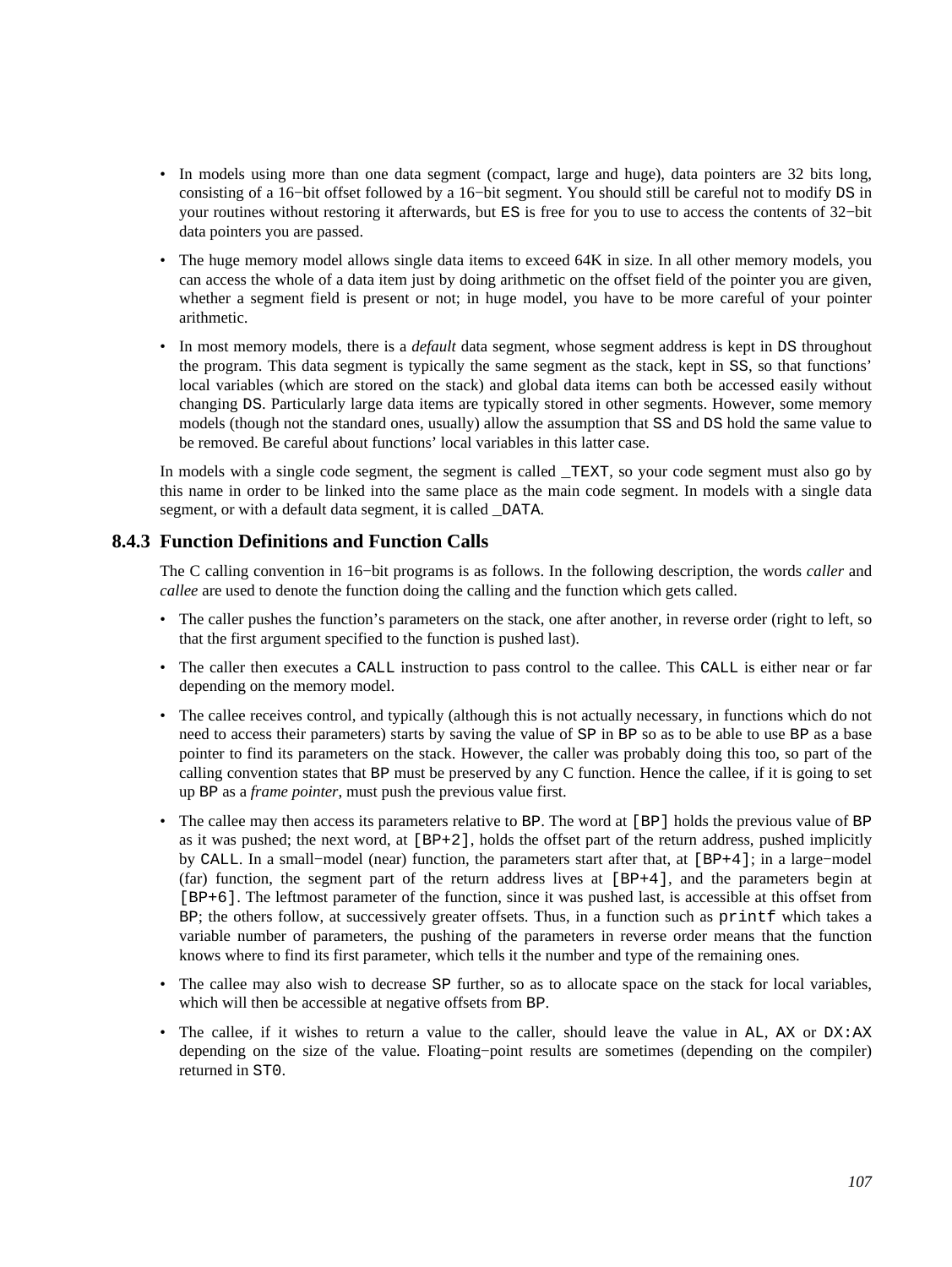- In models using more than one data segment (compact, large and huge), data pointers are 32 bits long, consisting of a 16−bit offset followed by a 16−bit segment. You should still be careful not to modify `DS` in your routines without restoring it afterwards, but `ES` is free for you to use to access the contents of 32−bit data pointers you are passed.
- The huge memory model allows single data items to exceed 64K in size. In all other memory models, you can access the whole of a data item just by doing arithmetic on the offset field of the pointer you are given, whether a segment field is present or not; in huge model, you have to be more careful of your pointer arithmetic.
- In most memory models, there is a *default* data segment, whose segment address is kept in `DS` throughout the program. This data segment is typically the same segment as the stack, kept in `SS`, so that functions' local variables (which are stored on the stack) and global data items can both be accessed easily without changing `DS`. Particularly large data items are typically stored in other segments. However, some memory models (though not the standard ones, usually) allow the assumption that `SS` and `DS` hold the same value to be removed. Be careful about functions' local variables in this latter case.

In models with a single code segment, the segment is called `_TEXT`, so your code segment must also go by this name in order to be linked into the same place as the main code segment. In models with a single data segment, or with a default data segment, it is called `_DATA`.

### 8.4.3 Function Definitions and Function Calls

The C calling convention in 16−bit programs is as follows. In the following description, the words *caller* and *callee* are used to denote the function doing the calling and the function which gets called.

- The caller pushes the function's parameters on the stack, one after another, in reverse order (right to left, so that the first argument specified to the function is pushed last).
- The caller then executes a `CALL` instruction to pass control to the callee. This `CALL` is either near or far depending on the memory model.
- The callee receives control, and typically (although this is not actually necessary, in functions which do not need to access their parameters) starts by saving the value of `SP` in `BP` so as to be able to use `BP` as a base pointer to find its parameters on the stack. However, the caller was probably doing this too, so part of the calling convention states that `BP` must be preserved by any C function. Hence the callee, if it is going to set up `BP` as a *frame pointer*, must push the previous value first.
- The callee may then access its parameters relative to `BP`. The word at `[BP]` holds the previous value of `BP` as it was pushed; the next word, at `[BP+2]`, holds the offset part of the return address, pushed implicitly by `CALL`. In a small−model (near) function, the parameters start after that, at `[BP+4]`; in a large−model (far) function, the segment part of the return address lives at `[BP+4]`, and the parameters begin at `[BP+6]`. The leftmost parameter of the function, since it was pushed last, is accessible at this offset from `BP`; the others follow, at successively greater offsets. Thus, in a function such as `printf` which takes a variable number of parameters, the pushing of the parameters in reverse order means that the function knows where to find its first parameter, which tells it the number and type of the remaining ones.
- The callee may also wish to decrease `SP` further, so as to allocate space on the stack for local variables, which will then be accessible at negative offsets from `BP`.
- The callee, if it wishes to return a value to the caller, should leave the value in `AL`, `AX` or `DX:AX` depending on the size of the value. Floating−point results are sometimes (depending on the compiler) returned in `ST0`.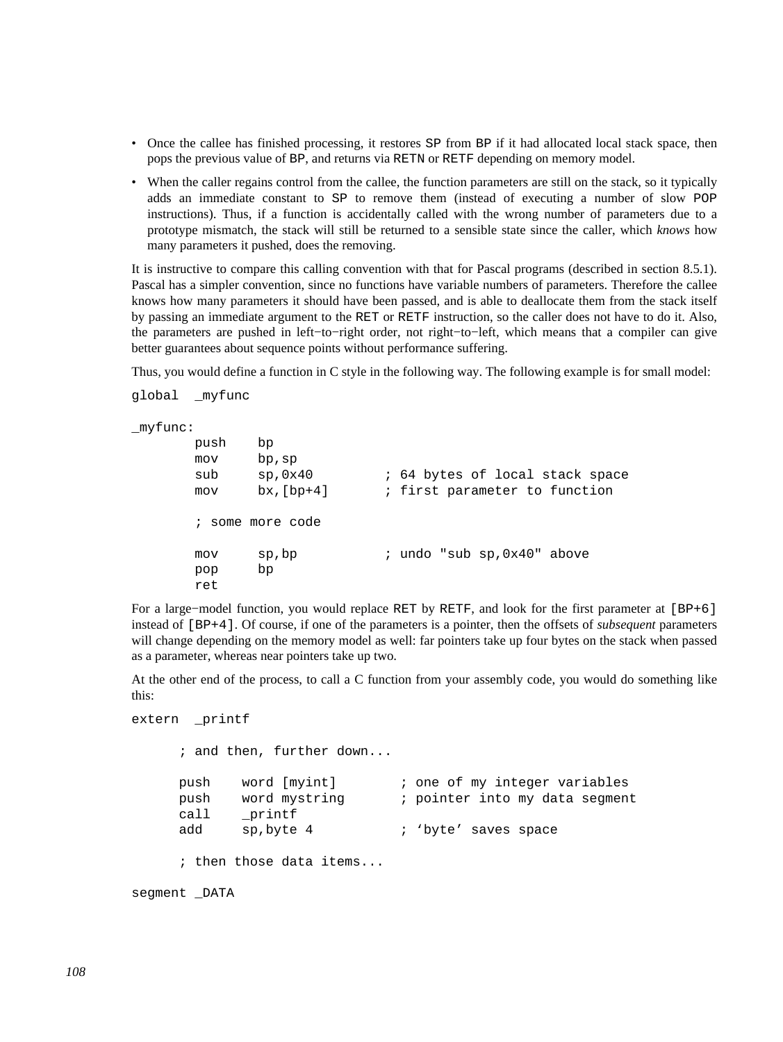- Once the callee has finished processing, it restores `SP` from `BP` if it had allocated local stack space, then pops the previous value of `BP`, and returns via `RETN` or `RETF` depending on memory model.
- When the caller regains control from the callee, the function parameters are still on the stack, so it typically adds an immediate constant to `SP` to remove them (instead of executing a number of slow `POP` instructions). Thus, if a function is accidentally called with the wrong number of parameters due to a prototype mismatch, the stack will still be returned to a sensible state since the caller, which *knows* how many parameters it pushed, does the removing.

It is instructive to compare this calling convention with that for Pascal programs (described in section 8.5.1). Pascal has a simpler convention, since no functions have variable numbers of parameters. Therefore the callee knows how many parameters it should have been passed, and is able to deallocate them from the stack itself by passing an immediate argument to the `RET` or `RETF` instruction, so the caller does not have to do it. Also, the parameters are pushed in left−to−right order, not right−to−left, which means that a compiler can give better guarantees about sequence points without performance suffering.

Thus, you would define a function in C style in the following way. The following example is for small model:

```
global  _myfunc

_myfunc:
        push    bp
        mov     bp,sp
        sub     sp,0x40         ; 64 bytes of local stack space
        mov     bx,[bp+4]       ; first parameter to function

        ; some more code

        mov     sp,bp           ; undo "sub sp,0x40" above
        pop     bp
        ret
```

For a large−model function, you would replace `RET` by `RETF`, and look for the first parameter at `[BP+6]` instead of `[BP+4]`. Of course, if one of the parameters is a pointer, then the offsets of *subsequent* parameters will change depending on the memory model as well: far pointers take up four bytes on the stack when passed as a parameter, whereas near pointers take up two.

At the other end of the process, to call a C function from your assembly code, you would do something like this:

```
extern  _printf

      ; and then, further down...

      push    word [myint]        ; one of my integer variables
      push    word mystring       ; pointer into my data segment
      call    _printf
      add     sp,byte 4           ; 'byte' saves space

      ; then those data items...

segment _DATA
```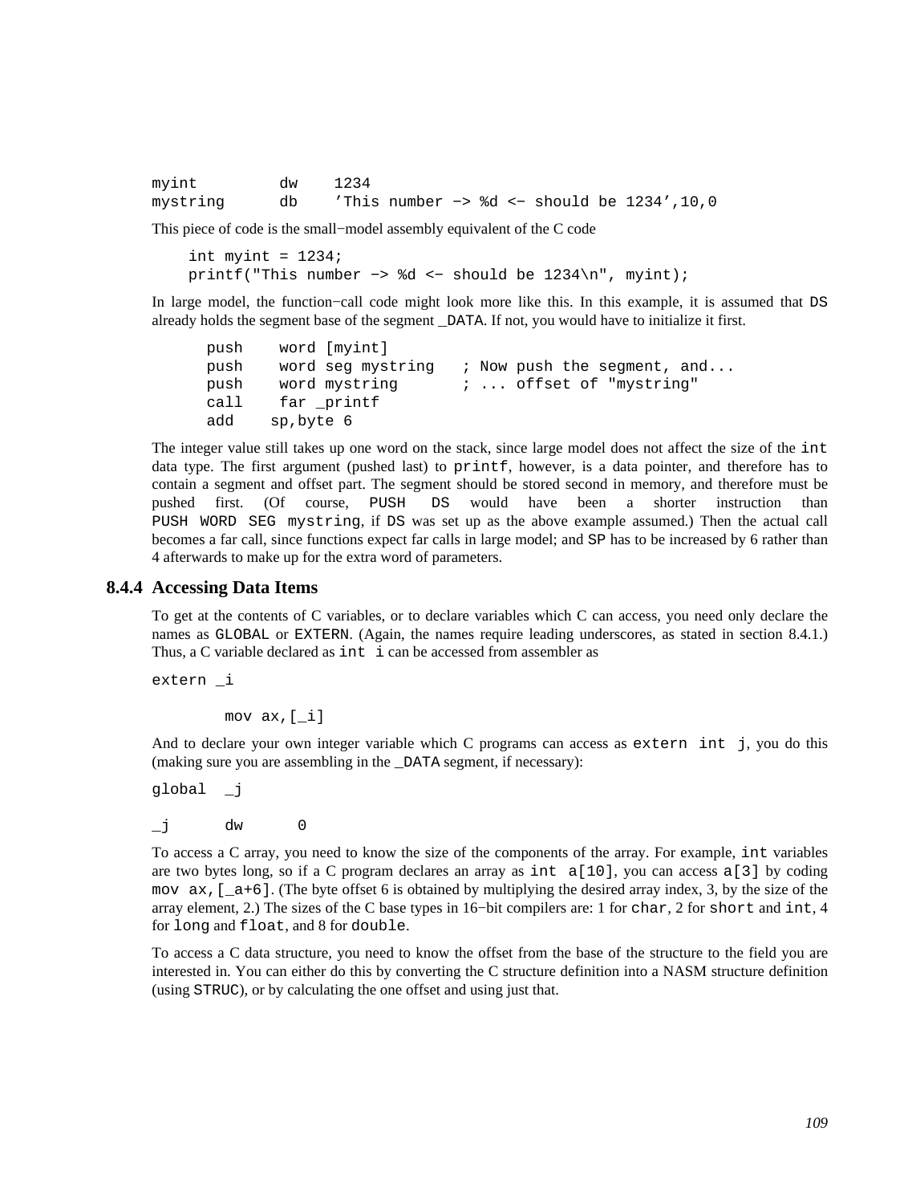```
myint         dw    1234
mystring      db    'This number -> %d <- should be 1234',10,0
```

This piece of code is the small−model assembly equivalent of the C code

```
int myint = 1234;
printf("This number -> %d <- should be 1234\n", myint);
```

In large model, the function−call code might look more like this. In this example, it is assumed that DS already holds the segment base of the segment _DATA. If not, you would have to initialize it first.

```
push    word [myint]
push    word seg mystring   ; Now push the segment, and...
push    word mystring       ; ... offset of "mystring"
call    far _printf
add    sp,byte 6
```

The integer value still takes up one word on the stack, since large model does not affect the size of the `int` data type. The first argument (pushed last) to `printf`, however, is a data pointer, and therefore has to contain a segment and offset part. The segment should be stored second in memory, and therefore must be pushed first. (Of course, `PUSH DS` would have been a shorter instruction than `PUSH WORD SEG mystring`, if DS was set up as the above example assumed.) Then the actual call becomes a far call, since functions expect far calls in large model; and SP has to be increased by 6 rather than 4 afterwards to make up for the extra word of parameters.

### 8.4.4 Accessing Data Items

To get at the contents of C variables, or to declare variables which C can access, you need only declare the names as GLOBAL or EXTERN. (Again, the names require leading underscores, as stated in section 8.4.1.) Thus, a C variable declared as `int i` can be accessed from assembler as

```
extern _i

        mov ax,[_i]
```

And to declare your own integer variable which C programs can access as `extern int j`, you do this (making sure you are assembling in the _DATA segment, if necessary):

```
global  _j

_j      dw      0
```

To access a C array, you need to know the size of the components of the array. For example, `int` variables are two bytes long, so if a C program declares an array as `int a[10]`, you can access `a[3]` by coding `mov ax,[_a+6]`. (The byte offset 6 is obtained by multiplying the desired array index, 3, by the size of the array element, 2.) The sizes of the C base types in 16−bit compilers are: 1 for `char`, 2 for `short` and `int`, 4 for `long` and `float`, and 8 for `double`.

To access a C data structure, you need to know the offset from the base of the structure to the field you are interested in. You can either do this by converting the C structure definition into a NASM structure definition (using STRUC), or by calculating the one offset and using just that.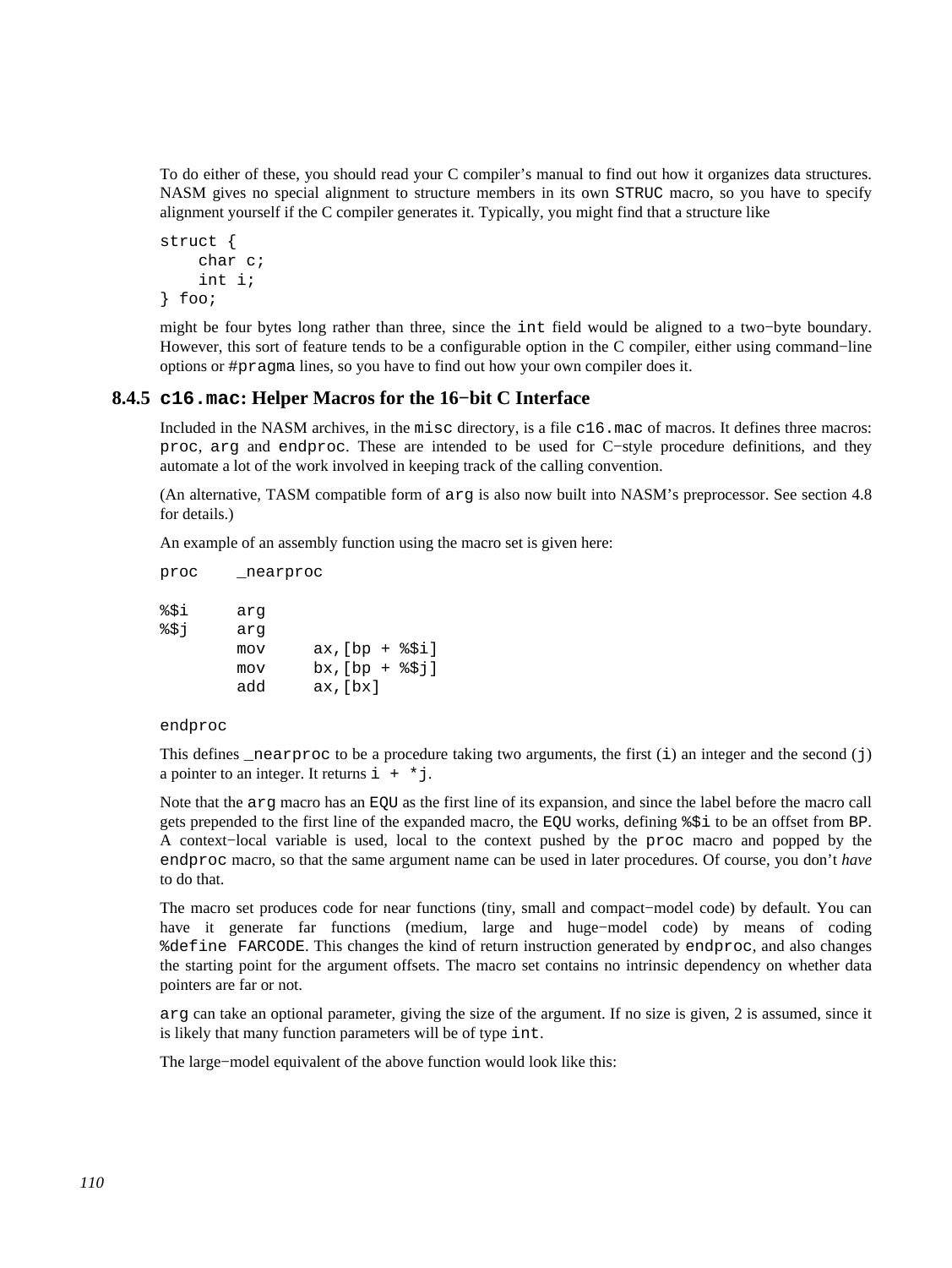To do either of these, you should read your C compiler's manual to find out how it organizes data structures. NASM gives no special alignment to structure members in its own `STRUC` macro, so you have to specify alignment yourself if the C compiler generates it. Typically, you might find that a structure like

```
struct {
    char c;
    int i;
} foo;
```

might be four bytes long rather than three, since the `int` field would be aligned to a two−byte boundary. However, this sort of feature tends to be a configurable option in the C compiler, either using command−line options or `#pragma` lines, so you have to find out how your own compiler does it.

### 8.4.5 `c16.mac`: Helper Macros for the 16−bit C Interface

Included in the NASM archives, in the `misc` directory, is a file `c16.mac` of macros. It defines three macros: `proc`, `arg` and `endproc`. These are intended to be used for C−style procedure definitions, and they automate a lot of the work involved in keeping track of the calling convention.

(An alternative, TASM compatible form of `arg` is also now built into NASM's preprocessor. See section 4.8 for details.)

An example of an assembly function using the macro set is given here:

```
proc    _nearproc

%$i     arg
%$j     arg
        mov     ax,[bp + %$i]
        mov     bx,[bp + %$j]
        add     ax,[bx]

endproc
```

This defines `_nearproc` to be a procedure taking two arguments, the first (`i`) an integer and the second (`j`) a pointer to an integer. It returns `i + *j`.

Note that the `arg` macro has an `EQU` as the first line of its expansion, and since the label before the macro call gets prepended to the first line of the expanded macro, the `EQU` works, defining `%$i` to be an offset from `BP`. A context−local variable is used, local to the context pushed by the `proc` macro and popped by the `endproc` macro, so that the same argument name can be used in later procedures. Of course, you don't *have* to do that.

The macro set produces code for near functions (tiny, small and compact−model code) by default. You can have it generate far functions (medium, large and huge−model code) by means of coding `%define FARCODE`. This changes the kind of return instruction generated by `endproc`, and also changes the starting point for the argument offsets. The macro set contains no intrinsic dependency on whether data pointers are far or not.

`arg` can take an optional parameter, giving the size of the argument. If no size is given, 2 is assumed, since it is likely that many function parameters will be of type `int`.

The large−model equivalent of the above function would look like this: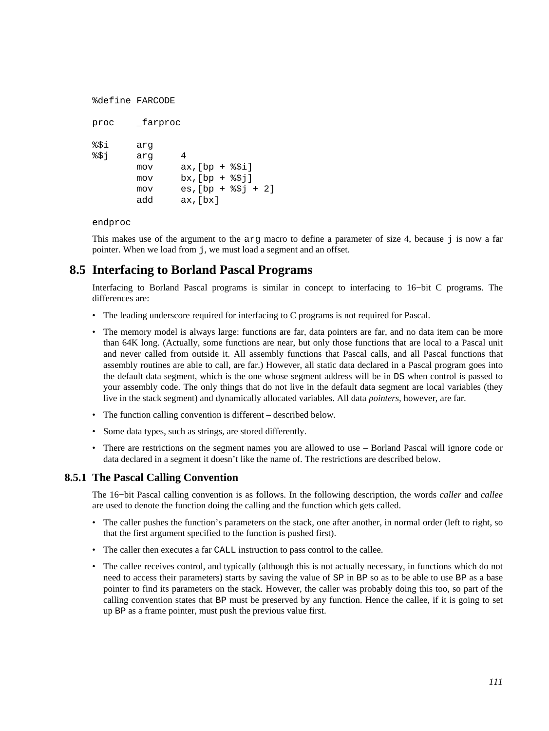```
%define FARCODE

proc    _farproc

%$i     arg
%$j     arg     4
        mov     ax,[bp + %$i]
        mov     bx,[bp + %$j]
        mov     es,[bp + %$j + 2]
        add     ax,[bx]

endproc
```

This makes use of the argument to the `arg` macro to define a parameter of size 4, because `j` is now a far pointer. When we load from `j`, we must load a segment and an offset.

## 8.5 Interfacing to Borland Pascal Programs

Interfacing to Borland Pascal programs is similar in concept to interfacing to 16−bit C programs. The differences are:

- The leading underscore required for interfacing to C programs is not required for Pascal.
- The memory model is always large: functions are far, data pointers are far, and no data item can be more than 64K long. (Actually, some functions are near, but only those functions that are local to a Pascal unit and never called from outside it. All assembly functions that Pascal calls, and all Pascal functions that assembly routines are able to call, are far.) However, all static data declared in a Pascal program goes into the default data segment, which is the one whose segment address will be in `DS` when control is passed to your assembly code. The only things that do not live in the default data segment are local variables (they live in the stack segment) and dynamically allocated variables. All data *pointers*, however, are far.
- The function calling convention is different – described below.
- Some data types, such as strings, are stored differently.
- There are restrictions on the segment names you are allowed to use – Borland Pascal will ignore code or data declared in a segment it doesn't like the name of. The restrictions are described below.

### 8.5.1 The Pascal Calling Convention

The 16−bit Pascal calling convention is as follows. In the following description, the words *caller* and *callee* are used to denote the function doing the calling and the function which gets called.

- The caller pushes the function's parameters on the stack, one after another, in normal order (left to right, so that the first argument specified to the function is pushed first).
- The caller then executes a far `CALL` instruction to pass control to the callee.
- The callee receives control, and typically (although this is not actually necessary, in functions which do not need to access their parameters) starts by saving the value of `SP` in `BP` so as to be able to use `BP` as a base pointer to find its parameters on the stack. However, the caller was probably doing this too, so part of the calling convention states that `BP` must be preserved by any function. Hence the callee, if it is going to set up `BP` as a frame pointer, must push the previous value first.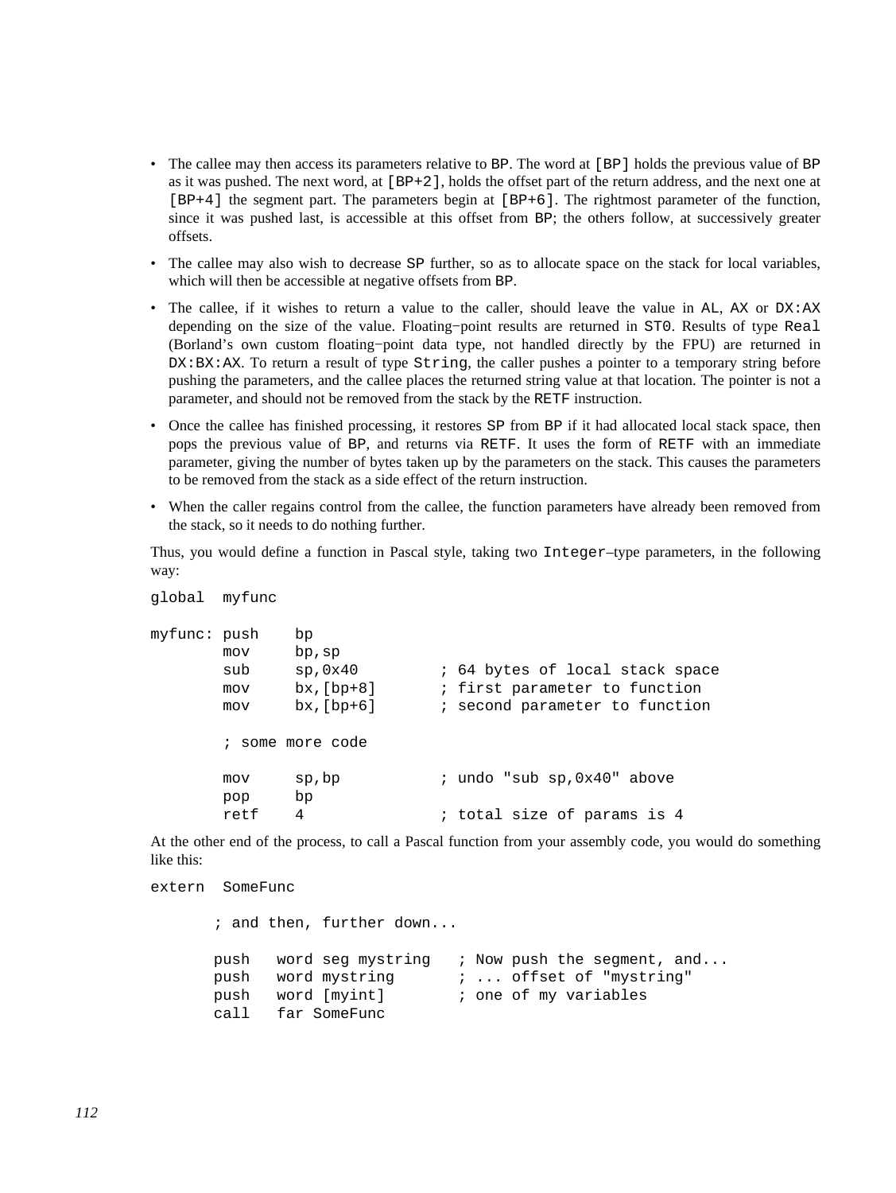- The callee may then access its parameters relative to `BP`. The word at `[BP]` holds the previous value of `BP` as it was pushed. The next word, at `[BP+2]`, holds the offset part of the return address, and the next one at `[BP+4]` the segment part. The parameters begin at `[BP+6]`. The rightmost parameter of the function, since it was pushed last, is accessible at this offset from `BP`; the others follow, at successively greater offsets.
- The callee may also wish to decrease `SP` further, so as to allocate space on the stack for local variables, which will then be accessible at negative offsets from `BP`.
- The callee, if it wishes to return a value to the caller, should leave the value in `AL`, `AX` or `DX:AX` depending on the size of the value. Floating−point results are returned in `ST0`. Results of type `Real` (Borland's own custom floating−point data type, not handled directly by the FPU) are returned in `DX:BX:AX`. To return a result of type `String`, the caller pushes a pointer to a temporary string before pushing the parameters, and the callee places the returned string value at that location. The pointer is not a parameter, and should not be removed from the stack by the `RETF` instruction.
- Once the callee has finished processing, it restores `SP` from `BP` if it had allocated local stack space, then pops the previous value of `BP`, and returns via `RETF`. It uses the form of `RETF` with an immediate parameter, giving the number of bytes taken up by the parameters on the stack. This causes the parameters to be removed from the stack as a side effect of the return instruction.
- When the caller regains control from the callee, the function parameters have already been removed from the stack, so it needs to do nothing further.

Thus, you would define a function in Pascal style, taking two `Integer`–type parameters, in the following way:

```
global  myfunc

myfunc: push    bp
        mov     bp,sp
        sub     sp,0x40         ; 64 bytes of local stack space
        mov     bx,[bp+8]       ; first parameter to function
        mov     bx,[bp+6]       ; second parameter to function

        ; some more code

        mov     sp,bp           ; undo "sub sp,0x40" above
        pop     bp
        retf    4               ; total size of params is 4
```

At the other end of the process, to call a Pascal function from your assembly code, you would do something like this:

```
extern  SomeFunc

       ; and then, further down...

       push   word seg mystring   ; Now push the segment, and...
       push   word mystring       ; ... offset of "mystring"
       push   word [myint]        ; one of my variables
       call   far SomeFunc
```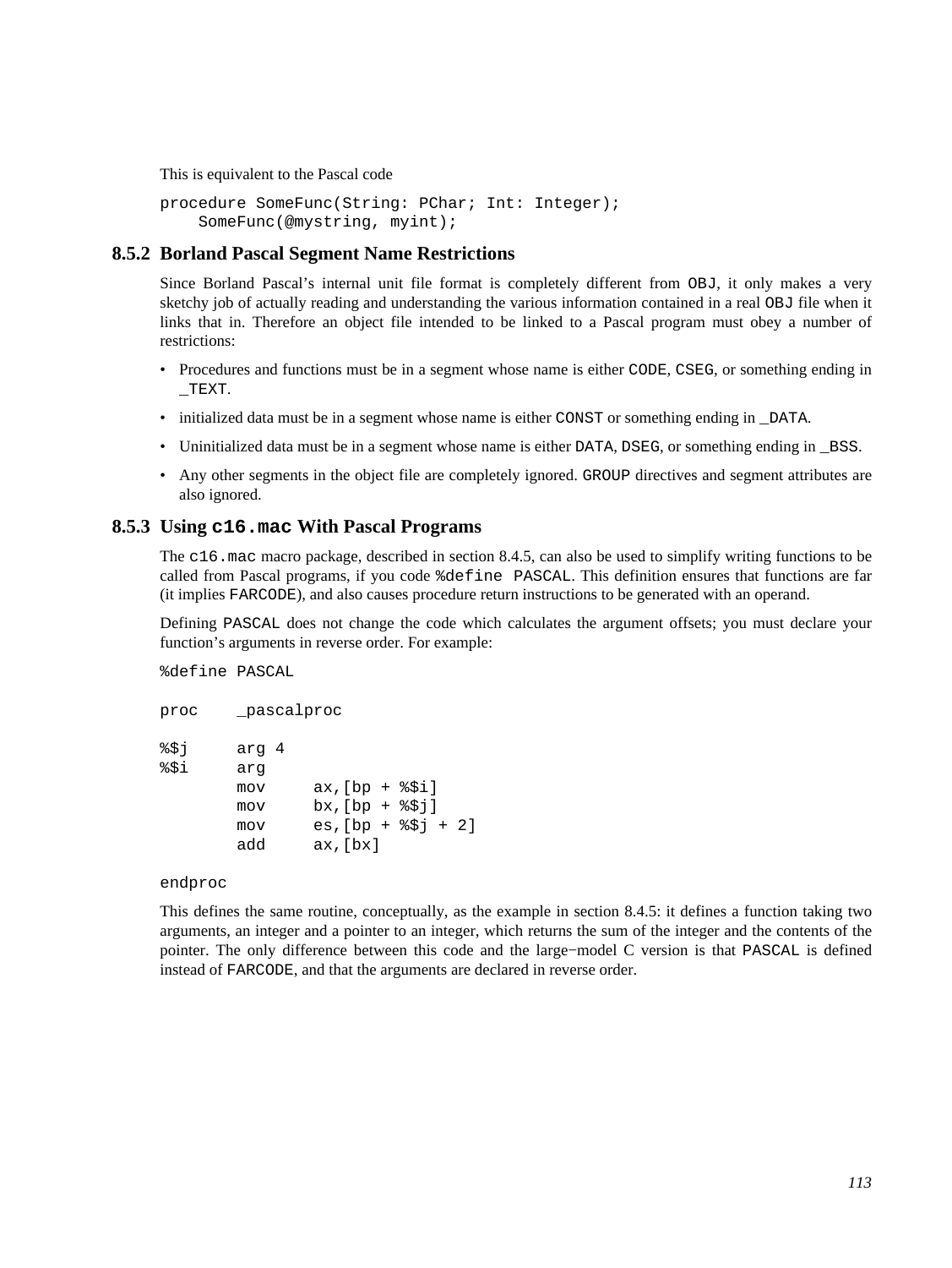This is equivalent to the Pascal code

```
procedure SomeFunc(String: PChar; Int: Integer);
    SomeFunc(@mystring, myint);
```

### 8.5.2 Borland Pascal Segment Name Restrictions

Since Borland Pascal's internal unit file format is completely different from `OBJ`, it only makes a very sketchy job of actually reading and understanding the various information contained in a real `OBJ` file when it links that in. Therefore an object file intended to be linked to a Pascal program must obey a number of restrictions:

- Procedures and functions must be in a segment whose name is either `CODE`, `CSEG`, or something ending in `_TEXT`.
- initialized data must be in a segment whose name is either `CONST` or something ending in `_DATA`.
- Uninitialized data must be in a segment whose name is either `DATA`, `DSEG`, or something ending in `_BSS`.
- Any other segments in the object file are completely ignored. `GROUP` directives and segment attributes are also ignored.

### 8.5.3 Using `c16.mac` With Pascal Programs

The `c16.mac` macro package, described in section 8.4.5, can also be used to simplify writing functions to be called from Pascal programs, if you code `%define PASCAL`. This definition ensures that functions are far (it implies `FARCODE`), and also causes procedure return instructions to be generated with an operand.

Defining `PASCAL` does not change the code which calculates the argument offsets; you must declare your function's arguments in reverse order. For example:

```
%define PASCAL

proc    _pascalproc

%$j     arg 4
%$i     arg
        mov     ax,[bp + %$i]
        mov     bx,[bp + %$j]
        mov     es,[bp + %$j + 2]
        add     ax,[bx]

endproc
```

This defines the same routine, conceptually, as the example in section 8.4.5: it defines a function taking two arguments, an integer and a pointer to an integer, which returns the sum of the integer and the contents of the pointer. The only difference between this code and the large−model C version is that `PASCAL` is defined instead of `FARCODE`, and that the arguments are declared in reverse order.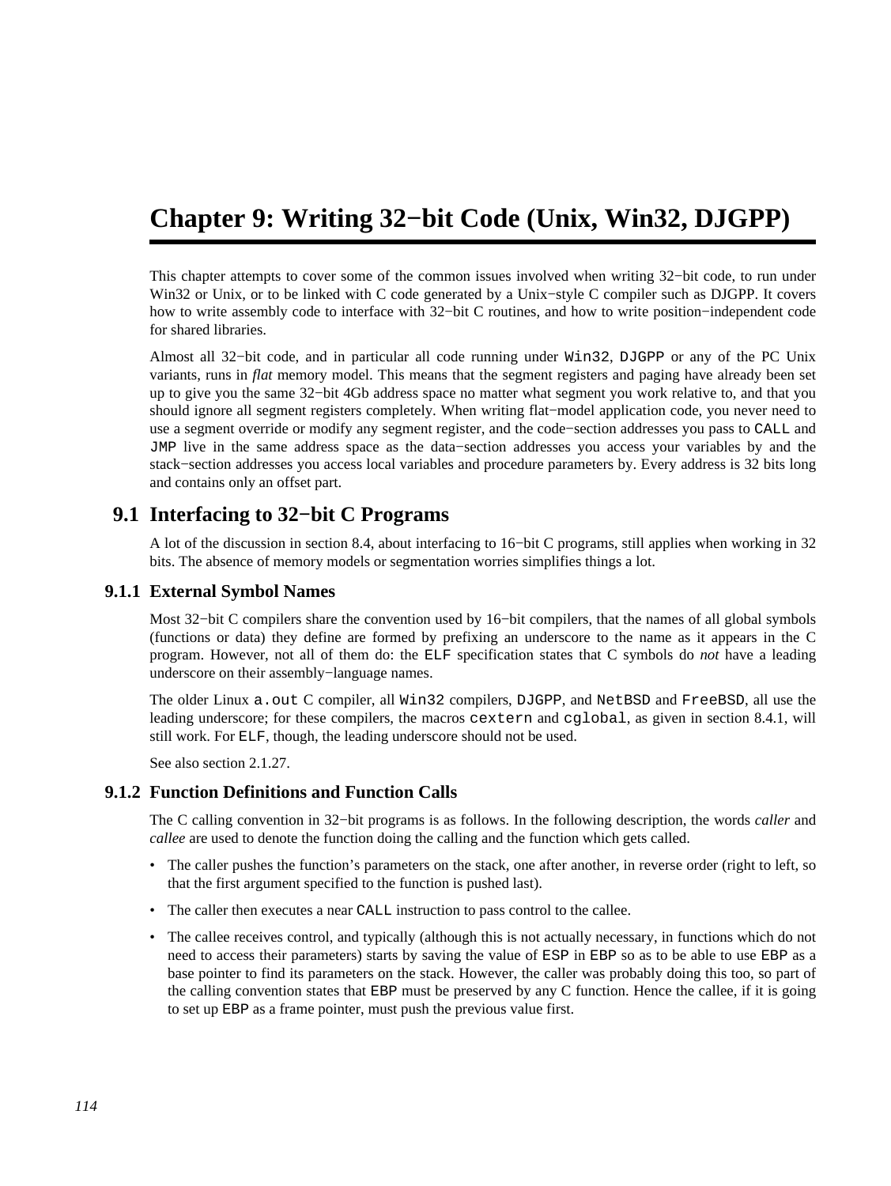# Chapter 9: Writing 32−bit Code (Unix, Win32, DJGPP)

This chapter attempts to cover some of the common issues involved when writing 32−bit code, to run under Win32 or Unix, or to be linked with C code generated by a Unix−style C compiler such as DJGPP. It covers how to write assembly code to interface with 32−bit C routines, and how to write position−independent code for shared libraries.

Almost all 32−bit code, and in particular all code running under `Win32`, `DJGPP` or any of the PC Unix variants, runs in *flat* memory model. This means that the segment registers and paging have already been set up to give you the same 32−bit 4Gb address space no matter what segment you work relative to, and that you should ignore all segment registers completely. When writing flat−model application code, you never need to use a segment override or modify any segment register, and the code−section addresses you pass to `CALL` and `JMP` live in the same address space as the data−section addresses you access your variables by and the stack−section addresses you access local variables and procedure parameters by. Every address is 32 bits long and contains only an offset part.

## 9.1 Interfacing to 32−bit C Programs

A lot of the discussion in section 8.4, about interfacing to 16−bit C programs, still applies when working in 32 bits. The absence of memory models or segmentation worries simplifies things a lot.

### 9.1.1 External Symbol Names

Most 32−bit C compilers share the convention used by 16−bit compilers, that the names of all global symbols (functions or data) they define are formed by prefixing an underscore to the name as it appears in the C program. However, not all of them do: the `ELF` specification states that C symbols do *not* have a leading underscore on their assembly−language names.

The older Linux `a.out` C compiler, all `Win32` compilers, `DJGPP`, and `NetBSD` and `FreeBSD`, all use the leading underscore; for these compilers, the macros `cextern` and `cglobal`, as given in section 8.4.1, will still work. For `ELF`, though, the leading underscore should not be used.

See also section 2.1.27.

### 9.1.2 Function Definitions and Function Calls

The C calling convention in 32−bit programs is as follows. In the following description, the words *caller* and *callee* are used to denote the function doing the calling and the function which gets called.

- The caller pushes the function's parameters on the stack, one after another, in reverse order (right to left, so that the first argument specified to the function is pushed last).
- The caller then executes a near `CALL` instruction to pass control to the callee.
- The callee receives control, and typically (although this is not actually necessary, in functions which do not need to access their parameters) starts by saving the value of `ESP` in `EBP` so as to be able to use `EBP` as a base pointer to find its parameters on the stack. However, the caller was probably doing this too, so part of the calling convention states that `EBP` must be preserved by any C function. Hence the callee, if it is going to set up `EBP` as a frame pointer, must push the previous value first.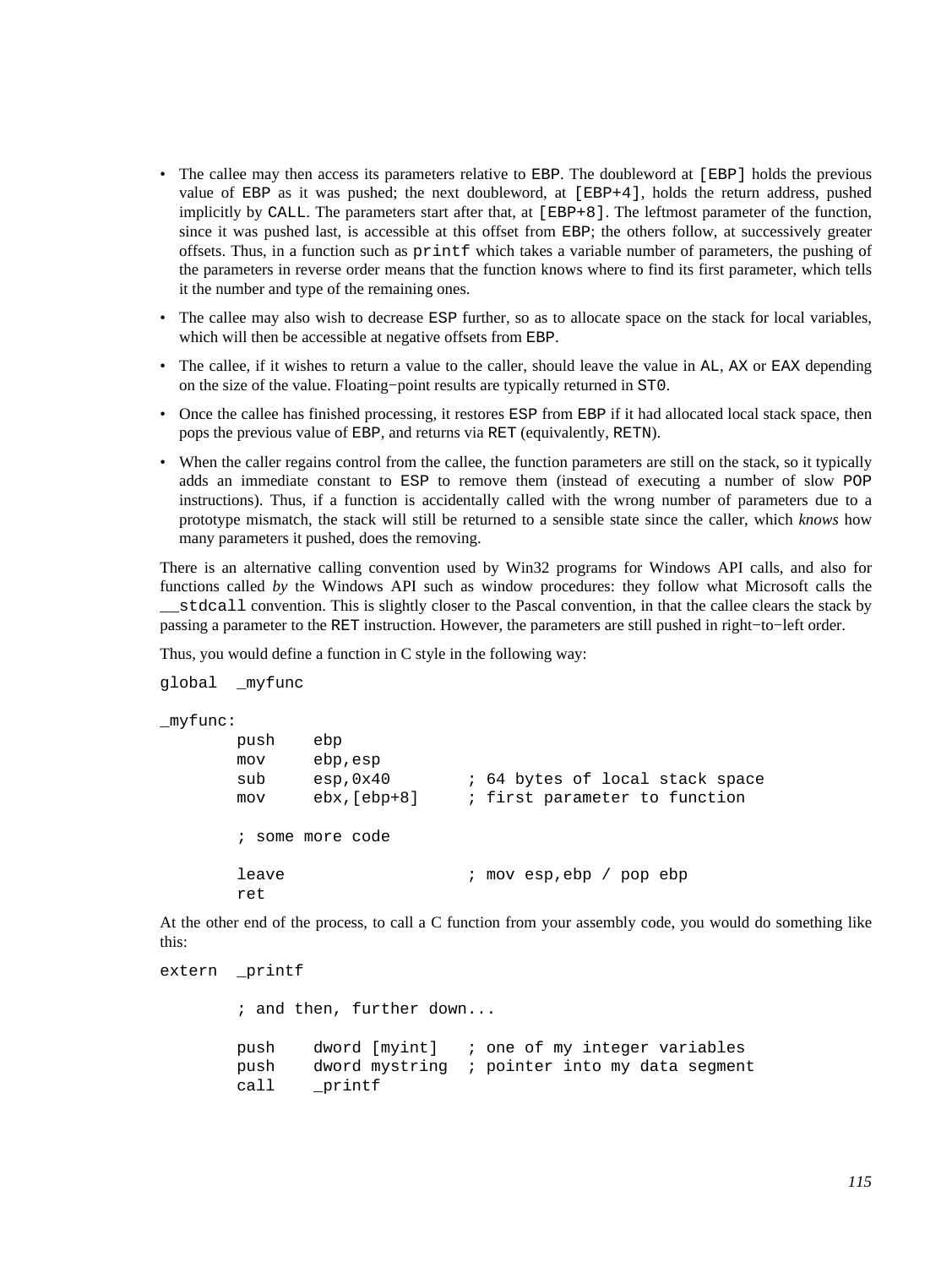- The callee may then access its parameters relative to `EBP`. The doubleword at `[EBP]` holds the previous value of `EBP` as it was pushed; the next doubleword, at `[EBP+4]`, holds the return address, pushed implicitly by `CALL`. The parameters start after that, at `[EBP+8]`. The leftmost parameter of the function, since it was pushed last, is accessible at this offset from `EBP`; the others follow, at successively greater offsets. Thus, in a function such as `printf` which takes a variable number of parameters, the pushing of the parameters in reverse order means that the function knows where to find its first parameter, which tells it the number and type of the remaining ones.
- The callee may also wish to decrease `ESP` further, so as to allocate space on the stack for local variables, which will then be accessible at negative offsets from `EBP`.
- The callee, if it wishes to return a value to the caller, should leave the value in `AL`, `AX` or `EAX` depending on the size of the value. Floating−point results are typically returned in `ST0`.
- Once the callee has finished processing, it restores `ESP` from `EBP` if it had allocated local stack space, then pops the previous value of `EBP`, and returns via `RET` (equivalently, `RETN`).
- When the caller regains control from the callee, the function parameters are still on the stack, so it typically adds an immediate constant to `ESP` to remove them (instead of executing a number of slow `POP` instructions). Thus, if a function is accidentally called with the wrong number of parameters due to a prototype mismatch, the stack will still be returned to a sensible state since the caller, which *knows* how many parameters it pushed, does the removing.

There is an alternative calling convention used by Win32 programs for Windows API calls, and also for functions called *by* the Windows API such as window procedures: they follow what Microsoft calls the `__stdcall` convention. This is slightly closer to the Pascal convention, in that the callee clears the stack by passing a parameter to the `RET` instruction. However, the parameters are still pushed in right−to−left order.

Thus, you would define a function in C style in the following way:

```
global  _myfunc

_myfunc:
        push    ebp
        mov     ebp,esp
        sub     esp,0x40        ; 64 bytes of local stack space
        mov     ebx,[ebp+8]     ; first parameter to function

        ; some more code

        leave                   ; mov esp,ebp / pop ebp
        ret
```

At the other end of the process, to call a C function from your assembly code, you would do something like this:

```
extern  _printf

        ; and then, further down...

        push    dword [myint]   ; one of my integer variables
        push    dword mystring  ; pointer into my data segment
        call    _printf
```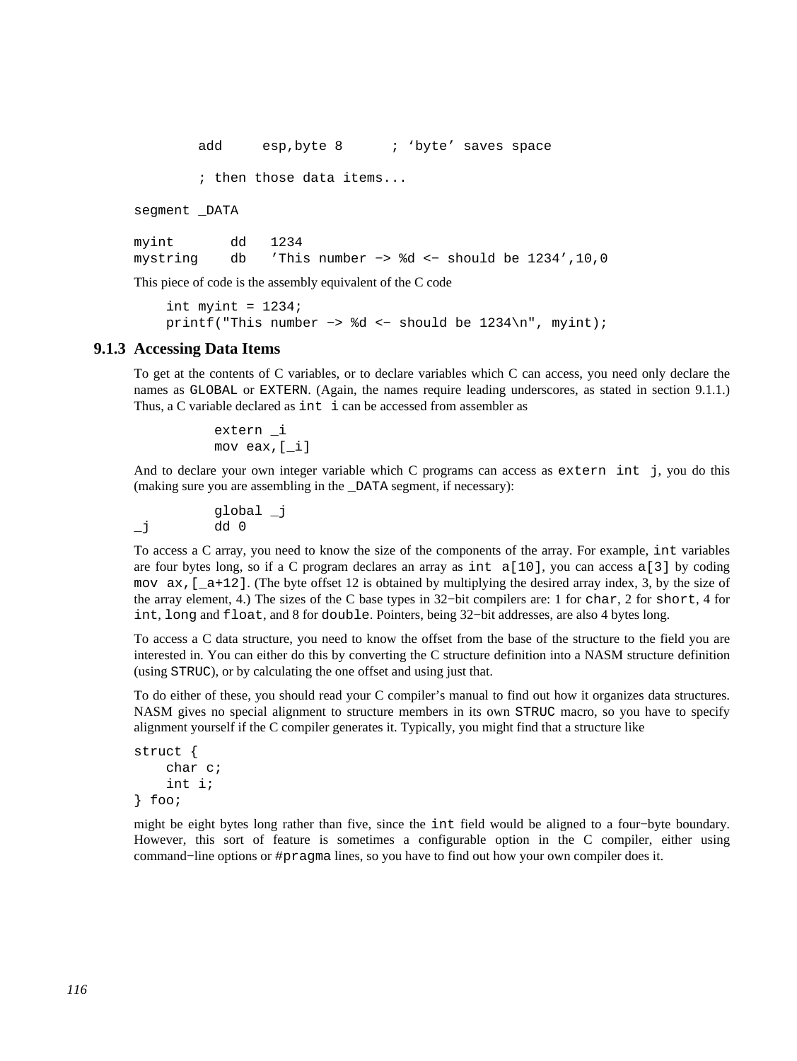```
        add     esp,byte 8      ; 'byte' saves space

        ; then those data items...

segment _DATA

myint       dd   1234
mystring    db   'This number −> %d <− should be 1234',10,0
```

This piece of code is the assembly equivalent of the C code

```
    int myint = 1234;
    printf("This number −> %d <− should be 1234\n", myint);
```

### 9.1.3 Accessing Data Items

To get at the contents of C variables, or to declare variables which C can access, you need only declare the names as `GLOBAL` or `EXTERN`. (Again, the names require leading underscores, as stated in section 9.1.1.) Thus, a C variable declared as `int i` can be accessed from assembler as

```
          extern _i
          mov eax,[_i]
```

And to declare your own integer variable which C programs can access as `extern int j`, you do this (making sure you are assembling in the `_DATA` segment, if necessary):

```
          global _j
_j        dd 0
```

To access a C array, you need to know the size of the components of the array. For example, `int` variables are four bytes long, so if a C program declares an array as `int a[10]`, you can access `a[3]` by coding `mov ax,[_a+12]`. (The byte offset 12 is obtained by multiplying the desired array index, 3, by the size of the array element, 4.) The sizes of the C base types in 32−bit compilers are: 1 for `char`, 2 for `short`, 4 for `int`, `long` and `float`, and 8 for `double`. Pointers, being 32−bit addresses, are also 4 bytes long.

To access a C data structure, you need to know the offset from the base of the structure to the field you are interested in. You can either do this by converting the C structure definition into a NASM structure definition (using `STRUC`), or by calculating the one offset and using just that.

To do either of these, you should read your C compiler's manual to find out how it organizes data structures. NASM gives no special alignment to structure members in its own `STRUC` macro, so you have to specify alignment yourself if the C compiler generates it. Typically, you might find that a structure like

```
struct {
    char c;
    int i;
} foo;
```

might be eight bytes long rather than five, since the `int` field would be aligned to a four−byte boundary. However, this sort of feature is sometimes a configurable option in the C compiler, either using command−line options or `#pragma` lines, so you have to find out how your own compiler does it.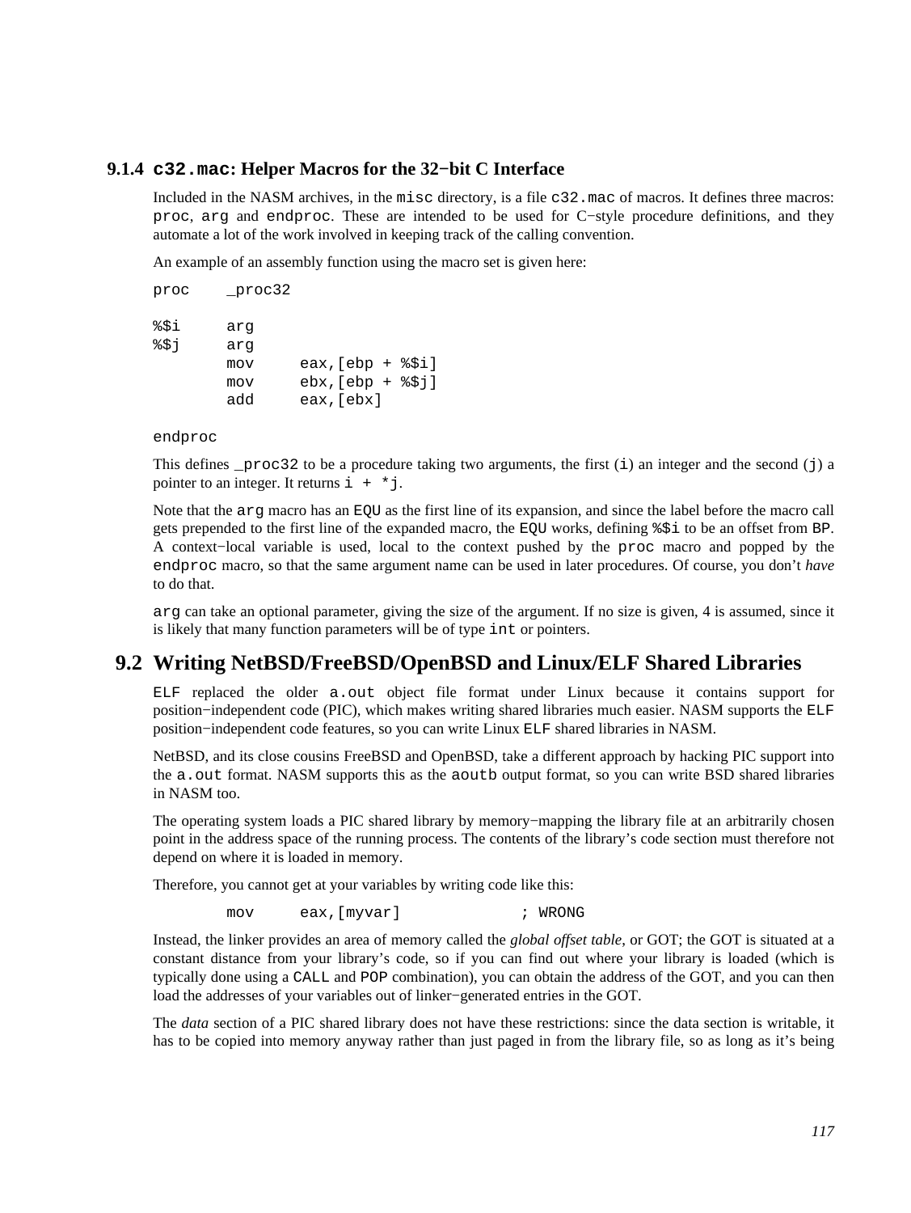### 9.1.4 `c32.mac`: Helper Macros for the 32−bit C Interface

Included in the NASM archives, in the `misc` directory, is a file `c32.mac` of macros. It defines three macros: `proc`, `arg` and `endproc`. These are intended to be used for C−style procedure definitions, and they automate a lot of the work involved in keeping track of the calling convention.

An example of an assembly function using the macro set is given here:

```
proc    _proc32

%$i     arg
%$j     arg
        mov     eax,[ebp + %$i]
        mov     ebx,[ebp + %$j]
        add     eax,[ebx]

endproc
```

This defines `_proc32` to be a procedure taking two arguments, the first (`i`) an integer and the second (`j`) a pointer to an integer. It returns `i + *j`.

Note that the `arg` macro has an `EQU` as the first line of its expansion, and since the label before the macro call gets prepended to the first line of the expanded macro, the `EQU` works, defining `%$i` to be an offset from `BP`. A context−local variable is used, local to the context pushed by the `proc` macro and popped by the `endproc` macro, so that the same argument name can be used in later procedures. Of course, you don't *have* to do that.

`arg` can take an optional parameter, giving the size of the argument. If no size is given, 4 is assumed, since it is likely that many function parameters will be of type `int` or pointers.

## 9.2 Writing NetBSD/FreeBSD/OpenBSD and Linux/ELF Shared Libraries

`ELF` replaced the older `a.out` object file format under Linux because it contains support for position−independent code (PIC), which makes writing shared libraries much easier. NASM supports the `ELF` position−independent code features, so you can write Linux `ELF` shared libraries in NASM.

NetBSD, and its close cousins FreeBSD and OpenBSD, take a different approach by hacking PIC support into the `a.out` format. NASM supports this as the `aoutb` output format, so you can write BSD shared libraries in NASM too.

The operating system loads a PIC shared library by memory−mapping the library file at an arbitrarily chosen point in the address space of the running process. The contents of the library's code section must therefore not depend on where it is loaded in memory.

Therefore, you cannot get at your variables by writing code like this:

```
        mov     eax,[myvar]             ; WRONG
```

Instead, the linker provides an area of memory called the *global offset table*, or GOT; the GOT is situated at a constant distance from your library's code, so if you can find out where your library is loaded (which is typically done using a `CALL` and `POP` combination), you can obtain the address of the GOT, and you can then load the addresses of your variables out of linker−generated entries in the GOT.

The *data* section of a PIC shared library does not have these restrictions: since the data section is writable, it has to be copied into memory anyway rather than just paged in from the library file, so as long as it's being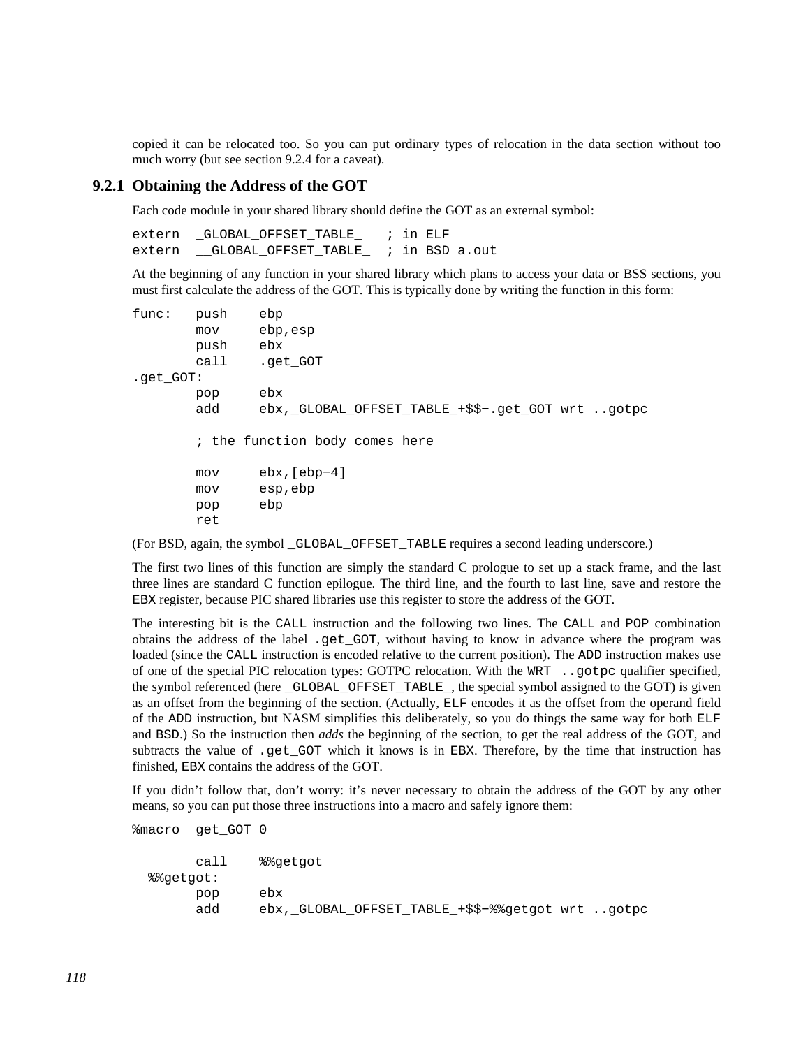copied it can be relocated too. So you can put ordinary types of relocation in the data section without too much worry (but see section 9.2.4 for a caveat).

### 9.2.1 Obtaining the Address of the GOT

Each code module in your shared library should define the GOT as an external symbol:

```
extern  _GLOBAL_OFFSET_TABLE_   ; in ELF
extern  __GLOBAL_OFFSET_TABLE_  ; in BSD a.out
```

At the beginning of any function in your shared library which plans to access your data or BSS sections, you must first calculate the address of the GOT. This is typically done by writing the function in this form:

```
func:   push    ebp
        mov     ebp,esp
        push    ebx
        call    .get_GOT
.get_GOT:
        pop     ebx
        add     ebx,_GLOBAL_OFFSET_TABLE_+$$-.get_GOT wrt ..gotpc

        ; the function body comes here

        mov     ebx,[ebp-4]
        mov     esp,ebp
        pop     ebp
        ret
```

(For BSD, again, the symbol `_GLOBAL_OFFSET_TABLE` requires a second leading underscore.)

The first two lines of this function are simply the standard C prologue to set up a stack frame, and the last three lines are standard C function epilogue. The third line, and the fourth to last line, save and restore the `EBX` register, because PIC shared libraries use this register to store the address of the GOT.

The interesting bit is the `CALL` instruction and the following two lines. The `CALL` and `POP` combination obtains the address of the label `.get_GOT`, without having to know in advance where the program was loaded (since the `CALL` instruction is encoded relative to the current position). The `ADD` instruction makes use of one of the special PIC relocation types: GOTPC relocation. With the `WRT ..gotpc` qualifier specified, the symbol referenced (here `_GLOBAL_OFFSET_TABLE_`, the special symbol assigned to the GOT) is given as an offset from the beginning of the section. (Actually, `ELF` encodes it as the offset from the operand field of the `ADD` instruction, but NASM simplifies this deliberately, so you do things the same way for both `ELF` and `BSD`.) So the instruction then *adds* the beginning of the section, to get the real address of the GOT, and subtracts the value of `.get_GOT` which it knows is in `EBX`. Therefore, by the time that instruction has finished, `EBX` contains the address of the GOT.

If you didn't follow that, don't worry: it's never necessary to obtain the address of the GOT by any other means, so you can put those three instructions into a macro and safely ignore them:

```
%macro  get_GOT 0

        call    %%getgot
  %%getgot:
        pop     ebx
        add     ebx,_GLOBAL_OFFSET_TABLE_+$$-%%getgot wrt ..gotpc
```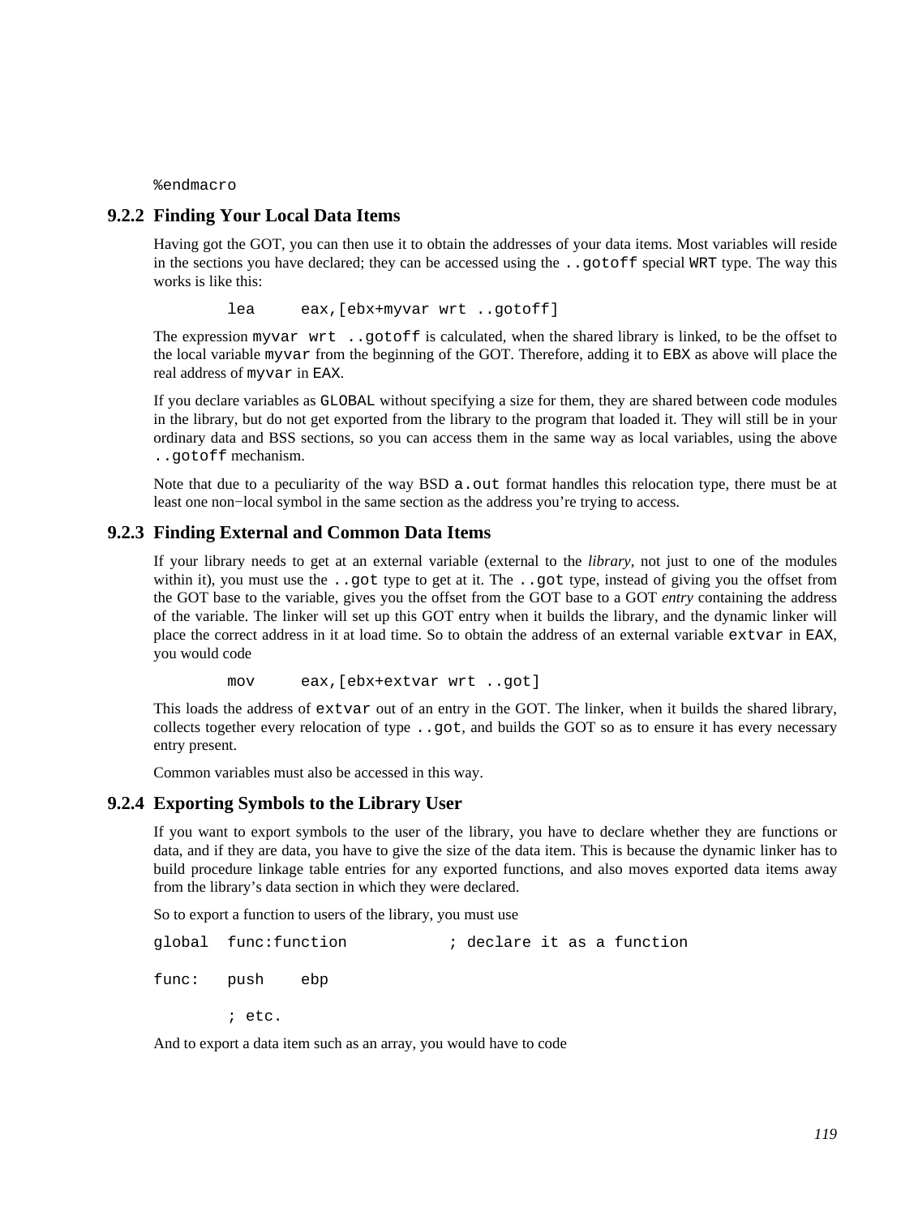```
%endmacro
```

### 9.2.2 Finding Your Local Data Items

Having got the GOT, you can then use it to obtain the addresses of your data items. Most variables will reside in the sections you have declared; they can be accessed using the `..gotoff` special `WRT` type. The way this works is like this:

```
        lea     eax,[ebx+myvar wrt ..gotoff]
```

The expression `myvar wrt ..gotoff` is calculated, when the shared library is linked, to be the offset to the local variable `myvar` from the beginning of the GOT. Therefore, adding it to `EBX` as above will place the real address of `myvar` in `EAX`.

If you declare variables as `GLOBAL` without specifying a size for them, they are shared between code modules in the library, but do not get exported from the library to the program that loaded it. They will still be in your ordinary data and BSS sections, so you can access them in the same way as local variables, using the above `..gotoff` mechanism.

Note that due to a peculiarity of the way BSD `a.out` format handles this relocation type, there must be at least one non−local symbol in the same section as the address you're trying to access.

### 9.2.3 Finding External and Common Data Items

If your library needs to get at an external variable (external to the *library*, not just to one of the modules within it), you must use the `..got` type to get at it. The `..got` type, instead of giving you the offset from the GOT base to the variable, gives you the offset from the GOT base to a GOT *entry* containing the address of the variable. The linker will set up this GOT entry when it builds the library, and the dynamic linker will place the correct address in it at load time. So to obtain the address of an external variable `extvar` in `EAX`, you would code

```
        mov     eax,[ebx+extvar wrt ..got]
```

This loads the address of `extvar` out of an entry in the GOT. The linker, when it builds the shared library, collects together every relocation of type `..got`, and builds the GOT so as to ensure it has every necessary entry present.

Common variables must also be accessed in this way.

### 9.2.4 Exporting Symbols to the Library User

If you want to export symbols to the user of the library, you have to declare whether they are functions or data, and if they are data, you have to give the size of the data item. This is because the dynamic linker has to build procedure linkage table entries for any exported functions, and also moves exported data items away from the library's data section in which they were declared.

So to export a function to users of the library, you must use

```
global  func:function           ; declare it as a function

func:   push    ebp

        ; etc.
```

And to export a data item such as an array, you would have to code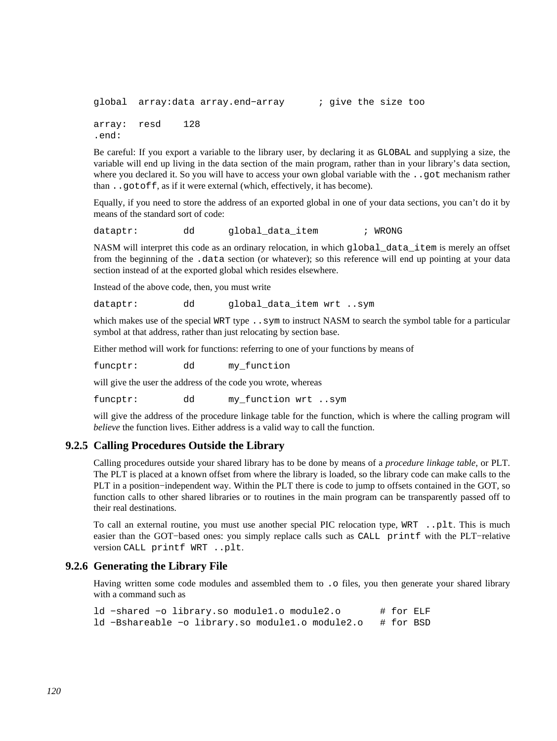```
global  array:data array.end-array      ; give the size too

array:  resd    128
.end:
```

Be careful: If you export a variable to the library user, by declaring it as `GLOBAL` and supplying a size, the variable will end up living in the data section of the main program, rather than in your library's data section, where you declared it. So you will have to access your own global variable with the `..got` mechanism rather than `..gotoff`, as if it were external (which, effectively, it has become).

Equally, if you need to store the address of an exported global in one of your data sections, you can't do it by means of the standard sort of code:

```
dataptr:        dd      global_data_item        ; WRONG
```

NASM will interpret this code as an ordinary relocation, in which `global_data_item` is merely an offset from the beginning of the `.data` section (or whatever); so this reference will end up pointing at your data section instead of at the exported global which resides elsewhere.

Instead of the above code, then, you must write

```
dataptr:        dd      global_data_item wrt ..sym
```

which makes use of the special `WRT` type `..sym` to instruct NASM to search the symbol table for a particular symbol at that address, rather than just relocating by section base.

Either method will work for functions: referring to one of your functions by means of

```
funcptr:        dd      my_function
```

will give the user the address of the code you wrote, whereas

```
funcptr:        dd      my_function wrt ..sym
```

will give the address of the procedure linkage table for the function, which is where the calling program will *believe* the function lives. Either address is a valid way to call the function.

### 9.2.5 Calling Procedures Outside the Library

Calling procedures outside your shared library has to be done by means of a *procedure linkage table*, or PLT. The PLT is placed at a known offset from where the library is loaded, so the library code can make calls to the PLT in a position-independent way. Within the PLT there is code to jump to offsets contained in the GOT, so function calls to other shared libraries or to routines in the main program can be transparently passed off to their real destinations.

To call an external routine, you must use another special PIC relocation type, `WRT ..plt`. This is much easier than the GOT-based ones: you simply replace calls such as `CALL printf` with the PLT-relative version `CALL printf WRT ..plt`.

### 9.2.6 Generating the Library File

Having written some code modules and assembled them to `.o` files, you then generate your shared library with a command such as

```
ld -shared -o library.so module1.o module2.o       # for ELF
ld -Bshareable -o library.so module1.o module2.o   # for BSD
```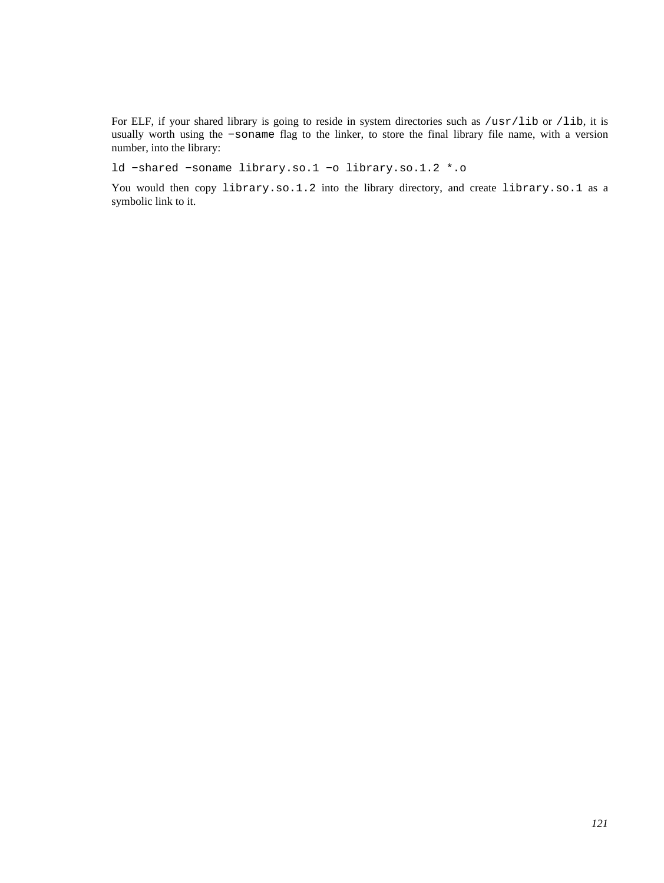For ELF, if your shared library is going to reside in system directories such as `/usr/lib` or `/lib`, it is usually worth using the `−soname` flag to the linker, to store the final library file name, with a version number, into the library:

```
ld −shared −soname library.so.1 −o library.so.1.2 *.o
```

You would then copy `library.so.1.2` into the library directory, and create `library.so.1` as a symbolic link to it.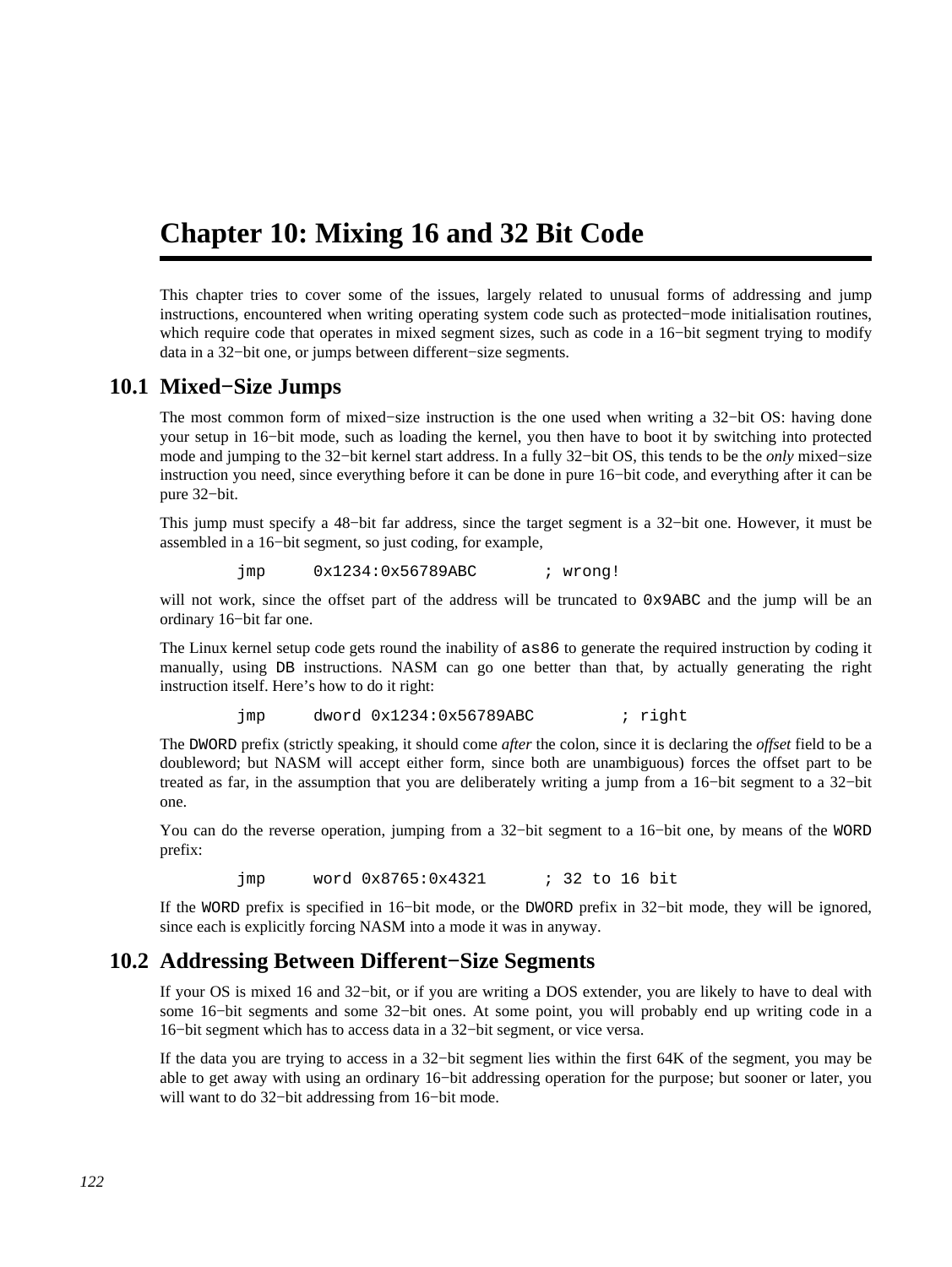# Chapter 10: Mixing 16 and 32 Bit Code

This chapter tries to cover some of the issues, largely related to unusual forms of addressing and jump instructions, encountered when writing operating system code such as protected−mode initialisation routines, which require code that operates in mixed segment sizes, such as code in a 16−bit segment trying to modify data in a 32−bit one, or jumps between different−size segments.

## 10.1 Mixed−Size Jumps

The most common form of mixed−size instruction is the one used when writing a 32−bit OS: having done your setup in 16−bit mode, such as loading the kernel, you then have to boot it by switching into protected mode and jumping to the 32−bit kernel start address. In a fully 32−bit OS, this tends to be the *only* mixed−size instruction you need, since everything before it can be done in pure 16−bit code, and everything after it can be pure 32−bit.

This jump must specify a 48−bit far address, since the target segment is a 32−bit one. However, it must be assembled in a 16−bit segment, so just coding, for example,

```
        jmp     0x1234:0x56789ABC       ; wrong!
```

will not work, since the offset part of the address will be truncated to `0x9ABC` and the jump will be an ordinary 16−bit far one.

The Linux kernel setup code gets round the inability of `as86` to generate the required instruction by coding it manually, using `DB` instructions. NASM can go one better than that, by actually generating the right instruction itself. Here's how to do it right:

```
        jmp     dword 0x1234:0x56789ABC         ; right
```

The `DWORD` prefix (strictly speaking, it should come *after* the colon, since it is declaring the *offset* field to be a doubleword; but NASM will accept either form, since both are unambiguous) forces the offset part to be treated as far, in the assumption that you are deliberately writing a jump from a 16−bit segment to a 32−bit one.

You can do the reverse operation, jumping from a 32−bit segment to a 16−bit one, by means of the `WORD` prefix:

```
        jmp     word 0x8765:0x4321      ; 32 to 16 bit
```

If the `WORD` prefix is specified in 16−bit mode, or the `DWORD` prefix in 32−bit mode, they will be ignored, since each is explicitly forcing NASM into a mode it was in anyway.

## 10.2 Addressing Between Different−Size Segments

If your OS is mixed 16 and 32−bit, or if you are writing a DOS extender, you are likely to have to deal with some 16−bit segments and some 32−bit ones. At some point, you will probably end up writing code in a 16−bit segment which has to access data in a 32−bit segment, or vice versa.

If the data you are trying to access in a 32−bit segment lies within the first 64K of the segment, you may be able to get away with using an ordinary 16−bit addressing operation for the purpose; but sooner or later, you will want to do 32−bit addressing from 16−bit mode.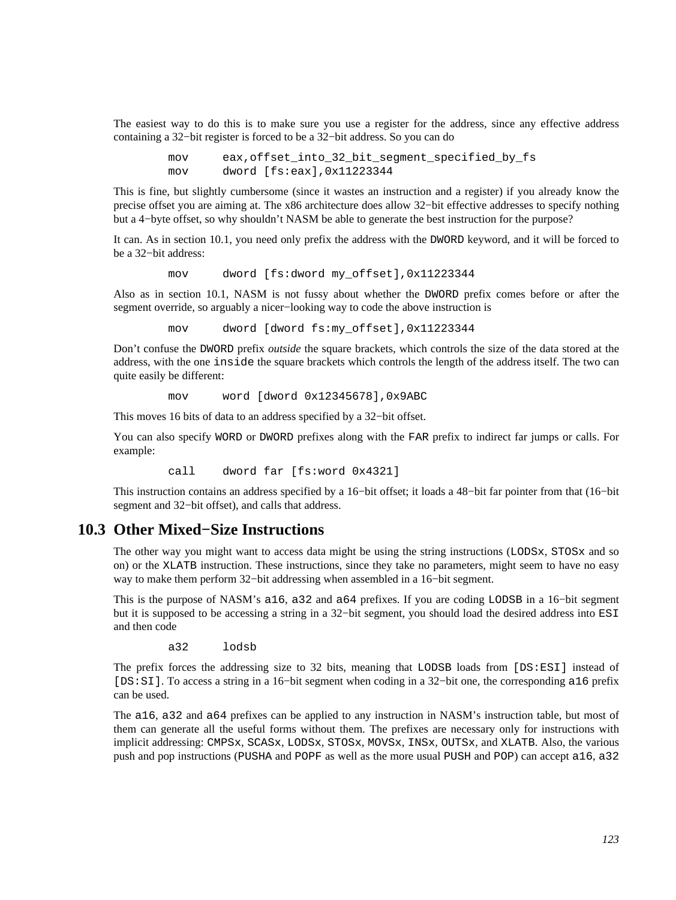The easiest way to do this is to make sure you use a register for the address, since any effective address containing a 32−bit register is forced to be a 32−bit address. So you can do

```
mov     eax,offset_into_32_bit_segment_specified_by_fs
mov     dword [fs:eax],0x11223344
```

This is fine, but slightly cumbersome (since it wastes an instruction and a register) if you already know the precise offset you are aiming at. The x86 architecture does allow 32−bit effective addresses to specify nothing but a 4−byte offset, so why shouldn't NASM be able to generate the best instruction for the purpose?

It can. As in section 10.1, you need only prefix the address with the `DWORD` keyword, and it will be forced to be a 32−bit address:

```
mov     dword [fs:dword my_offset],0x11223344
```

Also as in section 10.1, NASM is not fussy about whether the `DWORD` prefix comes before or after the segment override, so arguably a nicer−looking way to code the above instruction is

```
mov     dword [dword fs:my_offset],0x11223344
```

Don't confuse the `DWORD` prefix *outside* the square brackets, which controls the size of the data stored at the address, with the one `inside` the square brackets which controls the length of the address itself. The two can quite easily be different:

```
mov     word [dword 0x12345678],0x9ABC
```

This moves 16 bits of data to an address specified by a 32−bit offset.

You can also specify `WORD` or `DWORD` prefixes along with the `FAR` prefix to indirect far jumps or calls. For example:

```
call    dword far [fs:word 0x4321]
```

This instruction contains an address specified by a 16−bit offset; it loads a 48−bit far pointer from that (16−bit segment and 32−bit offset), and calls that address.

## 10.3 Other Mixed−Size Instructions

The other way you might want to access data might be using the string instructions (`LODSx`, `STOSx` and so on) or the `XLATB` instruction. These instructions, since they take no parameters, might seem to have no easy way to make them perform 32−bit addressing when assembled in a 16−bit segment.

This is the purpose of NASM's `a16`, `a32` and `a64` prefixes. If you are coding `LODSB` in a 16−bit segment but it is supposed to be accessing a string in a 32−bit segment, you should load the desired address into `ESI` and then code

```
a32     lodsb
```

The prefix forces the addressing size to 32 bits, meaning that `LODSB` loads from `[DS:ESI]` instead of `[DS:SI]`. To access a string in a 16−bit segment when coding in a 32−bit one, the corresponding `a16` prefix can be used.

The `a16`, `a32` and `a64` prefixes can be applied to any instruction in NASM's instruction table, but most of them can generate all the useful forms without them. The prefixes are necessary only for instructions with implicit addressing: `CMPSx`, `SCASx`, `LODSx`, `STOSx`, `MOVSx`, `INSx`, `OUTSx`, and `XLATB`. Also, the various push and pop instructions (`PUSHA` and `POPF` as well as the more usual `PUSH` and `POP`) can accept `a16`, `a32`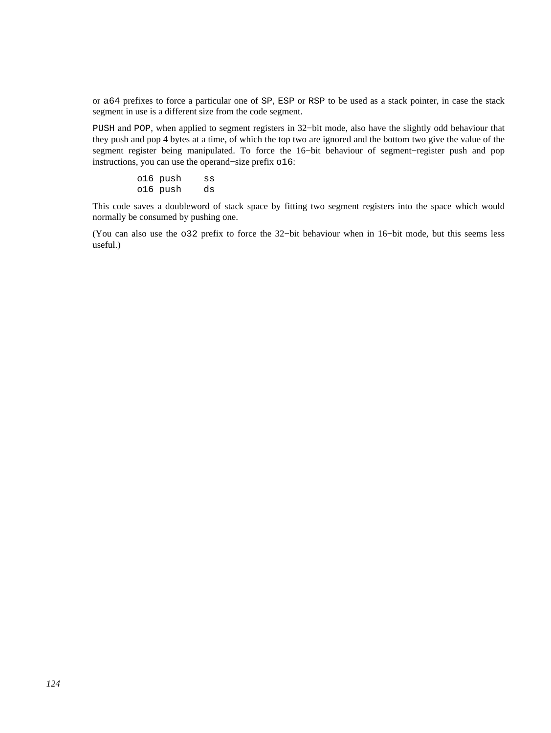or `a64` prefixes to force a particular one of `SP`, `ESP` or `RSP` to be used as a stack pointer, in case the stack segment in use is a different size from the code segment.

`PUSH` and `POP`, when applied to segment registers in 32−bit mode, also have the slightly odd behaviour that they push and pop 4 bytes at a time, of which the top two are ignored and the bottom two give the value of the segment register being manipulated. To force the 16−bit behaviour of segment−register push and pop instructions, you can use the operand−size prefix `o16`:

```
        o16 push    ss 
        o16 push    ds
```

This code saves a doubleword of stack space by fitting two segment registers into the space which would normally be consumed by pushing one.

(You can also use the `o32` prefix to force the 32−bit behaviour when in 16−bit mode, but this seems less useful.)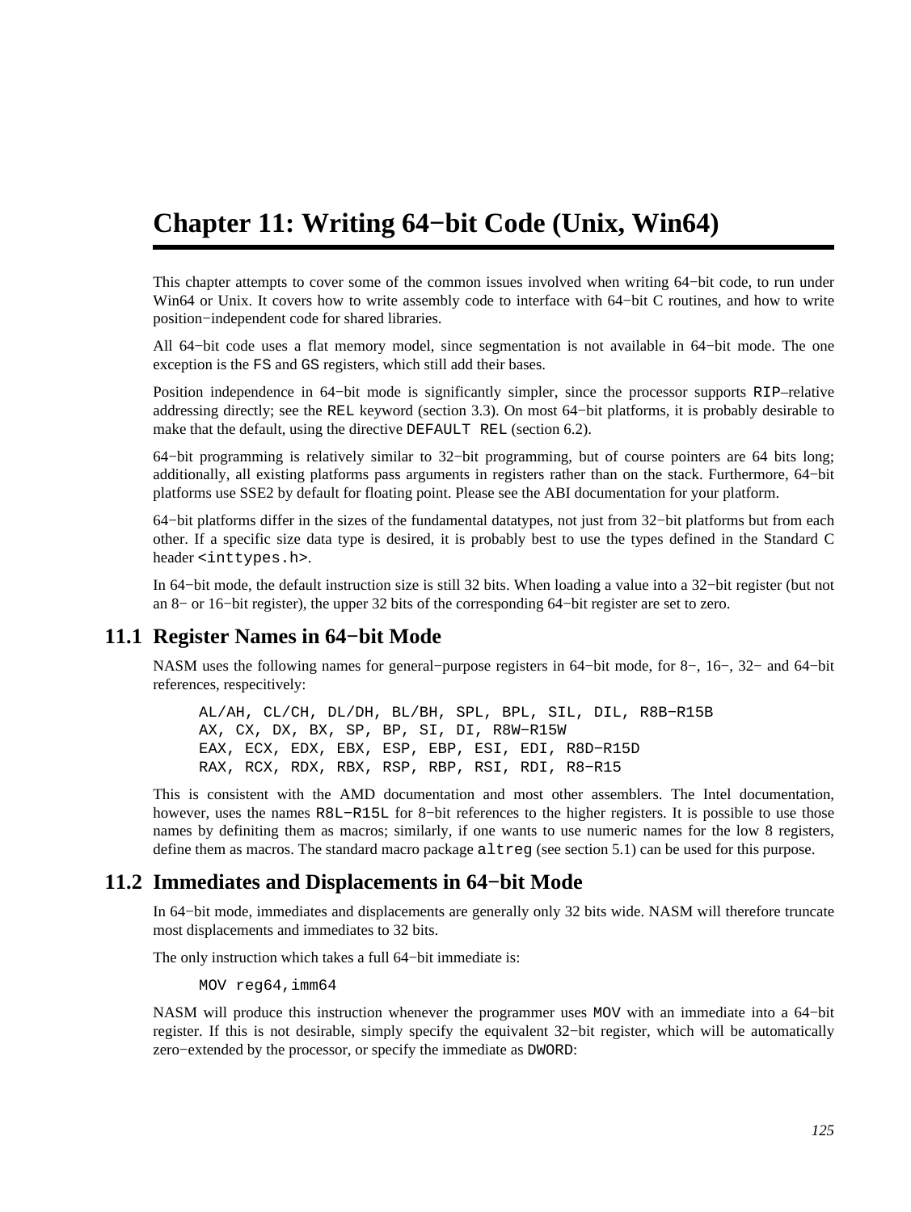# Chapter 11: Writing 64−bit Code (Unix, Win64)

This chapter attempts to cover some of the common issues involved when writing 64−bit code, to run under Win64 or Unix. It covers how to write assembly code to interface with 64−bit C routines, and how to write position−independent code for shared libraries.

All 64−bit code uses a flat memory model, since segmentation is not available in 64−bit mode. The one exception is the `FS` and `GS` registers, which still add their bases.

Position independence in 64−bit mode is significantly simpler, since the processor supports `RIP`–relative addressing directly; see the `REL` keyword (section 3.3). On most 64−bit platforms, it is probably desirable to make that the default, using the directive `DEFAULT REL` (section 6.2).

64−bit programming is relatively similar to 32−bit programming, but of course pointers are 64 bits long; additionally, all existing platforms pass arguments in registers rather than on the stack. Furthermore, 64−bit platforms use SSE2 by default for floating point. Please see the ABI documentation for your platform.

64−bit platforms differ in the sizes of the fundamental datatypes, not just from 32−bit platforms but from each other. If a specific size data type is desired, it is probably best to use the types defined in the Standard C header `<inttypes.h>`.

In 64−bit mode, the default instruction size is still 32 bits. When loading a value into a 32−bit register (but not an 8− or 16−bit register), the upper 32 bits of the corresponding 64−bit register are set to zero.

## 11.1 Register Names in 64−bit Mode

NASM uses the following names for general−purpose registers in 64−bit mode, for 8−, 16−, 32− and 64−bit references, respecitively:

```
AL/AH, CL/CH, DL/DH, BL/BH, SPL, BPL, SIL, DIL, R8B−R15B
AX, CX, DX, BX, SP, BP, SI, DI, R8W−R15W
EAX, ECX, EDX, EBX, ESP, EBP, ESI, EDI, R8D−R15D
RAX, RCX, RDX, RBX, RSP, RBP, RSI, RDI, R8−R15
```

This is consistent with the AMD documentation and most other assemblers. The Intel documentation, however, uses the names `R8L−R15L` for 8−bit references to the higher registers. It is possible to use those names by definiting them as macros; similarly, if one wants to use numeric names for the low 8 registers, define them as macros. The standard macro package `altreg` (see section 5.1) can be used for this purpose.

## 11.2 Immediates and Displacements in 64−bit Mode

In 64−bit mode, immediates and displacements are generally only 32 bits wide. NASM will therefore truncate most displacements and immediates to 32 bits.

The only instruction which takes a full 64−bit immediate is:

```
MOV reg64,imm64
```

NASM will produce this instruction whenever the programmer uses `MOV` with an immediate into a 64−bit register. If this is not desirable, simply specify the equivalent 32−bit register, which will be automatically zero−extended by the processor, or specify the immediate as `DWORD`: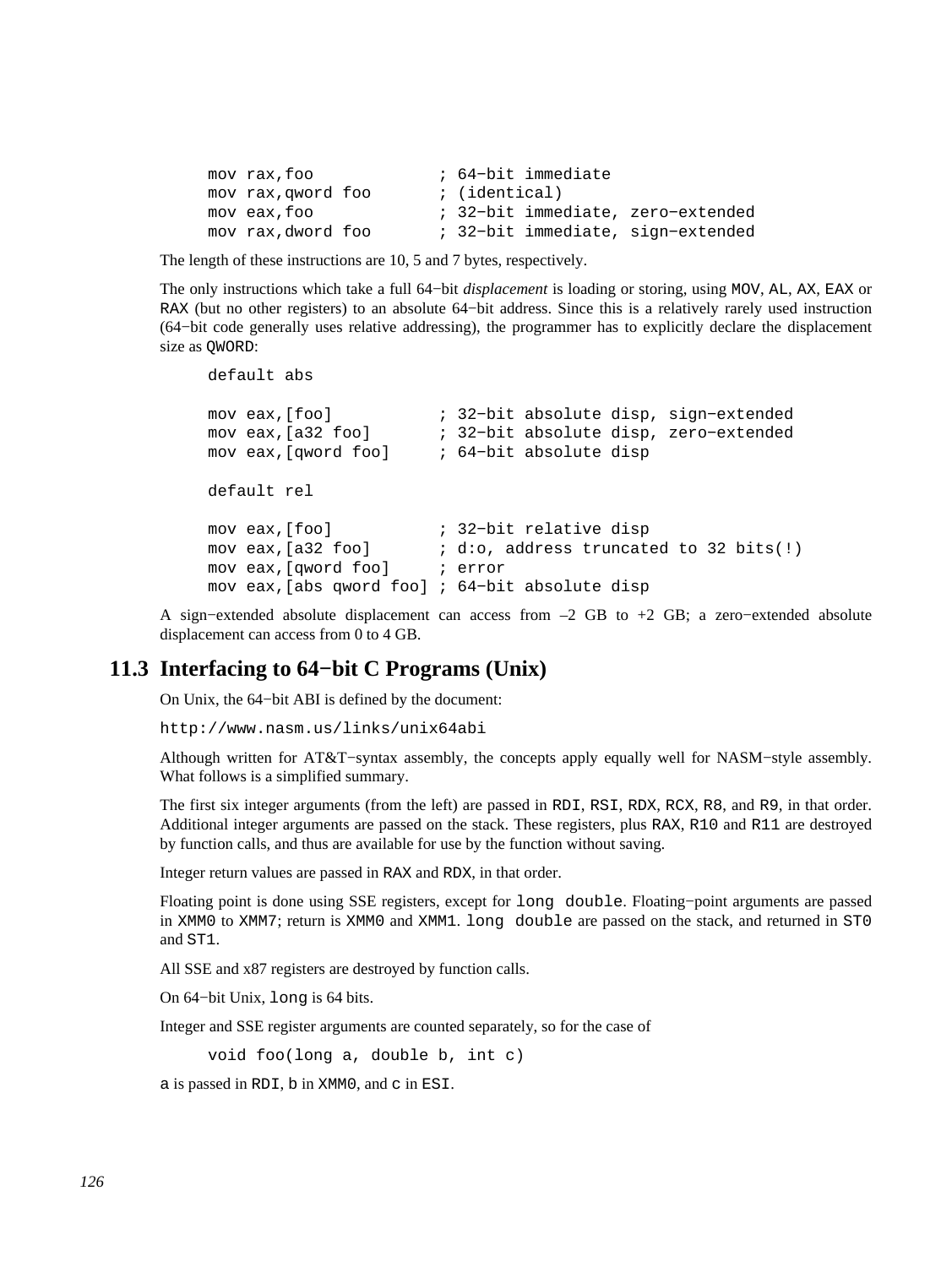```
mov rax,foo             ; 64−bit immediate
mov rax,qword foo       ; (identical)
mov eax,foo             ; 32−bit immediate, zero−extended
mov rax,dword foo       ; 32−bit immediate, sign−extended
```

The length of these instructions are 10, 5 and 7 bytes, respectively.

The only instructions which take a full 64−bit *displacement* is loading or storing, using `MOV`, `AL`, `AX`, `EAX` or `RAX` (but no other registers) to an absolute 64−bit address. Since this is a relatively rarely used instruction (64−bit code generally uses relative addressing), the programmer has to explicitly declare the displacement size as `QWORD`:

```
default abs

mov eax,[foo]           ; 32−bit absolute disp, sign−extended
mov eax,[a32 foo]       ; 32−bit absolute disp, zero−extended
mov eax,[qword foo]     ; 64−bit absolute disp

default rel

mov eax,[foo]           ; 32−bit relative disp
mov eax,[a32 foo]       ; d:o, address truncated to 32 bits(!)
mov eax,[qword foo]     ; error
mov eax,[abs qword foo] ; 64−bit absolute disp
```

A sign−extended absolute displacement can access from –2 GB to +2 GB; a zero−extended absolute displacement can access from 0 to 4 GB.

## 11.3 Interfacing to 64−bit C Programs (Unix)

On Unix, the 64−bit ABI is defined by the document:

`http://www.nasm.us/links/unix64abi`

Although written for AT&T−syntax assembly, the concepts apply equally well for NASM−style assembly. What follows is a simplified summary.

The first six integer arguments (from the left) are passed in `RDI`, `RSI`, `RDX`, `RCX`, `R8`, and `R9`, in that order. Additional integer arguments are passed on the stack. These registers, plus `RAX`, `R10` and `R11` are destroyed by function calls, and thus are available for use by the function without saving.

Integer return values are passed in `RAX` and `RDX`, in that order.

Floating point is done using SSE registers, except for `long double`. Floating−point arguments are passed in `XMM0` to `XMM7`; return is `XMM0` and `XMM1`. `long double` are passed on the stack, and returned in `ST0` and `ST1`.

All SSE and x87 registers are destroyed by function calls.

On 64−bit Unix, `long` is 64 bits.

Integer and SSE register arguments are counted separately, so for the case of

```
void foo(long a, double b, int c)
```

`a` is passed in `RDI`, `b` in `XMM0`, and `c` in `ESI`.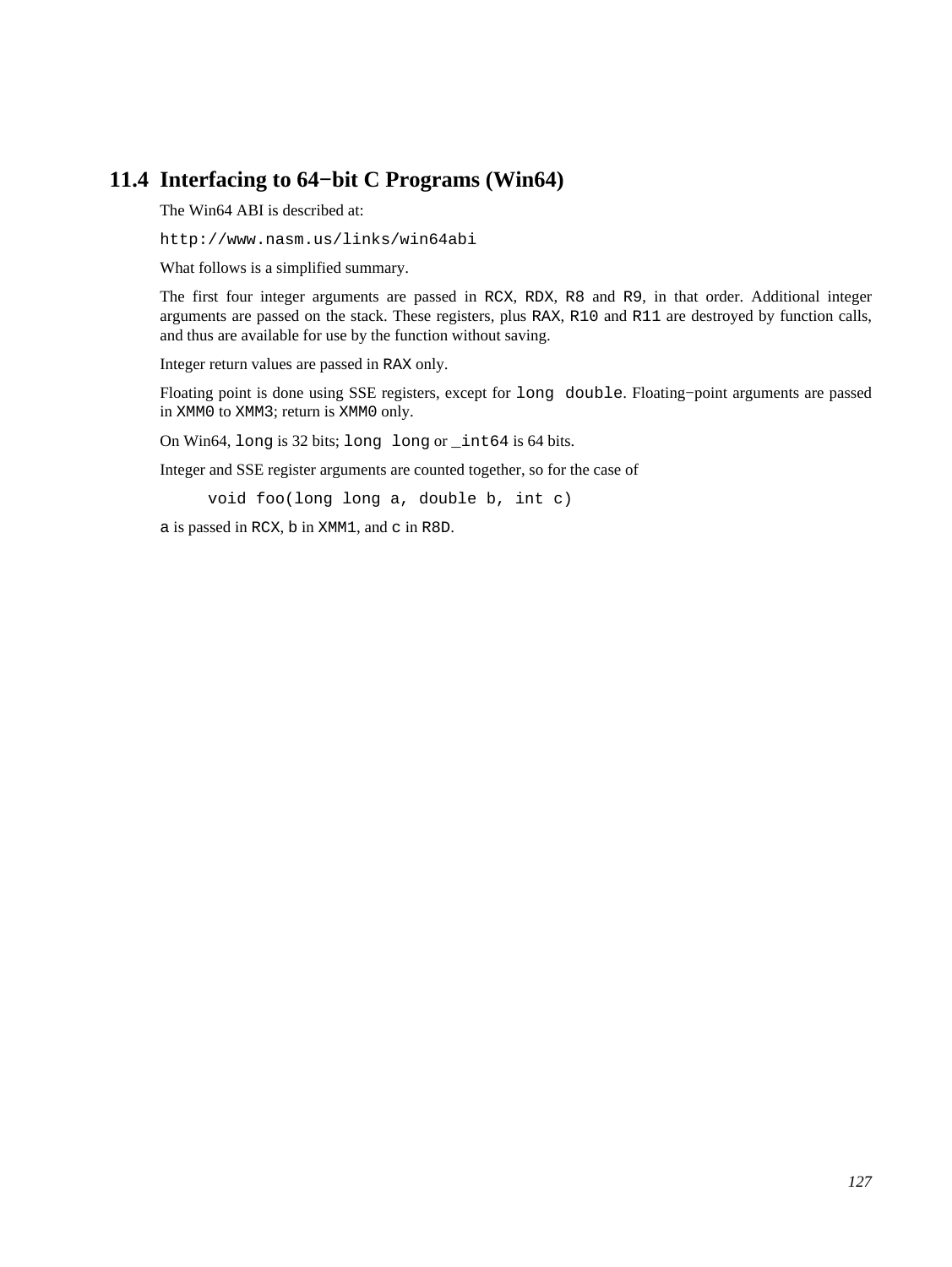## 11.4 Interfacing to 64−bit C Programs (Win64)

The Win64 ABI is described at:

`http://www.nasm.us/links/win64abi`

What follows is a simplified summary.

The first four integer arguments are passed in `RCX`, `RDX`, `R8` and `R9`, in that order. Additional integer arguments are passed on the stack. These registers, plus `RAX`, `R10` and `R11` are destroyed by function calls, and thus are available for use by the function without saving.

Integer return values are passed in `RAX` only.

Floating point is done using SSE registers, except for `long double`. Floating−point arguments are passed in `XMM0` to `XMM3`; return is `XMM0` only.

On Win64, `long` is 32 bits; `long long` or `_int64` is 64 bits.

Integer and SSE register arguments are counted together, so for the case of

```
void foo(long long a, double b, int c)
```

`a` is passed in `RCX`, `b` in `XMM1`, and `c` in `R8D`.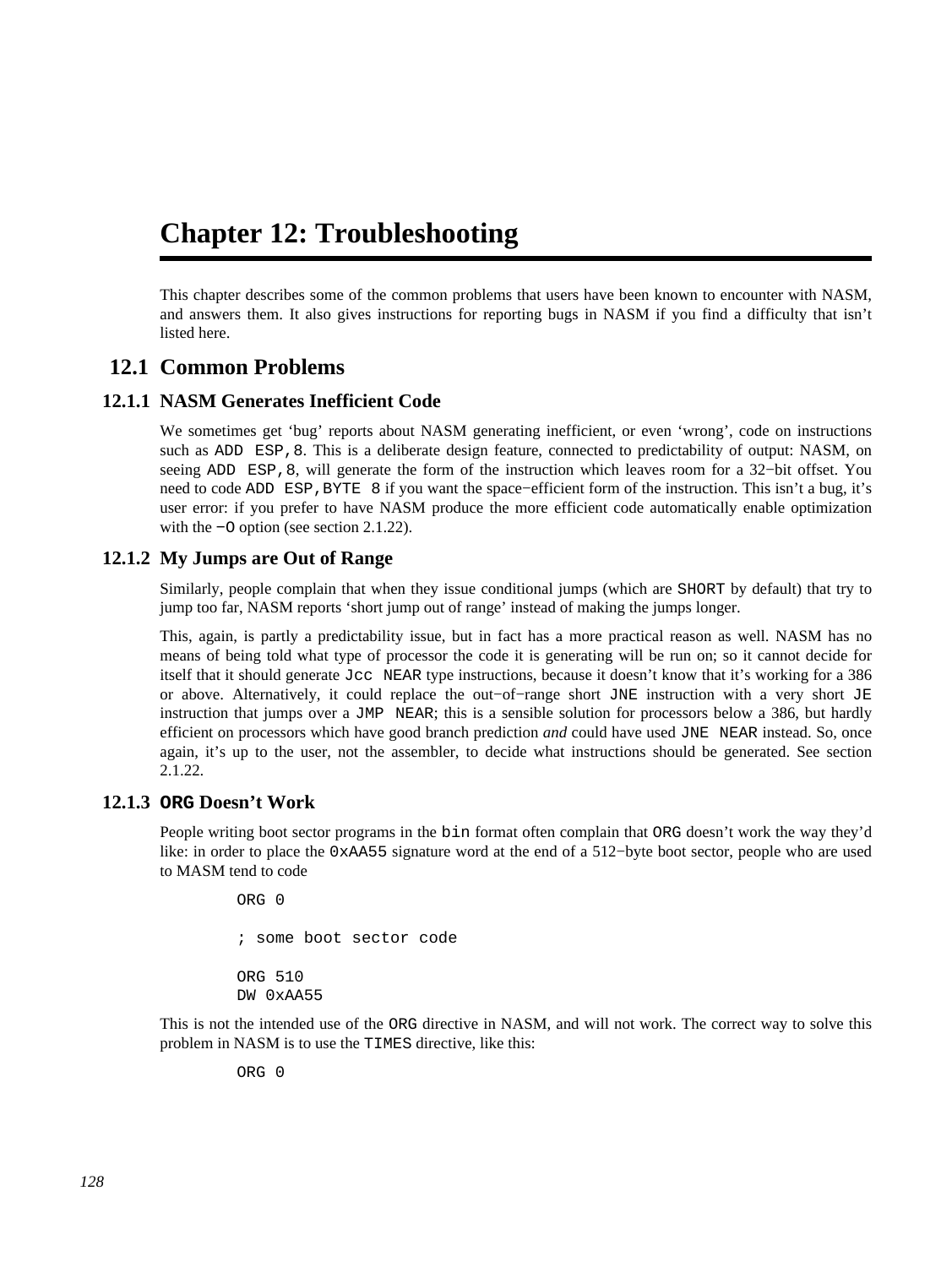# Chapter 12: Troubleshooting

This chapter describes some of the common problems that users have been known to encounter with NASM, and answers them. It also gives instructions for reporting bugs in NASM if you find a difficulty that isn't listed here.

## 12.1 Common Problems

### 12.1.1 NASM Generates Inefficient Code

We sometimes get 'bug' reports about NASM generating inefficient, or even 'wrong', code on instructions such as `ADD ESP,8`. This is a deliberate design feature, connected to predictability of output: NASM, on seeing `ADD ESP,8`, will generate the form of the instruction which leaves room for a 32−bit offset. You need to code `ADD ESP,BYTE 8` if you want the space−efficient form of the instruction. This isn't a bug, it's user error: if you prefer to have NASM produce the more efficient code automatically enable optimization with the `−O` option (see section 2.1.22).

### 12.1.2 My Jumps are Out of Range

Similarly, people complain that when they issue conditional jumps (which are `SHORT` by default) that try to jump too far, NASM reports 'short jump out of range' instead of making the jumps longer.

This, again, is partly a predictability issue, but in fact has a more practical reason as well. NASM has no means of being told what type of processor the code it is generating will be run on; so it cannot decide for itself that it should generate `Jcc NEAR` type instructions, because it doesn't know that it's working for a 386 or above. Alternatively, it could replace the out−of−range short `JNE` instruction with a very short `JE` instruction that jumps over a `JMP NEAR`; this is a sensible solution for processors below a 386, but hardly efficient on processors which have good branch prediction *and* could have used `JNE NEAR` instead. So, once again, it's up to the user, not the assembler, to decide what instructions should be generated. See section 2.1.22.

### 12.1.3 `ORG` Doesn't Work

People writing boot sector programs in the `bin` format often complain that `ORG` doesn't work the way they'd like: in order to place the `0xAA55` signature word at the end of a 512−byte boot sector, people who are used to MASM tend to code

```
ORG 0

; some boot sector code

ORG 510
DW 0xAA55
```

This is not the intended use of the `ORG` directive in NASM, and will not work. The correct way to solve this problem in NASM is to use the `TIMES` directive, like this:

```
ORG 0
```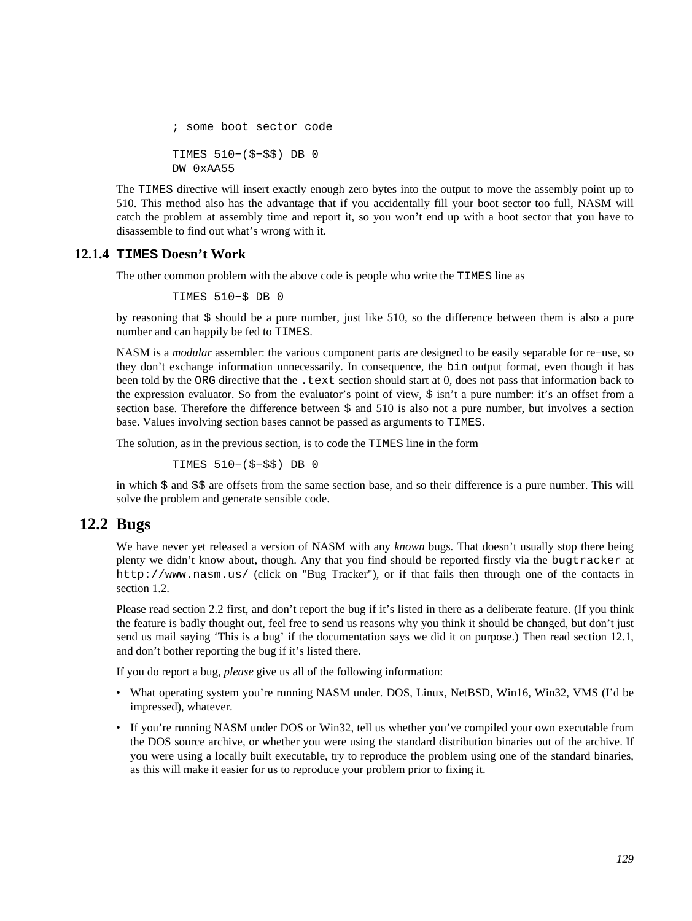```
; some boot sector code

TIMES 510-($-$$) DB 0
DW 0xAA55
```

The `TIMES` directive will insert exactly enough zero bytes into the output to move the assembly point up to 510. This method also has the advantage that if you accidentally fill your boot sector too full, NASM will catch the problem at assembly time and report it, so you won't end up with a boot sector that you have to disassemble to find out what's wrong with it.

### 12.1.4 `TIMES` Doesn't Work

The other common problem with the above code is people who write the `TIMES` line as

```
TIMES 510-$ DB 0
```

by reasoning that `$` should be a pure number, just like 510, so the difference between them is also a pure number and can happily be fed to `TIMES`.

NASM is a *modular* assembler: the various component parts are designed to be easily separable for re-use, so they don't exchange information unnecessarily. In consequence, the `bin` output format, even though it has been told by the `ORG` directive that the `.text` section should start at 0, does not pass that information back to the expression evaluator. So from the evaluator's point of view, `$` isn't a pure number: it's an offset from a section base. Therefore the difference between `$` and 510 is also not a pure number, but involves a section base. Values involving section bases cannot be passed as arguments to `TIMES`.

The solution, as in the previous section, is to code the `TIMES` line in the form

```
TIMES 510-($-$$) DB 0
```

in which `$` and `$$` are offsets from the same section base, and so their difference is a pure number. This will solve the problem and generate sensible code.

## 12.2 Bugs

We have never yet released a version of NASM with any *known* bugs. That doesn't usually stop there being plenty we didn't know about, though. Any that you find should be reported firstly via the `bugtracker` at `http://www.nasm.us/` (click on "Bug Tracker"), or if that fails then through one of the contacts in section 1.2.

Please read section 2.2 first, and don't report the bug if it's listed in there as a deliberate feature. (If you think the feature is badly thought out, feel free to send us reasons why you think it should be changed, but don't just send us mail saying 'This is a bug' if the documentation says we did it on purpose.) Then read section 12.1, and don't bother reporting the bug if it's listed there.

If you do report a bug, *please* give us all of the following information:

- What operating system you're running NASM under. DOS, Linux, NetBSD, Win16, Win32, VMS (I'd be impressed), whatever.
- If you're running NASM under DOS or Win32, tell us whether you've compiled your own executable from the DOS source archive, or whether you were using the standard distribution binaries out of the archive. If you were using a locally built executable, try to reproduce the problem using one of the standard binaries, as this will make it easier for us to reproduce your problem prior to fixing it.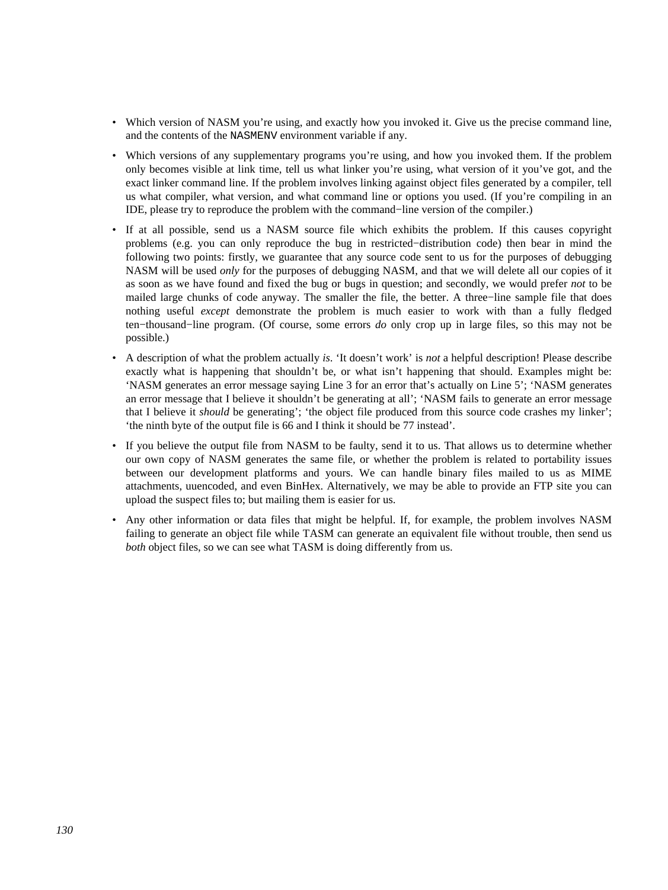- Which version of NASM you're using, and exactly how you invoked it. Give us the precise command line, and the contents of the `NASMENV` environment variable if any.
- Which versions of any supplementary programs you're using, and how you invoked them. If the problem only becomes visible at link time, tell us what linker you're using, what version of it you've got, and the exact linker command line. If the problem involves linking against object files generated by a compiler, tell us what compiler, what version, and what command line or options you used. (If you're compiling in an IDE, please try to reproduce the problem with the command−line version of the compiler.)
- If at all possible, send us a NASM source file which exhibits the problem. If this causes copyright problems (e.g. you can only reproduce the bug in restricted−distribution code) then bear in mind the following two points: firstly, we guarantee that any source code sent to us for the purposes of debugging NASM will be used *only* for the purposes of debugging NASM, and that we will delete all our copies of it as soon as we have found and fixed the bug or bugs in question; and secondly, we would prefer *not* to be mailed large chunks of code anyway. The smaller the file, the better. A three−line sample file that does nothing useful *except* demonstrate the problem is much easier to work with than a fully fledged ten−thousand−line program. (Of course, some errors *do* only crop up in large files, so this may not be possible.)
- A description of what the problem actually *is*. 'It doesn't work' is *not* a helpful description! Please describe exactly what is happening that shouldn't be, or what isn't happening that should. Examples might be: 'NASM generates an error message saying Line 3 for an error that's actually on Line 5'; 'NASM generates an error message that I believe it shouldn't be generating at all'; 'NASM fails to generate an error message that I believe it *should* be generating'; 'the object file produced from this source code crashes my linker'; 'the ninth byte of the output file is 66 and I think it should be 77 instead'.
- If you believe the output file from NASM to be faulty, send it to us. That allows us to determine whether our own copy of NASM generates the same file, or whether the problem is related to portability issues between our development platforms and yours. We can handle binary files mailed to us as MIME attachments, uuencoded, and even BinHex. Alternatively, we may be able to provide an FTP site you can upload the suspect files to; but mailing them is easier for us.
- Any other information or data files that might be helpful. If, for example, the problem involves NASM failing to generate an object file while TASM can generate an equivalent file without trouble, then send us *both* object files, so we can see what TASM is doing differently from us.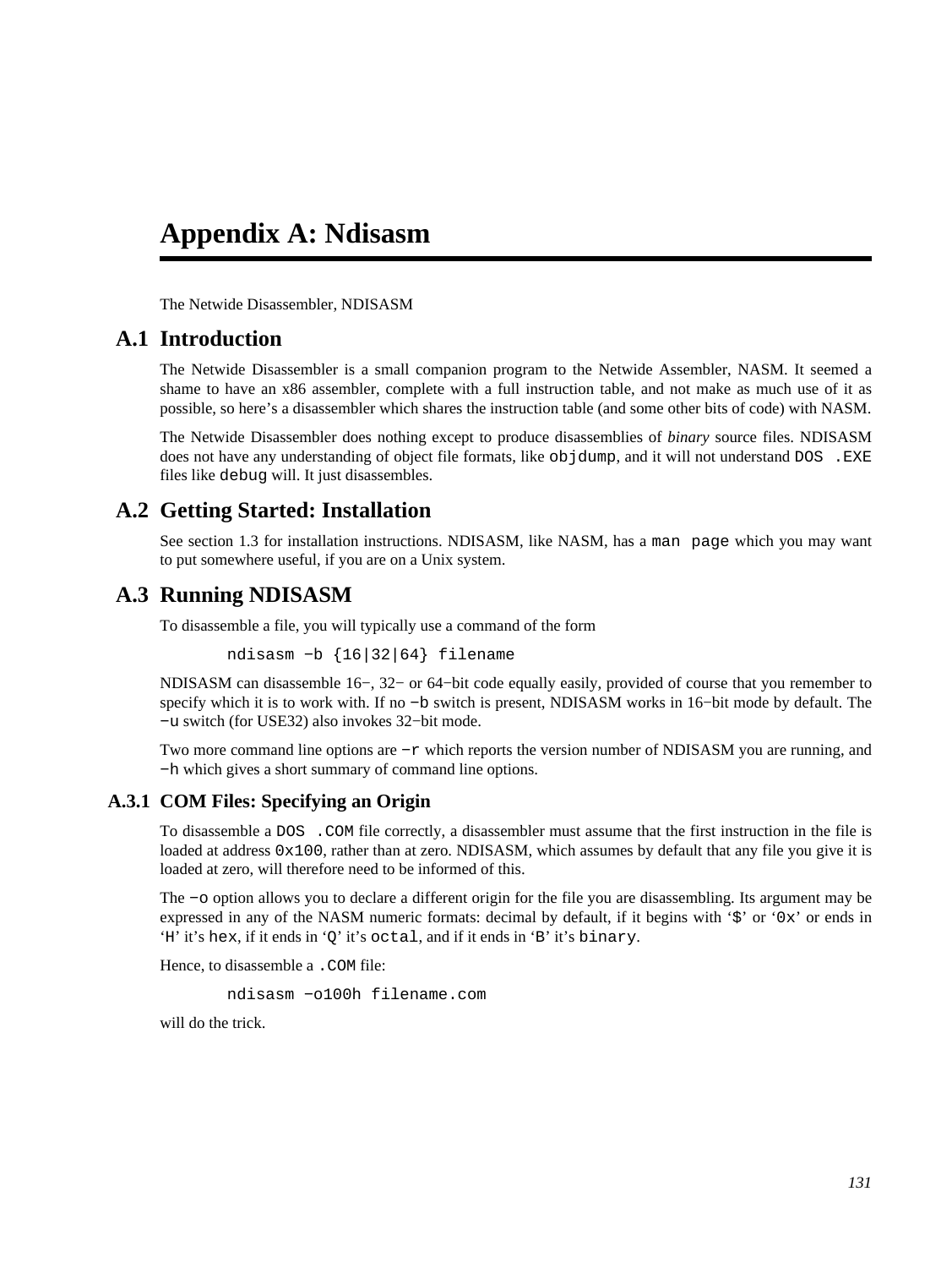# Appendix A: Ndisasm

The Netwide Disassembler, NDISASM

## A.1 Introduction

The Netwide Disassembler is a small companion program to the Netwide Assembler, NASM. It seemed a shame to have an x86 assembler, complete with a full instruction table, and not make as much use of it as possible, so here's a disassembler which shares the instruction table (and some other bits of code) with NASM.

The Netwide Disassembler does nothing except to produce disassemblies of *binary* source files. NDISASM does not have any understanding of object file formats, like `objdump`, and it will not understand `DOS .EXE` files like `debug` will. It just disassembles.

## A.2 Getting Started: Installation

See section 1.3 for installation instructions. NDISASM, like NASM, has a `man page` which you may want to put somewhere useful, if you are on a Unix system.

## A.3 Running NDISASM

To disassemble a file, you will typically use a command of the form

```
ndisasm −b {16|32|64} filename
```

NDISASM can disassemble 16−, 32− or 64−bit code equally easily, provided of course that you remember to specify which it is to work with. If no `−b` switch is present, NDISASM works in 16−bit mode by default. The `−u` switch (for USE32) also invokes 32−bit mode.

Two more command line options are `−r` which reports the version number of NDISASM you are running, and `−h` which gives a short summary of command line options.

### A.3.1 COM Files: Specifying an Origin

To disassemble a `DOS .COM` file correctly, a disassembler must assume that the first instruction in the file is loaded at address `0x100`, rather than at zero. NDISASM, which assumes by default that any file you give it is loaded at zero, will therefore need to be informed of this.

The `−o` option allows you to declare a different origin for the file you are disassembling. Its argument may be expressed in any of the NASM numeric formats: decimal by default, if it begins with '`$`' or '`0x`' or ends in '`H`' it's `hex`, if it ends in '`Q`' it's `octal`, and if it ends in '`B`' it's `binary`.

Hence, to disassemble a `.COM` file:

```
ndisasm −o100h filename.com
```

will do the trick.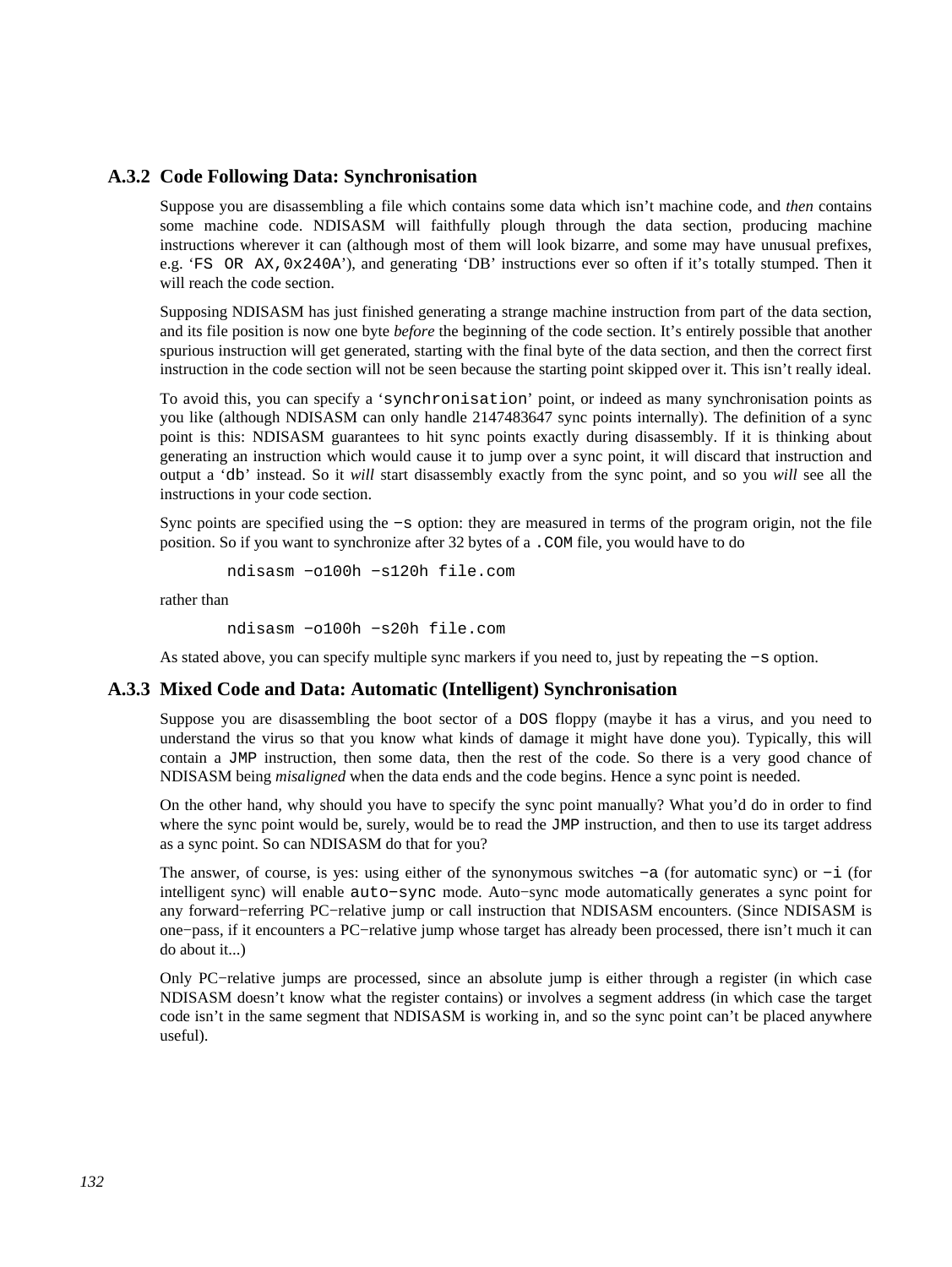### A.3.2 Code Following Data: Synchronisation

Suppose you are disassembling a file which contains some data which isn't machine code, and *then* contains some machine code. NDISASM will faithfully plough through the data section, producing machine instructions wherever it can (although most of them will look bizarre, and some may have unusual prefixes, e.g. '`FS OR AX,0x240A`'), and generating 'DB' instructions ever so often if it's totally stumped. Then it will reach the code section.

Supposing NDISASM has just finished generating a strange machine instruction from part of the data section, and its file position is now one byte *before* the beginning of the code section. It's entirely possible that another spurious instruction will get generated, starting with the final byte of the data section, and then the correct first instruction in the code section will not be seen because the starting point skipped over it. This isn't really ideal.

To avoid this, you can specify a '`synchronisation`' point, or indeed as many synchronisation points as you like (although NDISASM can only handle 2147483647 sync points internally). The definition of a sync point is this: NDISASM guarantees to hit sync points exactly during disassembly. If it is thinking about generating an instruction which would cause it to jump over a sync point, it will discard that instruction and output a '`db`' instead. So it *will* start disassembly exactly from the sync point, and so you *will* see all the instructions in your code section.

Sync points are specified using the `−s` option: they are measured in terms of the program origin, not the file position. So if you want to synchronize after 32 bytes of a `.COM` file, you would have to do

```
ndisasm −o100h −s120h file.com
```

rather than

```
ndisasm −o100h −s20h file.com
```

As stated above, you can specify multiple sync markers if you need to, just by repeating the `−s` option.

### A.3.3 Mixed Code and Data: Automatic (Intelligent) Synchronisation

Suppose you are disassembling the boot sector of a `DOS` floppy (maybe it has a virus, and you need to understand the virus so that you know what kinds of damage it might have done you). Typically, this will contain a `JMP` instruction, then some data, then the rest of the code. So there is a very good chance of NDISASM being *misaligned* when the data ends and the code begins. Hence a sync point is needed.

On the other hand, why should you have to specify the sync point manually? What you'd do in order to find where the sync point would be, surely, would be to read the `JMP` instruction, and then to use its target address as a sync point. So can NDISASM do that for you?

The answer, of course, is yes: using either of the synonymous switches `−a` (for automatic sync) or `−i` (for intelligent sync) will enable `auto−sync` mode. Auto−sync mode automatically generates a sync point for any forward−referring PC−relative jump or call instruction that NDISASM encounters. (Since NDISASM is one−pass, if it encounters a PC−relative jump whose target has already been processed, there isn't much it can do about it...)

Only PC−relative jumps are processed, since an absolute jump is either through a register (in which case NDISASM doesn't know what the register contains) or involves a segment address (in which case the target code isn't in the same segment that NDISASM is working in, and so the sync point can't be placed anywhere useful).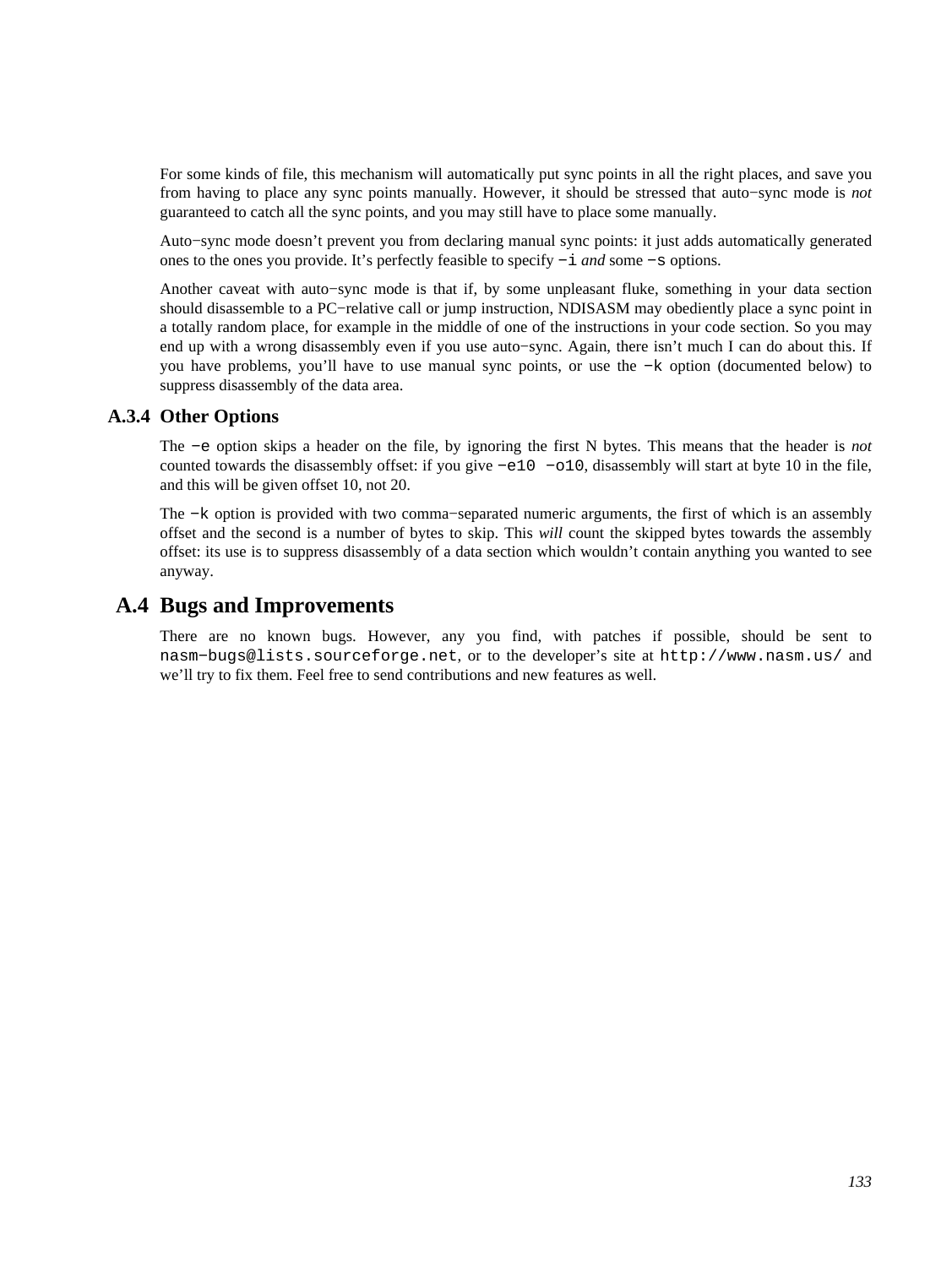For some kinds of file, this mechanism will automatically put sync points in all the right places, and save you from having to place any sync points manually. However, it should be stressed that auto−sync mode is *not* guaranteed to catch all the sync points, and you may still have to place some manually.

Auto−sync mode doesn't prevent you from declaring manual sync points: it just adds automatically generated ones to the ones you provide. It's perfectly feasible to specify `−i` *and* some `−s` options.

Another caveat with auto−sync mode is that if, by some unpleasant fluke, something in your data section should disassemble to a PC−relative call or jump instruction, NDISASM may obediently place a sync point in a totally random place, for example in the middle of one of the instructions in your code section. So you may end up with a wrong disassembly even if you use auto−sync. Again, there isn't much I can do about this. If you have problems, you'll have to use manual sync points, or use the `−k` option (documented below) to suppress disassembly of the data area.

### A.3.4 Other Options

The `−e` option skips a header on the file, by ignoring the first N bytes. This means that the header is *not* counted towards the disassembly offset: if you give `−e10 −o10`, disassembly will start at byte 10 in the file, and this will be given offset 10, not 20.

The `−k` option is provided with two comma−separated numeric arguments, the first of which is an assembly offset and the second is a number of bytes to skip. This *will* count the skipped bytes towards the assembly offset: its use is to suppress disassembly of a data section which wouldn't contain anything you wanted to see anyway.

## A.4 Bugs and Improvements

There are no known bugs. However, any you find, with patches if possible, should be sent to `nasm−bugs@lists.sourceforge.net`, or to the developer's site at `http://www.nasm.us/` and we'll try to fix them. Feel free to send contributions and new features as well.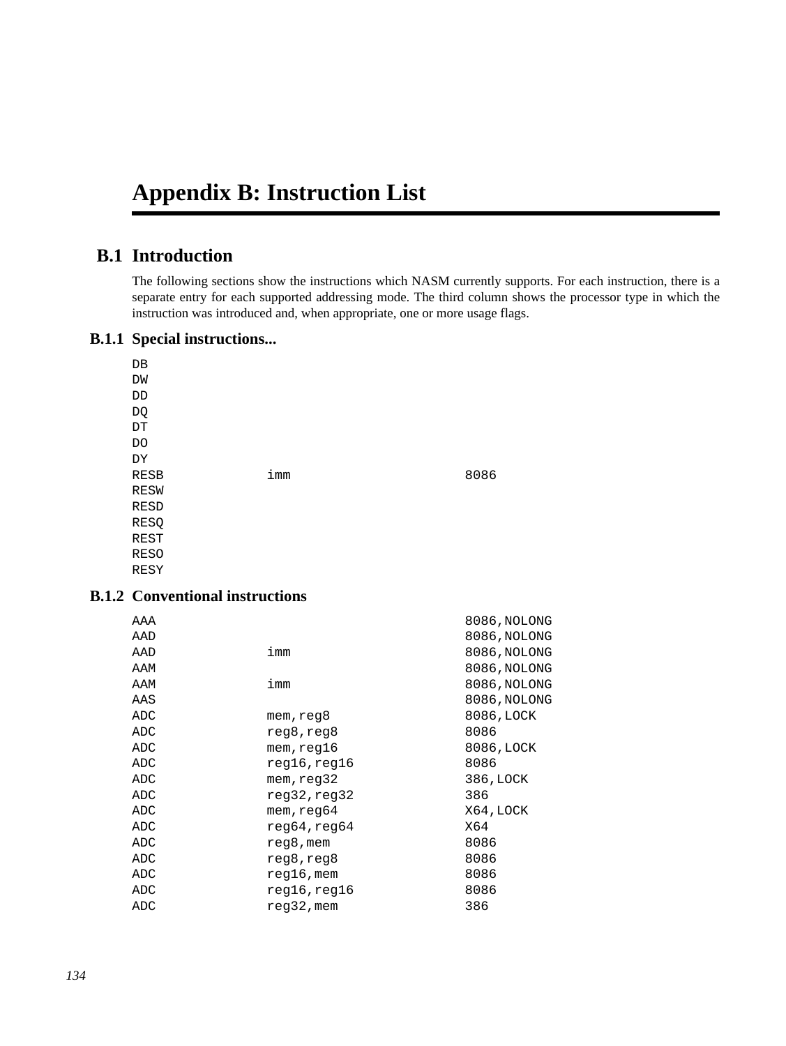# Appendix B: Instruction List

## B.1 Introduction

The following sections show the instructions which NASM currently supports. For each instruction, there is a separate entry for each supported addressing mode. The third column shows the processor type in which the instruction was introduced and, when appropriate, one or more usage flags.

### B.1.1 Special instructions...

```
DB
DW
DD
DQ
DT
DO
DY
RESB            imm                     8086
RESW
RESD
RESQ
REST
RESO
RESY
```

### B.1.2 Conventional instructions

```
AAA                                     8086,NOLONG
AAD                                     8086,NOLONG
AAD             imm                     8086,NOLONG
AAM                                     8086,NOLONG
AAM             imm                     8086,NOLONG
AAS                                     8086,NOLONG
ADC             mem,reg8                8086,LOCK
ADC             reg8,reg8               8086
ADC             mem,reg16               8086,LOCK
ADC             reg16,reg16             8086
ADC             mem,reg32               386,LOCK
ADC             reg32,reg32             386
ADC             mem,reg64               X64,LOCK
ADC             reg64,reg64             X64
ADC             reg8,mem                8086
ADC             reg8,reg8               8086
ADC             reg16,mem               8086
ADC             reg16,reg16             8086
ADC             reg32,mem               386
```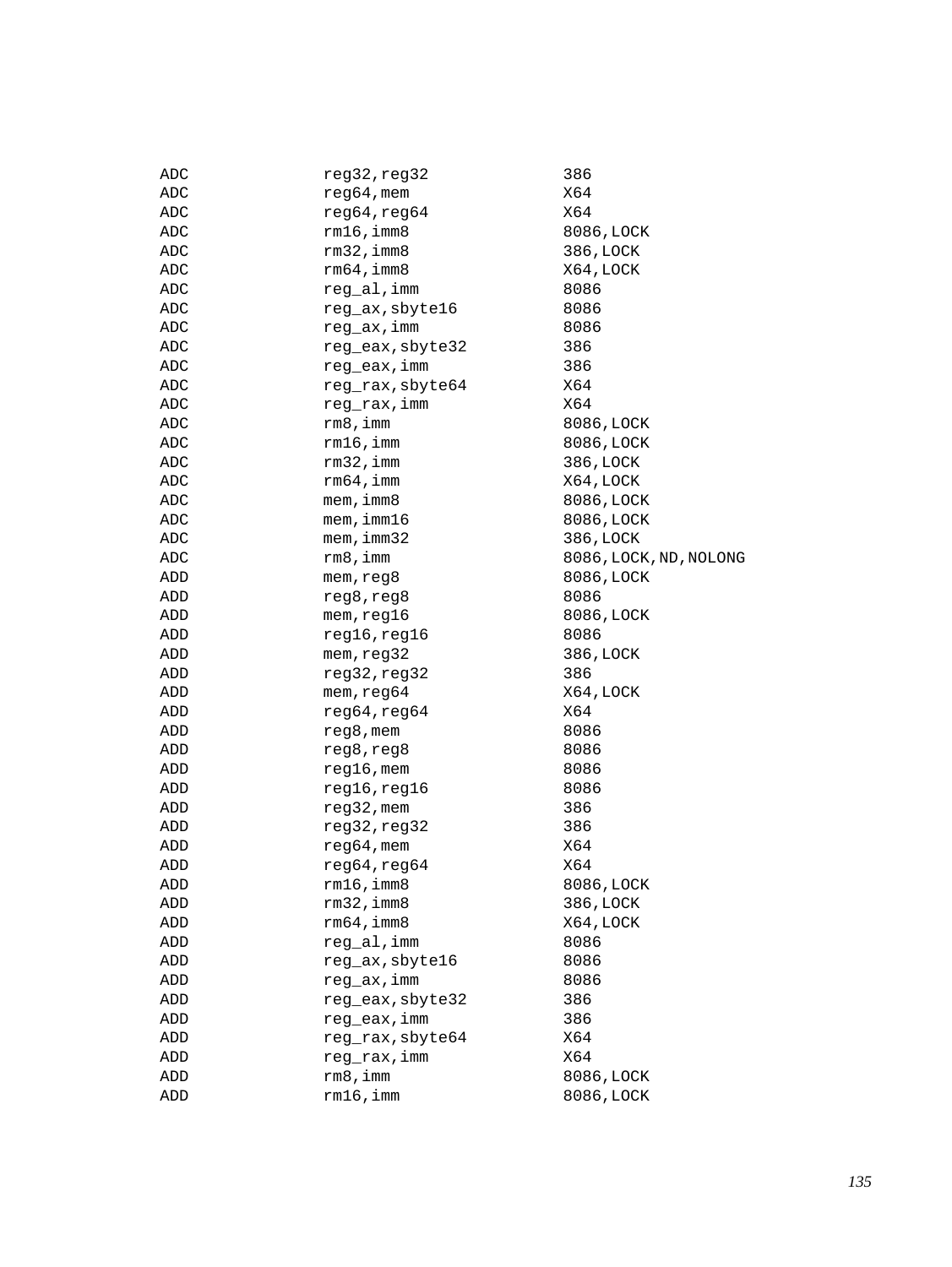```
ADC             reg32,reg32             386
ADC             reg64,mem               X64
ADC             reg64,reg64             X64
ADC             rm16,imm8               8086,LOCK
ADC             rm32,imm8               386,LOCK
ADC             rm64,imm8               X64,LOCK
ADC             reg_al,imm              8086
ADC             reg_ax,sbyte16          8086
ADC             reg_ax,imm              8086
ADC             reg_eax,sbyte32         386
ADC             reg_eax,imm             386
ADC             reg_rax,sbyte64         X64
ADC             reg_rax,imm             X64
ADC             rm8,imm                 8086,LOCK
ADC             rm16,imm                8086,LOCK
ADC             rm32,imm                386,LOCK
ADC             rm64,imm                X64,LOCK
ADC             mem,imm8                8086,LOCK
ADC             mem,imm16               8086,LOCK
ADC             mem,imm32               386,LOCK
ADC             rm8,imm                 8086,LOCK,ND,NOLONG
ADD             mem,reg8                8086,LOCK
ADD             reg8,reg8               8086
ADD             mem,reg16               8086,LOCK
ADD             reg16,reg16             8086
ADD             mem,reg32               386,LOCK
ADD             reg32,reg32             386
ADD             mem,reg64               X64,LOCK
ADD             reg64,reg64             X64
ADD             reg8,mem                8086
ADD             reg8,reg8               8086
ADD             reg16,mem               8086
ADD             reg16,reg16             8086
ADD             reg32,mem               386
ADD             reg32,reg32             386
ADD             reg64,mem               X64
ADD             reg64,reg64             X64
ADD             rm16,imm8               8086,LOCK
ADD             rm32,imm8               386,LOCK
ADD             rm64,imm8               X64,LOCK
ADD             reg_al,imm              8086
ADD             reg_ax,sbyte16          8086
ADD             reg_ax,imm              8086
ADD             reg_eax,sbyte32         386
ADD             reg_eax,imm             386
ADD             reg_rax,sbyte64         X64
ADD             reg_rax,imm             X64
ADD             rm8,imm                 8086,LOCK
ADD             rm16,imm                8086,LOCK
```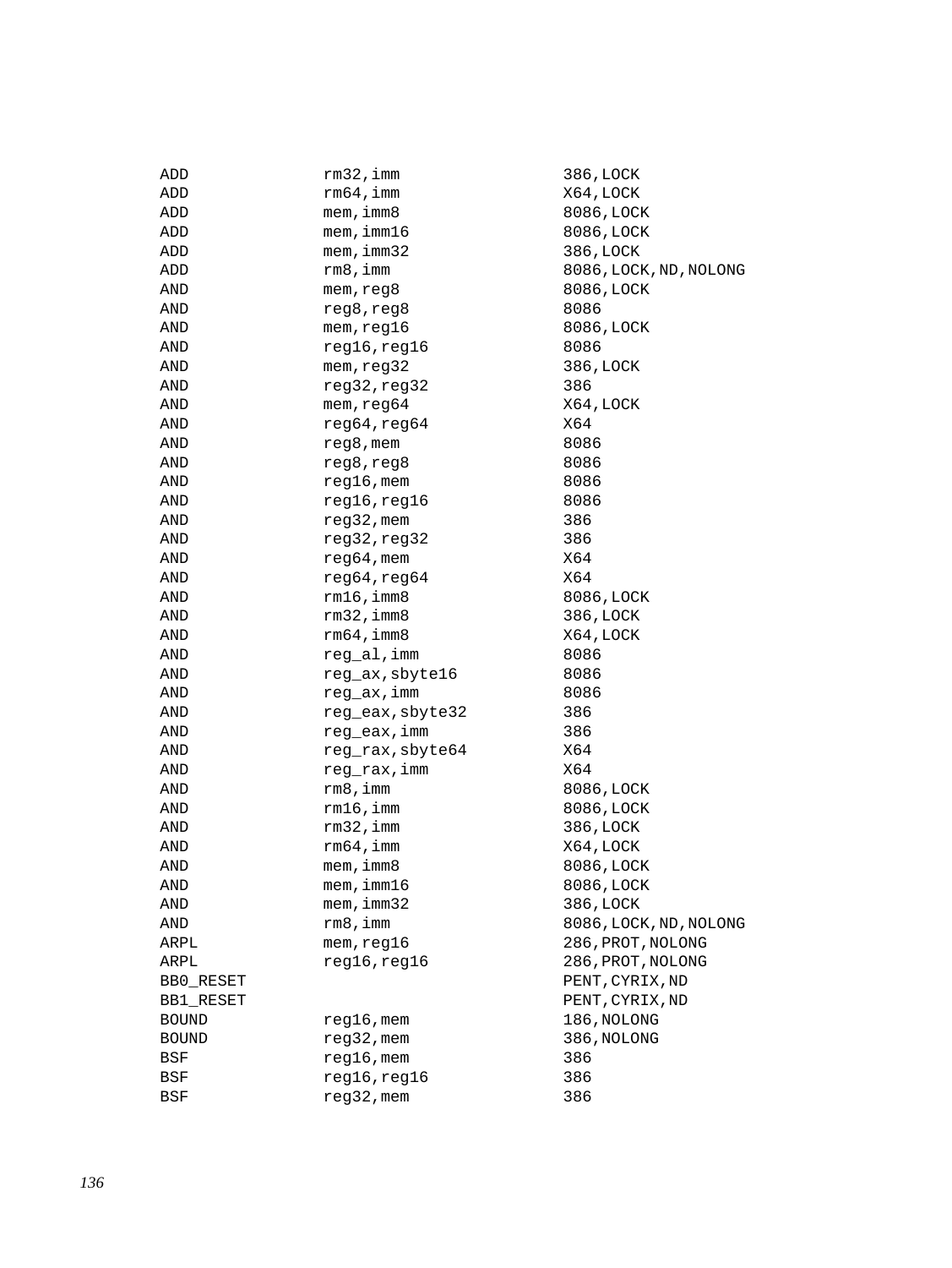```
ADD             rm32,imm            386,LOCK
ADD             rm64,imm            X64,LOCK
ADD             mem,imm8            8086,LOCK
ADD             mem,imm16           8086,LOCK
ADD             mem,imm32           386,LOCK
ADD             rm8,imm             8086,LOCK,ND,NOLONG
AND             mem,reg8            8086,LOCK
AND             reg8,reg8           8086
AND             mem,reg16           8086,LOCK
AND             reg16,reg16         8086
AND             mem,reg32           386,LOCK
AND             reg32,reg32         386
AND             mem,reg64           X64,LOCK
AND             reg64,reg64         X64
AND             reg8,mem            8086
AND             reg8,reg8           8086
AND             reg16,mem           8086
AND             reg16,reg16         8086
AND             reg32,mem           386
AND             reg32,reg32         386
AND             reg64,mem           X64
AND             reg64,reg64         X64
AND             rm16,imm8           8086,LOCK
AND             rm32,imm8           386,LOCK
AND             rm64,imm8           X64,LOCK
AND             reg_al,imm          8086
AND             reg_ax,sbyte16      8086
AND             reg_ax,imm          8086
AND             reg_eax,sbyte32     386
AND             reg_eax,imm         386
AND             reg_rax,sbyte64     X64
AND             reg_rax,imm         X64
AND             rm8,imm             8086,LOCK
AND             rm16,imm            8086,LOCK
AND             rm32,imm            386,LOCK
AND             rm64,imm            X64,LOCK
AND             mem,imm8            8086,LOCK
AND             mem,imm16           8086,LOCK
AND             mem,imm32           386,LOCK
AND             rm8,imm             8086,LOCK,ND,NOLONG
ARPL            mem,reg16           286,PROT,NOLONG
ARPL            reg16,reg16         286,PROT,NOLONG
BB0_RESET                           PENT,CYRIX,ND
BB1_RESET                           PENT,CYRIX,ND
BOUND           reg16,mem           186,NOLONG
BOUND           reg32,mem           386,NOLONG
BSF             reg16,mem           386
BSF             reg16,reg16         386
BSF             reg32,mem           386
```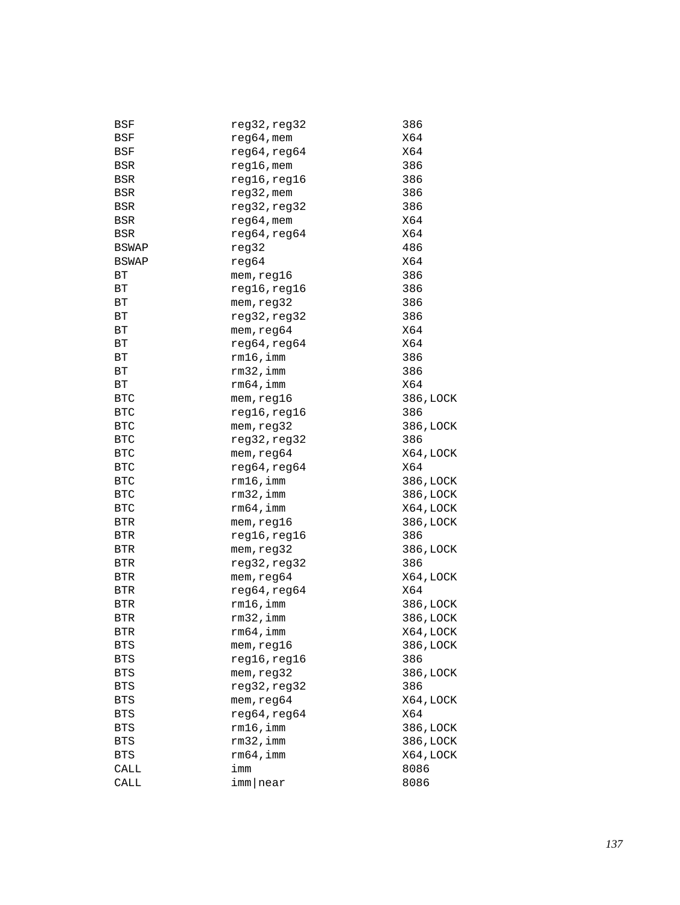```
BSF          reg32,reg32        386
BSF          reg64,mem          X64
BSF          reg64,reg64        X64
BSR          reg16,mem          386
BSR          reg16,reg16        386
BSR          reg32,mem          386
BSR          reg32,reg32        386
BSR          reg64,mem          X64
BSR          reg64,reg64        X64
BSWAP        reg32              486
BSWAP        reg64              X64
BT           mem,reg16          386
BT           reg16,reg16        386
BT           mem,reg32          386
BT           reg32,reg32        386
BT           mem,reg64          X64
BT           reg64,reg64        X64
BT           rm16,imm           386
BT           rm32,imm           386
BT           rm64,imm           X64
BTC          mem,reg16          386,LOCK
BTC          reg16,reg16        386
BTC          mem,reg32          386,LOCK
BTC          reg32,reg32        386
BTC          mem,reg64          X64,LOCK
BTC          reg64,reg64        X64
BTC          rm16,imm           386,LOCK
BTC          rm32,imm           386,LOCK
BTC          rm64,imm           X64,LOCK
BTR          mem,reg16          386,LOCK
BTR          reg16,reg16        386
BTR          mem,reg32          386,LOCK
BTR          reg32,reg32        386
BTR          mem,reg64          X64,LOCK
BTR          reg64,reg64        X64
BTR          rm16,imm           386,LOCK
BTR          rm32,imm           386,LOCK
BTR          rm64,imm           X64,LOCK
BTS          mem,reg16          386,LOCK
BTS          reg16,reg16        386
BTS          mem,reg32          386,LOCK
BTS          reg32,reg32        386
BTS          mem,reg64          X64,LOCK
BTS          reg64,reg64        X64
BTS          rm16,imm           386,LOCK
BTS          rm32,imm           386,LOCK
BTS          rm64,imm           X64,LOCK
CALL         imm                8086
CALL         imm|near           8086
```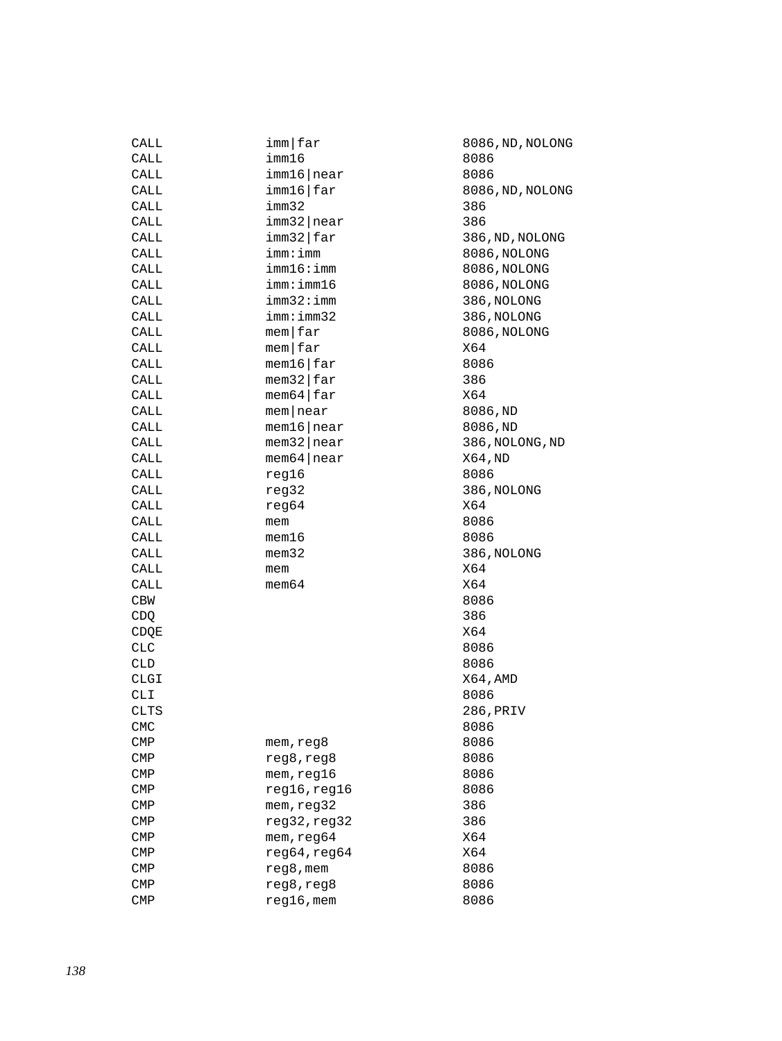```
CALL            imm|far                   8086,ND,NOLONG
CALL            imm16                     8086
CALL            imm16|near                8086
CALL            imm16|far                 8086,ND,NOLONG
CALL            imm32                     386
CALL            imm32|near                386
CALL            imm32|far                 386,ND,NOLONG
CALL            imm:imm                   8086,NOLONG
CALL            imm16:imm                 8086,NOLONG
CALL            imm:imm16                 8086,NOLONG
CALL            imm32:imm                 386,NOLONG
CALL            imm:imm32                 386,NOLONG
CALL            mem|far                   8086,NOLONG
CALL            mem|far                   X64
CALL            mem16|far                 8086
CALL            mem32|far                 386
CALL            mem64|far                 X64
CALL            mem|near                  8086,ND
CALL            mem16|near                8086,ND
CALL            mem32|near                386,NOLONG,ND
CALL            mem64|near                X64,ND
CALL            reg16                     8086
CALL            reg32                     386,NOLONG
CALL            reg64                     X64
CALL            mem                       8086
CALL            mem16                     8086
CALL            mem32                     386,NOLONG
CALL            mem                       X64
CALL            mem64                     X64
CBW                                       8086
CDQ                                       386
CDQE                                      X64
CLC                                       8086
CLD                                       8086
CLGI                                      X64,AMD
CLI                                       8086
CLTS                                      286,PRIV
CMC                                       8086
CMP             mem,reg8                  8086
CMP             reg8,reg8                 8086
CMP             mem,reg16                 8086
CMP             reg16,reg16               8086
CMP             mem,reg32                 386
CMP             reg32,reg32               386
CMP             mem,reg64                 X64
CMP             reg64,reg64               X64
CMP             reg8,mem                  8086
CMP             reg8,reg8                 8086
CMP             reg16,mem                 8086
```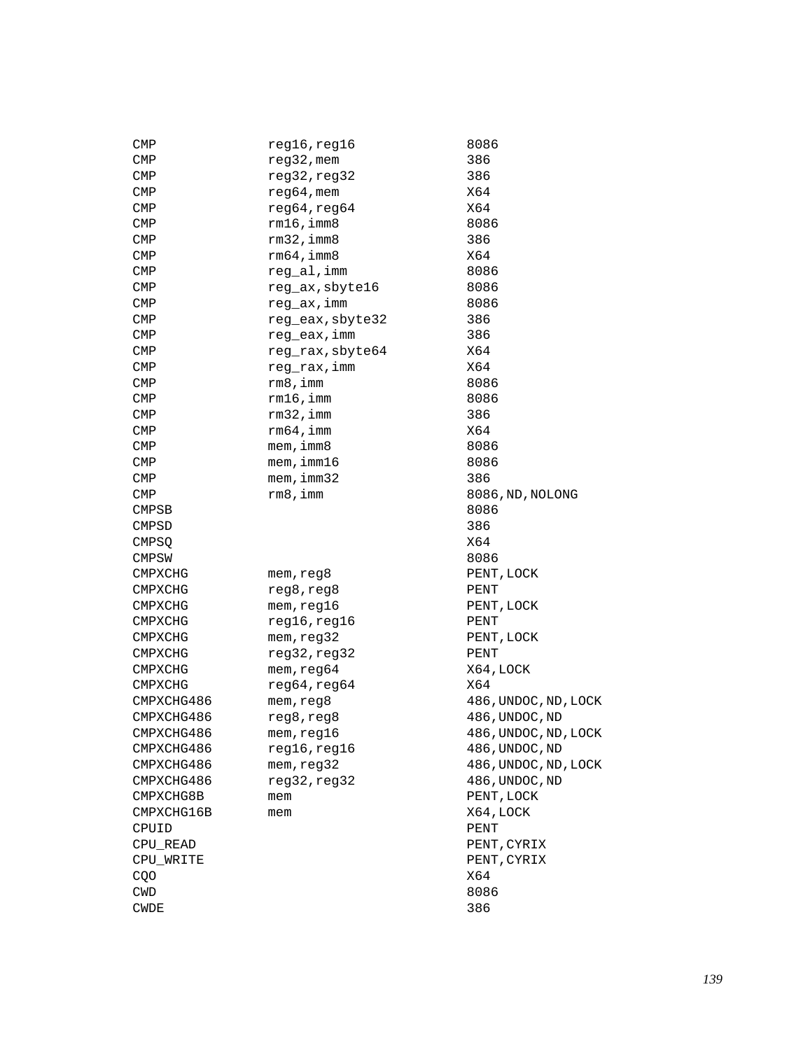```
CMP            reg16,reg16          8086
CMP            reg32,mem            386
CMP            reg32,reg32          386
CMP            reg64,mem            X64
CMP            reg64,reg64          X64
CMP            rm16,imm8            8086
CMP            rm32,imm8            386
CMP            rm64,imm8            X64
CMP            reg_al,imm           8086
CMP            reg_ax,sbyte16       8086
CMP            reg_ax,imm           8086
CMP            reg_eax,sbyte32      386
CMP            reg_eax,imm          386
CMP            reg_rax,sbyte64      X64
CMP            reg_rax,imm          X64
CMP            rm8,imm              8086
CMP            rm16,imm             8086
CMP            rm32,imm             386
CMP            rm64,imm             X64
CMP            mem,imm8             8086
CMP            mem,imm16            8086
CMP            mem,imm32            386
CMP            rm8,imm              8086,ND,NOLONG
CMPSB                               8086
CMPSD                               386
CMPSQ                               X64
CMPSW                               8086
CMPXCHG        mem,reg8             PENT,LOCK
CMPXCHG        reg8,reg8            PENT
CMPXCHG        mem,reg16            PENT,LOCK
CMPXCHG        reg16,reg16          PENT
CMPXCHG        mem,reg32            PENT,LOCK
CMPXCHG        reg32,reg32          PENT
CMPXCHG        mem,reg64            X64,LOCK
CMPXCHG        reg64,reg64          X64
CMPXCHG486     mem,reg8             486,UNDOC,ND,LOCK
CMPXCHG486     reg8,reg8            486,UNDOC,ND
CMPXCHG486     mem,reg16            486,UNDOC,ND,LOCK
CMPXCHG486     reg16,reg16          486,UNDOC,ND
CMPXCHG486     mem,reg32            486,UNDOC,ND,LOCK
CMPXCHG486     reg32,reg32          486,UNDOC,ND
CMPXCHG8B      mem                  PENT,LOCK
CMPXCHG16B     mem                  X64,LOCK
CPUID                               PENT
CPU_READ                            PENT,CYRIX
CPU_WRITE                           PENT,CYRIX
CQO                                 X64
CWD                                 8086
CWDE                                386
```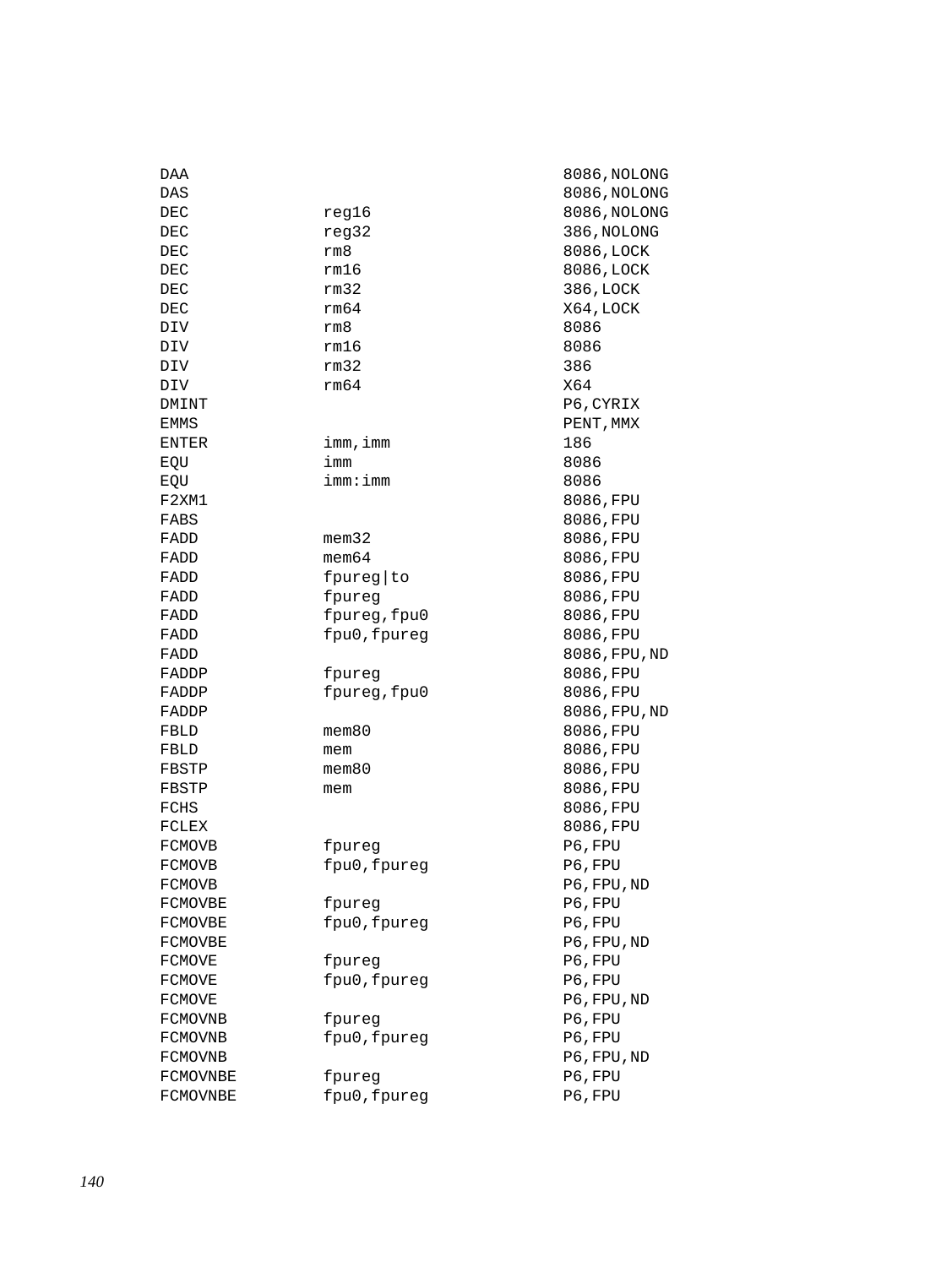```
DAA                                     8086,NOLONG
DAS                                     8086,NOLONG
DEC           reg16                     8086,NOLONG
DEC           reg32                     386,NOLONG
DEC           rm8                       8086,LOCK
DEC           rm16                      8086,LOCK
DEC           rm32                      386,LOCK
DEC           rm64                      X64,LOCK
DIV           rm8                       8086
DIV           rm16                      8086
DIV           rm32                      386
DIV           rm64                      X64
DMINT                                   P6,CYRIX
EMMS                                    PENT,MMX
ENTER         imm,imm                   186
EQU           imm                       8086
EQU           imm:imm                   8086
F2XM1                                   8086,FPU
FABS                                    8086,FPU
FADD          mem32                     8086,FPU
FADD          mem64                     8086,FPU
FADD          fpureg|to                 8086,FPU
FADD          fpureg                    8086,FPU
FADD          fpureg,fpu0               8086,FPU
FADD          fpu0,fpureg               8086,FPU
FADD                                    8086,FPU,ND
FADDP         fpureg                    8086,FPU
FADDP         fpureg,fpu0               8086,FPU
FADDP                                   8086,FPU,ND
FBLD          mem80                     8086,FPU
FBLD          mem                       8086,FPU
FBSTP         mem80                     8086,FPU
FBSTP         mem                       8086,FPU
FCHS                                    8086,FPU
FCLEX                                   8086,FPU
FCMOVB        fpureg                    P6,FPU
FCMOVB        fpu0,fpureg               P6,FPU
FCMOVB                                  P6,FPU,ND
FCMOVBE       fpureg                    P6,FPU
FCMOVBE       fpu0,fpureg               P6,FPU
FCMOVBE                                 P6,FPU,ND
FCMOVE        fpureg                    P6,FPU
FCMOVE        fpu0,fpureg               P6,FPU
FCMOVE                                  P6,FPU,ND
FCMOVNB       fpureg                    P6,FPU
FCMOVNB       fpu0,fpureg               P6,FPU
FCMOVNB                                 P6,FPU,ND
FCMOVNBE      fpureg                    P6,FPU
FCMOVNBE      fpu0,fpureg               P6,FPU
```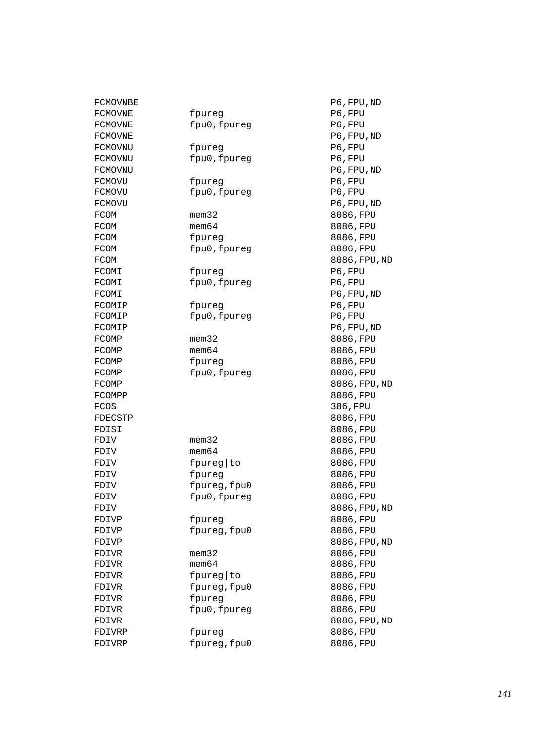```
FCMOVNBE                                  P6,FPU,ND
FCMOVNE         fpureg                    P6,FPU
FCMOVNE         fpu0,fpureg               P6,FPU
FCMOVNE                                   P6,FPU,ND
FCMOVNU         fpureg                    P6,FPU
FCMOVNU         fpu0,fpureg               P6,FPU
FCMOVNU                                   P6,FPU,ND
FCMOVU          fpureg                    P6,FPU
FCMOVU          fpu0,fpureg               P6,FPU
FCMOVU                                    P6,FPU,ND
FCOM            mem32                     8086,FPU
FCOM            mem64                     8086,FPU
FCOM            fpureg                    8086,FPU
FCOM            fpu0,fpureg               8086,FPU
FCOM                                      8086,FPU,ND
FCOMI           fpureg                    P6,FPU
FCOMI           fpu0,fpureg               P6,FPU
FCOMI                                     P6,FPU,ND
FCOMIP          fpureg                    P6,FPU
FCOMIP          fpu0,fpureg               P6,FPU
FCOMIP                                    P6,FPU,ND
FCOMP           mem32                     8086,FPU
FCOMP           mem64                     8086,FPU
FCOMP           fpureg                    8086,FPU
FCOMP           fpu0,fpureg               8086,FPU
FCOMP                                     8086,FPU,ND
FCOMPP                                    8086,FPU
FCOS                                      386,FPU
FDECSTP                                   8086,FPU
FDISI                                     8086,FPU
FDIV            mem32                     8086,FPU
FDIV            mem64                     8086,FPU
FDIV            fpureg|to                 8086,FPU
FDIV            fpureg                    8086,FPU
FDIV            fpureg,fpu0               8086,FPU
FDIV            fpu0,fpureg               8086,FPU
FDIV                                      8086,FPU,ND
FDIVP           fpureg                    8086,FPU
FDIVP           fpureg,fpu0               8086,FPU
FDIVP                                     8086,FPU,ND
FDIVR           mem32                     8086,FPU
FDIVR           mem64                     8086,FPU
FDIVR           fpureg|to                 8086,FPU
FDIVR           fpureg,fpu0               8086,FPU
FDIVR           fpureg                    8086,FPU
FDIVR           fpu0,fpureg               8086,FPU
FDIVR                                     8086,FPU,ND
FDIVRP          fpureg                    8086,FPU
FDIVRP          fpureg,fpu0               8086,FPU
```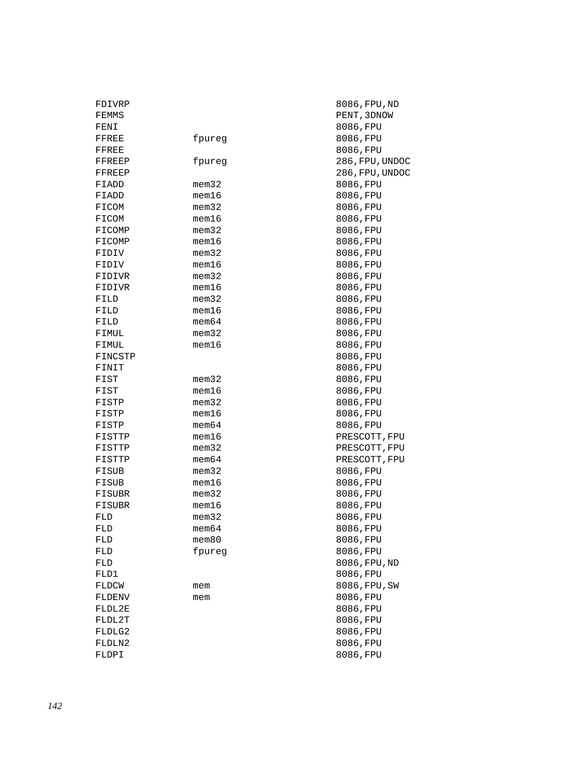```
FDIVRP                                     8086,FPU,ND
FEMMS                                      PENT,3DNOW
FENI                                       8086,FPU
FFREE           fpureg                     8086,FPU
FFREE                                      8086,FPU
FFREEP          fpureg                     286,FPU,UNDOC
FFREEP                                     286,FPU,UNDOC
FIADD           mem32                      8086,FPU
FIADD           mem16                      8086,FPU
FICOM           mem32                      8086,FPU
FICOM           mem16                      8086,FPU
FICOMP          mem32                      8086,FPU
FICOMP          mem16                      8086,FPU
FIDIV           mem32                      8086,FPU
FIDIV           mem16                      8086,FPU
FIDIVR          mem32                      8086,FPU
FIDIVR          mem16                      8086,FPU
FILD            mem32                      8086,FPU
FILD            mem16                      8086,FPU
FILD            mem64                      8086,FPU
FIMUL           mem32                      8086,FPU
FIMUL           mem16                      8086,FPU
FINCSTP                                    8086,FPU
FINIT                                      8086,FPU
FIST            mem32                      8086,FPU
FIST            mem16                      8086,FPU
FISTP           mem32                      8086,FPU
FISTP           mem16                      8086,FPU
FISTP           mem64                      8086,FPU
FISTTP          mem16                      PRESCOTT,FPU
FISTTP          mem32                      PRESCOTT,FPU
FISTTP          mem64                      PRESCOTT,FPU
FISUB           mem32                      8086,FPU
FISUB           mem16                      8086,FPU
FISUBR          mem32                      8086,FPU
FISUBR          mem16                      8086,FPU
FLD             mem32                      8086,FPU
FLD             mem64                      8086,FPU
FLD             mem80                      8086,FPU
FLD             fpureg                     8086,FPU
FLD                                        8086,FPU,ND
FLD1                                       8086,FPU
FLDCW           mem                        8086,FPU,SW
FLDENV          mem                        8086,FPU
FLDL2E                                     8086,FPU
FLDL2T                                     8086,FPU
FLDLG2                                     8086,FPU
FLDLN2                                     8086,FPU
FLDPI                                      8086,FPU
```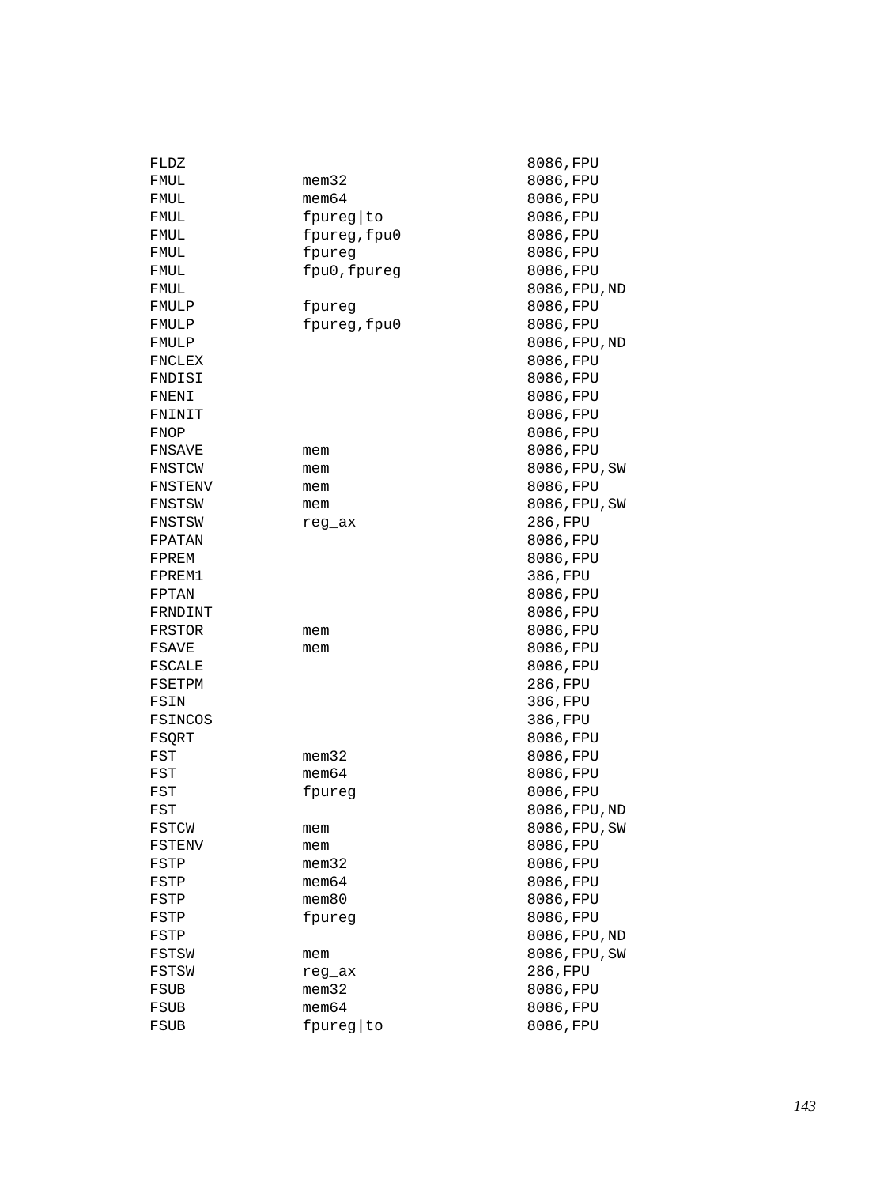```
FLDZ                                8086,FPU
FMUL          mem32                 8086,FPU
FMUL          mem64                 8086,FPU
FMUL          fpureg|to             8086,FPU
FMUL          fpureg,fpu0           8086,FPU
FMUL          fpureg                8086,FPU
FMUL          fpu0,fpureg           8086,FPU
FMUL                                8086,FPU,ND
FMULP         fpureg                8086,FPU
FMULP         fpureg,fpu0           8086,FPU
FMULP                               8086,FPU,ND
FNCLEX                              8086,FPU
FNDISI                              8086,FPU
FNENI                               8086,FPU
FNINIT                              8086,FPU
FNOP                                8086,FPU
FNSAVE        mem                   8086,FPU
FNSTCW        mem                   8086,FPU,SW
FNSTENV       mem                   8086,FPU
FNSTSW        mem                   8086,FPU,SW
FNSTSW        reg_ax                286,FPU
FPATAN                              8086,FPU
FPREM                               8086,FPU
FPREM1                              386,FPU
FPTAN                               8086,FPU
FRNDINT                             8086,FPU
FRSTOR        mem                   8086,FPU
FSAVE         mem                   8086,FPU
FSCALE                              8086,FPU
FSETPM                              286,FPU
FSIN                                386,FPU
FSINCOS                             386,FPU
FSQRT                               8086,FPU
FST           mem32                 8086,FPU
FST           mem64                 8086,FPU
FST           fpureg                8086,FPU
FST                                 8086,FPU,ND
FSTCW         mem                   8086,FPU,SW
FSTENV        mem                   8086,FPU
FSTP          mem32                 8086,FPU
FSTP          mem64                 8086,FPU
FSTP          mem80                 8086,FPU
FSTP          fpureg                8086,FPU
FSTP                                8086,FPU,ND
FSTSW         mem                   8086,FPU,SW
FSTSW         reg_ax                286,FPU
FSUB          mem32                 8086,FPU
FSUB          mem64                 8086,FPU
FSUB          fpureg|to             8086,FPU
```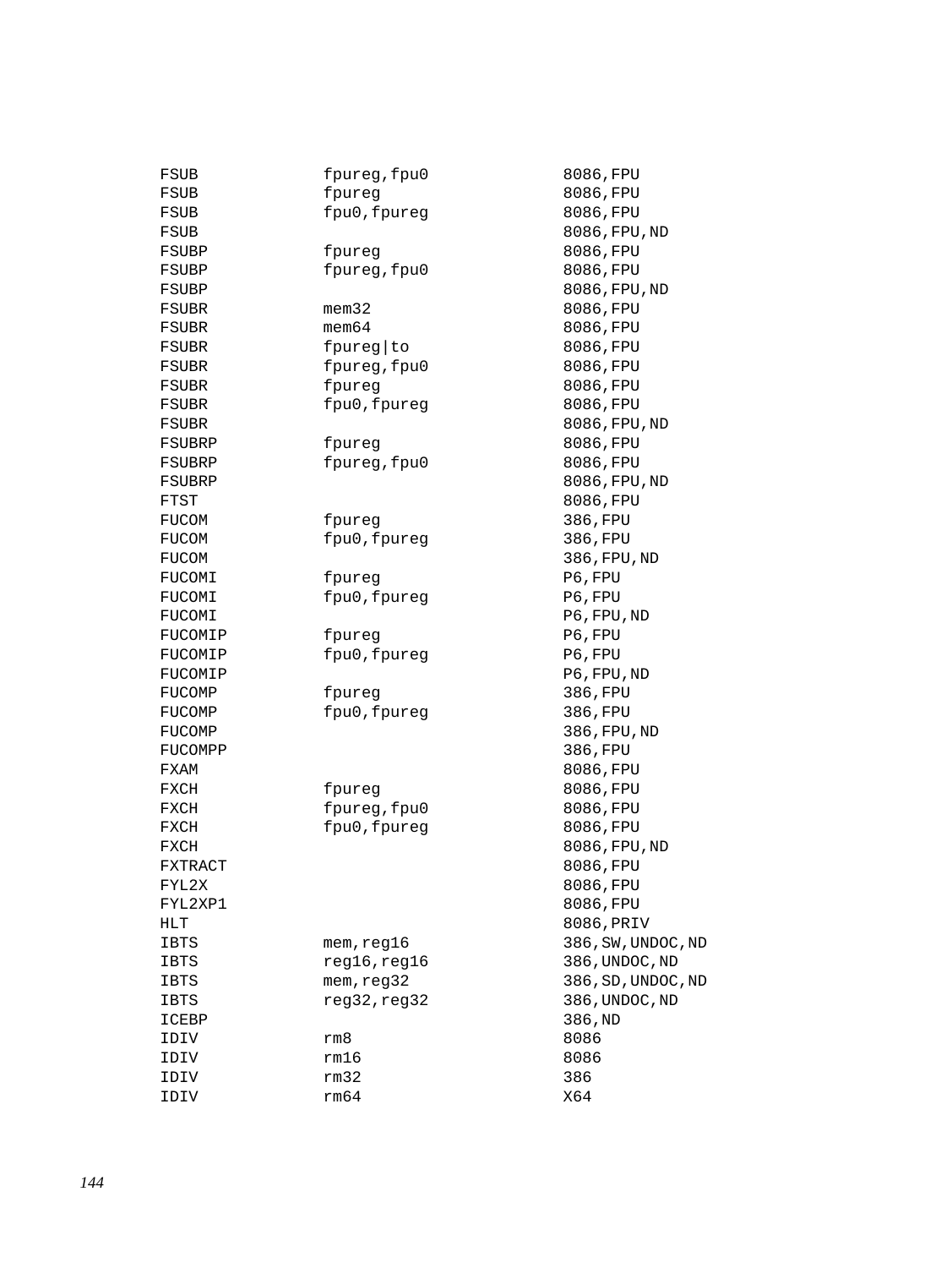```
FSUB            fpureg,fpu0          8086,FPU
FSUB            fpureg               8086,FPU
FSUB            fpu0,fpureg          8086,FPU
FSUB                                 8086,FPU,ND
FSUBP           fpureg               8086,FPU
FSUBP           fpureg,fpu0          8086,FPU
FSUBP                                8086,FPU,ND
FSUBR           mem32                8086,FPU
FSUBR           mem64                8086,FPU
FSUBR           fpureg|to            8086,FPU
FSUBR           fpureg,fpu0          8086,FPU
FSUBR           fpureg               8086,FPU
FSUBR           fpu0,fpureg          8086,FPU
FSUBR                                8086,FPU,ND
FSUBRP          fpureg               8086,FPU
FSUBRP          fpureg,fpu0          8086,FPU
FSUBRP                               8086,FPU,ND
FTST                                 8086,FPU
FUCOM           fpureg               386,FPU
FUCOM           fpu0,fpureg          386,FPU
FUCOM                                386,FPU,ND
FUCOMI          fpureg               P6,FPU
FUCOMI          fpu0,fpureg          P6,FPU
FUCOMI                               P6,FPU,ND
FUCOMIP         fpureg               P6,FPU
FUCOMIP         fpu0,fpureg          P6,FPU
FUCOMIP                              P6,FPU,ND
FUCOMP          fpureg               386,FPU
FUCOMP          fpu0,fpureg          386,FPU
FUCOMP                               386,FPU,ND
FUCOMPP                              386,FPU
FXAM                                 8086,FPU
FXCH            fpureg               8086,FPU
FXCH            fpureg,fpu0          8086,FPU
FXCH            fpu0,fpureg          8086,FPU
FXCH                                 8086,FPU,ND
FXTRACT                              8086,FPU
FYL2X                                8086,FPU
FYL2XP1                              8086,FPU
HLT                                  8086,PRIV
IBTS            mem,reg16            386,SW,UNDOC,ND
IBTS            reg16,reg16          386,UNDOC,ND
IBTS            mem,reg32            386,SD,UNDOC,ND
IBTS            reg32,reg32          386,UNDOC,ND
ICEBP                                386,ND
IDIV            rm8                  8086
IDIV            rm16                 8086
IDIV            rm32                 386
IDIV            rm64                 X64
```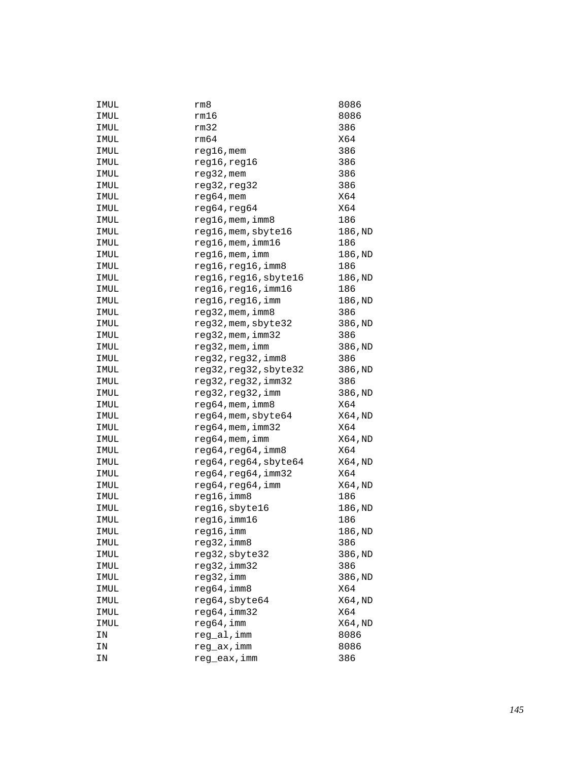```
IMUL            rm8                     8086
IMUL            rm16                    8086
IMUL            rm32                    386
IMUL            rm64                    X64
IMUL            reg16,mem               386
IMUL            reg16,reg16             386
IMUL            reg32,mem               386
IMUL            reg32,reg32             386
IMUL            reg64,mem               X64
IMUL            reg64,reg64             X64
IMUL            reg16,mem,imm8          186
IMUL            reg16,mem,sbyte16       186,ND
IMUL            reg16,mem,imm16         186
IMUL            reg16,mem,imm           186,ND
IMUL            reg16,reg16,imm8        186
IMUL            reg16,reg16,sbyte16     186,ND
IMUL            reg16,reg16,imm16       186
IMUL            reg16,reg16,imm         186,ND
IMUL            reg32,mem,imm8          386
IMUL            reg32,mem,sbyte32       386,ND
IMUL            reg32,mem,imm32         386
IMUL            reg32,mem,imm           386,ND
IMUL            reg32,reg32,imm8        386
IMUL            reg32,reg32,sbyte32     386,ND
IMUL            reg32,reg32,imm32       386
IMUL            reg32,reg32,imm         386,ND
IMUL            reg64,mem,imm8          X64
IMUL            reg64,mem,sbyte64       X64,ND
IMUL            reg64,mem,imm32         X64
IMUL            reg64,mem,imm           X64,ND
IMUL            reg64,reg64,imm8        X64
IMUL            reg64,reg64,sbyte64     X64,ND
IMUL            reg64,reg64,imm32       X64
IMUL            reg64,reg64,imm         X64,ND
IMUL            reg16,imm8              186
IMUL            reg16,sbyte16           186,ND
IMUL            reg16,imm16             186
IMUL            reg16,imm               186,ND
IMUL            reg32,imm8              386
IMUL            reg32,sbyte32           386,ND
IMUL            reg32,imm32             386
IMUL            reg32,imm               386,ND
IMUL            reg64,imm8              X64
IMUL            reg64,sbyte64           X64,ND
IMUL            reg64,imm32             X64
IMUL            reg64,imm               X64,ND
IN              reg_al,imm              8086
IN              reg_ax,imm              8086
IN              reg_eax,imm             386
```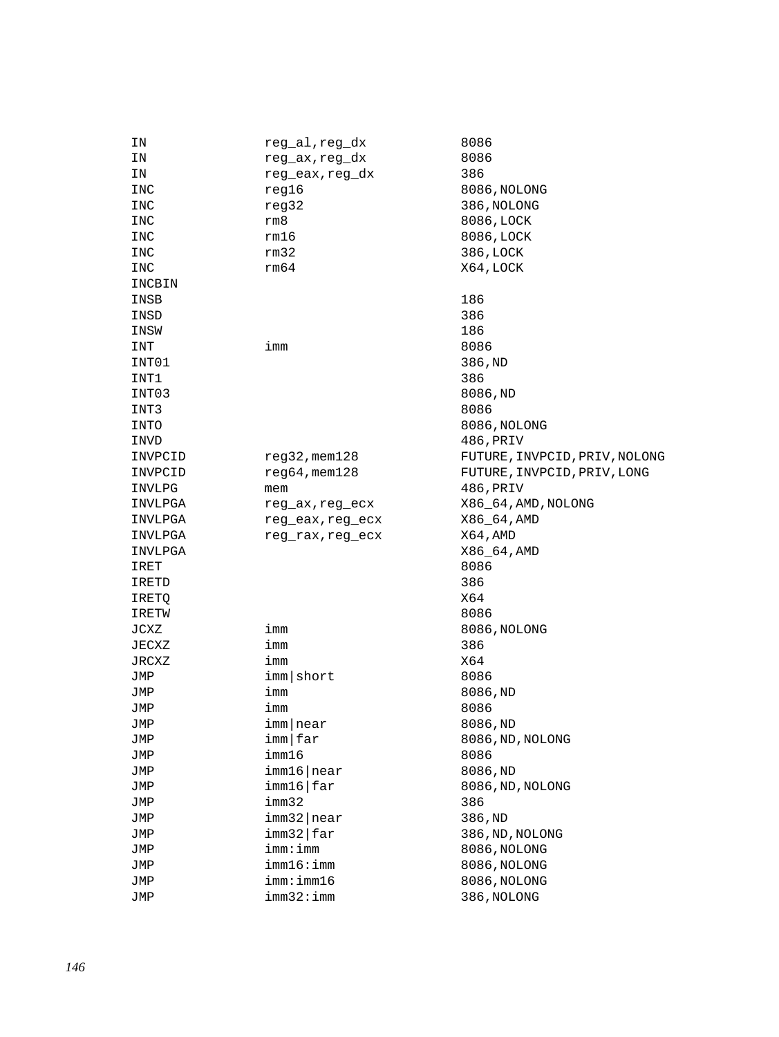```
IN              reg_al,reg_dx            8086
IN              reg_ax,reg_dx            8086
IN              reg_eax,reg_dx           386
INC             reg16                    8086,NOLONG
INC             reg32                    386,NOLONG
INC             rm8                      8086,LOCK
INC             rm16                     8086,LOCK
INC             rm32                     386,LOCK
INC             rm64                     X64,LOCK
INCBIN
INSB                                     186
INSD                                     386
INSW                                     186
INT             imm                      8086
INT01                                    386,ND
INT1                                     386
INT03                                    8086,ND
INT3                                     8086
INTO                                     8086,NOLONG
INVD                                     486,PRIV
INVPCID         reg32,mem128             FUTURE,INVPCID,PRIV,NOLONG
INVPCID         reg64,mem128             FUTURE,INVPCID,PRIV,LONG
INVLPG          mem                      486,PRIV
INVLPGA         reg_ax,reg_ecx           X86_64,AMD,NOLONG
INVLPGA         reg_eax,reg_ecx          X86_64,AMD
INVLPGA         reg_rax,reg_ecx          X64,AMD
INVLPGA                                  X86_64,AMD
IRET                                     8086
IRETD                                    386
IRETQ                                    X64
IRETW                                    8086
JCXZ            imm                      8086,NOLONG
JECXZ           imm                      386
JRCXZ           imm                      X64
JMP             imm|short                8086
JMP             imm                      8086,ND
JMP             imm                      8086
JMP             imm|near                 8086,ND
JMP             imm|far                  8086,ND,NOLONG
JMP             imm16                    8086
JMP             imm16|near               8086,ND
JMP             imm16|far                8086,ND,NOLONG
JMP             imm32                    386
JMP             imm32|near               386,ND
JMP             imm32|far                386,ND,NOLONG
JMP             imm:imm                  8086,NOLONG
JMP             imm16:imm                8086,NOLONG
JMP             imm:imm16                8086,NOLONG
JMP             imm32:imm                386,NOLONG
```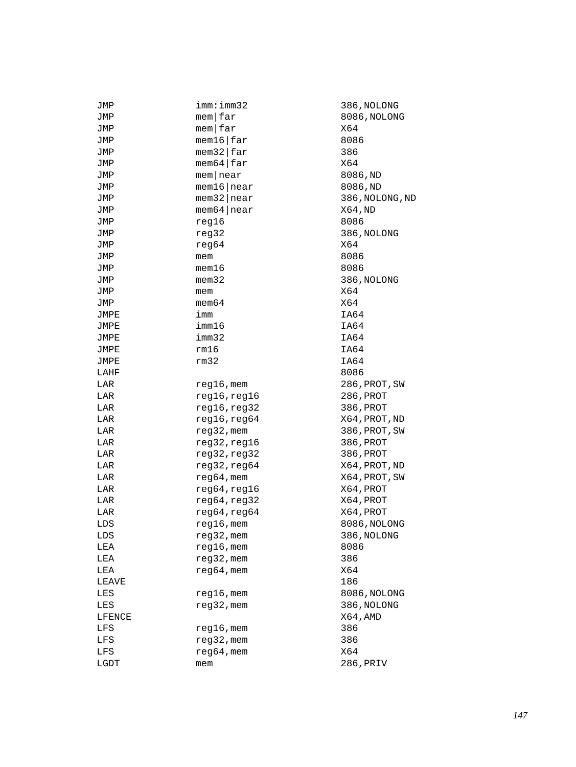```
JMP             imm:imm32               386,NOLONG
JMP             mem|far                 8086,NOLONG
JMP             mem|far                 X64
JMP             mem16|far               8086
JMP             mem32|far               386
JMP             mem64|far               X64
JMP             mem|near                8086,ND
JMP             mem16|near              8086,ND
JMP             mem32|near              386,NOLONG,ND
JMP             mem64|near              X64,ND
JMP             reg16                   8086
JMP             reg32                   386,NOLONG
JMP             reg64                   X64
JMP             mem                     8086
JMP             mem16                   8086
JMP             mem32                   386,NOLONG
JMP             mem                     X64
JMP             mem64                   X64
JMPE            imm                     IA64
JMPE            imm16                   IA64
JMPE            imm32                   IA64
JMPE            rm16                    IA64
JMPE            rm32                    IA64
LAHF                                    8086
LAR             reg16,mem               286,PROT,SW
LAR             reg16,reg16             286,PROT
LAR             reg16,reg32             386,PROT
LAR             reg16,reg64             X64,PROT,ND
LAR             reg32,mem               386,PROT,SW
LAR             reg32,reg16             386,PROT
LAR             reg32,reg32             386,PROT
LAR             reg32,reg64             X64,PROT,ND
LAR             reg64,mem               X64,PROT,SW
LAR             reg64,reg16             X64,PROT
LAR             reg64,reg32             X64,PROT
LAR             reg64,reg64             X64,PROT
LDS             reg16,mem               8086,NOLONG
LDS             reg32,mem               386,NOLONG
LEA             reg16,mem               8086
LEA             reg32,mem               386
LEA             reg64,mem               X64
LEAVE                                   186
LES             reg16,mem               8086,NOLONG
LES             reg32,mem               386,NOLONG
LFENCE                                  X64,AMD
LFS             reg16,mem               386
LFS             reg32,mem               386
LFS             reg64,mem               X64
LGDT            mem                     286,PRIV
```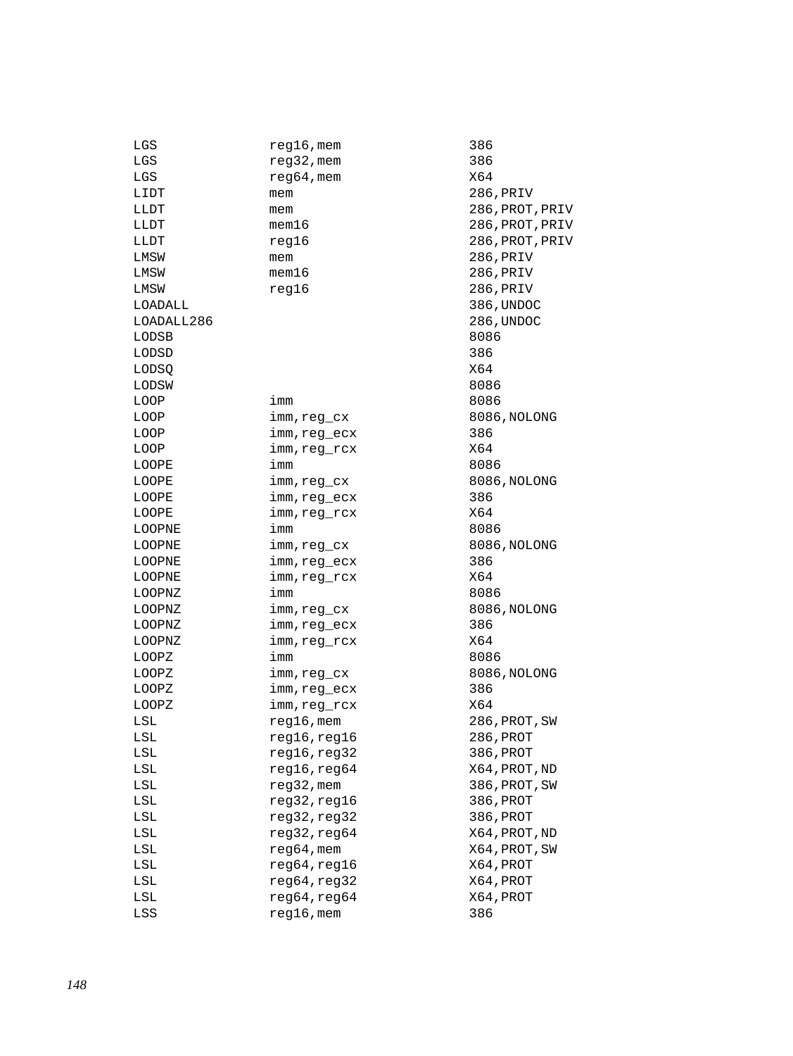```
LGS             reg16,mem            386
LGS             reg32,mem            386
LGS             reg64,mem            X64
LIDT            mem                  286,PRIV
LLDT            mem                  286,PROT,PRIV
LLDT            mem16                286,PROT,PRIV
LLDT            reg16                286,PROT,PRIV
LMSW            mem                  286,PRIV
LMSW            mem16                286,PRIV
LMSW            reg16                286,PRIV
LOADALL                              386,UNDOC
LOADALL286                           286,UNDOC
LODSB                                8086
LODSD                                386
LODSQ                                X64
LODSW                                8086
LOOP            imm                  8086
LOOP            imm,reg_cx           8086,NOLONG
LOOP            imm,reg_ecx          386
LOOP            imm,reg_rcx          X64
LOOPE           imm                  8086
LOOPE           imm,reg_cx           8086,NOLONG
LOOPE           imm,reg_ecx          386
LOOPE           imm,reg_rcx          X64
LOOPNE          imm                  8086
LOOPNE          imm,reg_cx           8086,NOLONG
LOOPNE          imm,reg_ecx          386
LOOPNE          imm,reg_rcx          X64
LOOPNZ          imm                  8086
LOOPNZ          imm,reg_cx           8086,NOLONG
LOOPNZ          imm,reg_ecx          386
LOOPNZ          imm,reg_rcx          X64
LOOPZ           imm                  8086
LOOPZ           imm,reg_cx           8086,NOLONG
LOOPZ           imm,reg_ecx          386
LOOPZ           imm,reg_rcx          X64
LSL             reg16,mem            286,PROT,SW
LSL             reg16,reg16          286,PROT
LSL             reg16,reg32          386,PROT
LSL             reg16,reg64          X64,PROT,ND
LSL             reg32,mem            386,PROT,SW
LSL             reg32,reg16          386,PROT
LSL             reg32,reg32          386,PROT
LSL             reg32,reg64          X64,PROT,ND
LSL             reg64,mem            X64,PROT,SW
LSL             reg64,reg16          X64,PROT
LSL             reg64,reg32          X64,PROT
LSL             reg64,reg64          X64,PROT
LSS             reg16,mem            386
```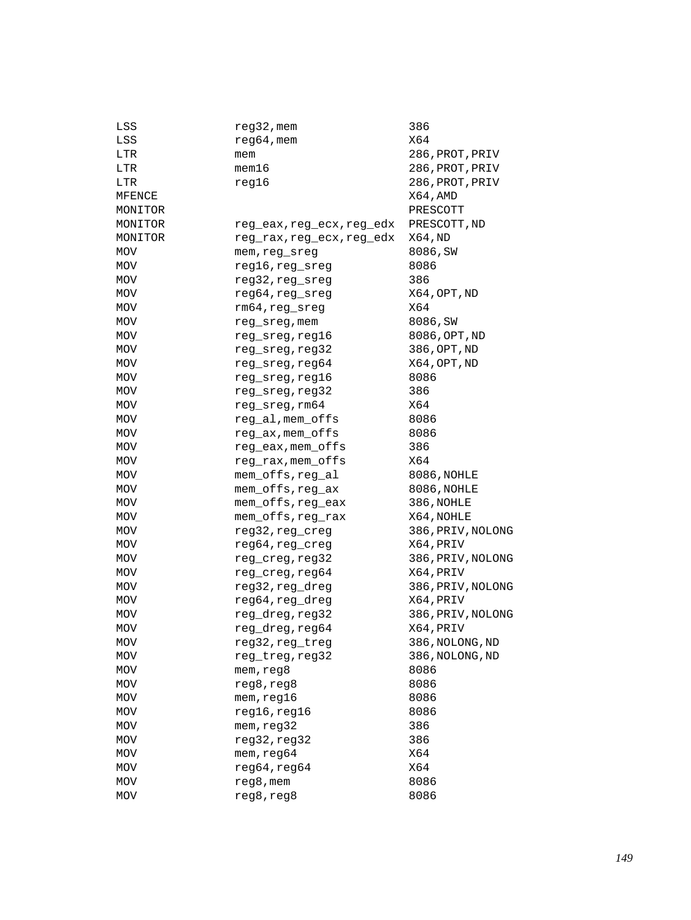```
LSS             reg32,mem                386
LSS             reg64,mem                X64
LTR             mem                      286,PROT,PRIV
LTR             mem16                    286,PROT,PRIV
LTR             reg16                    286,PROT,PRIV
MFENCE                                   X64,AMD
MONITOR                                  PRESCOTT
MONITOR         reg_eax,reg_ecx,reg_edx  PRESCOTT,ND
MONITOR         reg_rax,reg_ecx,reg_edx  X64,ND
MOV             mem,reg_sreg             8086,SW
MOV             reg16,reg_sreg           8086
MOV             reg32,reg_sreg           386
MOV             reg64,reg_sreg           X64,OPT,ND
MOV             rm64,reg_sreg            X64
MOV             reg_sreg,mem             8086,SW
MOV             reg_sreg,reg16           8086,OPT,ND
MOV             reg_sreg,reg32           386,OPT,ND
MOV             reg_sreg,reg64           X64,OPT,ND
MOV             reg_sreg,reg16           8086
MOV             reg_sreg,reg32           386
MOV             reg_sreg,rm64            X64
MOV             reg_al,mem_offs          8086
MOV             reg_ax,mem_offs          8086
MOV             reg_eax,mem_offs         386
MOV             reg_rax,mem_offs         X64
MOV             mem_offs,reg_al          8086,NOHLE
MOV             mem_offs,reg_ax          8086,NOHLE
MOV             mem_offs,reg_eax         386,NOHLE
MOV             mem_offs,reg_rax         X64,NOHLE
MOV             reg32,reg_creg           386,PRIV,NOLONG
MOV             reg64,reg_creg           X64,PRIV
MOV             reg_creg,reg32           386,PRIV,NOLONG
MOV             reg_creg,reg64           X64,PRIV
MOV             reg32,reg_dreg           386,PRIV,NOLONG
MOV             reg64,reg_dreg           X64,PRIV
MOV             reg_dreg,reg32           386,PRIV,NOLONG
MOV             reg_dreg,reg64           X64,PRIV
MOV             reg32,reg_treg           386,NOLONG,ND
MOV             reg_treg,reg32           386,NOLONG,ND
MOV             mem,reg8                 8086
MOV             reg8,reg8                8086
MOV             mem,reg16                8086
MOV             reg16,reg16              8086
MOV             mem,reg32                386
MOV             reg32,reg32              386
MOV             mem,reg64                X64
MOV             reg64,reg64              X64
MOV             reg8,mem                 8086
MOV             reg8,reg8                8086
```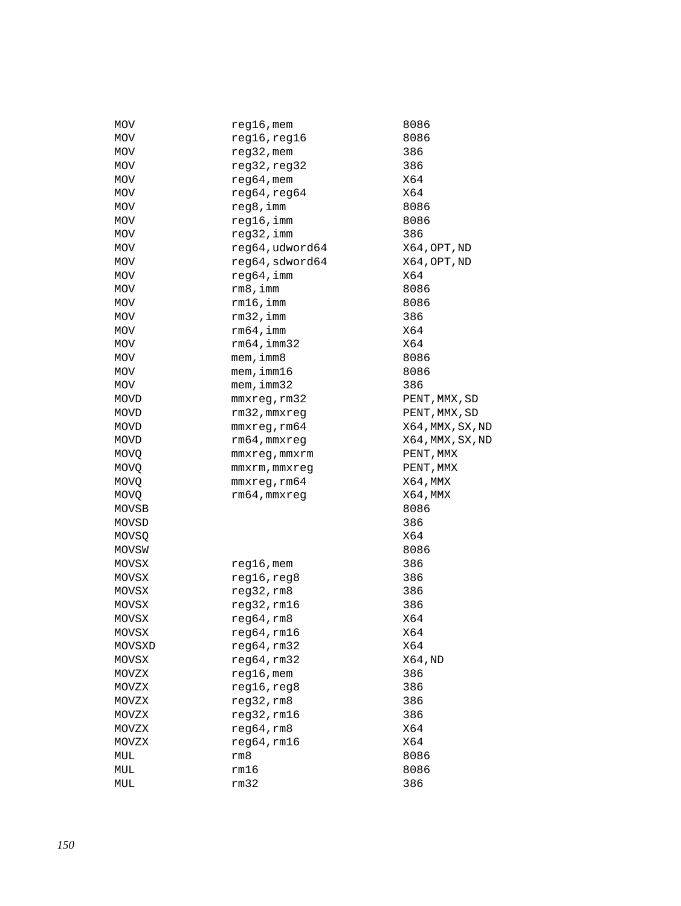```
MOV           reg16,mem            8086
MOV           reg16,reg16          8086
MOV           reg32,mem            386
MOV           reg32,reg32          386
MOV           reg64,mem            X64
MOV           reg64,reg64          X64
MOV           reg8,imm             8086
MOV           reg16,imm            8086
MOV           reg32,imm            386
MOV           reg64,udword64       X64,OPT,ND
MOV           reg64,sdword64       X64,OPT,ND
MOV           reg64,imm            X64
MOV           rm8,imm              8086
MOV           rm16,imm             8086
MOV           rm32,imm             386
MOV           rm64,imm             X64
MOV           rm64,imm32           X64
MOV           mem,imm8             8086
MOV           mem,imm16            8086
MOV           mem,imm32            386
MOVD          mmxreg,rm32          PENT,MMX,SD
MOVD          rm32,mmxreg          PENT,MMX,SD
MOVD          mmxreg,rm64          X64,MMX,SX,ND
MOVD          rm64,mmxreg          X64,MMX,SX,ND
MOVQ          mmxreg,mmxrm         PENT,MMX
MOVQ          mmxrm,mmxreg         PENT,MMX
MOVQ          mmxreg,rm64          X64,MMX
MOVQ          rm64,mmxreg          X64,MMX
MOVSB                              8086
MOVSD                              386
MOVSQ                              X64
MOVSW                              8086
MOVSX         reg16,mem            386
MOVSX         reg16,reg8           386
MOVSX         reg32,rm8            386
MOVSX         reg32,rm16           386
MOVSX         reg64,rm8            X64
MOVSX         reg64,rm16           X64
MOVSXD        reg64,rm32           X64
MOVSX         reg64,rm32           X64,ND
MOVZX         reg16,mem            386
MOVZX         reg16,reg8           386
MOVZX         reg32,rm8            386
MOVZX         reg32,rm16           386
MOVZX         reg64,rm8            X64
MOVZX         reg64,rm16           X64
MUL           rm8                  8086
MUL           rm16                 8086
MUL           rm32                 386
```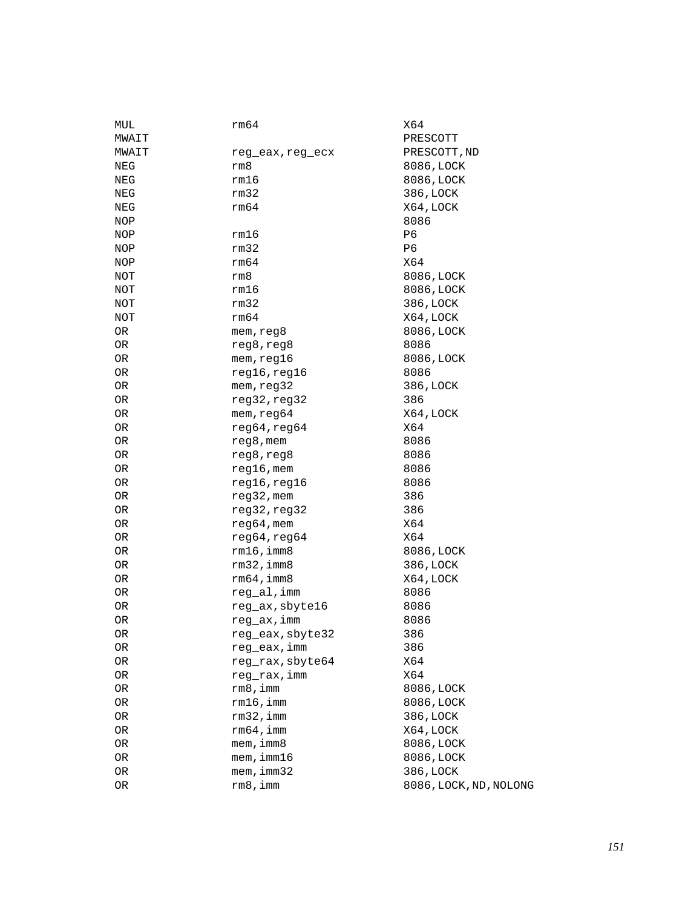```
MUL         rm64                X64
MWAIT                           PRESCOTT
MWAIT       reg_eax,reg_ecx     PRESCOTT,ND
NEG         rm8                 8086,LOCK
NEG         rm16                8086,LOCK
NEG         rm32                386,LOCK
NEG         rm64                X64,LOCK
NOP                             8086
NOP         rm16                P6
NOP         rm32                P6
NOP         rm64                X64
NOT         rm8                 8086,LOCK
NOT         rm16                8086,LOCK
NOT         rm32                386,LOCK
NOT         rm64                X64,LOCK
OR          mem,reg8            8086,LOCK
OR          reg8,reg8           8086
OR          mem,reg16           8086,LOCK
OR          reg16,reg16         8086
OR          mem,reg32           386,LOCK
OR          reg32,reg32         386
OR          mem,reg64           X64,LOCK
OR          reg64,reg64         X64
OR          reg8,mem            8086
OR          reg8,reg8           8086
OR          reg16,mem           8086
OR          reg16,reg16         8086
OR          reg32,mem           386
OR          reg32,reg32         386
OR          reg64,mem           X64
OR          reg64,reg64         X64
OR          rm16,imm8           8086,LOCK
OR          rm32,imm8           386,LOCK
OR          rm64,imm8           X64,LOCK
OR          reg_al,imm          8086
OR          reg_ax,sbyte16      8086
OR          reg_ax,imm          8086
OR          reg_eax,sbyte32     386
OR          reg_eax,imm         386
OR          reg_rax,sbyte64     X64
OR          reg_rax,imm         X64
OR          rm8,imm             8086,LOCK
OR          rm16,imm            8086,LOCK
OR          rm32,imm            386,LOCK
OR          rm64,imm            X64,LOCK
OR          mem,imm8            8086,LOCK
OR          mem,imm16           8086,LOCK
OR          mem,imm32           386,LOCK
OR          rm8,imm             8086,LOCK,ND,NOLONG
```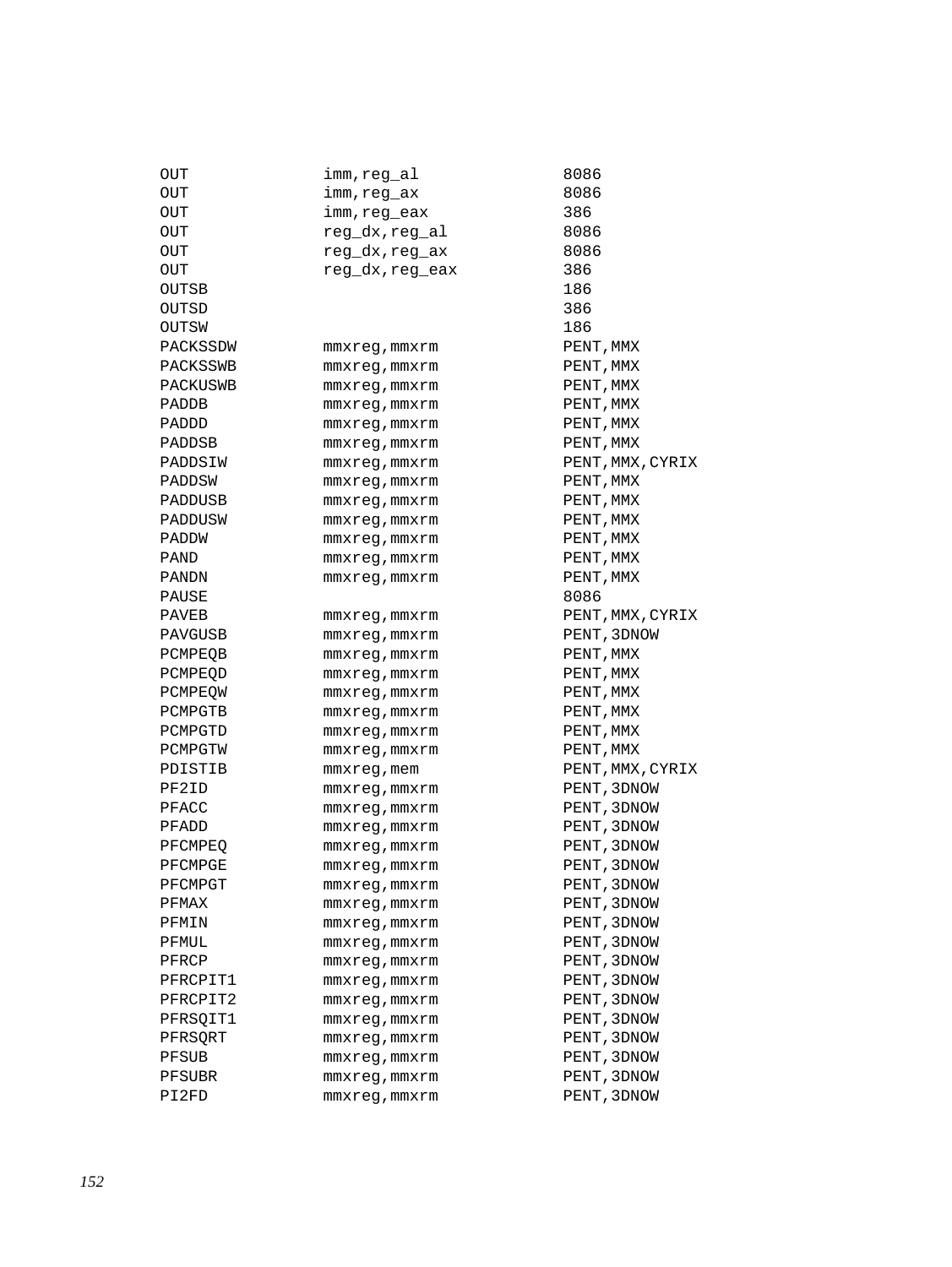```
OUT             imm,reg_al              8086
OUT             imm,reg_ax              8086
OUT             imm,reg_eax             386
OUT             reg_dx,reg_al           8086
OUT             reg_dx,reg_ax           8086
OUT             reg_dx,reg_eax          386
OUTSB                                   186
OUTSD                                   386
OUTSW                                   186
PACKSSDW        mmxreg,mmxrm            PENT,MMX
PACKSSWB        mmxreg,mmxrm            PENT,MMX
PACKUSWB        mmxreg,mmxrm            PENT,MMX
PADDB           mmxreg,mmxrm            PENT,MMX
PADDD           mmxreg,mmxrm            PENT,MMX
PADDSB          mmxreg,mmxrm            PENT,MMX
PADDSIW         mmxreg,mmxrm            PENT,MMX,CYRIX
PADDSW          mmxreg,mmxrm            PENT,MMX
PADDUSB         mmxreg,mmxrm            PENT,MMX
PADDUSW         mmxreg,mmxrm            PENT,MMX
PADDW           mmxreg,mmxrm            PENT,MMX
PAND            mmxreg,mmxrm            PENT,MMX
PANDN           mmxreg,mmxrm            PENT,MMX
PAUSE                                   8086
PAVEB           mmxreg,mmxrm            PENT,MMX,CYRIX
PAVGUSB         mmxreg,mmxrm            PENT,3DNOW
PCMPEQB         mmxreg,mmxrm            PENT,MMX
PCMPEQD         mmxreg,mmxrm            PENT,MMX
PCMPEQW         mmxreg,mmxrm            PENT,MMX
PCMPGTB         mmxreg,mmxrm            PENT,MMX
PCMPGTD         mmxreg,mmxrm            PENT,MMX
PCMPGTW         mmxreg,mmxrm            PENT,MMX
PDISTIB         mmxreg,mem              PENT,MMX,CYRIX
PF2ID           mmxreg,mmxrm            PENT,3DNOW
PFACC           mmxreg,mmxrm            PENT,3DNOW
PFADD           mmxreg,mmxrm            PENT,3DNOW
PFCMPEQ         mmxreg,mmxrm            PENT,3DNOW
PFCMPGE         mmxreg,mmxrm            PENT,3DNOW
PFCMPGT         mmxreg,mmxrm            PENT,3DNOW
PFMAX           mmxreg,mmxrm            PENT,3DNOW
PFMIN           mmxreg,mmxrm            PENT,3DNOW
PFMUL           mmxreg,mmxrm            PENT,3DNOW
PFRCP           mmxreg,mmxrm            PENT,3DNOW
PFRCPIT1        mmxreg,mmxrm            PENT,3DNOW
PFRCPIT2        mmxreg,mmxrm            PENT,3DNOW
PFRSQIT1        mmxreg,mmxrm            PENT,3DNOW
PFRSQRT         mmxreg,mmxrm            PENT,3DNOW
PFSUB           mmxreg,mmxrm            PENT,3DNOW
PFSUBR          mmxreg,mmxrm            PENT,3DNOW
PI2FD           mmxreg,mmxrm            PENT,3DNOW
```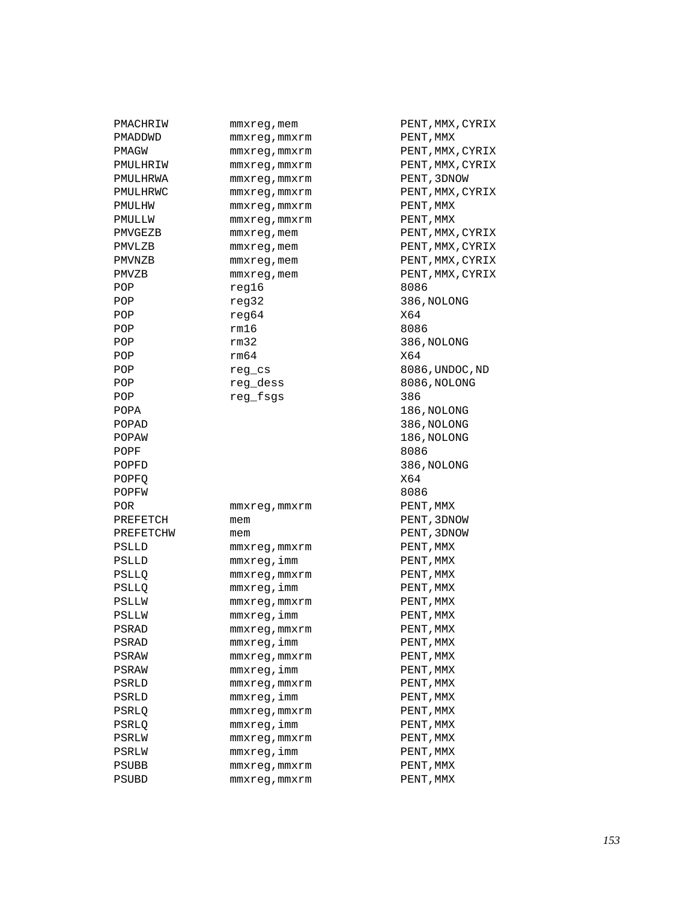```
PMACHRIW        mmxreg,mem          PENT,MMX,CYRIX
PMADDWD         mmxreg,mmxrm        PENT,MMX
PMAGW           mmxreg,mmxrm        PENT,MMX,CYRIX
PMULHRIW        mmxreg,mmxrm        PENT,MMX,CYRIX
PMULHRWA        mmxreg,mmxrm        PENT,3DNOW
PMULHRWC        mmxreg,mmxrm        PENT,MMX,CYRIX
PMULHW          mmxreg,mmxrm        PENT,MMX
PMULLW          mmxreg,mmxrm        PENT,MMX
PMVGEZB         mmxreg,mem          PENT,MMX,CYRIX
PMVLZB          mmxreg,mem          PENT,MMX,CYRIX
PMVNZB          mmxreg,mem          PENT,MMX,CYRIX
PMVZB           mmxreg,mem          PENT,MMX,CYRIX
POP             reg16               8086
POP             reg32               386,NOLONG
POP             reg64               X64
POP             rm16                8086
POP             rm32                386,NOLONG
POP             rm64                X64
POP             reg_cs              8086,UNDOC,ND
POP             reg_dess            8086,NOLONG
POP             reg_fsgs            386
POPA                                186,NOLONG
POPAD                               386,NOLONG
POPAW                               186,NOLONG
POPF                                8086
POPFD                               386,NOLONG
POPFQ                               X64
POPFW                               8086
POR             mmxreg,mmxrm        PENT,MMX
PREFETCH        mem                 PENT,3DNOW
PREFETCHW       mem                 PENT,3DNOW
PSLLD           mmxreg,mmxrm        PENT,MMX
PSLLD           mmxreg,imm          PENT,MMX
PSLLQ           mmxreg,mmxrm        PENT,MMX
PSLLQ           mmxreg,imm          PENT,MMX
PSLLW           mmxreg,mmxrm        PENT,MMX
PSLLW           mmxreg,imm          PENT,MMX
PSRAD           mmxreg,mmxrm        PENT,MMX
PSRAD           mmxreg,imm          PENT,MMX
PSRAW           mmxreg,mmxrm        PENT,MMX
PSRAW           mmxreg,imm          PENT,MMX
PSRLD           mmxreg,mmxrm        PENT,MMX
PSRLD           mmxreg,imm          PENT,MMX
PSRLQ           mmxreg,mmxrm        PENT,MMX
PSRLQ           mmxreg,imm          PENT,MMX
PSRLW           mmxreg,mmxrm        PENT,MMX
PSRLW           mmxreg,imm          PENT,MMX
PSUBB           mmxreg,mmxrm        PENT,MMX
PSUBD           mmxreg,mmxrm        PENT,MMX
```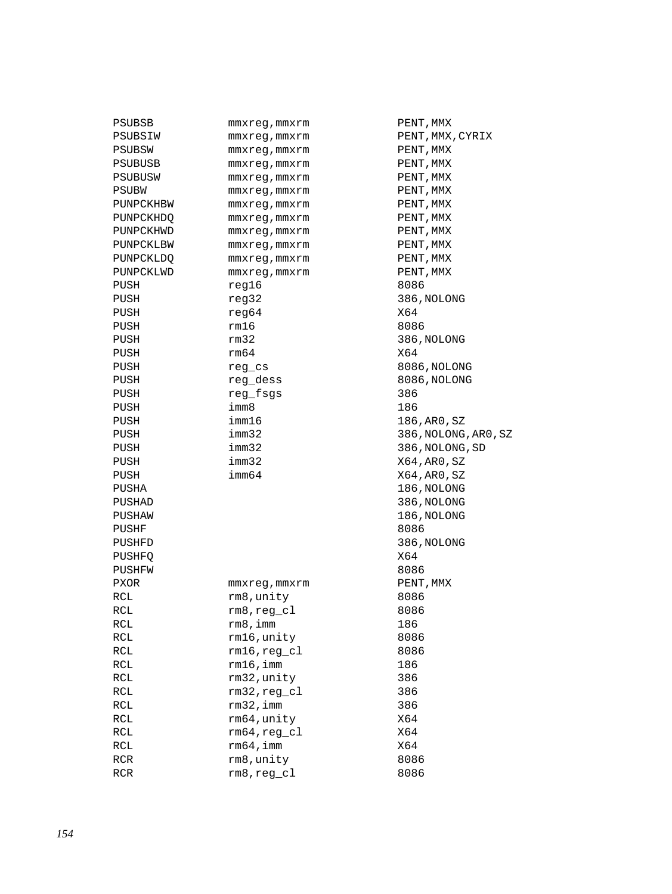```
PSUBSB          mmxreg,mmxrm        PENT,MMX
PSUBSIW         mmxreg,mmxrm        PENT,MMX,CYRIX
PSUBSW          mmxreg,mmxrm        PENT,MMX
PSUBUSB         mmxreg,mmxrm        PENT,MMX
PSUBUSW         mmxreg,mmxrm        PENT,MMX
PSUBW           mmxreg,mmxrm        PENT,MMX
PUNPCKHBW       mmxreg,mmxrm        PENT,MMX
PUNPCKHDQ       mmxreg,mmxrm        PENT,MMX
PUNPCKHWD       mmxreg,mmxrm        PENT,MMX
PUNPCKLBW       mmxreg,mmxrm        PENT,MMX
PUNPCKLDQ       mmxreg,mmxrm        PENT,MMX
PUNPCKLWD       mmxreg,mmxrm        PENT,MMX
PUSH            reg16               8086
PUSH            reg32               386,NOLONG
PUSH            reg64               X64
PUSH            rm16                8086
PUSH            rm32                386,NOLONG
PUSH            rm64                X64
PUSH            reg_cs              8086,NOLONG
PUSH            reg_dess            8086,NOLONG
PUSH            reg_fsgs            386
PUSH            imm8                186
PUSH            imm16               186,AR0,SZ
PUSH            imm32               386,NOLONG,AR0,SZ
PUSH            imm32               386,NOLONG,SD
PUSH            imm32               X64,AR0,SZ
PUSH            imm64               X64,AR0,SZ
PUSHA                               186,NOLONG
PUSHAD                              386,NOLONG
PUSHAW                              186,NOLONG
PUSHF                               8086
PUSHFD                              386,NOLONG
PUSHFQ                              X64
PUSHFW                              8086
PXOR            mmxreg,mmxrm        PENT,MMX
RCL             rm8,unity           8086
RCL             rm8,reg_cl          8086
RCL             rm8,imm             186
RCL             rm16,unity          8086
RCL             rm16,reg_cl         8086
RCL             rm16,imm            186
RCL             rm32,unity          386
RCL             rm32,reg_cl         386
RCL             rm32,imm            386
RCL             rm64,unity          X64
RCL             rm64,reg_cl         X64
RCL             rm64,imm            X64
RCR             rm8,unity           8086
RCR             rm8,reg_cl          8086
```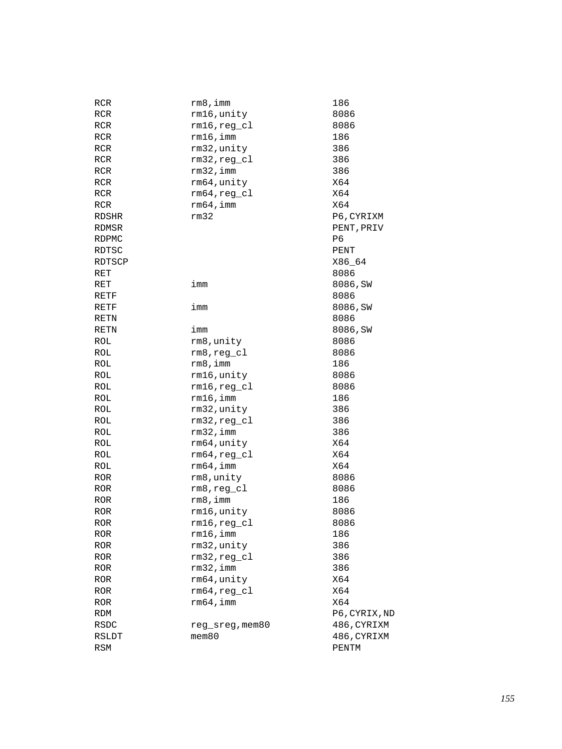```
RCR             rm8,imm                 186
RCR             rm16,unity              8086
RCR             rm16,reg_cl             8086
RCR             rm16,imm                186
RCR             rm32,unity              386
RCR             rm32,reg_cl             386
RCR             rm32,imm                386
RCR             rm64,unity              X64
RCR             rm64,reg_cl             X64
RCR             rm64,imm                X64
RDSHR           rm32                    P6,CYRIXM
RDMSR                                   PENT,PRIV
RDPMC                                   P6
RDTSC                                   PENT
RDTSCP                                  X86_64
RET                                     8086
RET             imm                     8086,SW
RETF                                    8086
RETF            imm                     8086,SW
RETN                                    8086
RETN            imm                     8086,SW
ROL             rm8,unity               8086
ROL             rm8,reg_cl              8086
ROL             rm8,imm                 186
ROL             rm16,unity              8086
ROL             rm16,reg_cl             8086
ROL             rm16,imm                186
ROL             rm32,unity              386
ROL             rm32,reg_cl             386
ROL             rm32,imm                386
ROL             rm64,unity              X64
ROL             rm64,reg_cl             X64
ROL             rm64,imm                X64
ROR             rm8,unity               8086
ROR             rm8,reg_cl              8086
ROR             rm8,imm                 186
ROR             rm16,unity              8086
ROR             rm16,reg_cl             8086
ROR             rm16,imm                186
ROR             rm32,unity              386
ROR             rm32,reg_cl             386
ROR             rm32,imm                386
ROR             rm64,unity              X64
ROR             rm64,reg_cl             X64
ROR             rm64,imm                X64
RDM                                     P6,CYRIX,ND
RSDC            reg_sreg,mem80          486,CYRIXM
RSLDT           mem80                   486,CYRIXM
RSM                                     PENTM
```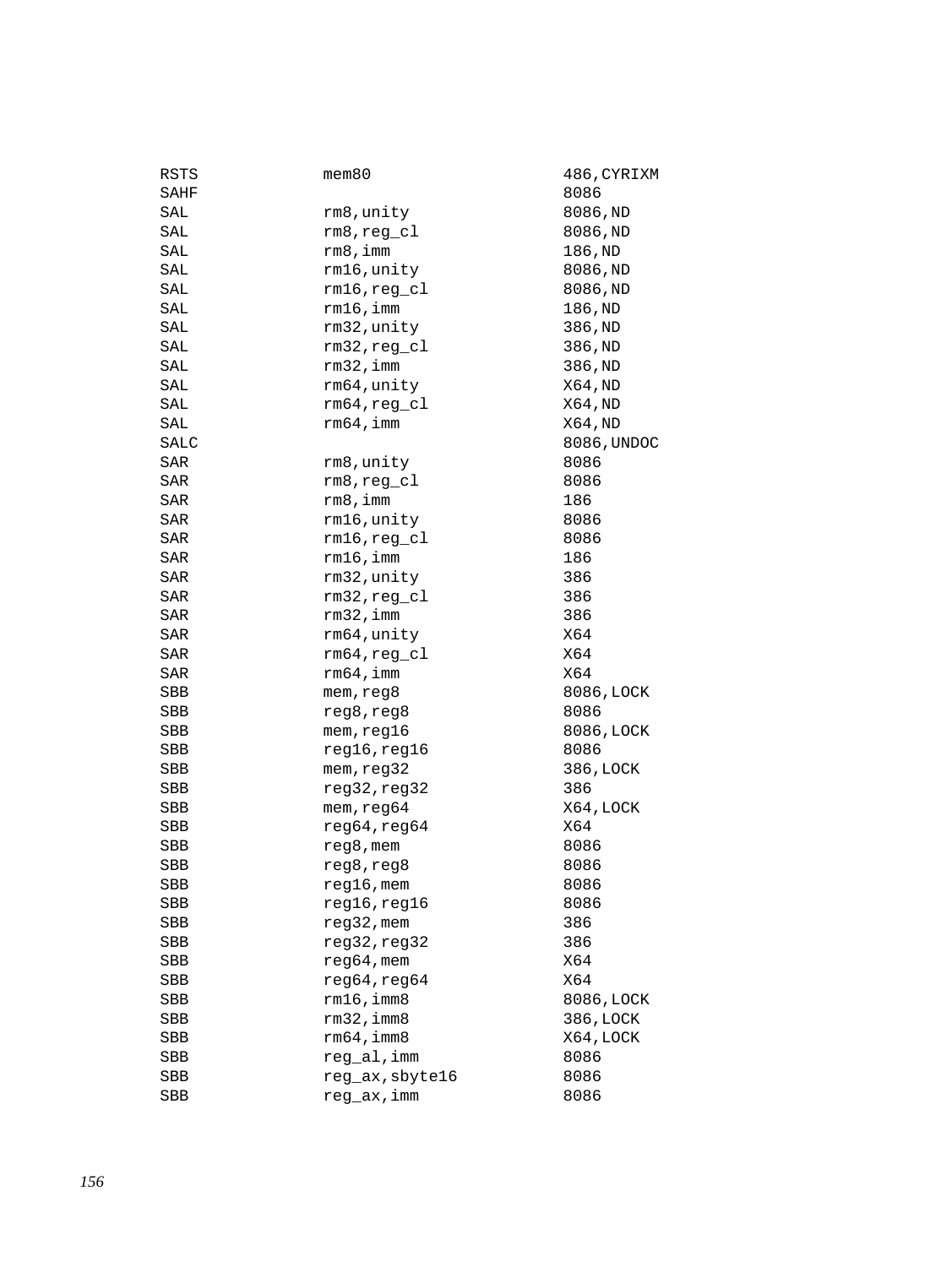```
RSTS            mem80                   486,CYRIXM
SAHF                                    8086
SAL             rm8,unity               8086,ND
SAL             rm8,reg_cl              8086,ND
SAL             rm8,imm                 186,ND
SAL             rm16,unity              8086,ND
SAL             rm16,reg_cl             8086,ND
SAL             rm16,imm                186,ND
SAL             rm32,unity              386,ND
SAL             rm32,reg_cl             386,ND
SAL             rm32,imm                386,ND
SAL             rm64,unity              X64,ND
SAL             rm64,reg_cl             X64,ND
SAL             rm64,imm                X64,ND
SALC                                    8086,UNDOC
SAR             rm8,unity               8086
SAR             rm8,reg_cl              8086
SAR             rm8,imm                 186
SAR             rm16,unity              8086
SAR             rm16,reg_cl             8086
SAR             rm16,imm                186
SAR             rm32,unity              386
SAR             rm32,reg_cl             386
SAR             rm32,imm                386
SAR             rm64,unity              X64
SAR             rm64,reg_cl             X64
SAR             rm64,imm                X64
SBB             mem,reg8                8086,LOCK
SBB             reg8,reg8               8086
SBB             mem,reg16               8086,LOCK
SBB             reg16,reg16             8086
SBB             mem,reg32               386,LOCK
SBB             reg32,reg32             386
SBB             mem,reg64               X64,LOCK
SBB             reg64,reg64             X64
SBB             reg8,mem                8086
SBB             reg8,reg8               8086
SBB             reg16,mem               8086
SBB             reg16,reg16             8086
SBB             reg32,mem               386
SBB             reg32,reg32             386
SBB             reg64,mem               X64
SBB             reg64,reg64             X64
SBB             rm16,imm8               8086,LOCK
SBB             rm32,imm8               386,LOCK
SBB             rm64,imm8               X64,LOCK
SBB             reg_al,imm              8086
SBB             reg_ax,sbyte16          8086
SBB             reg_ax,imm              8086
```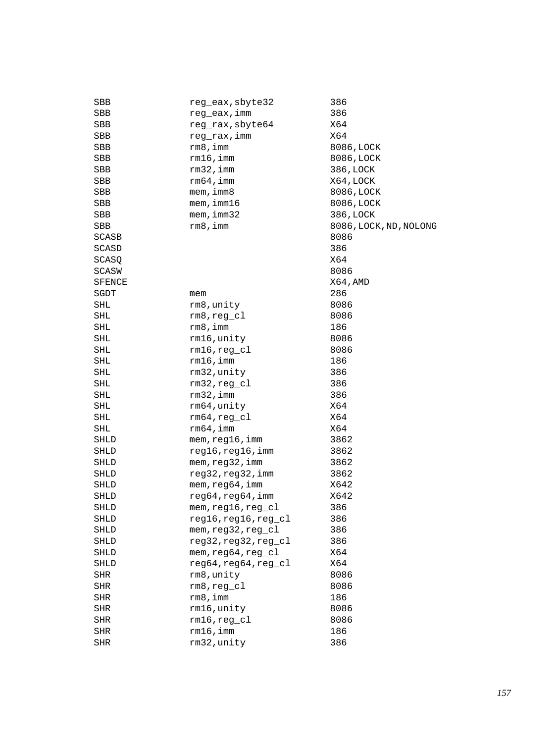```
SBB             reg_eax,sbyte32        386
SBB             reg_eax,imm            386
SBB             reg_rax,sbyte64        X64
SBB             reg_rax,imm            X64
SBB             rm8,imm                8086,LOCK
SBB             rm16,imm               8086,LOCK
SBB             rm32,imm               386,LOCK
SBB             rm64,imm               X64,LOCK
SBB             mem,imm8               8086,LOCK
SBB             mem,imm16              8086,LOCK
SBB             mem,imm32              386,LOCK
SBB             rm8,imm                8086,LOCK,ND,NOLONG
SCASB                                  8086
SCASD                                  386
SCASQ                                  X64
SCASW                                  8086
SFENCE                                 X64,AMD
SGDT            mem                    286
SHL             rm8,unity              8086
SHL             rm8,reg_cl             8086
SHL             rm8,imm                186
SHL             rm16,unity             8086
SHL             rm16,reg_cl            8086
SHL             rm16,imm               186
SHL             rm32,unity             386
SHL             rm32,reg_cl            386
SHL             rm32,imm               386
SHL             rm64,unity             X64
SHL             rm64,reg_cl            X64
SHL             rm64,imm               X64
SHLD            mem,reg16,imm          3862
SHLD            reg16,reg16,imm        3862
SHLD            mem,reg32,imm          3862
SHLD            reg32,reg32,imm        3862
SHLD            mem,reg64,imm          X642
SHLD            reg64,reg64,imm        X642
SHLD            mem,reg16,reg_cl       386
SHLD            reg16,reg16,reg_cl     386
SHLD            mem,reg32,reg_cl       386
SHLD            reg32,reg32,reg_cl     386
SHLD            mem,reg64,reg_cl       X64
SHLD            reg64,reg64,reg_cl     X64
SHR             rm8,unity              8086
SHR             rm8,reg_cl             8086
SHR             rm8,imm                186
SHR             rm16,unity             8086
SHR             rm16,reg_cl            8086
SHR             rm16,imm               186
SHR             rm32,unity             386
```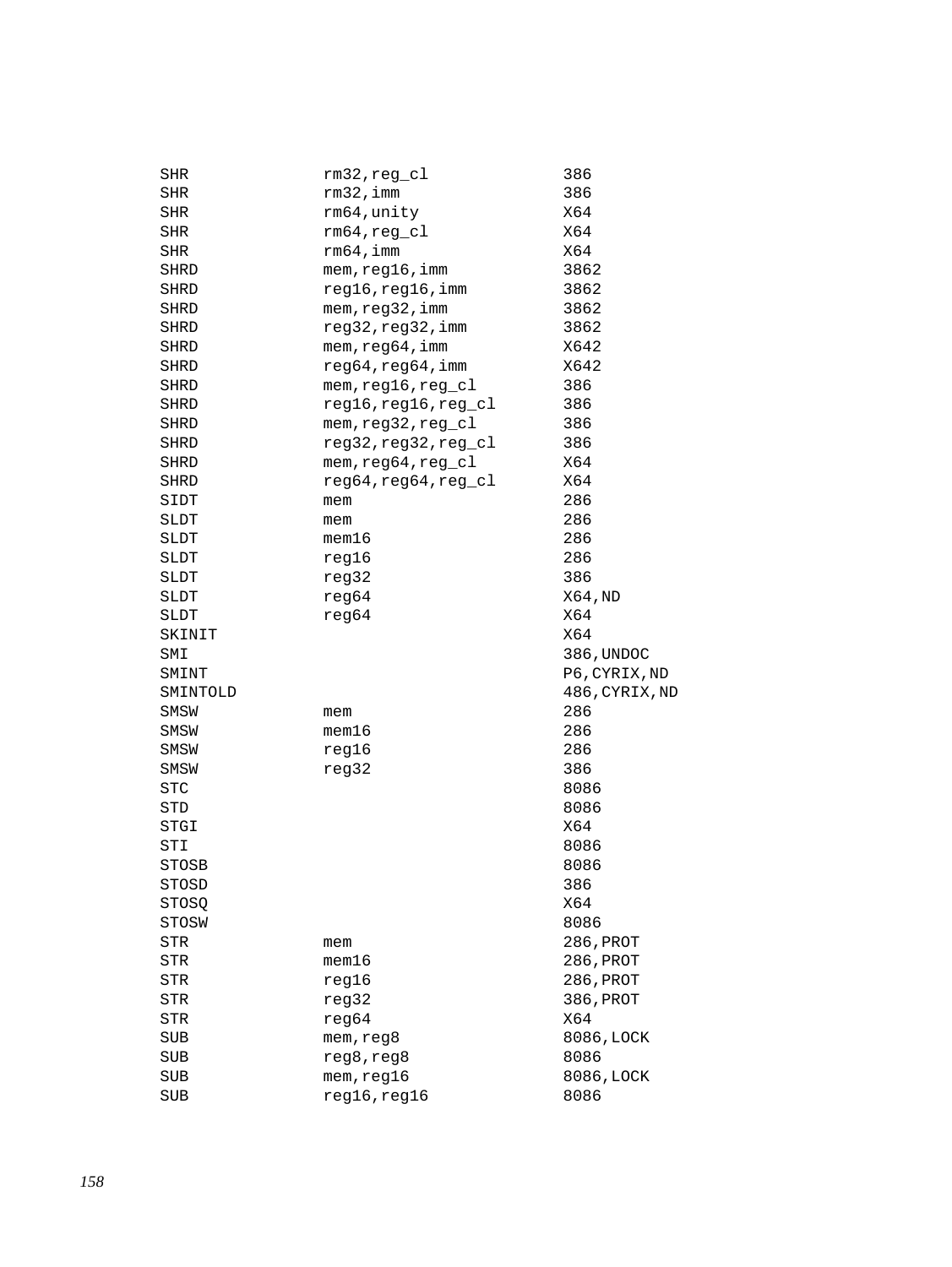```
SHR             rm32,reg_cl             386
SHR             rm32,imm                386
SHR             rm64,unity              X64
SHR             rm64,reg_cl             X64
SHR             rm64,imm                X64
SHRD            mem,reg16,imm           3862
SHRD            reg16,reg16,imm         3862
SHRD            mem,reg32,imm           3862
SHRD            reg32,reg32,imm         3862
SHRD            mem,reg64,imm           X642
SHRD            reg64,reg64,imm         X642
SHRD            mem,reg16,reg_cl        386
SHRD            reg16,reg16,reg_cl      386
SHRD            mem,reg32,reg_cl        386
SHRD            reg32,reg32,reg_cl      386
SHRD            mem,reg64,reg_cl        X64
SHRD            reg64,reg64,reg_cl      X64
SIDT            mem                     286
SLDT            mem                     286
SLDT            mem16                   286
SLDT            reg16                   286
SLDT            reg32                   386
SLDT            reg64                   X64,ND
SLDT            reg64                   X64
SKINIT                                  X64
SMI                                     386,UNDOC
SMINT                                   P6,CYRIX,ND
SMINTOLD                                486,CYRIX,ND
SMSW            mem                     286
SMSW            mem16                   286
SMSW            reg16                   286
SMSW            reg32                   386
STC                                     8086
STD                                     8086
STGI                                    X64
STI                                     8086
STOSB                                   8086
STOSD                                   386
STOSQ                                   X64
STOSW                                   8086
STR             mem                     286,PROT
STR             mem16                   286,PROT
STR             reg16                   286,PROT
STR             reg32                   386,PROT
STR             reg64                   X64
SUB             mem,reg8                8086,LOCK
SUB             reg8,reg8               8086
SUB             mem,reg16               8086,LOCK
SUB             reg16,reg16             8086
```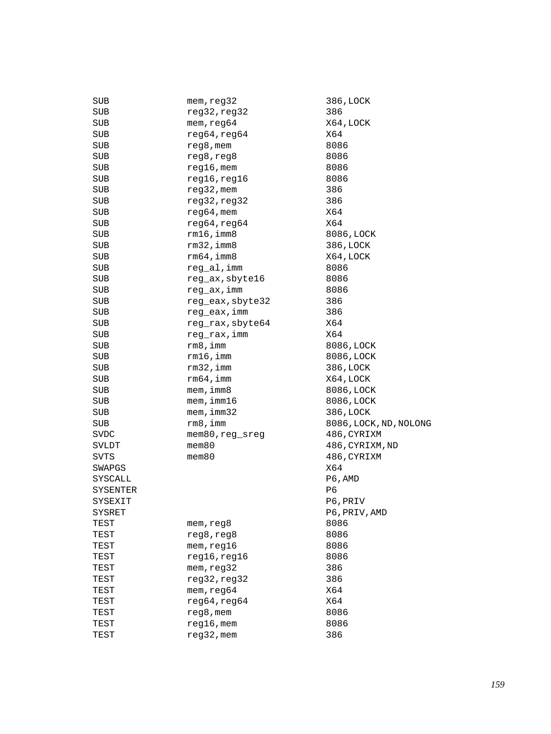```
SUB             mem,reg32               386,LOCK
SUB             reg32,reg32             386
SUB             mem,reg64               X64,LOCK
SUB             reg64,reg64             X64
SUB             reg8,mem                8086
SUB             reg8,reg8               8086
SUB             reg16,mem               8086
SUB             reg16,reg16             8086
SUB             reg32,mem               386
SUB             reg32,reg32             386
SUB             reg64,mem               X64
SUB             reg64,reg64             X64
SUB             rm16,imm8               8086,LOCK
SUB             rm32,imm8               386,LOCK
SUB             rm64,imm8               X64,LOCK
SUB             reg_al,imm              8086
SUB             reg_ax,sbyte16          8086
SUB             reg_ax,imm              8086
SUB             reg_eax,sbyte32         386
SUB             reg_eax,imm             386
SUB             reg_rax,sbyte64         X64
SUB             reg_rax,imm             X64
SUB             rm8,imm                 8086,LOCK
SUB             rm16,imm                8086,LOCK
SUB             rm32,imm                386,LOCK
SUB             rm64,imm                X64,LOCK
SUB             mem,imm8                8086,LOCK
SUB             mem,imm16               8086,LOCK
SUB             mem,imm32               386,LOCK
SUB             rm8,imm                 8086,LOCK,ND,NOLONG
SVDC            mem80,reg_sreg          486,CYRIXM
SVLDT           mem80                   486,CYRIXM,ND
SVTS            mem80                   486,CYRIXM
SWAPGS                                  X64
SYSCALL                                 P6,AMD
SYSENTER                                P6
SYSEXIT                                 P6,PRIV
SYSRET                                  P6,PRIV,AMD
TEST            mem,reg8                8086
TEST            reg8,reg8               8086
TEST            mem,reg16               8086
TEST            reg16,reg16             8086
TEST            mem,reg32               386
TEST            reg32,reg32             386
TEST            mem,reg64               X64
TEST            reg64,reg64             X64
TEST            reg8,mem                8086
TEST            reg16,mem               8086
TEST            reg32,mem               386
```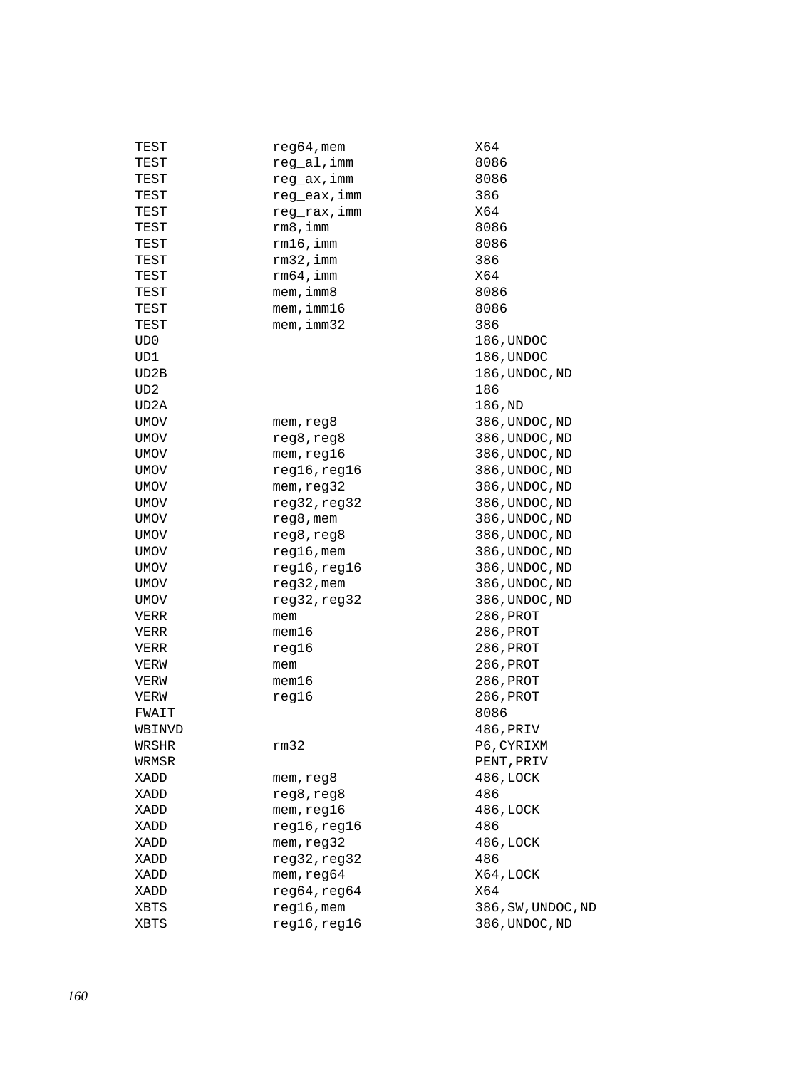```
TEST            reg64,mem                X64
TEST            reg_al,imm               8086
TEST            reg_ax,imm               8086
TEST            reg_eax,imm              386
TEST            reg_rax,imm              X64
TEST            rm8,imm                  8086
TEST            rm16,imm                 8086
TEST            rm32,imm                 386
TEST            rm64,imm                 X64
TEST            mem,imm8                 8086
TEST            mem,imm16                8086
TEST            mem,imm32                386
UD0                                      186,UNDOC
UD1                                      186,UNDOC
UD2B                                     186,UNDOC,ND
UD2                                      186
UD2A                                     186,ND
UMOV            mem,reg8                 386,UNDOC,ND
UMOV            reg8,reg8                386,UNDOC,ND
UMOV            mem,reg16                386,UNDOC,ND
UMOV            reg16,reg16              386,UNDOC,ND
UMOV            mem,reg32                386,UNDOC,ND
UMOV            reg32,reg32              386,UNDOC,ND
UMOV            reg8,mem                 386,UNDOC,ND
UMOV            reg8,reg8                386,UNDOC,ND
UMOV            reg16,mem                386,UNDOC,ND
UMOV            reg16,reg16              386,UNDOC,ND
UMOV            reg32,mem                386,UNDOC,ND
UMOV            reg32,reg32              386,UNDOC,ND
VERR            mem                      286,PROT
VERR            mem16                    286,PROT
VERR            reg16                    286,PROT
VERW            mem                      286,PROT
VERW            mem16                    286,PROT
VERW            reg16                    286,PROT
FWAIT                                    8086
WBINVD                                   486,PRIV
WRSHR           rm32                     P6,CYRIXM
WRMSR                                    PENT,PRIV
XADD            mem,reg8                 486,LOCK
XADD            reg8,reg8                486
XADD            mem,reg16                486,LOCK
XADD            reg16,reg16              486
XADD            mem,reg32                486,LOCK
XADD            reg32,reg32              486
XADD            mem,reg64                X64,LOCK
XADD            reg64,reg64              X64
XBTS            reg16,mem                386,SW,UNDOC,ND
XBTS            reg16,reg16              386,UNDOC,ND
```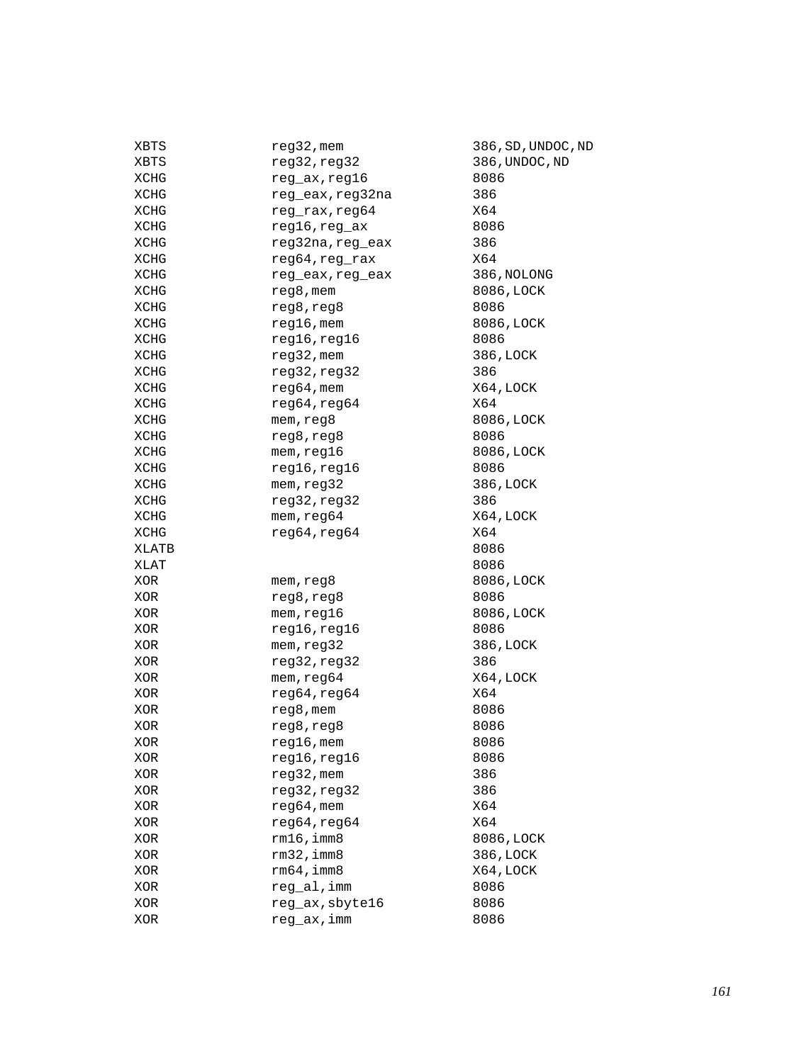```
XBTS            reg32,mem           386,SD,UNDOC,ND
XBTS            reg32,reg32         386,UNDOC,ND
XCHG            reg_ax,reg16        8086
XCHG            reg_eax,reg32na     386
XCHG            reg_rax,reg64       X64
XCHG            reg16,reg_ax        8086
XCHG            reg32na,reg_eax     386
XCHG            reg64,reg_rax       X64
XCHG            reg_eax,reg_eax     386,NOLONG
XCHG            reg8,mem            8086,LOCK
XCHG            reg8,reg8           8086
XCHG            reg16,mem           8086,LOCK
XCHG            reg16,reg16         8086
XCHG            reg32,mem           386,LOCK
XCHG            reg32,reg32         386
XCHG            reg64,mem           X64,LOCK
XCHG            reg64,reg64         X64
XCHG            mem,reg8            8086,LOCK
XCHG            reg8,reg8           8086
XCHG            mem,reg16           8086,LOCK
XCHG            reg16,reg16         8086
XCHG            mem,reg32           386,LOCK
XCHG            reg32,reg32         386
XCHG            mem,reg64           X64,LOCK
XCHG            reg64,reg64         X64
XLATB                               8086
XLAT                                8086
XOR             mem,reg8            8086,LOCK
XOR             reg8,reg8           8086
XOR             mem,reg16           8086,LOCK
XOR             reg16,reg16         8086
XOR             mem,reg32           386,LOCK
XOR             reg32,reg32         386
XOR             mem,reg64           X64,LOCK
XOR             reg64,reg64         X64
XOR             reg8,mem            8086
XOR             reg8,reg8           8086
XOR             reg16,mem           8086
XOR             reg16,reg16         8086
XOR             reg32,mem           386
XOR             reg32,reg32         386
XOR             reg64,mem           X64
XOR             reg64,reg64         X64
XOR             rm16,imm8           8086,LOCK
XOR             rm32,imm8           386,LOCK
XOR             rm64,imm8           X64,LOCK
XOR             reg_al,imm          8086
XOR             reg_ax,sbyte16      8086
XOR             reg_ax,imm          8086
```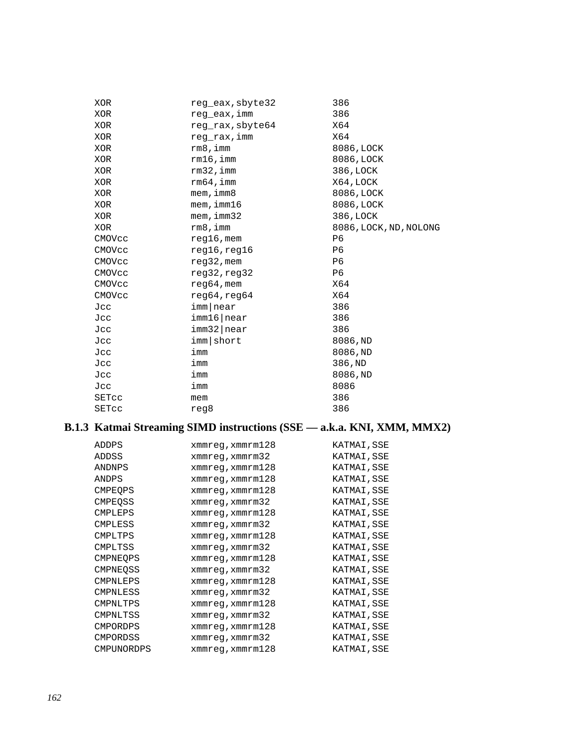```
XOR             reg_eax,sbyte32         386
XOR             reg_eax,imm             386
XOR             reg_rax,sbyte64         X64
XOR             reg_rax,imm             X64
XOR             rm8,imm                 8086,LOCK
XOR             rm16,imm                8086,LOCK
XOR             rm32,imm                386,LOCK
XOR             rm64,imm                X64,LOCK
XOR             mem,imm8                8086,LOCK
XOR             mem,imm16               8086,LOCK
XOR             mem,imm32               386,LOCK
XOR             rm8,imm                 8086,LOCK,ND,NOLONG
CMOVcc          reg16,mem               P6
CMOVcc          reg16,reg16             P6
CMOVcc          reg32,mem               P6
CMOVcc          reg32,reg32             P6
CMOVcc          reg64,mem               X64
CMOVcc          reg64,reg64             X64
Jcc             imm|near                386
Jcc             imm16|near              386
Jcc             imm32|near              386
Jcc             imm|short               8086,ND
Jcc             imm                     8086,ND
Jcc             imm                     386,ND
Jcc             imm                     8086,ND
Jcc             imm                     8086
SETcc           mem                     386
SETcc           reg8                    386
```

### B.1.3 Katmai Streaming SIMD instructions (SSE — a.k.a. KNI, XMM, MMX2)

```
ADDPS           xmmreg,xmmrm128         KATMAI,SSE
ADDSS           xmmreg,xmmrm32          KATMAI,SSE
ANDNPS          xmmreg,xmmrm128         KATMAI,SSE
ANDPS           xmmreg,xmmrm128         KATMAI,SSE
CMPEQPS         xmmreg,xmmrm128         KATMAI,SSE
CMPEQSS         xmmreg,xmmrm32          KATMAI,SSE
CMPLEPS         xmmreg,xmmrm128         KATMAI,SSE
CMPLESS         xmmreg,xmmrm32          KATMAI,SSE
CMPLTPS         xmmreg,xmmrm128         KATMAI,SSE
CMPLTSS         xmmreg,xmmrm32          KATMAI,SSE
CMPNEQPS        xmmreg,xmmrm128         KATMAI,SSE
CMPNEQSS        xmmreg,xmmrm32          KATMAI,SSE
CMPNLEPS        xmmreg,xmmrm128         KATMAI,SSE
CMPNLESS        xmmreg,xmmrm32          KATMAI,SSE
CMPNLTPS        xmmreg,xmmrm128         KATMAI,SSE
CMPNLTSS        xmmreg,xmmrm32          KATMAI,SSE
CMPORDPS        xmmreg,xmmrm128         KATMAI,SSE
CMPORDSS        xmmreg,xmmrm32          KATMAI,SSE
CMPUNORDPS      xmmreg,xmmrm128         KATMAI,SSE
```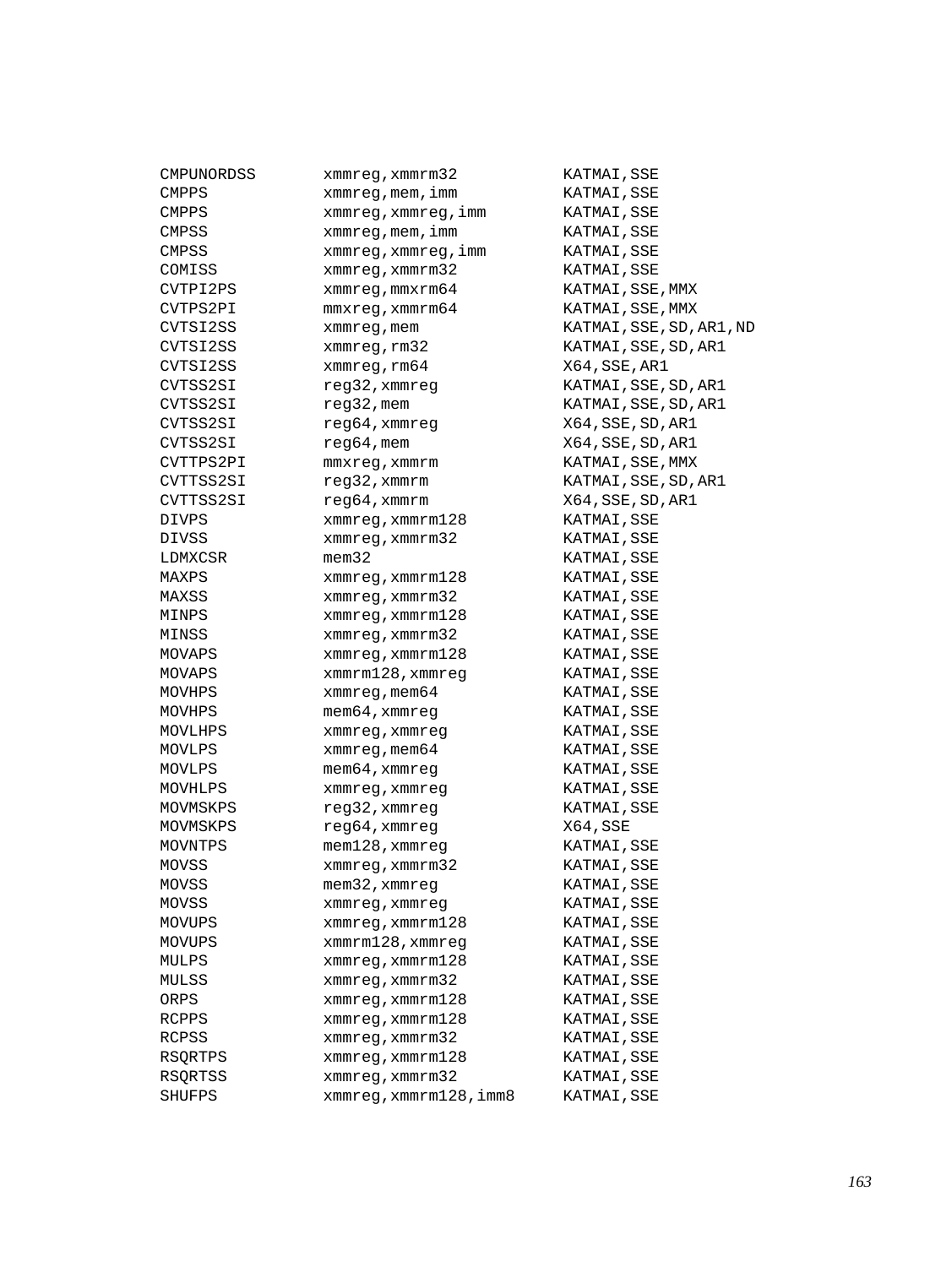```
CMPUNORDSS       xmmreg,xmmrm32          KATMAI,SSE
CMPPS            xmmreg,mem,imm          KATMAI,SSE
CMPPS            xmmreg,xmmreg,imm       KATMAI,SSE
CMPSS            xmmreg,mem,imm          KATMAI,SSE
CMPSS            xmmreg,xmmreg,imm       KATMAI,SSE
COMISS           xmmreg,xmmrm32          KATMAI,SSE
CVTPI2PS         xmmreg,mmxrm64          KATMAI,SSE,MMX
CVTPS2PI         mmxreg,xmmrm64          KATMAI,SSE,MMX
CVTSI2SS         xmmreg,mem              KATMAI,SSE,SD,AR1,ND
CVTSI2SS         xmmreg,rm32             KATMAI,SSE,SD,AR1
CVTSI2SS         xmmreg,rm64             X64,SSE,AR1
CVTSS2SI         reg32,xmmreg            KATMAI,SSE,SD,AR1
CVTSS2SI         reg32,mem               KATMAI,SSE,SD,AR1
CVTSS2SI         reg64,xmmreg            X64,SSE,SD,AR1
CVTSS2SI         reg64,mem               X64,SSE,SD,AR1
CVTTPS2PI        mmxreg,xmmrm            KATMAI,SSE,MMX
CVTTSS2SI        reg32,xmmrm             KATMAI,SSE,SD,AR1
CVTTSS2SI        reg64,xmmrm             X64,SSE,SD,AR1
DIVPS            xmmreg,xmmrm128         KATMAI,SSE
DIVSS            xmmreg,xmmrm32          KATMAI,SSE
LDMXCSR          mem32                   KATMAI,SSE
MAXPS            xmmreg,xmmrm128         KATMAI,SSE
MAXSS            xmmreg,xmmrm32          KATMAI,SSE
MINPS            xmmreg,xmmrm128         KATMAI,SSE
MINSS            xmmreg,xmmrm32          KATMAI,SSE
MOVAPS           xmmreg,xmmrm128         KATMAI,SSE
MOVAPS           xmmrm128,xmmreg         KATMAI,SSE
MOVHPS           xmmreg,mem64            KATMAI,SSE
MOVHPS           mem64,xmmreg            KATMAI,SSE
MOVLHPS          xmmreg,xmmreg           KATMAI,SSE
MOVLPS           xmmreg,mem64            KATMAI,SSE
MOVLPS           mem64,xmmreg            KATMAI,SSE
MOVHLPS          xmmreg,xmmreg           KATMAI,SSE
MOVMSKPS         reg32,xmmreg            KATMAI,SSE
MOVMSKPS         reg64,xmmreg            X64,SSE
MOVNTPS          mem128,xmmreg           KATMAI,SSE
MOVSS            xmmreg,xmmrm32          KATMAI,SSE
MOVSS            mem32,xmmreg            KATMAI,SSE
MOVSS            xmmreg,xmmreg           KATMAI,SSE
MOVUPS           xmmreg,xmmrm128         KATMAI,SSE
MOVUPS           xmmrm128,xmmreg         KATMAI,SSE
MULPS            xmmreg,xmmrm128         KATMAI,SSE
MULSS            xmmreg,xmmrm32          KATMAI,SSE
ORPS             xmmreg,xmmrm128         KATMAI,SSE
RCPPS            xmmreg,xmmrm128         KATMAI,SSE
RCPSS            xmmreg,xmmrm32          KATMAI,SSE
RSQRTPS          xmmreg,xmmrm128         KATMAI,SSE
RSQRTSS          xmmreg,xmmrm32          KATMAI,SSE
SHUFPS           xmmreg,xmmrm128,imm8    KATMAI,SSE
```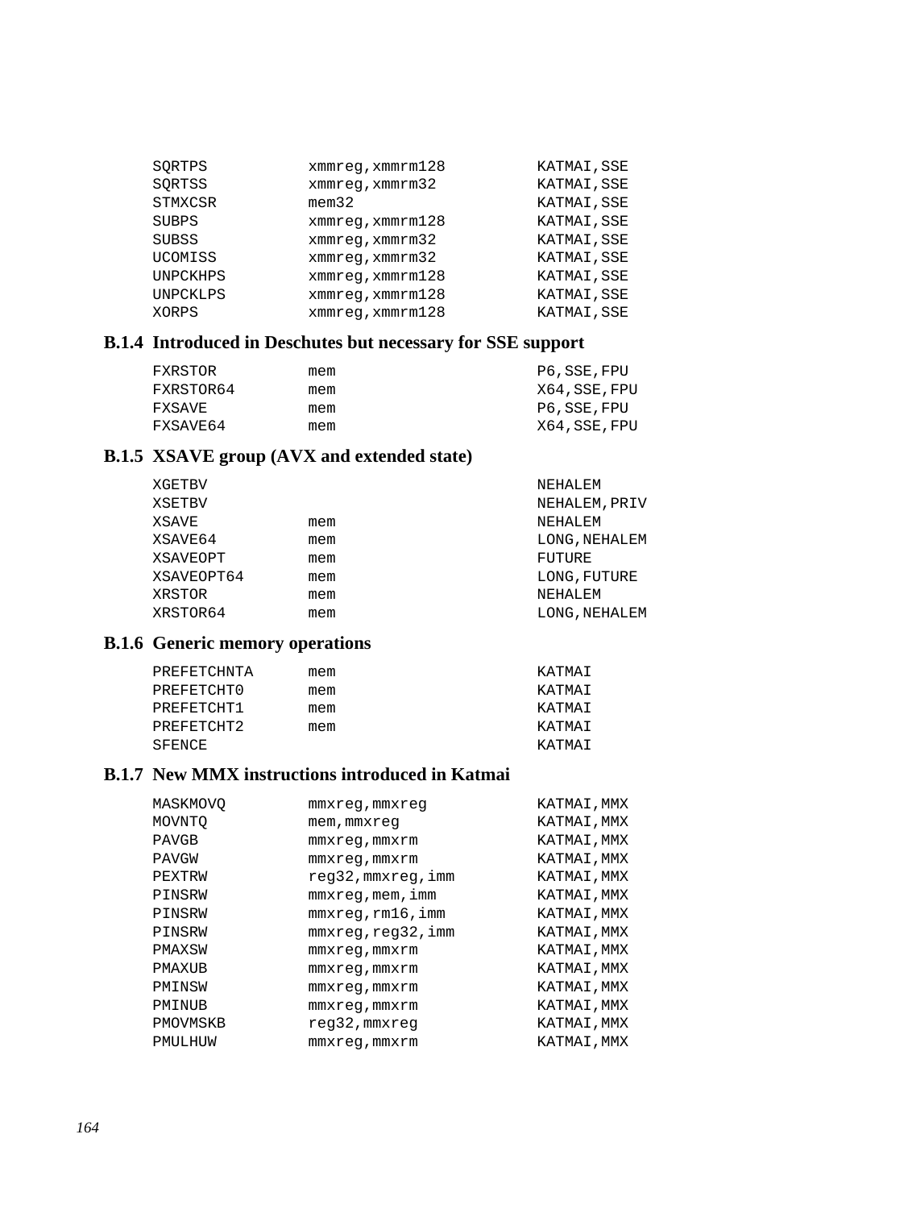```
SQRTPS          xmmreg,xmmrm128         KATMAI,SSE
SQRTSS          xmmreg,xmmrm32          KATMAI,SSE
STMXCSR         mem32                   KATMAI,SSE
SUBPS           xmmreg,xmmrm128         KATMAI,SSE
SUBSS           xmmreg,xmmrm32          KATMAI,SSE
UCOMISS         xmmreg,xmmrm32          KATMAI,SSE
UNPCKHPS        xmmreg,xmmrm128         KATMAI,SSE
UNPCKLPS        xmmreg,xmmrm128         KATMAI,SSE
XORPS           xmmreg,xmmrm128         KATMAI,SSE
```

### B.1.4 Introduced in Deschutes but necessary for SSE support

```
FXRSTOR         mem                     P6,SSE,FPU
FXRSTOR64       mem                     X64,SSE,FPU
FXSAVE          mem                     P6,SSE,FPU
FXSAVE64        mem                     X64,SSE,FPU
```

### B.1.5 XSAVE group (AVX and extended state)

```
XGETBV                                  NEHALEM
XSETBV                                  NEHALEM,PRIV
XSAVE           mem                     NEHALEM
XSAVE64         mem                     LONG,NEHALEM
XSAVEOPT        mem                     FUTURE
XSAVEOPT64      mem                     LONG,FUTURE
XRSTOR          mem                     NEHALEM
XRSTOR64        mem                     LONG,NEHALEM
```

### B.1.6 Generic memory operations

```
PREFETCHNTA     mem                     KATMAI
PREFETCHT0      mem                     KATMAI
PREFETCHT1      mem                     KATMAI
PREFETCHT2      mem                     KATMAI
SFENCE                                  KATMAI
```

### B.1.7 New MMX instructions introduced in Katmai

```
MASKMOVQ        mmxreg,mmxreg           KATMAI,MMX
MOVNTQ          mem,mmxreg              KATMAI,MMX
PAVGB           mmxreg,mmxrm            KATMAI,MMX
PAVGW           mmxreg,mmxrm            KATMAI,MMX
PEXTRW          reg32,mmxreg,imm        KATMAI,MMX
PINSRW          mmxreg,mem,imm          KATMAI,MMX
PINSRW          mmxreg,rm16,imm         KATMAI,MMX
PINSRW          mmxreg,reg32,imm        KATMAI,MMX
PMAXSW          mmxreg,mmxrm            KATMAI,MMX
PMAXUB          mmxreg,mmxrm            KATMAI,MMX
PMINSW          mmxreg,mmxrm            KATMAI,MMX
PMINUB          mmxreg,mmxrm            KATMAI,MMX
PMOVMSKB        reg32,mmxreg            KATMAI,MMX
PMULHUW         mmxreg,mmxrm            KATMAI,MMX
```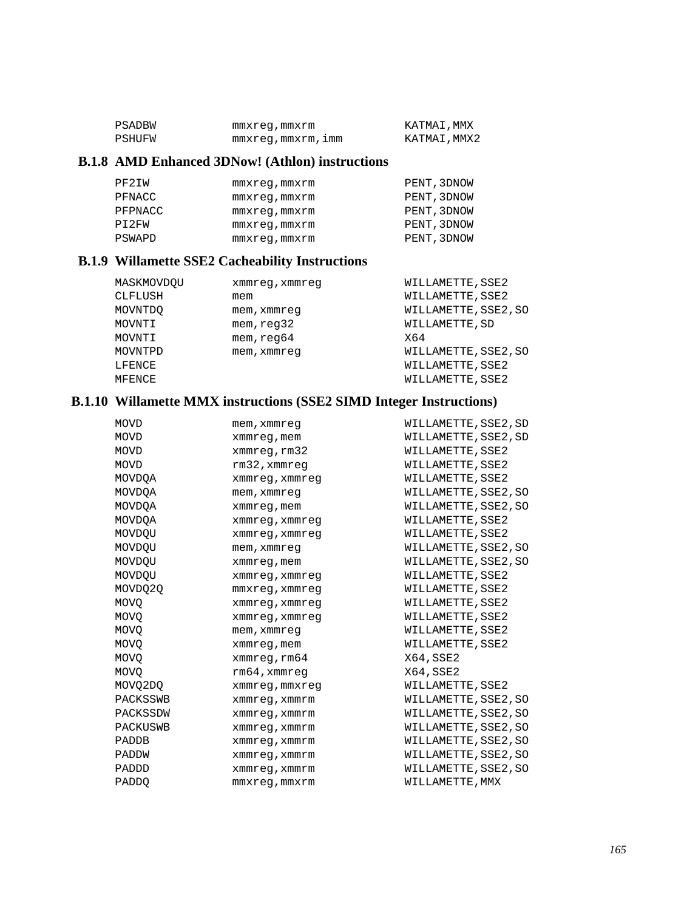```
PSADBW          mmxreg,mmxrm            KATMAI,MMX
PSHUFW          mmxreg,mmxrm,imm        KATMAI,MMX2
```

### B.1.8 AMD Enhanced 3DNow! (Athlon) instructions

```
PF2IW           mmxreg,mmxrm            PENT,3DNOW
PFNACC          mmxreg,mmxrm            PENT,3DNOW
PFPNACC         mmxreg,mmxrm            PENT,3DNOW
PI2FW           mmxreg,mmxrm            PENT,3DNOW
PSWAPD          mmxreg,mmxrm            PENT,3DNOW
```

### B.1.9 Willamette SSE2 Cacheability Instructions

```
MASKMOVDQU      xmmreg,xmmreg           WILLAMETTE,SSE2
CLFLUSH         mem                     WILLAMETTE,SSE2
MOVNTDQ         mem,xmmreg              WILLAMETTE,SSE2,SO
MOVNTI          mem,reg32               WILLAMETTE,SD
MOVNTI          mem,reg64               X64
MOVNTPD         mem,xmmreg              WILLAMETTE,SSE2,SO
LFENCE                                  WILLAMETTE,SSE2
MFENCE                                  WILLAMETTE,SSE2
```

### B.1.10 Willamette MMX instructions (SSE2 SIMD Integer Instructions)

```
MOVD            mem,xmmreg              WILLAMETTE,SSE2,SD
MOVD            xmmreg,mem              WILLAMETTE,SSE2,SD
MOVD            xmmreg,rm32             WILLAMETTE,SSE2
MOVD            rm32,xmmreg             WILLAMETTE,SSE2
MOVDQA          xmmreg,xmmreg           WILLAMETTE,SSE2
MOVDQA          mem,xmmreg              WILLAMETTE,SSE2,SO
MOVDQA          xmmreg,mem              WILLAMETTE,SSE2,SO
MOVDQA          xmmreg,xmmreg           WILLAMETTE,SSE2
MOVDQU          xmmreg,xmmreg           WILLAMETTE,SSE2
MOVDQU          mem,xmmreg              WILLAMETTE,SSE2,SO
MOVDQU          xmmreg,mem              WILLAMETTE,SSE2,SO
MOVDQU          xmmreg,xmmreg           WILLAMETTE,SSE2
MOVDQ2Q         mmxreg,xmmreg           WILLAMETTE,SSE2
MOVQ            xmmreg,xmmreg           WILLAMETTE,SSE2
MOVQ            xmmreg,xmmreg           WILLAMETTE,SSE2
MOVQ            mem,xmmreg              WILLAMETTE,SSE2
MOVQ            xmmreg,mem              WILLAMETTE,SSE2
MOVQ            xmmreg,rm64             X64,SSE2
MOVQ            rm64,xmmreg             X64,SSE2
MOVQ2DQ         xmmreg,mmxreg           WILLAMETTE,SSE2
PACKSSWB        xmmreg,xmmrm            WILLAMETTE,SSE2,SO
PACKSSDW        xmmreg,xmmrm            WILLAMETTE,SSE2,SO
PACKUSWB        xmmreg,xmmrm            WILLAMETTE,SSE2,SO
PADDB           xmmreg,xmmrm            WILLAMETTE,SSE2,SO
PADDW           xmmreg,xmmrm            WILLAMETTE,SSE2,SO
PADDD           xmmreg,xmmrm            WILLAMETTE,SSE2,SO
PADDQ           mmxreg,mmxrm            WILLAMETTE,MMX
```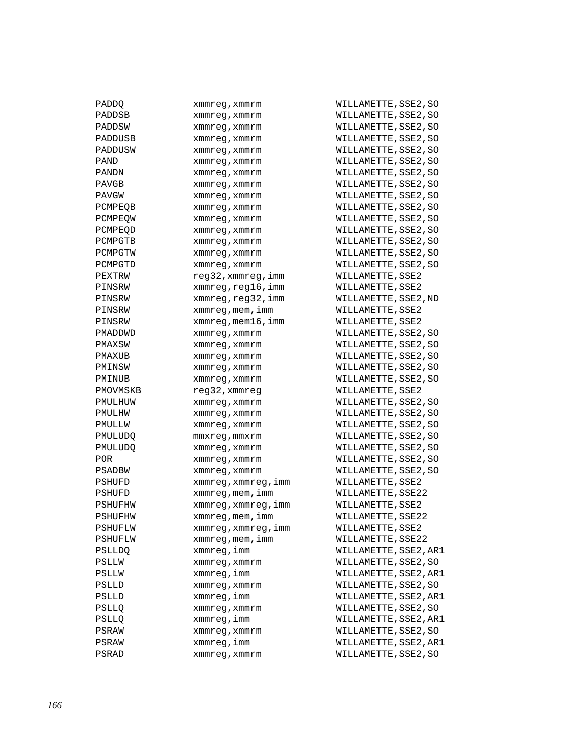```
PADDQ           xmmreg,xmmrm            WILLAMETTE,SSE2,SO
PADDSB          xmmreg,xmmrm            WILLAMETTE,SSE2,SO
PADDSW          xmmreg,xmmrm            WILLAMETTE,SSE2,SO
PADDUSB         xmmreg,xmmrm            WILLAMETTE,SSE2,SO
PADDUSW         xmmreg,xmmrm            WILLAMETTE,SSE2,SO
PAND            xmmreg,xmmrm            WILLAMETTE,SSE2,SO
PANDN           xmmreg,xmmrm            WILLAMETTE,SSE2,SO
PAVGB           xmmreg,xmmrm            WILLAMETTE,SSE2,SO
PAVGW           xmmreg,xmmrm            WILLAMETTE,SSE2,SO
PCMPEQB         xmmreg,xmmrm            WILLAMETTE,SSE2,SO
PCMPEQW         xmmreg,xmmrm            WILLAMETTE,SSE2,SO
PCMPEQD         xmmreg,xmmrm            WILLAMETTE,SSE2,SO
PCMPGTB         xmmreg,xmmrm            WILLAMETTE,SSE2,SO
PCMPGTW         xmmreg,xmmrm            WILLAMETTE,SSE2,SO
PCMPGTD         xmmreg,xmmrm            WILLAMETTE,SSE2,SO
PEXTRW          reg32,xmmreg,imm        WILLAMETTE,SSE2
PINSRW          xmmreg,reg16,imm        WILLAMETTE,SSE2
PINSRW          xmmreg,reg32,imm        WILLAMETTE,SSE2,ND
PINSRW          xmmreg,mem,imm          WILLAMETTE,SSE2
PINSRW          xmmreg,mem16,imm        WILLAMETTE,SSE2
PMADDWD         xmmreg,xmmrm            WILLAMETTE,SSE2,SO
PMAXSW          xmmreg,xmmrm            WILLAMETTE,SSE2,SO
PMAXUB          xmmreg,xmmrm            WILLAMETTE,SSE2,SO
PMINSW          xmmreg,xmmrm            WILLAMETTE,SSE2,SO
PMINUB          xmmreg,xmmrm            WILLAMETTE,SSE2,SO
PMOVMSKB        reg32,xmmreg            WILLAMETTE,SSE2
PMULHUW         xmmreg,xmmrm            WILLAMETTE,SSE2,SO
PMULHW          xmmreg,xmmrm            WILLAMETTE,SSE2,SO
PMULLW          xmmreg,xmmrm            WILLAMETTE,SSE2,SO
PMULUDQ         mmxreg,mmxrm            WILLAMETTE,SSE2,SO
PMULUDQ         xmmreg,xmmrm            WILLAMETTE,SSE2,SO
POR             xmmreg,xmmrm            WILLAMETTE,SSE2,SO
PSADBW          xmmreg,xmmrm            WILLAMETTE,SSE2,SO
PSHUFD          xmmreg,xmmreg,imm       WILLAMETTE,SSE2
PSHUFD          xmmreg,mem,imm          WILLAMETTE,SSE22
PSHUFHW         xmmreg,xmmreg,imm       WILLAMETTE,SSE2
PSHUFHW         xmmreg,mem,imm          WILLAMETTE,SSE22
PSHUFLW         xmmreg,xmmreg,imm       WILLAMETTE,SSE2
PSHUFLW         xmmreg,mem,imm          WILLAMETTE,SSE22
PSLLDQ          xmmreg,imm              WILLAMETTE,SSE2,AR1
PSLLW           xmmreg,xmmrm            WILLAMETTE,SSE2,SO
PSLLW           xmmreg,imm              WILLAMETTE,SSE2,AR1
PSLLD           xmmreg,xmmrm            WILLAMETTE,SSE2,SO
PSLLD           xmmreg,imm              WILLAMETTE,SSE2,AR1
PSLLQ           xmmreg,xmmrm            WILLAMETTE,SSE2,SO
PSLLQ           xmmreg,imm              WILLAMETTE,SSE2,AR1
PSRAW           xmmreg,xmmrm            WILLAMETTE,SSE2,SO
PSRAW           xmmreg,imm              WILLAMETTE,SSE2,AR1
PSRAD           xmmreg,xmmrm            WILLAMETTE,SSE2,SO
```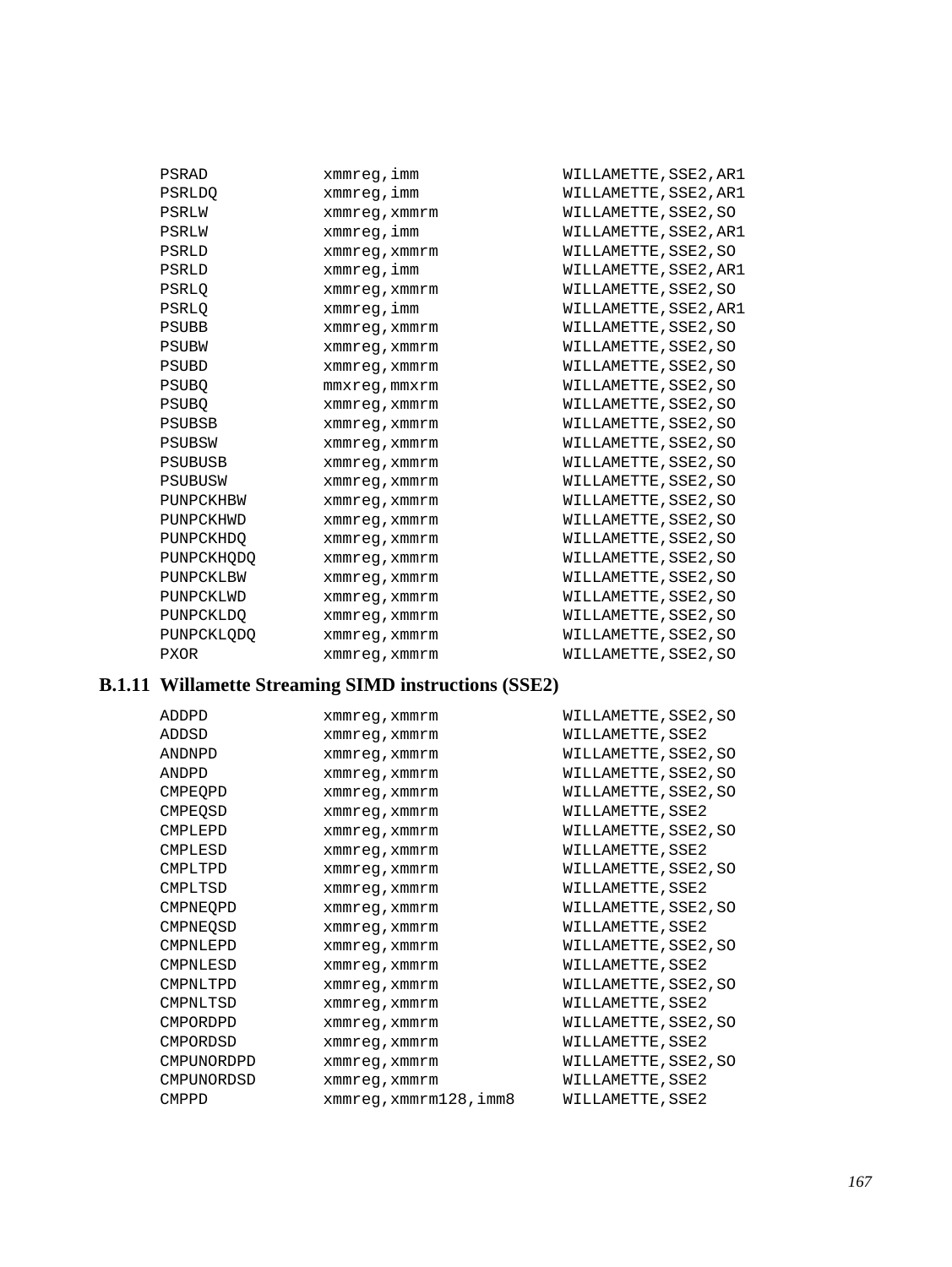```
PSRAD           xmmreg,imm                WILLAMETTE,SSE2,AR1
PSRLDQ          xmmreg,imm                WILLAMETTE,SSE2,AR1
PSRLW           xmmreg,xmmrm              WILLAMETTE,SSE2,SO
PSRLW           xmmreg,imm                WILLAMETTE,SSE2,AR1
PSRLD           xmmreg,xmmrm              WILLAMETTE,SSE2,SO
PSRLD           xmmreg,imm                WILLAMETTE,SSE2,AR1
PSRLQ           xmmreg,xmmrm              WILLAMETTE,SSE2,SO
PSRLQ           xmmreg,imm                WILLAMETTE,SSE2,AR1
PSUBB           xmmreg,xmmrm              WILLAMETTE,SSE2,SO
PSUBW           xmmreg,xmmrm              WILLAMETTE,SSE2,SO
PSUBD           xmmreg,xmmrm              WILLAMETTE,SSE2,SO
PSUBQ           mmxreg,mmxrm              WILLAMETTE,SSE2,SO
PSUBQ           xmmreg,xmmrm              WILLAMETTE,SSE2,SO
PSUBSB          xmmreg,xmmrm              WILLAMETTE,SSE2,SO
PSUBSW          xmmreg,xmmrm              WILLAMETTE,SSE2,SO
PSUBUSB         xmmreg,xmmrm              WILLAMETTE,SSE2,SO
PSUBUSW         xmmreg,xmmrm              WILLAMETTE,SSE2,SO
PUNPCKHBW       xmmreg,xmmrm              WILLAMETTE,SSE2,SO
PUNPCKHWD       xmmreg,xmmrm              WILLAMETTE,SSE2,SO
PUNPCKHDQ       xmmreg,xmmrm              WILLAMETTE,SSE2,SO
PUNPCKHQDQ      xmmreg,xmmrm              WILLAMETTE,SSE2,SO
PUNPCKLBW       xmmreg,xmmrm              WILLAMETTE,SSE2,SO
PUNPCKLWD       xmmreg,xmmrm              WILLAMETTE,SSE2,SO
PUNPCKLDQ       xmmreg,xmmrm              WILLAMETTE,SSE2,SO
PUNPCKLQDQ      xmmreg,xmmrm              WILLAMETTE,SSE2,SO
PXOR            xmmreg,xmmrm              WILLAMETTE,SSE2,SO
```

### B.1.11 Willamette Streaming SIMD instructions (SSE2)

```
ADDPD           xmmreg,xmmrm              WILLAMETTE,SSE2,SO
ADDSD           xmmreg,xmmrm              WILLAMETTE,SSE2
ANDNPD          xmmreg,xmmrm              WILLAMETTE,SSE2,SO
ANDPD           xmmreg,xmmrm              WILLAMETTE,SSE2,SO
CMPEQPD         xmmreg,xmmrm              WILLAMETTE,SSE2,SO
CMPEQSD         xmmreg,xmmrm              WILLAMETTE,SSE2
CMPLEPD         xmmreg,xmmrm              WILLAMETTE,SSE2,SO
CMPLESD         xmmreg,xmmrm              WILLAMETTE,SSE2
CMPLTPD         xmmreg,xmmrm              WILLAMETTE,SSE2,SO
CMPLTSD         xmmreg,xmmrm              WILLAMETTE,SSE2
CMPNEQPD        xmmreg,xmmrm              WILLAMETTE,SSE2,SO
CMPNEQSD        xmmreg,xmmrm              WILLAMETTE,SSE2
CMPNLEPD        xmmreg,xmmrm              WILLAMETTE,SSE2,SO
CMPNLESD        xmmreg,xmmrm              WILLAMETTE,SSE2
CMPNLTPD        xmmreg,xmmrm              WILLAMETTE,SSE2,SO
CMPNLTSD        xmmreg,xmmrm              WILLAMETTE,SSE2
CMPORDPD        xmmreg,xmmrm              WILLAMETTE,SSE2,SO
CMPORDSD        xmmreg,xmmrm              WILLAMETTE,SSE2
CMPUNORDPD      xmmreg,xmmrm              WILLAMETTE,SSE2,SO
CMPUNORDSD      xmmreg,xmmrm              WILLAMETTE,SSE2
CMPPD           xmmreg,xmmrm128,imm8      WILLAMETTE,SSE2
```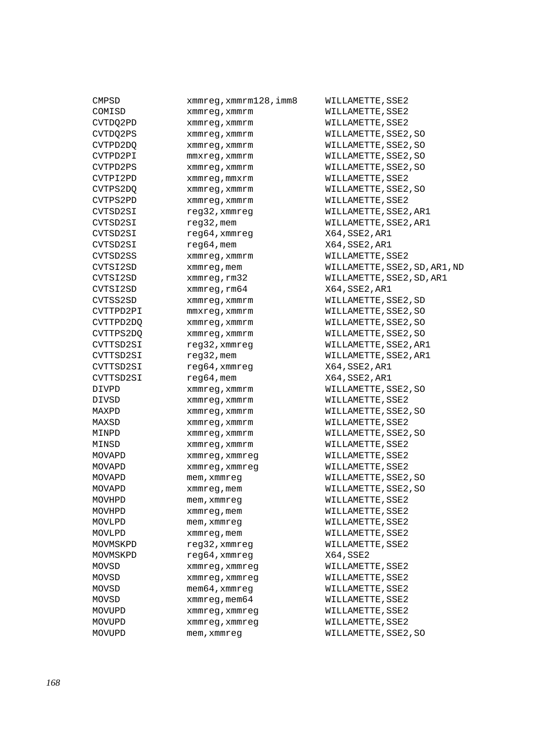```
CMPSD           xmmreg,xmmrm128,imm8    WILLAMETTE,SSE2
COMISD          xmmreg,xmmrm            WILLAMETTE,SSE2
CVTDQ2PD        xmmreg,xmmrm            WILLAMETTE,SSE2
CVTDQ2PS        xmmreg,xmmrm            WILLAMETTE,SSE2,SO
CVTPD2DQ        xmmreg,xmmrm            WILLAMETTE,SSE2,SO
CVTPD2PI        mmxreg,xmmrm            WILLAMETTE,SSE2,SO
CVTPD2PS        xmmreg,xmmrm            WILLAMETTE,SSE2,SO
CVTPI2PD        xmmreg,mmxrm            WILLAMETTE,SSE2
CVTPS2DQ        xmmreg,xmmrm            WILLAMETTE,SSE2,SO
CVTPS2PD        xmmreg,xmmrm            WILLAMETTE,SSE2
CVTSD2SI        reg32,xmmreg            WILLAMETTE,SSE2,AR1
CVTSD2SI        reg32,mem               WILLAMETTE,SSE2,AR1
CVTSD2SI        reg64,xmmreg            X64,SSE2,AR1
CVTSD2SI        reg64,mem               X64,SSE2,AR1
CVTSD2SS        xmmreg,xmmrm            WILLAMETTE,SSE2
CVTSI2SD        xmmreg,mem              WILLAMETTE,SSE2,SD,AR1,ND
CVTSI2SD        xmmreg,rm32             WILLAMETTE,SSE2,SD,AR1
CVTSI2SD        xmmreg,rm64             X64,SSE2,AR1
CVTSS2SD        xmmreg,xmmrm            WILLAMETTE,SSE2,SD
CVTTPD2PI       mmxreg,xmmrm            WILLAMETTE,SSE2,SO
CVTTPD2DQ       xmmreg,xmmrm            WILLAMETTE,SSE2,SO
CVTTPS2DQ       xmmreg,xmmrm            WILLAMETTE,SSE2,SO
CVTTSD2SI       reg32,xmmreg            WILLAMETTE,SSE2,AR1
CVTTSD2SI       reg32,mem               WILLAMETTE,SSE2,AR1
CVTTSD2SI       reg64,xmmreg            X64,SSE2,AR1
CVTTSD2SI       reg64,mem               X64,SSE2,AR1
DIVPD           xmmreg,xmmrm            WILLAMETTE,SSE2,SO
DIVSD           xmmreg,xmmrm            WILLAMETTE,SSE2
MAXPD           xmmreg,xmmrm            WILLAMETTE,SSE2,SO
MAXSD           xmmreg,xmmrm            WILLAMETTE,SSE2
MINPD           xmmreg,xmmrm            WILLAMETTE,SSE2,SO
MINSD           xmmreg,xmmrm            WILLAMETTE,SSE2
MOVAPD          xmmreg,xmmreg           WILLAMETTE,SSE2
MOVAPD          xmmreg,xmmreg           WILLAMETTE,SSE2
MOVAPD          mem,xmmreg              WILLAMETTE,SSE2,SO
MOVAPD          xmmreg,mem              WILLAMETTE,SSE2,SO
MOVHPD          mem,xmmreg              WILLAMETTE,SSE2
MOVHPD          xmmreg,mem              WILLAMETTE,SSE2
MOVLPD          mem,xmmreg              WILLAMETTE,SSE2
MOVLPD          xmmreg,mem              WILLAMETTE,SSE2
MOVMSKPD        reg32,xmmreg            WILLAMETTE,SSE2
MOVMSKPD        reg64,xmmreg            X64,SSE2
MOVSD           xmmreg,xmmreg           WILLAMETTE,SSE2
MOVSD           xmmreg,xmmreg           WILLAMETTE,SSE2
MOVSD           mem64,xmmreg            WILLAMETTE,SSE2
MOVSD           xmmreg,mem64            WILLAMETTE,SSE2
MOVUPD          xmmreg,xmmreg           WILLAMETTE,SSE2
MOVUPD          xmmreg,xmmreg           WILLAMETTE,SSE2
MOVUPD          mem,xmmreg              WILLAMETTE,SSE2,SO
```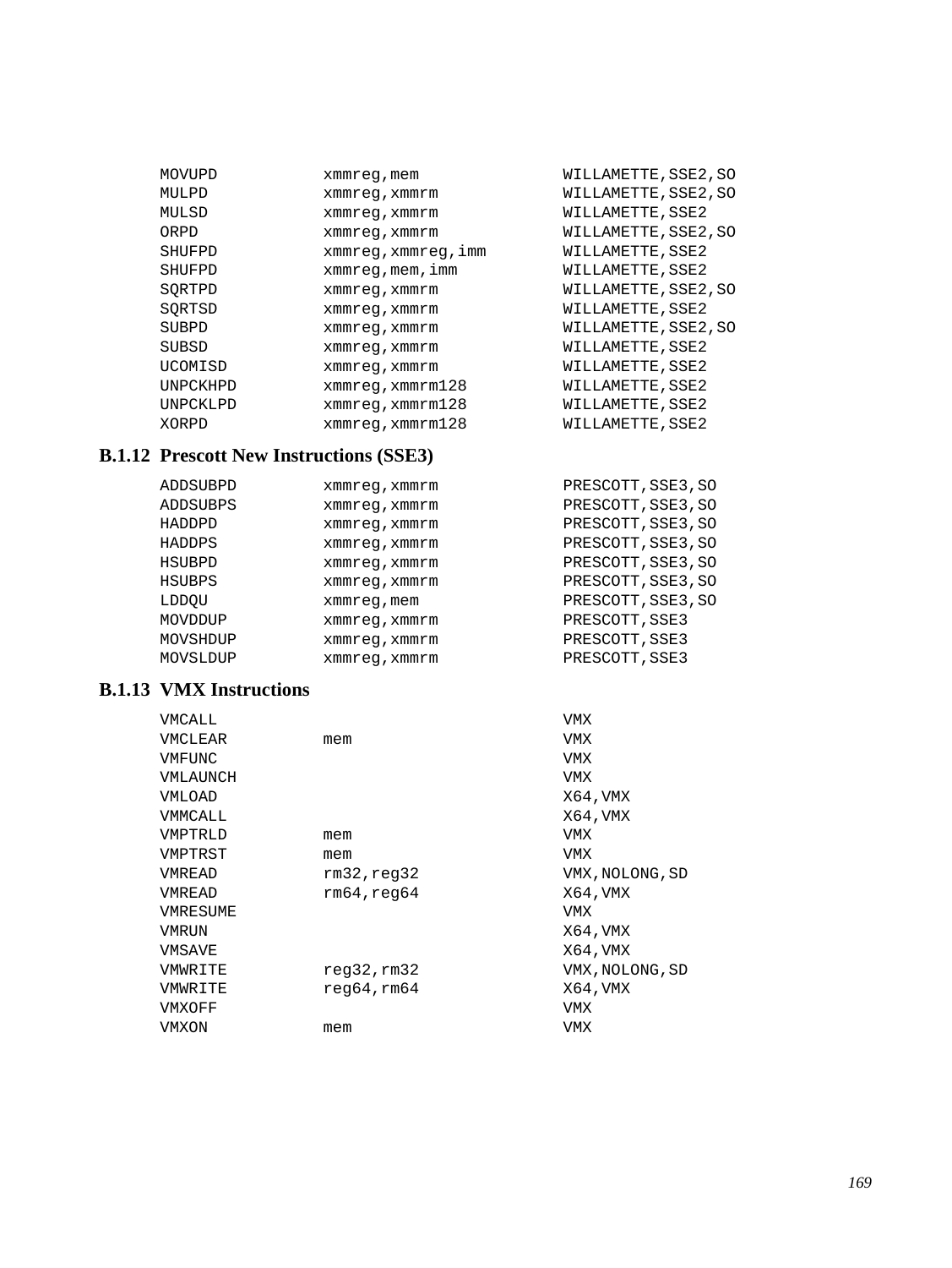```
MOVUPD          xmmreg,mem               WILLAMETTE,SSE2,SO
MULPD           xmmreg,xmmrm             WILLAMETTE,SSE2,SO
MULSD           xmmreg,xmmrm             WILLAMETTE,SSE2
ORPD            xmmreg,xmmrm             WILLAMETTE,SSE2,SO
SHUFPD          xmmreg,xmmreg,imm        WILLAMETTE,SSE2
SHUFPD          xmmreg,mem,imm           WILLAMETTE,SSE2
SQRTPD          xmmreg,xmmrm             WILLAMETTE,SSE2,SO
SQRTSD          xmmreg,xmmrm             WILLAMETTE,SSE2
SUBPD           xmmreg,xmmrm             WILLAMETTE,SSE2,SO
SUBSD           xmmreg,xmmrm             WILLAMETTE,SSE2
UCOMISD         xmmreg,xmmrm             WILLAMETTE,SSE2
UNPCKHPD        xmmreg,xmmrm128          WILLAMETTE,SSE2
UNPCKLPD        xmmreg,xmmrm128          WILLAMETTE,SSE2
XORPD           xmmreg,xmmrm128          WILLAMETTE,SSE2
```

### B.1.12 Prescott New Instructions (SSE3)

```
ADDSUBPD        xmmreg,xmmrm             PRESCOTT,SSE3,SO
ADDSUBPS        xmmreg,xmmrm             PRESCOTT,SSE3,SO
HADDPD          xmmreg,xmmrm             PRESCOTT,SSE3,SO
HADDPS          xmmreg,xmmrm             PRESCOTT,SSE3,SO
HSUBPD          xmmreg,xmmrm             PRESCOTT,SSE3,SO
HSUBPS          xmmreg,xmmrm             PRESCOTT,SSE3,SO
LDDQU           xmmreg,mem               PRESCOTT,SSE3,SO
MOVDDUP         xmmreg,xmmrm             PRESCOTT,SSE3
MOVSHDUP        xmmreg,xmmrm             PRESCOTT,SSE3
MOVSLDUP        xmmreg,xmmrm             PRESCOTT,SSE3
```

### B.1.13 VMX Instructions

```
VMCALL                                   VMX
VMCLEAR         mem                      VMX
VMFUNC                                   VMX
VMLAUNCH                                 VMX
VMLOAD                                   X64,VMX
VMMCALL                                  X64,VMX
VMPTRLD         mem                      VMX
VMPTRST         mem                      VMX
VMREAD          rm32,reg32               VMX,NOLONG,SD
VMREAD          rm64,reg64               X64,VMX
VMRESUME                                 VMX
VMRUN                                    X64,VMX
VMSAVE                                   X64,VMX
VMWRITE         reg32,rm32               VMX,NOLONG,SD
VMWRITE         reg64,rm64               X64,VMX
VMXOFF                                   VMX
VMXON           mem                      VMX
```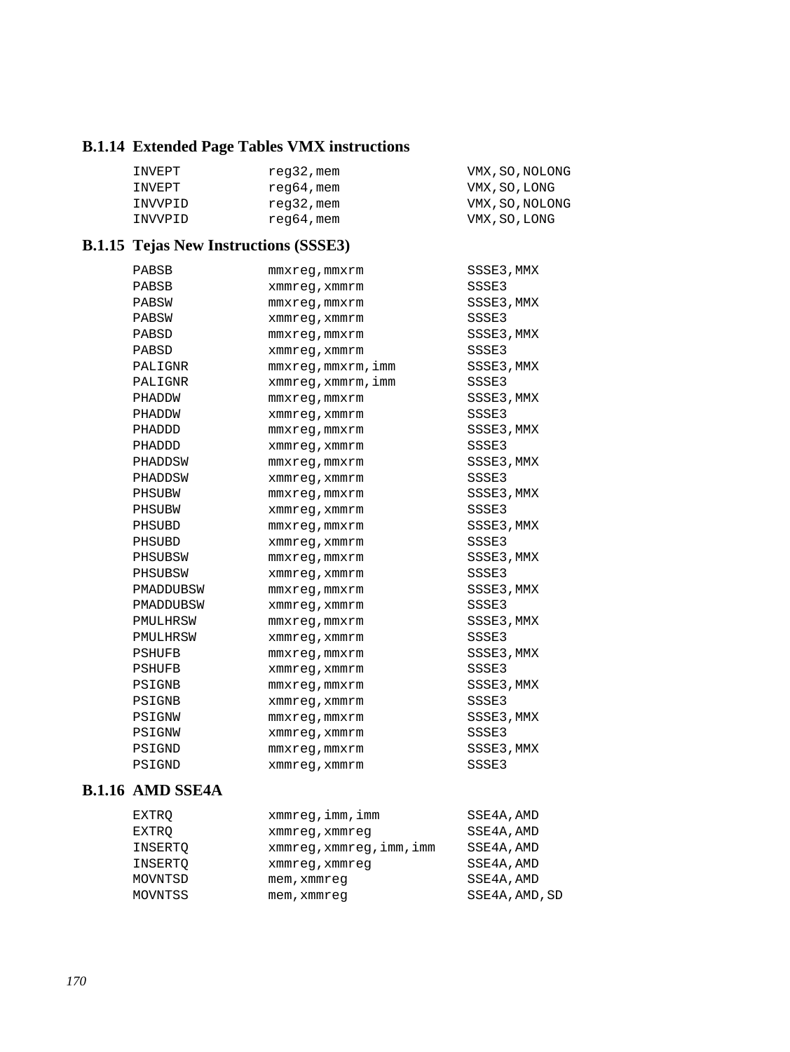### B.1.14 Extended Page Tables VMX instructions

```
INVEPT          reg32,mem               VMX,SO,NOLONG
INVEPT          reg64,mem               VMX,SO,LONG
INVVPID         reg32,mem               VMX,SO,NOLONG
INVVPID         reg64,mem               VMX,SO,LONG
```

### B.1.15 Tejas New Instructions (SSSE3)

```
PABSB           mmxreg,mmxrm            SSSE3,MMX
PABSB           xmmreg,xmmrm            SSSE3
PABSW           mmxreg,mmxrm            SSSE3,MMX
PABSW           xmmreg,xmmrm            SSSE3
PABSD           mmxreg,mmxrm            SSSE3,MMX
PABSD           xmmreg,xmmrm            SSSE3
PALIGNR         mmxreg,mmxrm,imm        SSSE3,MMX
PALIGNR         xmmreg,xmmrm,imm        SSSE3
PHADDW          mmxreg,mmxrm            SSSE3,MMX
PHADDW          xmmreg,xmmrm            SSSE3
PHADDD          mmxreg,mmxrm            SSSE3,MMX
PHADDD          xmmreg,xmmrm            SSSE3
PHADDSW         mmxreg,mmxrm            SSSE3,MMX
PHADDSW         xmmreg,xmmrm            SSSE3
PHSUBW          mmxreg,mmxrm            SSSE3,MMX
PHSUBW          xmmreg,xmmrm            SSSE3
PHSUBD          mmxreg,mmxrm            SSSE3,MMX
PHSUBD          xmmreg,xmmrm            SSSE3
PHSUBSW         mmxreg,mmxrm            SSSE3,MMX
PHSUBSW         xmmreg,xmmrm            SSSE3
PMADDUBSW       mmxreg,mmxrm            SSSE3,MMX
PMADDUBSW       xmmreg,xmmrm            SSSE3
PMULHRSW        mmxreg,mmxrm            SSSE3,MMX
PMULHRSW        xmmreg,xmmrm            SSSE3
PSHUFB          mmxreg,mmxrm            SSSE3,MMX
PSHUFB          xmmreg,xmmrm            SSSE3
PSIGNB          mmxreg,mmxrm            SSSE3,MMX
PSIGNB          xmmreg,xmmrm            SSSE3
PSIGNW          mmxreg,mmxrm            SSSE3,MMX
PSIGNW          xmmreg,xmmrm            SSSE3
PSIGND          mmxreg,mmxrm            SSSE3,MMX
PSIGND          xmmreg,xmmrm            SSSE3
```

### B.1.16 AMD SSE4A

```
EXTRQ           xmmreg,imm,imm          SSE4A,AMD
EXTRQ           xmmreg,xmmreg           SSE4A,AMD
INSERTQ         xmmreg,xmmreg,imm,imm   SSE4A,AMD
INSERTQ         xmmreg,xmmreg           SSE4A,AMD
MOVNTSD         mem,xmmreg              SSE4A,AMD
MOVNTSS         mem,xmmreg              SSE4A,AMD,SD
```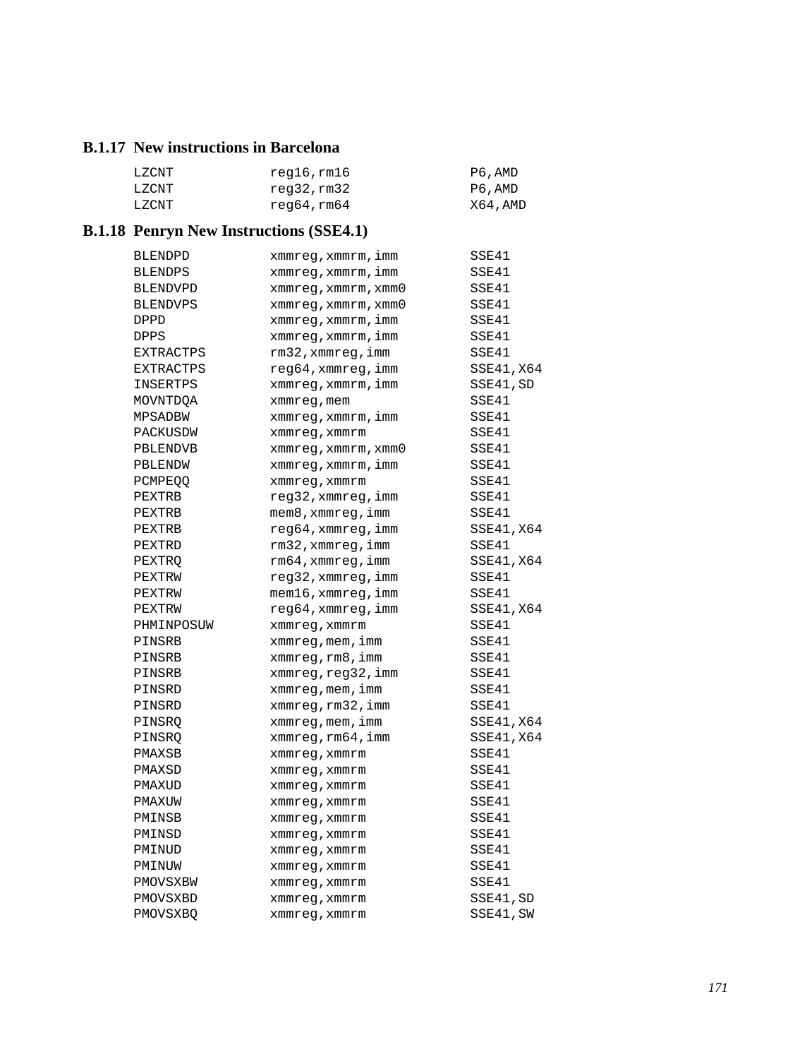### B.1.17 New instructions in Barcelona

```
LZCNT           reg16,rm16              P6,AMD
LZCNT           reg32,rm32              P6,AMD
LZCNT           reg64,rm64              X64,AMD
```

### B.1.18 Penryn New Instructions (SSE4.1)

```
BLENDPD         xmmreg,xmmrm,imm        SSE41
BLENDPS         xmmreg,xmmrm,imm        SSE41
BLENDVPD        xmmreg,xmmrm,xmm0       SSE41
BLENDVPS        xmmreg,xmmrm,xmm0       SSE41
DPPD            xmmreg,xmmrm,imm        SSE41
DPPS            xmmreg,xmmrm,imm        SSE41
EXTRACTPS       rm32,xmmreg,imm         SSE41
EXTRACTPS       reg64,xmmreg,imm        SSE41,X64
INSERTPS        xmmreg,xmmrm,imm        SSE41,SD
MOVNTDQA        xmmreg,mem              SSE41
MPSADBW         xmmreg,xmmrm,imm        SSE41
PACKUSDW        xmmreg,xmmrm            SSE41
PBLENDVB        xmmreg,xmmrm,xmm0       SSE41
PBLENDW         xmmreg,xmmrm,imm        SSE41
PCMPEQQ         xmmreg,xmmrm            SSE41
PEXTRB          reg32,xmmreg,imm        SSE41
PEXTRB          mem8,xmmreg,imm         SSE41
PEXTRB          reg64,xmmreg,imm        SSE41,X64
PEXTRD          rm32,xmmreg,imm         SSE41
PEXTRQ          rm64,xmmreg,imm         SSE41,X64
PEXTRW          reg32,xmmreg,imm        SSE41
PEXTRW          mem16,xmmreg,imm        SSE41
PEXTRW          reg64,xmmreg,imm        SSE41,X64
PHMINPOSUW      xmmreg,xmmrm            SSE41
PINSRB          xmmreg,mem,imm          SSE41
PINSRB          xmmreg,rm8,imm          SSE41
PINSRB          xmmreg,reg32,imm        SSE41
PINSRD          xmmreg,mem,imm          SSE41
PINSRD          xmmreg,rm32,imm         SSE41
PINSRQ          xmmreg,mem,imm          SSE41,X64
PINSRQ          xmmreg,rm64,imm         SSE41,X64
PMAXSB          xmmreg,xmmrm            SSE41
PMAXSD          xmmreg,xmmrm            SSE41
PMAXUD          xmmreg,xmmrm            SSE41
PMAXUW          xmmreg,xmmrm            SSE41
PMINSB          xmmreg,xmmrm            SSE41
PMINSD          xmmreg,xmmrm            SSE41
PMINUD          xmmreg,xmmrm            SSE41
PMINUW          xmmreg,xmmrm            SSE41
PMOVSXBW        xmmreg,xmmrm            SSE41
PMOVSXBD        xmmreg,xmmrm            SSE41,SD
PMOVSXBQ        xmmreg,xmmrm            SSE41,SW
```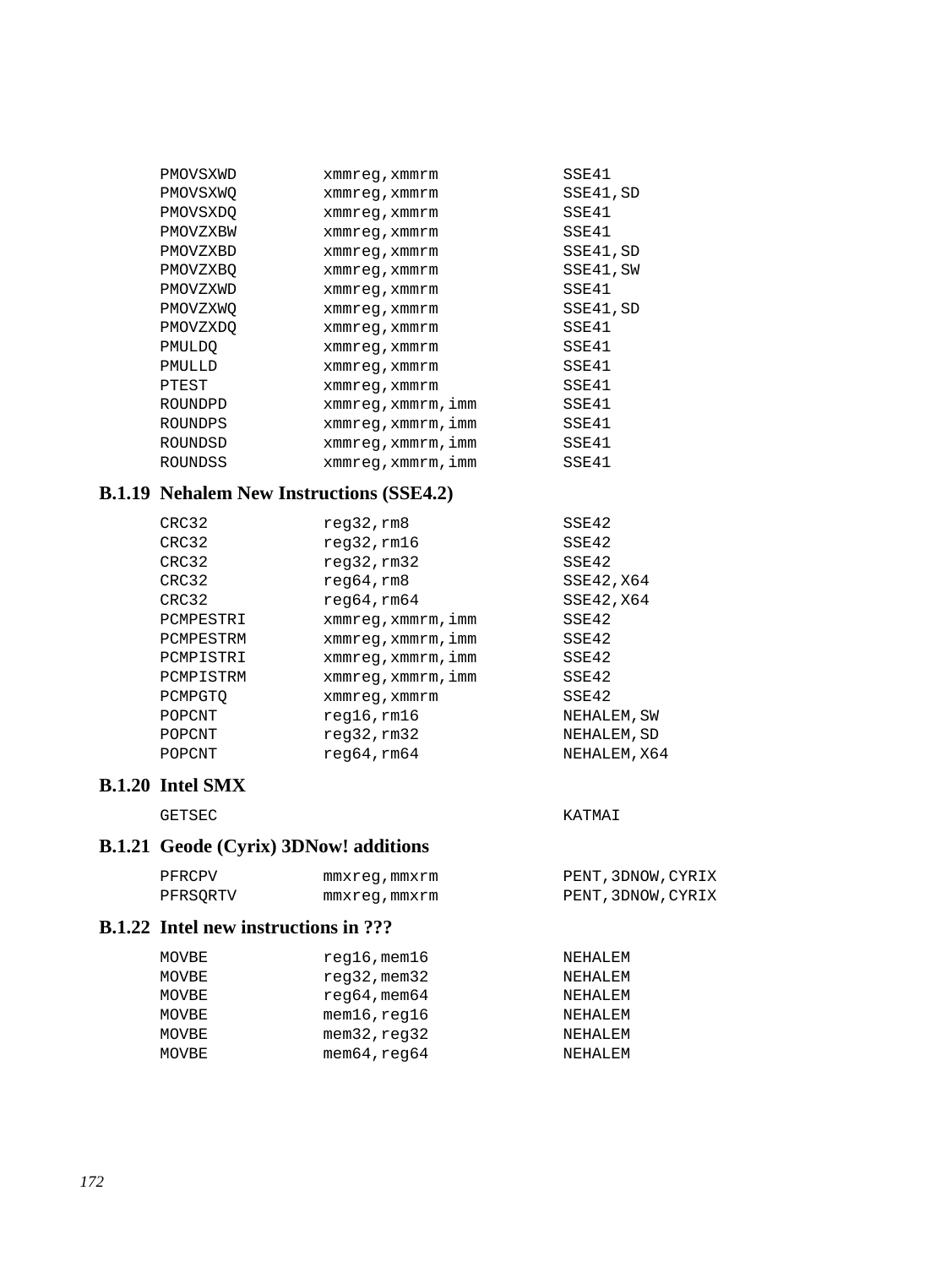```
PMOVSXWD        xmmreg,xmmrm            SSE41
PMOVSXWQ        xmmreg,xmmrm            SSE41,SD
PMOVSXDQ        xmmreg,xmmrm            SSE41
PMOVZXBW        xmmreg,xmmrm            SSE41
PMOVZXBD        xmmreg,xmmrm            SSE41,SD
PMOVZXBQ        xmmreg,xmmrm            SSE41,SW
PMOVZXWD        xmmreg,xmmrm            SSE41
PMOVZXWQ        xmmreg,xmmrm            SSE41,SD
PMOVZXDQ        xmmreg,xmmrm            SSE41
PMULDQ          xmmreg,xmmrm            SSE41
PMULLD          xmmreg,xmmrm            SSE41
PTEST           xmmreg,xmmrm            SSE41
ROUNDPD         xmmreg,xmmrm,imm        SSE41
ROUNDPS         xmmreg,xmmrm,imm        SSE41
ROUNDSD         xmmreg,xmmrm,imm        SSE41
ROUNDSS         xmmreg,xmmrm,imm        SSE41
```

### B.1.19 Nehalem New Instructions (SSE4.2)

```
CRC32           reg32,rm8               SSE42
CRC32           reg32,rm16              SSE42
CRC32           reg32,rm32              SSE42
CRC32           reg64,rm8               SSE42,X64
CRC32           reg64,rm64              SSE42,X64
PCMPESTRI       xmmreg,xmmrm,imm        SSE42
PCMPESTRM       xmmreg,xmmrm,imm        SSE42
PCMPISTRI       xmmreg,xmmrm,imm        SSE42
PCMPISTRM       xmmreg,xmmrm,imm        SSE42
PCMPGTQ         xmmreg,xmmrm            SSE42
POPCNT          reg16,rm16              NEHALEM,SW
POPCNT          reg32,rm32              NEHALEM,SD
POPCNT          reg64,rm64              NEHALEM,X64
```

### B.1.20 Intel SMX

```
GETSEC                                  KATMAI
```

### B.1.21 Geode (Cyrix) 3DNow! additions

```
PFRCPV          mmxreg,mmxrm            PENT,3DNOW,CYRIX
PFRSQRTV        mmxreg,mmxrm            PENT,3DNOW,CYRIX
```

### B.1.22 Intel new instructions in ???

```
MOVBE           reg16,mem16             NEHALEM
MOVBE           reg32,mem32             NEHALEM
MOVBE           reg64,mem64             NEHALEM
MOVBE           mem16,reg16             NEHALEM
MOVBE           mem32,reg32             NEHALEM
MOVBE           mem64,reg64             NEHALEM
```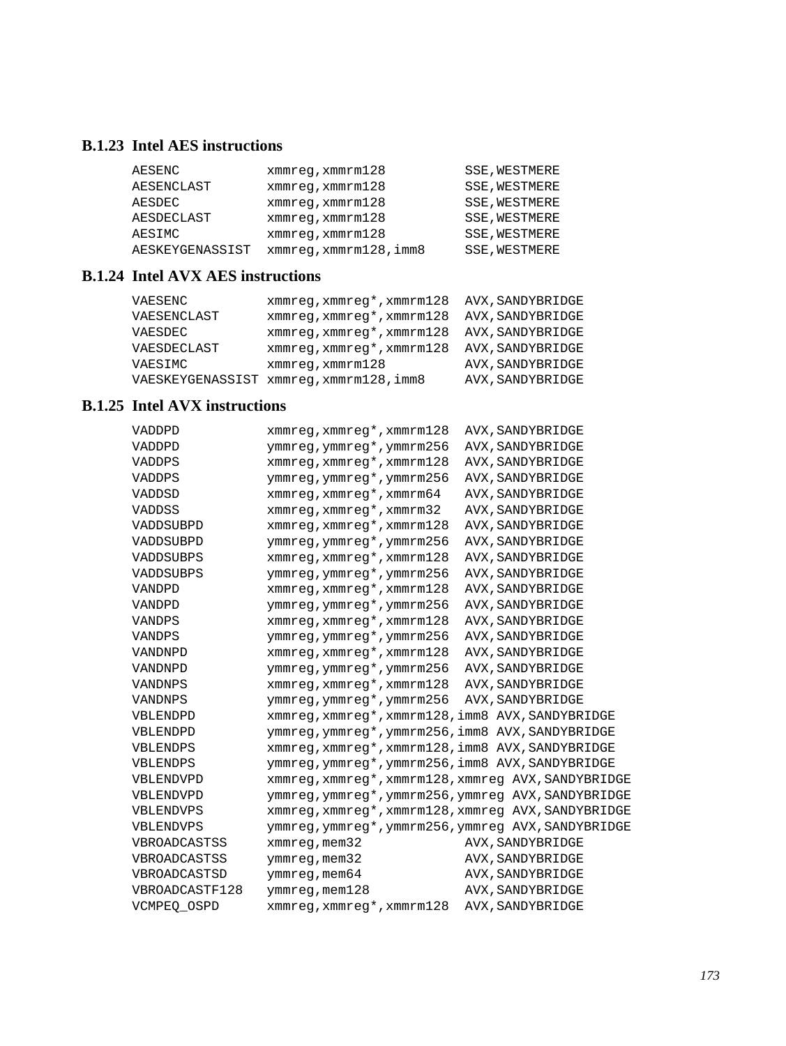### B.1.23 Intel AES instructions

```
AESENC           xmmreg,xmmrm128          SSE,WESTMERE
AESENCLAST       xmmreg,xmmrm128          SSE,WESTMERE
AESDEC           xmmreg,xmmrm128          SSE,WESTMERE
AESDECLAST       xmmreg,xmmrm128          SSE,WESTMERE
AESIMC           xmmreg,xmmrm128          SSE,WESTMERE
AESKEYGENASSIST  xmmreg,xmmrm128,imm8     SSE,WESTMERE
```

### B.1.24 Intel AVX AES instructions

```
VAESENC          xmmreg,xmmreg*,xmmrm128  AVX,SANDYBRIDGE
VAESENCLAST      xmmreg,xmmreg*,xmmrm128  AVX,SANDYBRIDGE
VAESDEC          xmmreg,xmmreg*,xmmrm128  AVX,SANDYBRIDGE
VAESDECLAST      xmmreg,xmmreg*,xmmrm128  AVX,SANDYBRIDGE
VAESIMC          xmmreg,xmmrm128          AVX,SANDYBRIDGE
VAESKEYGENASSIST xmmreg,xmmrm128,imm8     AVX,SANDYBRIDGE
```

### B.1.25 Intel AVX instructions

```
VADDPD           xmmreg,xmmreg*,xmmrm128  AVX,SANDYBRIDGE
VADDPD           ymmreg,ymmreg*,ymmrm256  AVX,SANDYBRIDGE
VADDPS           xmmreg,xmmreg*,xmmrm128  AVX,SANDYBRIDGE
VADDPS           ymmreg,ymmreg*,ymmrm256  AVX,SANDYBRIDGE
VADDSD           xmmreg,xmmreg*,xmmrm64   AVX,SANDYBRIDGE
VADDSS           xmmreg,xmmreg*,xmmrm32   AVX,SANDYBRIDGE
VADDSUBPD        xmmreg,xmmreg*,xmmrm128  AVX,SANDYBRIDGE
VADDSUBPD        ymmreg,ymmreg*,ymmrm256  AVX,SANDYBRIDGE
VADDSUBPS        xmmreg,xmmreg*,xmmrm128  AVX,SANDYBRIDGE
VADDSUBPS        ymmreg,ymmreg*,ymmrm256  AVX,SANDYBRIDGE
VANDPD           xmmreg,xmmreg*,xmmrm128  AVX,SANDYBRIDGE
VANDPD           ymmreg,ymmreg*,ymmrm256  AVX,SANDYBRIDGE
VANDPS           xmmreg,xmmreg*,xmmrm128  AVX,SANDYBRIDGE
VANDPS           ymmreg,ymmreg*,ymmrm256  AVX,SANDYBRIDGE
VANDNPD          xmmreg,xmmreg*,xmmrm128  AVX,SANDYBRIDGE
VANDNPD          ymmreg,ymmreg*,ymmrm256  AVX,SANDYBRIDGE
VANDNPS          xmmreg,xmmreg*,xmmrm128  AVX,SANDYBRIDGE
VANDNPS          ymmreg,ymmreg*,ymmrm256  AVX,SANDYBRIDGE
VBLENDPD         xmmreg,xmmreg*,xmmrm128,imm8 AVX,SANDYBRIDGE
VBLENDPD         ymmreg,ymmreg*,ymmrm256,imm8 AVX,SANDYBRIDGE
VBLENDPS         xmmreg,xmmreg*,xmmrm128,imm8 AVX,SANDYBRIDGE
VBLENDPS         ymmreg,ymmreg*,ymmrm256,imm8 AVX,SANDYBRIDGE
VBLENDVPD        xmmreg,xmmreg*,xmmrm128,xmmreg AVX,SANDYBRIDGE
VBLENDVPD        ymmreg,ymmreg*,ymmrm256,ymmreg AVX,SANDYBRIDGE
VBLENDVPS        xmmreg,xmmreg*,xmmrm128,xmmreg AVX,SANDYBRIDGE
VBLENDVPS        ymmreg,ymmreg*,ymmrm256,ymmreg AVX,SANDYBRIDGE
VBROADCASTSS     xmmreg,mem32             AVX,SANDYBRIDGE
VBROADCASTSS     ymmreg,mem32             AVX,SANDYBRIDGE
VBROADCASTSD     ymmreg,mem64             AVX,SANDYBRIDGE
VBROADCASTF128   ymmreg,mem128            AVX,SANDYBRIDGE
VCMPEQ_OSPD      xmmreg,xmmreg*,xmmrm128  AVX,SANDYBRIDGE
```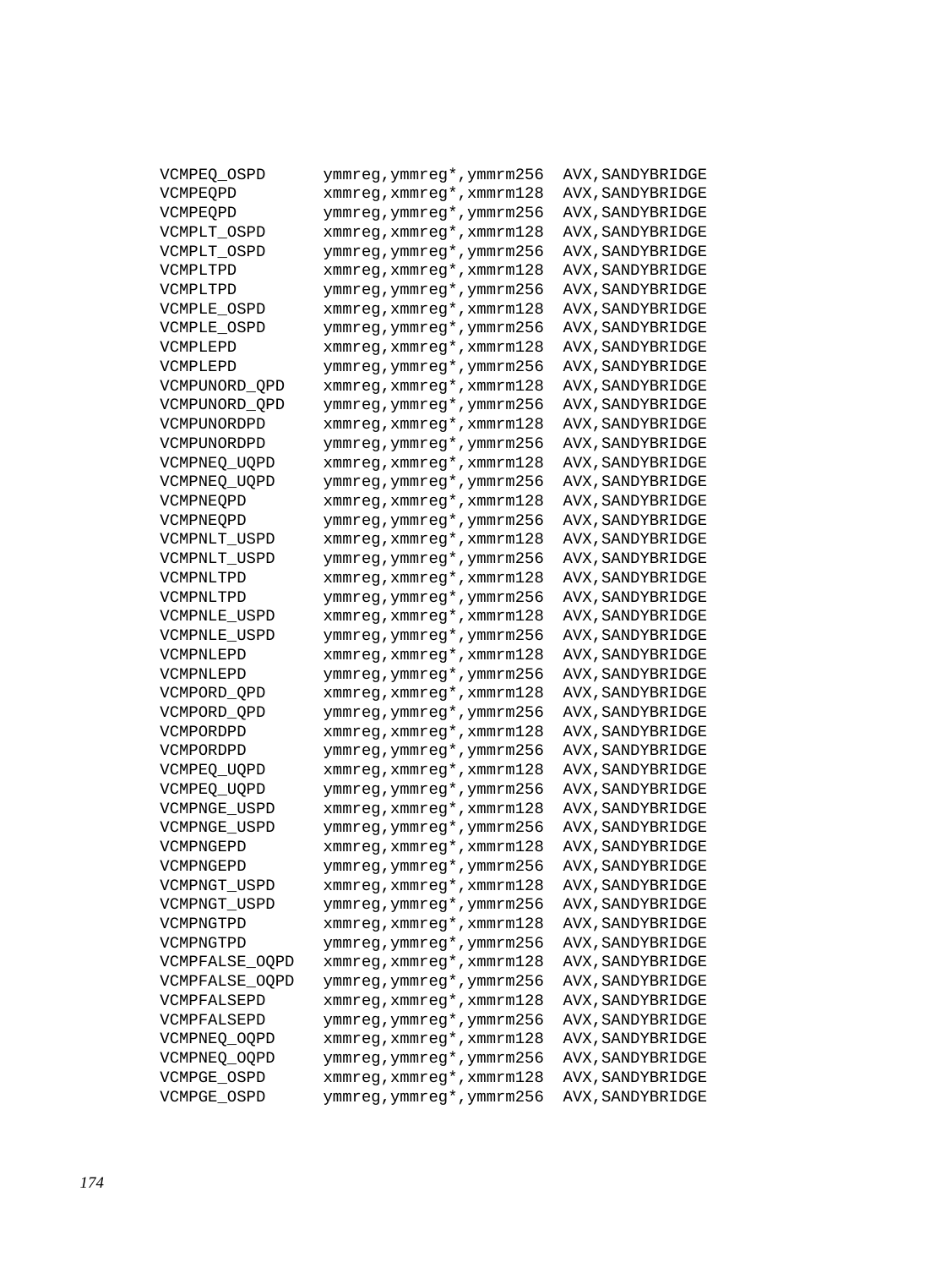```
VCMPEQ_OSPD      ymmreg,ymmreg*,ymmrm256  AVX,SANDYBRIDGE
VCMPEQPD         xmmreg,xmmreg*,xmmrm128  AVX,SANDYBRIDGE
VCMPEQPD         ymmreg,ymmreg*,ymmrm256  AVX,SANDYBRIDGE
VCMPLT_OSPD      xmmreg,xmmreg*,xmmrm128  AVX,SANDYBRIDGE
VCMPLT_OSPD      ymmreg,ymmreg*,ymmrm256  AVX,SANDYBRIDGE
VCMPLTPD         xmmreg,xmmreg*,xmmrm128  AVX,SANDYBRIDGE
VCMPLTPD         ymmreg,ymmreg*,ymmrm256  AVX,SANDYBRIDGE
VCMPLE_OSPD      xmmreg,xmmreg*,xmmrm128  AVX,SANDYBRIDGE
VCMPLE_OSPD      ymmreg,ymmreg*,ymmrm256  AVX,SANDYBRIDGE
VCMPLEPD         xmmreg,xmmreg*,xmmrm128  AVX,SANDYBRIDGE
VCMPLEPD         ymmreg,ymmreg*,ymmrm256  AVX,SANDYBRIDGE
VCMPUNORD_QPD    xmmreg,xmmreg*,xmmrm128  AVX,SANDYBRIDGE
VCMPUNORD_QPD    ymmreg,ymmreg*,ymmrm256  AVX,SANDYBRIDGE
VCMPUNORDPD      xmmreg,xmmreg*,xmmrm128  AVX,SANDYBRIDGE
VCMPUNORDPD      ymmreg,ymmreg*,ymmrm256  AVX,SANDYBRIDGE
VCMPNEQ_UQPD     xmmreg,xmmreg*,xmmrm128  AVX,SANDYBRIDGE
VCMPNEQ_UQPD     ymmreg,ymmreg*,ymmrm256  AVX,SANDYBRIDGE
VCMPNEQPD        xmmreg,xmmreg*,xmmrm128  AVX,SANDYBRIDGE
VCMPNEQPD        ymmreg,ymmreg*,ymmrm256  AVX,SANDYBRIDGE
VCMPNLT_USPD     xmmreg,xmmreg*,xmmrm128  AVX,SANDYBRIDGE
VCMPNLT_USPD     ymmreg,ymmreg*,ymmrm256  AVX,SANDYBRIDGE
VCMPNLTPD        xmmreg,xmmreg*,xmmrm128  AVX,SANDYBRIDGE
VCMPNLTPD        ymmreg,ymmreg*,ymmrm256  AVX,SANDYBRIDGE
VCMPNLE_USPD     xmmreg,xmmreg*,xmmrm128  AVX,SANDYBRIDGE
VCMPNLE_USPD     ymmreg,ymmreg*,ymmrm256  AVX,SANDYBRIDGE
VCMPNLEPD        xmmreg,xmmreg*,xmmrm128  AVX,SANDYBRIDGE
VCMPNLEPD        ymmreg,ymmreg*,ymmrm256  AVX,SANDYBRIDGE
VCMPORD_QPD      xmmreg,xmmreg*,xmmrm128  AVX,SANDYBRIDGE
VCMPORD_QPD      ymmreg,ymmreg*,ymmrm256  AVX,SANDYBRIDGE
VCMPORDPD        xmmreg,xmmreg*,xmmrm128  AVX,SANDYBRIDGE
VCMPORDPD        ymmreg,ymmreg*,ymmrm256  AVX,SANDYBRIDGE
VCMPEQ_UQPD      xmmreg,xmmreg*,xmmrm128  AVX,SANDYBRIDGE
VCMPEQ_UQPD      ymmreg,ymmreg*,ymmrm256  AVX,SANDYBRIDGE
VCMPNGE_USPD     xmmreg,xmmreg*,xmmrm128  AVX,SANDYBRIDGE
VCMPNGE_USPD     ymmreg,ymmreg*,ymmrm256  AVX,SANDYBRIDGE
VCMPNGEPD        xmmreg,xmmreg*,xmmrm128  AVX,SANDYBRIDGE
VCMPNGEPD        ymmreg,ymmreg*,ymmrm256  AVX,SANDYBRIDGE
VCMPNGT_USPD     xmmreg,xmmreg*,xmmrm128  AVX,SANDYBRIDGE
VCMPNGT_USPD     ymmreg,ymmreg*,ymmrm256  AVX,SANDYBRIDGE
VCMPNGTPD        xmmreg,xmmreg*,xmmrm128  AVX,SANDYBRIDGE
VCMPNGTPD        ymmreg,ymmreg*,ymmrm256  AVX,SANDYBRIDGE
VCMPFALSE_OQPD   xmmreg,xmmreg*,xmmrm128  AVX,SANDYBRIDGE
VCMPFALSE_OQPD   ymmreg,ymmreg*,ymmrm256  AVX,SANDYBRIDGE
VCMPFALSEPD      xmmreg,xmmreg*,xmmrm128  AVX,SANDYBRIDGE
VCMPFALSEPD      ymmreg,ymmreg*,ymmrm256  AVX,SANDYBRIDGE
VCMPNEQ_OQPD     xmmreg,xmmreg*,xmmrm128  AVX,SANDYBRIDGE
VCMPNEQ_OQPD     ymmreg,ymmreg*,ymmrm256  AVX,SANDYBRIDGE
VCMPGE_OSPD      xmmreg,xmmreg*,xmmrm128  AVX,SANDYBRIDGE
VCMPGE_OSPD      ymmreg,ymmreg*,ymmrm256  AVX,SANDYBRIDGE
```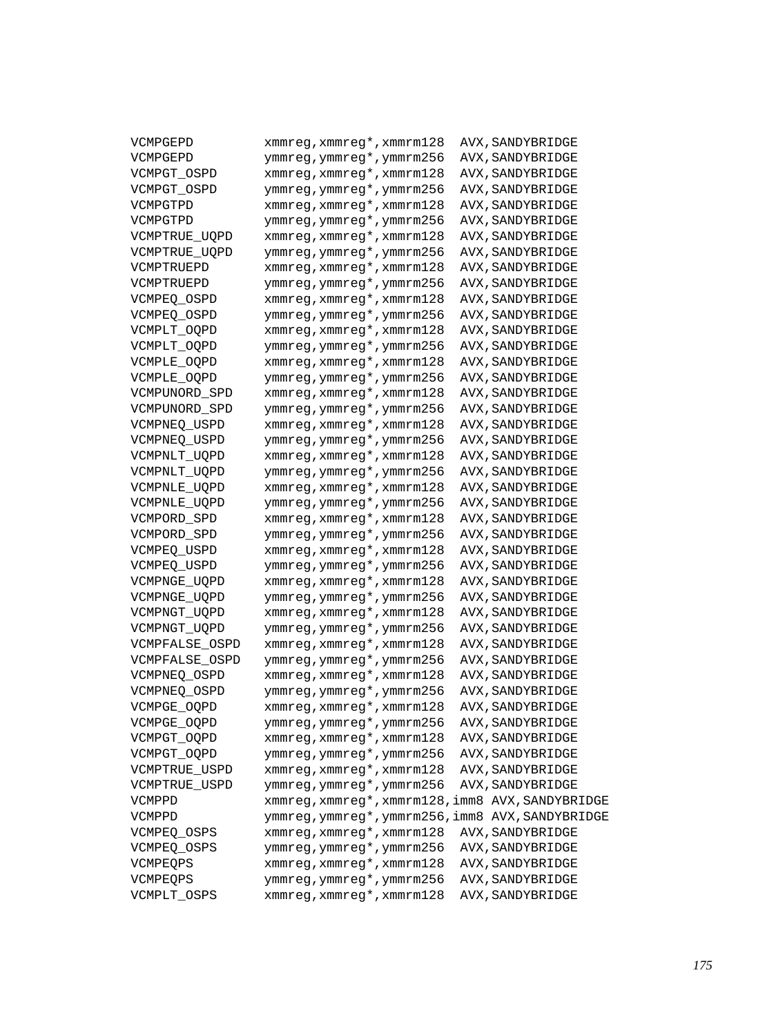```
VCMPGEPD         xmmreg,xmmreg*,xmmrm128  AVX,SANDYBRIDGE
VCMPGEPD         ymmreg,ymmreg*,ymmrm256  AVX,SANDYBRIDGE
VCMPGT_OSPD      xmmreg,xmmreg*,xmmrm128  AVX,SANDYBRIDGE
VCMPGT_OSPD      ymmreg,ymmreg*,ymmrm256  AVX,SANDYBRIDGE
VCMPGTPD         xmmreg,xmmreg*,xmmrm128  AVX,SANDYBRIDGE
VCMPGTPD         ymmreg,ymmreg*,ymmrm256  AVX,SANDYBRIDGE
VCMPTRUE_UQPD    xmmreg,xmmreg*,xmmrm128  AVX,SANDYBRIDGE
VCMPTRUE_UQPD    ymmreg,ymmreg*,ymmrm256  AVX,SANDYBRIDGE
VCMPTRUEPD       xmmreg,xmmreg*,xmmrm128  AVX,SANDYBRIDGE
VCMPTRUEPD       ymmreg,ymmreg*,ymmrm256  AVX,SANDYBRIDGE
VCMPEQ_OSPD      xmmreg,xmmreg*,xmmrm128  AVX,SANDYBRIDGE
VCMPEQ_OSPD      ymmreg,ymmreg*,ymmrm256  AVX,SANDYBRIDGE
VCMPLT_OQPD      xmmreg,xmmreg*,xmmrm128  AVX,SANDYBRIDGE
VCMPLT_OQPD      ymmreg,ymmreg*,ymmrm256  AVX,SANDYBRIDGE
VCMPLE_OQPD      xmmreg,xmmreg*,xmmrm128  AVX,SANDYBRIDGE
VCMPLE_OQPD      ymmreg,ymmreg*,ymmrm256  AVX,SANDYBRIDGE
VCMPUNORD_SPD    xmmreg,xmmreg*,xmmrm128  AVX,SANDYBRIDGE
VCMPUNORD_SPD    ymmreg,ymmreg*,ymmrm256  AVX,SANDYBRIDGE
VCMPNEQ_USPD     xmmreg,xmmreg*,xmmrm128  AVX,SANDYBRIDGE
VCMPNEQ_USPD     ymmreg,ymmreg*,ymmrm256  AVX,SANDYBRIDGE
VCMPNLT_UQPD     xmmreg,xmmreg*,xmmrm128  AVX,SANDYBRIDGE
VCMPNLT_UQPD     ymmreg,ymmreg*,ymmrm256  AVX,SANDYBRIDGE
VCMPNLE_UQPD     xmmreg,xmmreg*,xmmrm128  AVX,SANDYBRIDGE
VCMPNLE_UQPD     ymmreg,ymmreg*,ymmrm256  AVX,SANDYBRIDGE
VCMPORD_SPD      xmmreg,xmmreg*,xmmrm128  AVX,SANDYBRIDGE
VCMPORD_SPD      ymmreg,ymmreg*,ymmrm256  AVX,SANDYBRIDGE
VCMPEQ_USPD      xmmreg,xmmreg*,xmmrm128  AVX,SANDYBRIDGE
VCMPEQ_USPD      ymmreg,ymmreg*,ymmrm256  AVX,SANDYBRIDGE
VCMPNGE_UQPD     xmmreg,xmmreg*,xmmrm128  AVX,SANDYBRIDGE
VCMPNGE_UQPD     ymmreg,ymmreg*,ymmrm256  AVX,SANDYBRIDGE
VCMPNGT_UQPD     xmmreg,xmmreg*,xmmrm128  AVX,SANDYBRIDGE
VCMPNGT_UQPD     ymmreg,ymmreg*,ymmrm256  AVX,SANDYBRIDGE
VCMPFALSE_OSPD   xmmreg,xmmreg*,xmmrm128  AVX,SANDYBRIDGE
VCMPFALSE_OSPD   ymmreg,ymmreg*,ymmrm256  AVX,SANDYBRIDGE
VCMPNEQ_OSPD     xmmreg,xmmreg*,xmmrm128  AVX,SANDYBRIDGE
VCMPNEQ_OSPD     ymmreg,ymmreg*,ymmrm256  AVX,SANDYBRIDGE
VCMPGE_OQPD      xmmreg,xmmreg*,xmmrm128  AVX,SANDYBRIDGE
VCMPGE_OQPD      ymmreg,ymmreg*,ymmrm256  AVX,SANDYBRIDGE
VCMPGT_OQPD      xmmreg,xmmreg*,xmmrm128  AVX,SANDYBRIDGE
VCMPGT_OQPD      ymmreg,ymmreg*,ymmrm256  AVX,SANDYBRIDGE
VCMPTRUE_USPD    xmmreg,xmmreg*,xmmrm128  AVX,SANDYBRIDGE
VCMPTRUE_USPD    ymmreg,ymmreg*,ymmrm256  AVX,SANDYBRIDGE
VCMPPD           xmmreg,xmmreg*,xmmrm128,imm8 AVX,SANDYBRIDGE
VCMPPD           ymmreg,ymmreg*,ymmrm256,imm8 AVX,SANDYBRIDGE
VCMPEQ_OSPS      xmmreg,xmmreg*,xmmrm128  AVX,SANDYBRIDGE
VCMPEQ_OSPS      ymmreg,ymmreg*,ymmrm256  AVX,SANDYBRIDGE
VCMPEQPS         xmmreg,xmmreg*,xmmrm128  AVX,SANDYBRIDGE
VCMPEQPS         ymmreg,ymmreg*,ymmrm256  AVX,SANDYBRIDGE
VCMPLT_OSPS      xmmreg,xmmreg*,xmmrm128  AVX,SANDYBRIDGE
```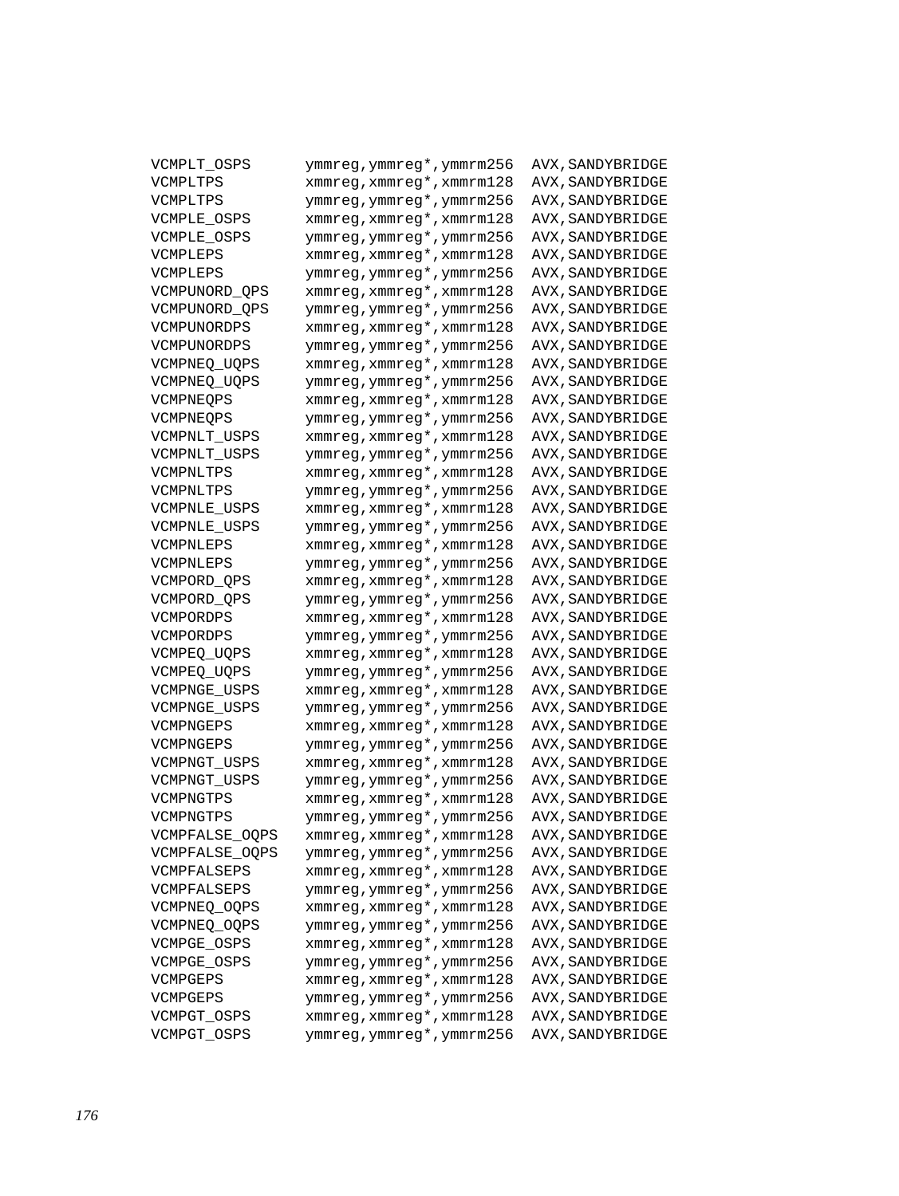```
VCMPLT_OSPS       ymmreg,ymmreg*,ymmrm256  AVX,SANDYBRIDGE
VCMPLTPS          xmmreg,xmmreg*,xmmrm128  AVX,SANDYBRIDGE
VCMPLTPS          ymmreg,ymmreg*,ymmrm256  AVX,SANDYBRIDGE
VCMPLE_OSPS       xmmreg,xmmreg*,xmmrm128  AVX,SANDYBRIDGE
VCMPLE_OSPS       ymmreg,ymmreg*,ymmrm256  AVX,SANDYBRIDGE
VCMPLEPS          xmmreg,xmmreg*,xmmrm128  AVX,SANDYBRIDGE
VCMPLEPS          ymmreg,ymmreg*,ymmrm256  AVX,SANDYBRIDGE
VCMPUNORD_QPS     xmmreg,xmmreg*,xmmrm128  AVX,SANDYBRIDGE
VCMPUNORD_QPS     ymmreg,ymmreg*,ymmrm256  AVX,SANDYBRIDGE
VCMPUNORDPS       xmmreg,xmmreg*,xmmrm128  AVX,SANDYBRIDGE
VCMPUNORDPS       ymmreg,ymmreg*,ymmrm256  AVX,SANDYBRIDGE
VCMPNEQ_UQPS      xmmreg,xmmreg*,xmmrm128  AVX,SANDYBRIDGE
VCMPNEQ_UQPS      ymmreg,ymmreg*,ymmrm256  AVX,SANDYBRIDGE
VCMPNEQPS         xmmreg,xmmreg*,xmmrm128  AVX,SANDYBRIDGE
VCMPNEQPS         ymmreg,ymmreg*,ymmrm256  AVX,SANDYBRIDGE
VCMPNLT_USPS      xmmreg,xmmreg*,xmmrm128  AVX,SANDYBRIDGE
VCMPNLT_USPS      ymmreg,ymmreg*,ymmrm256  AVX,SANDYBRIDGE
VCMPNLTPS         xmmreg,xmmreg*,xmmrm128  AVX,SANDYBRIDGE
VCMPNLTPS         ymmreg,ymmreg*,ymmrm256  AVX,SANDYBRIDGE
VCMPNLE_USPS      xmmreg,xmmreg*,xmmrm128  AVX,SANDYBRIDGE
VCMPNLE_USPS      ymmreg,ymmreg*,ymmrm256  AVX,SANDYBRIDGE
VCMPNLEPS         xmmreg,xmmreg*,xmmrm128  AVX,SANDYBRIDGE
VCMPNLEPS         ymmreg,ymmreg*,ymmrm256  AVX,SANDYBRIDGE
VCMPORD_QPS       xmmreg,xmmreg*,xmmrm128  AVX,SANDYBRIDGE
VCMPORD_QPS       ymmreg,ymmreg*,ymmrm256  AVX,SANDYBRIDGE
VCMPORDPS         xmmreg,xmmreg*,xmmrm128  AVX,SANDYBRIDGE
VCMPORDPS         ymmreg,ymmreg*,ymmrm256  AVX,SANDYBRIDGE
VCMPEQ_UQPS       xmmreg,xmmreg*,xmmrm128  AVX,SANDYBRIDGE
VCMPEQ_UQPS       ymmreg,ymmreg*,ymmrm256  AVX,SANDYBRIDGE
VCMPNGE_USPS      xmmreg,xmmreg*,xmmrm128  AVX,SANDYBRIDGE
VCMPNGE_USPS      ymmreg,ymmreg*,ymmrm256  AVX,SANDYBRIDGE
VCMPNGEPS         xmmreg,xmmreg*,xmmrm128  AVX,SANDYBRIDGE
VCMPNGEPS         ymmreg,ymmreg*,ymmrm256  AVX,SANDYBRIDGE
VCMPNGT_USPS      xmmreg,xmmreg*,xmmrm128  AVX,SANDYBRIDGE
VCMPNGT_USPS      ymmreg,ymmreg*,ymmrm256  AVX,SANDYBRIDGE
VCMPNGTPS         xmmreg,xmmreg*,xmmrm128  AVX,SANDYBRIDGE
VCMPNGTPS         ymmreg,ymmreg*,ymmrm256  AVX,SANDYBRIDGE
VCMPFALSE_OQPS    xmmreg,xmmreg*,xmmrm128  AVX,SANDYBRIDGE
VCMPFALSE_OQPS    ymmreg,ymmreg*,ymmrm256  AVX,SANDYBRIDGE
VCMPFALSEPS       xmmreg,xmmreg*,xmmrm128  AVX,SANDYBRIDGE
VCMPFALSEPS       ymmreg,ymmreg*,ymmrm256  AVX,SANDYBRIDGE
VCMPNEQ_OQPS      xmmreg,xmmreg*,xmmrm128  AVX,SANDYBRIDGE
VCMPNEQ_OQPS      ymmreg,ymmreg*,ymmrm256  AVX,SANDYBRIDGE
VCMPGE_OSPS       xmmreg,xmmreg*,xmmrm128  AVX,SANDYBRIDGE
VCMPGE_OSPS       ymmreg,ymmreg*,ymmrm256  AVX,SANDYBRIDGE
VCMPGEPS          xmmreg,xmmreg*,xmmrm128  AVX,SANDYBRIDGE
VCMPGEPS          ymmreg,ymmreg*,ymmrm256  AVX,SANDYBRIDGE
VCMPGT_OSPS       xmmreg,xmmreg*,xmmrm128  AVX,SANDYBRIDGE
VCMPGT_OSPS       ymmreg,ymmreg*,ymmrm256  AVX,SANDYBRIDGE
```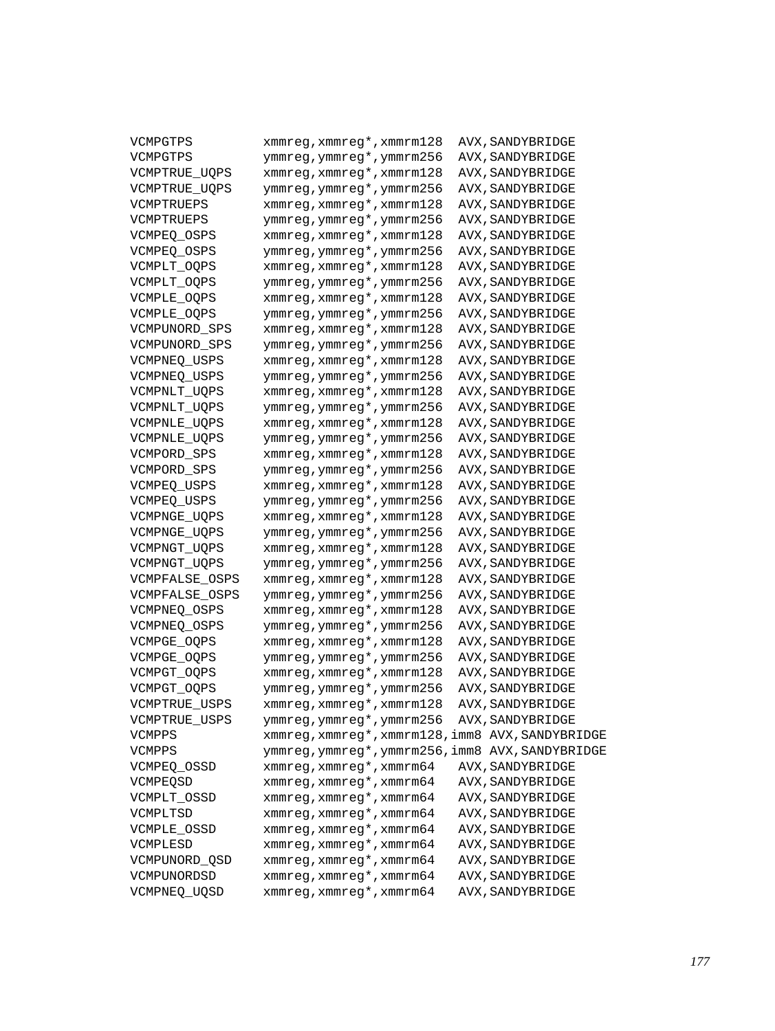```
VCMPGTPS         xmmreg,xmmreg*,xmmrm128  AVX,SANDYBRIDGE
VCMPGTPS         ymmreg,ymmreg*,ymmrm256  AVX,SANDYBRIDGE
VCMPTRUE_UQPS    xmmreg,xmmreg*,xmmrm128  AVX,SANDYBRIDGE
VCMPTRUE_UQPS    ymmreg,ymmreg*,ymmrm256  AVX,SANDYBRIDGE
VCMPTRUEPS       xmmreg,xmmreg*,xmmrm128  AVX,SANDYBRIDGE
VCMPTRUEPS       ymmreg,ymmreg*,ymmrm256  AVX,SANDYBRIDGE
VCMPEQ_OSPS      xmmreg,xmmreg*,xmmrm128  AVX,SANDYBRIDGE
VCMPEQ_OSPS      ymmreg,ymmreg*,ymmrm256  AVX,SANDYBRIDGE
VCMPLT_OQPS      xmmreg,xmmreg*,xmmrm128  AVX,SANDYBRIDGE
VCMPLT_OQPS      ymmreg,ymmreg*,ymmrm256  AVX,SANDYBRIDGE
VCMPLE_OQPS      xmmreg,xmmreg*,xmmrm128  AVX,SANDYBRIDGE
VCMPLE_OQPS      ymmreg,ymmreg*,ymmrm256  AVX,SANDYBRIDGE
VCMPUNORD_SPS    xmmreg,xmmreg*,xmmrm128  AVX,SANDYBRIDGE
VCMPUNORD_SPS    ymmreg,ymmreg*,ymmrm256  AVX,SANDYBRIDGE
VCMPNEQ_USPS     xmmreg,xmmreg*,xmmrm128  AVX,SANDYBRIDGE
VCMPNEQ_USPS     ymmreg,ymmreg*,ymmrm256  AVX,SANDYBRIDGE
VCMPNLT_UQPS     xmmreg,xmmreg*,xmmrm128  AVX,SANDYBRIDGE
VCMPNLT_UQPS     ymmreg,ymmreg*,ymmrm256  AVX,SANDYBRIDGE
VCMPNLE_UQPS     xmmreg,xmmreg*,xmmrm128  AVX,SANDYBRIDGE
VCMPNLE_UQPS     ymmreg,ymmreg*,ymmrm256  AVX,SANDYBRIDGE
VCMPORD_SPS      xmmreg,xmmreg*,xmmrm128  AVX,SANDYBRIDGE
VCMPORD_SPS      ymmreg,ymmreg*,ymmrm256  AVX,SANDYBRIDGE
VCMPEQ_USPS      xmmreg,xmmreg*,xmmrm128  AVX,SANDYBRIDGE
VCMPEQ_USPS      ymmreg,ymmreg*,ymmrm256  AVX,SANDYBRIDGE
VCMPNGE_UQPS     xmmreg,xmmreg*,xmmrm128  AVX,SANDYBRIDGE
VCMPNGE_UQPS     ymmreg,ymmreg*,ymmrm256  AVX,SANDYBRIDGE
VCMPNGT_UQPS     xmmreg,xmmreg*,xmmrm128  AVX,SANDYBRIDGE
VCMPNGT_UQPS     ymmreg,ymmreg*,ymmrm256  AVX,SANDYBRIDGE
VCMPFALSE_OSPS   xmmreg,xmmreg*,xmmrm128  AVX,SANDYBRIDGE
VCMPFALSE_OSPS   ymmreg,ymmreg*,ymmrm256  AVX,SANDYBRIDGE
VCMPNEQ_OSPS     xmmreg,xmmreg*,xmmrm128  AVX,SANDYBRIDGE
VCMPNEQ_OSPS     ymmreg,ymmreg*,ymmrm256  AVX,SANDYBRIDGE
VCMPGE_OQPS      xmmreg,xmmreg*,xmmrm128  AVX,SANDYBRIDGE
VCMPGE_OQPS      ymmreg,ymmreg*,ymmrm256  AVX,SANDYBRIDGE
VCMPGT_OQPS      xmmreg,xmmreg*,xmmrm128  AVX,SANDYBRIDGE
VCMPGT_OQPS      ymmreg,ymmreg*,ymmrm256  AVX,SANDYBRIDGE
VCMPTRUE_USPS    xmmreg,xmmreg*,xmmrm128  AVX,SANDYBRIDGE
VCMPTRUE_USPS    ymmreg,ymmreg*,ymmrm256  AVX,SANDYBRIDGE
VCMPPS           xmmreg,xmmreg*,xmmrm128,imm8 AVX,SANDYBRIDGE
VCMPPS           ymmreg,ymmreg*,ymmrm256,imm8 AVX,SANDYBRIDGE
VCMPEQ_OSSD      xmmreg,xmmreg*,xmmrm64   AVX,SANDYBRIDGE
VCMPEQSD         xmmreg,xmmreg*,xmmrm64   AVX,SANDYBRIDGE
VCMPLT_OSSD      xmmreg,xmmreg*,xmmrm64   AVX,SANDYBRIDGE
VCMPLTSD         xmmreg,xmmreg*,xmmrm64   AVX,SANDYBRIDGE
VCMPLE_OSSD      xmmreg,xmmreg*,xmmrm64   AVX,SANDYBRIDGE
VCMPLESD         xmmreg,xmmreg*,xmmrm64   AVX,SANDYBRIDGE
VCMPUNORD_QSD    xmmreg,xmmreg*,xmmrm64   AVX,SANDYBRIDGE
VCMPUNORDSD      xmmreg,xmmreg*,xmmrm64   AVX,SANDYBRIDGE
VCMPNEQ_UQSD     xmmreg,xmmreg*,xmmrm64   AVX,SANDYBRIDGE
```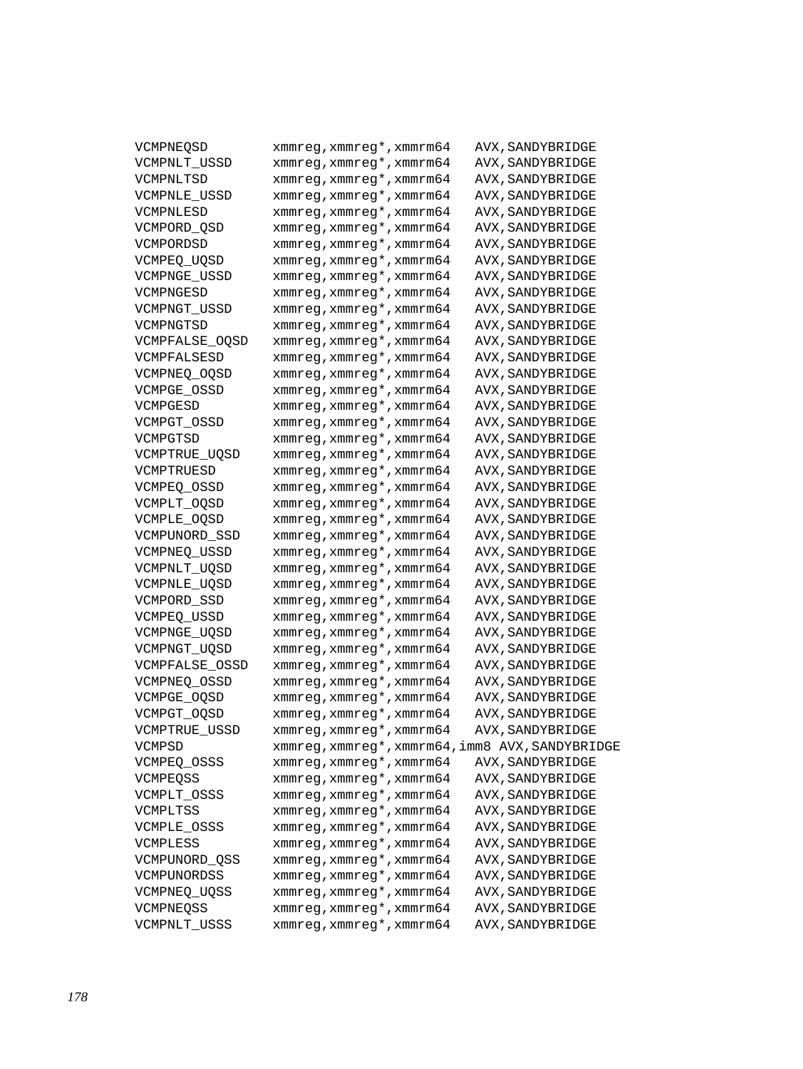```
VCMPNEQSD        xmmreg,xmmreg*,xmmrm64   AVX,SANDYBRIDGE
VCMPNLT_USSD     xmmreg,xmmreg*,xmmrm64   AVX,SANDYBRIDGE
VCMPNLTSD        xmmreg,xmmreg*,xmmrm64   AVX,SANDYBRIDGE
VCMPNLE_USSD     xmmreg,xmmreg*,xmmrm64   AVX,SANDYBRIDGE
VCMPNLESD        xmmreg,xmmreg*,xmmrm64   AVX,SANDYBRIDGE
VCMPORD_QSD      xmmreg,xmmreg*,xmmrm64   AVX,SANDYBRIDGE
VCMPORDSD        xmmreg,xmmreg*,xmmrm64   AVX,SANDYBRIDGE
VCMPEQ_UQSD      xmmreg,xmmreg*,xmmrm64   AVX,SANDYBRIDGE
VCMPNGE_USSD     xmmreg,xmmreg*,xmmrm64   AVX,SANDYBRIDGE
VCMPNGESD        xmmreg,xmmreg*,xmmrm64   AVX,SANDYBRIDGE
VCMPNGT_USSD     xmmreg,xmmreg*,xmmrm64   AVX,SANDYBRIDGE
VCMPNGTSD        xmmreg,xmmreg*,xmmrm64   AVX,SANDYBRIDGE
VCMPFALSE_OQSD   xmmreg,xmmreg*,xmmrm64   AVX,SANDYBRIDGE
VCMPFALSESD      xmmreg,xmmreg*,xmmrm64   AVX,SANDYBRIDGE
VCMPNEQ_OQSD     xmmreg,xmmreg*,xmmrm64   AVX,SANDYBRIDGE
VCMPGE_OSSD      xmmreg,xmmreg*,xmmrm64   AVX,SANDYBRIDGE
VCMPGESD         xmmreg,xmmreg*,xmmrm64   AVX,SANDYBRIDGE
VCMPGT_OSSD      xmmreg,xmmreg*,xmmrm64   AVX,SANDYBRIDGE
VCMPGTSD         xmmreg,xmmreg*,xmmrm64   AVX,SANDYBRIDGE
VCMPTRUE_UQSD    xmmreg,xmmreg*,xmmrm64   AVX,SANDYBRIDGE
VCMPTRUESD       xmmreg,xmmreg*,xmmrm64   AVX,SANDYBRIDGE
VCMPEQ_OSSD      xmmreg,xmmreg*,xmmrm64   AVX,SANDYBRIDGE
VCMPLT_OQSD      xmmreg,xmmreg*,xmmrm64   AVX,SANDYBRIDGE
VCMPLE_OQSD      xmmreg,xmmreg*,xmmrm64   AVX,SANDYBRIDGE
VCMPUNORD_SSD    xmmreg,xmmreg*,xmmrm64   AVX,SANDYBRIDGE
VCMPNEQ_USSD     xmmreg,xmmreg*,xmmrm64   AVX,SANDYBRIDGE
VCMPNLT_UQSD     xmmreg,xmmreg*,xmmrm64   AVX,SANDYBRIDGE
VCMPNLE_UQSD     xmmreg,xmmreg*,xmmrm64   AVX,SANDYBRIDGE
VCMPORD_SSD      xmmreg,xmmreg*,xmmrm64   AVX,SANDYBRIDGE
VCMPEQ_USSD      xmmreg,xmmreg*,xmmrm64   AVX,SANDYBRIDGE
VCMPNGE_UQSD     xmmreg,xmmreg*,xmmrm64   AVX,SANDYBRIDGE
VCMPNGT_UQSD     xmmreg,xmmreg*,xmmrm64   AVX,SANDYBRIDGE
VCMPFALSE_OSSD   xmmreg,xmmreg*,xmmrm64   AVX,SANDYBRIDGE
VCMPNEQ_OSSD     xmmreg,xmmreg*,xmmrm64   AVX,SANDYBRIDGE
VCMPGE_OQSD      xmmreg,xmmreg*,xmmrm64   AVX,SANDYBRIDGE
VCMPGT_OQSD      xmmreg,xmmreg*,xmmrm64   AVX,SANDYBRIDGE
VCMPTRUE_USSD    xmmreg,xmmreg*,xmmrm64   AVX,SANDYBRIDGE
VCMPSD           xmmreg,xmmreg*,xmmrm64,imm8 AVX,SANDYBRIDGE
VCMPEQ_OSSS      xmmreg,xmmreg*,xmmrm64   AVX,SANDYBRIDGE
VCMPEQSS         xmmreg,xmmreg*,xmmrm64   AVX,SANDYBRIDGE
VCMPLT_OSSS      xmmreg,xmmreg*,xmmrm64   AVX,SANDYBRIDGE
VCMPLTSS         xmmreg,xmmreg*,xmmrm64   AVX,SANDYBRIDGE
VCMPLE_OSSS      xmmreg,xmmreg*,xmmrm64   AVX,SANDYBRIDGE
VCMPLESS         xmmreg,xmmreg*,xmmrm64   AVX,SANDYBRIDGE
VCMPUNORD_QSS    xmmreg,xmmreg*,xmmrm64   AVX,SANDYBRIDGE
VCMPUNORDSS      xmmreg,xmmreg*,xmmrm64   AVX,SANDYBRIDGE
VCMPNEQ_UQSS     xmmreg,xmmreg*,xmmrm64   AVX,SANDYBRIDGE
VCMPNEQSS        xmmreg,xmmreg*,xmmrm64   AVX,SANDYBRIDGE
VCMPNLT_USSS     xmmreg,xmmreg*,xmmrm64   AVX,SANDYBRIDGE
```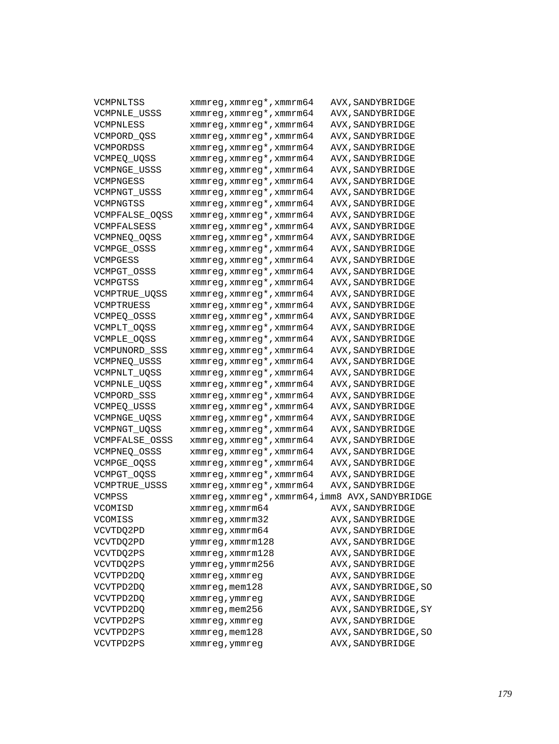```
VCMPNLTSS        xmmreg,xmmreg*,xmmrm64   AVX,SANDYBRIDGE
VCMPNLE_USSS     xmmreg,xmmreg*,xmmrm64   AVX,SANDYBRIDGE
VCMPNLESS        xmmreg,xmmreg*,xmmrm64   AVX,SANDYBRIDGE
VCMPORD_QSS      xmmreg,xmmreg*,xmmrm64   AVX,SANDYBRIDGE
VCMPORDSS        xmmreg,xmmreg*,xmmrm64   AVX,SANDYBRIDGE
VCMPEQ_UQSS      xmmreg,xmmreg*,xmmrm64   AVX,SANDYBRIDGE
VCMPNGE_USSS     xmmreg,xmmreg*,xmmrm64   AVX,SANDYBRIDGE
VCMPNGESS        xmmreg,xmmreg*,xmmrm64   AVX,SANDYBRIDGE
VCMPNGT_USSS     xmmreg,xmmreg*,xmmrm64   AVX,SANDYBRIDGE
VCMPNGTSS        xmmreg,xmmreg*,xmmrm64   AVX,SANDYBRIDGE
VCMPFALSE_OQSS   xmmreg,xmmreg*,xmmrm64   AVX,SANDYBRIDGE
VCMPFALSESS      xmmreg,xmmreg*,xmmrm64   AVX,SANDYBRIDGE
VCMPNEQ_OQSS     xmmreg,xmmreg*,xmmrm64   AVX,SANDYBRIDGE
VCMPGE_OSSS      xmmreg,xmmreg*,xmmrm64   AVX,SANDYBRIDGE
VCMPGESS         xmmreg,xmmreg*,xmmrm64   AVX,SANDYBRIDGE
VCMPGT_OSSS      xmmreg,xmmreg*,xmmrm64   AVX,SANDYBRIDGE
VCMPGTSS         xmmreg,xmmreg*,xmmrm64   AVX,SANDYBRIDGE
VCMPTRUE_UQSS    xmmreg,xmmreg*,xmmrm64   AVX,SANDYBRIDGE
VCMPTRUESS       xmmreg,xmmreg*,xmmrm64   AVX,SANDYBRIDGE
VCMPEQ_OSSS      xmmreg,xmmreg*,xmmrm64   AVX,SANDYBRIDGE
VCMPLT_OQSS      xmmreg,xmmreg*,xmmrm64   AVX,SANDYBRIDGE
VCMPLE_OQSS      xmmreg,xmmreg*,xmmrm64   AVX,SANDYBRIDGE
VCMPUNORD_SSS    xmmreg,xmmreg*,xmmrm64   AVX,SANDYBRIDGE
VCMPNEQ_USSS     xmmreg,xmmreg*,xmmrm64   AVX,SANDYBRIDGE
VCMPNLT_UQSS     xmmreg,xmmreg*,xmmrm64   AVX,SANDYBRIDGE
VCMPNLE_UQSS     xmmreg,xmmreg*,xmmrm64   AVX,SANDYBRIDGE
VCMPORD_SSS      xmmreg,xmmreg*,xmmrm64   AVX,SANDYBRIDGE
VCMPEQ_USSS      xmmreg,xmmreg*,xmmrm64   AVX,SANDYBRIDGE
VCMPNGE_UQSS     xmmreg,xmmreg*,xmmrm64   AVX,SANDYBRIDGE
VCMPNGT_UQSS     xmmreg,xmmreg*,xmmrm64   AVX,SANDYBRIDGE
VCMPFALSE_OSSS   xmmreg,xmmreg*,xmmrm64   AVX,SANDYBRIDGE
VCMPNEQ_OSSS     xmmreg,xmmreg*,xmmrm64   AVX,SANDYBRIDGE
VCMPGE_OQSS      xmmreg,xmmreg*,xmmrm64   AVX,SANDYBRIDGE
VCMPGT_OQSS      xmmreg,xmmreg*,xmmrm64   AVX,SANDYBRIDGE
VCMPTRUE_USSS    xmmreg,xmmreg*,xmmrm64   AVX,SANDYBRIDGE
VCMPSS           xmmreg,xmmreg*,xmmrm64,imm8 AVX,SANDYBRIDGE
VCOMISD          xmmreg,xmmrm64           AVX,SANDYBRIDGE
VCOMISS          xmmreg,xmmrm32           AVX,SANDYBRIDGE
VCVTDQ2PD        xmmreg,xmmrm64           AVX,SANDYBRIDGE
VCVTDQ2PD        ymmreg,xmmrm128          AVX,SANDYBRIDGE
VCVTDQ2PS        xmmreg,xmmrm128          AVX,SANDYBRIDGE
VCVTDQ2PS        ymmreg,ymmrm256          AVX,SANDYBRIDGE
VCVTPD2DQ        xmmreg,xmmreg            AVX,SANDYBRIDGE
VCVTPD2DQ        xmmreg,mem128            AVX,SANDYBRIDGE,SO
VCVTPD2DQ        xmmreg,ymmreg            AVX,SANDYBRIDGE
VCVTPD2DQ        xmmreg,mem256            AVX,SANDYBRIDGE,SY
VCVTPD2PS        xmmreg,xmmreg            AVX,SANDYBRIDGE
VCVTPD2PS        xmmreg,mem128            AVX,SANDYBRIDGE,SO
VCVTPD2PS        xmmreg,ymmreg            AVX,SANDYBRIDGE
```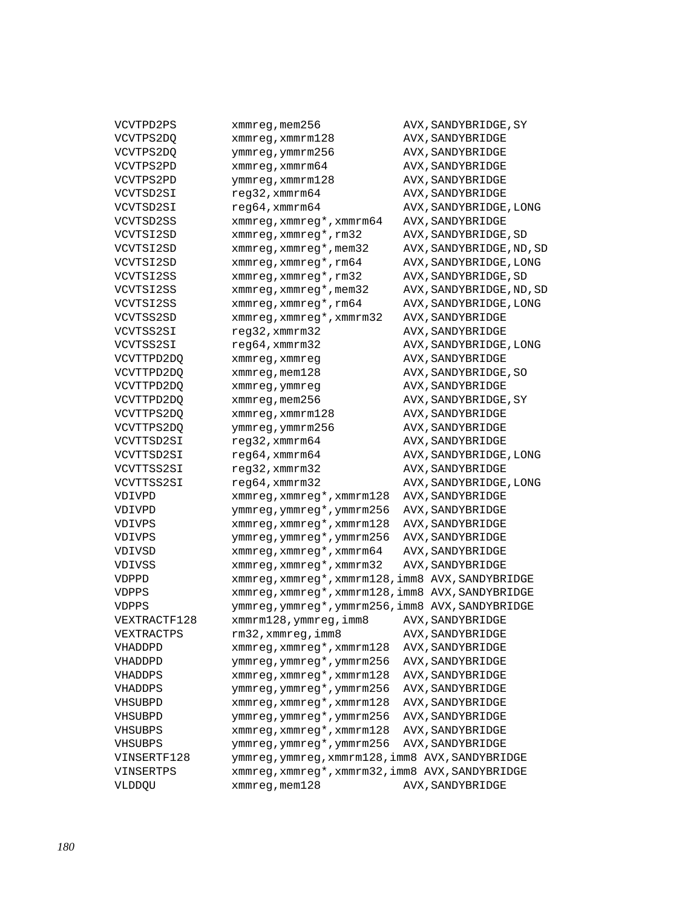```
VCVTPD2PS       xmmreg,mem256           AVX,SANDYBRIDGE,SY
VCVTPS2DQ       xmmreg,xmmrm128         AVX,SANDYBRIDGE
VCVTPS2DQ       ymmreg,ymmrm256         AVX,SANDYBRIDGE
VCVTPS2PD       xmmreg,xmmrm64          AVX,SANDYBRIDGE
VCVTPS2PD       ymmreg,xmmrm128         AVX,SANDYBRIDGE
VCVTSD2SI       reg32,xmmrm64           AVX,SANDYBRIDGE
VCVTSD2SI       reg64,xmmrm64           AVX,SANDYBRIDGE,LONG
VCVTSD2SS       xmmreg,xmmreg*,xmmrm64  AVX,SANDYBRIDGE
VCVTSI2SD       xmmreg,xmmreg*,rm32     AVX,SANDYBRIDGE,SD
VCVTSI2SD       xmmreg,xmmreg*,mem32    AVX,SANDYBRIDGE,ND,SD
VCVTSI2SD       xmmreg,xmmreg*,rm64     AVX,SANDYBRIDGE,LONG
VCVTSI2SS       xmmreg,xmmreg*,rm32     AVX,SANDYBRIDGE,SD
VCVTSI2SS       xmmreg,xmmreg*,mem32    AVX,SANDYBRIDGE,ND,SD
VCVTSI2SS       xmmreg,xmmreg*,rm64     AVX,SANDYBRIDGE,LONG
VCVTSS2SD       xmmreg,xmmreg*,xmmrm32  AVX,SANDYBRIDGE
VCVTSS2SI       reg32,xmmrm32           AVX,SANDYBRIDGE
VCVTSS2SI       reg64,xmmrm32           AVX,SANDYBRIDGE,LONG
VCVTTPD2DQ      xmmreg,xmmreg           AVX,SANDYBRIDGE
VCVTTPD2DQ      xmmreg,mem128           AVX,SANDYBRIDGE,SO
VCVTTPD2DQ      xmmreg,ymmreg           AVX,SANDYBRIDGE
VCVTTPD2DQ      xmmreg,mem256           AVX,SANDYBRIDGE,SY
VCVTTPS2DQ      xmmreg,xmmrm128         AVX,SANDYBRIDGE
VCVTTPS2DQ      ymmreg,ymmrm256         AVX,SANDYBRIDGE
VCVTTSD2SI      reg32,xmmrm64           AVX,SANDYBRIDGE
VCVTTSD2SI      reg64,xmmrm64           AVX,SANDYBRIDGE,LONG
VCVTTSS2SI      reg32,xmmrm32           AVX,SANDYBRIDGE
VCVTTSS2SI      reg64,xmmrm32           AVX,SANDYBRIDGE,LONG
VDIVPD          xmmreg,xmmreg*,xmmrm128 AVX,SANDYBRIDGE
VDIVPD          ymmreg,ymmreg*,ymmrm256 AVX,SANDYBRIDGE
VDIVPS          xmmreg,xmmreg*,xmmrm128 AVX,SANDYBRIDGE
VDIVPS          ymmreg,ymmreg*,ymmrm256 AVX,SANDYBRIDGE
VDIVSD          xmmreg,xmmreg*,xmmrm64  AVX,SANDYBRIDGE
VDIVSS          xmmreg,xmmreg*,xmmrm32  AVX,SANDYBRIDGE
VDPPD           xmmreg,xmmreg*,xmmrm128,imm8 AVX,SANDYBRIDGE
VDPPS           xmmreg,xmmreg*,xmmrm128,imm8 AVX,SANDYBRIDGE
VDPPS           ymmreg,ymmreg*,ymmrm256,imm8 AVX,SANDYBRIDGE
VEXTRACTF128    xmmrm128,ymmreg,imm8    AVX,SANDYBRIDGE
VEXTRACTPS      rm32,xmmreg,imm8        AVX,SANDYBRIDGE
VHADDPD         xmmreg,xmmreg*,xmmrm128 AVX,SANDYBRIDGE
VHADDPD         ymmreg,ymmreg*,ymmrm256 AVX,SANDYBRIDGE
VHADDPS         xmmreg,xmmreg*,xmmrm128 AVX,SANDYBRIDGE
VHADDPS         ymmreg,ymmreg*,ymmrm256 AVX,SANDYBRIDGE
VHSUBPD         xmmreg,xmmreg*,xmmrm128 AVX,SANDYBRIDGE
VHSUBPD         ymmreg,ymmreg*,ymmrm256 AVX,SANDYBRIDGE
VHSUBPS         xmmreg,xmmreg*,xmmrm128 AVX,SANDYBRIDGE
VHSUBPS         ymmreg,ymmreg*,ymmrm256 AVX,SANDYBRIDGE
VINSERTF128     ymmreg,ymmreg,xmmrm128,imm8 AVX,SANDYBRIDGE
VINSERTPS       xmmreg,xmmreg*,xmmrm32,imm8 AVX,SANDYBRIDGE
VLDDQU          xmmreg,mem128           AVX,SANDYBRIDGE
```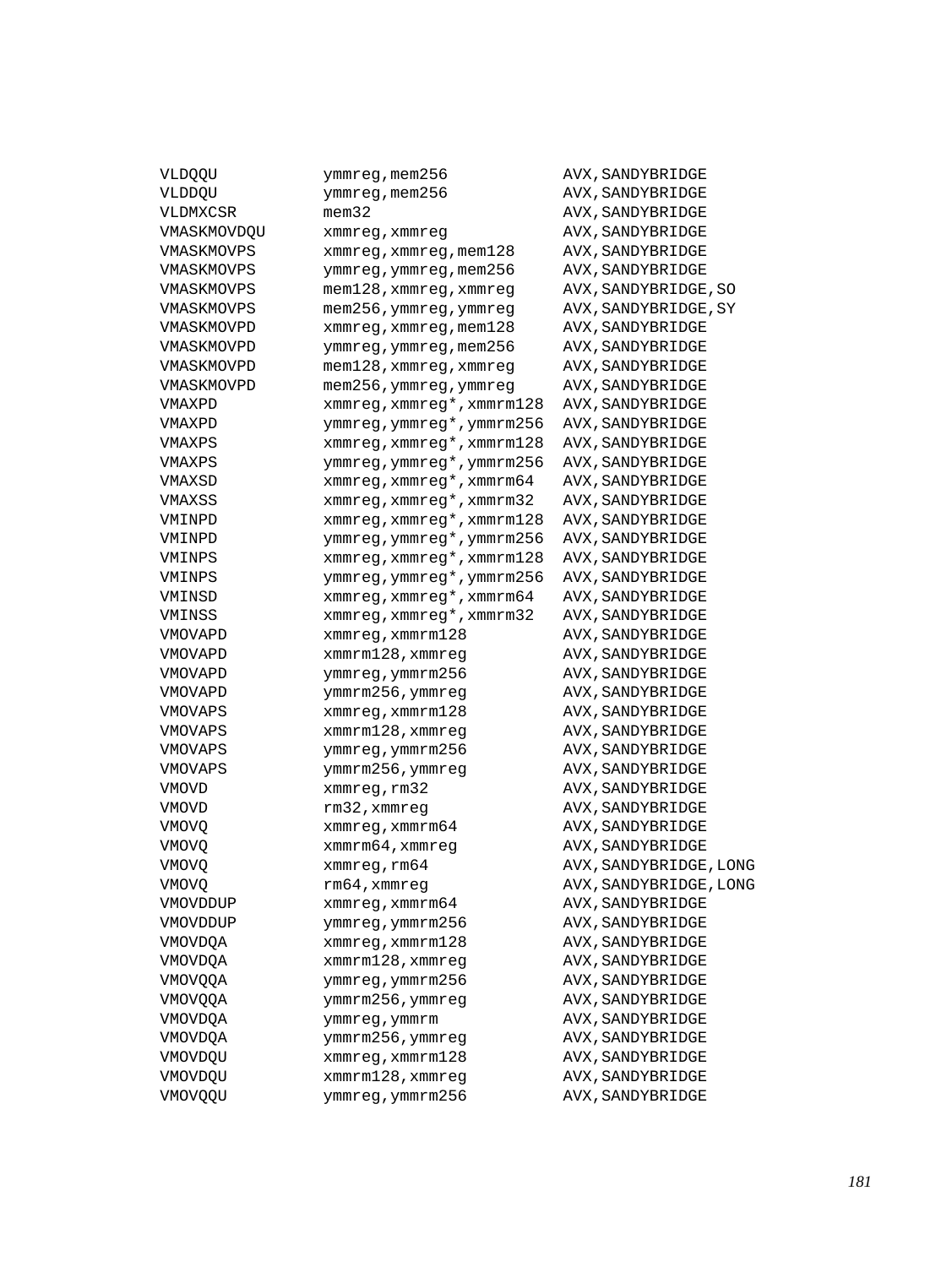```
VLDQQU          ymmreg,mem256            AVX,SANDYBRIDGE
VLDDQU          ymmreg,mem256            AVX,SANDYBRIDGE
VLDMXCSR        mem32                    AVX,SANDYBRIDGE
VMASKMOVDQU     xmmreg,xmmreg            AVX,SANDYBRIDGE
VMASKMOVPS      xmmreg,xmmreg,mem128     AVX,SANDYBRIDGE
VMASKMOVPS      ymmreg,ymmreg,mem256     AVX,SANDYBRIDGE
VMASKMOVPS      mem128,xmmreg,xmmreg     AVX,SANDYBRIDGE,SO
VMASKMOVPS      mem256,ymmreg,ymmreg     AVX,SANDYBRIDGE,SY
VMASKMOVPD      xmmreg,xmmreg,mem128     AVX,SANDYBRIDGE
VMASKMOVPD      ymmreg,ymmreg,mem256     AVX,SANDYBRIDGE
VMASKMOVPD      mem128,xmmreg,xmmreg     AVX,SANDYBRIDGE
VMASKMOVPD      mem256,ymmreg,ymmreg     AVX,SANDYBRIDGE
VMAXPD          xmmreg,xmmreg*,xmmrm128  AVX,SANDYBRIDGE
VMAXPD          ymmreg,ymmreg*,ymmrm256  AVX,SANDYBRIDGE
VMAXPS          xmmreg,xmmreg*,xmmrm128  AVX,SANDYBRIDGE
VMAXPS          ymmreg,ymmreg*,ymmrm256  AVX,SANDYBRIDGE
VMAXSD          xmmreg,xmmreg*,xmmrm64   AVX,SANDYBRIDGE
VMAXSS          xmmreg,xmmreg*,xmmrm32   AVX,SANDYBRIDGE
VMINPD          xmmreg,xmmreg*,xmmrm128  AVX,SANDYBRIDGE
VMINPD          ymmreg,ymmreg*,ymmrm256  AVX,SANDYBRIDGE
VMINPS          xmmreg,xmmreg*,xmmrm128  AVX,SANDYBRIDGE
VMINPS          ymmreg,ymmreg*,ymmrm256  AVX,SANDYBRIDGE
VMINSD          xmmreg,xmmreg*,xmmrm64   AVX,SANDYBRIDGE
VMINSS          xmmreg,xmmreg*,xmmrm32   AVX,SANDYBRIDGE
VMOVAPD         xmmreg,xmmrm128          AVX,SANDYBRIDGE
VMOVAPD         xmmrm128,xmmreg          AVX,SANDYBRIDGE
VMOVAPD         ymmreg,ymmrm256          AVX,SANDYBRIDGE
VMOVAPD         ymmrm256,ymmreg          AVX,SANDYBRIDGE
VMOVAPS         xmmreg,xmmrm128          AVX,SANDYBRIDGE
VMOVAPS         xmmrm128,xmmreg          AVX,SANDYBRIDGE
VMOVAPS         ymmreg,ymmrm256          AVX,SANDYBRIDGE
VMOVAPS         ymmrm256,ymmreg          AVX,SANDYBRIDGE
VMOVD           xmmreg,rm32              AVX,SANDYBRIDGE
VMOVD           rm32,xmmreg              AVX,SANDYBRIDGE
VMOVQ           xmmreg,xmmrm64           AVX,SANDYBRIDGE
VMOVQ           xmmrm64,xmmreg           AVX,SANDYBRIDGE
VMOVQ           xmmreg,rm64              AVX,SANDYBRIDGE,LONG
VMOVQ           rm64,xmmreg              AVX,SANDYBRIDGE,LONG
VMOVDDUP        xmmreg,xmmrm64           AVX,SANDYBRIDGE
VMOVDDUP        ymmreg,ymmrm256          AVX,SANDYBRIDGE
VMOVDQA         xmmreg,xmmrm128          AVX,SANDYBRIDGE
VMOVDQA         xmmrm128,xmmreg          AVX,SANDYBRIDGE
VMOVQQA         ymmreg,ymmrm256          AVX,SANDYBRIDGE
VMOVQQA         ymmrm256,ymmreg          AVX,SANDYBRIDGE
VMOVDQA         ymmreg,ymmrm             AVX,SANDYBRIDGE
VMOVDQA         ymmrm256,ymmreg          AVX,SANDYBRIDGE
VMOVDQU         xmmreg,xmmrm128          AVX,SANDYBRIDGE
VMOVDQU         xmmrm128,xmmreg          AVX,SANDYBRIDGE
VMOVQQU         ymmreg,ymmrm256          AVX,SANDYBRIDGE
```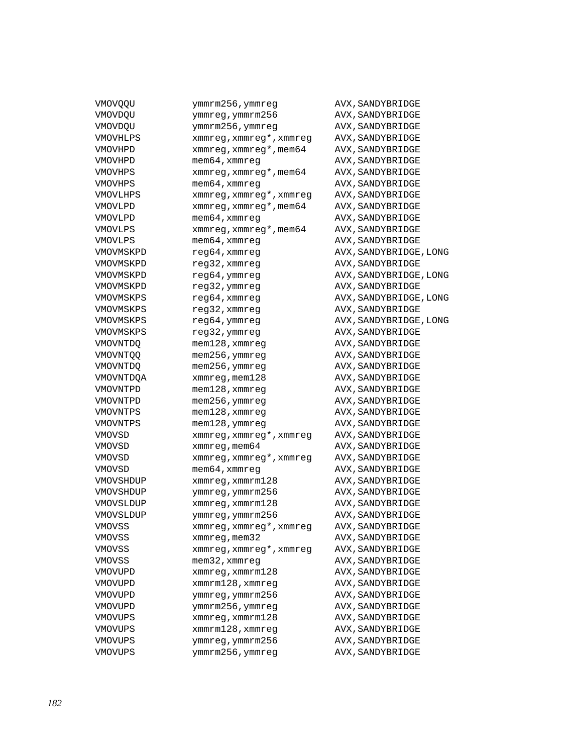```
VMOVQQU         ymmrm256,ymmreg         AVX,SANDYBRIDGE
VMOVDQU         ymmreg,ymmrm256         AVX,SANDYBRIDGE
VMOVDQU         ymmrm256,ymmreg         AVX,SANDYBRIDGE
VMOVHLPS        xmmreg,xmmreg*,xmmreg   AVX,SANDYBRIDGE
VMOVHPD         xmmreg,xmmreg*,mem64    AVX,SANDYBRIDGE
VMOVHPD         mem64,xmmreg            AVX,SANDYBRIDGE
VMOVHPS         xmmreg,xmmreg*,mem64    AVX,SANDYBRIDGE
VMOVHPS         mem64,xmmreg            AVX,SANDYBRIDGE
VMOVLHPS        xmmreg,xmmreg*,xmmreg   AVX,SANDYBRIDGE
VMOVLPD         xmmreg,xmmreg*,mem64    AVX,SANDYBRIDGE
VMOVLPD         mem64,xmmreg            AVX,SANDYBRIDGE
VMOVLPS         xmmreg,xmmreg*,mem64    AVX,SANDYBRIDGE
VMOVLPS         mem64,xmmreg            AVX,SANDYBRIDGE
VMOVMSKPD       reg64,xmmreg            AVX,SANDYBRIDGE,LONG
VMOVMSKPD       reg32,xmmreg            AVX,SANDYBRIDGE
VMOVMSKPD       reg64,ymmreg            AVX,SANDYBRIDGE,LONG
VMOVMSKPD       reg32,ymmreg            AVX,SANDYBRIDGE
VMOVMSKPS       reg64,xmmreg            AVX,SANDYBRIDGE,LONG
VMOVMSKPS       reg32,xmmreg            AVX,SANDYBRIDGE
VMOVMSKPS       reg64,ymmreg            AVX,SANDYBRIDGE,LONG
VMOVMSKPS       reg32,ymmreg            AVX,SANDYBRIDGE
VMOVNTDQ        mem128,xmmreg           AVX,SANDYBRIDGE
VMOVNTQQ        mem256,ymmreg           AVX,SANDYBRIDGE
VMOVNTDQ        mem256,ymmreg           AVX,SANDYBRIDGE
VMOVNTDQA       xmmreg,mem128           AVX,SANDYBRIDGE
VMOVNTPD        mem128,xmmreg           AVX,SANDYBRIDGE
VMOVNTPD        mem256,ymmreg           AVX,SANDYBRIDGE
VMOVNTPS        mem128,xmmreg           AVX,SANDYBRIDGE
VMOVNTPS        mem128,ymmreg           AVX,SANDYBRIDGE
VMOVSD          xmmreg,xmmreg*,xmmreg   AVX,SANDYBRIDGE
VMOVSD          xmmreg,mem64            AVX,SANDYBRIDGE
VMOVSD          xmmreg,xmmreg*,xmmreg   AVX,SANDYBRIDGE
VMOVSD          mem64,xmmreg            AVX,SANDYBRIDGE
VMOVSHDUP       xmmreg,xmmrm128         AVX,SANDYBRIDGE
VMOVSHDUP       ymmreg,ymmrm256         AVX,SANDYBRIDGE
VMOVSLDUP       xmmreg,xmmrm128         AVX,SANDYBRIDGE
VMOVSLDUP       ymmreg,ymmrm256         AVX,SANDYBRIDGE
VMOVSS          xmmreg,xmmreg*,xmmreg   AVX,SANDYBRIDGE
VMOVSS          xmmreg,mem32            AVX,SANDYBRIDGE
VMOVSS          xmmreg,xmmreg*,xmmreg   AVX,SANDYBRIDGE
VMOVSS          mem32,xmmreg            AVX,SANDYBRIDGE
VMOVUPD         xmmreg,xmmrm128         AVX,SANDYBRIDGE
VMOVUPD         xmmrm128,xmmreg         AVX,SANDYBRIDGE
VMOVUPD         ymmreg,ymmrm256         AVX,SANDYBRIDGE
VMOVUPD         ymmrm256,ymmreg         AVX,SANDYBRIDGE
VMOVUPS         xmmreg,xmmrm128         AVX,SANDYBRIDGE
VMOVUPS         xmmrm128,xmmreg         AVX,SANDYBRIDGE
VMOVUPS         ymmreg,ymmrm256         AVX,SANDYBRIDGE
VMOVUPS         ymmrm256,ymmreg         AVX,SANDYBRIDGE
```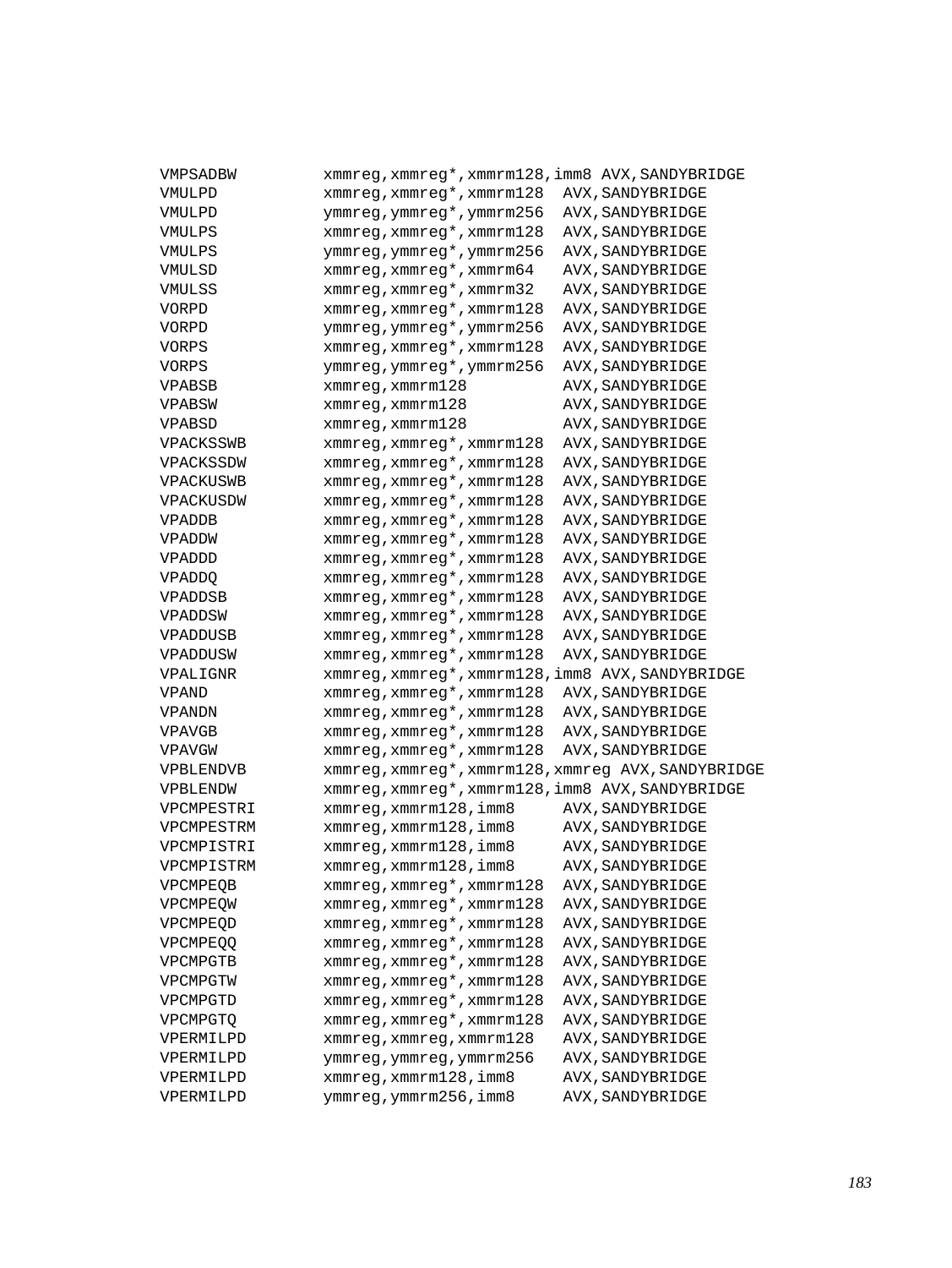```
VMPSADBW        xmmreg,xmmreg*,xmmrm128,imm8 AVX,SANDYBRIDGE
VMULPD          xmmreg,xmmreg*,xmmrm128  AVX,SANDYBRIDGE
VMULPD          ymmreg,ymmreg*,ymmrm256  AVX,SANDYBRIDGE
VMULPS          xmmreg,xmmreg*,xmmrm128  AVX,SANDYBRIDGE
VMULPS          ymmreg,ymmreg*,ymmrm256  AVX,SANDYBRIDGE
VMULSD          xmmreg,xmmreg*,xmmrm64   AVX,SANDYBRIDGE
VMULSS          xmmreg,xmmreg*,xmmrm32   AVX,SANDYBRIDGE
VORPD           xmmreg,xmmreg*,xmmrm128  AVX,SANDYBRIDGE
VORPD           ymmreg,ymmreg*,ymmrm256  AVX,SANDYBRIDGE
VORPS           xmmreg,xmmreg*,xmmrm128  AVX,SANDYBRIDGE
VORPS           ymmreg,ymmreg*,ymmrm256  AVX,SANDYBRIDGE
VPABSB          xmmreg,xmmrm128          AVX,SANDYBRIDGE
VPABSW          xmmreg,xmmrm128          AVX,SANDYBRIDGE
VPABSD          xmmreg,xmmrm128          AVX,SANDYBRIDGE
VPACKSSWB       xmmreg,xmmreg*,xmmrm128  AVX,SANDYBRIDGE
VPACKSSDW       xmmreg,xmmreg*,xmmrm128  AVX,SANDYBRIDGE
VPACKUSWB       xmmreg,xmmreg*,xmmrm128  AVX,SANDYBRIDGE
VPACKUSDW       xmmreg,xmmreg*,xmmrm128  AVX,SANDYBRIDGE
VPADDB          xmmreg,xmmreg*,xmmrm128  AVX,SANDYBRIDGE
VPADDW          xmmreg,xmmreg*,xmmrm128  AVX,SANDYBRIDGE
VPADDD          xmmreg,xmmreg*,xmmrm128  AVX,SANDYBRIDGE
VPADDQ          xmmreg,xmmreg*,xmmrm128  AVX,SANDYBRIDGE
VPADDSB         xmmreg,xmmreg*,xmmrm128  AVX,SANDYBRIDGE
VPADDSW         xmmreg,xmmreg*,xmmrm128  AVX,SANDYBRIDGE
VPADDUSB        xmmreg,xmmreg*,xmmrm128  AVX,SANDYBRIDGE
VPADDUSW        xmmreg,xmmreg*,xmmrm128  AVX,SANDYBRIDGE
VPALIGNR        xmmreg,xmmreg*,xmmrm128,imm8 AVX,SANDYBRIDGE
VPAND           xmmreg,xmmreg*,xmmrm128  AVX,SANDYBRIDGE
VPANDN          xmmreg,xmmreg*,xmmrm128  AVX,SANDYBRIDGE
VPAVGB          xmmreg,xmmreg*,xmmrm128  AVX,SANDYBRIDGE
VPAVGW          xmmreg,xmmreg*,xmmrm128  AVX,SANDYBRIDGE
VPBLENDVB       xmmreg,xmmreg*,xmmrm128,xmmreg AVX,SANDYBRIDGE
VPBLENDW        xmmreg,xmmreg*,xmmrm128,imm8 AVX,SANDYBRIDGE
VPCMPESTRI      xmmreg,xmmrm128,imm8     AVX,SANDYBRIDGE
VPCMPESTRM      xmmreg,xmmrm128,imm8     AVX,SANDYBRIDGE
VPCMPISTRI      xmmreg,xmmrm128,imm8     AVX,SANDYBRIDGE
VPCMPISTRM      xmmreg,xmmrm128,imm8     AVX,SANDYBRIDGE
VPCMPEQB        xmmreg,xmmreg*,xmmrm128  AVX,SANDYBRIDGE
VPCMPEQW        xmmreg,xmmreg*,xmmrm128  AVX,SANDYBRIDGE
VPCMPEQD        xmmreg,xmmreg*,xmmrm128  AVX,SANDYBRIDGE
VPCMPEQQ        xmmreg,xmmreg*,xmmrm128  AVX,SANDYBRIDGE
VPCMPGTB        xmmreg,xmmreg*,xmmrm128  AVX,SANDYBRIDGE
VPCMPGTW        xmmreg,xmmreg*,xmmrm128  AVX,SANDYBRIDGE
VPCMPGTD        xmmreg,xmmreg*,xmmrm128  AVX,SANDYBRIDGE
VPCMPGTQ        xmmreg,xmmreg*,xmmrm128  AVX,SANDYBRIDGE
VPERMILPD       xmmreg,xmmreg,xmmrm128   AVX,SANDYBRIDGE
VPERMILPD       ymmreg,ymmreg,ymmrm256   AVX,SANDYBRIDGE
VPERMILPD       xmmreg,xmmrm128,imm8     AVX,SANDYBRIDGE
VPERMILPD       ymmreg,ymmrm256,imm8     AVX,SANDYBRIDGE
```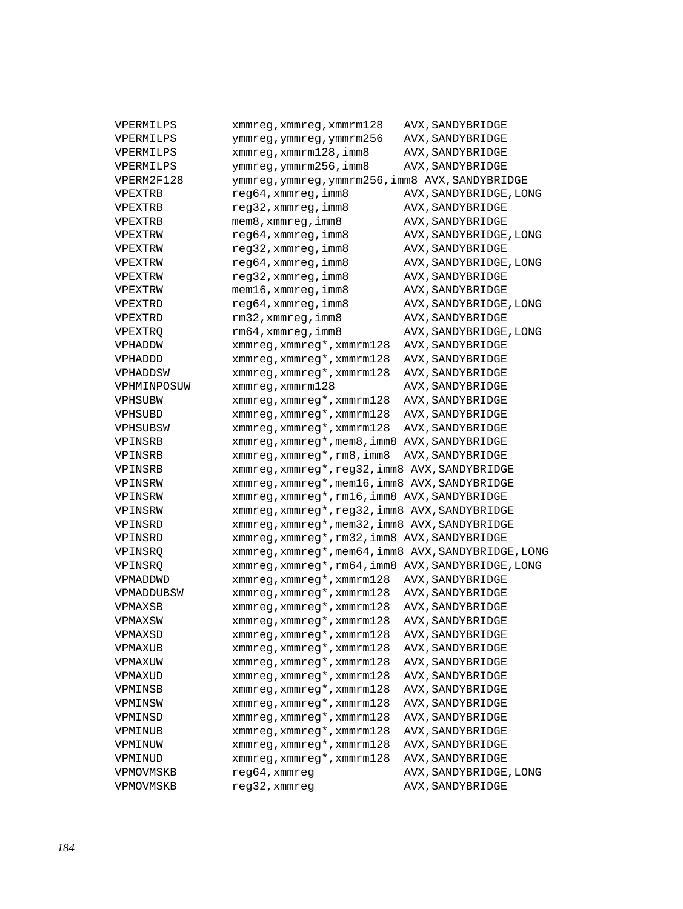```
VPERMILPS       xmmreg,xmmreg,xmmrm128   AVX,SANDYBRIDGE
VPERMILPS       ymmreg,ymmreg,ymmrm256   AVX,SANDYBRIDGE
VPERMILPS       xmmreg,xmmrm128,imm8     AVX,SANDYBRIDGE
VPERMILPS       ymmreg,ymmrm256,imm8     AVX,SANDYBRIDGE
VPERM2F128      ymmreg,ymmreg,ymmrm256,imm8 AVX,SANDYBRIDGE
VPEXTRB         reg64,xmmreg,imm8        AVX,SANDYBRIDGE,LONG
VPEXTRB         reg32,xmmreg,imm8        AVX,SANDYBRIDGE
VPEXTRB         mem8,xmmreg,imm8         AVX,SANDYBRIDGE
VPEXTRW         reg64,xmmreg,imm8        AVX,SANDYBRIDGE,LONG
VPEXTRW         reg32,xmmreg,imm8        AVX,SANDYBRIDGE
VPEXTRW         reg64,xmmreg,imm8        AVX,SANDYBRIDGE,LONG
VPEXTRW         reg32,xmmreg,imm8        AVX,SANDYBRIDGE
VPEXTRW         mem16,xmmreg,imm8        AVX,SANDYBRIDGE
VPEXTRD         reg64,xmmreg,imm8        AVX,SANDYBRIDGE,LONG
VPEXTRD         rm32,xmmreg,imm8         AVX,SANDYBRIDGE
VPEXTRQ         rm64,xmmreg,imm8         AVX,SANDYBRIDGE,LONG
VPHADDW         xmmreg,xmmreg*,xmmrm128  AVX,SANDYBRIDGE
VPHADDD         xmmreg,xmmreg*,xmmrm128  AVX,SANDYBRIDGE
VPHADDSW        xmmreg,xmmreg*,xmmrm128  AVX,SANDYBRIDGE
VPHMINPOSUW     xmmreg,xmmrm128          AVX,SANDYBRIDGE
VPHSUBW         xmmreg,xmmreg*,xmmrm128  AVX,SANDYBRIDGE
VPHSUBD         xmmreg,xmmreg*,xmmrm128  AVX,SANDYBRIDGE
VPHSUBSW        xmmreg,xmmreg*,xmmrm128  AVX,SANDYBRIDGE
VPINSRB         xmmreg,xmmreg*,mem8,imm8 AVX,SANDYBRIDGE
VPINSRB         xmmreg,xmmreg*,rm8,imm8  AVX,SANDYBRIDGE
VPINSRB         xmmreg,xmmreg*,reg32,imm8 AVX,SANDYBRIDGE
VPINSRW         xmmreg,xmmreg*,mem16,imm8 AVX,SANDYBRIDGE
VPINSRW         xmmreg,xmmreg*,rm16,imm8 AVX,SANDYBRIDGE
VPINSRW         xmmreg,xmmreg*,reg32,imm8 AVX,SANDYBRIDGE
VPINSRD         xmmreg,xmmreg*,mem32,imm8 AVX,SANDYBRIDGE
VPINSRD         xmmreg,xmmreg*,rm32,imm8 AVX,SANDYBRIDGE
VPINSRQ         xmmreg,xmmreg*,mem64,imm8 AVX,SANDYBRIDGE,LONG
VPINSRQ         xmmreg,xmmreg*,rm64,imm8 AVX,SANDYBRIDGE,LONG
VPMADDWD        xmmreg,xmmreg*,xmmrm128  AVX,SANDYBRIDGE
VPMADDUBSW      xmmreg,xmmreg*,xmmrm128  AVX,SANDYBRIDGE
VPMAXSB         xmmreg,xmmreg*,xmmrm128  AVX,SANDYBRIDGE
VPMAXSW         xmmreg,xmmreg*,xmmrm128  AVX,SANDYBRIDGE
VPMAXSD         xmmreg,xmmreg*,xmmrm128  AVX,SANDYBRIDGE
VPMAXUB         xmmreg,xmmreg*,xmmrm128  AVX,SANDYBRIDGE
VPMAXUW         xmmreg,xmmreg*,xmmrm128  AVX,SANDYBRIDGE
VPMAXUD         xmmreg,xmmreg*,xmmrm128  AVX,SANDYBRIDGE
VPMINSB         xmmreg,xmmreg*,xmmrm128  AVX,SANDYBRIDGE
VPMINSW         xmmreg,xmmreg*,xmmrm128  AVX,SANDYBRIDGE
VPMINSD         xmmreg,xmmreg*,xmmrm128  AVX,SANDYBRIDGE
VPMINUB         xmmreg,xmmreg*,xmmrm128  AVX,SANDYBRIDGE
VPMINUW         xmmreg,xmmreg*,xmmrm128  AVX,SANDYBRIDGE
VPMINUD         xmmreg,xmmreg*,xmmrm128  AVX,SANDYBRIDGE
VPMOVMSKB       reg64,xmmreg             AVX,SANDYBRIDGE,LONG
VPMOVMSKB       reg32,xmmreg             AVX,SANDYBRIDGE
```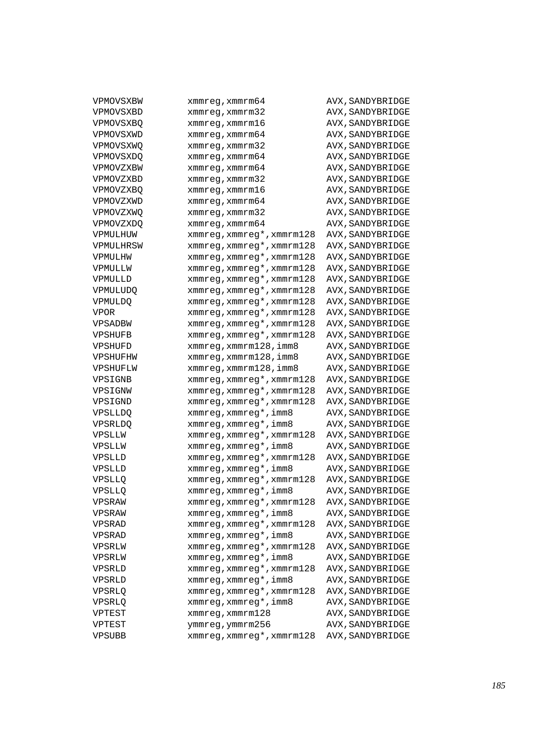```
VPMOVSXBW       xmmreg,xmmrm64            AVX,SANDYBRIDGE
VPMOVSXBD       xmmreg,xmmrm32            AVX,SANDYBRIDGE
VPMOVSXBQ       xmmreg,xmmrm16            AVX,SANDYBRIDGE
VPMOVSXWD       xmmreg,xmmrm64            AVX,SANDYBRIDGE
VPMOVSXWQ       xmmreg,xmmrm32            AVX,SANDYBRIDGE
VPMOVSXDQ       xmmreg,xmmrm64            AVX,SANDYBRIDGE
VPMOVZXBW       xmmreg,xmmrm64            AVX,SANDYBRIDGE
VPMOVZXBD       xmmreg,xmmrm32            AVX,SANDYBRIDGE
VPMOVZXBQ       xmmreg,xmmrm16            AVX,SANDYBRIDGE
VPMOVZXWD       xmmreg,xmmrm64            AVX,SANDYBRIDGE
VPMOVZXWQ       xmmreg,xmmrm32            AVX,SANDYBRIDGE
VPMOVZXDQ       xmmreg,xmmrm64            AVX,SANDYBRIDGE
VPMULHUW        xmmreg,xmmreg*,xmmrm128   AVX,SANDYBRIDGE
VPMULHRSW       xmmreg,xmmreg*,xmmrm128   AVX,SANDYBRIDGE
VPMULHW         xmmreg,xmmreg*,xmmrm128   AVX,SANDYBRIDGE
VPMULLW         xmmreg,xmmreg*,xmmrm128   AVX,SANDYBRIDGE
VPMULLD         xmmreg,xmmreg*,xmmrm128   AVX,SANDYBRIDGE
VPMULUDQ        xmmreg,xmmreg*,xmmrm128   AVX,SANDYBRIDGE
VPMULDQ         xmmreg,xmmreg*,xmmrm128   AVX,SANDYBRIDGE
VPOR            xmmreg,xmmreg*,xmmrm128   AVX,SANDYBRIDGE
VPSADBW         xmmreg,xmmreg*,xmmrm128   AVX,SANDYBRIDGE
VPSHUFB         xmmreg,xmmreg*,xmmrm128   AVX,SANDYBRIDGE
VPSHUFD         xmmreg,xmmrm128,imm8      AVX,SANDYBRIDGE
VPSHUFHW        xmmreg,xmmrm128,imm8      AVX,SANDYBRIDGE
VPSHUFLW        xmmreg,xmmrm128,imm8      AVX,SANDYBRIDGE
VPSIGNB         xmmreg,xmmreg*,xmmrm128   AVX,SANDYBRIDGE
VPSIGNW         xmmreg,xmmreg*,xmmrm128   AVX,SANDYBRIDGE
VPSIGND         xmmreg,xmmreg*,xmmrm128   AVX,SANDYBRIDGE
VPSLLDQ         xmmreg,xmmreg*,imm8       AVX,SANDYBRIDGE
VPSRLDQ         xmmreg,xmmreg*,imm8       AVX,SANDYBRIDGE
VPSLLW          xmmreg,xmmreg*,xmmrm128   AVX,SANDYBRIDGE
VPSLLW          xmmreg,xmmreg*,imm8       AVX,SANDYBRIDGE
VPSLLD          xmmreg,xmmreg*,xmmrm128   AVX,SANDYBRIDGE
VPSLLD          xmmreg,xmmreg*,imm8       AVX,SANDYBRIDGE
VPSLLQ          xmmreg,xmmreg*,xmmrm128   AVX,SANDYBRIDGE
VPSLLQ          xmmreg,xmmreg*,imm8       AVX,SANDYBRIDGE
VPSRAW          xmmreg,xmmreg*,xmmrm128   AVX,SANDYBRIDGE
VPSRAW          xmmreg,xmmreg*,imm8       AVX,SANDYBRIDGE
VPSRAD          xmmreg,xmmreg*,xmmrm128   AVX,SANDYBRIDGE
VPSRAD          xmmreg,xmmreg*,imm8       AVX,SANDYBRIDGE
VPSRLW          xmmreg,xmmreg*,xmmrm128   AVX,SANDYBRIDGE
VPSRLW          xmmreg,xmmreg*,imm8       AVX,SANDYBRIDGE
VPSRLD          xmmreg,xmmreg*,xmmrm128   AVX,SANDYBRIDGE
VPSRLD          xmmreg,xmmreg*,imm8       AVX,SANDYBRIDGE
VPSRLQ          xmmreg,xmmreg*,xmmrm128   AVX,SANDYBRIDGE
VPSRLQ          xmmreg,xmmreg*,imm8       AVX,SANDYBRIDGE
VPTEST          xmmreg,xmmrm128           AVX,SANDYBRIDGE
VPTEST          ymmreg,ymmrm256           AVX,SANDYBRIDGE
VPSUBB          xmmreg,xmmreg*,xmmrm128   AVX,SANDYBRIDGE
```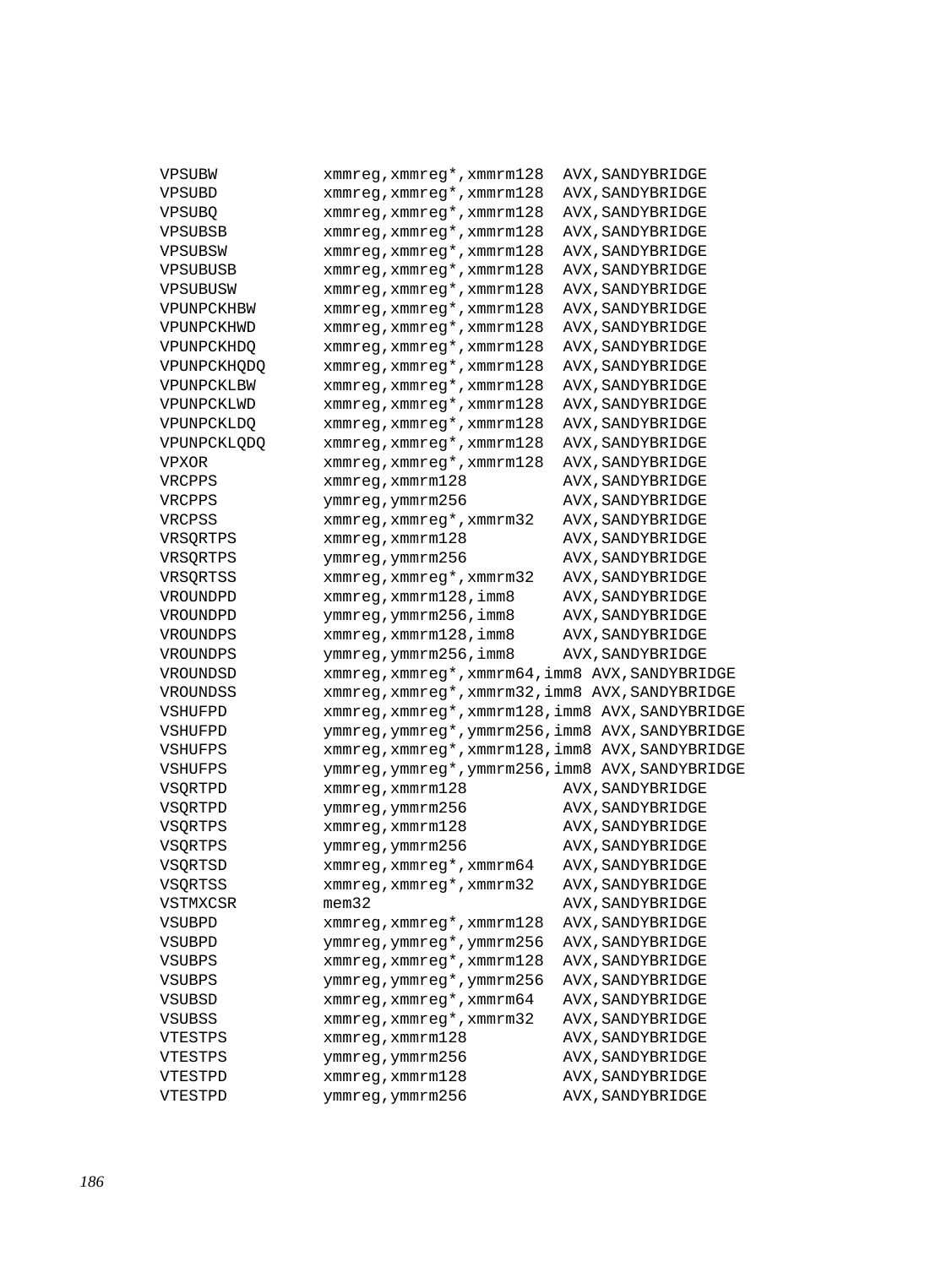```
VPSUBW          xmmreg,xmmreg*,xmmrm128  AVX,SANDYBRIDGE
VPSUBD          xmmreg,xmmreg*,xmmrm128  AVX,SANDYBRIDGE
VPSUBQ          xmmreg,xmmreg*,xmmrm128  AVX,SANDYBRIDGE
VPSUBSB         xmmreg,xmmreg*,xmmrm128  AVX,SANDYBRIDGE
VPSUBSW         xmmreg,xmmreg*,xmmrm128  AVX,SANDYBRIDGE
VPSUBUSB        xmmreg,xmmreg*,xmmrm128  AVX,SANDYBRIDGE
VPSUBUSW        xmmreg,xmmreg*,xmmrm128  AVX,SANDYBRIDGE
VPUNPCKHBW      xmmreg,xmmreg*,xmmrm128  AVX,SANDYBRIDGE
VPUNPCKHWD      xmmreg,xmmreg*,xmmrm128  AVX,SANDYBRIDGE
VPUNPCKHDQ      xmmreg,xmmreg*,xmmrm128  AVX,SANDYBRIDGE
VPUNPCKHQDQ     xmmreg,xmmreg*,xmmrm128  AVX,SANDYBRIDGE
VPUNPCKLBW      xmmreg,xmmreg*,xmmrm128  AVX,SANDYBRIDGE
VPUNPCKLWD      xmmreg,xmmreg*,xmmrm128  AVX,SANDYBRIDGE
VPUNPCKLDQ      xmmreg,xmmreg*,xmmrm128  AVX,SANDYBRIDGE
VPUNPCKLQDQ     xmmreg,xmmreg*,xmmrm128  AVX,SANDYBRIDGE
VPXOR           xmmreg,xmmreg*,xmmrm128  AVX,SANDYBRIDGE
VRCPPS          xmmreg,xmmrm128          AVX,SANDYBRIDGE
VRCPPS          ymmreg,ymmrm256          AVX,SANDYBRIDGE
VRCPSS          xmmreg,xmmreg*,xmmrm32   AVX,SANDYBRIDGE
VRSQRTPS        xmmreg,xmmrm128          AVX,SANDYBRIDGE
VRSQRTPS        ymmreg,ymmrm256          AVX,SANDYBRIDGE
VRSQRTSS        xmmreg,xmmreg*,xmmrm32   AVX,SANDYBRIDGE
VROUNDPD        xmmreg,xmmrm128,imm8     AVX,SANDYBRIDGE
VROUNDPD        ymmreg,ymmrm256,imm8     AVX,SANDYBRIDGE
VROUNDPS        xmmreg,xmmrm128,imm8     AVX,SANDYBRIDGE
VROUNDPS        ymmreg,ymmrm256,imm8     AVX,SANDYBRIDGE
VROUNDSD        xmmreg,xmmreg*,xmmrm64,imm8 AVX,SANDYBRIDGE
VROUNDSS        xmmreg,xmmreg*,xmmrm32,imm8 AVX,SANDYBRIDGE
VSHUFPD         xmmreg,xmmreg*,xmmrm128,imm8 AVX,SANDYBRIDGE
VSHUFPD         ymmreg,ymmreg*,ymmrm256,imm8 AVX,SANDYBRIDGE
VSHUFPS         xmmreg,xmmreg*,xmmrm128,imm8 AVX,SANDYBRIDGE
VSHUFPS         ymmreg,ymmreg*,ymmrm256,imm8 AVX,SANDYBRIDGE
VSQRTPD         xmmreg,xmmrm128          AVX,SANDYBRIDGE
VSQRTPD         ymmreg,ymmrm256          AVX,SANDYBRIDGE
VSQRTPS         xmmreg,xmmrm128          AVX,SANDYBRIDGE
VSQRTPS         ymmreg,ymmrm256          AVX,SANDYBRIDGE
VSQRTSD         xmmreg,xmmreg*,xmmrm64   AVX,SANDYBRIDGE
VSQRTSS         xmmreg,xmmreg*,xmmrm32   AVX,SANDYBRIDGE
VSTMXCSR        mem32                    AVX,SANDYBRIDGE
VSUBPD          xmmreg,xmmreg*,xmmrm128  AVX,SANDYBRIDGE
VSUBPD          ymmreg,ymmreg*,ymmrm256  AVX,SANDYBRIDGE
VSUBPS          xmmreg,xmmreg*,xmmrm128  AVX,SANDYBRIDGE
VSUBPS          ymmreg,ymmreg*,ymmrm256  AVX,SANDYBRIDGE
VSUBSD          xmmreg,xmmreg*,xmmrm64   AVX,SANDYBRIDGE
VSUBSS          xmmreg,xmmreg*,xmmrm32   AVX,SANDYBRIDGE
VTESTPS         xmmreg,xmmrm128          AVX,SANDYBRIDGE
VTESTPS         ymmreg,ymmrm256          AVX,SANDYBRIDGE
VTESTPD         xmmreg,xmmrm128          AVX,SANDYBRIDGE
VTESTPD         ymmreg,ymmrm256          AVX,SANDYBRIDGE
```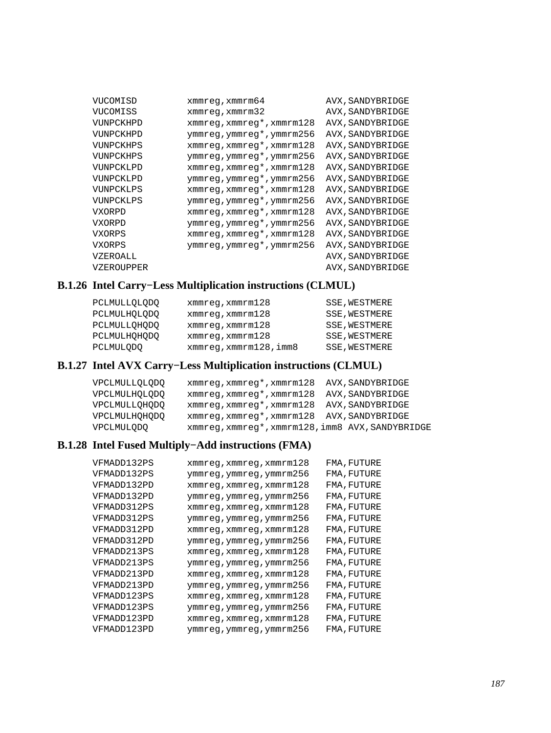```
VUCOMISD        xmmreg,xmmrm64            AVX,SANDYBRIDGE
VUCOMISS        xmmreg,xmmrm32            AVX,SANDYBRIDGE
VUNPCKHPD       xmmreg,xmmreg*,xmmrm128   AVX,SANDYBRIDGE
VUNPCKHPD       ymmreg,ymmreg*,ymmrm256   AVX,SANDYBRIDGE
VUNPCKHPS       xmmreg,xmmreg*,xmmrm128   AVX,SANDYBRIDGE
VUNPCKHPS       ymmreg,ymmreg*,ymmrm256   AVX,SANDYBRIDGE
VUNPCKLPD       xmmreg,xmmreg*,xmmrm128   AVX,SANDYBRIDGE
VUNPCKLPD       ymmreg,ymmreg*,ymmrm256   AVX,SANDYBRIDGE
VUNPCKLPS       xmmreg,xmmreg*,xmmrm128   AVX,SANDYBRIDGE
VUNPCKLPS       ymmreg,ymmreg*,ymmrm256   AVX,SANDYBRIDGE
VXORPD          xmmreg,xmmreg*,xmmrm128   AVX,SANDYBRIDGE
VXORPD          ymmreg,ymmreg*,ymmrm256   AVX,SANDYBRIDGE
VXORPS          xmmreg,xmmreg*,xmmrm128   AVX,SANDYBRIDGE
VXORPS          ymmreg,ymmreg*,ymmrm256   AVX,SANDYBRIDGE
VZEROALL                                  AVX,SANDYBRIDGE
VZEROUPPER                                AVX,SANDYBRIDGE
```

### B.1.26 Intel Carry−Less Multiplication instructions (CLMUL)

```
PCLMULLQLQDQ    xmmreg,xmmrm128           SSE,WESTMERE
PCLMULHQLQDQ    xmmreg,xmmrm128           SSE,WESTMERE
PCLMULLQHQDQ    xmmreg,xmmrm128           SSE,WESTMERE
PCLMULHQHQDQ    xmmreg,xmmrm128           SSE,WESTMERE
PCLMULQDQ       xmmreg,xmmrm128,imm8      SSE,WESTMERE
```

### B.1.27 Intel AVX Carry−Less Multiplication instructions (CLMUL)

```
VPCLMULLQLQDQ   xmmreg,xmmreg*,xmmrm128   AVX,SANDYBRIDGE
VPCLMULHQLQDQ   xmmreg,xmmreg*,xmmrm128   AVX,SANDYBRIDGE
VPCLMULLQHQDQ   xmmreg,xmmreg*,xmmrm128   AVX,SANDYBRIDGE
VPCLMULHQHQDQ   xmmreg,xmmreg*,xmmrm128   AVX,SANDYBRIDGE
VPCLMULQDQ      xmmreg,xmmreg*,xmmrm128,imm8 AVX,SANDYBRIDGE
```

### B.1.28 Intel Fused Multiply−Add instructions (FMA)

```
VFMADD132PS     xmmreg,xmmreg,xmmrm128    FMA,FUTURE
VFMADD132PS     ymmreg,ymmreg,ymmrm256    FMA,FUTURE
VFMADD132PD     xmmreg,xmmreg,xmmrm128    FMA,FUTURE
VFMADD132PD     ymmreg,ymmreg,ymmrm256    FMA,FUTURE
VFMADD312PS     xmmreg,xmmreg,xmmrm128    FMA,FUTURE
VFMADD312PS     ymmreg,ymmreg,ymmrm256    FMA,FUTURE
VFMADD312PD     xmmreg,xmmreg,xmmrm128    FMA,FUTURE
VFMADD312PD     ymmreg,ymmreg,ymmrm256    FMA,FUTURE
VFMADD213PS     xmmreg,xmmreg,xmmrm128    FMA,FUTURE
VFMADD213PS     ymmreg,ymmreg,ymmrm256    FMA,FUTURE
VFMADD213PD     xmmreg,xmmreg,xmmrm128    FMA,FUTURE
VFMADD213PD     ymmreg,ymmreg,ymmrm256    FMA,FUTURE
VFMADD123PS     xmmreg,xmmreg,xmmrm128    FMA,FUTURE
VFMADD123PS     ymmreg,ymmreg,ymmrm256    FMA,FUTURE
VFMADD123PD     xmmreg,xmmreg,xmmrm128    FMA,FUTURE
VFMADD123PD     ymmreg,ymmreg,ymmrm256    FMA,FUTURE
```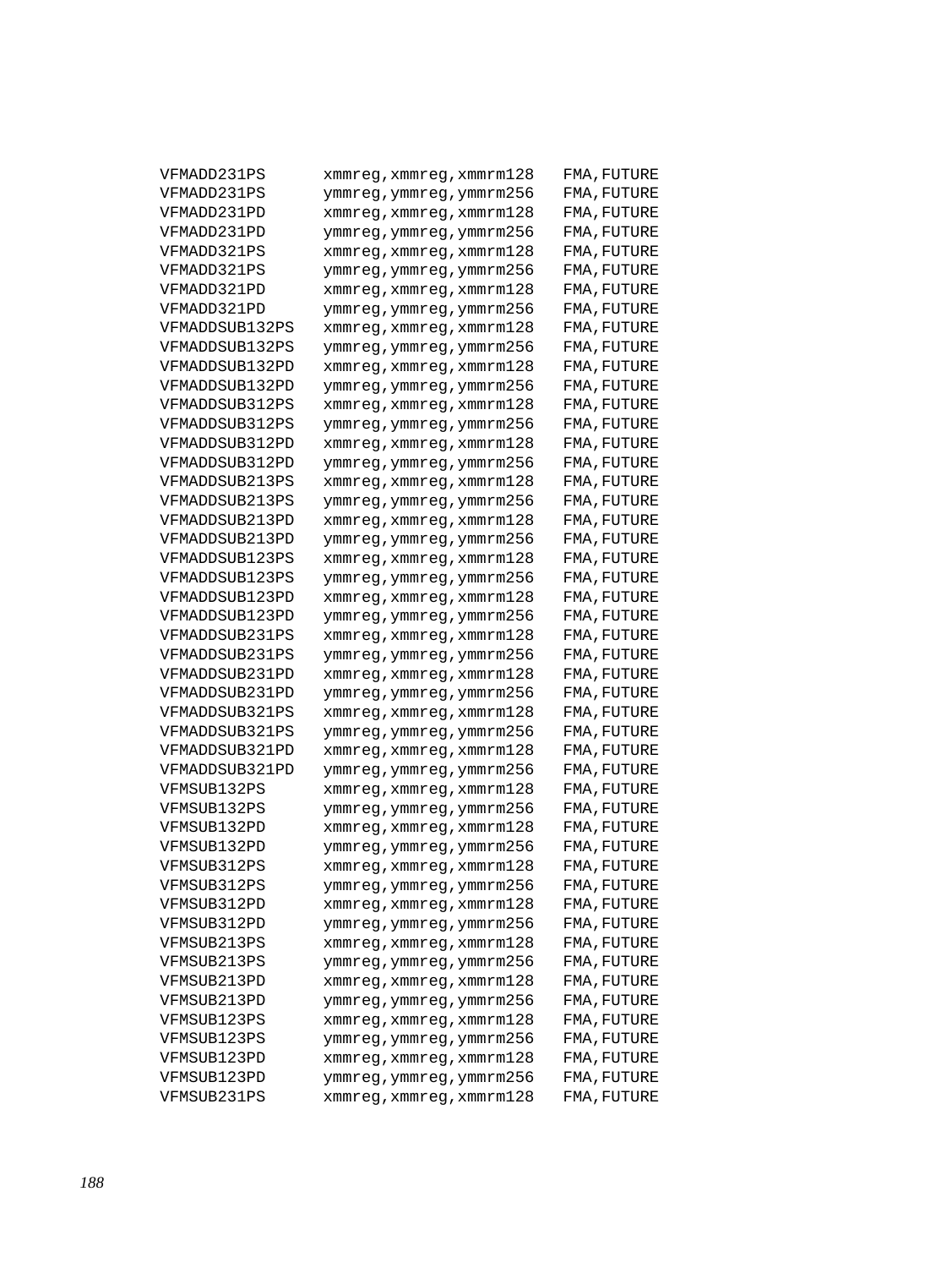```
VFMADD231PS      xmmreg,xmmreg,xmmrm128   FMA,FUTURE
VFMADD231PS      ymmreg,ymmreg,ymmrm256   FMA,FUTURE
VFMADD231PD      xmmreg,xmmreg,xmmrm128   FMA,FUTURE
VFMADD231PD      ymmreg,ymmreg,ymmrm256   FMA,FUTURE
VFMADD321PS      xmmreg,xmmreg,xmmrm128   FMA,FUTURE
VFMADD321PS      ymmreg,ymmreg,ymmrm256   FMA,FUTURE
VFMADD321PD      xmmreg,xmmreg,xmmrm128   FMA,FUTURE
VFMADD321PD      ymmreg,ymmreg,ymmrm256   FMA,FUTURE
VFMADDSUB132PS   xmmreg,xmmreg,xmmrm128   FMA,FUTURE
VFMADDSUB132PS   ymmreg,ymmreg,ymmrm256   FMA,FUTURE
VFMADDSUB132PD   xmmreg,xmmreg,xmmrm128   FMA,FUTURE
VFMADDSUB132PD   ymmreg,ymmreg,ymmrm256   FMA,FUTURE
VFMADDSUB312PS   xmmreg,xmmreg,xmmrm128   FMA,FUTURE
VFMADDSUB312PS   ymmreg,ymmreg,ymmrm256   FMA,FUTURE
VFMADDSUB312PD   xmmreg,xmmreg,xmmrm128   FMA,FUTURE
VFMADDSUB312PD   ymmreg,ymmreg,ymmrm256   FMA,FUTURE
VFMADDSUB213PS   xmmreg,xmmreg,xmmrm128   FMA,FUTURE
VFMADDSUB213PS   ymmreg,ymmreg,ymmrm256   FMA,FUTURE
VFMADDSUB213PD   xmmreg,xmmreg,xmmrm128   FMA,FUTURE
VFMADDSUB213PD   ymmreg,ymmreg,ymmrm256   FMA,FUTURE
VFMADDSUB123PS   xmmreg,xmmreg,xmmrm128   FMA,FUTURE
VFMADDSUB123PS   ymmreg,ymmreg,ymmrm256   FMA,FUTURE
VFMADDSUB123PD   xmmreg,xmmreg,xmmrm128   FMA,FUTURE
VFMADDSUB123PD   ymmreg,ymmreg,ymmrm256   FMA,FUTURE
VFMADDSUB231PS   xmmreg,xmmreg,xmmrm128   FMA,FUTURE
VFMADDSUB231PS   ymmreg,ymmreg,ymmrm256   FMA,FUTURE
VFMADDSUB231PD   xmmreg,xmmreg,xmmrm128   FMA,FUTURE
VFMADDSUB231PD   ymmreg,ymmreg,ymmrm256   FMA,FUTURE
VFMADDSUB321PS   xmmreg,xmmreg,xmmrm128   FMA,FUTURE
VFMADDSUB321PS   ymmreg,ymmreg,ymmrm256   FMA,FUTURE
VFMADDSUB321PD   xmmreg,xmmreg,xmmrm128   FMA,FUTURE
VFMADDSUB321PD   ymmreg,ymmreg,ymmrm256   FMA,FUTURE
VFMSUB132PS      xmmreg,xmmreg,xmmrm128   FMA,FUTURE
VFMSUB132PS      ymmreg,ymmreg,ymmrm256   FMA,FUTURE
VFMSUB132PD      xmmreg,xmmreg,xmmrm128   FMA,FUTURE
VFMSUB132PD      ymmreg,ymmreg,ymmrm256   FMA,FUTURE
VFMSUB312PS      xmmreg,xmmreg,xmmrm128   FMA,FUTURE
VFMSUB312PS      ymmreg,ymmreg,ymmrm256   FMA,FUTURE
VFMSUB312PD      xmmreg,xmmreg,xmmrm128   FMA,FUTURE
VFMSUB312PD      ymmreg,ymmreg,ymmrm256   FMA,FUTURE
VFMSUB213PS      xmmreg,xmmreg,xmmrm128   FMA,FUTURE
VFMSUB213PS      ymmreg,ymmreg,ymmrm256   FMA,FUTURE
VFMSUB213PD      xmmreg,xmmreg,xmmrm128   FMA,FUTURE
VFMSUB213PD      ymmreg,ymmreg,ymmrm256   FMA,FUTURE
VFMSUB123PS      xmmreg,xmmreg,xmmrm128   FMA,FUTURE
VFMSUB123PS      ymmreg,ymmreg,ymmrm256   FMA,FUTURE
VFMSUB123PD      xmmreg,xmmreg,xmmrm128   FMA,FUTURE
VFMSUB123PD      ymmreg,ymmreg,ymmrm256   FMA,FUTURE
VFMSUB231PS      xmmreg,xmmreg,xmmrm128   FMA,FUTURE
```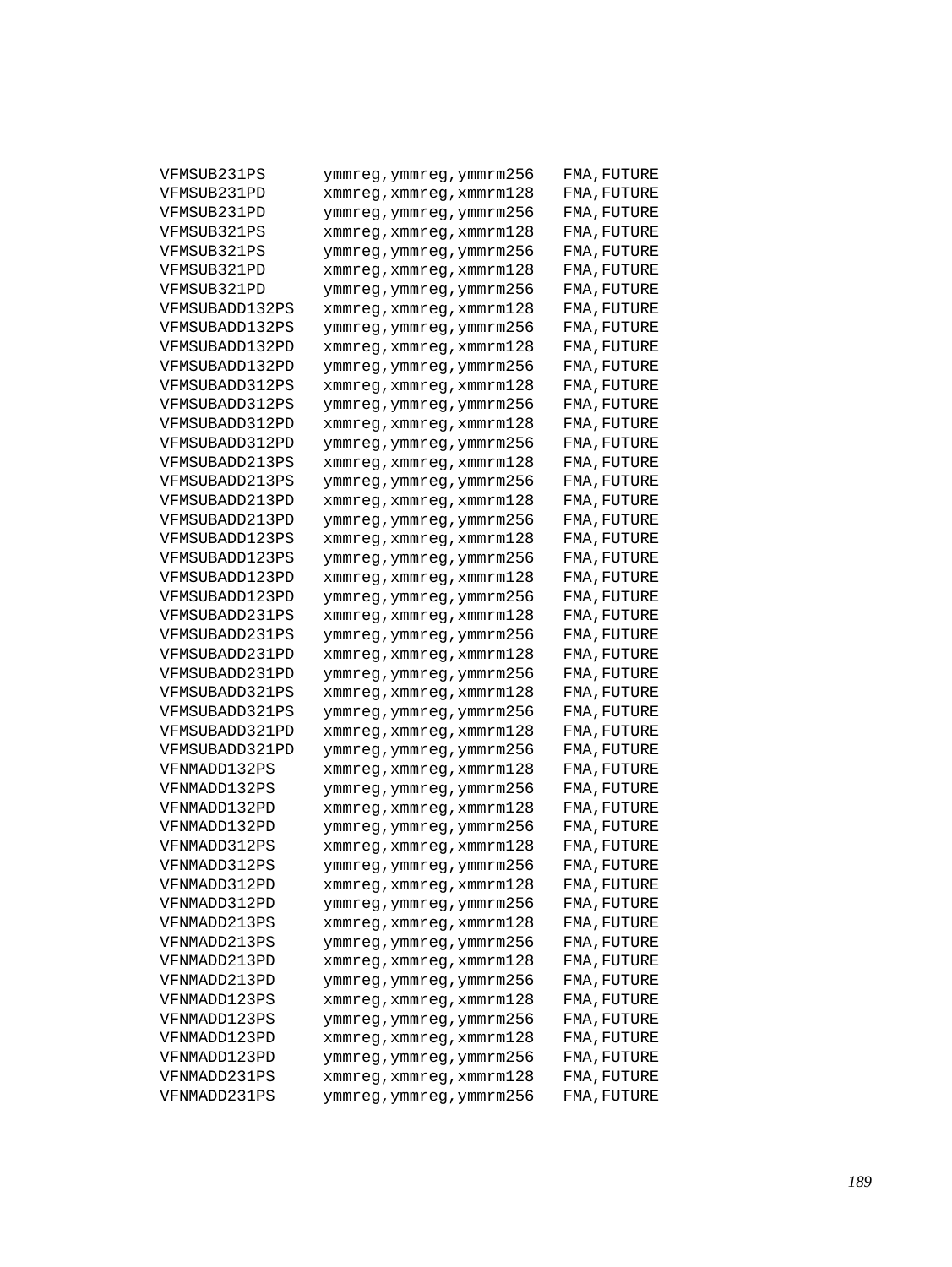```
VFMSUB231PS       ymmreg,ymmreg,ymmrm256    FMA,FUTURE
VFMSUB231PD       xmmreg,xmmreg,xmmrm128    FMA,FUTURE
VFMSUB231PD       ymmreg,ymmreg,ymmrm256    FMA,FUTURE
VFMSUB321PS       xmmreg,xmmreg,xmmrm128    FMA,FUTURE
VFMSUB321PS       ymmreg,ymmreg,ymmrm256    FMA,FUTURE
VFMSUB321PD       xmmreg,xmmreg,xmmrm128    FMA,FUTURE
VFMSUB321PD       ymmreg,ymmreg,ymmrm256    FMA,FUTURE
VFMSUBADD132PS    xmmreg,xmmreg,xmmrm128    FMA,FUTURE
VFMSUBADD132PS    ymmreg,ymmreg,ymmrm256    FMA,FUTURE
VFMSUBADD132PD    xmmreg,xmmreg,xmmrm128    FMA,FUTURE
VFMSUBADD132PD    ymmreg,ymmreg,ymmrm256    FMA,FUTURE
VFMSUBADD312PS    xmmreg,xmmreg,xmmrm128    FMA,FUTURE
VFMSUBADD312PS    ymmreg,ymmreg,ymmrm256    FMA,FUTURE
VFMSUBADD312PD    xmmreg,xmmreg,xmmrm128    FMA,FUTURE
VFMSUBADD312PD    ymmreg,ymmreg,ymmrm256    FMA,FUTURE
VFMSUBADD213PS    xmmreg,xmmreg,xmmrm128    FMA,FUTURE
VFMSUBADD213PS    ymmreg,ymmreg,ymmrm256    FMA,FUTURE
VFMSUBADD213PD    xmmreg,xmmreg,xmmrm128    FMA,FUTURE
VFMSUBADD213PD    ymmreg,ymmreg,ymmrm256    FMA,FUTURE
VFMSUBADD123PS    xmmreg,xmmreg,xmmrm128    FMA,FUTURE
VFMSUBADD123PS    ymmreg,ymmreg,ymmrm256    FMA,FUTURE
VFMSUBADD123PD    xmmreg,xmmreg,xmmrm128    FMA,FUTURE
VFMSUBADD123PD    ymmreg,ymmreg,ymmrm256    FMA,FUTURE
VFMSUBADD231PS    xmmreg,xmmreg,xmmrm128    FMA,FUTURE
VFMSUBADD231PS    ymmreg,ymmreg,ymmrm256    FMA,FUTURE
VFMSUBADD231PD    xmmreg,xmmreg,xmmrm128    FMA,FUTURE
VFMSUBADD231PD    ymmreg,ymmreg,ymmrm256    FMA,FUTURE
VFMSUBADD321PS    xmmreg,xmmreg,xmmrm128    FMA,FUTURE
VFMSUBADD321PS    ymmreg,ymmreg,ymmrm256    FMA,FUTURE
VFMSUBADD321PD    xmmreg,xmmreg,xmmrm128    FMA,FUTURE
VFMSUBADD321PD    ymmreg,ymmreg,ymmrm256    FMA,FUTURE
VFNMADD132PS      xmmreg,xmmreg,xmmrm128    FMA,FUTURE
VFNMADD132PS      ymmreg,ymmreg,ymmrm256    FMA,FUTURE
VFNMADD132PD      xmmreg,xmmreg,xmmrm128    FMA,FUTURE
VFNMADD132PD      ymmreg,ymmreg,ymmrm256    FMA,FUTURE
VFNMADD312PS      xmmreg,xmmreg,xmmrm128    FMA,FUTURE
VFNMADD312PS      ymmreg,ymmreg,ymmrm256    FMA,FUTURE
VFNMADD312PD      xmmreg,xmmreg,xmmrm128    FMA,FUTURE
VFNMADD312PD      ymmreg,ymmreg,ymmrm256    FMA,FUTURE
VFNMADD213PS      xmmreg,xmmreg,xmmrm128    FMA,FUTURE
VFNMADD213PS      ymmreg,ymmreg,ymmrm256    FMA,FUTURE
VFNMADD213PD      xmmreg,xmmreg,xmmrm128    FMA,FUTURE
VFNMADD213PD      ymmreg,ymmreg,ymmrm256    FMA,FUTURE
VFNMADD123PS      xmmreg,xmmreg,xmmrm128    FMA,FUTURE
VFNMADD123PS      ymmreg,ymmreg,ymmrm256    FMA,FUTURE
VFNMADD123PD      xmmreg,xmmreg,xmmrm128    FMA,FUTURE
VFNMADD123PD      ymmreg,ymmreg,ymmrm256    FMA,FUTURE
VFNMADD231PS      xmmreg,xmmreg,xmmrm128    FMA,FUTURE
VFNMADD231PS      ymmreg,ymmreg,ymmrm256    FMA,FUTURE
```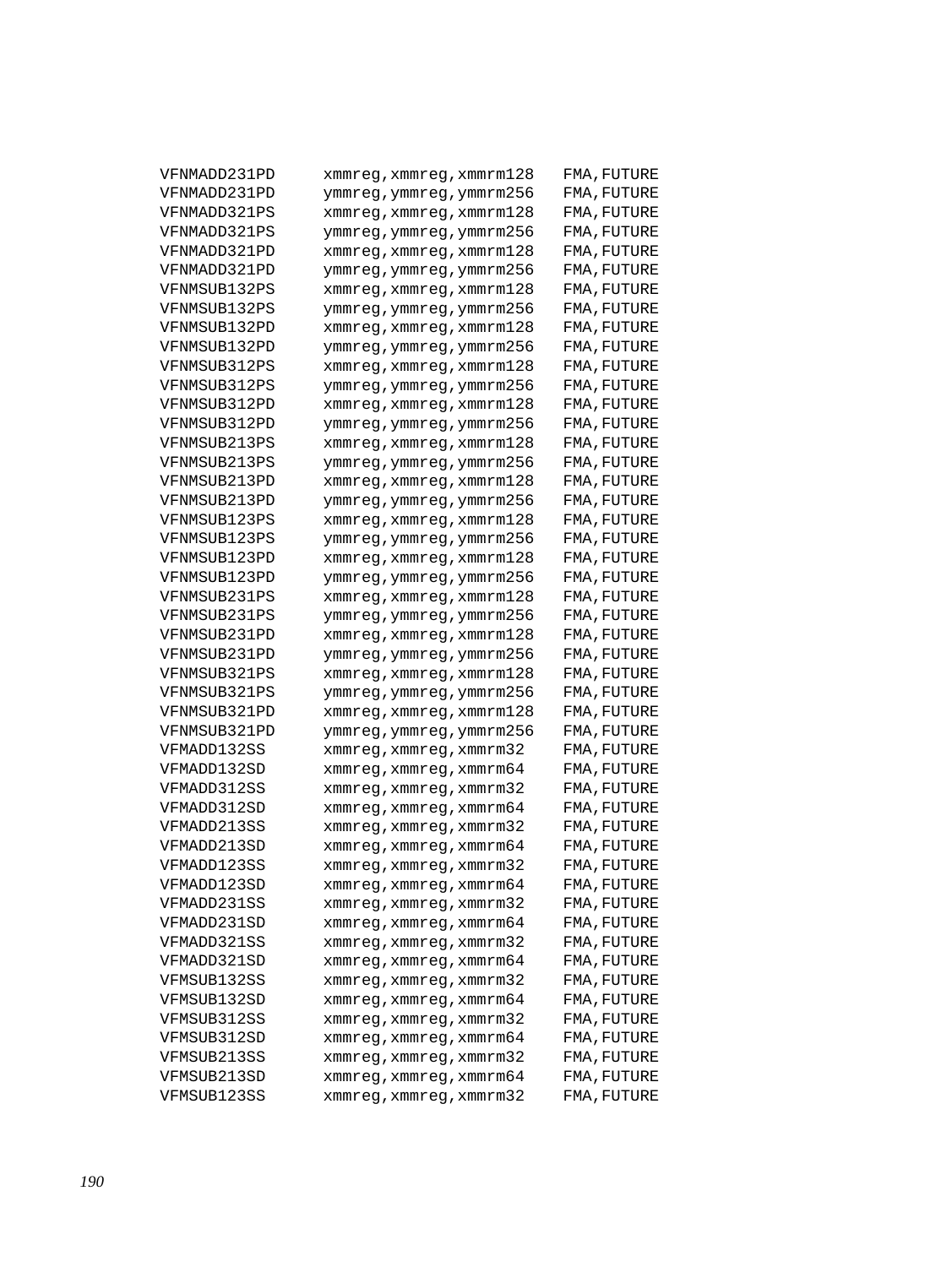```
VFNMADD231PD     xmmreg,xmmreg,xmmrm128   FMA,FUTURE
VFNMADD231PD     ymmreg,ymmreg,ymmrm256   FMA,FUTURE
VFNMADD321PS     xmmreg,xmmreg,xmmrm128   FMA,FUTURE
VFNMADD321PS     ymmreg,ymmreg,ymmrm256   FMA,FUTURE
VFNMADD321PD     xmmreg,xmmreg,xmmrm128   FMA,FUTURE
VFNMADD321PD     ymmreg,ymmreg,ymmrm256   FMA,FUTURE
VFNMSUB132PS     xmmreg,xmmreg,xmmrm128   FMA,FUTURE
VFNMSUB132PS     ymmreg,ymmreg,ymmrm256   FMA,FUTURE
VFNMSUB132PD     xmmreg,xmmreg,xmmrm128   FMA,FUTURE
VFNMSUB132PD     ymmreg,ymmreg,ymmrm256   FMA,FUTURE
VFNMSUB312PS     xmmreg,xmmreg,xmmrm128   FMA,FUTURE
VFNMSUB312PS     ymmreg,ymmreg,ymmrm256   FMA,FUTURE
VFNMSUB312PD     xmmreg,xmmreg,xmmrm128   FMA,FUTURE
VFNMSUB312PD     ymmreg,ymmreg,ymmrm256   FMA,FUTURE
VFNMSUB213PS     xmmreg,xmmreg,xmmrm128   FMA,FUTURE
VFNMSUB213PS     ymmreg,ymmreg,ymmrm256   FMA,FUTURE
VFNMSUB213PD     xmmreg,xmmreg,xmmrm128   FMA,FUTURE
VFNMSUB213PD     ymmreg,ymmreg,ymmrm256   FMA,FUTURE
VFNMSUB123PS     xmmreg,xmmreg,xmmrm128   FMA,FUTURE
VFNMSUB123PS     ymmreg,ymmreg,ymmrm256   FMA,FUTURE
VFNMSUB123PD     xmmreg,xmmreg,xmmrm128   FMA,FUTURE
VFNMSUB123PD     ymmreg,ymmreg,ymmrm256   FMA,FUTURE
VFNMSUB231PS     xmmreg,xmmreg,xmmrm128   FMA,FUTURE
VFNMSUB231PS     ymmreg,ymmreg,ymmrm256   FMA,FUTURE
VFNMSUB231PD     xmmreg,xmmreg,xmmrm128   FMA,FUTURE
VFNMSUB231PD     ymmreg,ymmreg,ymmrm256   FMA,FUTURE
VFNMSUB321PS     xmmreg,xmmreg,xmmrm128   FMA,FUTURE
VFNMSUB321PS     ymmreg,ymmreg,ymmrm256   FMA,FUTURE
VFNMSUB321PD     xmmreg,xmmreg,xmmrm128   FMA,FUTURE
VFNMSUB321PD     ymmreg,ymmreg,ymmrm256   FMA,FUTURE
VFMADD132SS      xmmreg,xmmreg,xmmrm32    FMA,FUTURE
VFMADD132SD      xmmreg,xmmreg,xmmrm64    FMA,FUTURE
VFMADD312SS      xmmreg,xmmreg,xmmrm32    FMA,FUTURE
VFMADD312SD      xmmreg,xmmreg,xmmrm64    FMA,FUTURE
VFMADD213SS      xmmreg,xmmreg,xmmrm32    FMA,FUTURE
VFMADD213SD      xmmreg,xmmreg,xmmrm64    FMA,FUTURE
VFMADD123SS      xmmreg,xmmreg,xmmrm32    FMA,FUTURE
VFMADD123SD      xmmreg,xmmreg,xmmrm64    FMA,FUTURE
VFMADD231SS      xmmreg,xmmreg,xmmrm32    FMA,FUTURE
VFMADD231SD      xmmreg,xmmreg,xmmrm64    FMA,FUTURE
VFMADD321SS      xmmreg,xmmreg,xmmrm32    FMA,FUTURE
VFMADD321SD      xmmreg,xmmreg,xmmrm64    FMA,FUTURE
VFMSUB132SS      xmmreg,xmmreg,xmmrm32    FMA,FUTURE
VFMSUB132SD      xmmreg,xmmreg,xmmrm64    FMA,FUTURE
VFMSUB312SS      xmmreg,xmmreg,xmmrm32    FMA,FUTURE
VFMSUB312SD      xmmreg,xmmreg,xmmrm64    FMA,FUTURE
VFMSUB213SS      xmmreg,xmmreg,xmmrm32    FMA,FUTURE
VFMSUB213SD      xmmreg,xmmreg,xmmrm64    FMA,FUTURE
VFMSUB123SS      xmmreg,xmmreg,xmmrm32    FMA,FUTURE
```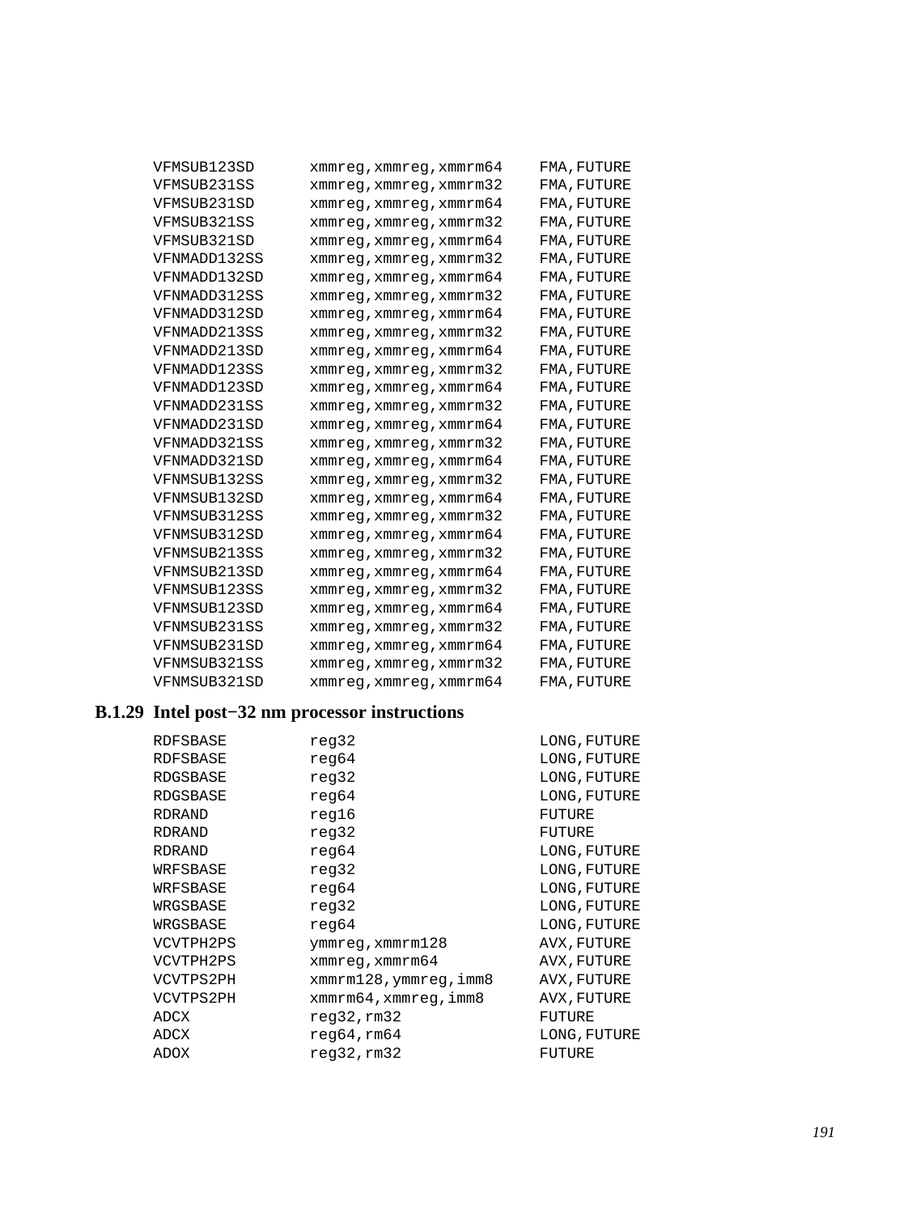```
VFMSUB123SD     xmmreg,xmmreg,xmmrm64    FMA,FUTURE
VFMSUB231SS     xmmreg,xmmreg,xmmrm32    FMA,FUTURE
VFMSUB231SD     xmmreg,xmmreg,xmmrm64    FMA,FUTURE
VFMSUB321SS     xmmreg,xmmreg,xmmrm32    FMA,FUTURE
VFMSUB321SD     xmmreg,xmmreg,xmmrm64    FMA,FUTURE
VFNMADD132SS    xmmreg,xmmreg,xmmrm32    FMA,FUTURE
VFNMADD132SD    xmmreg,xmmreg,xmmrm64    FMA,FUTURE
VFNMADD312SS    xmmreg,xmmreg,xmmrm32    FMA,FUTURE
VFNMADD312SD    xmmreg,xmmreg,xmmrm64    FMA,FUTURE
VFNMADD213SS    xmmreg,xmmreg,xmmrm32    FMA,FUTURE
VFNMADD213SD    xmmreg,xmmreg,xmmrm64    FMA,FUTURE
VFNMADD123SS    xmmreg,xmmreg,xmmrm32    FMA,FUTURE
VFNMADD123SD    xmmreg,xmmreg,xmmrm64    FMA,FUTURE
VFNMADD231SS    xmmreg,xmmreg,xmmrm32    FMA,FUTURE
VFNMADD231SD    xmmreg,xmmreg,xmmrm64    FMA,FUTURE
VFNMADD321SS    xmmreg,xmmreg,xmmrm32    FMA,FUTURE
VFNMADD321SD    xmmreg,xmmreg,xmmrm64    FMA,FUTURE
VFNMSUB132SS    xmmreg,xmmreg,xmmrm32    FMA,FUTURE
VFNMSUB132SD    xmmreg,xmmreg,xmmrm64    FMA,FUTURE
VFNMSUB312SS    xmmreg,xmmreg,xmmrm32    FMA,FUTURE
VFNMSUB312SD    xmmreg,xmmreg,xmmrm64    FMA,FUTURE
VFNMSUB213SS    xmmreg,xmmreg,xmmrm32    FMA,FUTURE
VFNMSUB213SD    xmmreg,xmmreg,xmmrm64    FMA,FUTURE
VFNMSUB123SS    xmmreg,xmmreg,xmmrm32    FMA,FUTURE
VFNMSUB123SD    xmmreg,xmmreg,xmmrm64    FMA,FUTURE
VFNMSUB231SS    xmmreg,xmmreg,xmmrm32    FMA,FUTURE
VFNMSUB231SD    xmmreg,xmmreg,xmmrm64    FMA,FUTURE
VFNMSUB321SS    xmmreg,xmmreg,xmmrm32    FMA,FUTURE
VFNMSUB321SD    xmmreg,xmmreg,xmmrm64    FMA,FUTURE
```

### B.1.29 Intel post−32 nm processor instructions

```
RDFSBASE        reg32                    LONG,FUTURE
RDFSBASE        reg64                    LONG,FUTURE
RDGSBASE        reg32                    LONG,FUTURE
RDGSBASE        reg64                    LONG,FUTURE
RDRAND          reg16                    FUTURE
RDRAND          reg32                    FUTURE
RDRAND          reg64                    LONG,FUTURE
WRFSBASE        reg32                    LONG,FUTURE
WRFSBASE        reg64                    LONG,FUTURE
WRGSBASE        reg32                    LONG,FUTURE
WRGSBASE        reg64                    LONG,FUTURE
VCVTPH2PS       ymmreg,xmmrm128          AVX,FUTURE
VCVTPH2PS       xmmreg,xmmrm64           AVX,FUTURE
VCVTPS2PH       xmmrm128,ymmreg,imm8     AVX,FUTURE
VCVTPS2PH       xmmrm64,xmmreg,imm8      AVX,FUTURE
ADCX            reg32,rm32               FUTURE
ADCX            reg64,rm64               LONG,FUTURE
ADOX            reg32,rm32               FUTURE
```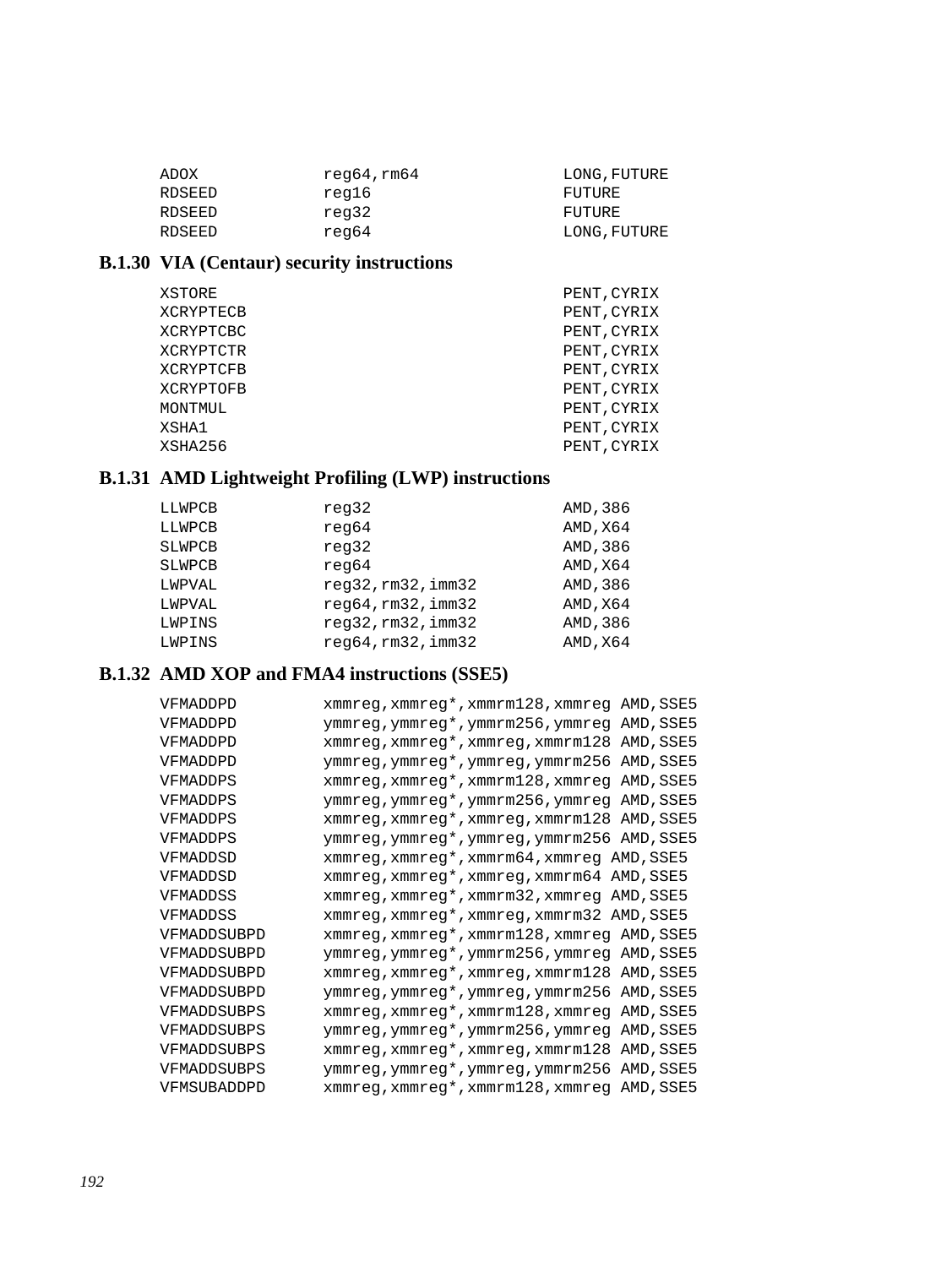```
ADOX            reg64,rm64              LONG,FUTURE
RDSEED          reg16                   FUTURE
RDSEED          reg32                   FUTURE
RDSEED          reg64                   LONG,FUTURE
```

### B.1.30 VIA (Centaur) security instructions

```
XSTORE                                  PENT,CYRIX
XCRYPTECB                               PENT,CYRIX
XCRYPTCBC                               PENT,CYRIX
XCRYPTCTR                               PENT,CYRIX
XCRYPTCFB                               PENT,CYRIX
XCRYPTOFB                               PENT,CYRIX
MONTMUL                                 PENT,CYRIX
XSHA1                                   PENT,CYRIX
XSHA256                                 PENT,CYRIX
```

### B.1.31 AMD Lightweight Profiling (LWP) instructions

```
LLWPCB          reg32                   AMD,386
LLWPCB          reg64                   AMD,X64
SLWPCB          reg32                   AMD,386
SLWPCB          reg64                   AMD,X64
LWPVAL          reg32,rm32,imm32        AMD,386
LWPVAL          reg64,rm32,imm32        AMD,X64
LWPINS          reg32,rm32,imm32        AMD,386
LWPINS          reg64,rm32,imm32        AMD,X64
```

### B.1.32 AMD XOP and FMA4 instructions (SSE5)

```
VFMADDPD        xmmreg,xmmreg*,xmmrm128,xmmreg AMD,SSE5
VFMADDPD        ymmreg,ymmreg*,ymmrm256,ymmreg AMD,SSE5
VFMADDPD        xmmreg,xmmreg*,xmmreg,xmmrm128 AMD,SSE5
VFMADDPD        ymmreg,ymmreg*,ymmreg,ymmrm256 AMD,SSE5
VFMADDPS        xmmreg,xmmreg*,xmmrm128,xmmreg AMD,SSE5
VFMADDPS        ymmreg,ymmreg*,ymmrm256,ymmreg AMD,SSE5
VFMADDPS        xmmreg,xmmreg*,xmmreg,xmmrm128 AMD,SSE5
VFMADDPS        ymmreg,ymmreg*,ymmreg,ymmrm256 AMD,SSE5
VFMADDSD        xmmreg,xmmreg*,xmmrm64,xmmreg AMD,SSE5
VFMADDSD        xmmreg,xmmreg*,xmmreg,xmmrm64 AMD,SSE5
VFMADDSS        xmmreg,xmmreg*,xmmrm32,xmmreg AMD,SSE5
VFMADDSS        xmmreg,xmmreg*,xmmreg,xmmrm32 AMD,SSE5
VFMADDSUBPD     xmmreg,xmmreg*,xmmrm128,xmmreg AMD,SSE5
VFMADDSUBPD     ymmreg,ymmreg*,ymmrm256,ymmreg AMD,SSE5
VFMADDSUBPD     xmmreg,xmmreg*,xmmreg,xmmrm128 AMD,SSE5
VFMADDSUBPD     ymmreg,ymmreg*,ymmreg,ymmrm256 AMD,SSE5
VFMADDSUBPS     xmmreg,xmmreg*,xmmrm128,xmmreg AMD,SSE5
VFMADDSUBPS     ymmreg,ymmreg*,ymmrm256,ymmreg AMD,SSE5
VFMADDSUBPS     xmmreg,xmmreg*,xmmreg,xmmrm128 AMD,SSE5
VFMADDSUBPS     ymmreg,ymmreg*,ymmreg,ymmrm256 AMD,SSE5
VFMSUBADDPD     xmmreg,xmmreg*,xmmrm128,xmmreg AMD,SSE5
```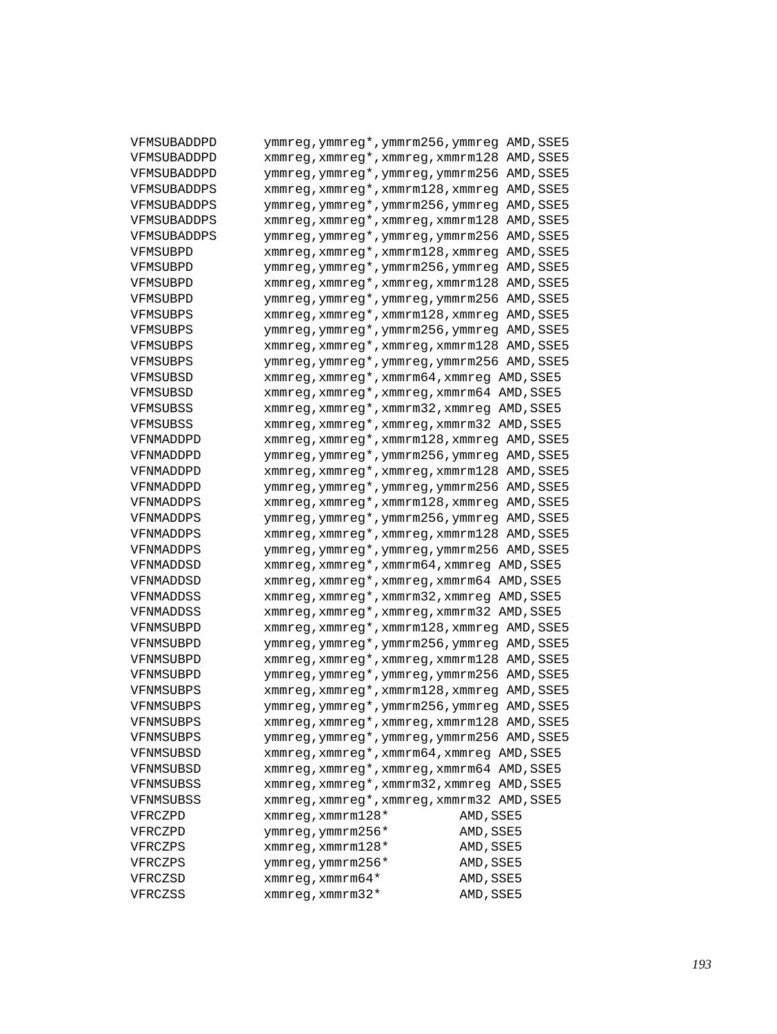```
VFMSUBADDPD      ymmreg,ymmreg*,ymmrm256,ymmreg AMD,SSE5
VFMSUBADDPD      xmmreg,xmmreg*,xmmreg,xmmrm128 AMD,SSE5
VFMSUBADDPD      ymmreg,ymmreg*,ymmreg,ymmrm256 AMD,SSE5
VFMSUBADDPS      xmmreg,xmmreg*,xmmrm128,xmmreg AMD,SSE5
VFMSUBADDPS      ymmreg,ymmreg*,ymmrm256,ymmreg AMD,SSE5
VFMSUBADDPS      xmmreg,xmmreg*,xmmreg,xmmrm128 AMD,SSE5
VFMSUBADDPS      ymmreg,ymmreg*,ymmreg,ymmrm256 AMD,SSE5
VFMSUBPD         xmmreg,xmmreg*,xmmrm128,xmmreg AMD,SSE5
VFMSUBPD         ymmreg,ymmreg*,ymmrm256,ymmreg AMD,SSE5
VFMSUBPD         xmmreg,xmmreg*,xmmreg,xmmrm128 AMD,SSE5
VFMSUBPD         ymmreg,ymmreg*,ymmreg,ymmrm256 AMD,SSE5
VFMSUBPS         xmmreg,xmmreg*,xmmrm128,xmmreg AMD,SSE5
VFMSUBPS         ymmreg,ymmreg*,ymmrm256,ymmreg AMD,SSE5
VFMSUBPS         xmmreg,xmmreg*,xmmreg,xmmrm128 AMD,SSE5
VFMSUBPS         ymmreg,ymmreg*,ymmreg,ymmrm256 AMD,SSE5
VFMSUBSD         xmmreg,xmmreg*,xmmrm64,xmmreg AMD,SSE5
VFMSUBSD         xmmreg,xmmreg*,xmmreg,xmmrm64 AMD,SSE5
VFMSUBSS         xmmreg,xmmreg*,xmmrm32,xmmreg AMD,SSE5
VFMSUBSS         xmmreg,xmmreg*,xmmreg,xmmrm32 AMD,SSE5
VFNMADDPD        xmmreg,xmmreg*,xmmrm128,xmmreg AMD,SSE5
VFNMADDPD        ymmreg,ymmreg*,ymmrm256,ymmreg AMD,SSE5
VFNMADDPD        xmmreg,xmmreg*,xmmreg,xmmrm128 AMD,SSE5
VFNMADDPD        ymmreg,ymmreg*,ymmreg,ymmrm256 AMD,SSE5
VFNMADDPS        xmmreg,xmmreg*,xmmrm128,xmmreg AMD,SSE5
VFNMADDPS        ymmreg,ymmreg*,ymmrm256,ymmreg AMD,SSE5
VFNMADDPS        xmmreg,xmmreg*,xmmreg,xmmrm128 AMD,SSE5
VFNMADDPS        ymmreg,ymmreg*,ymmreg,ymmrm256 AMD,SSE5
VFNMADDSD        xmmreg,xmmreg*,xmmrm64,xmmreg AMD,SSE5
VFNMADDSD        xmmreg,xmmreg*,xmmreg,xmmrm64 AMD,SSE5
VFNMADDSS        xmmreg,xmmreg*,xmmrm32,xmmreg AMD,SSE5
VFNMADDSS        xmmreg,xmmreg*,xmmreg,xmmrm32 AMD,SSE5
VFNMSUBPD        xmmreg,xmmreg*,xmmrm128,xmmreg AMD,SSE5
VFNMSUBPD        ymmreg,ymmreg*,ymmrm256,ymmreg AMD,SSE5
VFNMSUBPD        xmmreg,xmmreg*,xmmreg,xmmrm128 AMD,SSE5
VFNMSUBPD        ymmreg,ymmreg*,ymmreg,ymmrm256 AMD,SSE5
VFNMSUBPS        xmmreg,xmmreg*,xmmrm128,xmmreg AMD,SSE5
VFNMSUBPS        ymmreg,ymmreg*,ymmrm256,ymmreg AMD,SSE5
VFNMSUBPS        xmmreg,xmmreg*,xmmreg,xmmrm128 AMD,SSE5
VFNMSUBPS        ymmreg,ymmreg*,ymmreg,ymmrm256 AMD,SSE5
VFNMSUBSD        xmmreg,xmmreg*,xmmrm64,xmmreg AMD,SSE5
VFNMSUBSD        xmmreg,xmmreg*,xmmreg,xmmrm64 AMD,SSE5
VFNMSUBSS        xmmreg,xmmreg*,xmmrm32,xmmreg AMD,SSE5
VFNMSUBSS        xmmreg,xmmreg*,xmmreg,xmmrm32 AMD,SSE5
VFRCZPD          xmmreg,xmmrm128*         AMD,SSE5
VFRCZPD          ymmreg,ymmrm256*         AMD,SSE5
VFRCZPS          xmmreg,xmmrm128*         AMD,SSE5
VFRCZPS          ymmreg,ymmrm256*         AMD,SSE5
VFRCZSD          xmmreg,xmmrm64*          AMD,SSE5
VFRCZSS          xmmreg,xmmrm32*          AMD,SSE5
```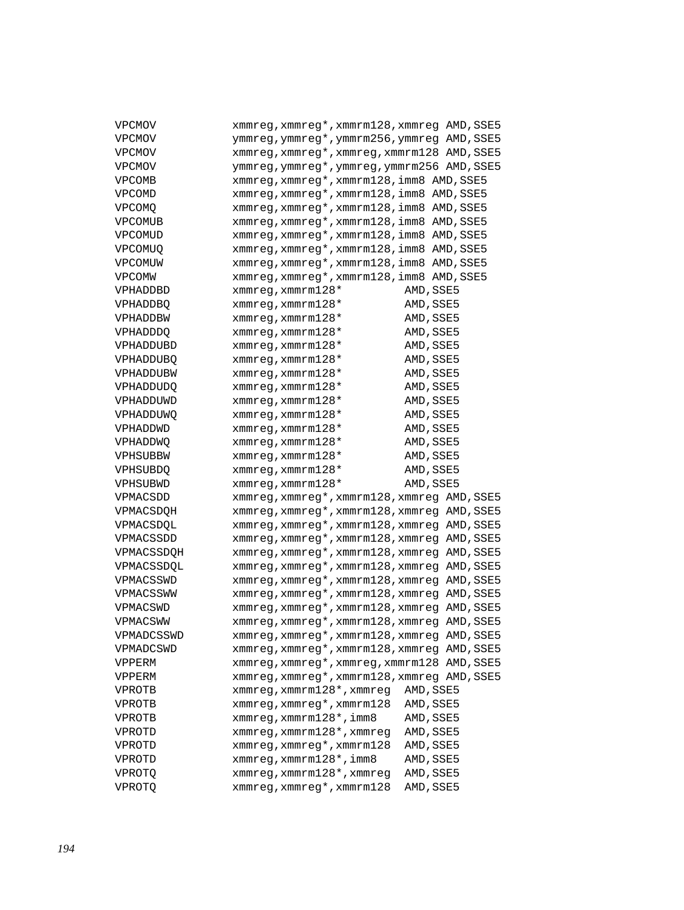```
VPCMOV          xmmreg,xmmreg*,xmmrm128,xmmreg AMD,SSE5
VPCMOV          ymmreg,ymmreg*,ymmrm256,ymmreg AMD,SSE5
VPCMOV          xmmreg,xmmreg*,xmmreg,xmmrm128 AMD,SSE5
VPCMOV          ymmreg,ymmreg*,ymmreg,ymmrm256 AMD,SSE5
VPCOMB          xmmreg,xmmreg*,xmmrm128,imm8 AMD,SSE5
VPCOMD          xmmreg,xmmreg*,xmmrm128,imm8 AMD,SSE5
VPCOMQ          xmmreg,xmmreg*,xmmrm128,imm8 AMD,SSE5
VPCOMUB         xmmreg,xmmreg*,xmmrm128,imm8 AMD,SSE5
VPCOMUD         xmmreg,xmmreg*,xmmrm128,imm8 AMD,SSE5
VPCOMUQ         xmmreg,xmmreg*,xmmrm128,imm8 AMD,SSE5
VPCOMUW         xmmreg,xmmreg*,xmmrm128,imm8 AMD,SSE5
VPCOMW          xmmreg,xmmreg*,xmmrm128,imm8 AMD,SSE5
VPHADDBD        xmmreg,xmmrm128*         AMD,SSE5
VPHADDBQ        xmmreg,xmmrm128*         AMD,SSE5
VPHADDBW        xmmreg,xmmrm128*         AMD,SSE5
VPHADDDQ        xmmreg,xmmrm128*         AMD,SSE5
VPHADDUBD       xmmreg,xmmrm128*         AMD,SSE5
VPHADDUBQ       xmmreg,xmmrm128*         AMD,SSE5
VPHADDUBW       xmmreg,xmmrm128*         AMD,SSE5
VPHADDUDQ       xmmreg,xmmrm128*         AMD,SSE5
VPHADDUWD       xmmreg,xmmrm128*         AMD,SSE5
VPHADDUWQ       xmmreg,xmmrm128*         AMD,SSE5
VPHADDWD        xmmreg,xmmrm128*         AMD,SSE5
VPHADDWQ        xmmreg,xmmrm128*         AMD,SSE5
VPHSUBBW        xmmreg,xmmrm128*         AMD,SSE5
VPHSUBDQ        xmmreg,xmmrm128*         AMD,SSE5
VPHSUBWD        xmmreg,xmmrm128*         AMD,SSE5
VPMACSDD        xmmreg,xmmreg*,xmmrm128,xmmreg AMD,SSE5
VPMACSDQH       xmmreg,xmmreg*,xmmrm128,xmmreg AMD,SSE5
VPMACSDQL       xmmreg,xmmreg*,xmmrm128,xmmreg AMD,SSE5
VPMACSSDD       xmmreg,xmmreg*,xmmrm128,xmmreg AMD,SSE5
VPMACSSDQH      xmmreg,xmmreg*,xmmrm128,xmmreg AMD,SSE5
VPMACSSDQL      xmmreg,xmmreg*,xmmrm128,xmmreg AMD,SSE5
VPMACSSWD       xmmreg,xmmreg*,xmmrm128,xmmreg AMD,SSE5
VPMACSSWW       xmmreg,xmmreg*,xmmrm128,xmmreg AMD,SSE5
VPMACSWD        xmmreg,xmmreg*,xmmrm128,xmmreg AMD,SSE5
VPMACSWW        xmmreg,xmmreg*,xmmrm128,xmmreg AMD,SSE5
VPMADCSSWD      xmmreg,xmmreg*,xmmrm128,xmmreg AMD,SSE5
VPMADCSWD       xmmreg,xmmreg*,xmmrm128,xmmreg AMD,SSE5
VPPERM          xmmreg,xmmreg*,xmmreg,xmmrm128 AMD,SSE5
VPPERM          xmmreg,xmmreg*,xmmrm128,xmmreg AMD,SSE5
VPROTB          xmmreg,xmmrm128*,xmmreg  AMD,SSE5
VPROTB          xmmreg,xmmreg*,xmmrm128  AMD,SSE5
VPROTB          xmmreg,xmmrm128*,imm8    AMD,SSE5
VPROTD          xmmreg,xmmrm128*,xmmreg  AMD,SSE5
VPROTD          xmmreg,xmmreg*,xmmrm128  AMD,SSE5
VPROTD          xmmreg,xmmrm128*,imm8    AMD,SSE5
VPROTQ          xmmreg,xmmrm128*,xmmreg  AMD,SSE5
VPROTQ          xmmreg,xmmreg*,xmmrm128  AMD,SSE5
```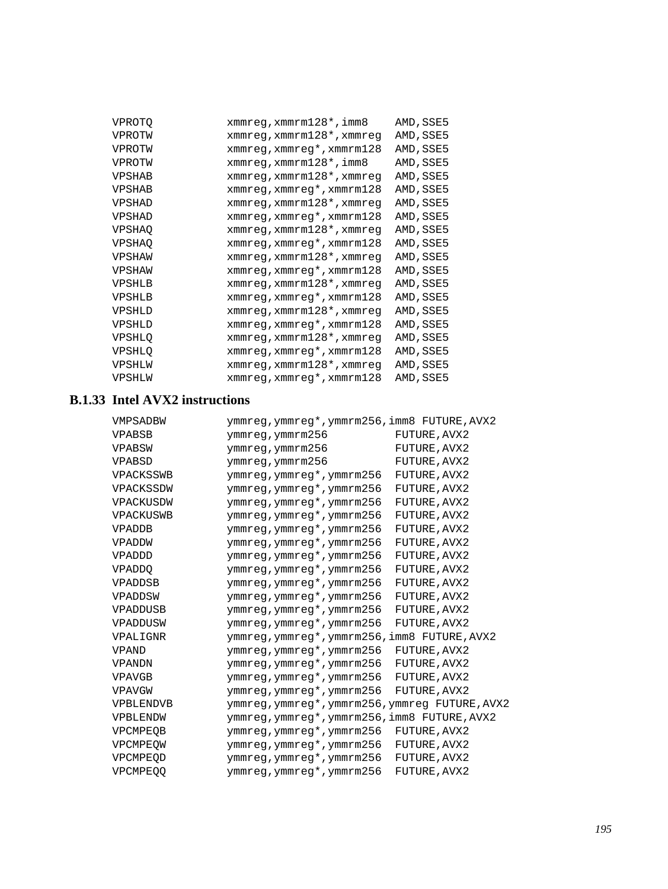```
VPROTQ          xmmreg,xmmrm128*,imm8    AMD,SSE5
VPROTW          xmmreg,xmmrm128*,xmmreg  AMD,SSE5
VPROTW          xmmreg,xmmreg*,xmmrm128  AMD,SSE5
VPROTW          xmmreg,xmmrm128*,imm8    AMD,SSE5
VPSHAB          xmmreg,xmmrm128*,xmmreg  AMD,SSE5
VPSHAB          xmmreg,xmmreg*,xmmrm128  AMD,SSE5
VPSHAD          xmmreg,xmmrm128*,xmmreg  AMD,SSE5
VPSHAD          xmmreg,xmmreg*,xmmrm128  AMD,SSE5
VPSHAQ          xmmreg,xmmrm128*,xmmreg  AMD,SSE5
VPSHAQ          xmmreg,xmmreg*,xmmrm128  AMD,SSE5
VPSHAW          xmmreg,xmmrm128*,xmmreg  AMD,SSE5
VPSHAW          xmmreg,xmmreg*,xmmrm128  AMD,SSE5
VPSHLB          xmmreg,xmmrm128*,xmmreg  AMD,SSE5
VPSHLB          xmmreg,xmmreg*,xmmrm128  AMD,SSE5
VPSHLD          xmmreg,xmmrm128*,xmmreg  AMD,SSE5
VPSHLD          xmmreg,xmmreg*,xmmrm128  AMD,SSE5
VPSHLQ          xmmreg,xmmrm128*,xmmreg  AMD,SSE5
VPSHLQ          xmmreg,xmmreg*,xmmrm128  AMD,SSE5
VPSHLW          xmmreg,xmmrm128*,xmmreg  AMD,SSE5
VPSHLW          xmmreg,xmmreg*,xmmrm128  AMD,SSE5
```

### B.1.33 Intel AVX2 instructions

```
VMPSADBW        ymmreg,ymmreg*,ymmrm256,imm8 FUTURE,AVX2
VPABSB          ymmreg,ymmrm256          FUTURE,AVX2
VPABSW          ymmreg,ymmrm256          FUTURE,AVX2
VPABSD          ymmreg,ymmrm256          FUTURE,AVX2
VPACKSSWB       ymmreg,ymmreg*,ymmrm256  FUTURE,AVX2
VPACKSSDW       ymmreg,ymmreg*,ymmrm256  FUTURE,AVX2
VPACKUSDW       ymmreg,ymmreg*,ymmrm256  FUTURE,AVX2
VPACKUSWB       ymmreg,ymmreg*,ymmrm256  FUTURE,AVX2
VPADDB          ymmreg,ymmreg*,ymmrm256  FUTURE,AVX2
VPADDW          ymmreg,ymmreg*,ymmrm256  FUTURE,AVX2
VPADDD          ymmreg,ymmreg*,ymmrm256  FUTURE,AVX2
VPADDQ          ymmreg,ymmreg*,ymmrm256  FUTURE,AVX2
VPADDSB         ymmreg,ymmreg*,ymmrm256  FUTURE,AVX2
VPADDSW         ymmreg,ymmreg*,ymmrm256  FUTURE,AVX2
VPADDUSB        ymmreg,ymmreg*,ymmrm256  FUTURE,AVX2
VPADDUSW        ymmreg,ymmreg*,ymmrm256  FUTURE,AVX2
VPALIGNR        ymmreg,ymmreg*,ymmrm256,imm8 FUTURE,AVX2
VPAND           ymmreg,ymmreg*,ymmrm256  FUTURE,AVX2
VPANDN          ymmreg,ymmreg*,ymmrm256  FUTURE,AVX2
VPAVGB          ymmreg,ymmreg*,ymmrm256  FUTURE,AVX2
VPAVGW          ymmreg,ymmreg*,ymmrm256  FUTURE,AVX2
VPBLENDVB       ymmreg,ymmreg*,ymmrm256,ymmreg FUTURE,AVX2
VPBLENDW        ymmreg,ymmreg*,ymmrm256,imm8 FUTURE,AVX2
VPCMPEQB        ymmreg,ymmreg*,ymmrm256  FUTURE,AVX2
VPCMPEQW        ymmreg,ymmreg*,ymmrm256  FUTURE,AVX2
VPCMPEQD        ymmreg,ymmreg*,ymmrm256  FUTURE,AVX2
VPCMPEQQ        ymmreg,ymmreg*,ymmrm256  FUTURE,AVX2
```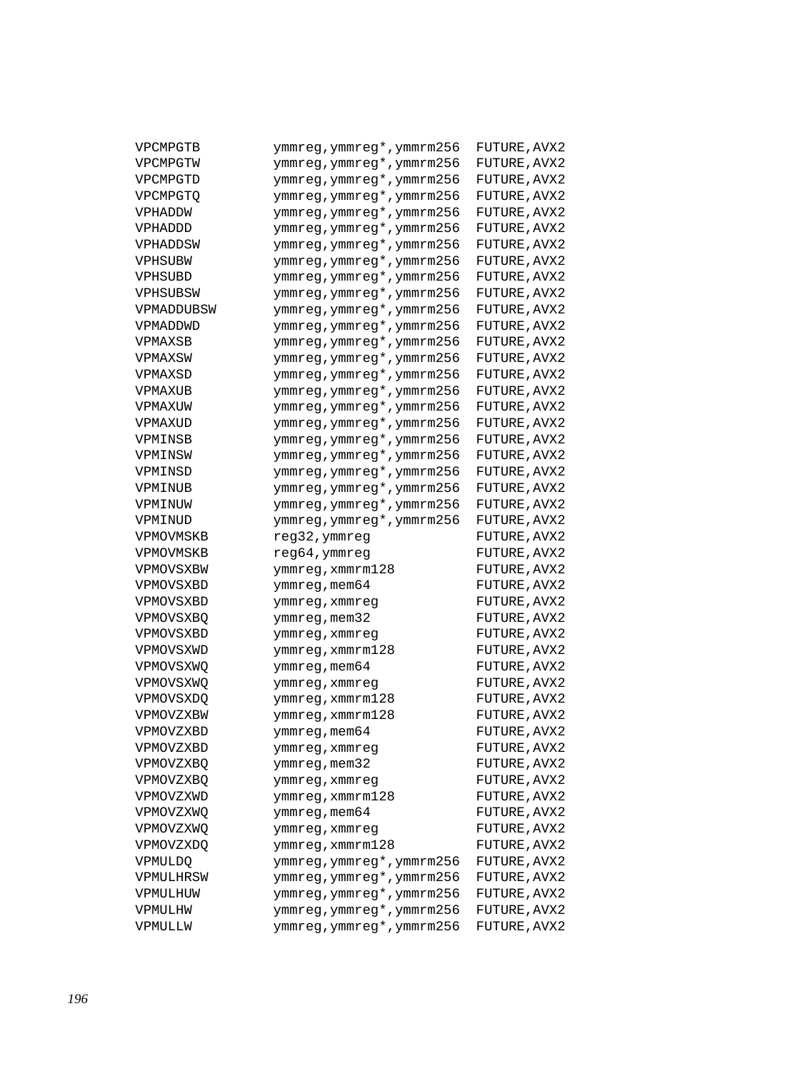```
VPCMPGTB         ymmreg,ymmreg*,ymmrm256  FUTURE,AVX2
VPCMPGTW         ymmreg,ymmreg*,ymmrm256  FUTURE,AVX2
VPCMPGTD         ymmreg,ymmreg*,ymmrm256  FUTURE,AVX2
VPCMPGTQ         ymmreg,ymmreg*,ymmrm256  FUTURE,AVX2
VPHADDW          ymmreg,ymmreg*,ymmrm256  FUTURE,AVX2
VPHADDD          ymmreg,ymmreg*,ymmrm256  FUTURE,AVX2
VPHADDSW         ymmreg,ymmreg*,ymmrm256  FUTURE,AVX2
VPHSUBW          ymmreg,ymmreg*,ymmrm256  FUTURE,AVX2
VPHSUBD          ymmreg,ymmreg*,ymmrm256  FUTURE,AVX2
VPHSUBSW         ymmreg,ymmreg*,ymmrm256  FUTURE,AVX2
VPMADDUBSW       ymmreg,ymmreg*,ymmrm256  FUTURE,AVX2
VPMADDWD         ymmreg,ymmreg*,ymmrm256  FUTURE,AVX2
VPMAXSB          ymmreg,ymmreg*,ymmrm256  FUTURE,AVX2
VPMAXSW          ymmreg,ymmreg*,ymmrm256  FUTURE,AVX2
VPMAXSD          ymmreg,ymmreg*,ymmrm256  FUTURE,AVX2
VPMAXUB          ymmreg,ymmreg*,ymmrm256  FUTURE,AVX2
VPMAXUW          ymmreg,ymmreg*,ymmrm256  FUTURE,AVX2
VPMAXUD          ymmreg,ymmreg*,ymmrm256  FUTURE,AVX2
VPMINSB          ymmreg,ymmreg*,ymmrm256  FUTURE,AVX2
VPMINSW          ymmreg,ymmreg*,ymmrm256  FUTURE,AVX2
VPMINSD          ymmreg,ymmreg*,ymmrm256  FUTURE,AVX2
VPMINUB          ymmreg,ymmreg*,ymmrm256  FUTURE,AVX2
VPMINUW          ymmreg,ymmreg*,ymmrm256  FUTURE,AVX2
VPMINUD          ymmreg,ymmreg*,ymmrm256  FUTURE,AVX2
VPMOVMSKB        reg32,ymmreg             FUTURE,AVX2
VPMOVMSKB        reg64,ymmreg             FUTURE,AVX2
VPMOVSXBW        ymmreg,xmmrm128          FUTURE,AVX2
VPMOVSXBD        ymmreg,mem64             FUTURE,AVX2
VPMOVSXBD        ymmreg,xmmreg            FUTURE,AVX2
VPMOVSXBQ        ymmreg,mem32             FUTURE,AVX2
VPMOVSXBD        ymmreg,xmmreg            FUTURE,AVX2
VPMOVSXWD        ymmreg,xmmrm128          FUTURE,AVX2
VPMOVSXWQ        ymmreg,mem64             FUTURE,AVX2
VPMOVSXWQ        ymmreg,xmmreg            FUTURE,AVX2
VPMOVSXDQ        ymmreg,xmmrm128          FUTURE,AVX2
VPMOVZXBW        ymmreg,xmmrm128          FUTURE,AVX2
VPMOVZXBD        ymmreg,mem64             FUTURE,AVX2
VPMOVZXBD        ymmreg,xmmreg            FUTURE,AVX2
VPMOVZXBQ        ymmreg,mem32             FUTURE,AVX2
VPMOVZXBQ        ymmreg,xmmreg            FUTURE,AVX2
VPMOVZXWD        ymmreg,xmmrm128          FUTURE,AVX2
VPMOVZXWQ        ymmreg,mem64             FUTURE,AVX2
VPMOVZXWQ        ymmreg,xmmreg            FUTURE,AVX2
VPMOVZXDQ        ymmreg,xmmrm128          FUTURE,AVX2
VPMULDQ          ymmreg,ymmreg*,ymmrm256  FUTURE,AVX2
VPMULHRSW        ymmreg,ymmreg*,ymmrm256  FUTURE,AVX2
VPMULHUW         ymmreg,ymmreg*,ymmrm256  FUTURE,AVX2
VPMULHW          ymmreg,ymmreg*,ymmrm256  FUTURE,AVX2
VPMULLW          ymmreg,ymmreg*,ymmrm256  FUTURE,AVX2
```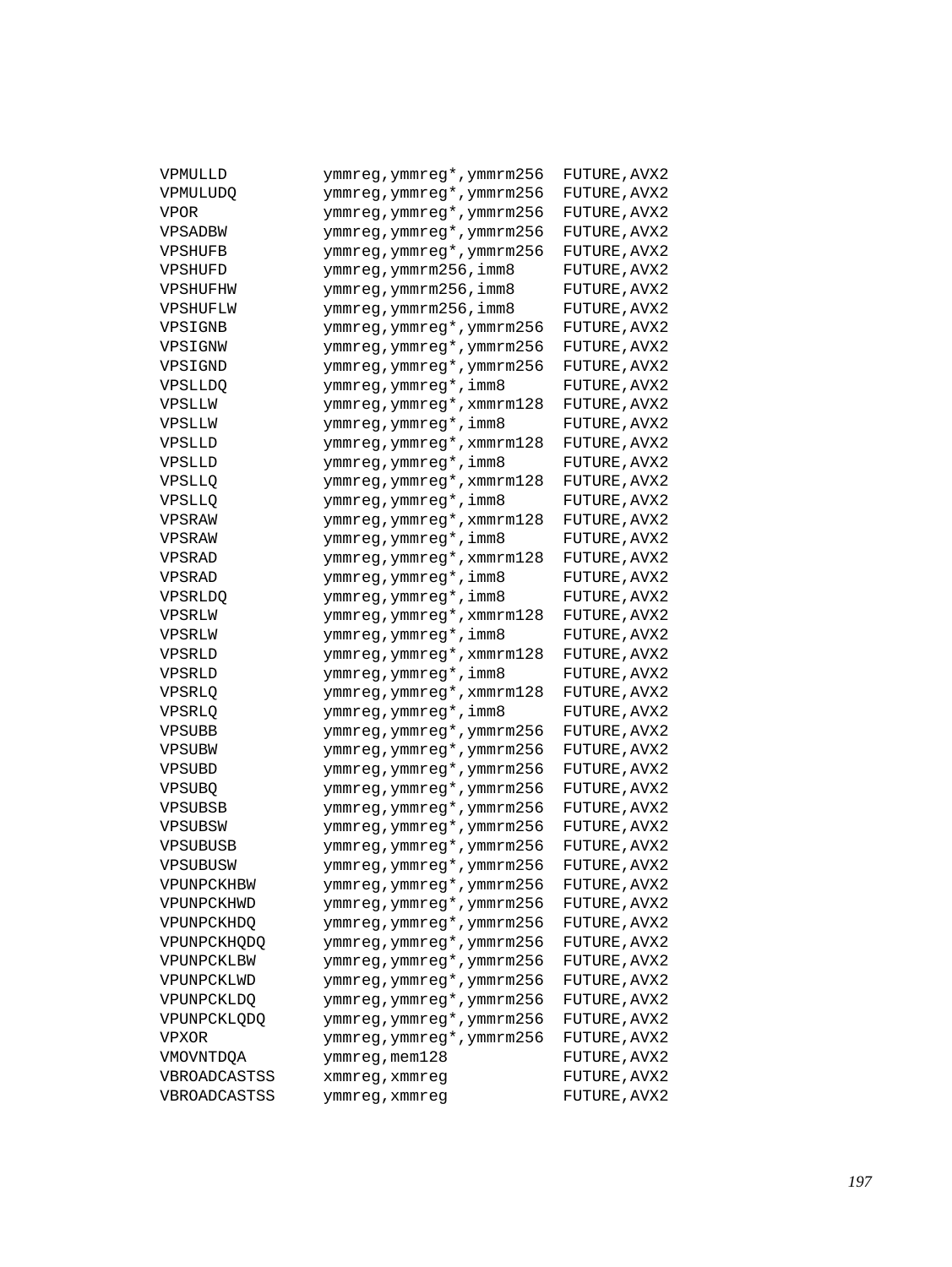```
VPMULLD         ymmreg,ymmreg*,ymmrm256  FUTURE,AVX2
VPMULUDQ        ymmreg,ymmreg*,ymmrm256  FUTURE,AVX2
VPOR            ymmreg,ymmreg*,ymmrm256  FUTURE,AVX2
VPSADBW         ymmreg,ymmreg*,ymmrm256  FUTURE,AVX2
VPSHUFB         ymmreg,ymmreg*,ymmrm256  FUTURE,AVX2
VPSHUFD         ymmreg,ymmrm256,imm8     FUTURE,AVX2
VPSHUFHW        ymmreg,ymmrm256,imm8     FUTURE,AVX2
VPSHUFLW        ymmreg,ymmrm256,imm8     FUTURE,AVX2
VPSIGNB         ymmreg,ymmreg*,ymmrm256  FUTURE,AVX2
VPSIGNW         ymmreg,ymmreg*,ymmrm256  FUTURE,AVX2
VPSIGND         ymmreg,ymmreg*,ymmrm256  FUTURE,AVX2
VPSLLDQ         ymmreg,ymmreg*,imm8      FUTURE,AVX2
VPSLLW          ymmreg,ymmreg*,xmmrm128  FUTURE,AVX2
VPSLLW          ymmreg,ymmreg*,imm8      FUTURE,AVX2
VPSLLD          ymmreg,ymmreg*,xmmrm128  FUTURE,AVX2
VPSLLD          ymmreg,ymmreg*,imm8      FUTURE,AVX2
VPSLLQ          ymmreg,ymmreg*,xmmrm128  FUTURE,AVX2
VPSLLQ          ymmreg,ymmreg*,imm8      FUTURE,AVX2
VPSRAW          ymmreg,ymmreg*,xmmrm128  FUTURE,AVX2
VPSRAW          ymmreg,ymmreg*,imm8      FUTURE,AVX2
VPSRAD          ymmreg,ymmreg*,xmmrm128  FUTURE,AVX2
VPSRAD          ymmreg,ymmreg*,imm8      FUTURE,AVX2
VPSRLDQ         ymmreg,ymmreg*,imm8      FUTURE,AVX2
VPSRLW          ymmreg,ymmreg*,xmmrm128  FUTURE,AVX2
VPSRLW          ymmreg,ymmreg*,imm8      FUTURE,AVX2
VPSRLD          ymmreg,ymmreg*,xmmrm128  FUTURE,AVX2
VPSRLD          ymmreg,ymmreg*,imm8      FUTURE,AVX2
VPSRLQ          ymmreg,ymmreg*,xmmrm128  FUTURE,AVX2
VPSRLQ          ymmreg,ymmreg*,imm8      FUTURE,AVX2
VPSUBB          ymmreg,ymmreg*,ymmrm256  FUTURE,AVX2
VPSUBW          ymmreg,ymmreg*,ymmrm256  FUTURE,AVX2
VPSUBD          ymmreg,ymmreg*,ymmrm256  FUTURE,AVX2
VPSUBQ          ymmreg,ymmreg*,ymmrm256  FUTURE,AVX2
VPSUBSB         ymmreg,ymmreg*,ymmrm256  FUTURE,AVX2
VPSUBSW         ymmreg,ymmreg*,ymmrm256  FUTURE,AVX2
VPSUBUSB        ymmreg,ymmreg*,ymmrm256  FUTURE,AVX2
VPSUBUSW        ymmreg,ymmreg*,ymmrm256  FUTURE,AVX2
VPUNPCKHBW      ymmreg,ymmreg*,ymmrm256  FUTURE,AVX2
VPUNPCKHWD      ymmreg,ymmreg*,ymmrm256  FUTURE,AVX2
VPUNPCKHDQ      ymmreg,ymmreg*,ymmrm256  FUTURE,AVX2
VPUNPCKHQDQ     ymmreg,ymmreg*,ymmrm256  FUTURE,AVX2
VPUNPCKLBW      ymmreg,ymmreg*,ymmrm256  FUTURE,AVX2
VPUNPCKLWD      ymmreg,ymmreg*,ymmrm256  FUTURE,AVX2
VPUNPCKLDQ      ymmreg,ymmreg*,ymmrm256  FUTURE,AVX2
VPUNPCKLQDQ     ymmreg,ymmreg*,ymmrm256  FUTURE,AVX2
VPXOR           ymmreg,ymmreg*,ymmrm256  FUTURE,AVX2
VMOVNTDQA       ymmreg,mem128            FUTURE,AVX2
VBROADCASTSS    xmmreg,xmmreg            FUTURE,AVX2
VBROADCASTSS    ymmreg,xmmreg            FUTURE,AVX2
```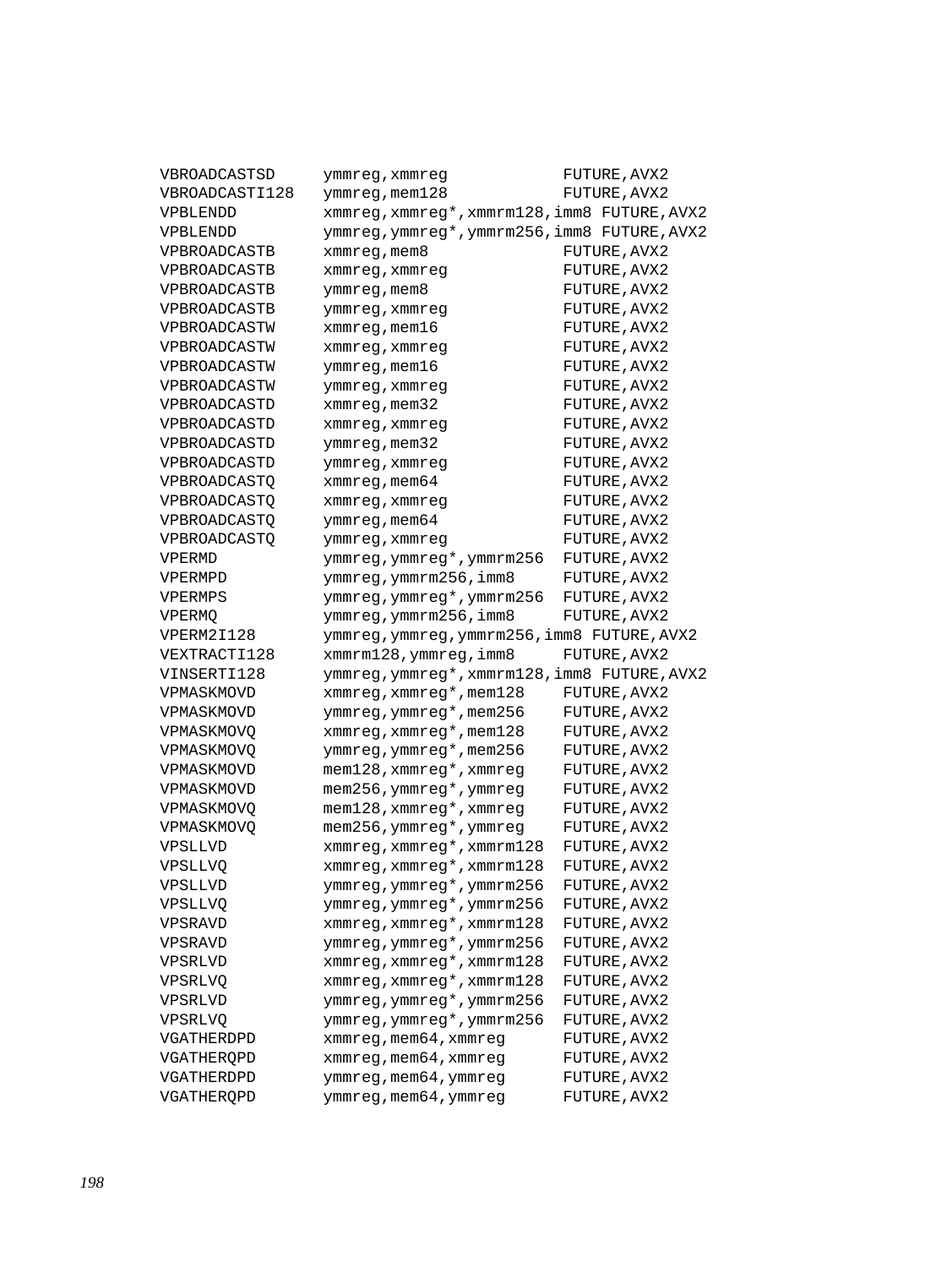```
VBROADCASTSD      ymmreg,xmmreg            FUTURE,AVX2
VBROADCASTI128    ymmreg,mem128            FUTURE,AVX2
VPBLENDD          xmmreg,xmmreg*,xmmrm128,imm8 FUTURE,AVX2
VPBLENDD          ymmreg,ymmreg*,ymmrm256,imm8 FUTURE,AVX2
VPBROADCASTB      xmmreg,mem8              FUTURE,AVX2
VPBROADCASTB      xmmreg,xmmreg            FUTURE,AVX2
VPBROADCASTB      ymmreg,mem8              FUTURE,AVX2
VPBROADCASTB      ymmreg,xmmreg            FUTURE,AVX2
VPBROADCASTW      xmmreg,mem16             FUTURE,AVX2
VPBROADCASTW      xmmreg,xmmreg            FUTURE,AVX2
VPBROADCASTW      ymmreg,mem16             FUTURE,AVX2
VPBROADCASTW      ymmreg,xmmreg            FUTURE,AVX2
VPBROADCASTD      xmmreg,mem32             FUTURE,AVX2
VPBROADCASTD      xmmreg,xmmreg            FUTURE,AVX2
VPBROADCASTD      ymmreg,mem32             FUTURE,AVX2
VPBROADCASTD      ymmreg,xmmreg            FUTURE,AVX2
VPBROADCASTQ      xmmreg,mem64             FUTURE,AVX2
VPBROADCASTQ      xmmreg,xmmreg            FUTURE,AVX2
VPBROADCASTQ      ymmreg,mem64             FUTURE,AVX2
VPBROADCASTQ      ymmreg,xmmreg            FUTURE,AVX2
VPERMD            ymmreg,ymmreg*,ymmrm256  FUTURE,AVX2
VPERMPD           ymmreg,ymmrm256,imm8     FUTURE,AVX2
VPERMPS           ymmreg,ymmreg*,ymmrm256  FUTURE,AVX2
VPERMQ            ymmreg,ymmrm256,imm8     FUTURE,AVX2
VPERM2I128        ymmreg,ymmreg,ymmrm256,imm8 FUTURE,AVX2
VEXTRACTI128      xmmrm128,ymmreg,imm8     FUTURE,AVX2
VINSERTI128       ymmreg,ymmreg*,xmmrm128,imm8 FUTURE,AVX2
VPMASKMOVD        xmmreg,xmmreg*,mem128    FUTURE,AVX2
VPMASKMOVD        ymmreg,ymmreg*,mem256    FUTURE,AVX2
VPMASKMOVQ        xmmreg,xmmreg*,mem128    FUTURE,AVX2
VPMASKMOVQ        ymmreg,ymmreg*,mem256    FUTURE,AVX2
VPMASKMOVD        mem128,xmmreg*,xmmreg    FUTURE,AVX2
VPMASKMOVD        mem256,ymmreg*,ymmreg    FUTURE,AVX2
VPMASKMOVQ        mem128,xmmreg*,xmmreg    FUTURE,AVX2
VPMASKMOVQ        mem256,ymmreg*,ymmreg    FUTURE,AVX2
VPSLLVD           xmmreg,xmmreg*,xmmrm128  FUTURE,AVX2
VPSLLVQ           xmmreg,xmmreg*,xmmrm128  FUTURE,AVX2
VPSLLVD           ymmreg,ymmreg*,ymmrm256  FUTURE,AVX2
VPSLLVQ           ymmreg,ymmreg*,ymmrm256  FUTURE,AVX2
VPSRAVD           xmmreg,xmmreg*,xmmrm128  FUTURE,AVX2
VPSRAVD           ymmreg,ymmreg*,ymmrm256  FUTURE,AVX2
VPSRLVD           xmmreg,xmmreg*,xmmrm128  FUTURE,AVX2
VPSRLVQ           xmmreg,xmmreg*,xmmrm128  FUTURE,AVX2
VPSRLVD           ymmreg,ymmreg*,ymmrm256  FUTURE,AVX2
VPSRLVQ           ymmreg,ymmreg*,ymmrm256  FUTURE,AVX2
VGATHERDPD        xmmreg,mem64,xmmreg      FUTURE,AVX2
VGATHERQPD        xmmreg,mem64,xmmreg      FUTURE,AVX2
VGATHERDPD        ymmreg,mem64,ymmreg      FUTURE,AVX2
VGATHERQPD        ymmreg,mem64,ymmreg      FUTURE,AVX2
```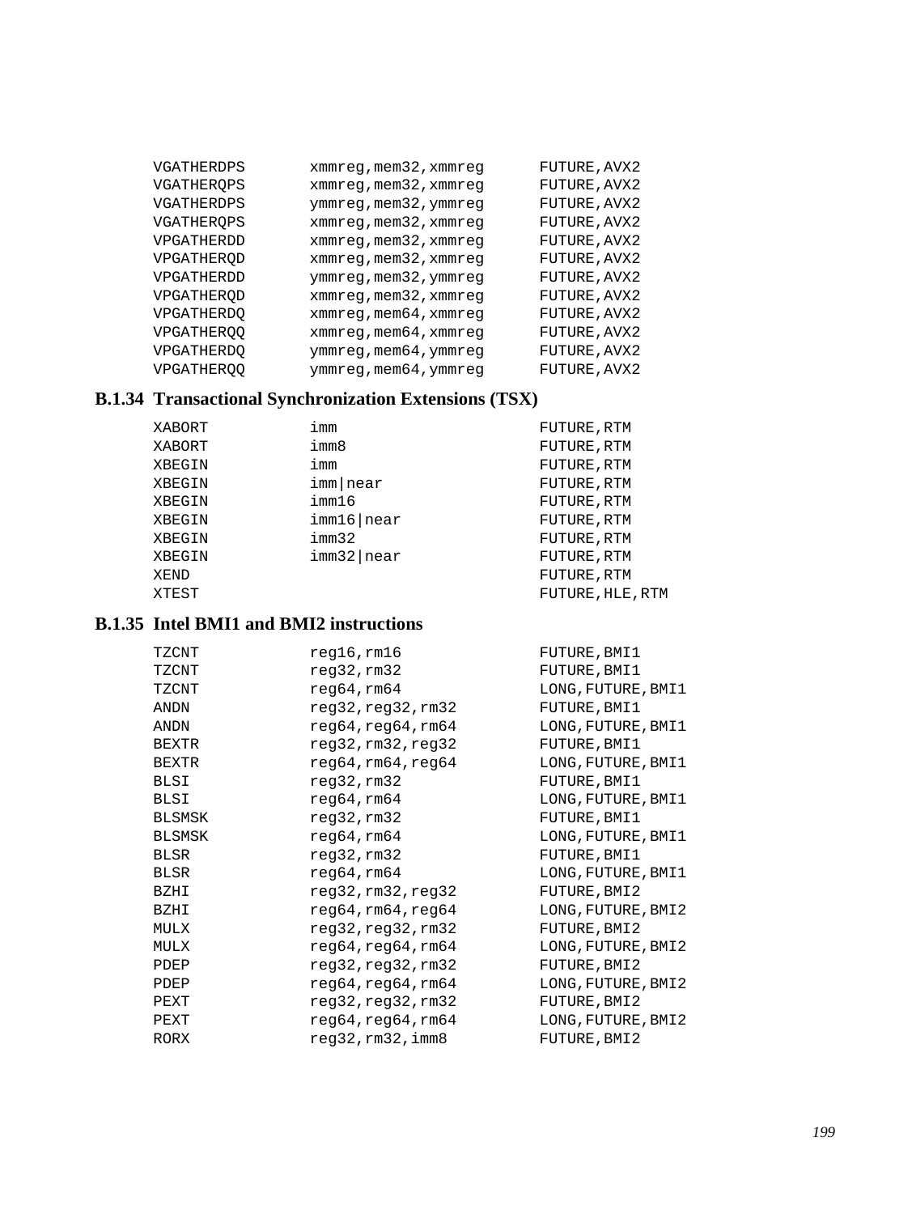```
VGATHERDPS      xmmreg,mem32,xmmreg      FUTURE,AVX2
VGATHERQPS      xmmreg,mem32,xmmreg      FUTURE,AVX2
VGATHERDPS      ymmreg,mem32,ymmreg      FUTURE,AVX2
VGATHERQPS      xmmreg,mem32,xmmreg      FUTURE,AVX2
VPGATHERDD      xmmreg,mem32,xmmreg      FUTURE,AVX2
VPGATHERQD      xmmreg,mem32,xmmreg      FUTURE,AVX2
VPGATHERDD      ymmreg,mem32,ymmreg      FUTURE,AVX2
VPGATHERQD      xmmreg,mem32,xmmreg      FUTURE,AVX2
VPGATHERDQ      xmmreg,mem64,xmmreg      FUTURE,AVX2
VPGATHERQQ      xmmreg,mem64,xmmreg      FUTURE,AVX2
VPGATHERDQ      ymmreg,mem64,ymmreg      FUTURE,AVX2
VPGATHERQQ      ymmreg,mem64,ymmreg      FUTURE,AVX2
```

### B.1.34 Transactional Synchronization Extensions (TSX)

```
XABORT          imm                      FUTURE,RTM
XABORT          imm8                     FUTURE,RTM
XBEGIN          imm                      FUTURE,RTM
XBEGIN          imm|near                 FUTURE,RTM
XBEGIN          imm16                    FUTURE,RTM
XBEGIN          imm16|near               FUTURE,RTM
XBEGIN          imm32                    FUTURE,RTM
XBEGIN          imm32|near               FUTURE,RTM
XEND                                     FUTURE,RTM
XTEST                                    FUTURE,HLE,RTM
```

### B.1.35 Intel BMI1 and BMI2 instructions

```
TZCNT           reg16,rm16               FUTURE,BMI1
TZCNT           reg32,rm32               FUTURE,BMI1
TZCNT           reg64,rm64               LONG,FUTURE,BMI1
ANDN            reg32,reg32,rm32         FUTURE,BMI1
ANDN            reg64,reg64,rm64         LONG,FUTURE,BMI1
BEXTR           reg32,rm32,reg32         FUTURE,BMI1
BEXTR           reg64,rm64,reg64         LONG,FUTURE,BMI1
BLSI            reg32,rm32               FUTURE,BMI1
BLSI            reg64,rm64               LONG,FUTURE,BMI1
BLSMSK          reg32,rm32               FUTURE,BMI1
BLSMSK          reg64,rm64               LONG,FUTURE,BMI1
BLSR            reg32,rm32               FUTURE,BMI1
BLSR            reg64,rm64               LONG,FUTURE,BMI1
BZHI            reg32,rm32,reg32         FUTURE,BMI2
BZHI            reg64,rm64,reg64         LONG,FUTURE,BMI2
MULX            reg32,reg32,rm32         FUTURE,BMI2
MULX            reg64,reg64,rm64         LONG,FUTURE,BMI2
PDEP            reg32,reg32,rm32         FUTURE,BMI2
PDEP            reg64,reg64,rm64         LONG,FUTURE,BMI2
PEXT            reg32,reg32,rm32         FUTURE,BMI2
PEXT            reg64,reg64,rm64         LONG,FUTURE,BMI2
RORX            reg32,rm32,imm8          FUTURE,BMI2
```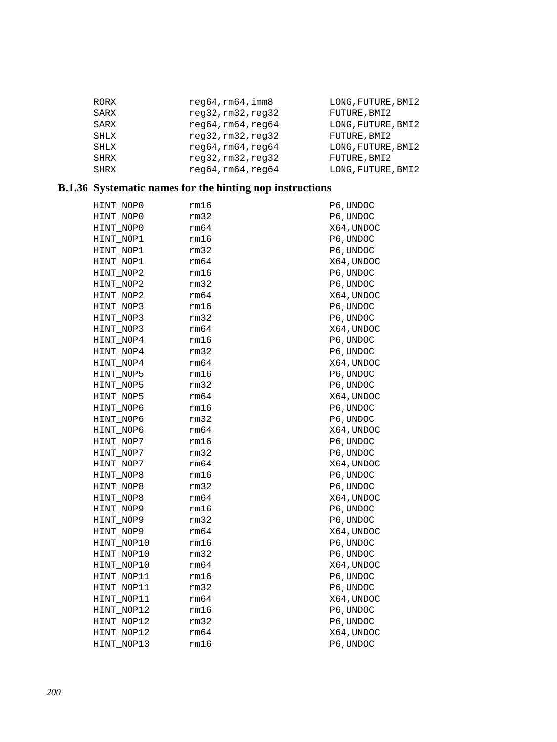```
RORX            reg64,rm64,imm8         LONG,FUTURE,BMI2
SARX            reg32,rm32,reg32        FUTURE,BMI2
SARX            reg64,rm64,reg64        LONG,FUTURE,BMI2
SHLX            reg32,rm32,reg32        FUTURE,BMI2
SHLX            reg64,rm64,reg64        LONG,FUTURE,BMI2
SHRX            reg32,rm32,reg32        FUTURE,BMI2
SHRX            reg64,rm64,reg64        LONG,FUTURE,BMI2
```

### B.1.36 Systematic names for the hinting nop instructions

```
HINT_NOP0       rm16                    P6,UNDOC
HINT_NOP0       rm32                    P6,UNDOC
HINT_NOP0       rm64                    X64,UNDOC
HINT_NOP1       rm16                    P6,UNDOC
HINT_NOP1       rm32                    P6,UNDOC
HINT_NOP1       rm64                    X64,UNDOC
HINT_NOP2       rm16                    P6,UNDOC
HINT_NOP2       rm32                    P6,UNDOC
HINT_NOP2       rm64                    X64,UNDOC
HINT_NOP3       rm16                    P6,UNDOC
HINT_NOP3       rm32                    P6,UNDOC
HINT_NOP3       rm64                    X64,UNDOC
HINT_NOP4       rm16                    P6,UNDOC
HINT_NOP4       rm32                    P6,UNDOC
HINT_NOP4       rm64                    X64,UNDOC
HINT_NOP5       rm16                    P6,UNDOC
HINT_NOP5       rm32                    P6,UNDOC
HINT_NOP5       rm64                    X64,UNDOC
HINT_NOP6       rm16                    P6,UNDOC
HINT_NOP6       rm32                    P6,UNDOC
HINT_NOP6       rm64                    X64,UNDOC
HINT_NOP7       rm16                    P6,UNDOC
HINT_NOP7       rm32                    P6,UNDOC
HINT_NOP7       rm64                    X64,UNDOC
HINT_NOP8       rm16                    P6,UNDOC
HINT_NOP8       rm32                    P6,UNDOC
HINT_NOP8       rm64                    X64,UNDOC
HINT_NOP9       rm16                    P6,UNDOC
HINT_NOP9       rm32                    P6,UNDOC
HINT_NOP9       rm64                    X64,UNDOC
HINT_NOP10      rm16                    P6,UNDOC
HINT_NOP10      rm32                    P6,UNDOC
HINT_NOP10      rm64                    X64,UNDOC
HINT_NOP11      rm16                    P6,UNDOC
HINT_NOP11      rm32                    P6,UNDOC
HINT_NOP11      rm64                    X64,UNDOC
HINT_NOP12      rm16                    P6,UNDOC
HINT_NOP12      rm32                    P6,UNDOC
HINT_NOP12      rm64                    X64,UNDOC
HINT_NOP13      rm16                    P6,UNDOC
```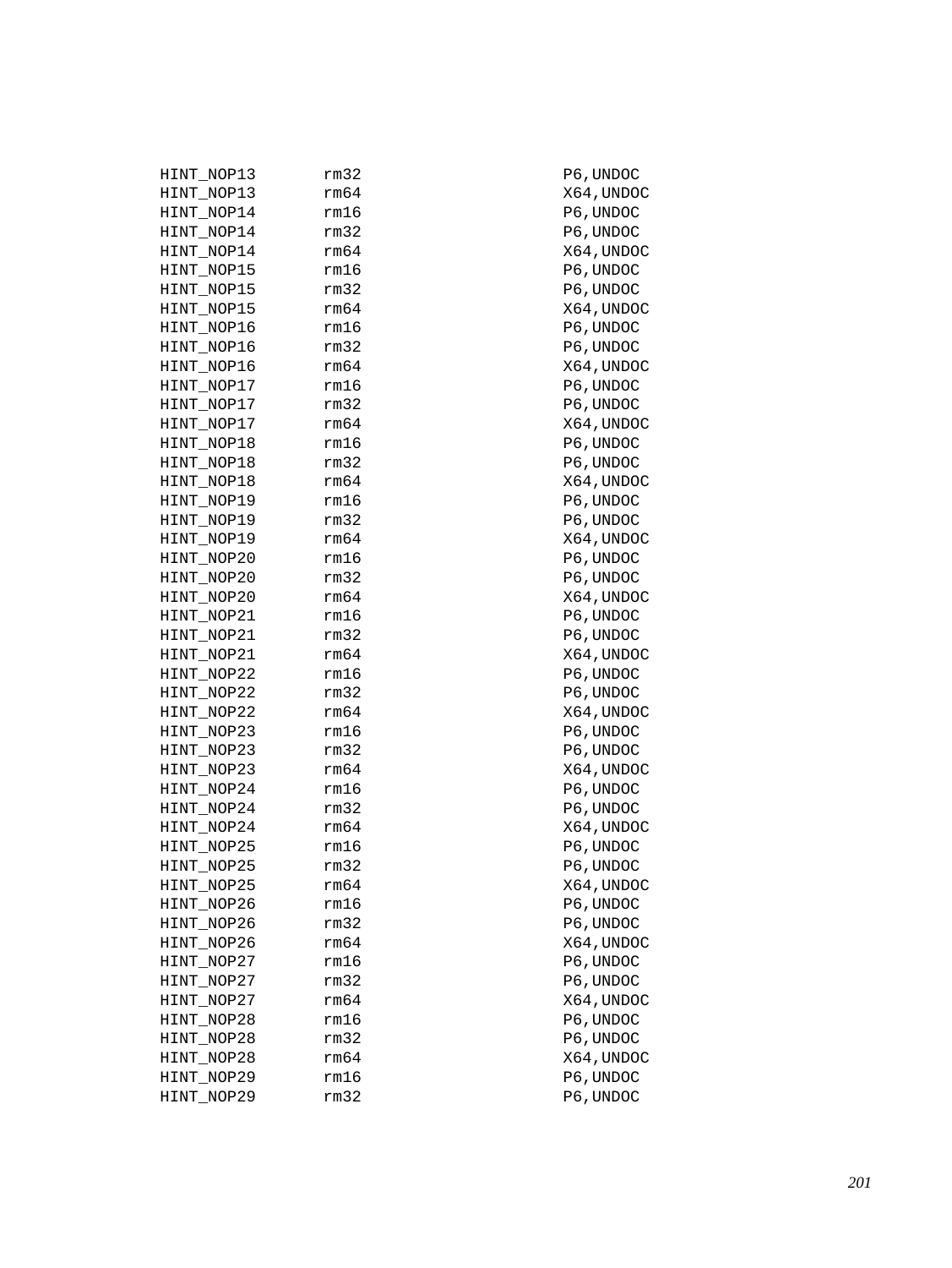```
HINT_NOP13      rm32                     P6,UNDOC
HINT_NOP13      rm64                     X64,UNDOC
HINT_NOP14      rm16                     P6,UNDOC
HINT_NOP14      rm32                     P6,UNDOC
HINT_NOP14      rm64                     X64,UNDOC
HINT_NOP15      rm16                     P6,UNDOC
HINT_NOP15      rm32                     P6,UNDOC
HINT_NOP15      rm64                     X64,UNDOC
HINT_NOP16      rm16                     P6,UNDOC
HINT_NOP16      rm32                     P6,UNDOC
HINT_NOP16      rm64                     X64,UNDOC
HINT_NOP17      rm16                     P6,UNDOC
HINT_NOP17      rm32                     P6,UNDOC
HINT_NOP17      rm64                     X64,UNDOC
HINT_NOP18      rm16                     P6,UNDOC
HINT_NOP18      rm32                     P6,UNDOC
HINT_NOP18      rm64                     X64,UNDOC
HINT_NOP19      rm16                     P6,UNDOC
HINT_NOP19      rm32                     P6,UNDOC
HINT_NOP19      rm64                     X64,UNDOC
HINT_NOP20      rm16                     P6,UNDOC
HINT_NOP20      rm32                     P6,UNDOC
HINT_NOP20      rm64                     X64,UNDOC
HINT_NOP21      rm16                     P6,UNDOC
HINT_NOP21      rm32                     P6,UNDOC
HINT_NOP21      rm64                     X64,UNDOC
HINT_NOP22      rm16                     P6,UNDOC
HINT_NOP22      rm32                     P6,UNDOC
HINT_NOP22      rm64                     X64,UNDOC
HINT_NOP23      rm16                     P6,UNDOC
HINT_NOP23      rm32                     P6,UNDOC
HINT_NOP23      rm64                     X64,UNDOC
HINT_NOP24      rm16                     P6,UNDOC
HINT_NOP24      rm32                     P6,UNDOC
HINT_NOP24      rm64                     X64,UNDOC
HINT_NOP25      rm16                     P6,UNDOC
HINT_NOP25      rm32                     P6,UNDOC
HINT_NOP25      rm64                     X64,UNDOC
HINT_NOP26      rm16                     P6,UNDOC
HINT_NOP26      rm32                     P6,UNDOC
HINT_NOP26      rm64                     X64,UNDOC
HINT_NOP27      rm16                     P6,UNDOC
HINT_NOP27      rm32                     P6,UNDOC
HINT_NOP27      rm64                     X64,UNDOC
HINT_NOP28      rm16                     P6,UNDOC
HINT_NOP28      rm32                     P6,UNDOC
HINT_NOP28      rm64                     X64,UNDOC
HINT_NOP29      rm16                     P6,UNDOC
HINT_NOP29      rm32                     P6,UNDOC
```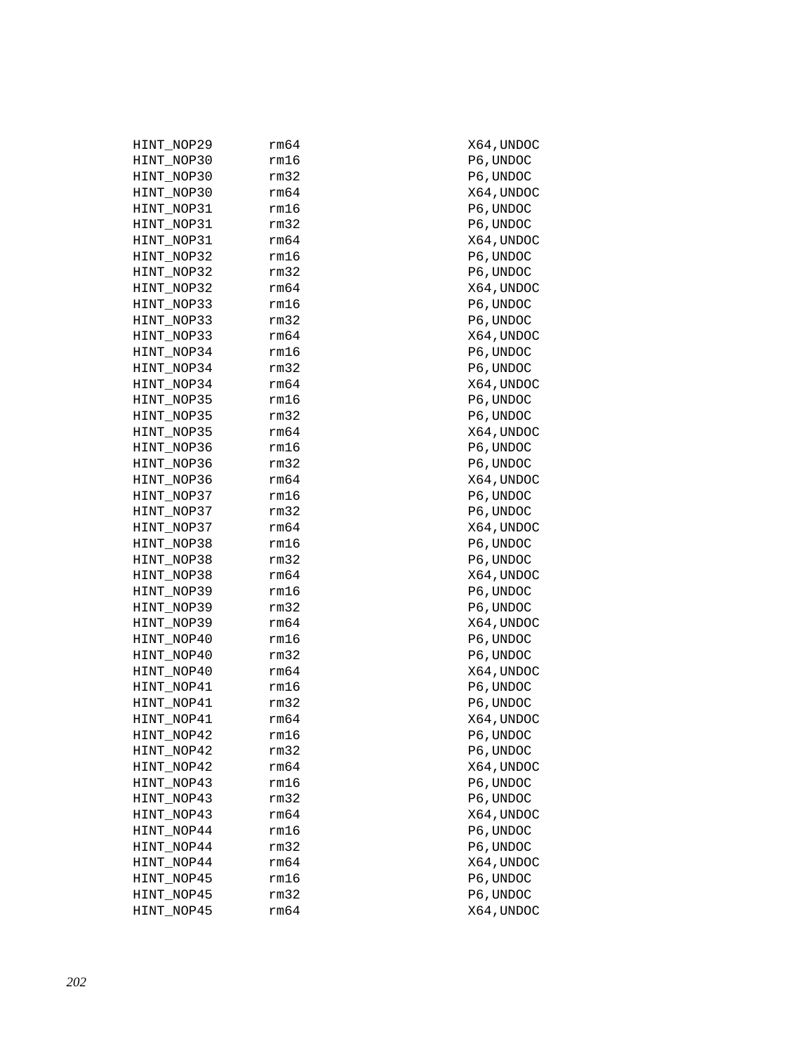```
HINT_NOP29      rm64                    X64,UNDOC
HINT_NOP30      rm16                    P6,UNDOC
HINT_NOP30      rm32                    P6,UNDOC
HINT_NOP30      rm64                    X64,UNDOC
HINT_NOP31      rm16                    P6,UNDOC
HINT_NOP31      rm32                    P6,UNDOC
HINT_NOP31      rm64                    X64,UNDOC
HINT_NOP32      rm16                    P6,UNDOC
HINT_NOP32      rm32                    P6,UNDOC
HINT_NOP32      rm64                    X64,UNDOC
HINT_NOP33      rm16                    P6,UNDOC
HINT_NOP33      rm32                    P6,UNDOC
HINT_NOP33      rm64                    X64,UNDOC
HINT_NOP34      rm16                    P6,UNDOC
HINT_NOP34      rm32                    P6,UNDOC
HINT_NOP34      rm64                    X64,UNDOC
HINT_NOP35      rm16                    P6,UNDOC
HINT_NOP35      rm32                    P6,UNDOC
HINT_NOP35      rm64                    X64,UNDOC
HINT_NOP36      rm16                    P6,UNDOC
HINT_NOP36      rm32                    P6,UNDOC
HINT_NOP36      rm64                    X64,UNDOC
HINT_NOP37      rm16                    P6,UNDOC
HINT_NOP37      rm32                    P6,UNDOC
HINT_NOP37      rm64                    X64,UNDOC
HINT_NOP38      rm16                    P6,UNDOC
HINT_NOP38      rm32                    P6,UNDOC
HINT_NOP38      rm64                    X64,UNDOC
HINT_NOP39      rm16                    P6,UNDOC
HINT_NOP39      rm32                    P6,UNDOC
HINT_NOP39      rm64                    X64,UNDOC
HINT_NOP40      rm16                    P6,UNDOC
HINT_NOP40      rm32                    P6,UNDOC
HINT_NOP40      rm64                    X64,UNDOC
HINT_NOP41      rm16                    P6,UNDOC
HINT_NOP41      rm32                    P6,UNDOC
HINT_NOP41      rm64                    X64,UNDOC
HINT_NOP42      rm16                    P6,UNDOC
HINT_NOP42      rm32                    P6,UNDOC
HINT_NOP42      rm64                    X64,UNDOC
HINT_NOP43      rm16                    P6,UNDOC
HINT_NOP43      rm32                    P6,UNDOC
HINT_NOP43      rm64                    X64,UNDOC
HINT_NOP44      rm16                    P6,UNDOC
HINT_NOP44      rm32                    P6,UNDOC
HINT_NOP44      rm64                    X64,UNDOC
HINT_NOP45      rm16                    P6,UNDOC
HINT_NOP45      rm32                    P6,UNDOC
HINT_NOP45      rm64                    X64,UNDOC
```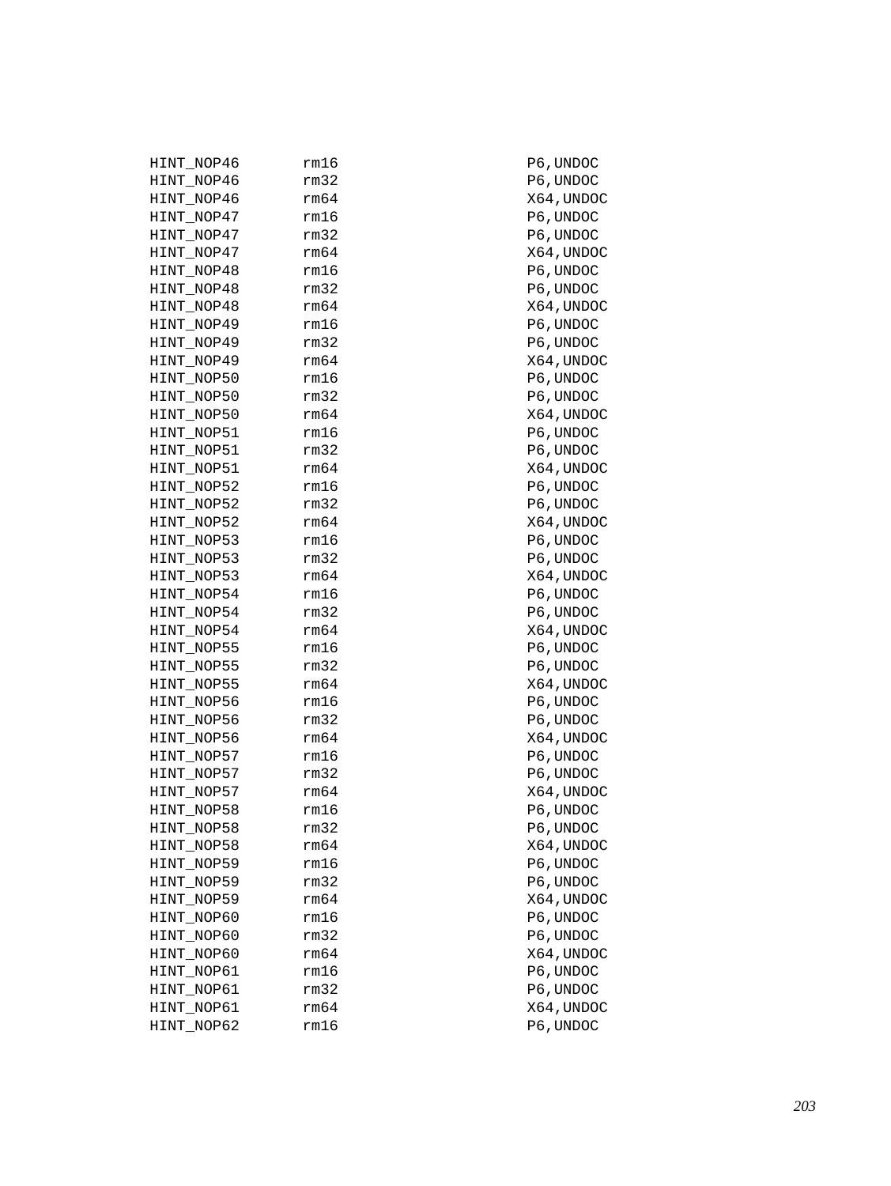```
HINT_NOP46      rm16                        P6,UNDOC
HINT_NOP46      rm32                        P6,UNDOC
HINT_NOP46      rm64                        X64,UNDOC
HINT_NOP47      rm16                        P6,UNDOC
HINT_NOP47      rm32                        P6,UNDOC
HINT_NOP47      rm64                        X64,UNDOC
HINT_NOP48      rm16                        P6,UNDOC
HINT_NOP48      rm32                        P6,UNDOC
HINT_NOP48      rm64                        X64,UNDOC
HINT_NOP49      rm16                        P6,UNDOC
HINT_NOP49      rm32                        P6,UNDOC
HINT_NOP49      rm64                        X64,UNDOC
HINT_NOP50      rm16                        P6,UNDOC
HINT_NOP50      rm32                        P6,UNDOC
HINT_NOP50      rm64                        X64,UNDOC
HINT_NOP51      rm16                        P6,UNDOC
HINT_NOP51      rm32                        P6,UNDOC
HINT_NOP51      rm64                        X64,UNDOC
HINT_NOP52      rm16                        P6,UNDOC
HINT_NOP52      rm32                        P6,UNDOC
HINT_NOP52      rm64                        X64,UNDOC
HINT_NOP53      rm16                        P6,UNDOC
HINT_NOP53      rm32                        P6,UNDOC
HINT_NOP53      rm64                        X64,UNDOC
HINT_NOP54      rm16                        P6,UNDOC
HINT_NOP54      rm32                        P6,UNDOC
HINT_NOP54      rm64                        X64,UNDOC
HINT_NOP55      rm16                        P6,UNDOC
HINT_NOP55      rm32                        P6,UNDOC
HINT_NOP55      rm64                        X64,UNDOC
HINT_NOP56      rm16                        P6,UNDOC
HINT_NOP56      rm32                        P6,UNDOC
HINT_NOP56      rm64                        X64,UNDOC
HINT_NOP57      rm16                        P6,UNDOC
HINT_NOP57      rm32                        P6,UNDOC
HINT_NOP57      rm64                        X64,UNDOC
HINT_NOP58      rm16                        P6,UNDOC
HINT_NOP58      rm32                        P6,UNDOC
HINT_NOP58      rm64                        X64,UNDOC
HINT_NOP59      rm16                        P6,UNDOC
HINT_NOP59      rm32                        P6,UNDOC
HINT_NOP59      rm64                        X64,UNDOC
HINT_NOP60      rm16                        P6,UNDOC
HINT_NOP60      rm32                        P6,UNDOC
HINT_NOP60      rm64                        X64,UNDOC
HINT_NOP61      rm16                        P6,UNDOC
HINT_NOP61      rm32                        P6,UNDOC
HINT_NOP61      rm64                        X64,UNDOC
HINT_NOP62      rm16                        P6,UNDOC
```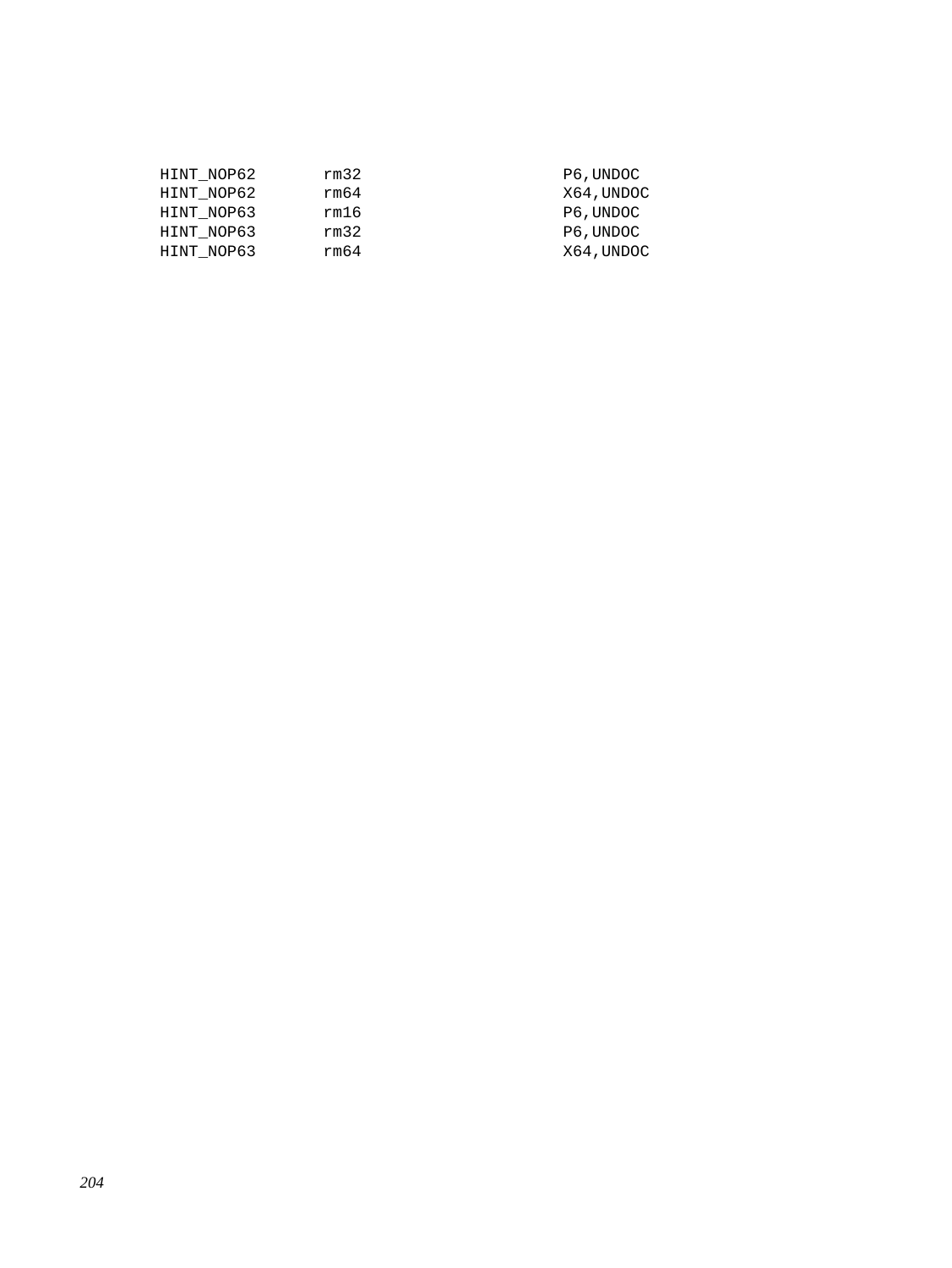```
HINT_NOP62      rm32                    P6,UNDOC
HINT_NOP62      rm64                    X64,UNDOC
HINT_NOP63      rm16                    P6,UNDOC
HINT_NOP63      rm32                    P6,UNDOC
HINT_NOP63      rm64                    X64,UNDOC
```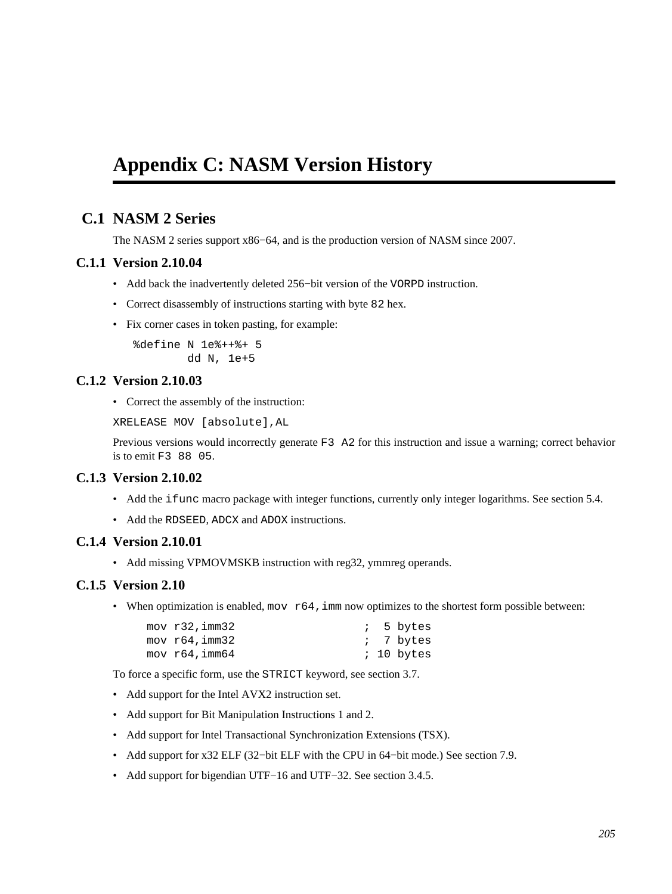# Appendix C: NASM Version History

## C.1 NASM 2 Series

The NASM 2 series support x86−64, and is the production version of NASM since 2007.

### C.1.1 Version 2.10.04

- Add back the inadvertently deleted 256−bit version of the `VORPD` instruction.
- Correct disassembly of instructions starting with byte `82` hex.
- Fix corner cases in token pasting, for example:

```
%define N 1e%++%+ 5
        dd N, 1e+5
```

### C.1.2 Version 2.10.03

- Correct the assembly of the instruction:

```
XRELEASE MOV [absolute],AL
```

Previous versions would incorrectly generate `F3 A2` for this instruction and issue a warning; correct behavior is to emit `F3 88 05`.

### C.1.3 Version 2.10.02

- Add the `ifunc` macro package with integer functions, currently only integer logarithms. See section 5.4.
- Add the `RDSEED`, `ADCX` and `ADOX` instructions.

### C.1.4 Version 2.10.01

- Add missing VPMOVMSKB instruction with reg32, ymmreg operands.

### C.1.5 Version 2.10

- When optimization is enabled, `mov r64,imm` now optimizes to the shortest form possible between:

```
mov r32,imm32                   ;  5 bytes
mov r64,imm32                   ;  7 bytes
mov r64,imm64                   ; 10 bytes
```

To force a specific form, use the `STRICT` keyword, see section 3.7.

- Add support for the Intel AVX2 instruction set.
- Add support for Bit Manipulation Instructions 1 and 2.
- Add support for Intel Transactional Synchronization Extensions (TSX).
- Add support for x32 ELF (32−bit ELF with the CPU in 64−bit mode.) See section 7.9.
- Add support for bigendian UTF−16 and UTF−32. See section 3.4.5.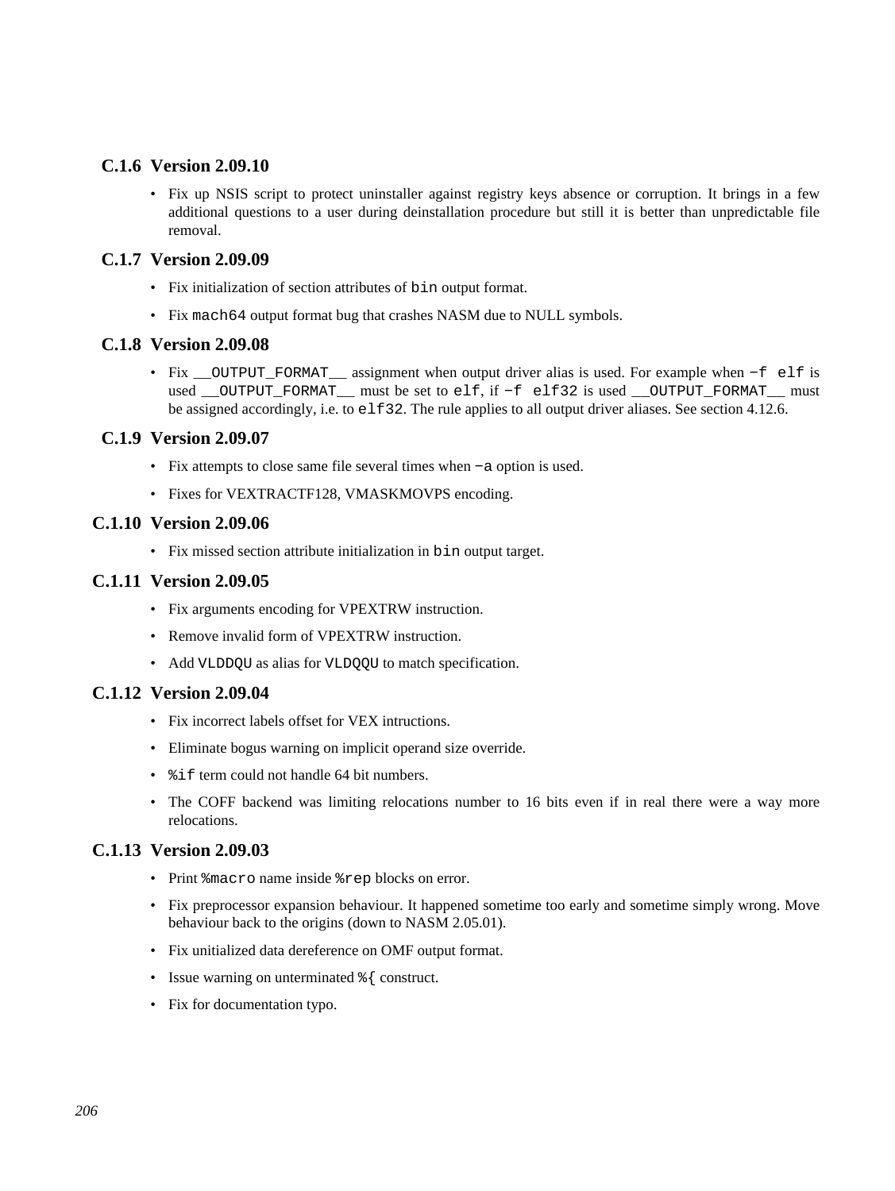### C.1.6 Version 2.09.10

- Fix up NSIS script to protect uninstaller against registry keys absence or corruption. It brings in a few additional questions to a user during deinstallation procedure but still it is better than unpredictable file removal.

### C.1.7 Version 2.09.09

- Fix initialization of section attributes of `bin` output format.
- Fix `mach64` output format bug that crashes NASM due to NULL symbols.

### C.1.8 Version 2.09.08

- Fix `__OUTPUT_FORMAT__` assignment when output driver alias is used. For example when `−f elf` is used `__OUTPUT_FORMAT__` must be set to `elf`, if `−f elf32` is used `__OUTPUT_FORMAT__` must be assigned accordingly, i.e. to `elf32`. The rule applies to all output driver aliases. See section 4.12.6.

### C.1.9 Version 2.09.07

- Fix attempts to close same file several times when `−a` option is used.
- Fixes for VEXTRACTF128, VMASKMOVPS encoding.

### C.1.10 Version 2.09.06

- Fix missed section attribute initialization in `bin` output target.

### C.1.11 Version 2.09.05

- Fix arguments encoding for VPEXTRW instruction.
- Remove invalid form of VPEXTRW instruction.
- Add `VLDDQU` as alias for `VLDQQU` to match specification.

### C.1.12 Version 2.09.04

- Fix incorrect labels offset for VEX intructions.
- Eliminate bogus warning on implicit operand size override.
- `%if` term could not handle 64 bit numbers.
- The COFF backend was limiting relocations number to 16 bits even if in real there were a way more relocations.

### C.1.13 Version 2.09.03

- Print `%macro` name inside `%rep` blocks on error.
- Fix preprocessor expansion behaviour. It happened sometime too early and sometime simply wrong. Move behaviour back to the origins (down to NASM 2.05.01).
- Fix unitialized data dereference on OMF output format.
- Issue warning on unterminated `%{` construct.
- Fix for documentation typo.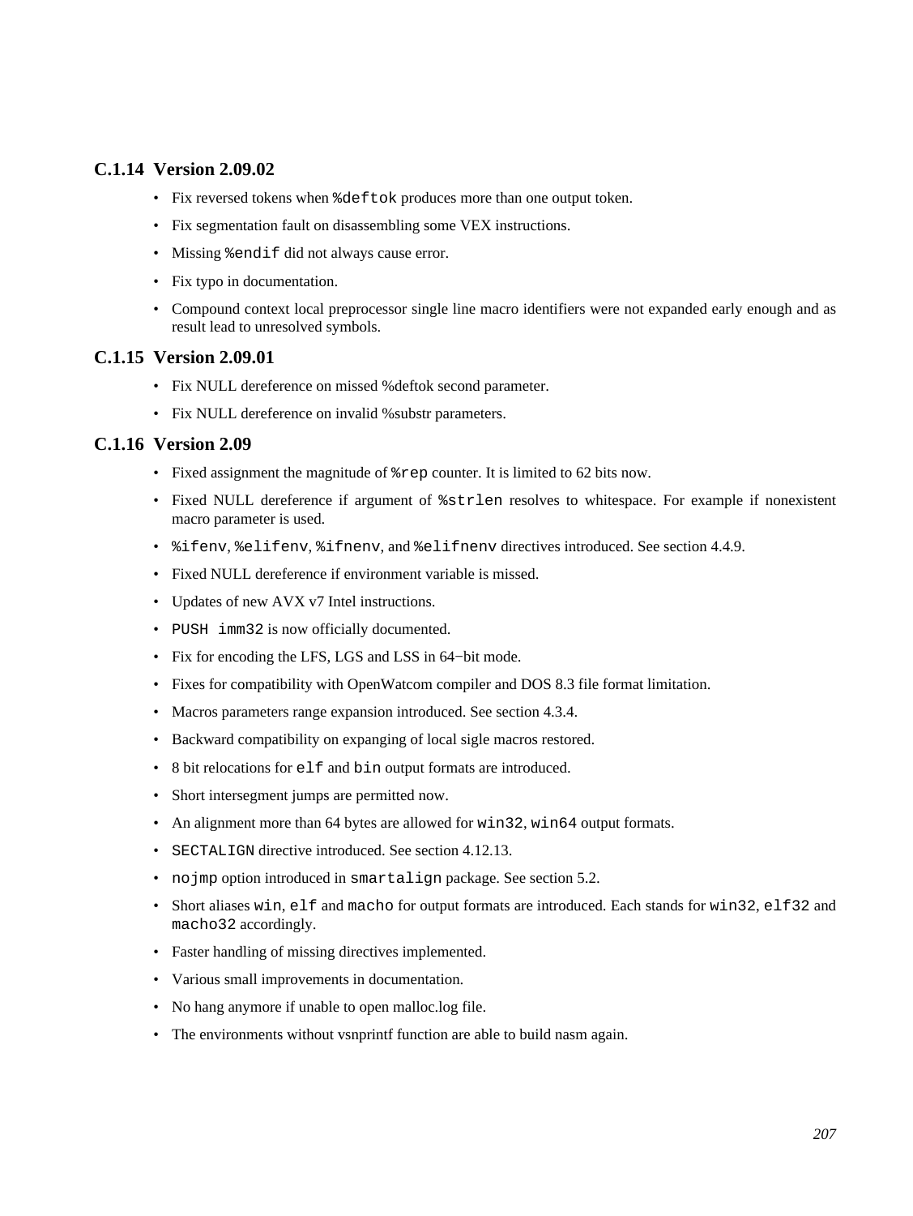### C.1.14 Version 2.09.02

- Fix reversed tokens when `%deftok` produces more than one output token.
- Fix segmentation fault on disassembling some VEX instructions.
- Missing `%endif` did not always cause error.
- Fix typo in documentation.
- Compound context local preprocessor single line macro identifiers were not expanded early enough and as result lead to unresolved symbols.

### C.1.15 Version 2.09.01

- Fix NULL dereference on missed %deftok second parameter.
- Fix NULL dereference on invalid %substr parameters.

### C.1.16 Version 2.09

- Fixed assignment the magnitude of `%rep` counter. It is limited to 62 bits now.
- Fixed NULL dereference if argument of `%strlen` resolves to whitespace. For example if nonexistent macro parameter is used.
- `%ifenv`, `%elifenv`, `%ifnenv`, and `%elifnenv` directives introduced. See section 4.4.9.
- Fixed NULL dereference if environment variable is missed.
- Updates of new AVX v7 Intel instructions.
- `PUSH imm32` is now officially documented.
- Fix for encoding the LFS, LGS and LSS in 64−bit mode.
- Fixes for compatibility with OpenWatcom compiler and DOS 8.3 file format limitation.
- Macros parameters range expansion introduced. See section 4.3.4.
- Backward compatibility on expanging of local sigle macros restored.
- 8 bit relocations for `elf` and `bin` output formats are introduced.
- Short intersegment jumps are permitted now.
- An alignment more than 64 bytes are allowed for `win32`, `win64` output formats.
- `SECTALIGN` directive introduced. See section 4.12.13.
- `nojmp` option introduced in `smartalign` package. See section 5.2.
- Short aliases `win`, `elf` and `macho` for output formats are introduced. Each stands for `win32`, `elf32` and `macho32` accordingly.
- Faster handling of missing directives implemented.
- Various small improvements in documentation.
- No hang anymore if unable to open malloc.log file.
- The environments without vsnprintf function are able to build nasm again.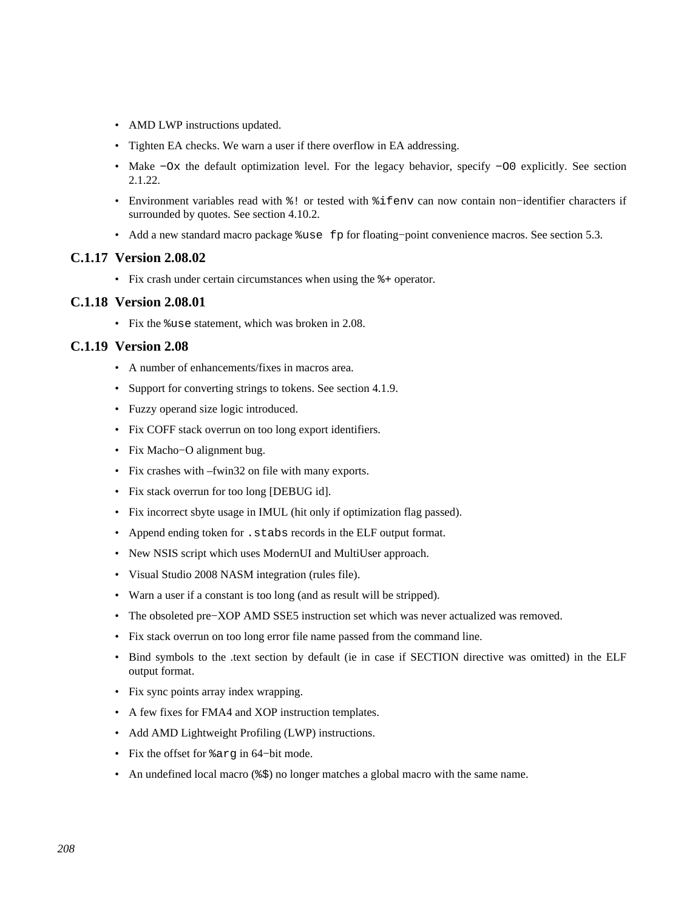- AMD LWP instructions updated.
- Tighten EA checks. We warn a user if there overflow in EA addressing.
- Make `−Ox` the default optimization level. For the legacy behavior, specify `−O0` explicitly. See section 2.1.22.
- Environment variables read with `%!` or tested with `%ifenv` can now contain non−identifier characters if surrounded by quotes. See section 4.10.2.
- Add a new standard macro package `%use fp` for floating−point convenience macros. See section 5.3.

### C.1.17 Version 2.08.02

- Fix crash under certain circumstances when using the `%+` operator.

### C.1.18 Version 2.08.01

- Fix the `%use` statement, which was broken in 2.08.

### C.1.19 Version 2.08

- A number of enhancements/fixes in macros area.
- Support for converting strings to tokens. See section 4.1.9.
- Fuzzy operand size logic introduced.
- Fix COFF stack overrun on too long export identifiers.
- Fix Macho−O alignment bug.
- Fix crashes with –fwin32 on file with many exports.
- Fix stack overrun for too long [DEBUG id].
- Fix incorrect sbyte usage in IMUL (hit only if optimization flag passed).
- Append ending token for `.stabs` records in the ELF output format.
- New NSIS script which uses ModernUI and MultiUser approach.
- Visual Studio 2008 NASM integration (rules file).
- Warn a user if a constant is too long (and as result will be stripped).
- The obsoleted pre−XOP AMD SSE5 instruction set which was never actualized was removed.
- Fix stack overrun on too long error file name passed from the command line.
- Bind symbols to the .text section by default (ie in case if SECTION directive was omitted) in the ELF output format.
- Fix sync points array index wrapping.
- A few fixes for FMA4 and XOP instruction templates.
- Add AMD Lightweight Profiling (LWP) instructions.
- Fix the offset for `%arg` in 64−bit mode.
- An undefined local macro (`%$`) no longer matches a global macro with the same name.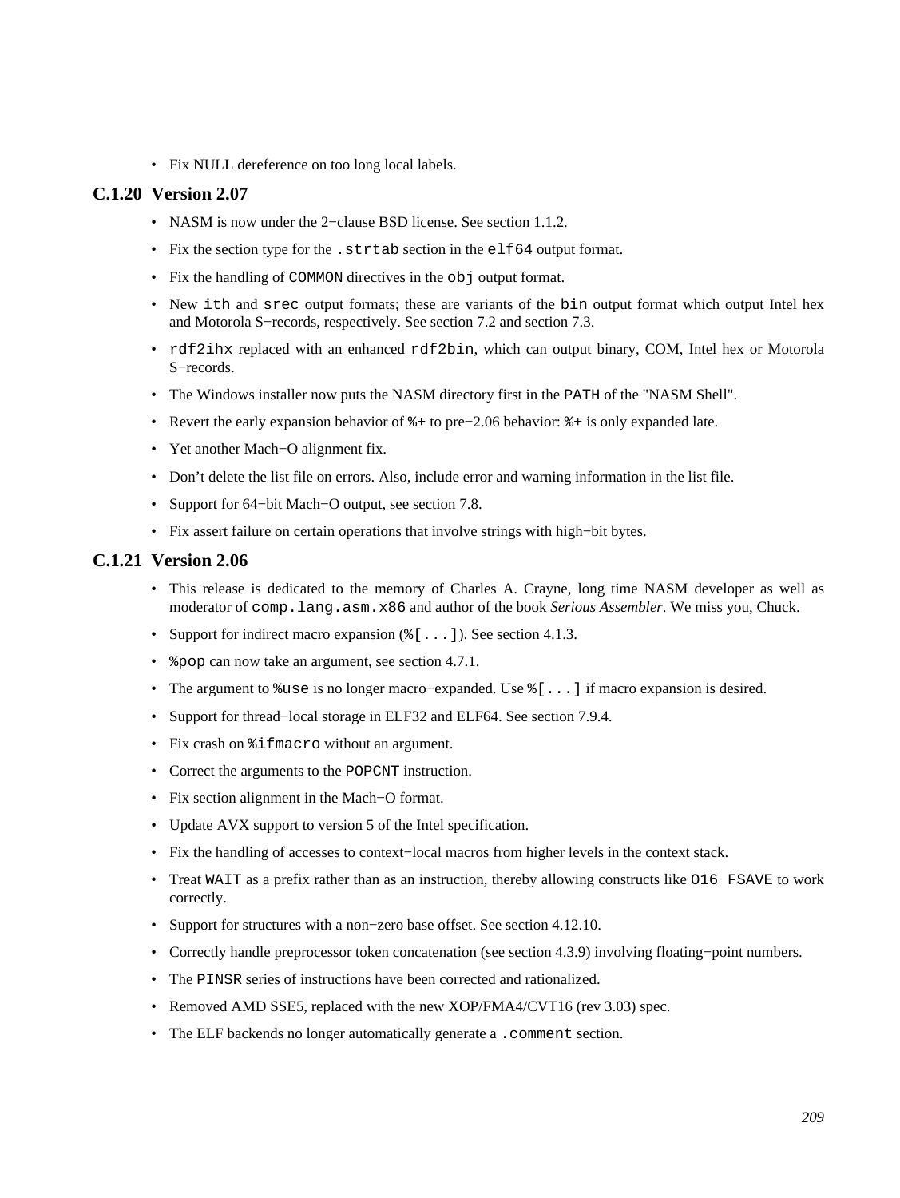- Fix NULL dereference on too long local labels.

### C.1.20 Version 2.07

- NASM is now under the 2−clause BSD license. See section 1.1.2.
- Fix the section type for the `.strtab` section in the `elf64` output format.
- Fix the handling of `COMMON` directives in the `obj` output format.
- New `ith` and `srec` output formats; these are variants of the `bin` output format which output Intel hex and Motorola S−records, respectively. See section 7.2 and section 7.3.
- `rdf2ihx` replaced with an enhanced `rdf2bin`, which can output binary, COM, Intel hex or Motorola S−records.
- The Windows installer now puts the NASM directory first in the `PATH` of the "NASM Shell".
- Revert the early expansion behavior of `%+` to pre−2.06 behavior: `%+` is only expanded late.
- Yet another Mach−O alignment fix.
- Don't delete the list file on errors. Also, include error and warning information in the list file.
- Support for 64−bit Mach−O output, see section 7.8.
- Fix assert failure on certain operations that involve strings with high−bit bytes.

### C.1.21 Version 2.06

- This release is dedicated to the memory of Charles A. Crayne, long time NASM developer as well as moderator of `comp.lang.asm.x86` and author of the book *Serious Assembler*. We miss you, Chuck.
- Support for indirect macro expansion (`%[...]`). See section 4.1.3.
- `%pop` can now take an argument, see section 4.7.1.
- The argument to `%use` is no longer macro−expanded. Use `%[...]` if macro expansion is desired.
- Support for thread−local storage in ELF32 and ELF64. See section 7.9.4.
- Fix crash on `%ifmacro` without an argument.
- Correct the arguments to the `POPCNT` instruction.
- Fix section alignment in the Mach−O format.
- Update AVX support to version 5 of the Intel specification.
- Fix the handling of accesses to context−local macros from higher levels in the context stack.
- Treat `WAIT` as a prefix rather than as an instruction, thereby allowing constructs like `O16 FSAVE` to work correctly.
- Support for structures with a non−zero base offset. See section 4.12.10.
- Correctly handle preprocessor token concatenation (see section 4.3.9) involving floating−point numbers.
- The `PINSR` series of instructions have been corrected and rationalized.
- Removed AMD SSE5, replaced with the new XOP/FMA4/CVT16 (rev 3.03) spec.
- The ELF backends no longer automatically generate a `.comment` section.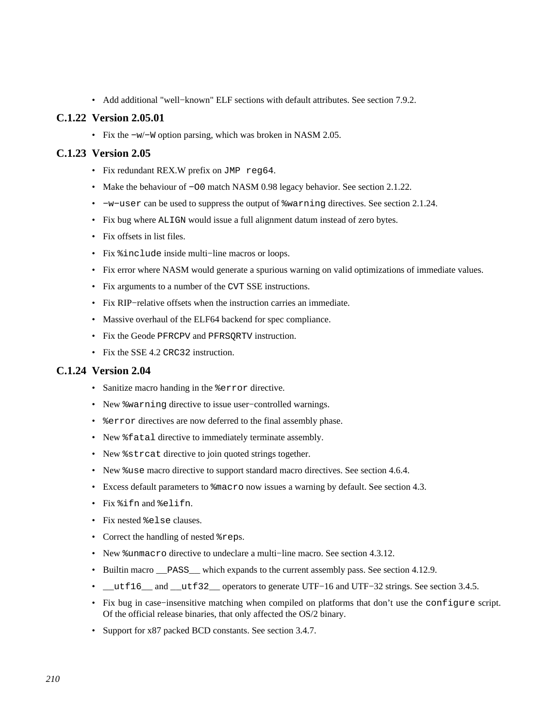- Add additional "well−known" ELF sections with default attributes. See section 7.9.2.

### C.1.22 Version 2.05.01

- Fix the `−w`/`−W` option parsing, which was broken in NASM 2.05.

### C.1.23 Version 2.05

- Fix redundant REX.W prefix on `JMP reg64`.
- Make the behaviour of `−O0` match NASM 0.98 legacy behavior. See section 2.1.22.
- `−w−user` can be used to suppress the output of `%warning` directives. See section 2.1.24.
- Fix bug where `ALIGN` would issue a full alignment datum instead of zero bytes.
- Fix offsets in list files.
- Fix `%include` inside multi−line macros or loops.
- Fix error where NASM would generate a spurious warning on valid optimizations of immediate values.
- Fix arguments to a number of the `CVT` SSE instructions.
- Fix RIP−relative offsets when the instruction carries an immediate.
- Massive overhaul of the ELF64 backend for spec compliance.
- Fix the Geode `PFRCPV` and `PFRSQRTV` instruction.
- Fix the SSE 4.2 `CRC32` instruction.

### C.1.24 Version 2.04

- Sanitize macro handing in the `%error` directive.
- New `%warning` directive to issue user−controlled warnings.
- `%error` directives are now deferred to the final assembly phase.
- New `%fatal` directive to immediately terminate assembly.
- New `%strcat` directive to join quoted strings together.
- New `%use` macro directive to support standard macro directives. See section 4.6.4.
- Excess default parameters to `%macro` now issues a warning by default. See section 4.3.
- Fix `%ifn` and `%elifn`.
- Fix nested `%else` clauses.
- Correct the handling of nested `%rep`s.
- New `%unmacro` directive to undeclare a multi−line macro. See section 4.3.12.
- Builtin macro `__PASS__` which expands to the current assembly pass. See section 4.12.9.
- `__utf16__` and `__utf32__` operators to generate UTF−16 and UTF−32 strings. See section 3.4.5.
- Fix bug in case−insensitive matching when compiled on platforms that don't use the `configure` script. Of the official release binaries, that only affected the OS/2 binary.
- Support for x87 packed BCD constants. See section 3.4.7.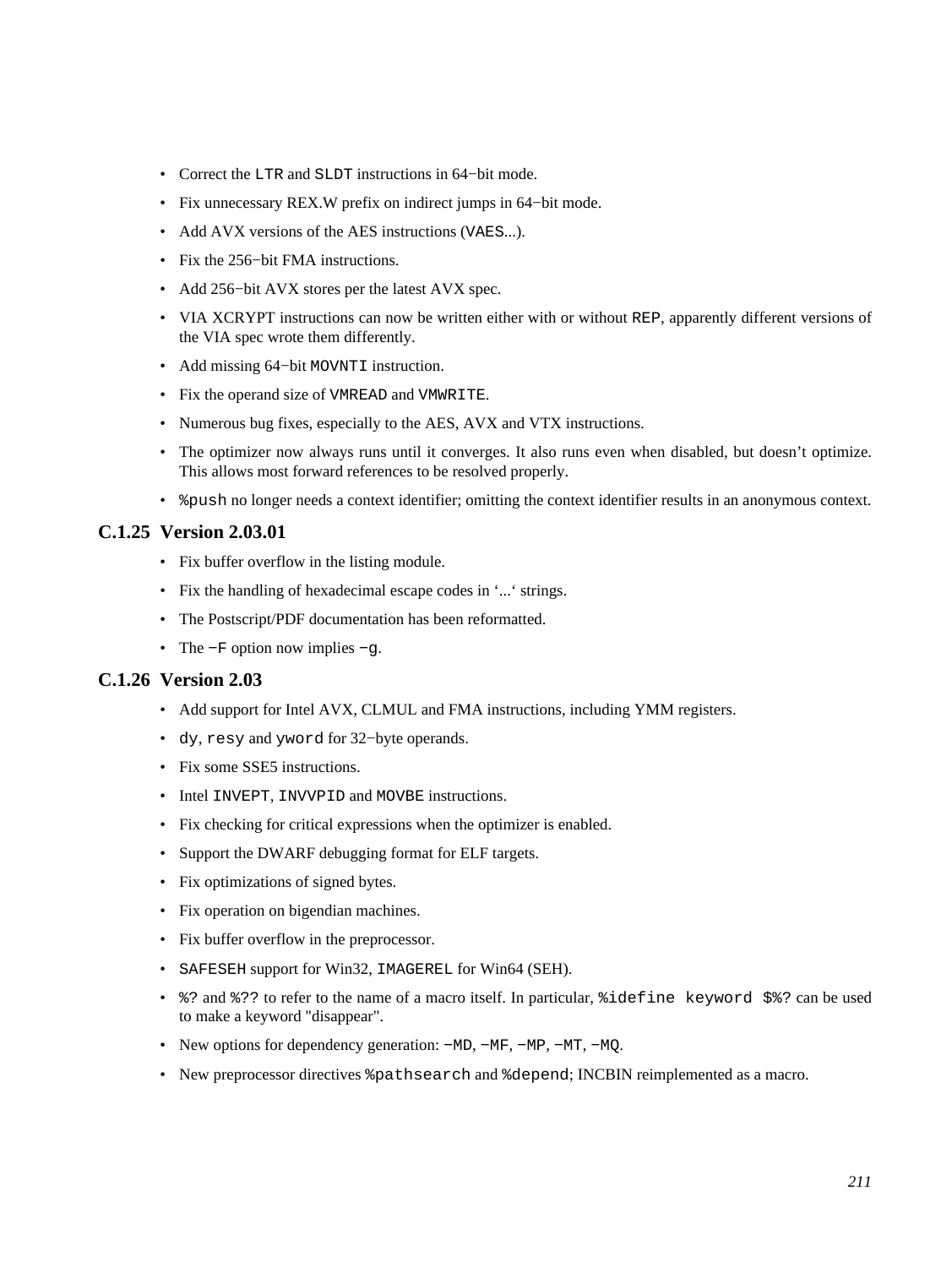- Correct the `LTR` and `SLDT` instructions in 64−bit mode.
- Fix unnecessary REX.W prefix on indirect jumps in 64−bit mode.
- Add AVX versions of the AES instructions (`VAES`...).
- Fix the 256−bit FMA instructions.
- Add 256−bit AVX stores per the latest AVX spec.
- VIA XCRYPT instructions can now be written either with or without `REP`, apparently different versions of the VIA spec wrote them differently.
- Add missing 64−bit `MOVNTI` instruction.
- Fix the operand size of `VMREAD` and `VMWRITE`.
- Numerous bug fixes, especially to the AES, AVX and VTX instructions.
- The optimizer now always runs until it converges. It also runs even when disabled, but doesn't optimize. This allows most forward references to be resolved properly.
- `%push` no longer needs a context identifier; omitting the context identifier results in an anonymous context.

### C.1.25 Version 2.03.01

- Fix buffer overflow in the listing module.
- Fix the handling of hexadecimal escape codes in '...' strings.
- The Postscript/PDF documentation has been reformatted.
- The `−F` option now implies `−g`.

### C.1.26 Version 2.03

- Add support for Intel AVX, CLMUL and FMA instructions, including YMM registers.
- `dy`, `resy` and `yword` for 32−byte operands.
- Fix some SSE5 instructions.
- Intel `INVEPT`, `INVVPID` and `MOVBE` instructions.
- Fix checking for critical expressions when the optimizer is enabled.
- Support the DWARF debugging format for ELF targets.
- Fix optimizations of signed bytes.
- Fix operation on bigendian machines.
- Fix buffer overflow in the preprocessor.
- `SAFESEH` support for Win32, `IMAGEREL` for Win64 (SEH).
- `%?` and `%??` to refer to the name of a macro itself. In particular, `%idefine keyword $%?` can be used to make a keyword "disappear".
- New options for dependency generation: `−MD`, `−MF`, `−MP`, `−MT`, `−MQ`.
- New preprocessor directives `%pathsearch` and `%depend`; INCBIN reimplemented as a macro.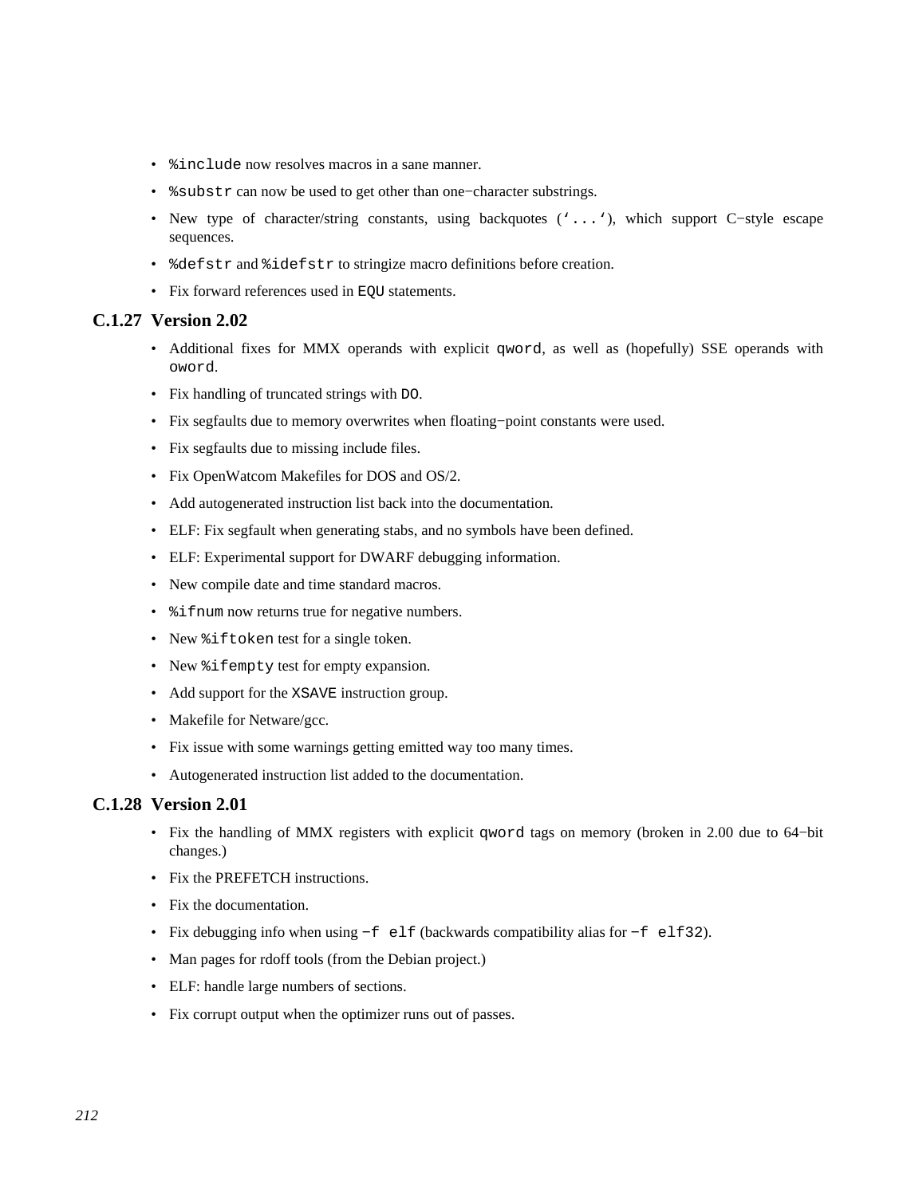- `%include` now resolves macros in a sane manner.
- `%substr` can now be used to get other than one−character substrings.
- New type of character/string constants, using backquotes (`‘...‘`), which support C−style escape sequences.
- `%defstr` and `%idefstr` to stringize macro definitions before creation.
- Fix forward references used in `EQU` statements.

### C.1.27 Version 2.02

- Additional fixes for MMX operands with explicit `qword`, as well as (hopefully) SSE operands with `oword`.
- Fix handling of truncated strings with `DO`.
- Fix segfaults due to memory overwrites when floating−point constants were used.
- Fix segfaults due to missing include files.
- Fix OpenWatcom Makefiles for DOS and OS/2.
- Add autogenerated instruction list back into the documentation.
- ELF: Fix segfault when generating stabs, and no symbols have been defined.
- ELF: Experimental support for DWARF debugging information.
- New compile date and time standard macros.
- `%ifnum` now returns true for negative numbers.
- New `%iftoken` test for a single token.
- New `%ifempty` test for empty expansion.
- Add support for the `XSAVE` instruction group.
- Makefile for Netware/gcc.
- Fix issue with some warnings getting emitted way too many times.
- Autogenerated instruction list added to the documentation.

### C.1.28 Version 2.01

- Fix the handling of MMX registers with explicit `qword` tags on memory (broken in 2.00 due to 64−bit changes.)
- Fix the PREFETCH instructions.
- Fix the documentation.
- Fix debugging info when using `−f elf` (backwards compatibility alias for `−f elf32`).
- Man pages for rdoff tools (from the Debian project.)
- ELF: handle large numbers of sections.
- Fix corrupt output when the optimizer runs out of passes.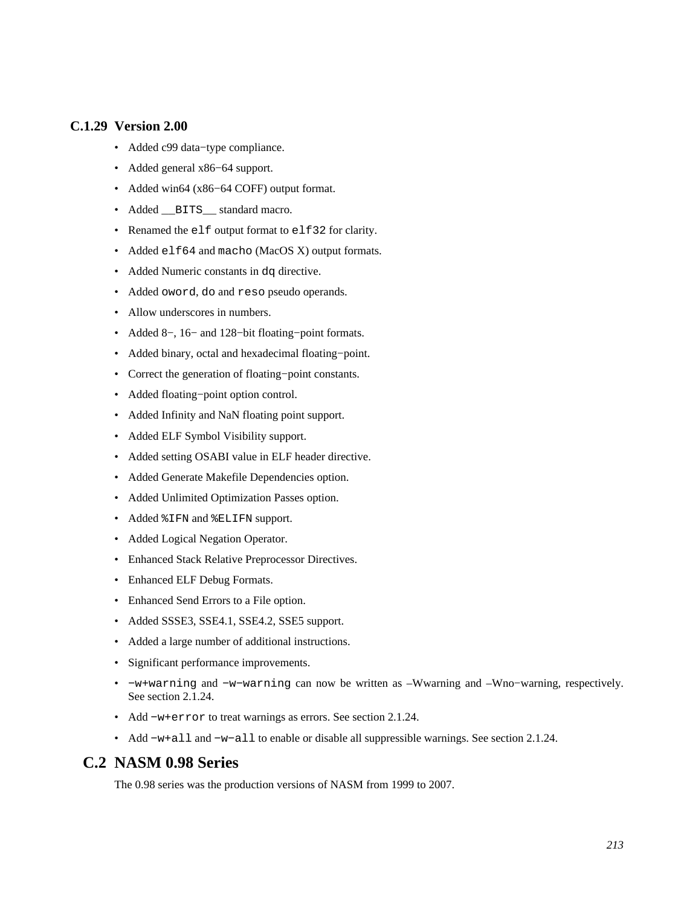### C.1.29 Version 2.00

- Added c99 data−type compliance.
- Added general x86−64 support.
- Added win64 (x86−64 COFF) output format.
- Added `__BITS__` standard macro.
- Renamed the `elf` output format to `elf32` for clarity.
- Added `elf64` and `macho` (MacOS X) output formats.
- Added Numeric constants in `dq` directive.
- Added `oword`, `do` and `reso` pseudo operands.
- Allow underscores in numbers.
- Added 8−, 16− and 128−bit floating−point formats.
- Added binary, octal and hexadecimal floating−point.
- Correct the generation of floating−point constants.
- Added floating−point option control.
- Added Infinity and NaN floating point support.
- Added ELF Symbol Visibility support.
- Added setting OSABI value in ELF header directive.
- Added Generate Makefile Dependencies option.
- Added Unlimited Optimization Passes option.
- Added `%IFN` and `%ELIFN` support.
- Added Logical Negation Operator.
- Enhanced Stack Relative Preprocessor Directives.
- Enhanced ELF Debug Formats.
- Enhanced Send Errors to a File option.
- Added SSSE3, SSE4.1, SSE4.2, SSE5 support.
- Added a large number of additional instructions.
- Significant performance improvements.
- `−w+warning` and `−w−warning` can now be written as –Wwarning and –Wno−warning, respectively. See section 2.1.24.
- Add `−w+error` to treat warnings as errors. See section 2.1.24.
- Add `−w+all` and `−w−all` to enable or disable all suppressible warnings. See section 2.1.24.

## C.2 NASM 0.98 Series

The 0.98 series was the production versions of NASM from 1999 to 2007.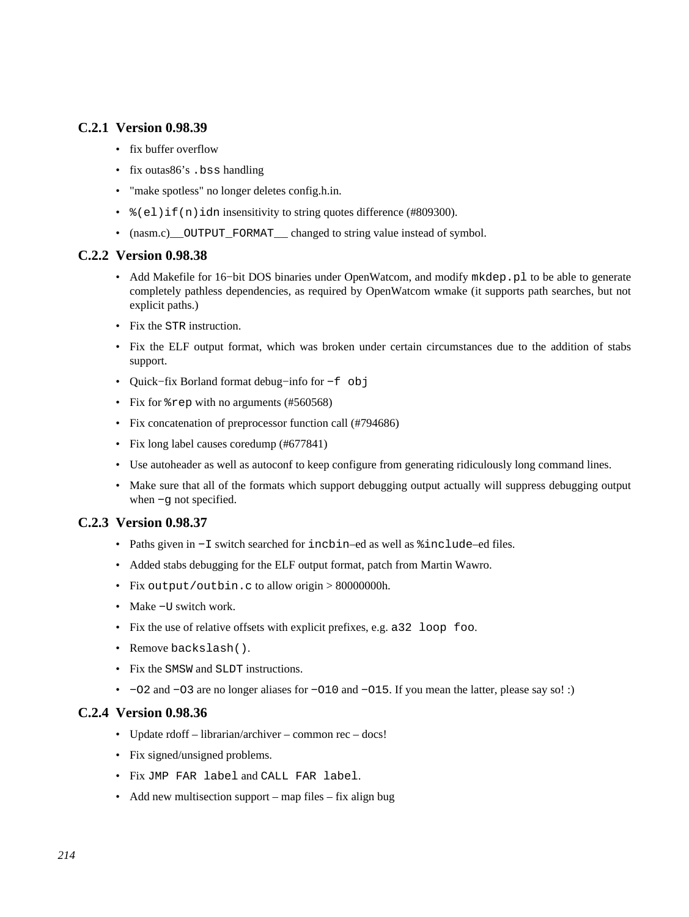### C.2.1 Version 0.98.39

- fix buffer overflow
- fix outas86's `.bss` handling
- "make spotless" no longer deletes config.h.in.
- `%(el)if(n)idn` insensitivity to string quotes difference (#809300).
- (nasm.c)`__OUTPUT_FORMAT__` changed to string value instead of symbol.

### C.2.2 Version 0.98.38

- Add Makefile for 16−bit DOS binaries under OpenWatcom, and modify `mkdep.pl` to be able to generate completely pathless dependencies, as required by OpenWatcom wmake (it supports path searches, but not explicit paths.)
- Fix the `STR` instruction.
- Fix the ELF output format, which was broken under certain circumstances due to the addition of stabs support.
- Quick−fix Borland format debug−info for `−f obj`
- Fix for `%rep` with no arguments (#560568)
- Fix concatenation of preprocessor function call (#794686)
- Fix long label causes coredump (#677841)
- Use autoheader as well as autoconf to keep configure from generating ridiculously long command lines.
- Make sure that all of the formats which support debugging output actually will suppress debugging output when `−g` not specified.

### C.2.3 Version 0.98.37

- Paths given in `−I` switch searched for `incbin`–ed as well as `%include`–ed files.
- Added stabs debugging for the ELF output format, patch from Martin Wawro.
- Fix `output/outbin.c` to allow origin > 80000000h.
- Make `−U` switch work.
- Fix the use of relative offsets with explicit prefixes, e.g. `a32 loop foo`.
- Remove `backslash()`.
- Fix the `SMSW` and `SLDT` instructions.
- `−O2` and `−O3` are no longer aliases for `−O10` and `−O15`. If you mean the latter, please say so! :)

### C.2.4 Version 0.98.36

- Update rdoff – librarian/archiver – common rec – docs!
- Fix signed/unsigned problems.
- Fix `JMP FAR label` and `CALL FAR label`.
- Add new multisection support – map files – fix align bug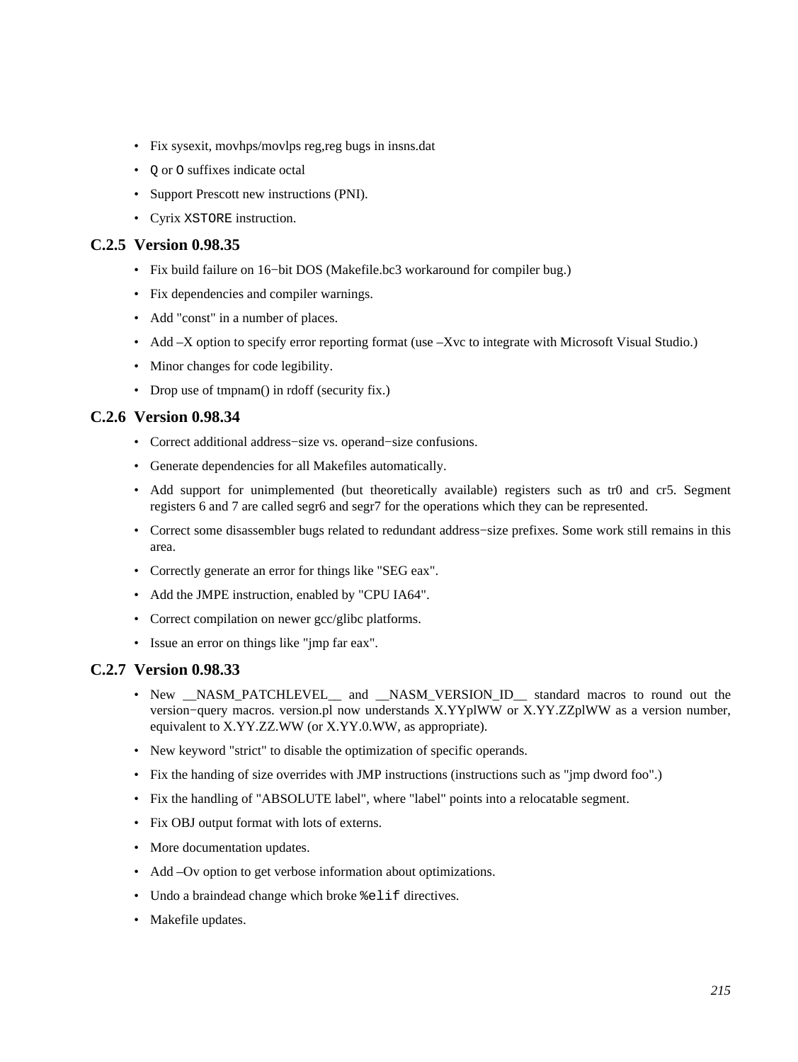- Fix sysexit, movhps/movlps reg,reg bugs in insns.dat
- `Q` or `O` suffixes indicate octal
- Support Prescott new instructions (PNI).
- Cyrix `XSTORE` instruction.

### C.2.5 Version 0.98.35

- Fix build failure on 16−bit DOS (Makefile.bc3 workaround for compiler bug.)
- Fix dependencies and compiler warnings.
- Add "const" in a number of places.
- Add –X option to specify error reporting format (use –Xvc to integrate with Microsoft Visual Studio.)
- Minor changes for code legibility.
- Drop use of tmpnam() in rdoff (security fix.)

### C.2.6 Version 0.98.34

- Correct additional address−size vs. operand−size confusions.
- Generate dependencies for all Makefiles automatically.
- Add support for unimplemented (but theoretically available) registers such as tr0 and cr5. Segment registers 6 and 7 are called segr6 and segr7 for the operations which they can be represented.
- Correct some disassembler bugs related to redundant address−size prefixes. Some work still remains in this area.
- Correctly generate an error for things like "SEG eax".
- Add the JMPE instruction, enabled by "CPU IA64".
- Correct compilation on newer gcc/glibc platforms.
- Issue an error on things like "jmp far eax".

### C.2.7 Version 0.98.33

- New __NASM_PATCHLEVEL__ and __NASM_VERSION_ID__ standard macros to round out the version−query macros. version.pl now understands X.YYplWW or X.YY.ZZplWW as a version number, equivalent to X.YY.ZZ.WW (or X.YY.0.WW, as appropriate).
- New keyword "strict" to disable the optimization of specific operands.
- Fix the handing of size overrides with JMP instructions (instructions such as "jmp dword foo".)
- Fix the handling of "ABSOLUTE label", where "label" points into a relocatable segment.
- Fix OBJ output format with lots of externs.
- More documentation updates.
- Add –Ov option to get verbose information about optimizations.
- Undo a braindead change which broke `%elif` directives.
- Makefile updates.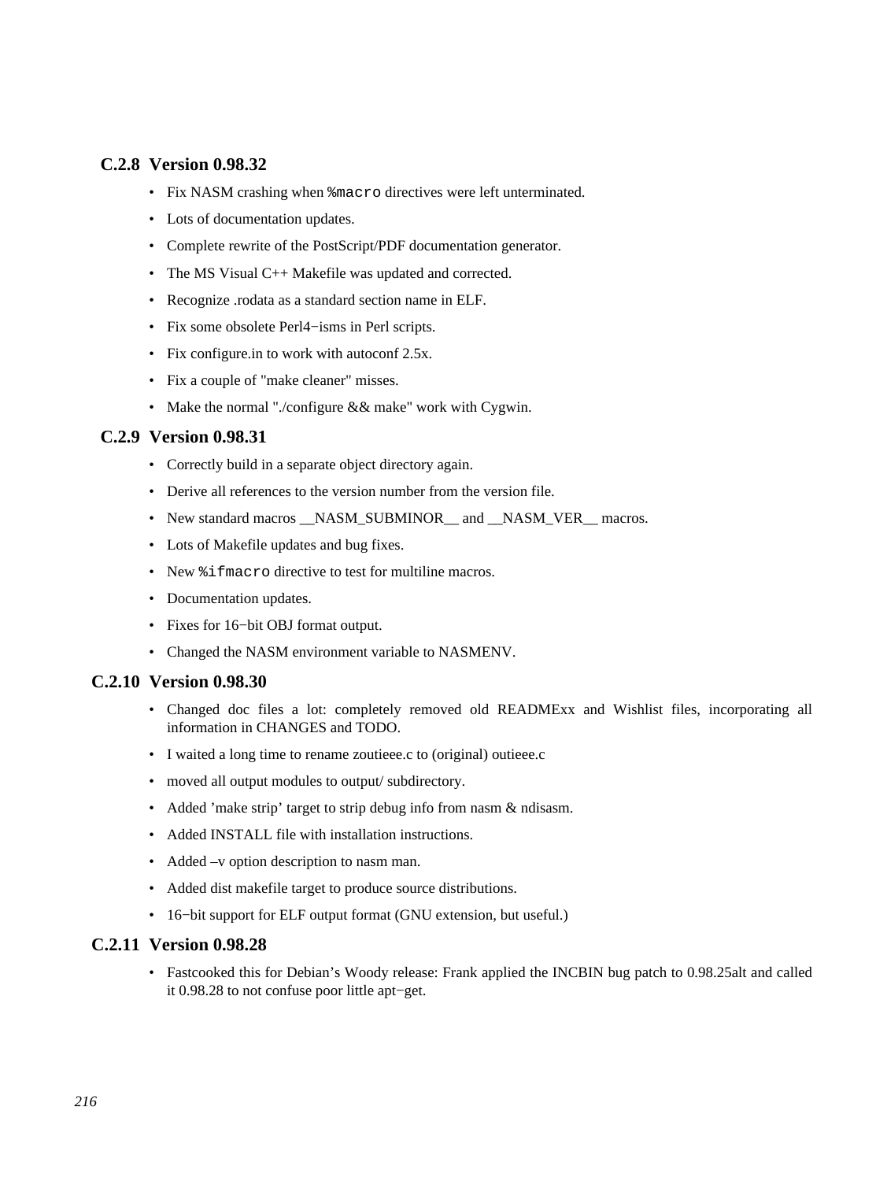### C.2.8 Version 0.98.32

- Fix NASM crashing when `%macro` directives were left unterminated.
- Lots of documentation updates.
- Complete rewrite of the PostScript/PDF documentation generator.
- The MS Visual C++ Makefile was updated and corrected.
- Recognize .rodata as a standard section name in ELF.
- Fix some obsolete Perl4−isms in Perl scripts.
- Fix configure.in to work with autoconf 2.5x.
- Fix a couple of "make cleaner" misses.
- Make the normal "./configure && make" work with Cygwin.

### C.2.9 Version 0.98.31

- Correctly build in a separate object directory again.
- Derive all references to the version number from the version file.
- New standard macros __NASM_SUBMINOR__ and __NASM_VER__ macros.
- Lots of Makefile updates and bug fixes.
- New `%ifmacro` directive to test for multiline macros.
- Documentation updates.
- Fixes for 16−bit OBJ format output.
- Changed the NASM environment variable to NASMENV.

### C.2.10 Version 0.98.30

- Changed doc files a lot: completely removed old READMExx and Wishlist files, incorporating all information in CHANGES and TODO.
- I waited a long time to rename zoutieee.c to (original) outieee.c
- moved all output modules to output/ subdirectory.
- Added 'make strip' target to strip debug info from nasm & ndisasm.
- Added INSTALL file with installation instructions.
- Added –v option description to nasm man.
- Added dist makefile target to produce source distributions.
- 16−bit support for ELF output format (GNU extension, but useful.)

### C.2.11 Version 0.98.28

- Fastcooked this for Debian's Woody release: Frank applied the INCBIN bug patch to 0.98.25alt and called it 0.98.28 to not confuse poor little apt−get.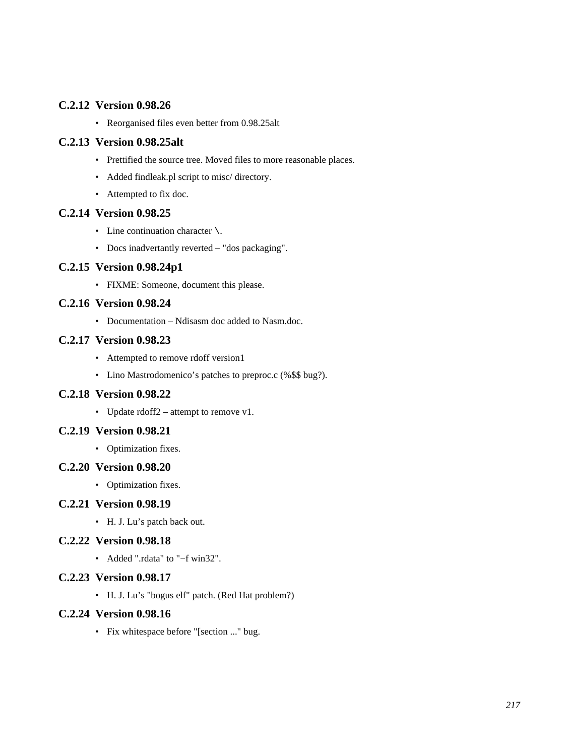### C.2.12 Version 0.98.26

- Reorganised files even better from 0.98.25alt

### C.2.13 Version 0.98.25alt

- Prettified the source tree. Moved files to more reasonable places.
- Added findleak.pl script to misc/ directory.
- Attempted to fix doc.

### C.2.14 Version 0.98.25

- Line continuation character \.
- Docs inadvertantly reverted – "dos packaging".

### C.2.15 Version 0.98.24p1

- FIXME: Someone, document this please.

### C.2.16 Version 0.98.24

- Documentation – Ndisasm doc added to Nasm.doc.

### C.2.17 Version 0.98.23

- Attempted to remove rdoff version1
- Lino Mastrodomenico's patches to preproc.c (%$$ bug?).

### C.2.18 Version 0.98.22

- Update rdoff2 – attempt to remove v1.

### C.2.19 Version 0.98.21

- Optimization fixes.

### C.2.20 Version 0.98.20

- Optimization fixes.

### C.2.21 Version 0.98.19

- H. J. Lu's patch back out.

### C.2.22 Version 0.98.18

- Added ".rdata" to "−f win32".

### C.2.23 Version 0.98.17

- H. J. Lu's "bogus elf" patch. (Red Hat problem?)

### C.2.24 Version 0.98.16

- Fix whitespace before "[section ..." bug.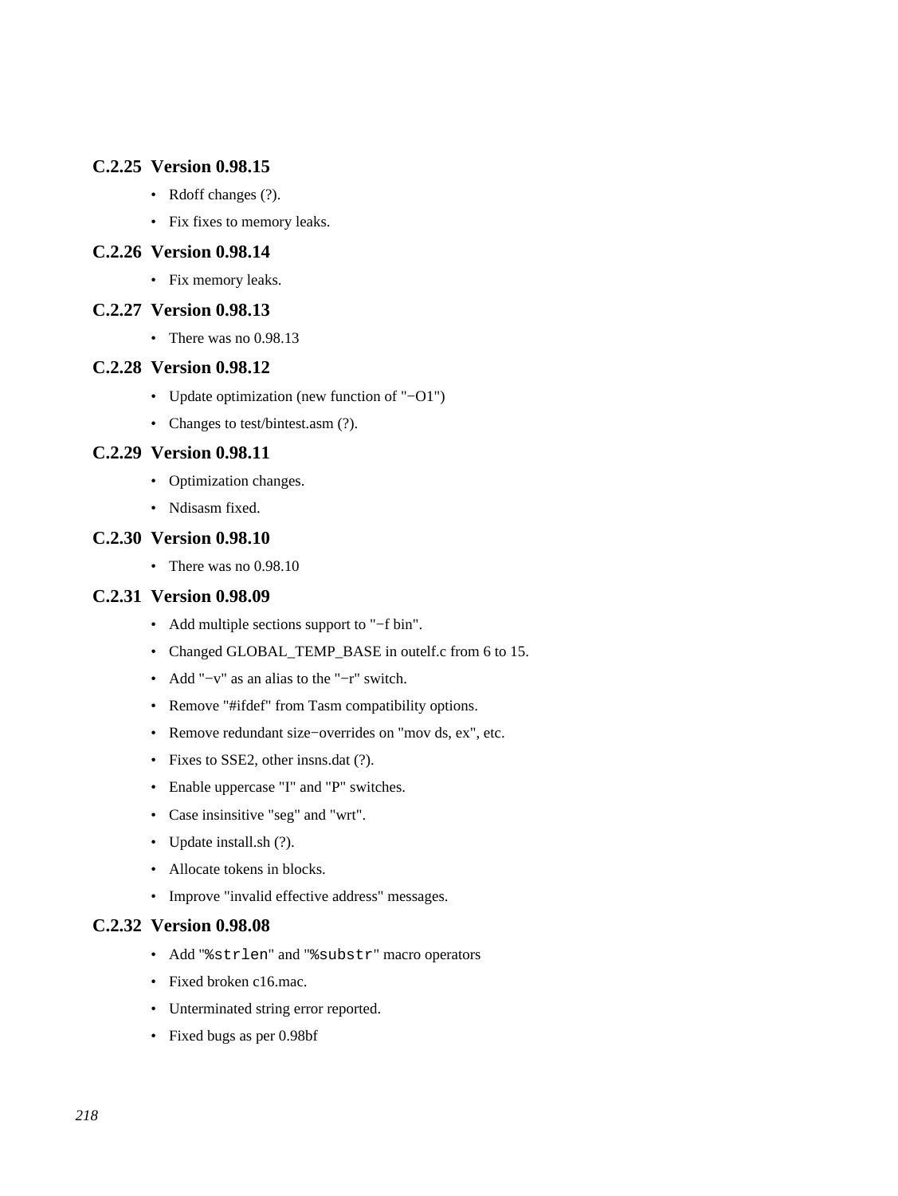### C.2.25 Version 0.98.15

- Rdoff changes (?).
- Fix fixes to memory leaks.

### C.2.26 Version 0.98.14

- Fix memory leaks.

### C.2.27 Version 0.98.13

- There was no 0.98.13

### C.2.28 Version 0.98.12

- Update optimization (new function of "−O1")
- Changes to test/bintest.asm (?).

### C.2.29 Version 0.98.11

- Optimization changes.
- Ndisasm fixed.

### C.2.30 Version 0.98.10

- There was no 0.98.10

### C.2.31 Version 0.98.09

- Add multiple sections support to "−f bin".
- Changed GLOBAL_TEMP_BASE in outelf.c from 6 to 15.
- Add "−v" as an alias to the "−r" switch.
- Remove "#ifdef" from Tasm compatibility options.
- Remove redundant size−overrides on "mov ds, ex", etc.
- Fixes to SSE2, other insns.dat (?).
- Enable uppercase "I" and "P" switches.
- Case insinsitive "seg" and "wrt".
- Update install.sh (?).
- Allocate tokens in blocks.
- Improve "invalid effective address" messages.

### C.2.32 Version 0.98.08

- Add "`%strlen`" and "`%substr`" macro operators
- Fixed broken c16.mac.
- Unterminated string error reported.
- Fixed bugs as per 0.98bf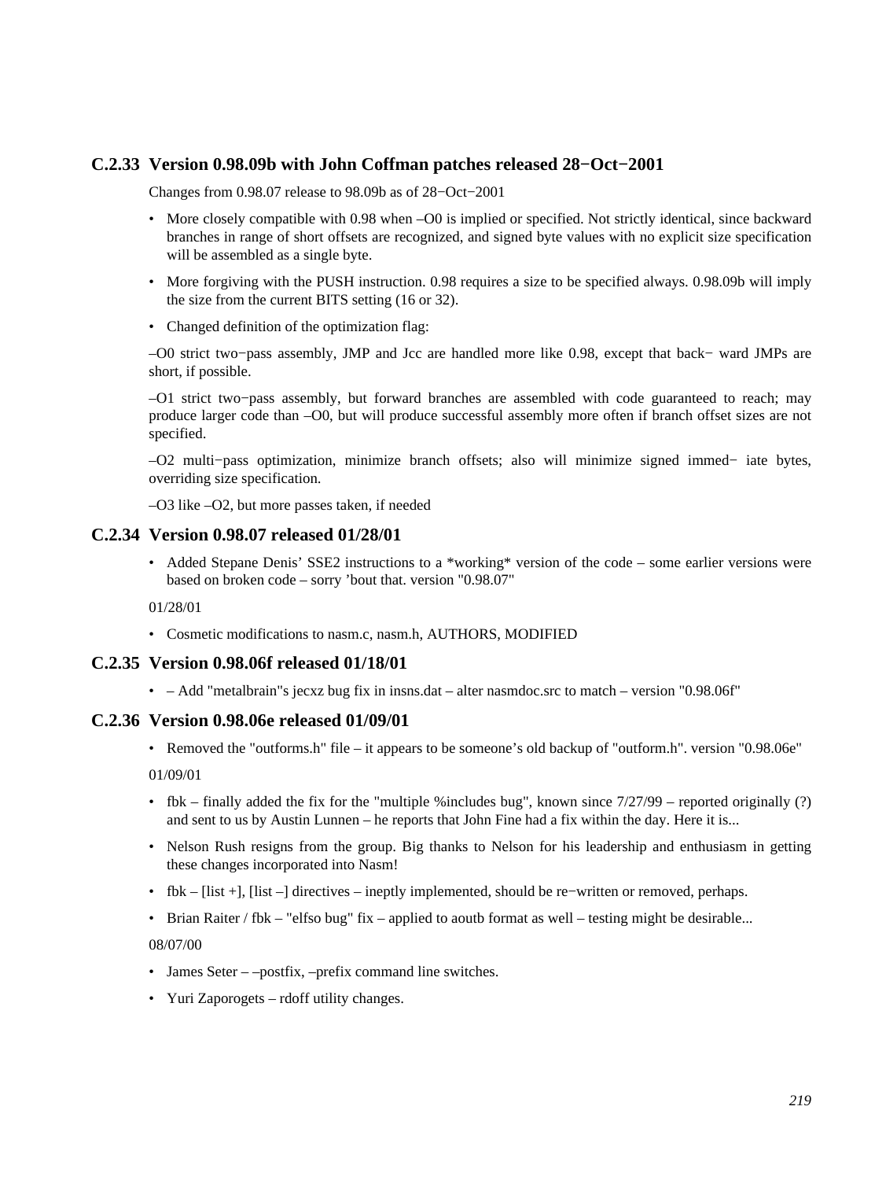### C.2.33 Version 0.98.09b with John Coffman patches released 28−Oct−2001

Changes from 0.98.07 release to 98.09b as of 28−Oct−2001

- More closely compatible with 0.98 when –O0 is implied or specified. Not strictly identical, since backward branches in range of short offsets are recognized, and signed byte values with no explicit size specification will be assembled as a single byte.
- More forgiving with the PUSH instruction. 0.98 requires a size to be specified always. 0.98.09b will imply the size from the current BITS setting (16 or 32).
- Changed definition of the optimization flag:

–O0 strict two−pass assembly, JMP and Jcc are handled more like 0.98, except that back− ward JMPs are short, if possible.

–O1 strict two−pass assembly, but forward branches are assembled with code guaranteed to reach; may produce larger code than –O0, but will produce successful assembly more often if branch offset sizes are not specified.

–O2 multi−pass optimization, minimize branch offsets; also will minimize signed immed− iate bytes, overriding size specification.

–O3 like –O2, but more passes taken, if needed

### C.2.34 Version 0.98.07 released 01/28/01

- Added Stepane Denis' SSE2 instructions to a *working* version of the code – some earlier versions were based on broken code – sorry 'bout that. version "0.98.07"

01/28/01

- Cosmetic modifications to nasm.c, nasm.h, AUTHORS, MODIFIED

### C.2.35 Version 0.98.06f released 01/18/01

- – Add "metalbrain"s jecxz bug fix in insns.dat – alter nasmdoc.src to match – version "0.98.06f"

### C.2.36 Version 0.98.06e released 01/09/01

- Removed the "outforms.h" file – it appears to be someone's old backup of "outform.h". version "0.98.06e"

01/09/01

- fbk – finally added the fix for the "multiple %includes bug", known since 7/27/99 – reported originally (?) and sent to us by Austin Lunnen – he reports that John Fine had a fix within the day. Here it is...
- Nelson Rush resigns from the group. Big thanks to Nelson for his leadership and enthusiasm in getting these changes incorporated into Nasm!
- fbk – [list +], [list –] directives – ineptly implemented, should be re−written or removed, perhaps.
- Brian Raiter / fbk – "elfso bug" fix – applied to aoutb format as well – testing might be desirable...

08/07/00

- James Seter – –postfix, –prefix command line switches.
- Yuri Zaporogets – rdoff utility changes.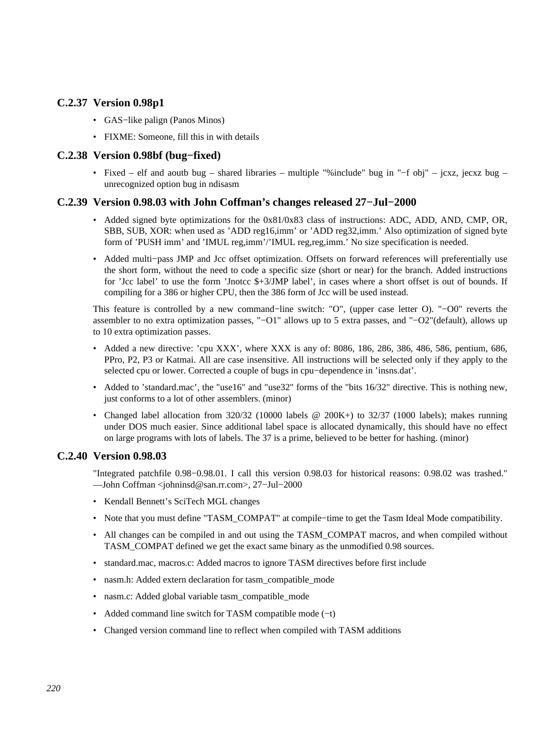### C.2.37 Version 0.98p1

- GAS−like palign (Panos Minos)
- FIXME: Someone, fill this in with details

### C.2.38 Version 0.98bf (bug−fixed)

- Fixed – elf and aoutb bug – shared libraries – multiple "%include" bug in "−f obj" – jcxz, jecxz bug – unrecognized option bug in ndisasm

### C.2.39 Version 0.98.03 with John Coffman's changes released 27−Jul−2000

- Added signed byte optimizations for the 0x81/0x83 class of instructions: ADC, ADD, AND, CMP, OR, SBB, SUB, XOR: when used as 'ADD reg16,imm' or 'ADD reg32,imm.' Also optimization of signed byte form of 'PUSH imm' and 'IMUL reg,imm'/'IMUL reg,reg,imm.' No size specification is needed.
- Added multi−pass JMP and Jcc offset optimization. Offsets on forward references will preferentially use the short form, without the need to code a specific size (short or near) for the branch. Added instructions for 'Jcc label' to use the form 'Jnotcc $+3/JMP label', in cases where a short offset is out of bounds. If compiling for a 386 or higher CPU, then the 386 form of Jcc will be used instead.

This feature is controlled by a new command−line switch: "O", (upper case letter O). "−O0" reverts the assembler to no extra optimization passes, "−O1" allows up to 5 extra passes, and "−O2"(default), allows up to 10 extra optimization passes.

- Added a new directive: 'cpu XXX', where XXX is any of: 8086, 186, 286, 386, 486, 586, pentium, 686, PPro, P2, P3 or Katmai. All are case insensitive. All instructions will be selected only if they apply to the selected cpu or lower. Corrected a couple of bugs in cpu−dependence in 'insns.dat'.
- Added to 'standard.mac', the "use16" and "use32" forms of the "bits 16/32" directive. This is nothing new, just conforms to a lot of other assemblers. (minor)
- Changed label allocation from 320/32 (10000 labels @ 200K+) to 32/37 (1000 labels); makes running under DOS much easier. Since additional label space is allocated dynamically, this should have no effect on large programs with lots of labels. The 37 is a prime, believed to be better for hashing. (minor)

### C.2.40 Version 0.98.03

"Integrated patchfile 0.98−0.98.01. I call this version 0.98.03 for historical reasons: 0.98.02 was trashed." —John Coffman <johninsd@san.rr.com>, 27−Jul−2000

- Kendall Bennett's SciTech MGL changes
- Note that you must define "TASM_COMPAT" at compile−time to get the Tasm Ideal Mode compatibility.
- All changes can be compiled in and out using the TASM_COMPAT macros, and when compiled without TASM_COMPAT defined we get the exact same binary as the unmodified 0.98 sources.
- standard.mac, macros.c: Added macros to ignore TASM directives before first include
- nasm.h: Added extern declaration for tasm_compatible_mode
- nasm.c: Added global variable tasm_compatible_mode
- Added command line switch for TASM compatible mode (−t)
- Changed version command line to reflect when compiled with TASM additions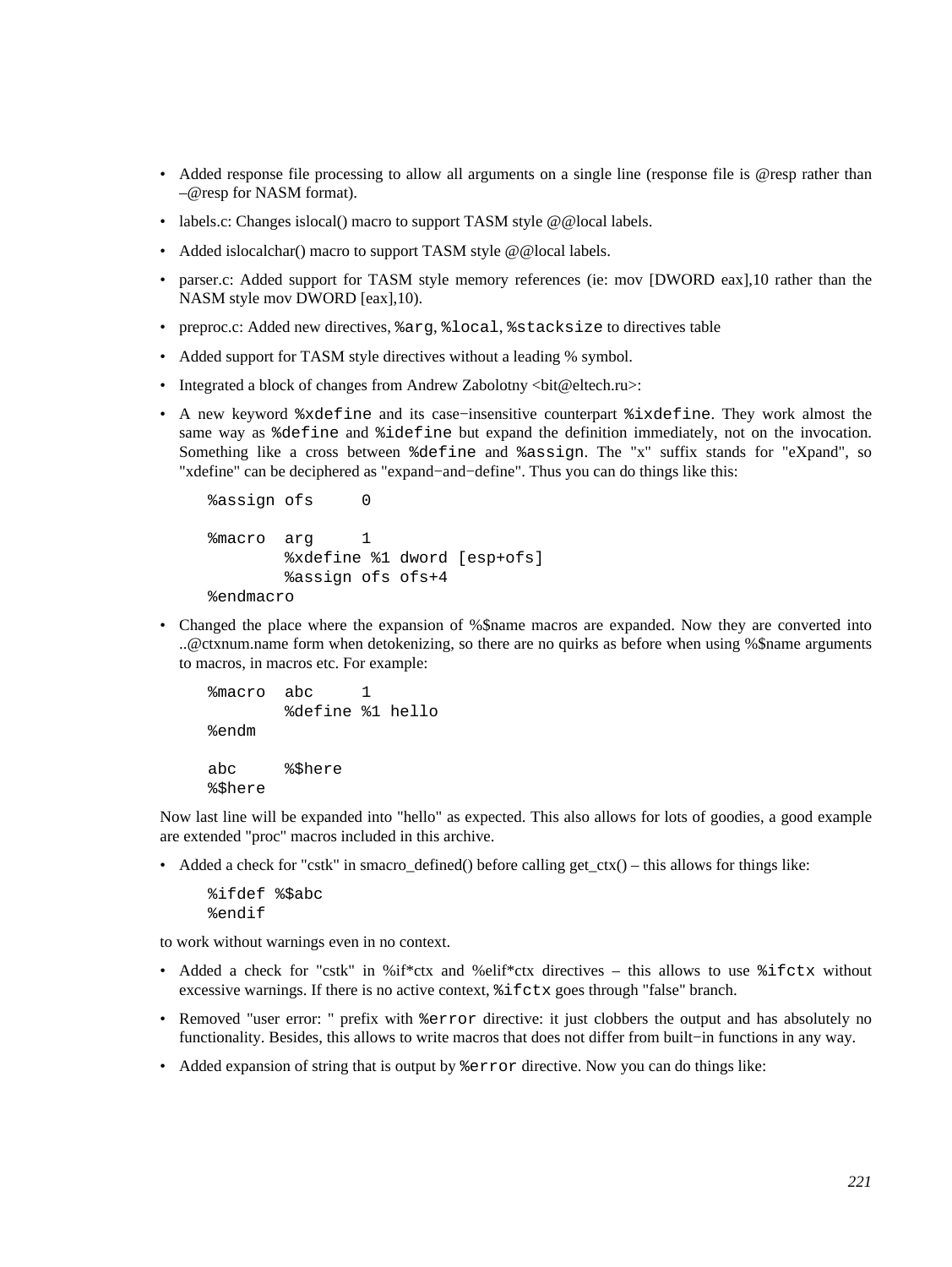- Added response file processing to allow all arguments on a single line (response file is @resp rather than –@resp for NASM format).
- labels.c: Changes islocal() macro to support TASM style @@local labels.
- Added islocalchar() macro to support TASM style @@local labels.
- parser.c: Added support for TASM style memory references (ie: mov [DWORD eax],10 rather than the NASM style mov DWORD [eax],10).
- preproc.c: Added new directives, `%arg`, `%local`, `%stacksize` to directives table
- Added support for TASM style directives without a leading % symbol.
- Integrated a block of changes from Andrew Zabolotny <bit@eltech.ru>:
- A new keyword `%xdefine` and its case−insensitive counterpart `%ixdefine`. They work almost the same way as `%define` and `%idefine` but expand the definition immediately, not on the invocation. Something like a cross between `%define` and `%assign`. The "x" suffix stands for "eXpand", so "xdefine" can be deciphered as "expand−and−define". Thus you can do things like this:

```
%assign ofs     0

%macro  arg     1
        %xdefine %1 dword [esp+ofs]
        %assign ofs ofs+4
%endmacro
```

- Changed the place where the expansion of %$name macros are expanded. Now they are converted into ..@ctxnum.name form when detokenizing, so there are no quirks as before when using %$name arguments to macros, in macros etc. For example:

```
%macro  abc     1
        %define %1 hello
%endm

abc     %$here
%$here
```

Now last line will be expanded into "hello" as expected. This also allows for lots of goodies, a good example are extended "proc" macros included in this archive.

- Added a check for "cstk" in smacro_defined() before calling get_ctx() – this allows for things like:

```
%ifdef %$abc
%endif
```

to work without warnings even in no context.

- Added a check for "cstk" in %if*ctx and %elif*ctx directives – this allows to use `%ifctx` without excessive warnings. If there is no active context, `%ifctx` goes through "false" branch.
- Removed "user error: " prefix with `%error` directive: it just clobbers the output and has absolutely no functionality. Besides, this allows to write macros that does not differ from built−in functions in any way.
- Added expansion of string that is output by `%error` directive. Now you can do things like: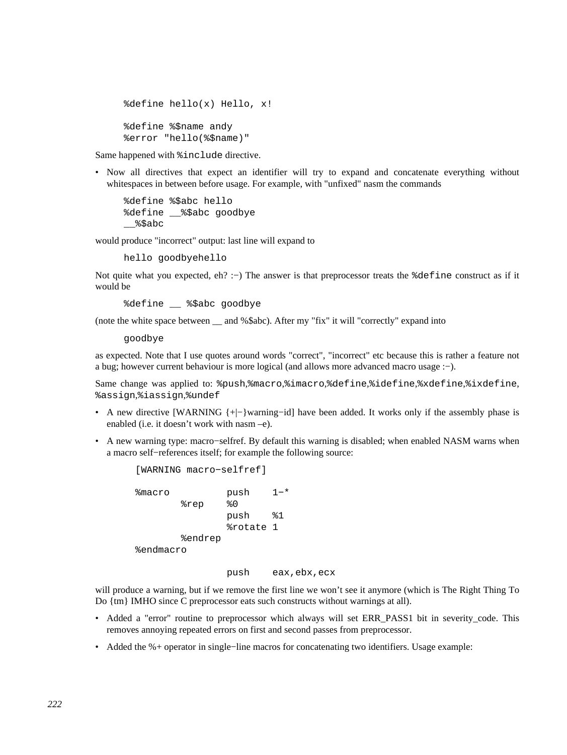```
%define hello(x) Hello, x!

%define %$name andy
%error "hello(%$name)"
```

Same happened with `%include` directive.

- Now all directives that expect an identifier will try to expand and concatenate everything without whitespaces in between before usage. For example, with "unfixed" nasm the commands

```
%define %$abc hello
%define __%$abc goodbye
__%$abc
```

would produce "incorrect" output: last line will expand to

```
hello goodbyehello
```

Not quite what you expected, eh? :−) The answer is that preprocessor treats the `%define` construct as if it would be

```
%define __ %$abc goodbye
```

(note the white space between __ and %$abc). After my "fix" it will "correctly" expand into

```
goodbye
```

as expected. Note that I use quotes around words "correct", "incorrect" etc because this is rather a feature not a bug; however current behaviour is more logical (and allows more advanced macro usage :−).

Same change was applied to: `%push`,`%macro`,`%imacro`,`%define`,`%idefine`,`%xdefine`,`%ixdefine`, `%assign`,`%iassign`,`%undef`

- A new directive [WARNING {+|−}warning−id] have been added. It works only if the assembly phase is enabled (i.e. it doesn't work with nasm –e).
- A new warning type: macro−selfref. By default this warning is disabled; when enabled NASM warns when a macro self−references itself; for example the following source:

```
[WARNING macro−selfref]

%macro          push    1−*
        %rep    %0
                push    %1
                %rotate 1
        %endrep
%endmacro

                push    eax,ebx,ecx
```

will produce a warning, but if we remove the first line we won't see it anymore (which is The Right Thing To Do {tm} IMHO since C preprocessor eats such constructs without warnings at all).

- Added a "error" routine to preprocessor which always will set ERR_PASS1 bit in severity_code. This removes annoying repeated errors on first and second passes from preprocessor.
- Added the %+ operator in single−line macros for concatenating two identifiers. Usage example: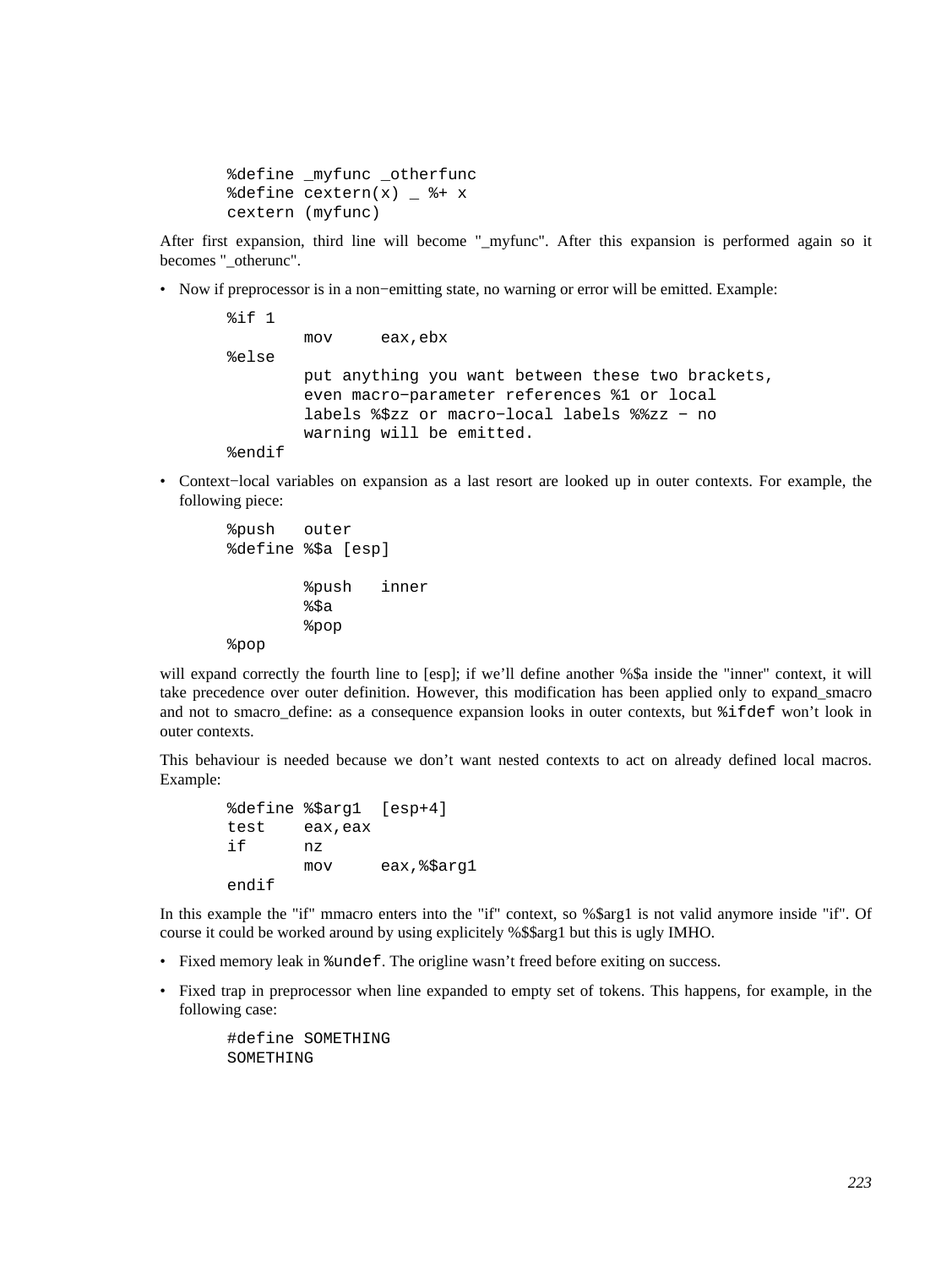```
%define _myfunc _otherfunc
%define cextern(x) _ %+ x
cextern (myfunc)
```

After first expansion, third line will become "_myfunc". After this expansion is performed again so it becomes "_otherunc".

- Now if preprocessor is in a non−emitting state, no warning or error will be emitted. Example:

```
%if 1
        mov     eax,ebx
%else
        put anything you want between these two brackets,
        even macro−parameter references %1 or local
        labels %$zz or macro−local labels %%zz − no
        warning will be emitted.
%endif
```

- Context−local variables on expansion as a last resort are looked up in outer contexts. For example, the following piece:

```
%push   outer
%define %$a [esp]

        %push   inner
        %$a
        %pop
%pop
```

will expand correctly the fourth line to [esp]; if we'll define another %$a inside the "inner" context, it will take precedence over outer definition. However, this modification has been applied only to expand_smacro and not to smacro_define: as a consequence expansion looks in outer contexts, but `%ifdef` won't look in outer contexts.

This behaviour is needed because we don't want nested contexts to act on already defined local macros. Example:

```
%define %$arg1  [esp+4]
test    eax,eax
if      nz
        mov     eax,%$arg1
endif
```

In this example the "if" mmacro enters into the "if" context, so %$arg1 is not valid anymore inside "if". Of course it could be worked around by using explicitely %$$arg1 but this is ugly IMHO.

- Fixed memory leak in `%undef`. The origline wasn't freed before exiting on success.

- Fixed trap in preprocessor when line expanded to empty set of tokens. This happens, for example, in the following case:

```
#define SOMETHING
SOMETHING
```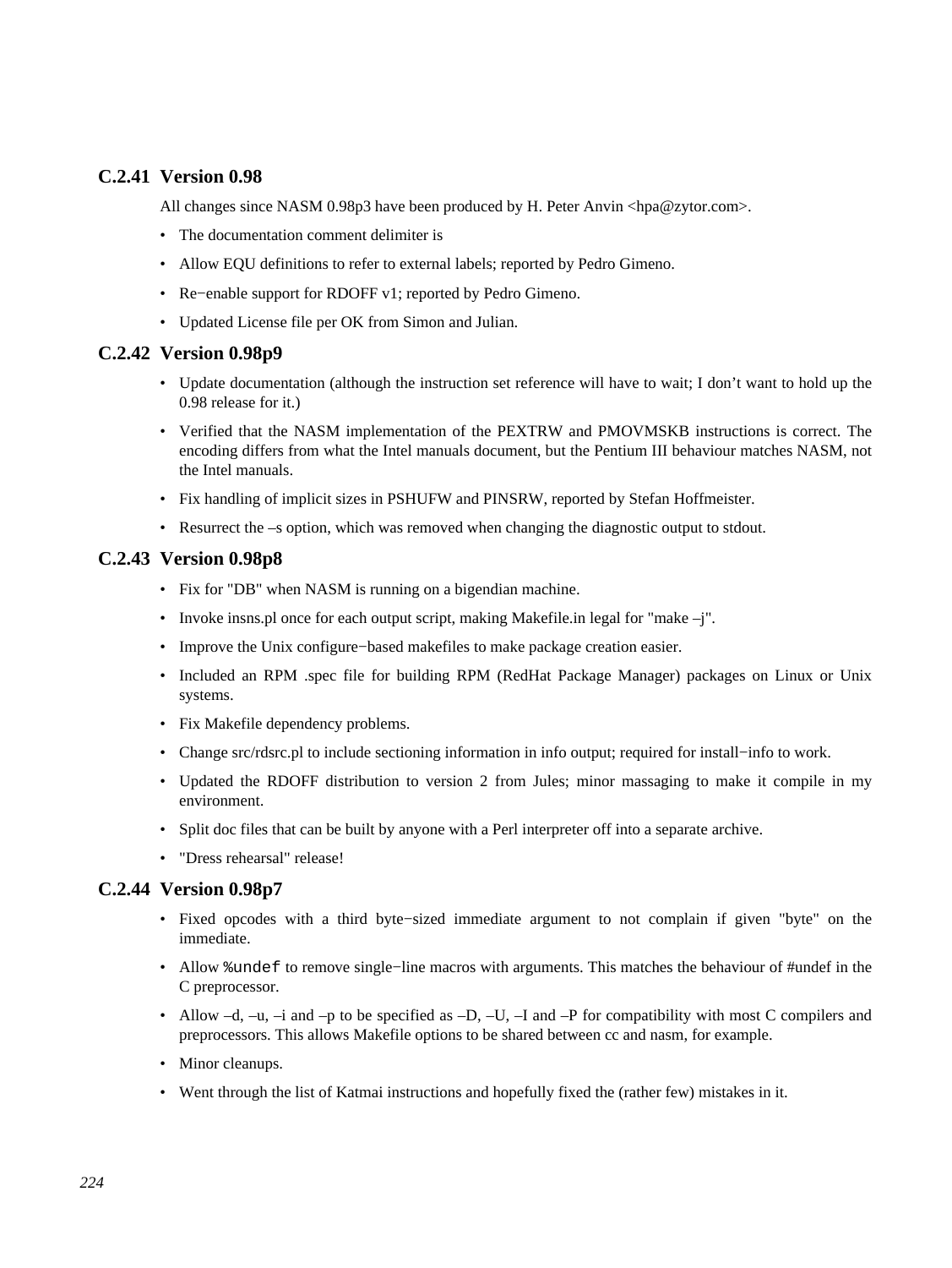### C.2.41 Version 0.98

All changes since NASM 0.98p3 have been produced by H. Peter Anvin <hpa@zytor.com>.

- The documentation comment delimiter is
- Allow EQU definitions to refer to external labels; reported by Pedro Gimeno.
- Re−enable support for RDOFF v1; reported by Pedro Gimeno.
- Updated License file per OK from Simon and Julian.

### C.2.42 Version 0.98p9

- Update documentation (although the instruction set reference will have to wait; I don't want to hold up the 0.98 release for it.)
- Verified that the NASM implementation of the PEXTRW and PMOVMSKB instructions is correct. The encoding differs from what the Intel manuals document, but the Pentium III behaviour matches NASM, not the Intel manuals.
- Fix handling of implicit sizes in PSHUFW and PINSRW, reported by Stefan Hoffmeister.
- Resurrect the –s option, which was removed when changing the diagnostic output to stdout.

### C.2.43 Version 0.98p8

- Fix for "DB" when NASM is running on a bigendian machine.
- Invoke insns.pl once for each output script, making Makefile.in legal for "make –j".
- Improve the Unix configure−based makefiles to make package creation easier.
- Included an RPM .spec file for building RPM (RedHat Package Manager) packages on Linux or Unix systems.
- Fix Makefile dependency problems.
- Change src/rdsrc.pl to include sectioning information in info output; required for install−info to work.
- Updated the RDOFF distribution to version 2 from Jules; minor massaging to make it compile in my environment.
- Split doc files that can be built by anyone with a Perl interpreter off into a separate archive.
- "Dress rehearsal" release!

### C.2.44 Version 0.98p7

- Fixed opcodes with a third byte−sized immediate argument to not complain if given "byte" on the immediate.
- Allow `%undef` to remove single−line macros with arguments. This matches the behaviour of #undef in the C preprocessor.
- Allow –d, –u, –i and –p to be specified as –D, –U, –I and –P for compatibility with most C compilers and preprocessors. This allows Makefile options to be shared between cc and nasm, for example.
- Minor cleanups.
- Went through the list of Katmai instructions and hopefully fixed the (rather few) mistakes in it.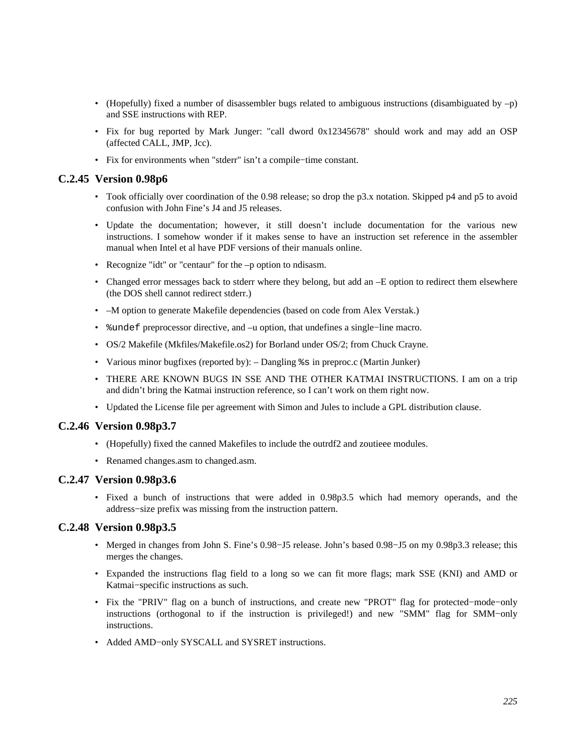- (Hopefully) fixed a number of disassembler bugs related to ambiguous instructions (disambiguated by –p) and SSE instructions with REP.
- Fix for bug reported by Mark Junger: "call dword 0x12345678" should work and may add an OSP (affected CALL, JMP, Jcc).
- Fix for environments when "stderr" isn't a compile−time constant.

### C.2.45 Version 0.98p6

- Took officially over coordination of the 0.98 release; so drop the p3.x notation. Skipped p4 and p5 to avoid confusion with John Fine's J4 and J5 releases.
- Update the documentation; however, it still doesn't include documentation for the various new instructions. I somehow wonder if it makes sense to have an instruction set reference in the assembler manual when Intel et al have PDF versions of their manuals online.
- Recognize "idt" or "centaur" for the –p option to ndisasm.
- Changed error messages back to stderr where they belong, but add an –E option to redirect them elsewhere (the DOS shell cannot redirect stderr.)
- –M option to generate Makefile dependencies (based on code from Alex Verstak.)
- `%undef` preprocessor directive, and –u option, that undefines a single−line macro.
- OS/2 Makefile (Mkfiles/Makefile.os2) for Borland under OS/2; from Chuck Crayne.
- Various minor bugfixes (reported by): – Dangling `%s` in preproc.c (Martin Junker)
- THERE ARE KNOWN BUGS IN SSE AND THE OTHER KATMAI INSTRUCTIONS. I am on a trip and didn't bring the Katmai instruction reference, so I can't work on them right now.
- Updated the License file per agreement with Simon and Jules to include a GPL distribution clause.

### C.2.46 Version 0.98p3.7

- (Hopefully) fixed the canned Makefiles to include the outrdf2 and zoutieee modules.
- Renamed changes.asm to changed.asm.

### C.2.47 Version 0.98p3.6

- Fixed a bunch of instructions that were added in 0.98p3.5 which had memory operands, and the address−size prefix was missing from the instruction pattern.

### C.2.48 Version 0.98p3.5

- Merged in changes from John S. Fine's 0.98−J5 release. John's based 0.98−J5 on my 0.98p3.3 release; this merges the changes.
- Expanded the instructions flag field to a long so we can fit more flags; mark SSE (KNI) and AMD or Katmai−specific instructions as such.
- Fix the "PRIV" flag on a bunch of instructions, and create new "PROT" flag for protected−mode−only instructions (orthogonal to if the instruction is privileged!) and new "SMM" flag for SMM−only instructions.
- Added AMD−only SYSCALL and SYSRET instructions.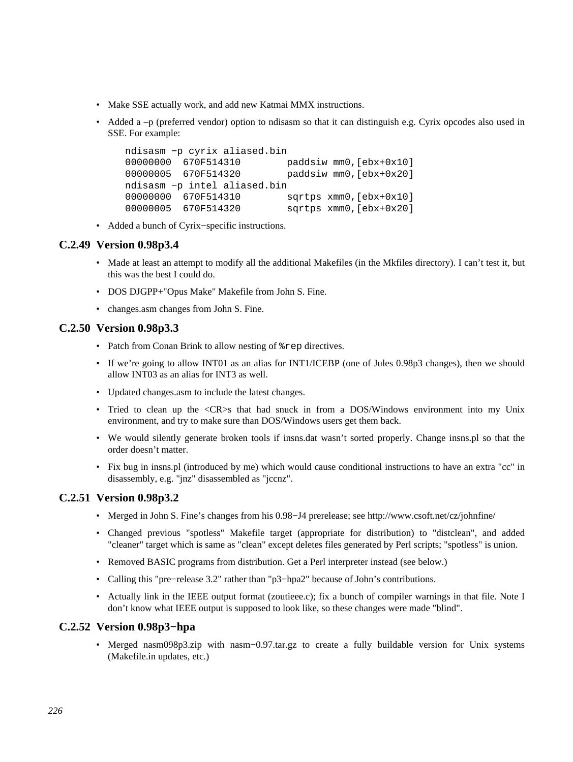- Make SSE actually work, and add new Katmai MMX instructions.
- Added a –p (preferred vendor) option to ndisasm so that it can distinguish e.g. Cyrix opcodes also used in SSE. For example:

```
ndisasm −p cyrix aliased.bin
00000000  670F514310        paddsiw mm0,[ebx+0x10]
00000005  670F514320        paddsiw mm0,[ebx+0x20]
ndisasm −p intel aliased.bin
00000000  670F514310        sqrtps xmm0,[ebx+0x10]
00000005  670F514320        sqrtps xmm0,[ebx+0x20]
```

- Added a bunch of Cyrix−specific instructions.

### C.2.49 Version 0.98p3.4

- Made at least an attempt to modify all the additional Makefiles (in the Mkfiles directory). I can't test it, but this was the best I could do.
- DOS DJGPP+"Opus Make" Makefile from John S. Fine.
- changes.asm changes from John S. Fine.

### C.2.50 Version 0.98p3.3

- Patch from Conan Brink to allow nesting of `%rep` directives.
- If we're going to allow INT01 as an alias for INT1/ICEBP (one of Jules 0.98p3 changes), then we should allow INT03 as an alias for INT3 as well.
- Updated changes.asm to include the latest changes.
- Tried to clean up the <CR>s that had snuck in from a DOS/Windows environment into my Unix environment, and try to make sure than DOS/Windows users get them back.
- We would silently generate broken tools if insns.dat wasn't sorted properly. Change insns.pl so that the order doesn't matter.
- Fix bug in insns.pl (introduced by me) which would cause conditional instructions to have an extra "cc" in disassembly, e.g. "jnz" disassembled as "jccnz".

### C.2.51 Version 0.98p3.2

- Merged in John S. Fine's changes from his 0.98−J4 prerelease; see http://www.csoft.net/cz/johnfine/
- Changed previous "spotless" Makefile target (appropriate for distribution) to "distclean", and added "cleaner" target which is same as "clean" except deletes files generated by Perl scripts; "spotless" is union.
- Removed BASIC programs from distribution. Get a Perl interpreter instead (see below.)
- Calling this "pre−release 3.2" rather than "p3−hpa2" because of John's contributions.
- Actually link in the IEEE output format (zoutieee.c); fix a bunch of compiler warnings in that file. Note I don't know what IEEE output is supposed to look like, so these changes were made "blind".

### C.2.52 Version 0.98p3−hpa

- Merged nasm098p3.zip with nasm−0.97.tar.gz to create a fully buildable version for Unix systems (Makefile.in updates, etc.)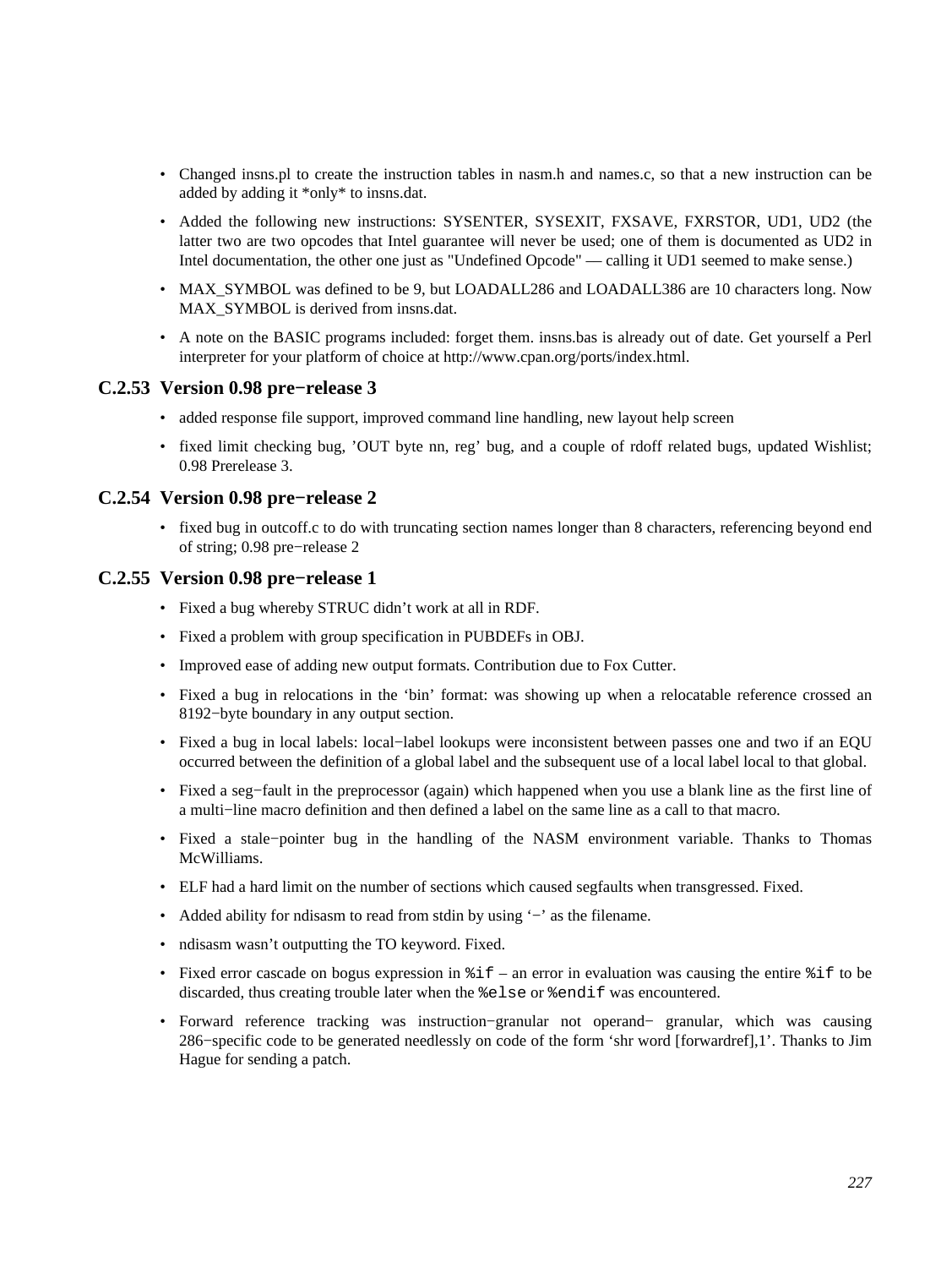- Changed insns.pl to create the instruction tables in nasm.h and names.c, so that a new instruction can be added by adding it *only* to insns.dat.
- Added the following new instructions: SYSENTER, SYSEXIT, FXSAVE, FXRSTOR, UD1, UD2 (the latter two are two opcodes that Intel guarantee will never be used; one of them is documented as UD2 in Intel documentation, the other one just as "Undefined Opcode" — calling it UD1 seemed to make sense.)
- MAX_SYMBOL was defined to be 9, but LOADALL286 and LOADALL386 are 10 characters long. Now MAX_SYMBOL is derived from insns.dat.
- A note on the BASIC programs included: forget them. insns.bas is already out of date. Get yourself a Perl interpreter for your platform of choice at http://www.cpan.org/ports/index.html.

### C.2.53 Version 0.98 pre−release 3

- added response file support, improved command line handling, new layout help screen
- fixed limit checking bug, 'OUT byte nn, reg' bug, and a couple of rdoff related bugs, updated Wishlist; 0.98 Prerelease 3.

### C.2.54 Version 0.98 pre−release 2

- fixed bug in outcoff.c to do with truncating section names longer than 8 characters, referencing beyond end of string; 0.98 pre−release 2

### C.2.55 Version 0.98 pre−release 1

- Fixed a bug whereby STRUC didn't work at all in RDF.
- Fixed a problem with group specification in PUBDEFs in OBJ.
- Improved ease of adding new output formats. Contribution due to Fox Cutter.
- Fixed a bug in relocations in the 'bin' format: was showing up when a relocatable reference crossed an 8192−byte boundary in any output section.
- Fixed a bug in local labels: local−label lookups were inconsistent between passes one and two if an EQU occurred between the definition of a global label and the subsequent use of a local label local to that global.
- Fixed a seg−fault in the preprocessor (again) which happened when you use a blank line as the first line of a multi−line macro definition and then defined a label on the same line as a call to that macro.
- Fixed a stale−pointer bug in the handling of the NASM environment variable. Thanks to Thomas McWilliams.
- ELF had a hard limit on the number of sections which caused segfaults when transgressed. Fixed.
- Added ability for ndisasm to read from stdin by using '−' as the filename.
- ndisasm wasn't outputting the TO keyword. Fixed.
- Fixed error cascade on bogus expression in `%if` – an error in evaluation was causing the entire `%if` to be discarded, thus creating trouble later when the `%else` or `%endif` was encountered.
- Forward reference tracking was instruction−granular not operand− granular, which was causing 286−specific code to be generated needlessly on code of the form 'shr word [forwardref],1'. Thanks to Jim Hague for sending a patch.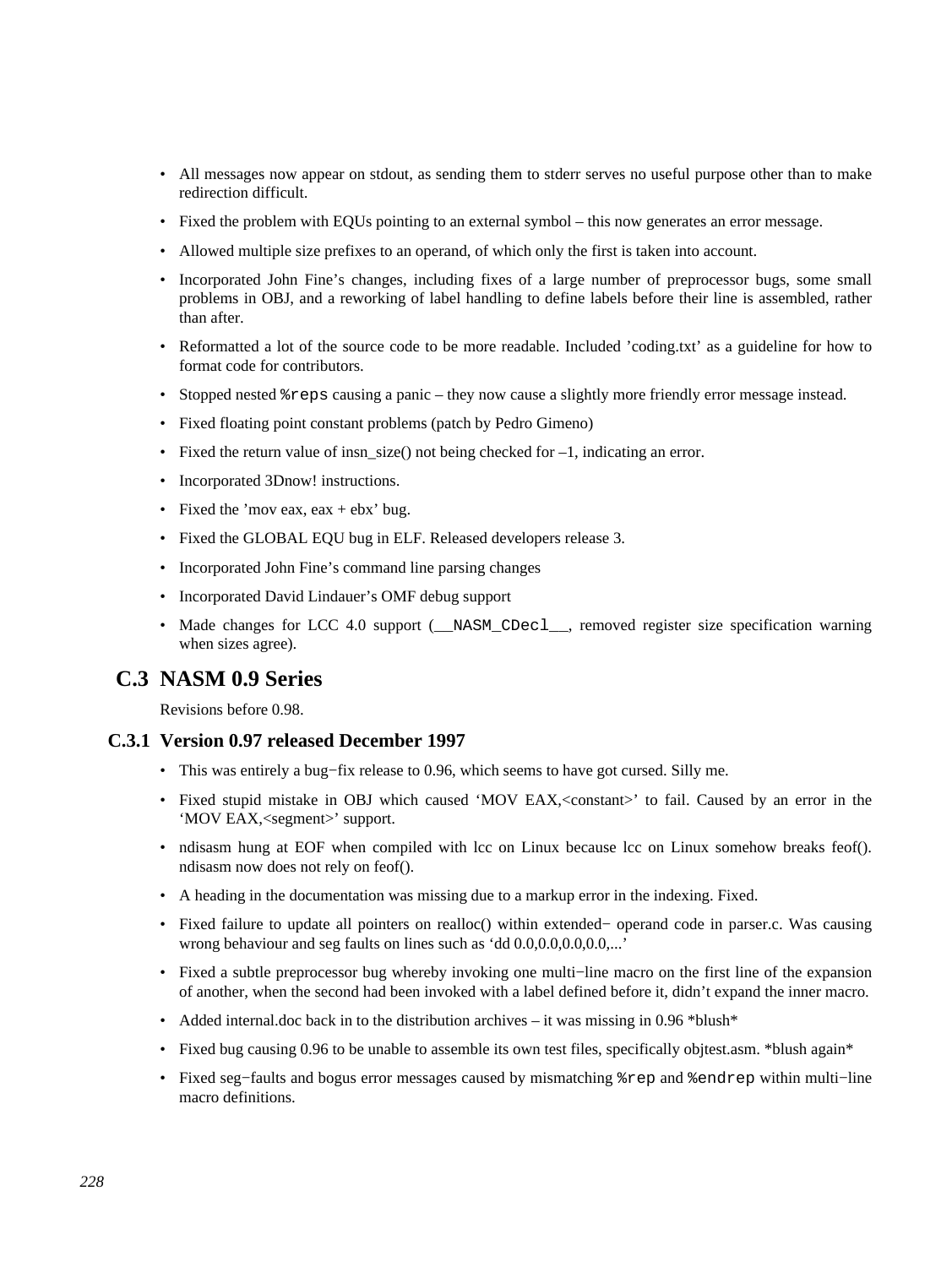- All messages now appear on stdout, as sending them to stderr serves no useful purpose other than to make redirection difficult.
- Fixed the problem with EQUs pointing to an external symbol – this now generates an error message.
- Allowed multiple size prefixes to an operand, of which only the first is taken into account.
- Incorporated John Fine's changes, including fixes of a large number of preprocessor bugs, some small problems in OBJ, and a reworking of label handling to define labels before their line is assembled, rather than after.
- Reformatted a lot of the source code to be more readable. Included 'coding.txt' as a guideline for how to format code for contributors.
- Stopped nested `%reps` causing a panic – they now cause a slightly more friendly error message instead.
- Fixed floating point constant problems (patch by Pedro Gimeno)
- Fixed the return value of insn_size() not being checked for –1, indicating an error.
- Incorporated 3Dnow! instructions.
- Fixed the 'mov eax, eax + ebx' bug.
- Fixed the GLOBAL EQU bug in ELF. Released developers release 3.
- Incorporated John Fine's command line parsing changes
- Incorporated David Lindauer's OMF debug support
- Made changes for LCC 4.0 support (`__NASM_CDecl__`, removed register size specification warning when sizes agree).

## C.3 NASM 0.9 Series

Revisions before 0.98.

### C.3.1 Version 0.97 released December 1997

- This was entirely a bug−fix release to 0.96, which seems to have got cursed. Silly me.
- Fixed stupid mistake in OBJ which caused 'MOV EAX,<constant>' to fail. Caused by an error in the 'MOV EAX,<segment>' support.
- ndisasm hung at EOF when compiled with lcc on Linux because lcc on Linux somehow breaks feof(). ndisasm now does not rely on feof().
- A heading in the documentation was missing due to a markup error in the indexing. Fixed.
- Fixed failure to update all pointers on realloc() within extended− operand code in parser.c. Was causing wrong behaviour and seg faults on lines such as 'dd 0.0,0.0,0.0,0.0,...'
- Fixed a subtle preprocessor bug whereby invoking one multi−line macro on the first line of the expansion of another, when the second had been invoked with a label defined before it, didn't expand the inner macro.
- Added internal.doc back in to the distribution archives – it was missing in 0.96 *blush*
- Fixed bug causing 0.96 to be unable to assemble its own test files, specifically objtest.asm. *blush again*
- Fixed seg−faults and bogus error messages caused by mismatching `%rep` and `%endrep` within multi−line macro definitions.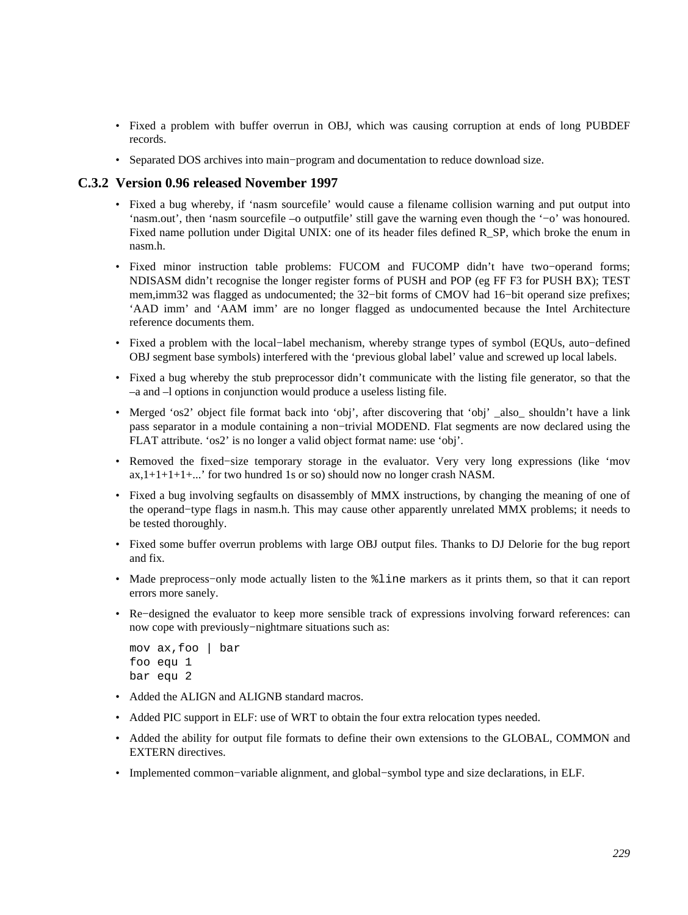- Fixed a problem with buffer overrun in OBJ, which was causing corruption at ends of long PUBDEF records.
- Separated DOS archives into main−program and documentation to reduce download size.

### C.3.2 Version 0.96 released November 1997

- Fixed a bug whereby, if 'nasm sourcefile' would cause a filename collision warning and put output into 'nasm.out', then 'nasm sourcefile –o outputfile' still gave the warning even though the '−o' was honoured. Fixed name pollution under Digital UNIX: one of its header files defined R_SP, which broke the enum in nasm.h.
- Fixed minor instruction table problems: FUCOM and FUCOMP didn't have two−operand forms; NDISASM didn't recognise the longer register forms of PUSH and POP (eg FF F3 for PUSH BX); TEST mem,imm32 was flagged as undocumented; the 32−bit forms of CMOV had 16−bit operand size prefixes; 'AAD imm' and 'AAM imm' are no longer flagged as undocumented because the Intel Architecture reference documents them.
- Fixed a problem with the local−label mechanism, whereby strange types of symbol (EQUs, auto−defined OBJ segment base symbols) interfered with the 'previous global label' value and screwed up local labels.
- Fixed a bug whereby the stub preprocessor didn't communicate with the listing file generator, so that the –a and –l options in conjunction would produce a useless listing file.
- Merged 'os2' object file format back into 'obj', after discovering that 'obj' _also_ shouldn't have a link pass separator in a module containing a non−trivial MODEND. Flat segments are now declared using the FLAT attribute. 'os2' is no longer a valid object format name: use 'obj'.
- Removed the fixed−size temporary storage in the evaluator. Very very long expressions (like 'mov ax,1+1+1+1+...' for two hundred 1s or so) should now no longer crash NASM.
- Fixed a bug involving segfaults on disassembly of MMX instructions, by changing the meaning of one of the operand−type flags in nasm.h. This may cause other apparently unrelated MMX problems; it needs to be tested thoroughly.
- Fixed some buffer overrun problems with large OBJ output files. Thanks to DJ Delorie for the bug report and fix.
- Made preprocess−only mode actually listen to the `%line` markers as it prints them, so that it can report errors more sanely.
- Re−designed the evaluator to keep more sensible track of expressions involving forward references: can now cope with previously−nightmare situations such as:

```
mov ax,foo | bar
foo equ 1
bar equ 2
```

- Added the ALIGN and ALIGNB standard macros.
- Added PIC support in ELF: use of WRT to obtain the four extra relocation types needed.
- Added the ability for output file formats to define their own extensions to the GLOBAL, COMMON and EXTERN directives.
- Implemented common−variable alignment, and global−symbol type and size declarations, in ELF.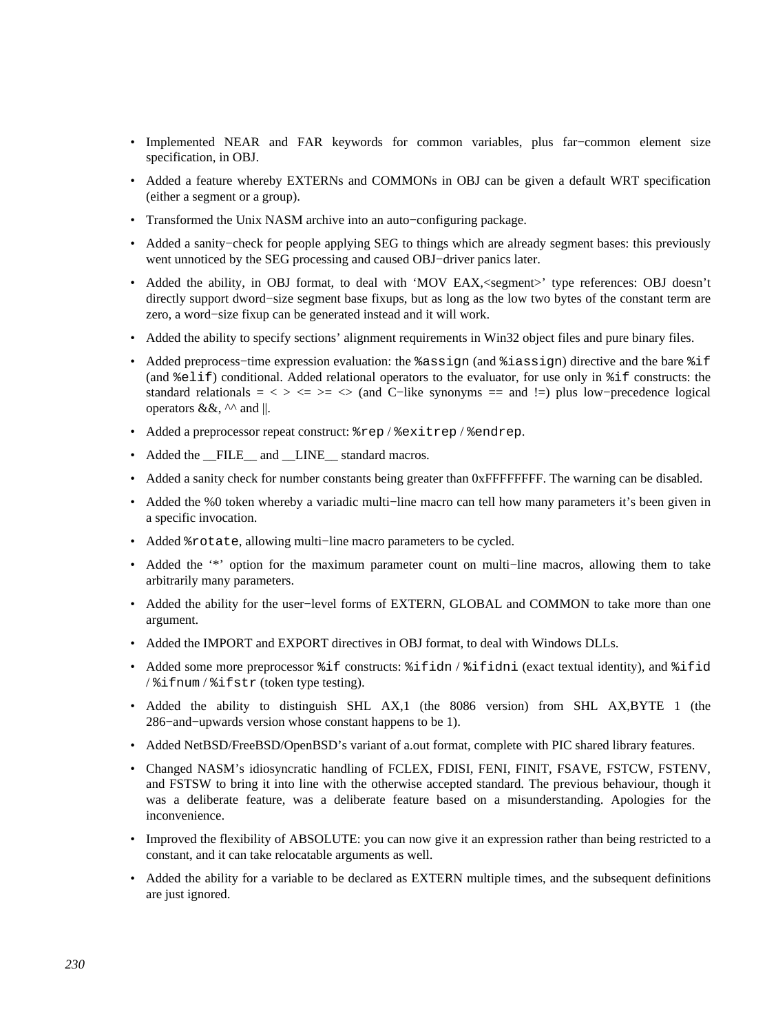- Implemented NEAR and FAR keywords for common variables, plus far−common element size specification, in OBJ.
- Added a feature whereby EXTERNs and COMMONs in OBJ can be given a default WRT specification (either a segment or a group).
- Transformed the Unix NASM archive into an auto−configuring package.
- Added a sanity−check for people applying SEG to things which are already segment bases: this previously went unnoticed by the SEG processing and caused OBJ−driver panics later.
- Added the ability, in OBJ format, to deal with 'MOV EAX,<segment>' type references: OBJ doesn't directly support dword−size segment base fixups, but as long as the low two bytes of the constant term are zero, a word−size fixup can be generated instead and it will work.
- Added the ability to specify sections' alignment requirements in Win32 object files and pure binary files.
- Added preprocess−time expression evaluation: the `%assign` (and `%iassign`) directive and the bare `%if` (and `%elif`) conditional. Added relational operators to the evaluator, for use only in `%if` constructs: the standard relationals = < > <= >= <> (and C−like synonyms == and !=) plus low−precedence logical operators &&, ^^ and ||.
- Added a preprocessor repeat construct: `%rep` / `%exitrep` / `%endrep`.
- Added the __FILE__ and __LINE__ standard macros.
- Added a sanity check for number constants being greater than 0xFFFFFFFF. The warning can be disabled.
- Added the %0 token whereby a variadic multi−line macro can tell how many parameters it's been given in a specific invocation.
- Added `%rotate`, allowing multi−line macro parameters to be cycled.
- Added the '*' option for the maximum parameter count on multi−line macros, allowing them to take arbitrarily many parameters.
- Added the ability for the user−level forms of EXTERN, GLOBAL and COMMON to take more than one argument.
- Added the IMPORT and EXPORT directives in OBJ format, to deal with Windows DLLs.
- Added some more preprocessor `%if` constructs: `%ifidn` / `%ifidni` (exact textual identity), and `%ifid` / `%ifnum` / `%ifstr` (token type testing).
- Added the ability to distinguish SHL AX,1 (the 8086 version) from SHL AX,BYTE 1 (the 286−and−upwards version whose constant happens to be 1).
- Added NetBSD/FreeBSD/OpenBSD's variant of a.out format, complete with PIC shared library features.
- Changed NASM's idiosyncratic handling of FCLEX, FDISI, FENI, FINIT, FSAVE, FSTCW, FSTENV, and FSTSW to bring it into line with the otherwise accepted standard. The previous behaviour, though it was a deliberate feature, was a deliberate feature based on a misunderstanding. Apologies for the inconvenience.
- Improved the flexibility of ABSOLUTE: you can now give it an expression rather than being restricted to a constant, and it can take relocatable arguments as well.
- Added the ability for a variable to be declared as EXTERN multiple times, and the subsequent definitions are just ignored.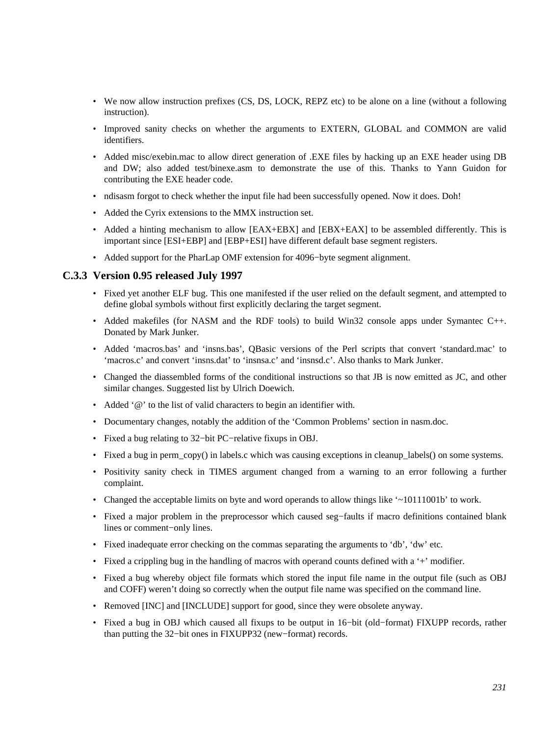- We now allow instruction prefixes (CS, DS, LOCK, REPZ etc) to be alone on a line (without a following instruction).
- Improved sanity checks on whether the arguments to EXTERN, GLOBAL and COMMON are valid identifiers.
- Added misc/exebin.mac to allow direct generation of .EXE files by hacking up an EXE header using DB and DW; also added test/binexe.asm to demonstrate the use of this. Thanks to Yann Guidon for contributing the EXE header code.
- ndisasm forgot to check whether the input file had been successfully opened. Now it does. Doh!
- Added the Cyrix extensions to the MMX instruction set.
- Added a hinting mechanism to allow [EAX+EBX] and [EBX+EAX] to be assembled differently. This is important since [ESI+EBP] and [EBP+ESI] have different default base segment registers.
- Added support for the PharLap OMF extension for 4096−byte segment alignment.

### C.3.3 Version 0.95 released July 1997

- Fixed yet another ELF bug. This one manifested if the user relied on the default segment, and attempted to define global symbols without first explicitly declaring the target segment.
- Added makefiles (for NASM and the RDF tools) to build Win32 console apps under Symantec C++. Donated by Mark Junker.
- Added 'macros.bas' and 'insns.bas', QBasic versions of the Perl scripts that convert 'standard.mac' to 'macros.c' and convert 'insns.dat' to 'insnsa.c' and 'insnsd.c'. Also thanks to Mark Junker.
- Changed the diassembled forms of the conditional instructions so that JB is now emitted as JC, and other similar changes. Suggested list by Ulrich Doewich.
- Added '@' to the list of valid characters to begin an identifier with.
- Documentary changes, notably the addition of the 'Common Problems' section in nasm.doc.
- Fixed a bug relating to 32−bit PC−relative fixups in OBJ.
- Fixed a bug in perm_copy() in labels.c which was causing exceptions in cleanup_labels() on some systems.
- Positivity sanity check in TIMES argument changed from a warning to an error following a further complaint.
- Changed the acceptable limits on byte and word operands to allow things like '~10111001b' to work.
- Fixed a major problem in the preprocessor which caused seg−faults if macro definitions contained blank lines or comment−only lines.
- Fixed inadequate error checking on the commas separating the arguments to 'db', 'dw' etc.
- Fixed a crippling bug in the handling of macros with operand counts defined with a '+' modifier.
- Fixed a bug whereby object file formats which stored the input file name in the output file (such as OBJ and COFF) weren't doing so correctly when the output file name was specified on the command line.
- Removed [INC] and [INCLUDE] support for good, since they were obsolete anyway.
- Fixed a bug in OBJ which caused all fixups to be output in 16−bit (old−format) FIXUPP records, rather than putting the 32−bit ones in FIXUPP32 (new−format) records.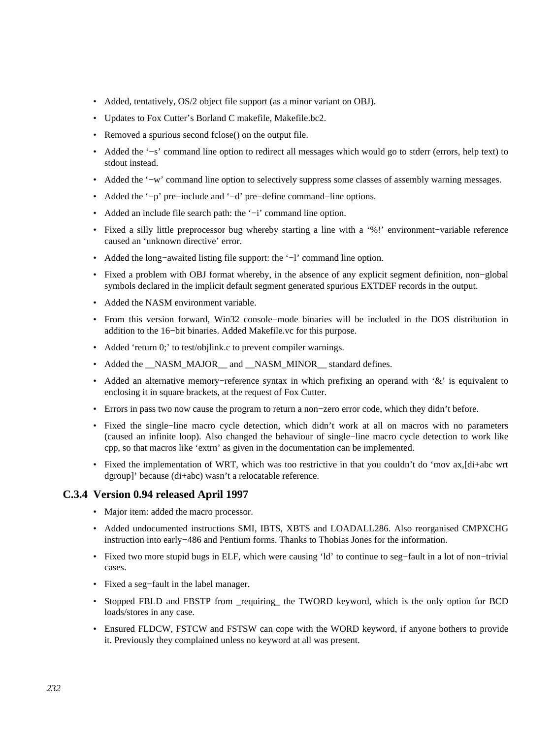- Added, tentatively, OS/2 object file support (as a minor variant on OBJ).
- Updates to Fox Cutter's Borland C makefile, Makefile.bc2.
- Removed a spurious second fclose() on the output file.
- Added the '−s' command line option to redirect all messages which would go to stderr (errors, help text) to stdout instead.
- Added the '−w' command line option to selectively suppress some classes of assembly warning messages.
- Added the '−p' pre−include and '−d' pre−define command−line options.
- Added an include file search path: the '−i' command line option.
- Fixed a silly little preprocessor bug whereby starting a line with a '%!' environment−variable reference caused an 'unknown directive' error.
- Added the long−awaited listing file support: the '−l' command line option.
- Fixed a problem with OBJ format whereby, in the absence of any explicit segment definition, non−global symbols declared in the implicit default segment generated spurious EXTDEF records in the output.
- Added the NASM environment variable.
- From this version forward, Win32 console−mode binaries will be included in the DOS distribution in addition to the 16−bit binaries. Added Makefile.vc for this purpose.
- Added 'return 0;' to test/objlink.c to prevent compiler warnings.
- Added the __NASM_MAJOR__ and __NASM_MINOR__ standard defines.
- Added an alternative memory−reference syntax in which prefixing an operand with '&' is equivalent to enclosing it in square brackets, at the request of Fox Cutter.
- Errors in pass two now cause the program to return a non−zero error code, which they didn't before.
- Fixed the single−line macro cycle detection, which didn't work at all on macros with no parameters (caused an infinite loop). Also changed the behaviour of single−line macro cycle detection to work like cpp, so that macros like 'extrn' as given in the documentation can be implemented.
- Fixed the implementation of WRT, which was too restrictive in that you couldn't do 'mov ax,[di+abc wrt dgroup]' because (di+abc) wasn't a relocatable reference.

### C.3.4 Version 0.94 released April 1997

- Major item: added the macro processor.
- Added undocumented instructions SMI, IBTS, XBTS and LOADALL286. Also reorganised CMPXCHG instruction into early−486 and Pentium forms. Thanks to Thobias Jones for the information.
- Fixed two more stupid bugs in ELF, which were causing 'ld' to continue to seg−fault in a lot of non−trivial cases.
- Fixed a seg−fault in the label manager.
- Stopped FBLD and FBSTP from _requiring_ the TWORD keyword, which is the only option for BCD loads/stores in any case.
- Ensured FLDCW, FSTCW and FSTSW can cope with the WORD keyword, if anyone bothers to provide it. Previously they complained unless no keyword at all was present.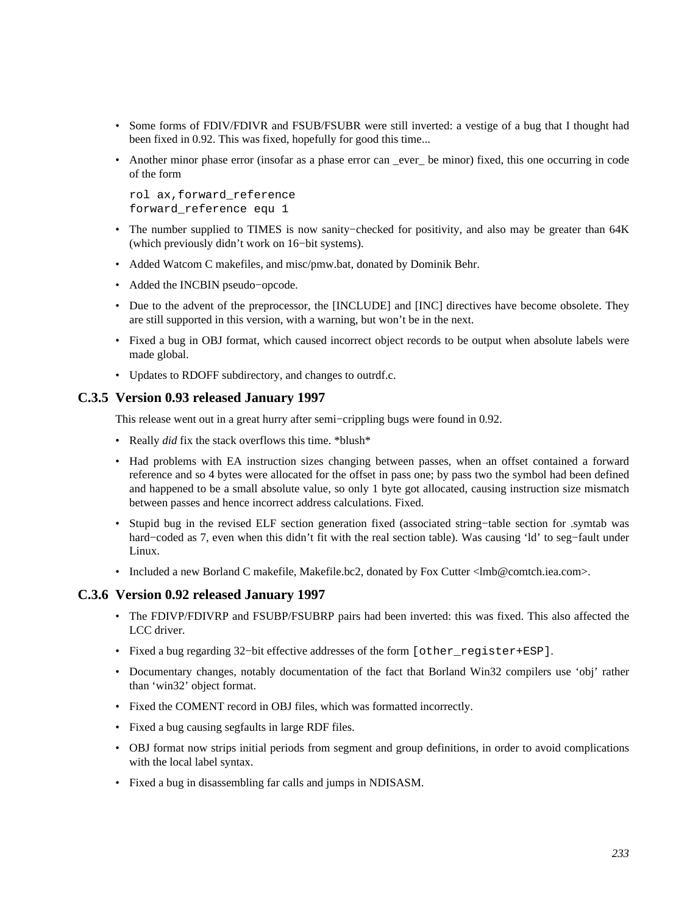- Some forms of FDIV/FDIVR and FSUB/FSUBR were still inverted: a vestige of a bug that I thought had been fixed in 0.92. This was fixed, hopefully for good this time...
- Another minor phase error (insofar as a phase error can _ever_ be minor) fixed, this one occurring in code of the form

```
rol ax,forward_reference
forward_reference equ 1
```

- The number supplied to TIMES is now sanity−checked for positivity, and also may be greater than 64K (which previously didn't work on 16−bit systems).
- Added Watcom C makefiles, and misc/pmw.bat, donated by Dominik Behr.
- Added the INCBIN pseudo−opcode.
- Due to the advent of the preprocessor, the [INCLUDE] and [INC] directives have become obsolete. They are still supported in this version, with a warning, but won't be in the next.
- Fixed a bug in OBJ format, which caused incorrect object records to be output when absolute labels were made global.
- Updates to RDOFF subdirectory, and changes to outrdf.c.

### C.3.5 Version 0.93 released January 1997

This release went out in a great hurry after semi−crippling bugs were found in 0.92.

- Really *did* fix the stack overflows this time. *blush*
- Had problems with EA instruction sizes changing between passes, when an offset contained a forward reference and so 4 bytes were allocated for the offset in pass one; by pass two the symbol had been defined and happened to be a small absolute value, so only 1 byte got allocated, causing instruction size mismatch between passes and hence incorrect address calculations. Fixed.
- Stupid bug in the revised ELF section generation fixed (associated string−table section for .symtab was hard−coded as 7, even when this didn't fit with the real section table). Was causing 'ld' to seg−fault under Linux.
- Included a new Borland C makefile, Makefile.bc2, donated by Fox Cutter <lmb@comtch.iea.com>.

### C.3.6 Version 0.92 released January 1997

- The FDIVP/FDIVRP and FSUBP/FSUBRP pairs had been inverted: this was fixed. This also affected the LCC driver.
- Fixed a bug regarding 32−bit effective addresses of the form `[other_register+ESP]`.
- Documentary changes, notably documentation of the fact that Borland Win32 compilers use 'obj' rather than 'win32' object format.
- Fixed the COMENT record in OBJ files, which was formatted incorrectly.
- Fixed a bug causing segfaults in large RDF files.
- OBJ format now strips initial periods from segment and group definitions, in order to avoid complications with the local label syntax.
- Fixed a bug in disassembling far calls and jumps in NDISASM.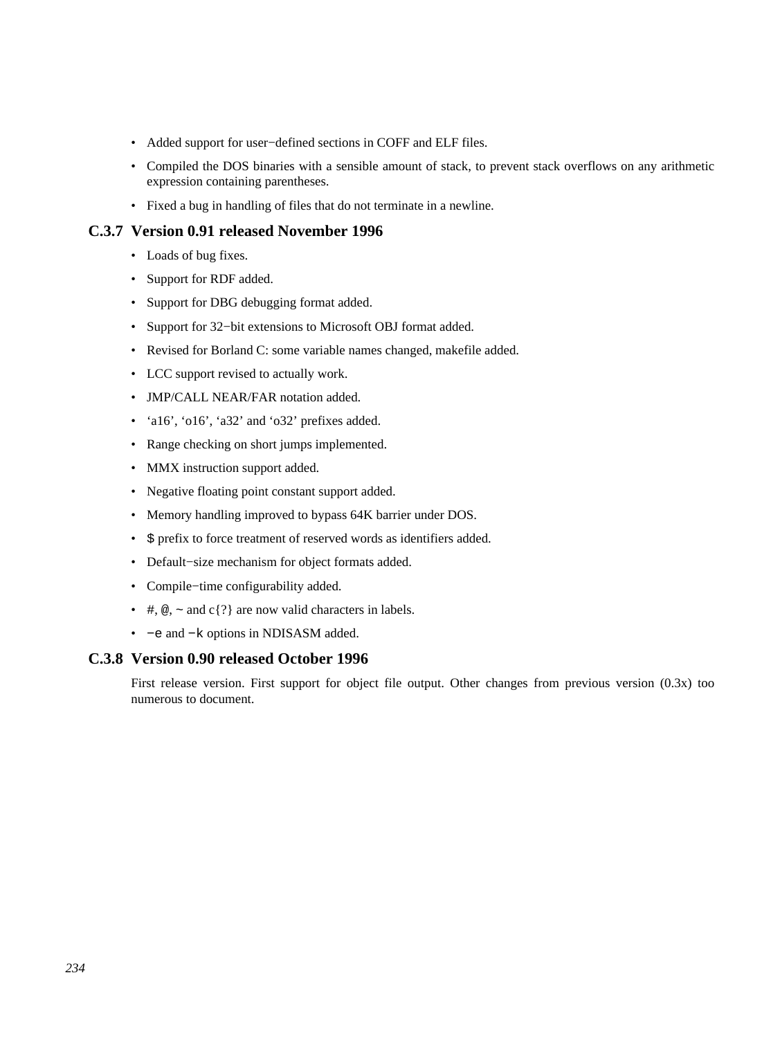- Added support for user−defined sections in COFF and ELF files.
- Compiled the DOS binaries with a sensible amount of stack, to prevent stack overflows on any arithmetic expression containing parentheses.
- Fixed a bug in handling of files that do not terminate in a newline.

### C.3.7 Version 0.91 released November 1996

- Loads of bug fixes.
- Support for RDF added.
- Support for DBG debugging format added.
- Support for 32−bit extensions to Microsoft OBJ format added.
- Revised for Borland C: some variable names changed, makefile added.
- LCC support revised to actually work.
- JMP/CALL NEAR/FAR notation added.
- 'a16', 'o16', 'a32' and 'o32' prefixes added.
- Range checking on short jumps implemented.
- MMX instruction support added.
- Negative floating point constant support added.
- Memory handling improved to bypass 64K barrier under DOS.
- `$` prefix to force treatment of reserved words as identifiers added.
- Default−size mechanism for object formats added.
- Compile−time configurability added.
- `#`, `@`, `~` and c`{?}` are now valid characters in labels.
- `−e` and `−k` options in NDISASM added.

### C.3.8 Version 0.90 released October 1996

First release version. First support for object file output. Other changes from previous version (0.3x) too numerous to document.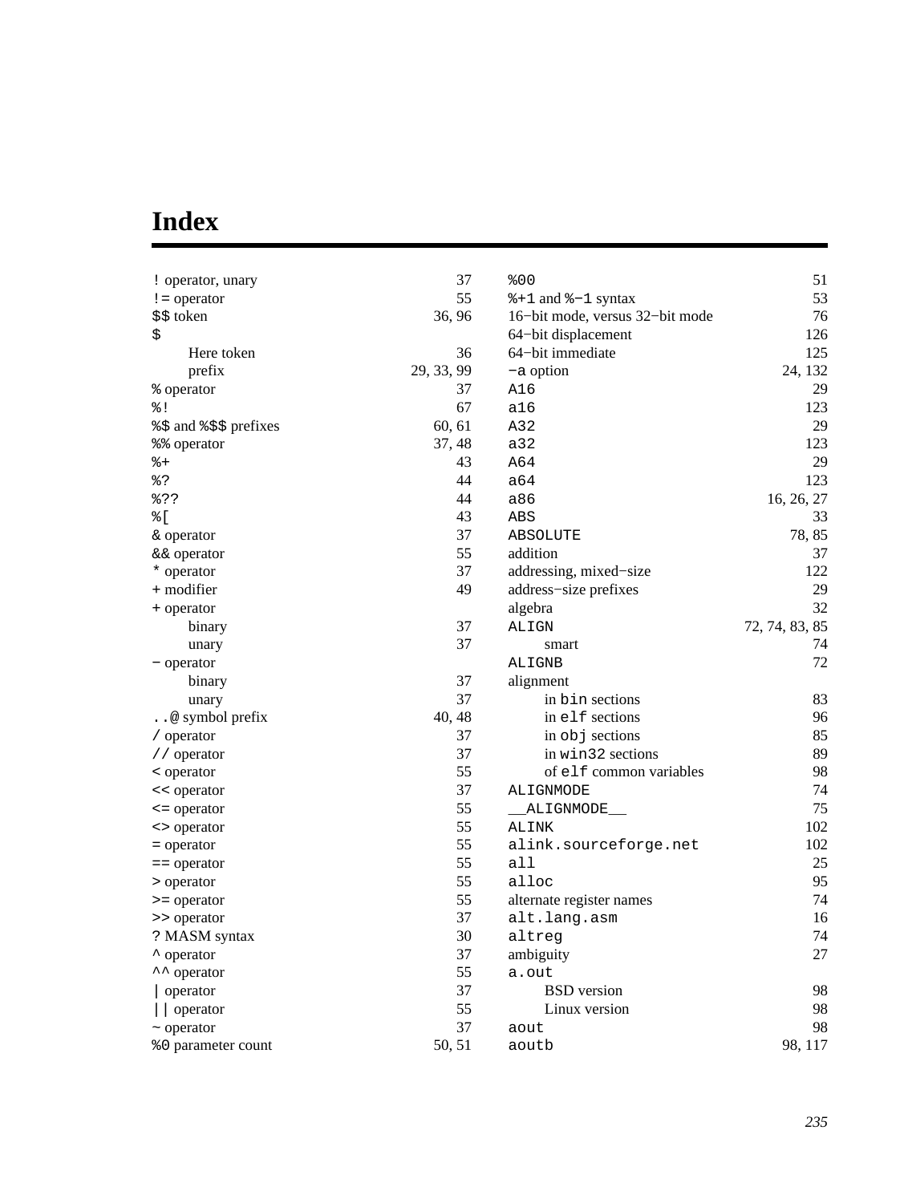# Index

! operator, unary 37
!= operator 55
$$ token 36, 96
$
- Here token 36
- prefix 29, 33, 99

% operator 37
%! 67
%$ and %$$ prefixes 60, 61
%% operator 37, 48
%+ 43
%? 44
%?? 44
%[ 43
& operator 37
&& operator 55
* operator 37
+ modifier 49
+ operator
- binary 37
- unary 37

− operator
- binary 37
- unary 37

..@ symbol prefix 40, 48
/ operator 37
// operator 37
< operator 55
<< operator 37
<= operator 55
<> operator 55
= operator 55
== operator 55
> operator 55
>= operator 55
>> operator 37
? MASM syntax 30
^ operator 37
^^ operator 55
| operator 37
|| operator 55
~ operator 37
%0 parameter count 50, 51
%00 51
%+1 and %−1 syntax 53
16−bit mode, versus 32−bit mode 76
64−bit displacement 126
64−bit immediate 125
−a option 24, 132
A16 29
a16 123
A32 29
a32 123
A64 29
a64 123
a86 16, 26, 27
ABS 33
ABSOLUTE 78, 85
addition 37
addressing, mixed−size 122
address−size prefixes 29
algebra 32
ALIGN 72, 74, 83, 85
- smart 74

ALIGNB 72
alignment
- in bin sections 83
- in elf sections 96
- in obj sections 85
- in win32 sections 89
- of elf common variables 98

ALIGNMODE 74
__ALIGNMODE__ 75
ALINK 102
alink.sourceforge.net 102
all 25
alloc 95
alternate register names 74
alt.lang.asm 16
altreg 74
ambiguity 27
a.out
- BSD version 98
- Linux version 98

aout 98
aoutb 98, 117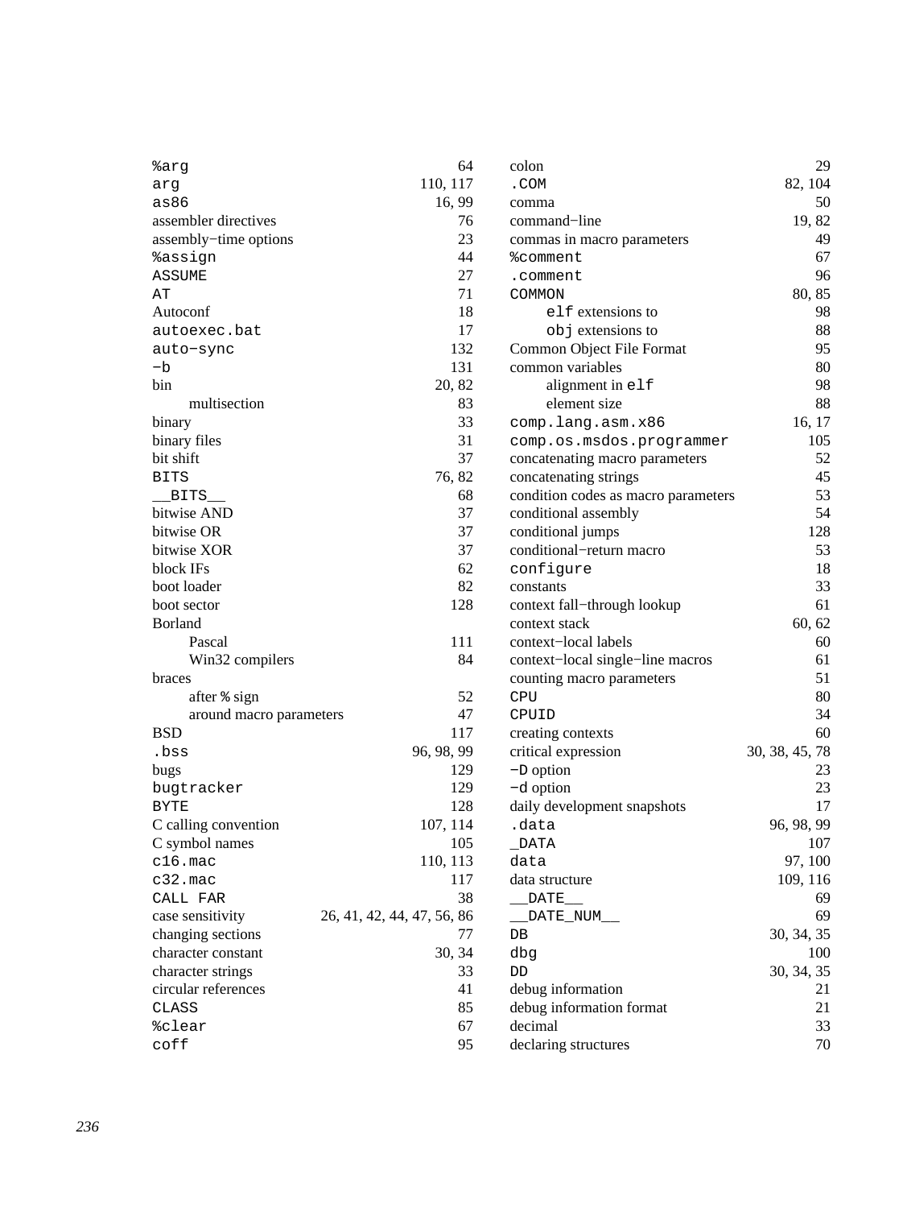%arg 64
arg 110, 117
as86 16, 99
assembler directives 76
assembly−time options 23
%assign 44
ASSUME 27
AT 71
Autoconf 18
autoexec.bat 17
auto−sync 132
−b 131
bin 20, 82
  multisection 83
binary 33
binary files 31
bit shift 37
BITS 76, 82
__BITS__ 68
bitwise AND 37
bitwise OR 37
bitwise XOR 37
block IFs 62
boot loader 82
boot sector 128
Borland
  Pascal 111
  Win32 compilers 84
braces
  after % sign 52
  around macro parameters 47
BSD 117
.bss 96, 98, 99
bugs 129
bugtracker 129
BYTE 128
C calling convention 107, 114
C symbol names 105
c16.mac 110, 113
c32.mac 117
CALL FAR 38
case sensitivity 26, 41, 42, 44, 47, 56, 86
changing sections 77
character constant 30, 34
character strings 33
circular references 41
CLASS 85
%clear 67
coff 95
colon 29
.COM 82, 104
comma 50
command−line 19, 82
commas in macro parameters 49
%comment 67
.comment 96
COMMON 80, 85
  elf extensions to 98
  obj extensions to 88
Common Object File Format 95
common variables 80
  alignment in elf 98
  element size 88
comp.lang.asm.x86 16, 17
comp.os.msdos.programmer 105
concatenating macro parameters 52
concatenating strings 45
condition codes as macro parameters 53
conditional assembly 54
conditional jumps 128
conditional−return macro 53
configure 18
constants 33
context fall−through lookup 61
context stack 60, 62
context−local labels 60
context−local single−line macros 61
counting macro parameters 51
CPU 80
CPUID 34
creating contexts 60
critical expression 30, 38, 45, 78
−D option 23
−d option 23
daily development snapshots 17
.data 96, 98, 99
_DATA 107
data 97, 100
data structure 109, 116
__DATE__ 69
__DATE_NUM__ 69
DB 30, 34, 35
dbg 100
DD 30, 34, 35
debug information 21
debug information format 21
decimal 33
declaring structures 70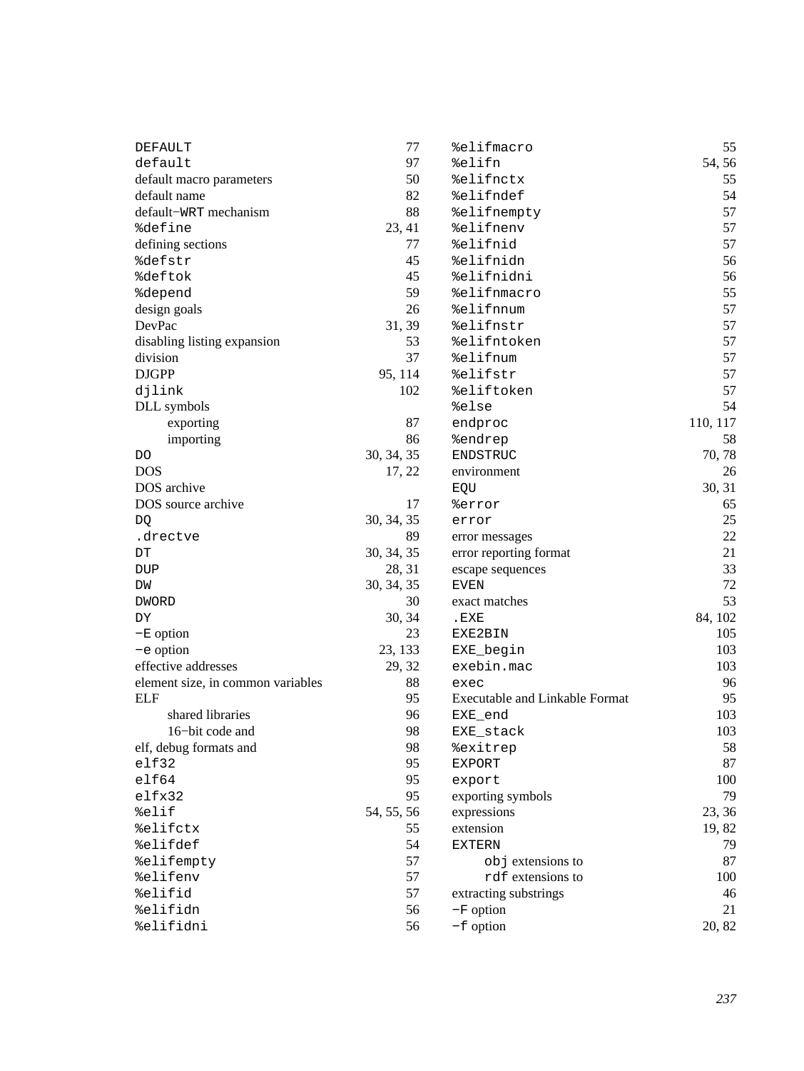DEFAULT 77
`default` 97
default macro parameters 50
default name 82
default−WRT mechanism 88
`%define` 23, 41
defining sections 77
`%defstr` 45
`%deftok` 45
`%depend` 59
design goals 26
DevPac 31, 39
disabling listing expansion 53
division 37
DJGPP 95, 114
`djlink` 102
DLL symbols
  exporting 87
  importing 86
DO 30, 34, 35
DOS 17, 22
DOS archive
DOS source archive 17
DQ 30, 34, 35
`.drectve` 89
DT 30, 34, 35
DUP 28, 31
DW 30, 34, 35
DWORD 30
DY 30, 34
−E option 23
−e option 23, 133
effective addresses 29, 32
element size, in common variables 88
ELF 95
  shared libraries 96
  16−bit code and 98
elf, debug formats and 98
`elf32` 95
`elf64` 95
`elfx32` 95
`%elif` 54, 55, 56
`%elifctx` 55
`%elifdef` 54
`%elifempty` 57
`%elifenv` 57
`%elifid` 57
`%elifidn` 56
`%elifidni` 56
`%elifmacro` 55
`%elifn` 54, 56
`%elifnctx` 55
`%elifndef` 54
`%elifnempty` 57
`%elifnenv` 57
`%elifnid` 57
`%elifnidn` 56
`%elifnidni` 56
`%elifnmacro` 55
`%elifnnum` 57
`%elifnstr` 57
`%elifntoken` 57
`%elifnum` 57
`%elifstr` 57
`%eliftoken` 57
`%else` 54
`endproc` 110, 117
`%endrep` 58
ENDSTRUC 70, 78
environment 26
EQU 30, 31
`%error` 65
`error` 25
error messages 22
error reporting format 21
escape sequences 33
EVEN 72
exact matches 53
.EXE 84, 102
EXE2BIN 105
`EXE_begin` 103
`exebin.mac` 103
`exec` 96
Executable and Linkable Format 95
`EXE_end` 103
`EXE_stack` 103
`%exitrep` 58
EXPORT 87
`export` 100
exporting symbols 79
expressions 23, 36
extension 19, 82
EXTERN 79
  `obj` extensions to 87
  `rdf` extensions to 100
extracting substrings 46
−F option 21
−f option 20, 82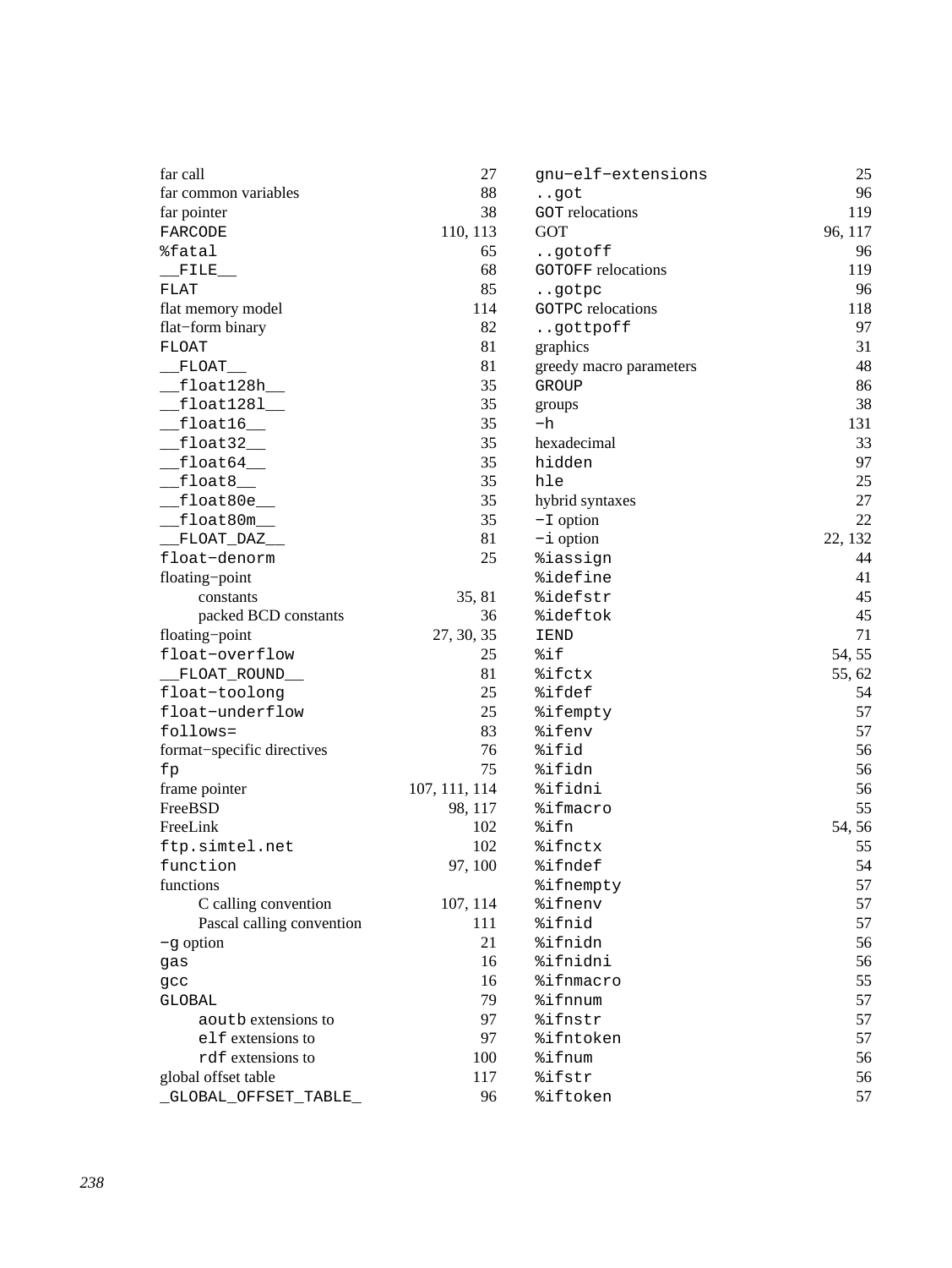far call 27
far common variables 88
far pointer 38
FARCODE 110, 113
%fatal 65
__FILE__ 68
FLAT 85
flat memory model 114
flat−form binary 82
FLOAT 81
__FLOAT__ 81
__float128h__ 35
__float128l__ 35
__float16__ 35
__float32__ 35
__float64__ 35
__float8__ 35
__float80e__ 35
__float80m__ 35
__FLOAT_DAZ__ 81
float−denorm 25
floating−point
  constants 35, 81
  packed BCD constants 36
floating−point 27, 30, 35
float−overflow 25
__FLOAT_ROUND__ 81
float−toolong 25
float−underflow 25
follows= 83
format−specific directives 76
fp 75
frame pointer 107, 111, 114
FreeBSD 98, 117
FreeLink 102
ftp.simtel.net 102
function 97, 100
functions
  C calling convention 107, 114
  Pascal calling convention 111
−g option 21
gas 16
gcc 16
GLOBAL 79
  aoutb extensions to 97
  elf extensions to 97
  rdf extensions to 100
global offset table 117
_GLOBAL_OFFSET_TABLE_ 96
gnu−elf−extensions 25
..got 96
GOT relocations 119
GOT 96, 117
..gotoff 96
GOTOFF relocations 119
..gotpc 96
GOTPC relocations 118
..gottpoff 97
graphics 31
greedy macro parameters 48
GROUP 86
groups 38
−h 131
hexadecimal 33
hidden 97
hle 25
hybrid syntaxes 27
−I option 22
−i option 22, 132
%iassign 44
%idefine 41
%idefstr 45
%ideftok 45
IEND 71
%if 54, 55
%ifctx 55, 62
%ifdef 54
%ifempty 57
%ifenv 57
%ifid 56
%ifidn 56
%ifidni 56
%ifmacro 55
%ifn 54, 56
%ifnctx 55
%ifndef 54
%ifnempty 57
%ifnenv 57
%ifnid 57
%ifnidn 56
%ifnidni 56
%ifnmacro 55
%ifnnum 57
%ifnstr 57
%ifntoken 57
%ifnum 56
%ifstr 56
%iftoken 57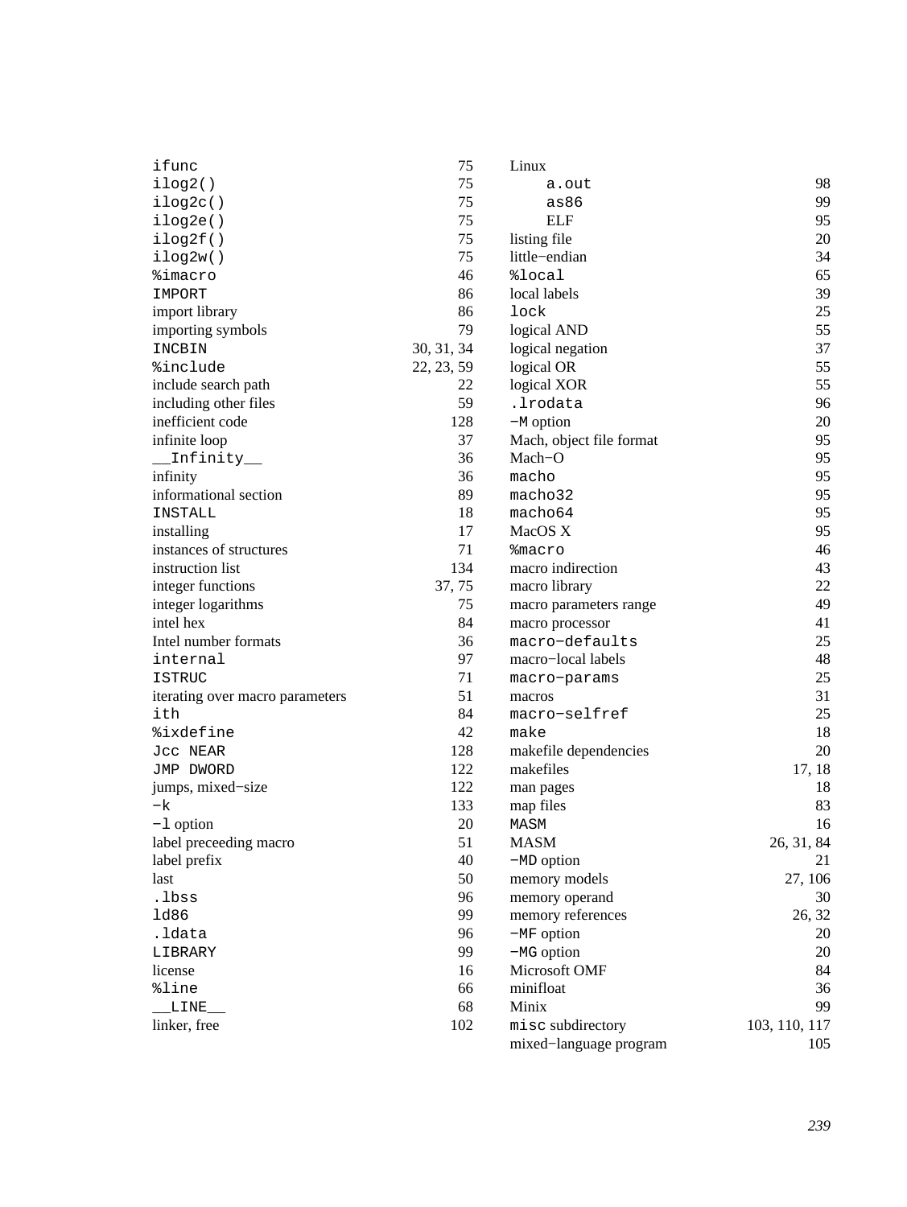`ifunc` 75
`ilog2()` 75
`ilog2c()` 75
`ilog2e()` 75
`ilog2f()` 75
`ilog2w()` 75
`%imacro` 46
`IMPORT` 86
import library 86
importing symbols 79
`INCBIN` 30, 31, 34
`%include` 22, 23, 59
include search path 22
including other files 59
inefficient code 128
infinite loop 37
`__Infinity__` 36
infinity 36
informational section 89
`INSTALL` 18
installing 17
instances of structures 71
instruction list 134
integer functions 37, 75
integer logarithms 75
intel hex 84
Intel number formats 36
`internal` 97
`ISTRUC` 71
iterating over macro parameters 51
`ith` 84
`%ixdefine` 42
`Jcc NEAR` 128
`JMP DWORD` 122
jumps, mixed−size 122
`−k` 133
`−l` option 20
label preceeding macro 51
label prefix 40
last 50
`.lbss` 96
`ld86` 99
`.ldata` 96
`LIBRARY` 99
license 16
`%line` 66
`__LINE__` 68
linker, free 102
Linux
    `a.out` 98
    `as86` 99
    ELF 95
listing file 20
little−endian 34
`%local` 65
local labels 39
`lock` 25
logical AND 55
logical negation 37
logical OR 55
logical XOR 55
`.lrodata` 96
`−M` option 20
Mach, object file format 95
Mach−O 95
`macho` 95
`macho32` 95
`macho64` 95
MacOS X 95
`%macro` 46
macro indirection 43
macro library 22
macro parameters range 49
macro processor 41
`macro−defaults` 25
macro−local labels 48
`macro−params` 25
macros 31
`macro−selfref` 25
`make` 18
makefile dependencies 20
makefiles 17, 18
man pages 18
map files 83
`MASM` 16
MASM 26, 31, 84
`−MD` option 21
memory models 27, 106
memory operand 30
memory references 26, 32
`−MF` option 20
`−MG` option 20
Microsoft OMF 84
minifloat 36
Minix 99
`misc` subdirectory 103, 110, 117
mixed−language program 105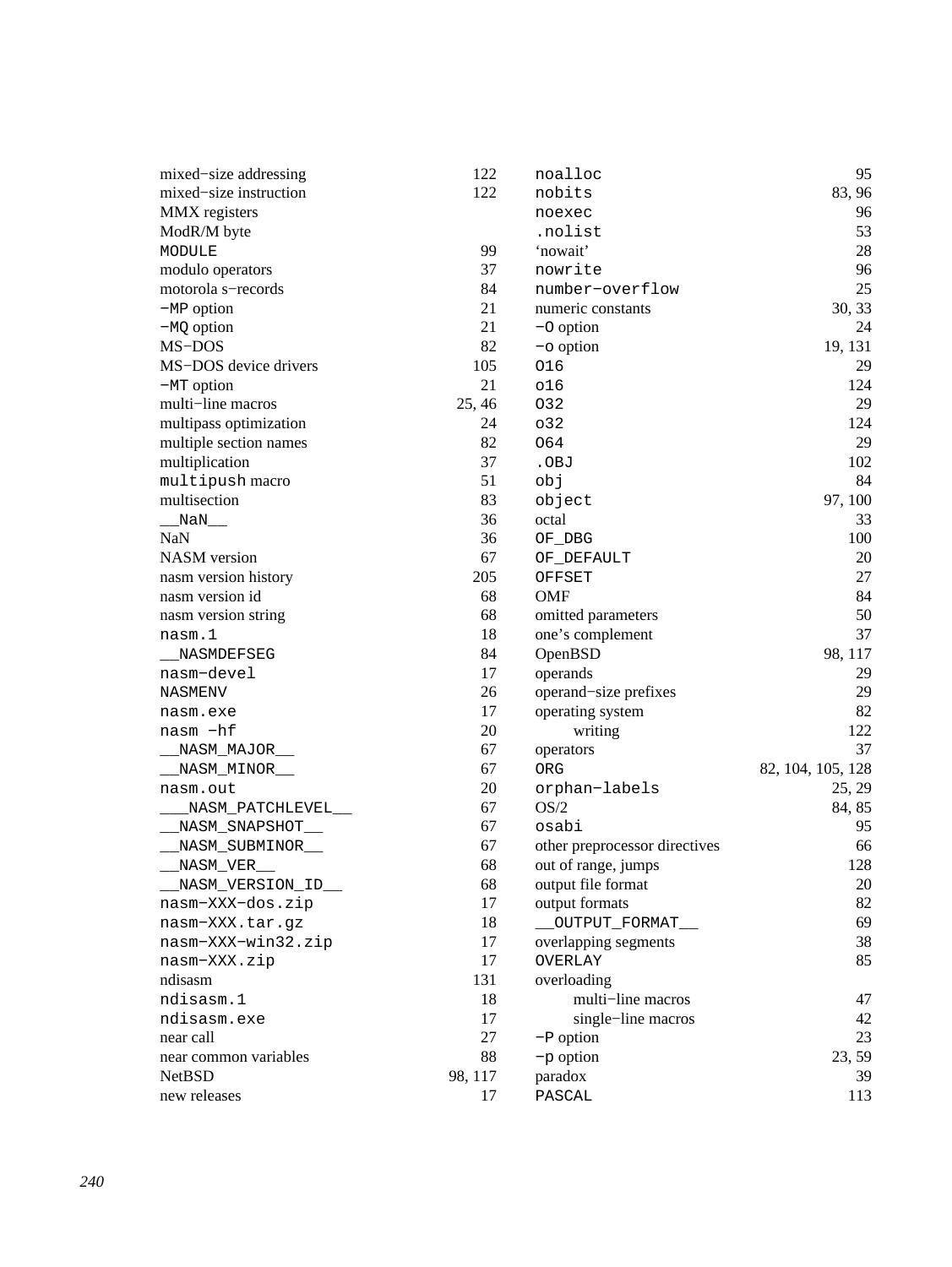mixed−size addressing 122
mixed−size instruction 122
MMX registers
ModR/M byte
`MODULE` 99
modulo operators 37
motorola s−records 84
`−MP` option 21
`−MQ` option 21
MS−DOS 82
MS−DOS device drivers 105
`−MT` option 21
multi−line macros 25, 46
multipass optimization 24
multiple section names 82
multiplication 37
`multipush` macro 51
multisection 83
`__NaN__` 36
NaN 36
NASM version 67
nasm version history 205
nasm version id 68
nasm version string 68
`nasm.1` 18
`__NASMDEFSEG` 84
`nasm−devel` 17
`NASMENV` 26
`nasm.exe` 17
`nasm −hf` 20
`__NASM_MAJOR__` 67
`__NASM_MINOR__` 67
`nasm.out` 20
`___NASM_PATCHLEVEL__` 67
`__NASM_SNAPSHOT__` 67
`__NASM_SUBMINOR__` 67
`__NASM_VER__` 68
`__NASM_VERSION_ID__` 68
`nasm−XXX−dos.zip` 17
`nasm−XXX.tar.gz` 18
`nasm−XXX−win32.zip` 17
`nasm−XXX.zip` 17
ndisasm 131
`ndisasm.1` 18
`ndisasm.exe` 17
near call 27
near common variables 88
NetBSD 98, 117
new releases 17
`noalloc` 95
`nobits` 83, 96
`noexec` 96
`.nolist` 53
‘nowait’ 28
`nowrite` 96
`number−overflow` 25
numeric constants 30, 33
`−O` option 24
`−o` option 19, 131
`O16` 29
`o16` 124
`O32` 29
`o32` 124
`O64` 29
`.OBJ` 102
`obj` 84
`object` 97, 100
octal 33
`OF_DBG` 100
`OF_DEFAULT` 20
`OFFSET` 27
OMF 84
omitted parameters 50
one’s complement 37
OpenBSD 98, 117
operands 29
operand−size prefixes 29
operating system 82
  writing 122
operators 37
`ORG` 82, 104, 105, 128
`orphan−labels` 25, 29
OS/2 84, 85
`osabi` 95
other preprocessor directives 66
out of range, jumps 128
output file format 20
output formats 82
`__OUTPUT_FORMAT__` 69
overlapping segments 38
`OVERLAY` 85
overloading
  multi−line macros 47
  single−line macros 42
`−P` option 23
`−p` option 23, 59
paradox 39
`PASCAL` 113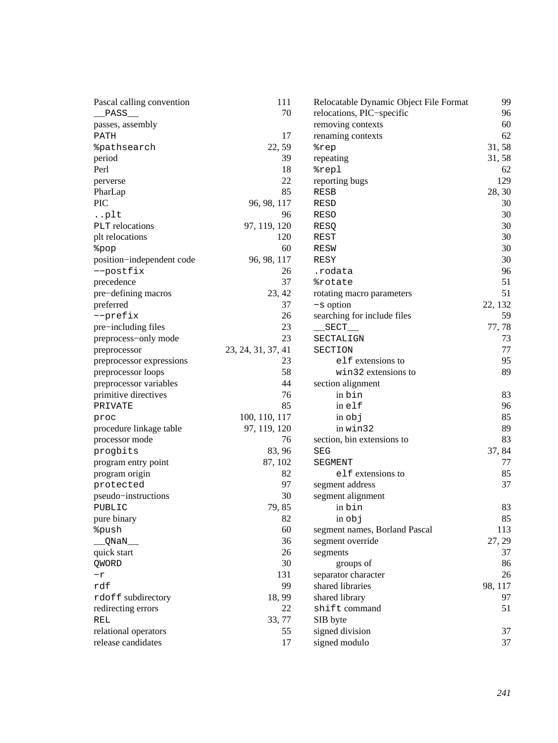Pascal calling convention 111
__PASS__ 70
passes, assembly
PATH 17
%pathsearch 22, 59
period 39
Perl 18
perverse 22
PharLap 85
PIC 96, 98, 117
..plt 96
PLT relocations 97, 119, 120
plt relocations 120
%pop 60
position−independent code 96, 98, 117
−−postfix 26
precedence 37
pre−defining macros 23, 42
preferred 37
−−prefix 26
pre−including files 23
preprocess−only mode 23
preprocessor 23, 24, 31, 37, 41
preprocessor expressions 23
preprocessor loops 58
preprocessor variables 44
primitive directives 76
PRIVATE 85
proc 100, 110, 117
procedure linkage table 97, 119, 120
processor mode 76
progbits 83, 96
program entry point 87, 102
program origin 82
protected 97
pseudo−instructions 30
PUBLIC 79, 85
pure binary 82
%push 60
__QNaN__ 36
quick start 26
QWORD 30
−r 131
rdf 99
rdoff subdirectory 18, 99
redirecting errors 22
REL 33, 77
relational operators 55
release candidates 17

Relocatable Dynamic Object File Format 99
relocations, PIC−specific 96
removing contexts 60
renaming contexts 62
%rep 31, 58
repeating 31, 58
%repl 62
reporting bugs 129
RESB 28, 30
RESD 30
RESO 30
RESQ 30
REST 30
RESW 30
RESY 30
.rodata 96
%rotate 51
rotating macro parameters 51
−s option 22, 132
searching for include files 59
__SECT__ 77, 78
SECTALIGN 73
SECTION 77
  elf extensions to 95
  win32 extensions to 89
section alignment
  in bin 83
  in elf 96
  in obj 85
  in win32 89
section, bin extensions to 83
SEG 37, 84
SEGMENT 77
  elf extensions to 85
segment address 37
segment alignment
  in bin 83
  in obj 85
segment names, Borland Pascal 113
segment override 27, 29
segments 37
  groups of 86
separator character 26
shared libraries 98, 117
shared library 97
shift command 51
SIB byte
signed division 37
signed modulo 37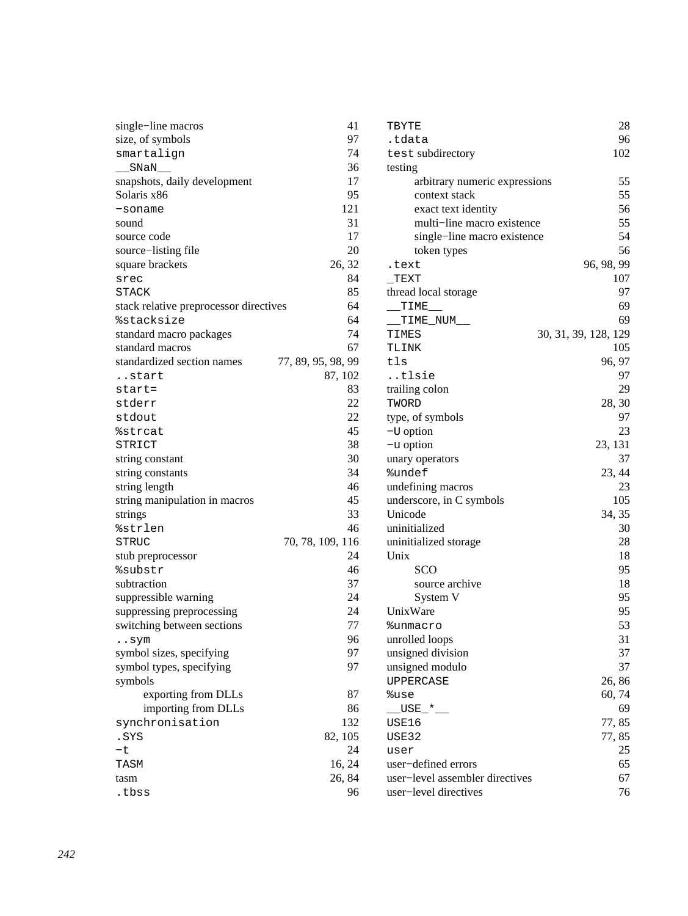single−line macros 41
size, of symbols 97
`smartalign` 74
`__SNaN__` 36
snapshots, daily development 17
Solaris x86 95
`−soname` 121
sound 31
source code 17
source−listing file 20
square brackets 26, 32
`srec` 84
`STACK` 85
stack relative preprocessor directives 64
`%stacksize` 64
standard macro packages 74
standard macros 67
standardized section names 77, 89, 95, 98, 99
`..start` 87, 102
`start=` 83
`stderr` 22
`stdout` 22
`%strcat` 45
`STRICT` 38
string constant 30
string constants 34
string length 46
string manipulation in macros 45
strings 33
`%strlen` 46
`STRUC` 70, 78, 109, 116
stub preprocessor 24
`%substr` 46
subtraction 37
suppressible warning 24
suppressing preprocessing 24
switching between sections 77
`..sym` 96
symbol sizes, specifying 97
symbol types, specifying 97
symbols
    exporting from DLLs 87
    importing from DLLs 86
`synchronisation` 132
`.SYS` 82, 105
`−t` 24
`TASM` 16, 24
tasm 26, 84
`.tbss` 96
`TBYTE` 28
`.tdata` 96
`test` subdirectory 102
testing
    arbitrary numeric expressions 55
    context stack 55
    exact text identity 56
    multi−line macro existence 55
    single−line macro existence 54
    token types 56
`.text` 96, 98, 99
`_TEXT` 107
thread local storage 97
`__TIME__` 69
`__TIME_NUM__` 69
`TIMES` 30, 31, 39, 128, 129
`TLINK` 105
`tls` 96, 97
`..tlsie` 97
trailing colon 29
`TWORD` 28, 30
type, of symbols 97
`−U` option 23
`−u` option 23, 131
unary operators 37
`%undef` 23, 44
undefining macros 23
underscore, in C symbols 105
Unicode 34, 35
uninitialized 30
uninitialized storage 28
Unix 18
    SCO 95
    source archive 18
    System V 95
UnixWare 95
`%unmacro` 53
unrolled loops 31
unsigned division 37
unsigned modulo 37
`UPPERCASE` 26, 86
`%use` 60, 74
`__USE_*__` 69
`USE16` 77, 85
`USE32` 77, 85
`user` 25
user−defined errors 65
user−level assembler directives 67
user−level directives 76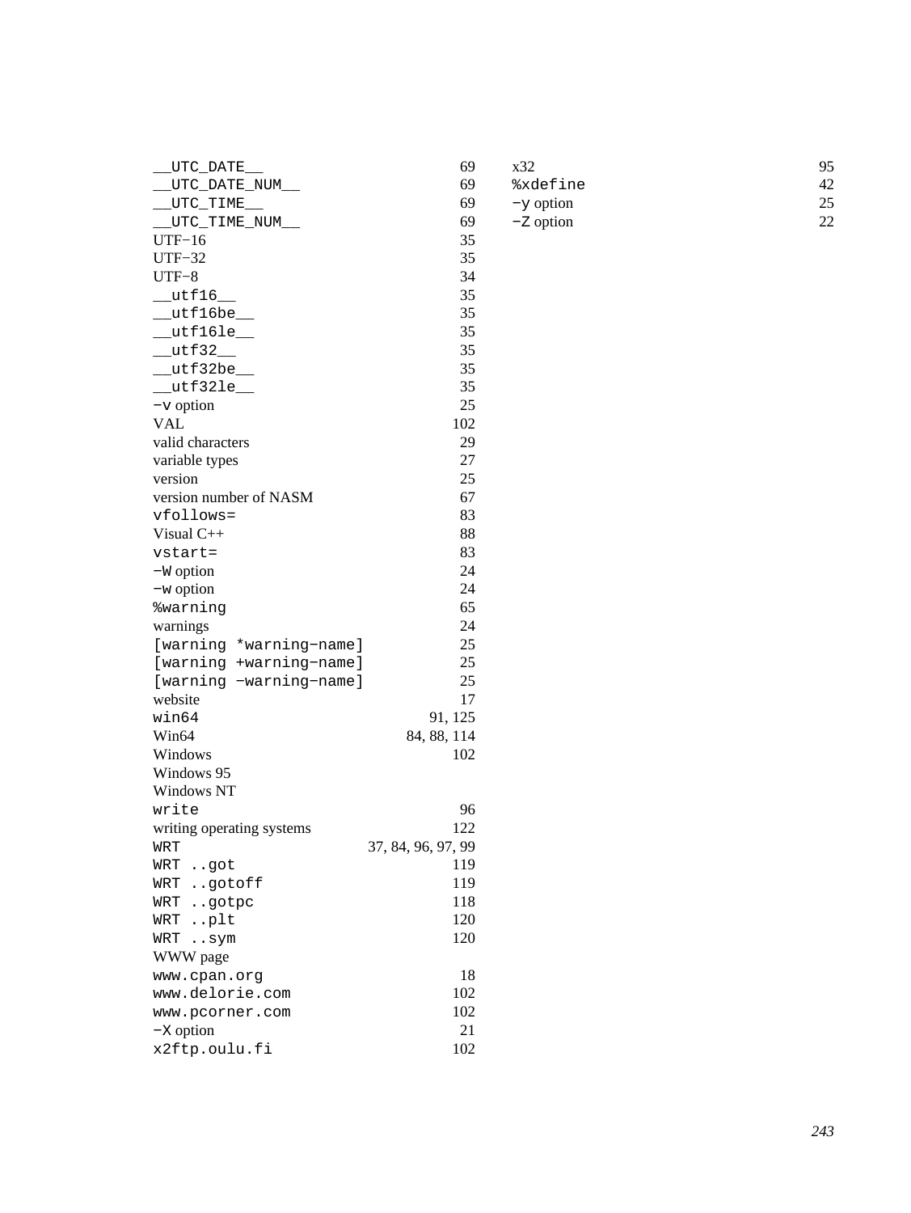__UTC_DATE__ 69
__UTC_DATE_NUM__ 69
__UTC_TIME__ 69
__UTC_TIME_NUM__ 69
UTF−16 35
UTF−32 35
UTF−8 34
__utf16__ 35
__utf16be__ 35
__utf16le__ 35
__utf32__ 35
__utf32be__ 35
__utf32le__ 35
−v option 25
VAL 102
valid characters 29
variable types 27
version 25
version number of NASM 67
vfollows= 83
Visual C++ 88
vstart= 83
−W option 24
−w option 24
%warning 65
warnings 24
[warning *warning−name] 25
[warning +warning−name] 25
[warning −warning−name] 25
website 17
win64 91, 125
Win64 84, 88, 114
Windows 102
Windows 95
Windows NT
write 96
writing operating systems 122
WRT 37, 84, 96, 97, 99
WRT ..got 119
WRT ..gotoff 119
WRT ..gotpc 118
WRT ..plt 120
WRT ..sym 120
WWW page
www.cpan.org 18
www.delorie.com 102
www.pcorner.com 102
−X option 21
x2ftp.oulu.fi 102
x32 95
%xdefine 42
−y option 25
−Z option 22